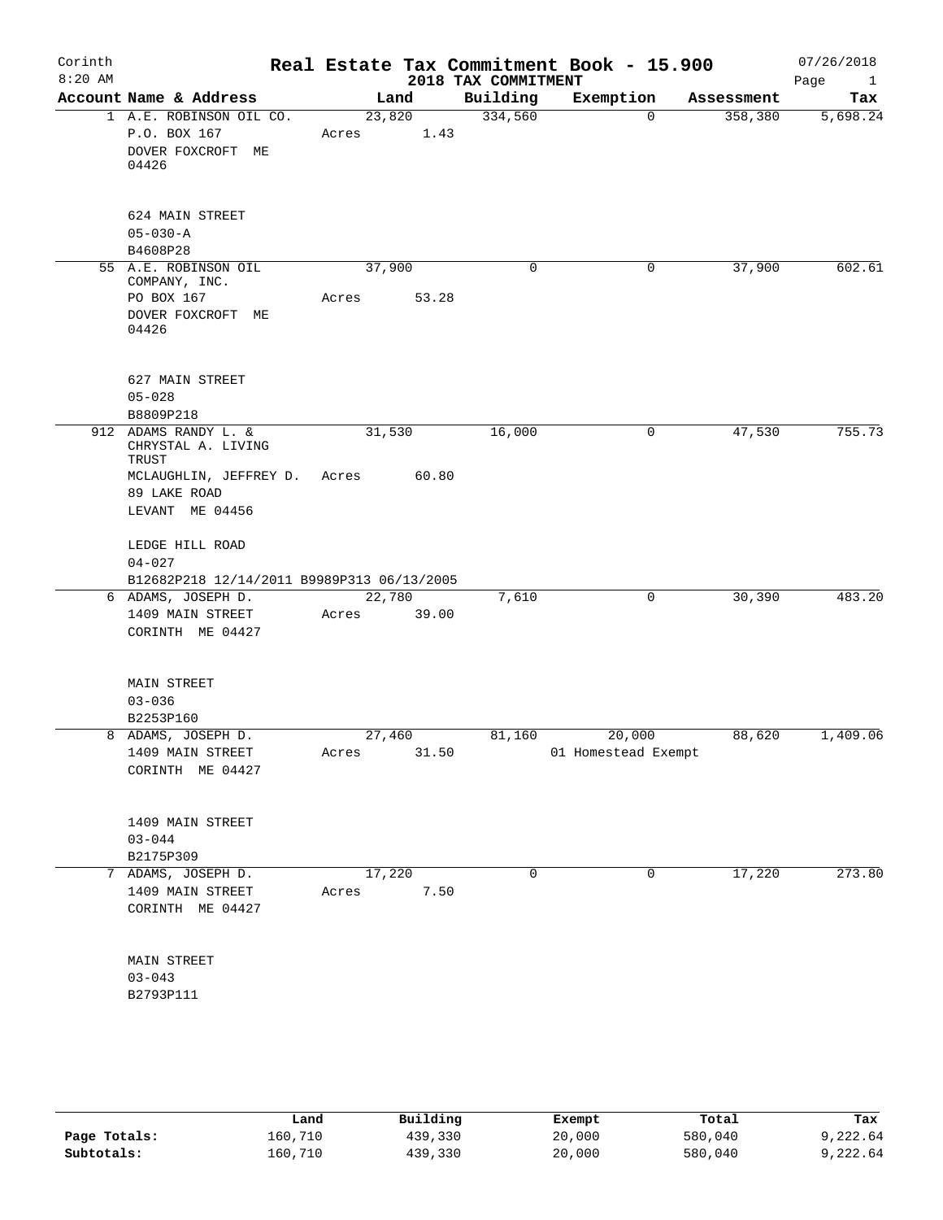Corinth 8:20 AM

# Real Estate Tax Commitment Book - 15.900

## 2018 TAX COMMITMENT

07/26/2018

| Account Name & Address | Land | Building | Exemption | Assessment | Tax |
|---|---|---|---|---|---|
| 1 A.E. ROBINSON OIL CO.<br>P.O. BOX 167<br>DOVER FOXCROFT ME 04426<br><br>624 MAIN STREET<br>05-030-A<br>B4608P28 | 23,820<br>Acres 1.43 | 334,560 | 0 | 358,380 | 5,698.24 |
| 55 A.E. ROBINSON OIL COMPANY, INC.<br>PO BOX 167<br>DOVER FOXCROFT ME 04426<br><br>627 MAIN STREET<br>05-028<br>B8809P218 | 37,900<br>Acres 53.28 | 0 | 0 | 37,900 | 602.61 |
| 912 ADAMS RANDY L. & CHRYSTAL A. LIVING TRUST<br>MCLAUGHLIN, JEFFREY D.<br>89 LAKE ROAD<br>LEVANT ME 04456<br><br>LEDGE HILL ROAD<br>04-027<br>B12682P218 12/14/2011 B9989P313 06/13/2005 | 31,530<br>Acres 60.80 | 16,000 | 0 | 47,530 | 755.73 |
| 6 ADAMS, JOSEPH D.<br>1409 MAIN STREET<br>CORINTH ME 04427<br><br>MAIN STREET<br>03-036<br>B2253P160 | 22,780<br>Acres 39.00 | 7,610 | 0 | 30,390 | 483.20 |
| 8 ADAMS, JOSEPH D.<br>1409 MAIN STREET<br>CORINTH ME 04427<br><br>1409 MAIN STREET<br>03-044<br>B2175P309 | 27,460<br>Acres 31.50 | 81,160 | 20,000<br>01 Homestead Exempt | 88,620 | 1,409.06 |
| 7 ADAMS, JOSEPH D.<br>1409 MAIN STREET<br>CORINTH ME 04427<br><br>MAIN STREET<br>03-043<br>B2793P111 | 17,220<br>Acres 7.50 | 0 | 0 | 17,220 | 273.80 |

| | Land | Building | Exempt | Total | Tax |
|---|---|---|---|---|---|
| Page Totals: | 160,710 | 439,330 | 20,000 | 580,040 | 9,222.64 |
| Subtotals: | 160,710 | 439,330 | 20,000 | 580,040 | 9,222.64 |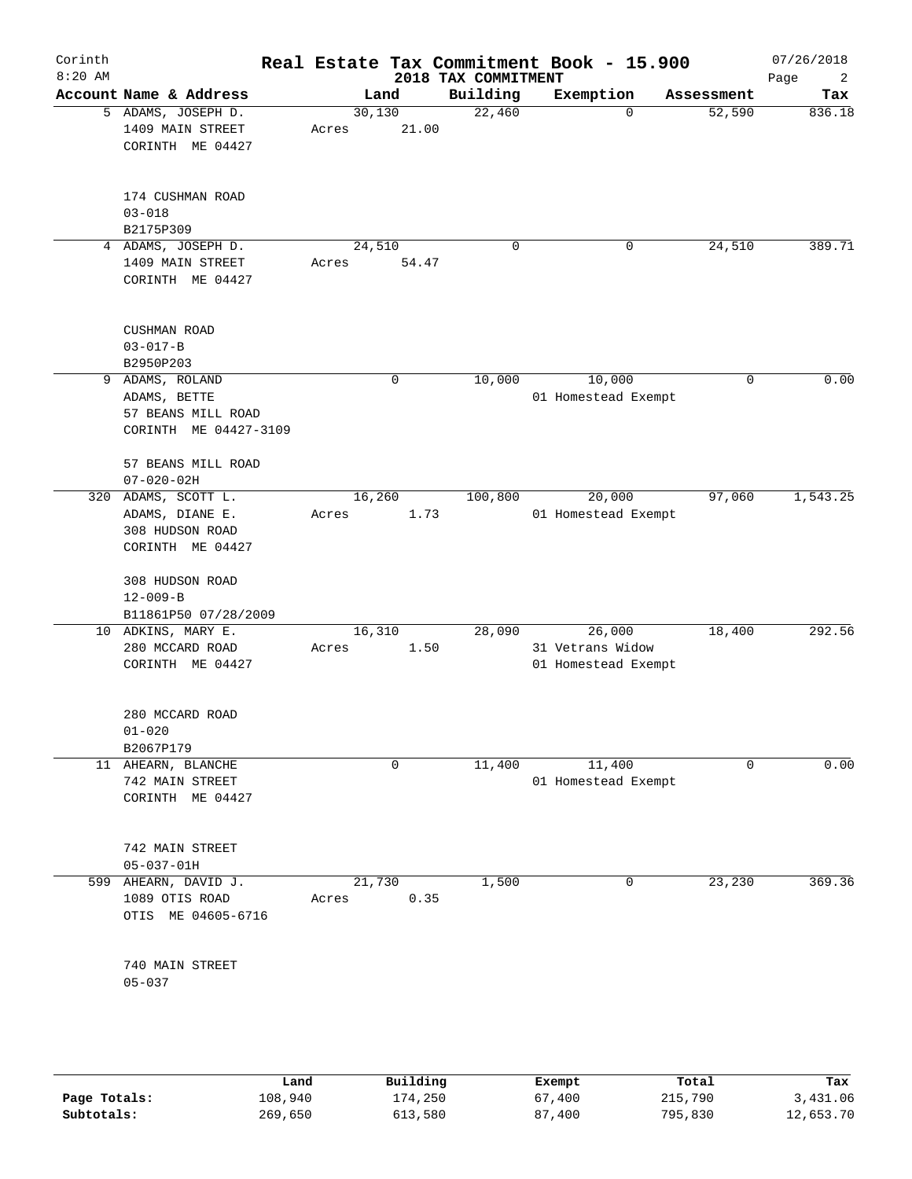# Real Estate Tax Commitment Book - 15.900

Corinth
8:20 AM

## 2018 TAX COMMITMENT

07/26/2018

| Account Name & Address | Land | Building | Exemption | Assessment | Tax |
|---|---|---|---|---|---|
| 5 ADAMS, JOSEPH D.<br>1409 MAIN STREET<br>CORINTH ME 04427<br><br>174 CUSHMAN ROAD<br>03-018<br>B2175P309 | 30,130<br>Acres 21.00 | 22,460 | 0 | 52,590 | 836.18 |
| 4 ADAMS, JOSEPH D.<br>1409 MAIN STREET<br>CORINTH ME 04427<br><br>CUSHMAN ROAD<br>03-017-B<br>B2950P203 | 24,510<br>Acres 54.47 | 0 | 0 | 24,510 | 389.71 |
| 9 ADAMS, ROLAND<br>ADAMS, BETTE<br>57 BEANS MILL ROAD<br>CORINTH ME 04427-3109<br><br>57 BEANS MILL ROAD<br>07-020-02H | 0 | 10,000 | 10,000<br>01 Homestead Exempt | 0 | 0.00 |
| 320 ADAMS, SCOTT L.<br>ADAMS, DIANE E.<br>308 HUDSON ROAD<br>CORINTH ME 04427<br><br>308 HUDSON ROAD<br>12-009-B<br>B11861P50 07/28/2009 | 16,260<br>Acres 1.73 | 100,800 | 20,000<br>01 Homestead Exempt | 97,060 | 1,543.25 |
| 10 ADKINS, MARY E.<br>280 MCCARD ROAD<br>CORINTH ME 04427<br><br>280 MCCARD ROAD<br>01-020<br>B2067P179 | 16,310<br>Acres 1.50 | 28,090 | 26,000<br>31 Vetrans Widow<br>01 Homestead Exempt | 18,400 | 292.56 |
| 11 AHEARN, BLANCHE<br>742 MAIN STREET<br>CORINTH ME 04427<br><br>742 MAIN STREET<br>05-037-01H | 0 | 11,400 | 11,400<br>01 Homestead Exempt | 0 | 0.00 |
| 599 AHEARN, DAVID J.<br>1089 OTIS ROAD<br>OTIS ME 04605-6716<br><br>740 MAIN STREET<br>05-037 | 21,730<br>Acres 0.35 | 1,500 | 0 | 23,230 | 369.36 |

| | Land | Building | Exempt | Total | Tax |
|---|---|---|---|---|---|
| **Page Totals:** | 108,940 | 174,250 | 67,400 | 215,790 | 3,431.06 |
| **Subtotals:** | 269,650 | 613,580 | 87,400 | 795,830 | 12,653.70 |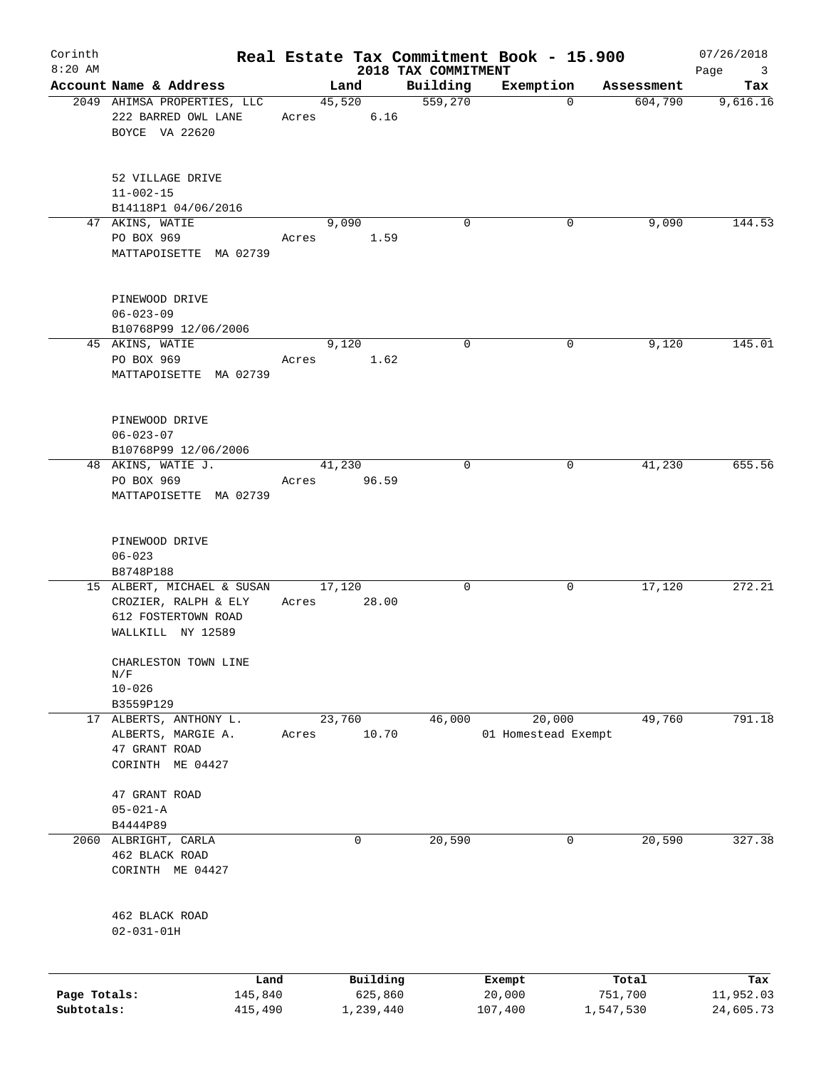Corinth 8:20 AM

# Real Estate Tax Commitment Book - 15.900

2018 TAX COMMITMENT

07/26/2018

| Account Name & Address | Land | Building | Exemption | Assessment | Tax |
|---|---|---|---|---|---|
| 2049 AHIMSA PROPERTIES, LLC<br>222 BARRED OWL LANE<br>BOYCE VA 22620<br><br>52 VILLAGE DRIVE<br>11-002-15<br>B14118P1 04/06/2016 | 45,520<br>Acres 6.16 | 559,270 | 0 | 604,790 | 9,616.16 |
| 47 AKINS, WATIE<br>PO BOX 969<br>MATTAPOISETTE MA 02739<br><br>PINEWOOD DRIVE<br>06-023-09<br>B10768P99 12/06/2006 | 9,090<br>Acres 1.59 | 0 | 0 | 9,090 | 144.53 |
| 45 AKINS, WATIE<br>PO BOX 969<br>MATTAPOISETTE MA 02739<br><br>PINEWOOD DRIVE<br>06-023-07<br>B10768P99 12/06/2006 | 9,120<br>Acres 1.62 | 0 | 0 | 9,120 | 145.01 |
| 48 AKINS, WATIE J.<br>PO BOX 969<br>MATTAPOISETTE MA 02739<br><br>PINEWOOD DRIVE<br>06-023<br>B8748P188 | 41,230<br>Acres 96.59 | 0 | 0 | 41,230 | 655.56 |
| 15 ALBERT, MICHAEL & SUSAN<br>CROZIER, RALPH & ELY<br>612 FOSTERTOWN ROAD<br>WALLKILL NY 12589<br><br>CHARLESTON TOWN LINE N/F<br>10-026<br>B3559P129 | 17,120<br>Acres 28.00 | 0 | 0 | 17,120 | 272.21 |
| 17 ALBERTS, ANTHONY L.<br>ALBERTS, MARGIE A.<br>47 GRANT ROAD<br>CORINTH ME 04427<br><br>47 GRANT ROAD<br>05-021-A<br>B4444P89 | 23,760<br>Acres 10.70 | 46,000 | 20,000<br>01 Homestead Exempt | 49,760 | 791.18 |
| 2060 ALBRIGHT, CARLA<br>462 BLACK ROAD<br>CORINTH ME 04427<br><br>462 BLACK ROAD<br>02-031-01H | 0 | 20,590 | 0 | 20,590 | 327.38 |

| | Land | Building | Exempt | Total | Tax |
|---|---|---|---|---|---|
| Page Totals: | 145,840 | 625,860 | 20,000 | 751,700 | 11,952.03 |
| Subtotals: | 415,490 | 1,239,440 | 107,400 | 1,547,530 | 24,605.73 |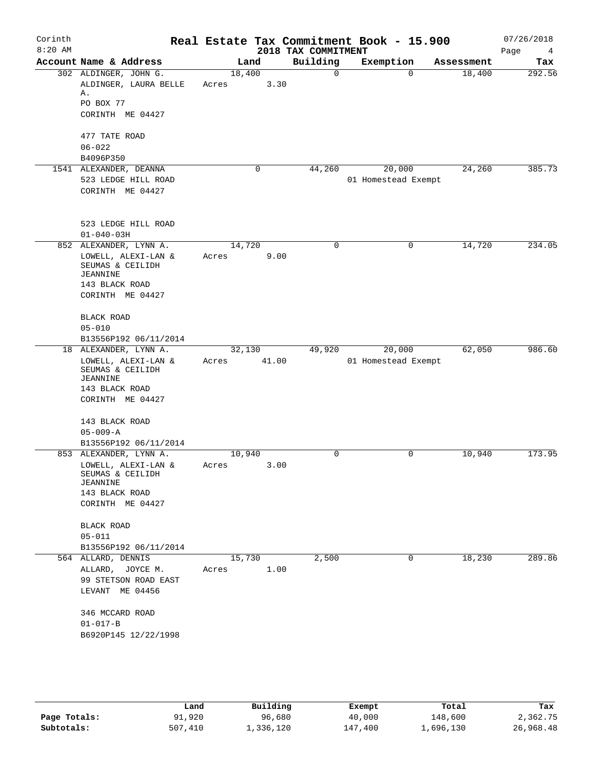# Real Estate Tax Commitment Book - 15.900

Corinth 8:20 AM — 2018 TAX COMMITMENT — 07/26/2018

| Account Name & Address | Land | Building | Exemption | Assessment | Tax |
|---|---|---|---|---|---|
| 302 ALDINGER, JOHN G.<br>ALDINGER, LAURA BELLE A.<br>PO BOX 77<br>CORINTH ME 04427<br><br>477 TATE ROAD<br>06-022<br>B4096P350 | 18,400<br>Acres 3.30 | 0 | 0 | 18,400 | 292.56 |
| 1541 ALEXANDER, DEANNA<br>523 LEDGE HILL ROAD<br>CORINTH ME 04427<br><br>523 LEDGE HILL ROAD<br>01-040-03H | 0 | 44,260 | 20,000<br>01 Homestead Exempt | 24,260 | 385.73 |
| 852 ALEXANDER, LYNN A.<br>LOWELL, ALEXI-LAN & SEUMAS & CEILIDH JEANNINE<br>143 BLACK ROAD<br>CORINTH ME 04427<br><br>BLACK ROAD<br>05-010<br>B13556P192 06/11/2014 | 14,720<br>Acres 9.00 | 0 | 0 | 14,720 | 234.05 |
| 18 ALEXANDER, LYNN A.<br>LOWELL, ALEXI-LAN & SEUMAS & CEILIDH JEANNINE<br>143 BLACK ROAD<br>CORINTH ME 04427<br><br>143 BLACK ROAD<br>05-009-A<br>B13556P192 06/11/2014 | 32,130<br>Acres 41.00 | 49,920 | 20,000<br>01 Homestead Exempt | 62,050 | 986.60 |
| 853 ALEXANDER, LYNN A.<br>LOWELL, ALEXI-LAN & SEUMAS & CEILIDH JEANNINE<br>143 BLACK ROAD<br>CORINTH ME 04427<br><br>BLACK ROAD<br>05-011<br>B13556P192 06/11/2014 | 10,940<br>Acres 3.00 | 0 | 0 | 10,940 | 173.95 |
| 564 ALLARD, DENNIS<br>ALLARD, JOYCE M.<br>99 STETSON ROAD EAST<br>LEVANT ME 04456<br><br>346 MCCARD ROAD<br>01-017-B<br>B6920P145 12/22/1998 | 15,730<br>Acres 1.00 | 2,500 | 0 | 18,230 | 289.86 |

| | Land | Building | Exempt | Total | Tax |
|---|---|---|---|---|---|
| Page Totals: | 91,920 | 96,680 | 40,000 | 148,600 | 2,362.75 |
| Subtotals: | 507,410 | 1,336,120 | 147,400 | 1,696,130 | 26,968.48 |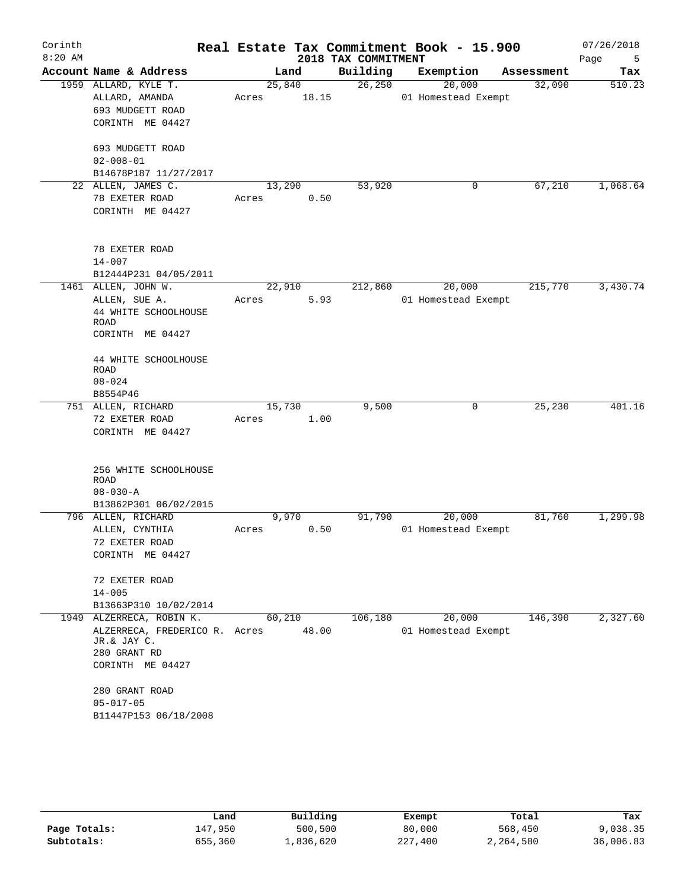# Real Estate Tax Commitment Book - 15.900

Corinth
8:20 AM

2018 TAX COMMITMENT

07/26/2018

| Account Name & Address | Land | Building | Exemption | Assessment | Tax |
|---|---|---|---|---|---|
| 1959 ALLARD, KYLE T.<br>ALLARD, AMANDA<br>693 MUDGETT ROAD<br>CORINTH ME 04427<br><br>693 MUDGETT ROAD<br>02-008-01<br>B14678P187 11/27/2017 | 25,840<br>Acres 18.15 | 26,250 | 20,000<br>01 Homestead Exempt | 32,090 | 510.23 |
| 22 ALLEN, JAMES C.<br>78 EXETER ROAD<br>CORINTH ME 04427<br><br>78 EXETER ROAD<br>14-007<br>B12444P231 04/05/2011 | 13,290<br>Acres 0.50 | 53,920 | 0 | 67,210 | 1,068.64 |
| 1461 ALLEN, JOHN W.<br>ALLEN, SUE A.<br>44 WHITE SCHOOLHOUSE ROAD<br>CORINTH ME 04427<br><br>44 WHITE SCHOOLHOUSE ROAD<br>08-024<br>B8554P46 | 22,910<br>Acres 5.93 | 212,860 | 20,000<br>01 Homestead Exempt | 215,770 | 3,430.74 |
| 751 ALLEN, RICHARD<br>72 EXETER ROAD<br>CORINTH ME 04427<br><br>256 WHITE SCHOOLHOUSE ROAD<br>08-030-A<br>B13862P301 06/02/2015 | 15,730<br>Acres 1.00 | 9,500 | 0 | 25,230 | 401.16 |
| 796 ALLEN, RICHARD<br>ALLEN, CYNTHIA<br>72 EXETER ROAD<br>CORINTH ME 04427<br><br>72 EXETER ROAD<br>14-005<br>B13663P310 10/02/2014 | 9,970<br>Acres 0.50 | 91,790 | 20,000<br>01 Homestead Exempt | 81,760 | 1,299.98 |
| 1949 ALZERRECA, ROBIN K.<br>ALZERRECA, FREDERICO R. JR.& JAY C.<br>280 GRANT RD<br>CORINTH ME 04427<br><br>280 GRANT ROAD<br>05-017-05<br>B11447P153 06/18/2008 | 60,210<br>Acres 48.00 | 106,180 | 20,000<br>01 Homestead Exempt | 146,390 | 2,327.60 |

| | Land | Building | Exempt | Total | Tax |
|---|---|---|---|---|---|
| Page Totals: | 147,950 | 500,500 | 80,000 | 568,450 | 9,038.35 |
| Subtotals: | 655,360 | 1,836,620 | 227,400 | 2,264,580 | 36,006.83 |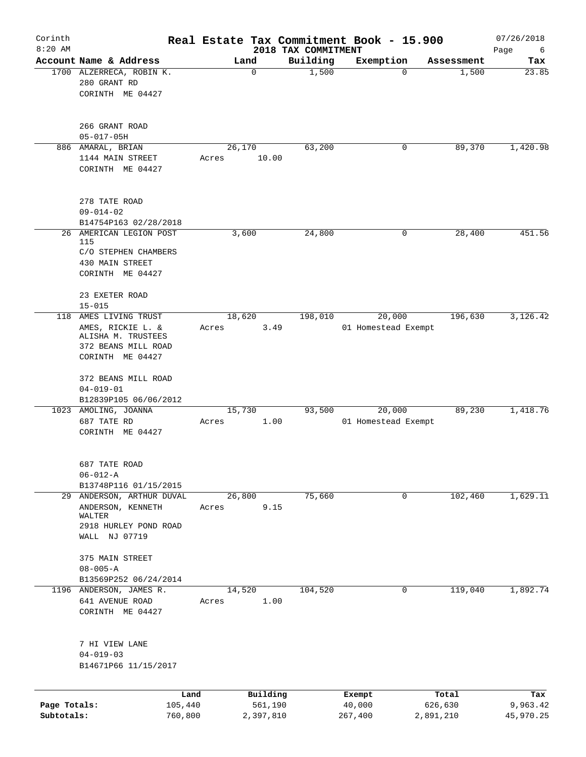# Real Estate Tax Commitment Book - 15.900

Corinth 8:20 AM — 2018 TAX COMMITMENT — 07/26/2018

| Account Name & Address | Land | Building | Exemption | Assessment | Tax |
|---|---|---|---|---|---|
| 1700 ALZERRECA, ROBIN K.<br>280 GRANT RD<br>CORINTH ME 04427<br><br>266 GRANT ROAD<br>05-017-05H | 0 | 1,500 | 0 | 1,500 | 23.85 |
| 886 AMARAL, BRIAN<br>1144 MAIN STREET<br>CORINTH ME 04427<br><br>278 TATE ROAD<br>09-014-02<br>B14754P163 02/28/2018 | 26,170<br>Acres 10.00 | 63,200 | 0 | 89,370 | 1,420.98 |
| 26 AMERICAN LEGION POST 115<br>C/O STEPHEN CHAMBERS<br>430 MAIN STREET<br>CORINTH ME 04427<br><br>23 EXETER ROAD<br>15-015 | 3,600 | 24,800 | 0 | 28,400 | 451.56 |
| 118 AMES LIVING TRUST<br>AMES, RICKIE L. & ALISHA M. TRUSTEES<br>372 BEANS MILL ROAD<br>CORINTH ME 04427<br><br>372 BEANS MILL ROAD<br>04-019-01<br>B12839P105 06/06/2012 | 18,620<br>Acres 3.49 | 198,010 | 20,000<br>01 Homestead Exempt | 196,630 | 3,126.42 |
| 1023 AMOLING, JOANNA<br>687 TATE RD<br>CORINTH ME 04427<br><br>687 TATE ROAD<br>06-012-A<br>B13748P116 01/15/2015 | 15,730<br>Acres 1.00 | 93,500 | 20,000<br>01 Homestead Exempt | 89,230 | 1,418.76 |
| 29 ANDERSON, ARTHUR DUVAL<br>ANDERSON, KENNETH WALTER<br>2918 HURLEY POND ROAD<br>WALL NJ 07719<br><br>375 MAIN STREET<br>08-005-A<br>B13569P252 06/24/2014 | 26,800<br>Acres 9.15 | 75,660 | 0 | 102,460 | 1,629.11 |
| 1196 ANDERSON, JAMES R.<br>641 AVENUE ROAD<br>CORINTH ME 04427<br><br>7 HI VIEW LANE<br>04-019-03<br>B14671P66 11/15/2017 | 14,520<br>Acres 1.00 | 104,520 | 0 | 119,040 | 1,892.74 |

| | Land | Building | Exempt | Total | Tax |
|---|---|---|---|---|---|
| Page Totals: | 105,440 | 561,190 | 40,000 | 626,630 | 9,963.42 |
| Subtotals: | 760,800 | 2,397,810 | 267,400 | 2,891,210 | 45,970.25 |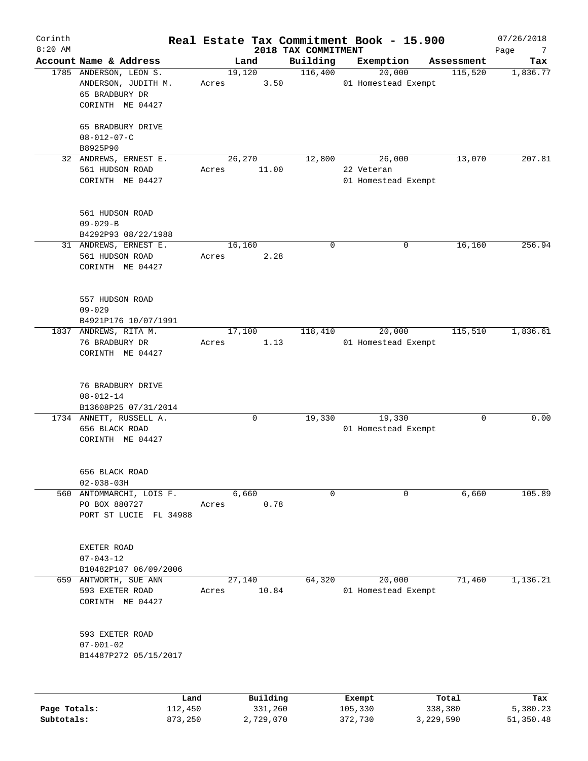# Real Estate Tax Commitment Book - 15.900

Corinth
8:20 AM

2018 TAX COMMITMENT

07/26/2018

| Account Name & Address | Land | Building | Exemption | Assessment | Tax |
|---|---|---|---|---|---|
| 1785 ANDERSON, LEON S.<br>ANDERSON, JUDITH M.<br>65 BRADBURY DR<br>CORINTH ME 04427<br><br>65 BRADBURY DRIVE<br>08-012-07-C<br>B8925P90 | 19,120<br>Acres 3.50 | 116,400 | 20,000<br>01 Homestead Exempt | 115,520 | 1,836.77 |
| 32 ANDREWS, ERNEST E.<br>561 HUDSON ROAD<br>CORINTH ME 04427<br><br>561 HUDSON ROAD<br>09-029-B<br>B4292P93 08/22/1988 | 26,270<br>Acres 11.00 | 12,800 | 26,000<br>22 Veteran<br>01 Homestead Exempt | 13,070 | 207.81 |
| 31 ANDREWS, ERNEST E.<br>561 HUDSON ROAD<br>CORINTH ME 04427<br><br>557 HUDSON ROAD<br>09-029<br>B4921P176 10/07/1991 | 16,160<br>Acres 2.28 | 0 | 0 | 16,160 | 256.94 |
| 1837 ANDREWS, RITA M.<br>76 BRADBURY DR<br>CORINTH ME 04427<br><br>76 BRADBURY DRIVE<br>08-012-14<br>B13608P25 07/31/2014 | 17,100<br>Acres 1.13 | 118,410 | 20,000<br>01 Homestead Exempt | 115,510 | 1,836.61 |
| 1734 ANNETT, RUSSELL A.<br>656 BLACK ROAD<br>CORINTH ME 04427<br><br>656 BLACK ROAD<br>02-038-03H | 0 | 19,330 | 19,330<br>01 Homestead Exempt | 0 | 0.00 |
| 560 ANTOMMARCHI, LOIS F.<br>PO BOX 880727<br>PORT ST LUCIE FL 34988<br><br>EXETER ROAD<br>07-043-12<br>B10482P107 06/09/2006 | 6,660<br>Acres 0.78 | 0 | 0 | 6,660 | 105.89 |
| 659 ANTWORTH, SUE ANN<br>593 EXETER ROAD<br>CORINTH ME 04427<br><br>593 EXETER ROAD<br>07-001-02<br>B14487P272 05/15/2017 | 27,140<br>Acres 10.84 | 64,320 | 20,000<br>01 Homestead Exempt | 71,460 | 1,136.21 |

| | Land | Building | Exempt | Total | Tax |
|---|---|---|---|---|---|
| Page Totals: | 112,450 | 331,260 | 105,330 | 338,380 | 5,380.23 |
| Subtotals: | 873,250 | 2,729,070 | 372,730 | 3,229,590 | 51,350.48 |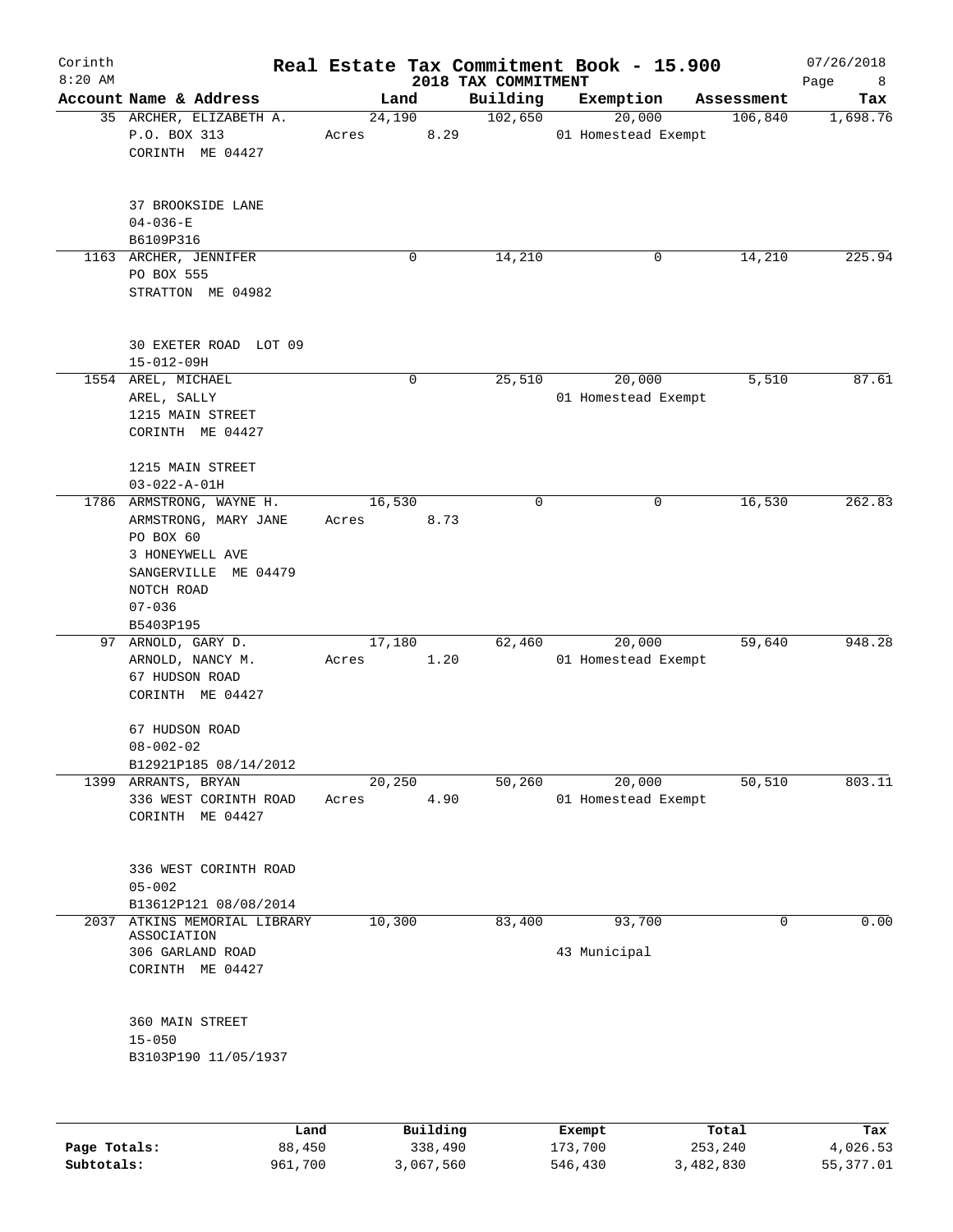# Real Estate Tax Commitment Book - 15.900

Corinth
8:20 AM

2018 TAX COMMITMENT

07/26/2018

| Account Name & Address | Land | Building | Exemption | Assessment | Tax |
|---|---|---|---|---|---|
| 35 ARCHER, ELIZABETH A.<br>P.O. BOX 313<br>CORINTH ME 04427<br><br>37 BROOKSIDE LANE<br>04-036-E<br>B6109P316 | 24,190<br>Acres 8.29 | 102,650 | 20,000<br>01 Homestead Exempt | 106,840 | 1,698.76 |
| 1163 ARCHER, JENNIFER<br>PO BOX 555<br>STRATTON ME 04982<br><br>30 EXETER ROAD LOT 09<br>15-012-09H | 0 | 14,210 | 0 | 14,210 | 225.94 |
| 1554 AREL, MICHAEL<br>AREL, SALLY<br>1215 MAIN STREET<br>CORINTH ME 04427<br><br>1215 MAIN STREET<br>03-022-A-01H | 0 | 25,510 | 20,000<br>01 Homestead Exempt | 5,510 | 87.61 |
| 1786 ARMSTRONG, WAYNE H.<br>ARMSTRONG, MARY JANE<br>PO BOX 60<br>3 HONEYWELL AVE<br>SANGERVILLE ME 04479<br>NOTCH ROAD<br>07-036<br>B5403P195 | 16,530<br>Acres 8.73 | 0 | 0 | 16,530 | 262.83 |
| 97 ARNOLD, GARY D.<br>ARNOLD, NANCY M.<br>67 HUDSON ROAD<br>CORINTH ME 04427<br><br>67 HUDSON ROAD<br>08-002-02<br>B12921P185 08/14/2012 | 17,180<br>Acres 1.20 | 62,460 | 20,000<br>01 Homestead Exempt | 59,640 | 948.28 |
| 1399 ARRANTS, BRYAN<br>336 WEST CORINTH ROAD<br>CORINTH ME 04427<br><br>336 WEST CORINTH ROAD<br>05-002<br>B13612P121 08/08/2014 | 20,250<br>Acres 4.90 | 50,260 | 20,000<br>01 Homestead Exempt | 50,510 | 803.11 |
| 2037 ATKINS MEMORIAL LIBRARY ASSOCIATION<br>306 GARLAND ROAD<br>CORINTH ME 04427<br><br>360 MAIN STREET<br>15-050<br>B3103P190 11/05/1937 | 10,300 | 83,400 | 93,700<br>43 Municipal | 0 | 0.00 |

| | Land | Building | Exempt | Total | Tax |
|---|---|---|---|---|---|
| Page Totals: | 88,450 | 338,490 | 173,700 | 253,240 | 4,026.53 |
| Subtotals: | 961,700 | 3,067,560 | 546,430 | 3,482,830 | 55,377.01 |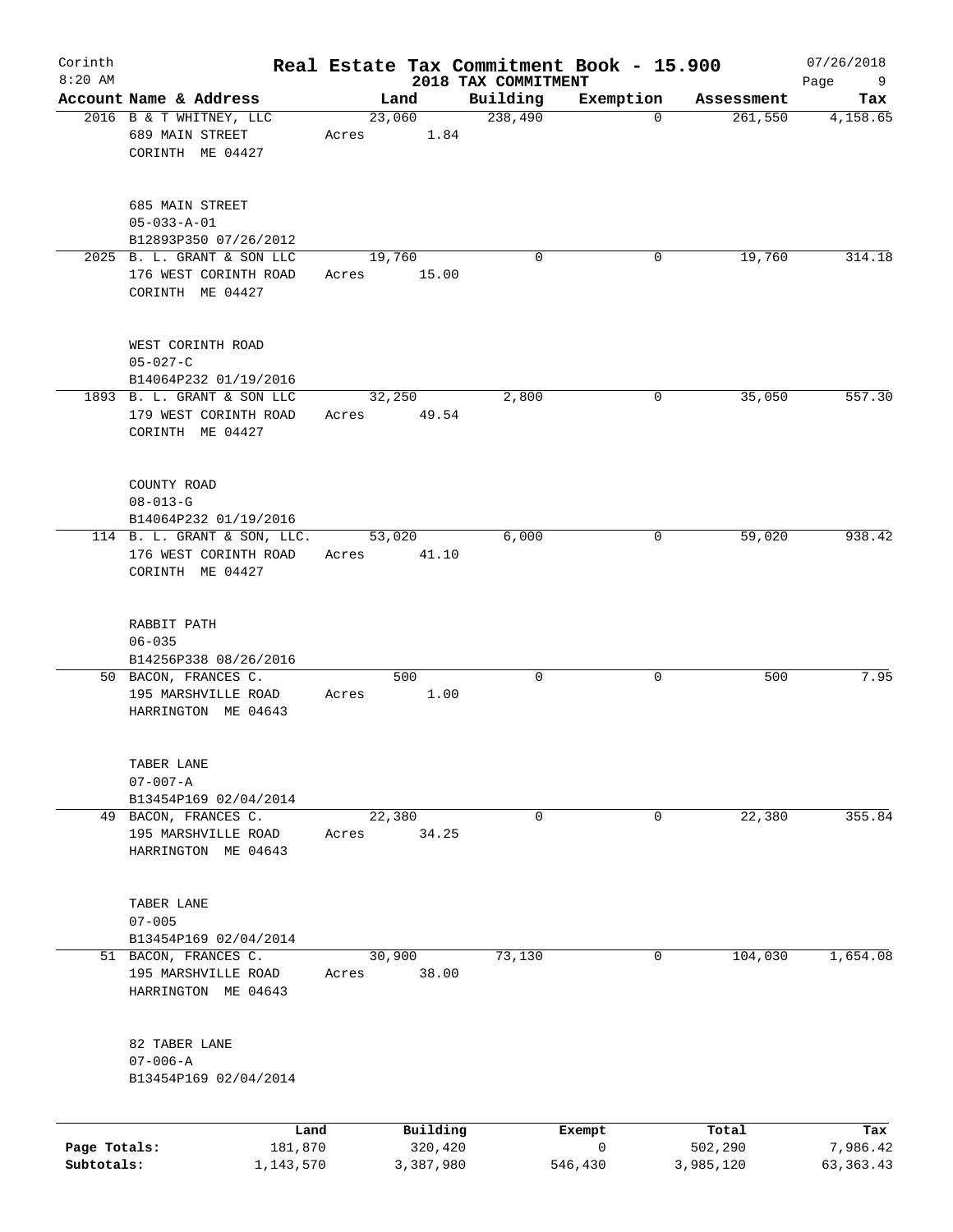# Real Estate Tax Commitment Book - 15.900

Corinth
8:20 AM

2018 TAX COMMITMENT

07/26/2018

| Account Name & Address | Land | Building | Exemption | Assessment | Tax |
|---|---|---|---|---|---|
| 2016 B & T WHITNEY, LLC<br>689 MAIN STREET<br>CORINTH ME 04427<br><br>685 MAIN STREET<br>05-033-A-01<br>B12893P350 07/26/2012 | 23,060<br>Acres 1.84 | 238,490 | 0 | 261,550 | 4,158.65 |
| 2025 B. L. GRANT & SON LLC<br>176 WEST CORINTH ROAD<br>CORINTH ME 04427<br><br>WEST CORINTH ROAD<br>05-027-C<br>B14064P232 01/19/2016 | 19,760<br>Acres 15.00 | 0 | 0 | 19,760 | 314.18 |
| 1893 B. L. GRANT & SON LLC<br>179 WEST CORINTH ROAD<br>CORINTH ME 04427<br><br>COUNTY ROAD<br>08-013-G<br>B14064P232 01/19/2016 | 32,250<br>Acres 49.54 | 2,800 | 0 | 35,050 | 557.30 |
| 114 B. L. GRANT & SON, LLC.<br>176 WEST CORINTH ROAD<br>CORINTH ME 04427<br><br>RABBIT PATH<br>06-035<br>B14256P338 08/26/2016 | 53,020<br>Acres 41.10 | 6,000 | 0 | 59,020 | 938.42 |
| 50 BACON, FRANCES C.<br>195 MARSHVILLE ROAD<br>HARRINGTON ME 04643<br><br>TABER LANE<br>07-007-A<br>B13454P169 02/04/2014 | 500<br>Acres 1.00 | 0 | 0 | 500 | 7.95 |
| 49 BACON, FRANCES C.<br>195 MARSHVILLE ROAD<br>HARRINGTON ME 04643<br><br>TABER LANE<br>07-005<br>B13454P169 02/04/2014 | 22,380<br>Acres 34.25 | 0 | 0 | 22,380 | 355.84 |
| 51 BACON, FRANCES C.<br>195 MARSHVILLE ROAD<br>HARRINGTON ME 04643<br><br>82 TABER LANE<br>07-006-A<br>B13454P169 02/04/2014 | 30,900<br>Acres 38.00 | 73,130 | 0 | 104,030 | 1,654.08 |

| | Land | Building | Exempt | Total | Tax |
|---|---|---|---|---|---|
| Page Totals: | 181,870 | 320,420 | 0 | 502,290 | 7,986.42 |
| Subtotals: | 1,143,570 | 3,387,980 | 546,430 | 3,985,120 | 63,363.43 |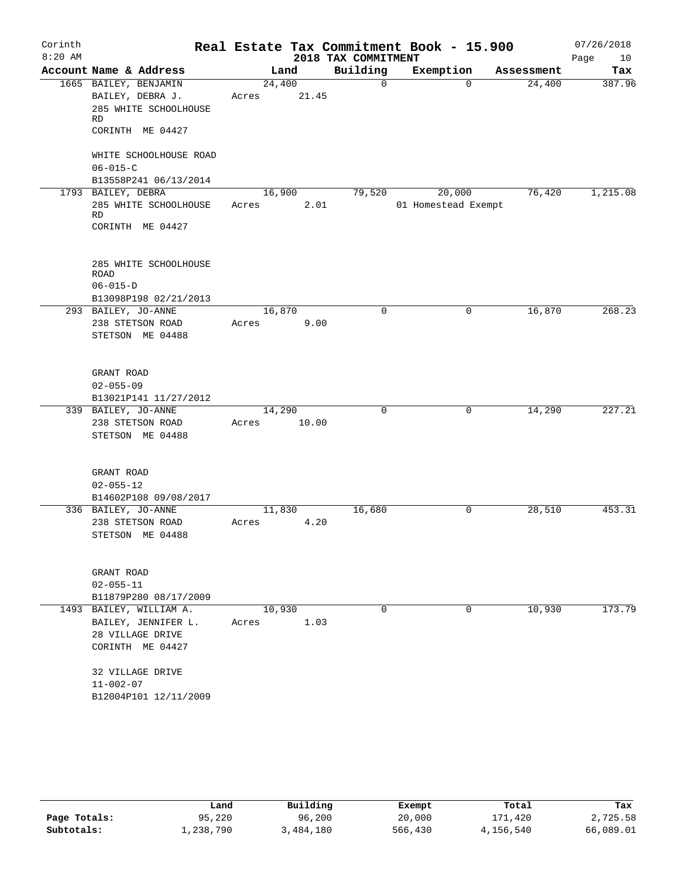Corinth 8:20 AM

# Real Estate Tax Commitment Book - 15.900

2018 TAX COMMITMENT

07/26/2018

| Account Name & Address | Land | Building | Exemption | Assessment | Tax |
|---|---|---|---|---|---|
| 1665 BAILEY, BENJAMIN<br>BAILEY, DEBRA J.<br>285 WHITE SCHOOLHOUSE RD<br>CORINTH ME 04427<br><br>WHITE SCHOOLHOUSE ROAD<br>06-015-C<br>B13558P241 06/13/2014 | 24,400<br>Acres 21.45 | 0 | 0 | 24,400 | 387.96 |
| 1793 BAILEY, DEBRA<br>285 WHITE SCHOOLHOUSE RD<br>CORINTH ME 04427<br><br>285 WHITE SCHOOLHOUSE ROAD<br>06-015-D<br>B13098P198 02/21/2013 | 16,900<br>Acres 2.01 | 79,520 | 20,000<br>01 Homestead Exempt | 76,420 | 1,215.08 |
| 293 BAILEY, JO-ANNE<br>238 STETSON ROAD<br>STETSON ME 04488<br><br>GRANT ROAD<br>02-055-09<br>B13021P141 11/27/2012 | 16,870<br>Acres 9.00 | 0 | 0 | 16,870 | 268.23 |
| 339 BAILEY, JO-ANNE<br>238 STETSON ROAD<br>STETSON ME 04488<br><br>GRANT ROAD<br>02-055-12<br>B14602P108 09/08/2017 | 14,290<br>Acres 10.00 | 0 | 0 | 14,290 | 227.21 |
| 336 BAILEY, JO-ANNE<br>238 STETSON ROAD<br>STETSON ME 04488<br><br>GRANT ROAD<br>02-055-11<br>B11879P280 08/17/2009 | 11,830<br>Acres 4.20 | 16,680 | 0 | 28,510 | 453.31 |
| 1493 BAILEY, WILLIAM A.<br>BAILEY, JENNIFER L.<br>28 VILLAGE DRIVE<br>CORINTH ME 04427<br><br>32 VILLAGE DRIVE<br>11-002-07<br>B12004P101 12/11/2009 | 10,930<br>Acres 1.03 | 0 | 0 | 10,930 | 173.79 |

| | Land | Building | Exempt | Total | Tax |
|---|---|---|---|---|---|
| Page Totals: | 95,220 | 96,200 | 20,000 | 171,420 | 2,725.58 |
| Subtotals: | 1,238,790 | 3,484,180 | 566,430 | 4,156,540 | 66,089.01 |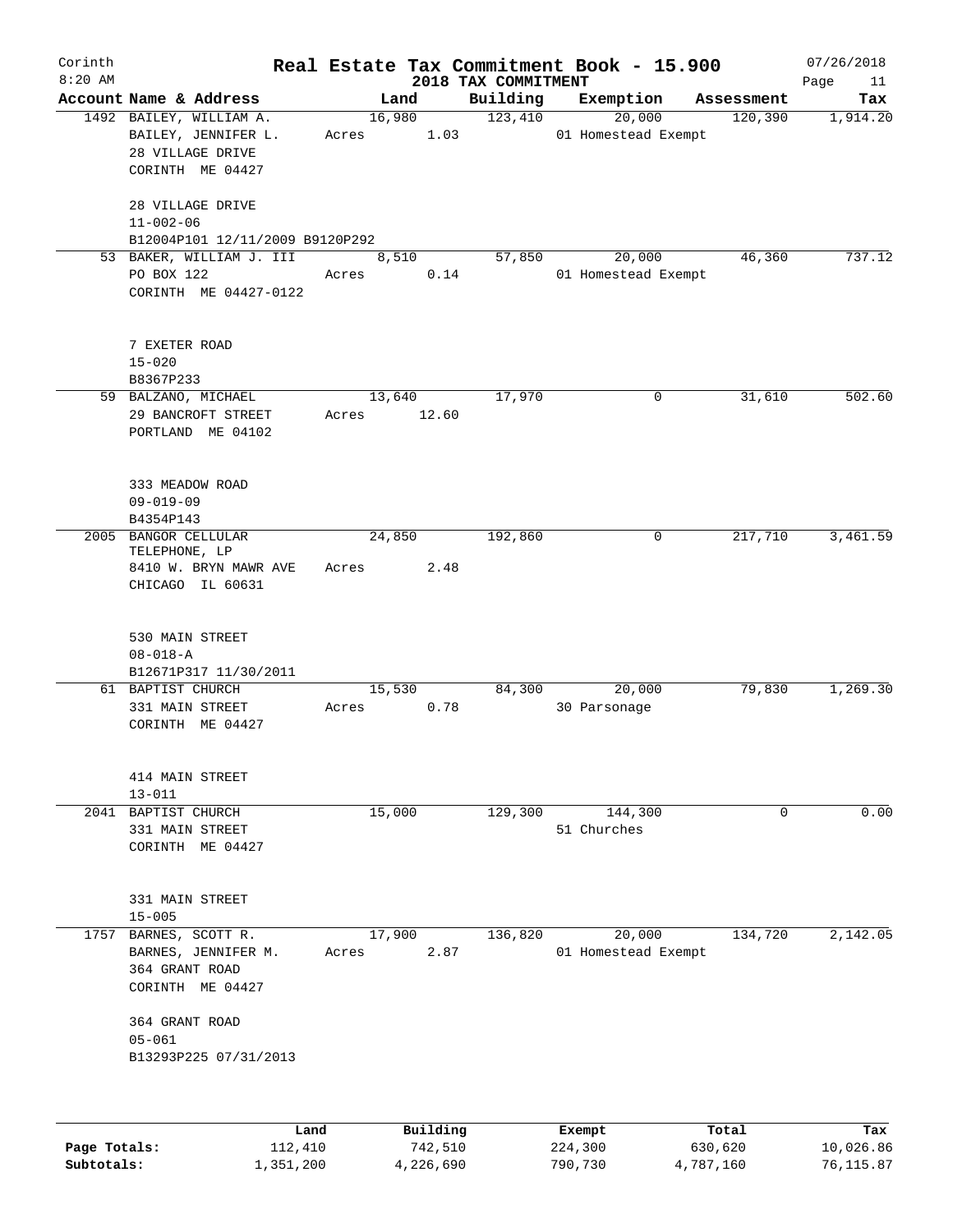# Real Estate Tax Commitment Book - 15.900

Corinth 8:20 AM — 2018 TAX COMMITMENT — 07/26/2018

| Account | Name & Address | Land | Building | Exemption | Assessment | Tax |
|---|---|---|---|---|---|---|
| 1492 | BAILEY, WILLIAM A.<br>BAILEY, JENNIFER L.<br>28 VILLAGE DRIVE<br>CORINTH ME 04427<br><br>28 VILLAGE DRIVE<br>11-002-06<br>B12004P101 12/11/2009 B9120P292 | 16,980<br>Acres 1.03 | 123,410 | 20,000<br>01 Homestead Exempt | 120,390 | 1,914.20 |
| 53 | BAKER, WILLIAM J. III<br>PO BOX 122<br>CORINTH ME 04427-0122<br><br>7 EXETER ROAD<br>15-020<br>B8367P233 | 8,510<br>Acres 0.14 | 57,850 | 20,000<br>01 Homestead Exempt | 46,360 | 737.12 |
| 59 | BALZANO, MICHAEL<br>29 BANCROFT STREET<br>PORTLAND ME 04102<br><br>333 MEADOW ROAD<br>09-019-09<br>B4354P143 | 13,640<br>Acres 12.60 | 17,970 | 0 | 31,610 | 502.60 |
| 2005 | BANGOR CELLULAR TELEPHONE, LP<br>8410 W. BRYN MAWR AVE<br>CHICAGO IL 60631<br><br>530 MAIN STREET<br>08-018-A<br>B12671P317 11/30/2011 | 24,850<br>Acres 2.48 | 192,860 | 0 | 217,710 | 3,461.59 |
| 61 | BAPTIST CHURCH<br>331 MAIN STREET<br>CORINTH ME 04427<br><br>414 MAIN STREET<br>13-011 | 15,530<br>Acres 0.78 | 84,300 | 20,000<br>30 Parsonage | 79,830 | 1,269.30 |
| 2041 | BAPTIST CHURCH<br>331 MAIN STREET<br>CORINTH ME 04427<br><br>331 MAIN STREET<br>15-005 | 15,000 | 129,300 | 144,300<br>51 Churches | 0 | 0.00 |
| 1757 | BARNES, SCOTT R.<br>BARNES, JENNIFER M.<br>364 GRANT ROAD<br>CORINTH ME 04427<br><br>364 GRANT ROAD<br>05-061<br>B13293P225 07/31/2013 | 17,900<br>Acres 2.87 | 136,820 | 20,000<br>01 Homestead Exempt | 134,720 | 2,142.05 |

| | Land | Building | Exempt | Total | Tax |
|---|---|---|---|---|---|
| Page Totals: | 112,410 | 742,510 | 224,300 | 630,620 | 10,026.86 |
| Subtotals: | 1,351,200 | 4,226,690 | 790,730 | 4,787,160 | 76,115.87 |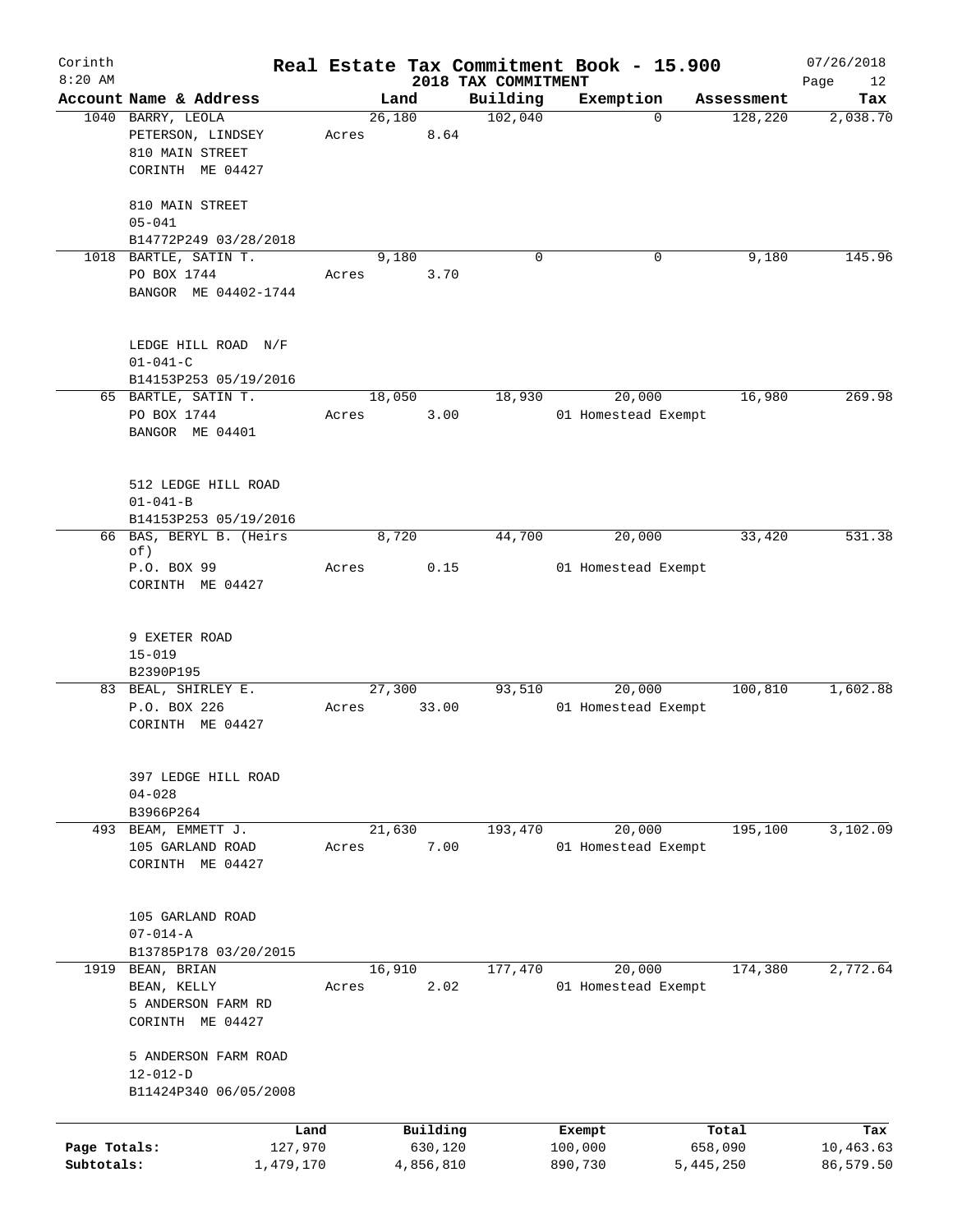Corinth 8:20 AM

# Real Estate Tax Commitment Book - 15.900

## 2018 TAX COMMITMENT

07/26/2018

| Account Name & Address | Land | Building | Exemption | Assessment | Tax |
|---|---|---|---|---|---|
| 1040 BARRY, LEOLA<br>PETERSON, LINDSEY<br>810 MAIN STREET<br>CORINTH ME 04427<br><br>810 MAIN STREET<br>05-041<br>B14772P249 03/28/2018 | 26,180<br>Acres 8.64 | 102,040 | 0 | 128,220 | 2,038.70 |
| 1018 BARTLE, SATIN T.<br>PO BOX 1744<br>BANGOR ME 04402-1744<br><br>LEDGE HILL ROAD N/F<br>01-041-C<br>B14153P253 05/19/2016 | 9,180<br>Acres 3.70 | 0 | 0 | 9,180 | 145.96 |
| 65 BARTLE, SATIN T.<br>PO BOX 1744<br>BANGOR ME 04401<br><br>512 LEDGE HILL ROAD<br>01-041-B<br>B14153P253 05/19/2016 | 18,050<br>Acres 3.00 | 18,930 | 20,000<br>01 Homestead Exempt | 16,980 | 269.98 |
| 66 BAS, BERYL B. (Heirs of)<br>P.O. BOX 99<br>CORINTH ME 04427<br><br>9 EXETER ROAD<br>15-019<br>B2390P195 | 8,720<br>Acres 0.15 | 44,700 | 20,000<br>01 Homestead Exempt | 33,420 | 531.38 |
| 83 BEAL, SHIRLEY E.<br>P.O. BOX 226<br>CORINTH ME 04427<br><br>397 LEDGE HILL ROAD<br>04-028<br>B3966P264 | 27,300<br>Acres 33.00 | 93,510 | 20,000<br>01 Homestead Exempt | 100,810 | 1,602.88 |
| 493 BEAM, EMMETT J.<br>105 GARLAND ROAD<br>CORINTH ME 04427<br><br>105 GARLAND ROAD<br>07-014-A<br>B13785P178 03/20/2015 | 21,630<br>Acres 7.00 | 193,470 | 20,000<br>01 Homestead Exempt | 195,100 | 3,102.09 |
| 1919 BEAN, BRIAN<br>BEAN, KELLY<br>5 ANDERSON FARM RD<br>CORINTH ME 04427<br><br>5 ANDERSON FARM ROAD<br>12-012-D<br>B11424P340 06/05/2008 | 16,910<br>Acres 2.02 | 177,470 | 20,000<br>01 Homestead Exempt | 174,380 | 2,772.64 |

| | Land | Building | Exempt | Total | Tax |
|---|---|---|---|---|---|
| Page Totals: | 127,970 | 630,120 | 100,000 | 658,090 | 10,463.63 |
| Subtotals: | 1,479,170 | 4,856,810 | 890,730 | 5,445,250 | 86,579.50 |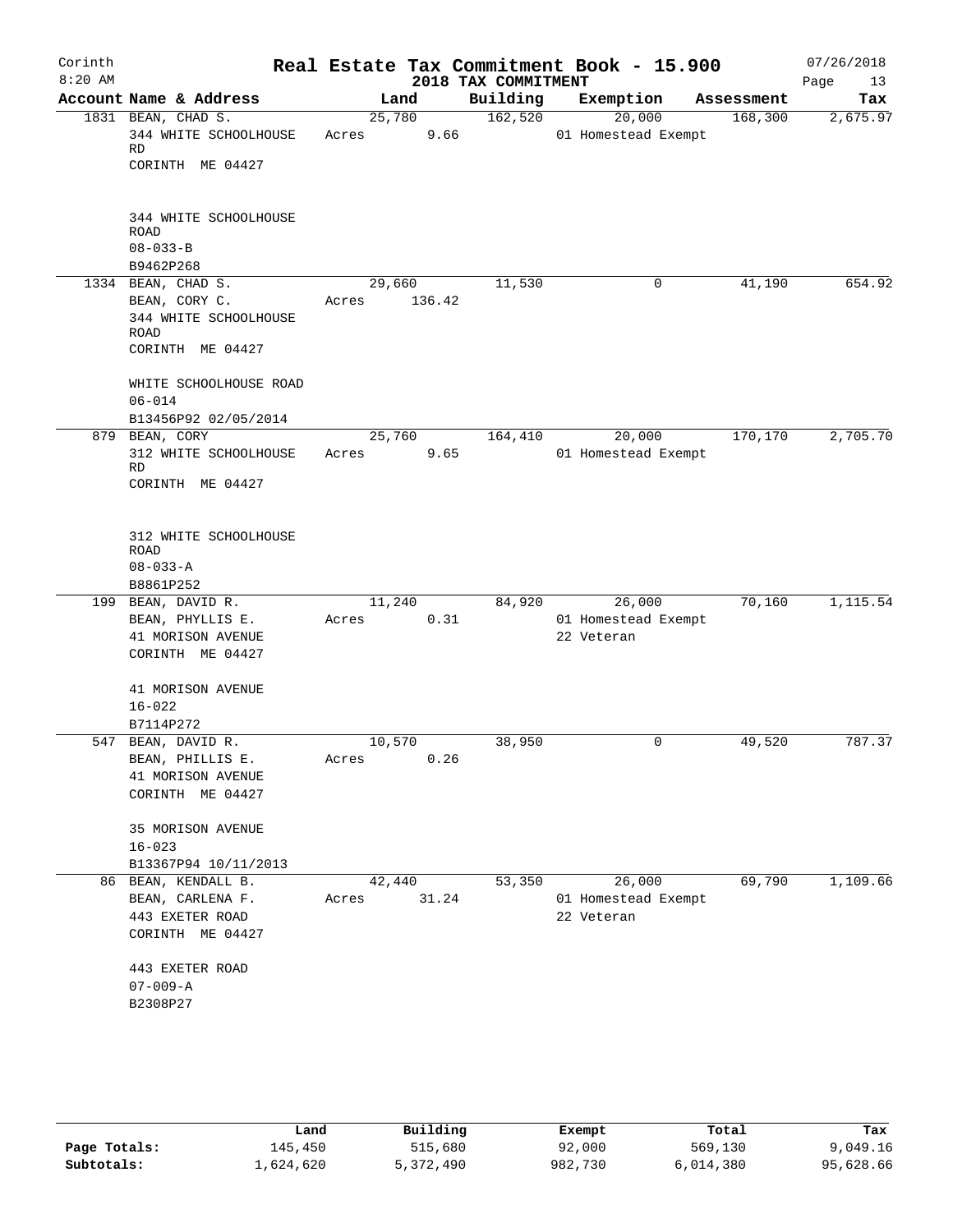# Real Estate Tax Commitment Book - 15.900

Corinth 8:20 AM — 2018 TAX COMMITMENT — 07/26/2018

| Account | Name & Address | Land | Building | Exemption | Assessment | Tax |
|---|---|---|---|---|---|---|
| 1831 | BEAN, CHAD S.<br>344 WHITE SCHOOLHOUSE RD<br>CORINTH ME 04427<br><br>344 WHITE SCHOOLHOUSE ROAD<br>08-033-B<br>B9462P268 | 25,780<br>Acres 9.66 | 162,520 | 20,000<br>01 Homestead Exempt | 168,300 | 2,675.97 |
| 1334 | BEAN, CHAD S.<br>BEAN, CORY C.<br>344 WHITE SCHOOLHOUSE ROAD<br>CORINTH ME 04427<br><br>WHITE SCHOOLHOUSE ROAD<br>06-014<br>B13456P92 02/05/2014 | 29,660<br>Acres 136.42 | 11,530 | 0 | 41,190 | 654.92 |
| 879 | BEAN, CORY<br>312 WHITE SCHOOLHOUSE RD<br>CORINTH ME 04427<br><br>312 WHITE SCHOOLHOUSE ROAD<br>08-033-A<br>B8861P252 | 25,760<br>Acres 9.65 | 164,410 | 20,000<br>01 Homestead Exempt | 170,170 | 2,705.70 |
| 199 | BEAN, DAVID R.<br>BEAN, PHYLLIS E.<br>41 MORISON AVENUE<br>CORINTH ME 04427<br><br>41 MORISON AVENUE<br>16-022<br>B7114P272 | 11,240<br>Acres 0.31 | 84,920 | 26,000<br>01 Homestead Exempt<br>22 Veteran | 70,160 | 1,115.54 |
| 547 | BEAN, DAVID R.<br>BEAN, PHILLIS E.<br>41 MORISON AVENUE<br>CORINTH ME 04427<br><br>35 MORISON AVENUE<br>16-023<br>B13367P94 10/11/2013 | 10,570<br>Acres 0.26 | 38,950 | 0 | 49,520 | 787.37 |
| 86 | BEAN, KENDALL B.<br>BEAN, CARLENA F.<br>443 EXETER ROAD<br>CORINTH ME 04427<br><br>443 EXETER ROAD<br>07-009-A<br>B2308P27 | 42,440<br>Acres 31.24 | 53,350 | 26,000<br>01 Homestead Exempt<br>22 Veteran | 69,790 | 1,109.66 |

| | Land | Building | Exempt | Total | Tax |
|---|---|---|---|---|---|
| Page Totals: | 145,450 | 515,680 | 92,000 | 569,130 | 9,049.16 |
| Subtotals: | 1,624,620 | 5,372,490 | 982,730 | 6,014,380 | 95,628.66 |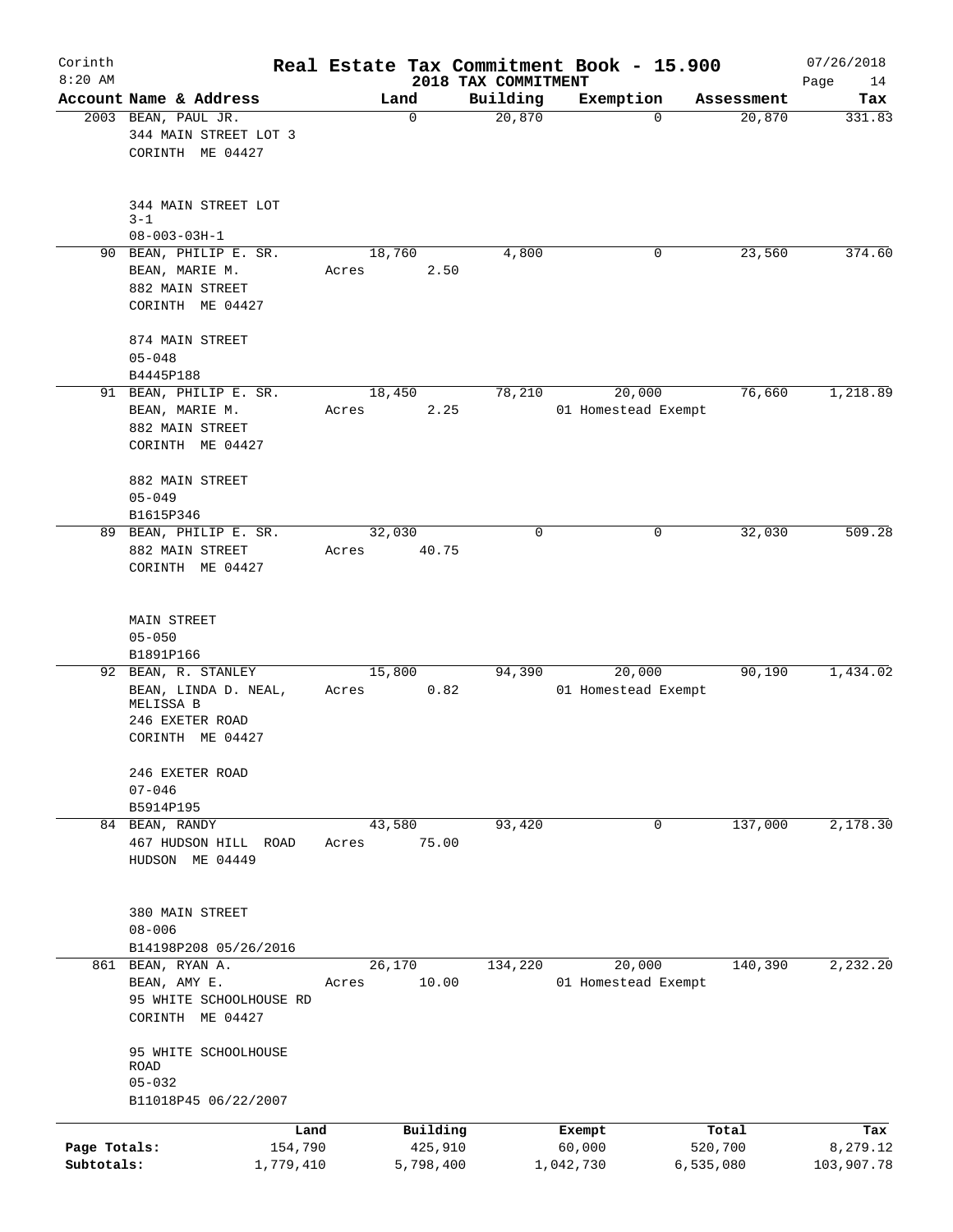# Corinth — Real Estate Tax Commitment Book - 15.900

2018 TAX COMMITMENT

8:20 AM — 07/26/2018 — Page 14

| Account | Name & Address | Land | Building | Exemption | Assessment | Tax |
|---|---|---|---|---|---|---|
| 2003 | BEAN, PAUL JR.<br>344 MAIN STREET LOT 3<br>CORINTH ME 04427<br><br>344 MAIN STREET LOT 3-1<br>08-003-03H-1 | 0 | 20,870 | 0 | 20,870 | 331.83 |
| 90 | BEAN, PHILIP E. SR.<br>BEAN, MARIE M.<br>882 MAIN STREET<br>CORINTH ME 04427<br><br>874 MAIN STREET<br>05-048<br>B4445P188 | 18,760<br>Acres 2.50 | 4,800 | 0 | 23,560 | 374.60 |
| 91 | BEAN, PHILIP E. SR.<br>BEAN, MARIE M.<br>882 MAIN STREET<br>CORINTH ME 04427<br><br>882 MAIN STREET<br>05-049<br>B1615P346 | 18,450<br>Acres 2.25 | 78,210 | 20,000<br>01 Homestead Exempt | 76,660 | 1,218.89 |
| 89 | BEAN, PHILIP E. SR.<br>882 MAIN STREET<br>CORINTH ME 04427<br><br>MAIN STREET<br>05-050<br>B1891P166 | 32,030<br>Acres 40.75 | 0 | 0 | 32,030 | 509.28 |
| 92 | BEAN, R. STANLEY<br>BEAN, LINDA D. NEAL, MELISSA B<br>246 EXETER ROAD<br>CORINTH ME 04427<br><br>246 EXETER ROAD<br>07-046<br>B5914P195 | 15,800<br>Acres 0.82 | 94,390 | 20,000<br>01 Homestead Exempt | 90,190 | 1,434.02 |
| 84 | BEAN, RANDY<br>467 HUDSON HILL ROAD<br>HUDSON ME 04449<br><br>380 MAIN STREET<br>08-006<br>B14198P208 05/26/2016 | 43,580<br>Acres 75.00 | 93,420 | 0 | 137,000 | 2,178.30 |
| 861 | BEAN, RYAN A.<br>BEAN, AMY E.<br>95 WHITE SCHOOLHOUSE RD<br>CORINTH ME 04427<br><br>95 WHITE SCHOOLHOUSE ROAD<br>05-032<br>B11018P45 06/22/2007 | 26,170<br>Acres 10.00 | 134,220 | 20,000<br>01 Homestead Exempt | 140,390 | 2,232.20 |

| | Land | Building | Exempt | Total | Tax |
|---|---|---|---|---|---|
| Page Totals: | 154,790 | 425,910 | 60,000 | 520,700 | 8,279.12 |
| Subtotals: | 1,779,410 | 5,798,400 | 1,042,730 | 6,535,080 | 103,907.78 |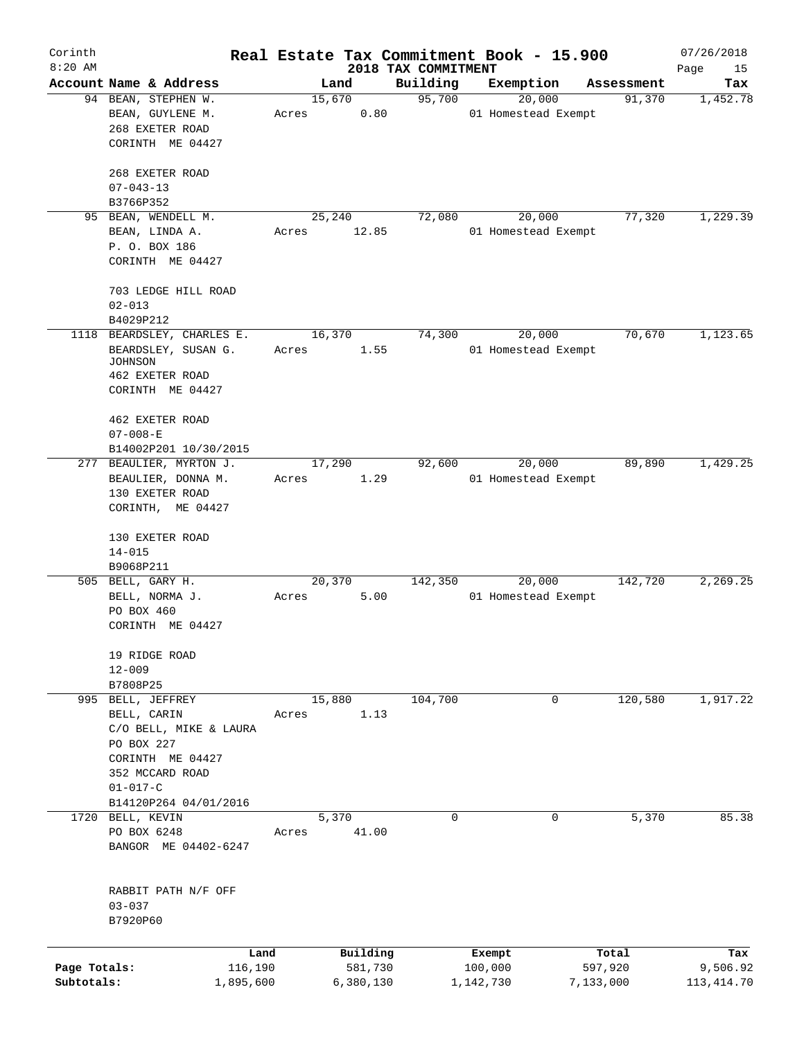Corinth 8:20 AM

# Real Estate Tax Commitment Book - 15.900

## 2018 TAX COMMITMENT

07/26/2018

| Account | Name & Address | Land | Building | Exemption | Assessment | Tax |
|---|---|---|---|---|---|---|
| 94 | BEAN, STEPHEN W.<br>BEAN, GUYLENE M.<br>268 EXETER ROAD<br>CORINTH ME 04427<br><br>268 EXETER ROAD<br>07-043-13<br>B3766P352 | 15,670<br>Acres 0.80 | 95,700 | 20,000<br>01 Homestead Exempt | 91,370 | 1,452.78 |
| 95 | BEAN, WENDELL M.<br>BEAN, LINDA A.<br>P. O. BOX 186<br>CORINTH ME 04427<br><br>703 LEDGE HILL ROAD<br>02-013<br>B4029P212 | 25,240<br>Acres 12.85 | 72,080 | 20,000<br>01 Homestead Exempt | 77,320 | 1,229.39 |
| 1118 | BEARDSLEY, CHARLES E.<br>BEARDSLEY, SUSAN G. JOHNSON<br>462 EXETER ROAD<br>CORINTH ME 04427<br><br>462 EXETER ROAD<br>07-008-E<br>B14002P201 10/30/2015 | 16,370<br>Acres 1.55 | 74,300 | 20,000<br>01 Homestead Exempt | 70,670 | 1,123.65 |
| 277 | BEAULIER, MYRTON J.<br>BEAULIER, DONNA M.<br>130 EXETER ROAD<br>CORINTH, ME 04427<br><br>130 EXETER ROAD<br>14-015<br>B9068P211 | 17,290<br>Acres 1.29 | 92,600 | 20,000<br>01 Homestead Exempt | 89,890 | 1,429.25 |
| 505 | BELL, GARY H.<br>BELL, NORMA J.<br>PO BOX 460<br>CORINTH ME 04427<br><br>19 RIDGE ROAD<br>12-009<br>B7808P25 | 20,370<br>Acres 5.00 | 142,350 | 20,000<br>01 Homestead Exempt | 142,720 | 2,269.25 |
| 995 | BELL, JEFFREY<br>BELL, CARIN<br>C/O BELL, MIKE & LAURA<br>PO BOX 227<br>CORINTH ME 04427<br>352 MCCARD ROAD<br>01-017-C<br>B14120P264 04/01/2016 | 15,880<br>Acres 1.13 | 104,700 | 0 | 120,580 | 1,917.22 |
| 1720 | BELL, KEVIN<br>PO BOX 6248<br>BANGOR ME 04402-6247<br><br>RABBIT PATH N/F OFF<br>03-037<br>B7920P60 | 5,370<br>Acres 41.00 | 0 | 0 | 5,370 | 85.38 |

| | Land | Building | Exempt | Total | Tax |
|---|---|---|---|---|---|
| Page Totals: | 116,190 | 581,730 | 100,000 | 597,920 | 9,506.92 |
| Subtotals: | 1,895,600 | 6,380,130 | 1,142,730 | 7,133,000 | 113,414.70 |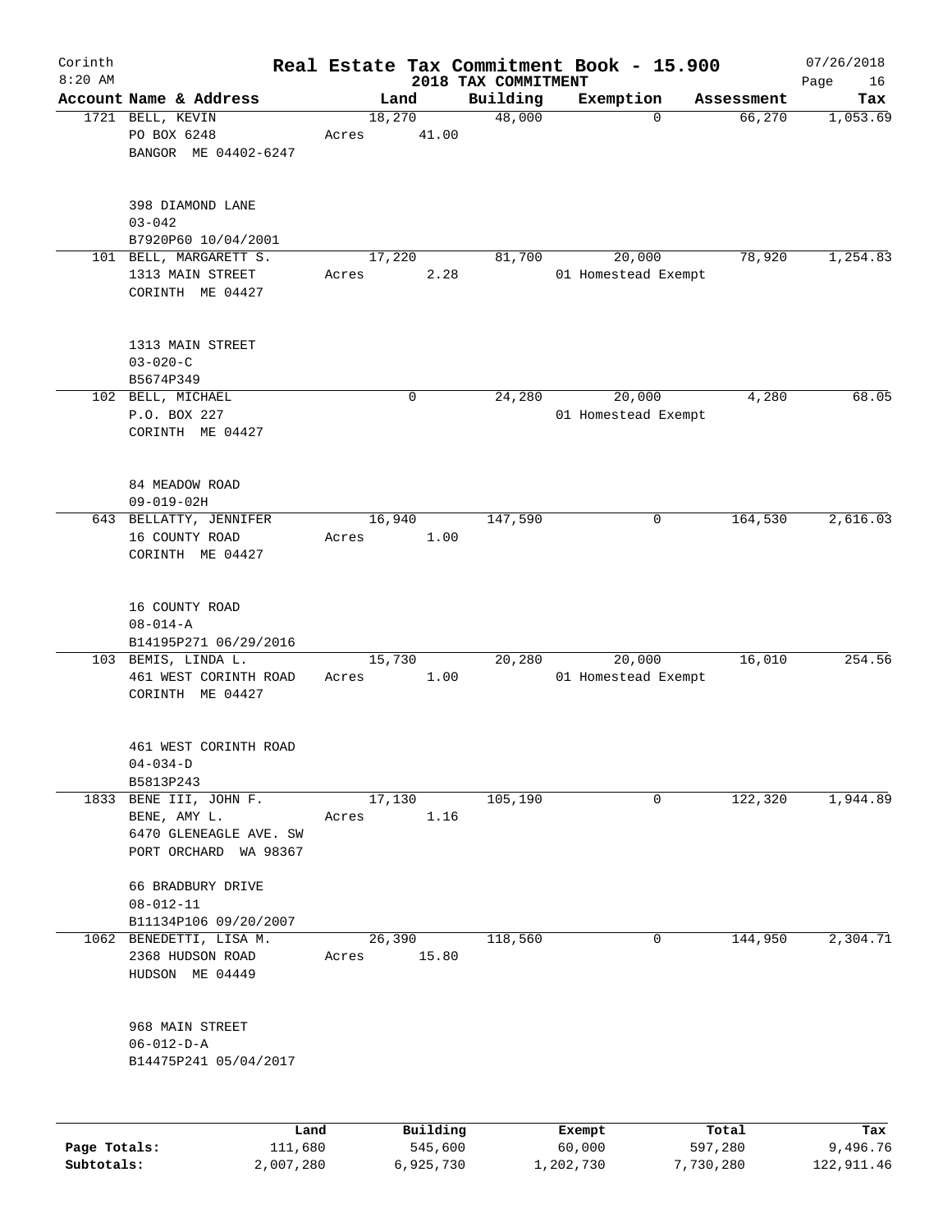# Real Estate Tax Commitment Book - 15.900

Corinth
8:20 AM

## 2018 TAX COMMITMENT

07/26/2018

| Account Name & Address | Land | Building | Exemption | Assessment | Tax |
|---|---|---|---|---|---|
| 1721 BELL, KEVIN<br>PO BOX 6248<br>BANGOR ME 04402-6247<br><br>398 DIAMOND LANE<br>03-042<br>B7920P60 10/04/2001 | 18,270<br>Acres 41.00 | 48,000 | 0 | 66,270 | 1,053.69 |
| 101 BELL, MARGARETT S.<br>1313 MAIN STREET<br>CORINTH ME 04427<br><br>1313 MAIN STREET<br>03-020-C<br>B5674P349 | 17,220<br>Acres 2.28 | 81,700 | 20,000<br>01 Homestead Exempt | 78,920 | 1,254.83 |
| 102 BELL, MICHAEL<br>P.O. BOX 227<br>CORINTH ME 04427<br><br>84 MEADOW ROAD<br>09-019-02H | 0 | 24,280 | 20,000<br>01 Homestead Exempt | 4,280 | 68.05 |
| 643 BELLATTY, JENNIFER<br>16 COUNTY ROAD<br>CORINTH ME 04427<br><br>16 COUNTY ROAD<br>08-014-A<br>B14195P271 06/29/2016 | 16,940<br>Acres 1.00 | 147,590 | 0 | 164,530 | 2,616.03 |
| 103 BEMIS, LINDA L.<br>461 WEST CORINTH ROAD<br>CORINTH ME 04427<br><br>461 WEST CORINTH ROAD<br>04-034-D<br>B5813P243 | 15,730<br>Acres 1.00 | 20,280 | 20,000<br>01 Homestead Exempt | 16,010 | 254.56 |
| 1833 BENE III, JOHN F.<br>BENE, AMY L.<br>6470 GLENEAGLE AVE. SW<br>PORT ORCHARD WA 98367<br><br>66 BRADBURY DRIVE<br>08-012-11<br>B11134P106 09/20/2007 | 17,130<br>Acres 1.16 | 105,190 | 0 | 122,320 | 1,944.89 |
| 1062 BENEDETTI, LISA M.<br>2368 HUDSON ROAD<br>HUDSON ME 04449<br><br>968 MAIN STREET<br>06-012-D-A<br>B14475P241 05/04/2017 | 26,390<br>Acres 15.80 | 118,560 | 0 | 144,950 | 2,304.71 |

| | Land | Building | Exempt | Total | Tax |
|---|---|---|---|---|---|
| Page Totals: | 111,680 | 545,600 | 60,000 | 597,280 | 9,496.76 |
| Subtotals: | 2,007,280 | 6,925,730 | 1,202,730 | 7,730,280 | 122,911.46 |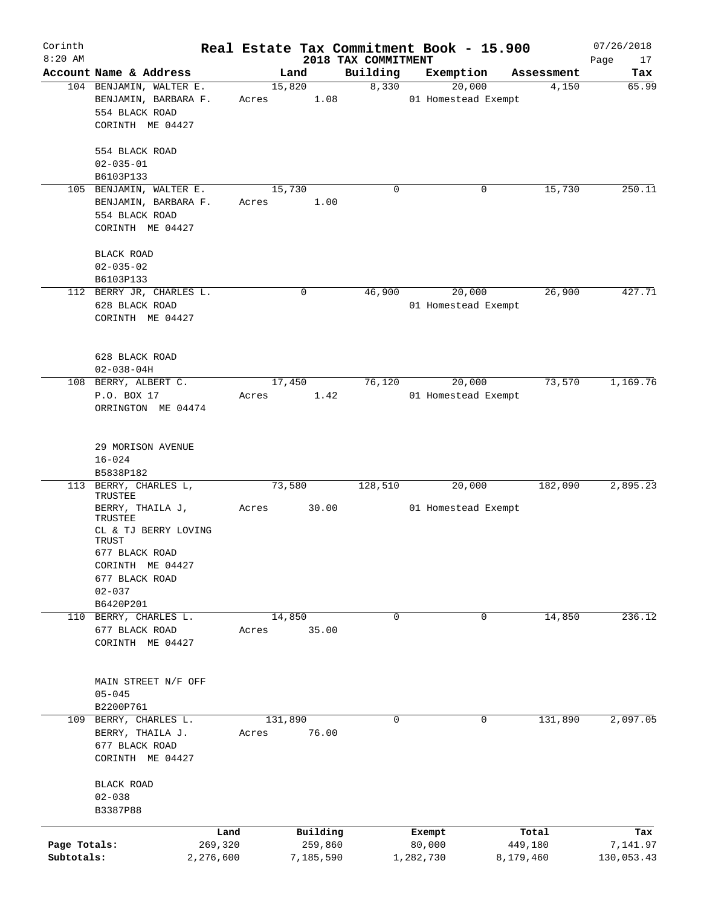# Real Estate Tax Commitment Book - 15.900

Corinth 8:20 AM — 2018 TAX COMMITMENT — 07/26/2018

| Account | Name & Address | Land | Building | Exemption | Assessment | Tax |
|---|---|---|---|---|---|---|
| 104 | BENJAMIN, WALTER E.<br>BENJAMIN, BARBARA F.<br>554 BLACK ROAD<br>CORINTH ME 04427<br><br>554 BLACK ROAD<br>02-035-01<br>B6103P133 | 15,820<br>Acres 1.08 | 8,330 | 20,000<br>01 Homestead Exempt | 4,150 | 65.99 |
| 105 | BENJAMIN, WALTER E.<br>BENJAMIN, BARBARA F.<br>554 BLACK ROAD<br>CORINTH ME 04427<br><br>BLACK ROAD<br>02-035-02<br>B6103P133 | 15,730<br>Acres 1.00 | 0 | 0 | 15,730 | 250.11 |
| 112 | BERRY JR, CHARLES L.<br>628 BLACK ROAD<br>CORINTH ME 04427<br><br>628 BLACK ROAD<br>02-038-04H | 0 | 46,900 | 20,000<br>01 Homestead Exempt | 26,900 | 427.71 |
| 108 | BERRY, ALBERT C.<br>P.O. BOX 17<br>ORRINGTON ME 04474<br><br>29 MORISON AVENUE<br>16-024<br>B5838P182 | 17,450<br>Acres 1.42 | 76,120 | 20,000<br>01 Homestead Exempt | 73,570 | 1,169.76 |
| 113 | BERRY, CHARLES L, TRUSTEE<br>BERRY, THAILA J, TRUSTEE<br>CL & TJ BERRY LOVING TRUST<br>677 BLACK ROAD<br>CORINTH ME 04427<br>677 BLACK ROAD<br>02-037<br>B6420P201 | 73,580<br>Acres 30.00 | 128,510 | 20,000<br>01 Homestead Exempt | 182,090 | 2,895.23 |
| 110 | BERRY, CHARLES L.<br>677 BLACK ROAD<br>CORINTH ME 04427<br><br>MAIN STREET N/F OFF<br>05-045<br>B2200P761 | 14,850<br>Acres 35.00 | 0 | 0 | 14,850 | 236.12 |
| 109 | BERRY, CHARLES L.<br>BERRY, THAILA J.<br>677 BLACK ROAD<br>CORINTH ME 04427<br><br>BLACK ROAD<br>02-038<br>B3387P88 | 131,890<br>Acres 76.00 | 0 | 0 | 131,890 | 2,097.05 |

| | Land | Building | Exempt | Total | Tax |
|---|---|---|---|---|---|
| Page Totals: | 269,320 | 259,860 | 80,000 | 449,180 | 7,141.97 |
| Subtotals: | 2,276,600 | 7,185,590 | 1,282,730 | 8,179,460 | 130,053.43 |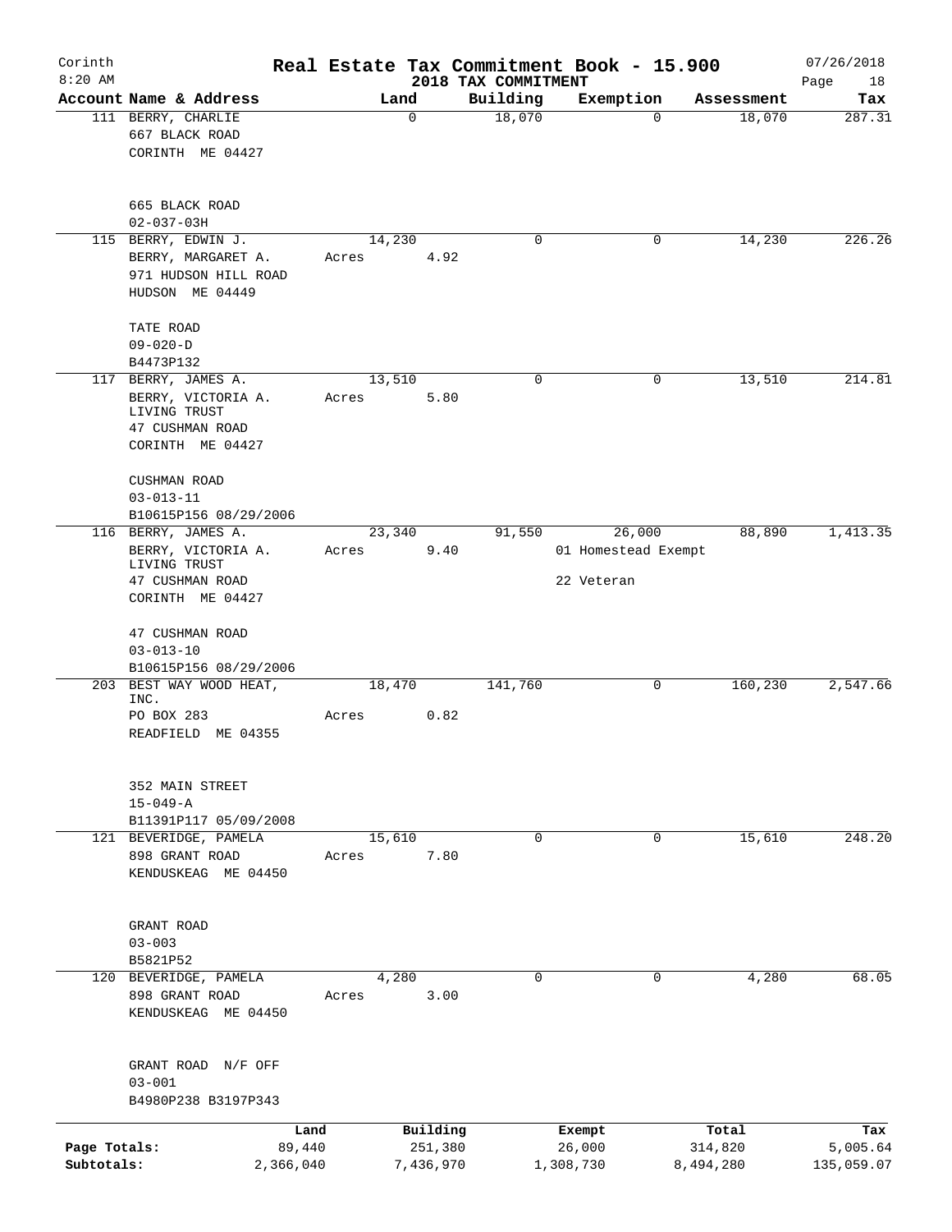# Real Estate Tax Commitment Book - 15.900

Corinth 8:20 AM — 2018 TAX COMMITMENT — 07/26/2018

| Account Name & Address | Land | Building | Exemption | Assessment | Tax |
|---|---|---|---|---|---|
| 111 BERRY, CHARLIE<br>667 BLACK ROAD<br>CORINTH ME 04427<br><br>665 BLACK ROAD<br>02-037-03H | 0 | 18,070 | 0 | 18,070 | 287.31 |
| 115 BERRY, EDWIN J.<br>BERRY, MARGARET A.<br>971 HUDSON HILL ROAD<br>HUDSON ME 04449<br><br>TATE ROAD<br>09-020-D<br>B4473P132 | 14,230<br>Acres 4.92 | 0 | 0 | 14,230 | 226.26 |
| 117 BERRY, JAMES A.<br>BERRY, VICTORIA A.<br>LIVING TRUST<br>47 CUSHMAN ROAD<br>CORINTH ME 04427<br><br>CUSHMAN ROAD<br>03-013-11<br>B10615P156 08/29/2006 | 13,510<br>Acres 5.80 | 0 | 0 | 13,510 | 214.81 |
| 116 BERRY, JAMES A.<br>BERRY, VICTORIA A.<br>LIVING TRUST<br>47 CUSHMAN ROAD<br>CORINTH ME 04427<br><br>47 CUSHMAN ROAD<br>03-013-10<br>B10615P156 08/29/2006 | 23,340<br>Acres 9.40 | 91,550 | 26,000<br>01 Homestead Exempt<br>22 Veteran | 88,890 | 1,413.35 |
| 203 BEST WAY WOOD HEAT, INC.<br>PO BOX 283<br>READFIELD ME 04355<br><br>352 MAIN STREET<br>15-049-A<br>B11391P117 05/09/2008 | 18,470<br>Acres 0.82 | 141,760 | 0 | 160,230 | 2,547.66 |
| 121 BEVERIDGE, PAMELA<br>898 GRANT ROAD<br>KENDUSKEAG ME 04450<br><br>GRANT ROAD<br>03-003<br>B5821P52 | 15,610<br>Acres 7.80 | 0 | 0 | 15,610 | 248.20 |
| 120 BEVERIDGE, PAMELA<br>898 GRANT ROAD<br>KENDUSKEAG ME 04450<br><br>GRANT ROAD N/F OFF<br>03-001<br>B4980P238 B3197P343 | 4,280<br>Acres 3.00 | 0 | 0 | 4,280 | 68.05 |

| | Land | Building | Exempt | Total | Tax |
|---|---|---|---|---|---|
| Page Totals: | 89,440 | 251,380 | 26,000 | 314,820 | 5,005.64 |
| Subtotals: | 2,366,040 | 7,436,970 | 1,308,730 | 8,494,280 | 135,059.07 |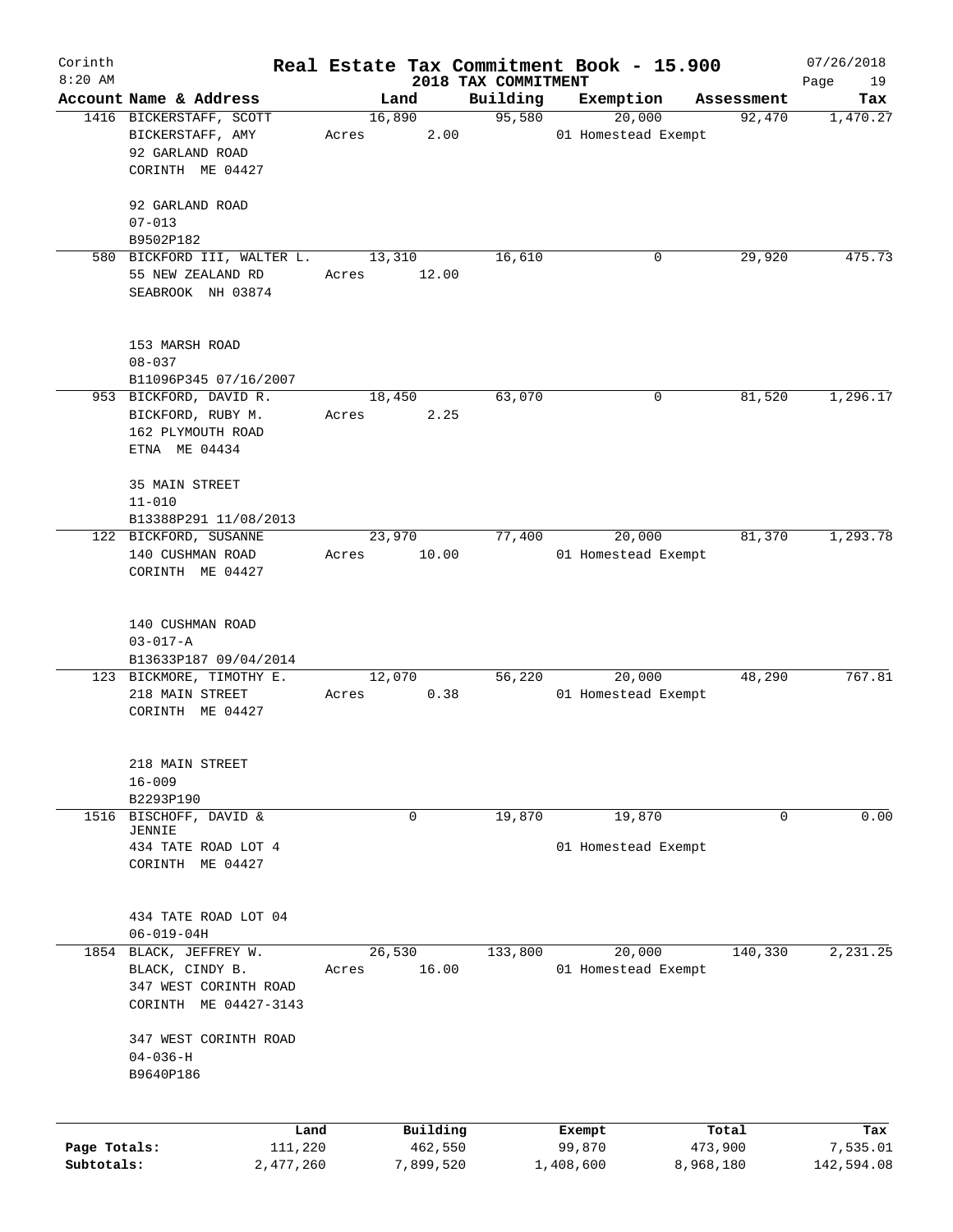# Real Estate Tax Commitment Book - 15.900

Corinth 8:20 AM — 2018 TAX COMMITMENT — 07/26/2018

| Account Name & Address | Land | Building | Exemption | Assessment | Tax |
|---|---|---|---|---|---|
| 1416 BICKERSTAFF, SCOTT<br>BICKERSTAFF, AMY<br>92 GARLAND ROAD<br>CORINTH ME 04427<br><br>92 GARLAND ROAD<br>07-013<br>B9502P182 | 16,890<br>Acres 2.00 | 95,580 | 20,000<br>01 Homestead Exempt | 92,470 | 1,470.27 |
| 580 BICKFORD III, WALTER L.<br>55 NEW ZEALAND RD<br>SEABROOK NH 03874<br><br>153 MARSH ROAD<br>08-037<br>B11096P345 07/16/2007 | 13,310<br>Acres 12.00 | 16,610 | 0 | 29,920 | 475.73 |
| 953 BICKFORD, DAVID R.<br>BICKFORD, RUBY M.<br>162 PLYMOUTH ROAD<br>ETNA ME 04434<br><br>35 MAIN STREET<br>11-010<br>B13388P291 11/08/2013 | 18,450<br>Acres 2.25 | 63,070 | 0 | 81,520 | 1,296.17 |
| 122 BICKFORD, SUSANNE<br>140 CUSHMAN ROAD<br>CORINTH ME 04427<br><br>140 CUSHMAN ROAD<br>03-017-A<br>B13633P187 09/04/2014 | 23,970<br>Acres 10.00 | 77,400 | 20,000<br>01 Homestead Exempt | 81,370 | 1,293.78 |
| 123 BICKMORE, TIMOTHY E.<br>218 MAIN STREET<br>CORINTH ME 04427<br><br>218 MAIN STREET<br>16-009<br>B2293P190 | 12,070<br>Acres 0.38 | 56,220 | 20,000<br>01 Homestead Exempt | 48,290 | 767.81 |
| 1516 BISCHOFF, DAVID & JENNIE<br>434 TATE ROAD LOT 4<br>CORINTH ME 04427<br><br>434 TATE ROAD LOT 04<br>06-019-04H | 0 | 19,870 | 19,870<br>01 Homestead Exempt | 0 | 0.00 |
| 1854 BLACK, JEFFREY W.<br>BLACK, CINDY B.<br>347 WEST CORINTH ROAD<br>CORINTH ME 04427-3143<br><br>347 WEST CORINTH ROAD<br>04-036-H<br>B9640P186 | 26,530<br>Acres 16.00 | 133,800 | 20,000<br>01 Homestead Exempt | 140,330 | 2,231.25 |

| | Land | Building | Exempt | Total | Tax |
|---|---|---|---|---|---|
| Page Totals: | 111,220 | 462,550 | 99,870 | 473,900 | 7,535.01 |
| Subtotals: | 2,477,260 | 7,899,520 | 1,408,600 | 8,968,180 | 142,594.08 |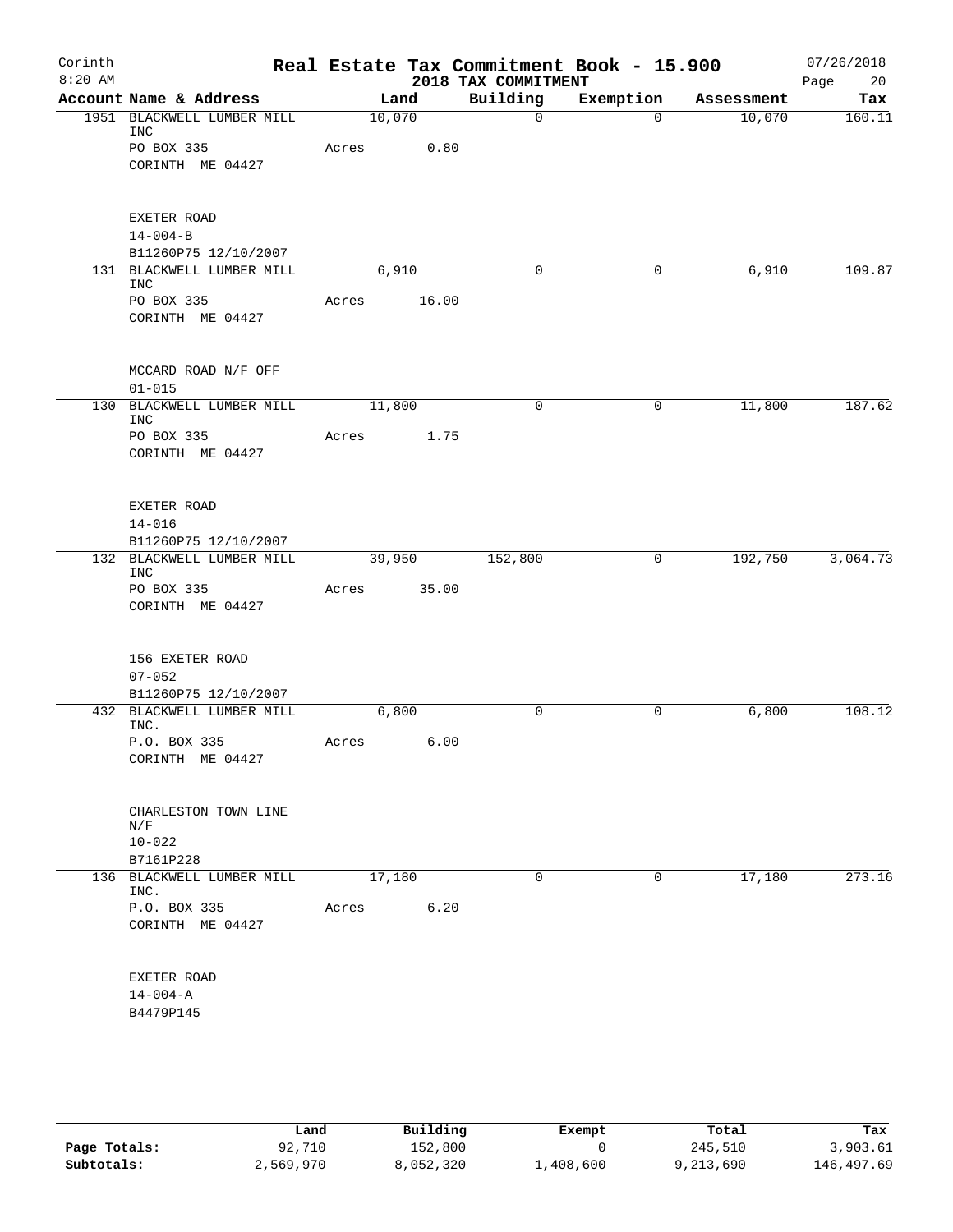Corinth 8:20 AM

# Real Estate Tax Commitment Book - 15.900

## 2018 TAX COMMITMENT

07/26/2018

| Account Name & Address | Land | Building | Exemption | Assessment | Tax |
|---|---|---|---|---|---|
| 1951 BLACKWELL LUMBER MILL INC<br>PO BOX 335<br>CORINTH ME 04427<br><br>EXETER ROAD<br>14-004-B<br>B11260P75 12/10/2007 | 10,070<br>Acres 0.80 | 0 | 0 | 10,070 | 160.11 |
| 131 BLACKWELL LUMBER MILL INC<br>PO BOX 335<br>CORINTH ME 04427<br><br>MCCARD ROAD N/F OFF<br>01-015 | 6,910<br>Acres 16.00 | 0 | 0 | 6,910 | 109.87 |
| 130 BLACKWELL LUMBER MILL INC<br>PO BOX 335<br>CORINTH ME 04427<br><br>EXETER ROAD<br>14-016<br>B11260P75 12/10/2007 | 11,800<br>Acres 1.75 | 0 | 0 | 11,800 | 187.62 |
| 132 BLACKWELL LUMBER MILL INC<br>PO BOX 335<br>CORINTH ME 04427<br><br>156 EXETER ROAD<br>07-052<br>B11260P75 12/10/2007 | 39,950<br>Acres 35.00 | 152,800 | 0 | 192,750 | 3,064.73 |
| 432 BLACKWELL LUMBER MILL INC.<br>P.O. BOX 335<br>CORINTH ME 04427<br><br>CHARLESTON TOWN LINE N/F<br>10-022<br>B7161P228 | 6,800<br>Acres 6.00 | 0 | 0 | 6,800 | 108.12 |
| 136 BLACKWELL LUMBER MILL INC.<br>P.O. BOX 335<br>CORINTH ME 04427<br><br>EXETER ROAD<br>14-004-A<br>B4479P145 | 17,180<br>Acres 6.20 | 0 | 0 | 17,180 | 273.16 |

| | Land | Building | Exempt | Total | Tax |
|---|---|---|---|---|---|
| Page Totals: | 92,710 | 152,800 | 0 | 245,510 | 3,903.61 |
| Subtotals: | 2,569,970 | 8,052,320 | 1,408,600 | 9,213,690 | 146,497.69 |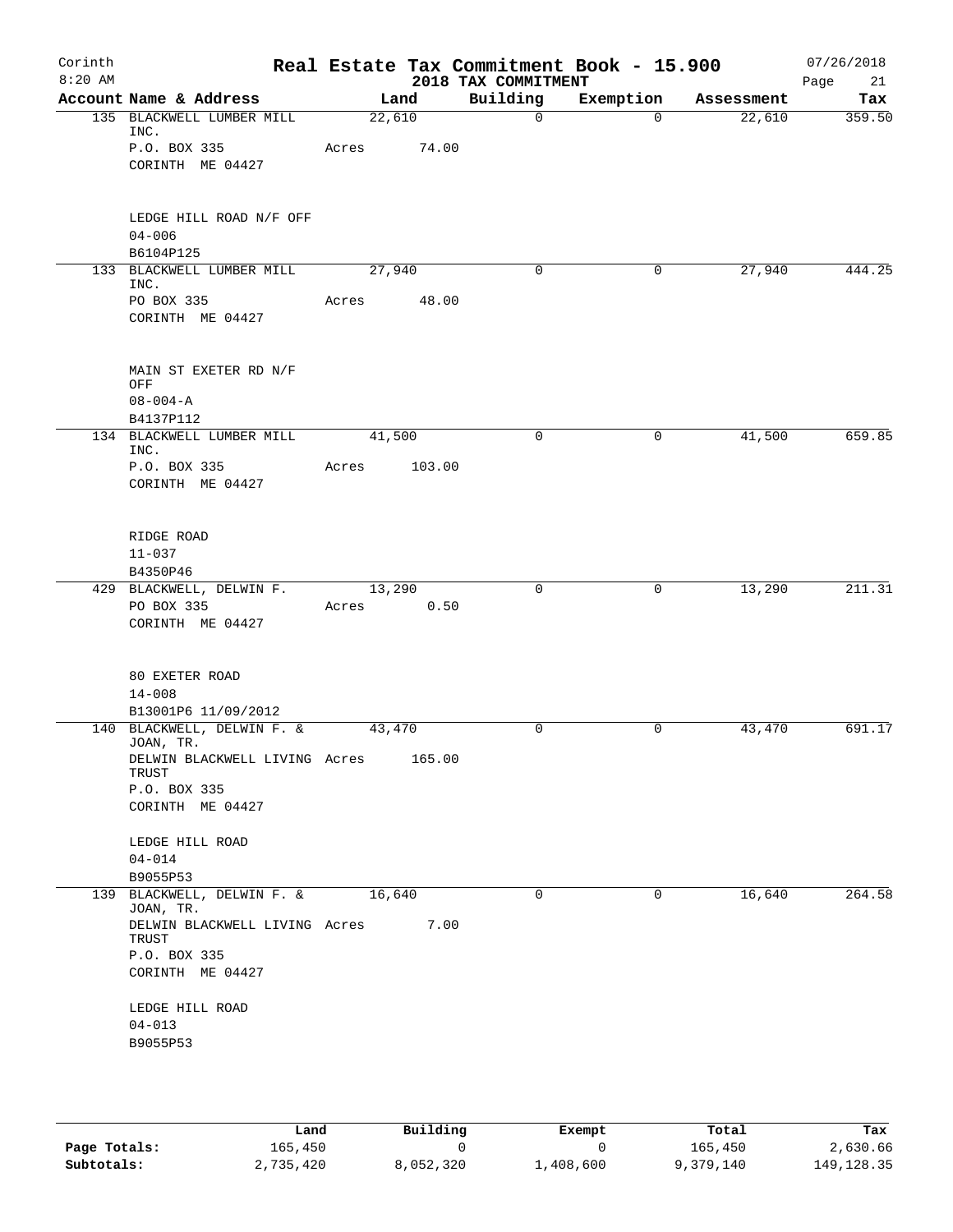# Real Estate Tax Commitment Book - 15.900

## 2018 TAX COMMITMENT

Corinth
8:20 AM

07/26/2018

| Account Name & Address | Land | Building | Exemption | Assessment | Tax |
|---|---|---|---|---|---|
| 135 BLACKWELL LUMBER MILL INC.<br>P.O. BOX 335<br>CORINTH ME 04427<br><br>LEDGE HILL ROAD N/F OFF<br>04-006<br>B6104P125 | 22,610<br>Acres 74.00 | 0 | 0 | 22,610 | 359.50 |
| 133 BLACKWELL LUMBER MILL INC.<br>PO BOX 335<br>CORINTH ME 04427<br><br>MAIN ST EXETER RD N/F OFF<br>08-004-A<br>B4137P112 | 27,940<br>Acres 48.00 | 0 | 0 | 27,940 | 444.25 |
| 134 BLACKWELL LUMBER MILL INC.<br>P.O. BOX 335<br>CORINTH ME 04427<br><br>RIDGE ROAD<br>11-037<br>B4350P46 | 41,500<br>Acres 103.00 | 0 | 0 | 41,500 | 659.85 |
| 429 BLACKWELL, DELWIN F.<br>PO BOX 335<br>CORINTH ME 04427<br><br>80 EXETER ROAD<br>14-008<br>B13001P6 11/09/2012 | 13,290<br>Acres 0.50 | 0 | 0 | 13,290 | 211.31 |
| 140 BLACKWELL, DELWIN F. & JOAN, TR.<br>DELWIN BLACKWELL LIVING TRUST<br>P.O. BOX 335<br>CORINTH ME 04427<br><br>LEDGE HILL ROAD<br>04-014<br>B9055P53 | 43,470<br>Acres 165.00 | 0 | 0 | 43,470 | 691.17 |
| 139 BLACKWELL, DELWIN F. & JOAN, TR.<br>DELWIN BLACKWELL LIVING TRUST<br>P.O. BOX 335<br>CORINTH ME 04427<br><br>LEDGE HILL ROAD<br>04-013<br>B9055P53 | 16,640<br>Acres 7.00 | 0 | 0 | 16,640 | 264.58 |

| | Land | Building | Exempt | Total | Tax |
|---|---|---|---|---|---|
| Page Totals: | 165,450 | 0 | 0 | 165,450 | 2,630.66 |
| Subtotals: | 2,735,420 | 8,052,320 | 1,408,600 | 9,379,140 | 149,128.35 |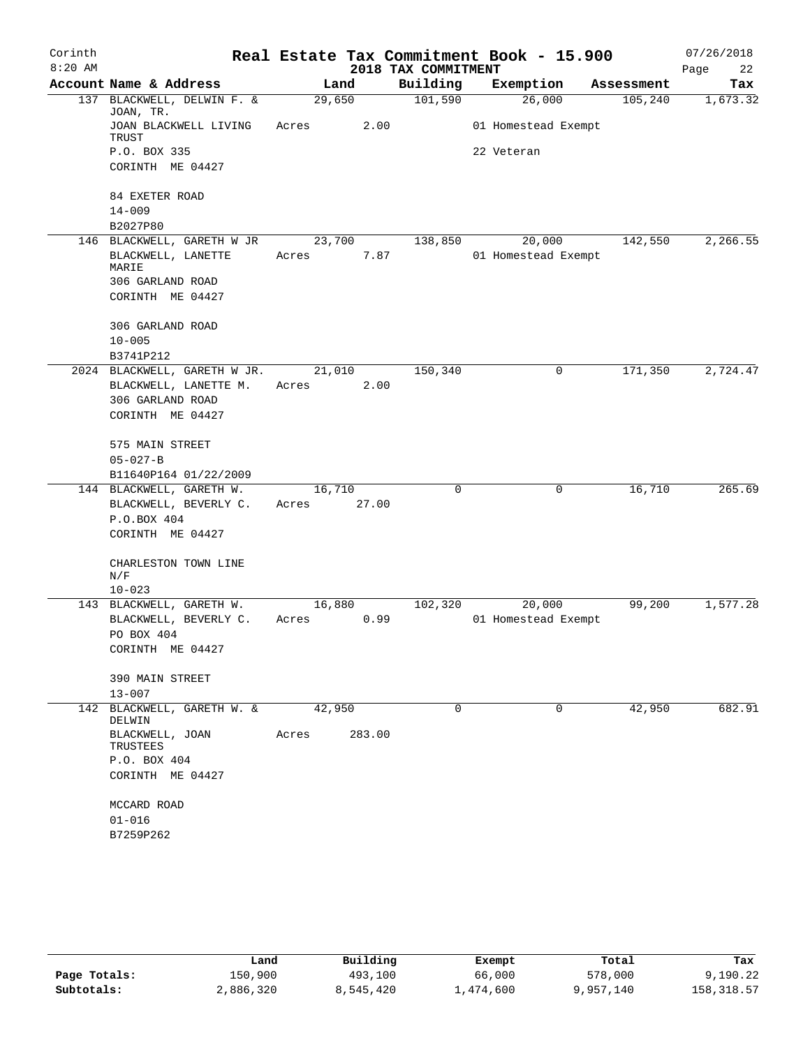# Real Estate Tax Commitment Book - 15.900

## 2018 TAX COMMITMENT

Corinth
8:20 AM

07/26/2018

| Account | Name & Address | Land | Building | Exemption | Assessment | Tax |
|---|---|---|---|---|---|---|
| 137 | BLACKWELL, DELWIN F. & JOAN, TR. | 29,650 | 101,590 | 26,000 | 105,240 | 1,673.32 |
| | JOAN BLACKWELL LIVING TRUST | Acres 2.00 | | 01 Homestead Exempt | | |
| | P.O. BOX 335 | | | 22 Veteran | | |
| | CORINTH ME 04427 | | | | | |
| | 84 EXETER ROAD | | | | | |
| | 14-009 | | | | | |
| | B2027P80 | | | | | |
| 146 | BLACKWELL, GARETH W JR | 23,700 | 138,850 | 20,000 | 142,550 | 2,266.55 |
| | BLACKWELL, LANETTE MARIE | Acres 7.87 | | 01 Homestead Exempt | | |
| | 306 GARLAND ROAD | | | | | |
| | CORINTH ME 04427 | | | | | |
| | 306 GARLAND ROAD | | | | | |
| | 10-005 | | | | | |
| | B3741P212 | | | | | |
| 2024 | BLACKWELL, GARETH W JR. | 21,010 | 150,340 | 0 | 171,350 | 2,724.47 |
| | BLACKWELL, LANETTE M. | Acres 2.00 | | | | |
| | 306 GARLAND ROAD | | | | | |
| | CORINTH ME 04427 | | | | | |
| | 575 MAIN STREET | | | | | |
| | 05-027-B | | | | | |
| | B11640P164 01/22/2009 | | | | | |
| 144 | BLACKWELL, GARETH W. | 16,710 | 0 | 0 | 16,710 | 265.69 |
| | BLACKWELL, BEVERLY C. | Acres 27.00 | | | | |
| | P.O.BOX 404 | | | | | |
| | CORINTH ME 04427 | | | | | |
| | CHARLESTON TOWN LINE N/F | | | | | |
| | 10-023 | | | | | |
| 143 | BLACKWELL, GARETH W. | 16,880 | 102,320 | 20,000 | 99,200 | 1,577.28 |
| | BLACKWELL, BEVERLY C. | Acres 0.99 | | 01 Homestead Exempt | | |
| | PO BOX 404 | | | | | |
| | CORINTH ME 04427 | | | | | |
| | 390 MAIN STREET | | | | | |
| | 13-007 | | | | | |
| 142 | BLACKWELL, GARETH W. & DELWIN | 42,950 | 0 | 0 | 42,950 | 682.91 |
| | BLACKWELL, JOAN TRUSTEES | Acres 283.00 | | | | |
| | P.O. BOX 404 | | | | | |
| | CORINTH ME 04427 | | | | | |
| | MCCARD ROAD | | | | | |
| | 01-016 | | | | | |
| | B7259P262 | | | | | |

| | Land | Building | Exempt | Total | Tax |
|---|---|---|---|---|---|
| Page Totals: | 150,900 | 493,100 | 66,000 | 578,000 | 9,190.22 |
| Subtotals: | 2,886,320 | 8,545,420 | 1,474,600 | 9,957,140 | 158,318.57 |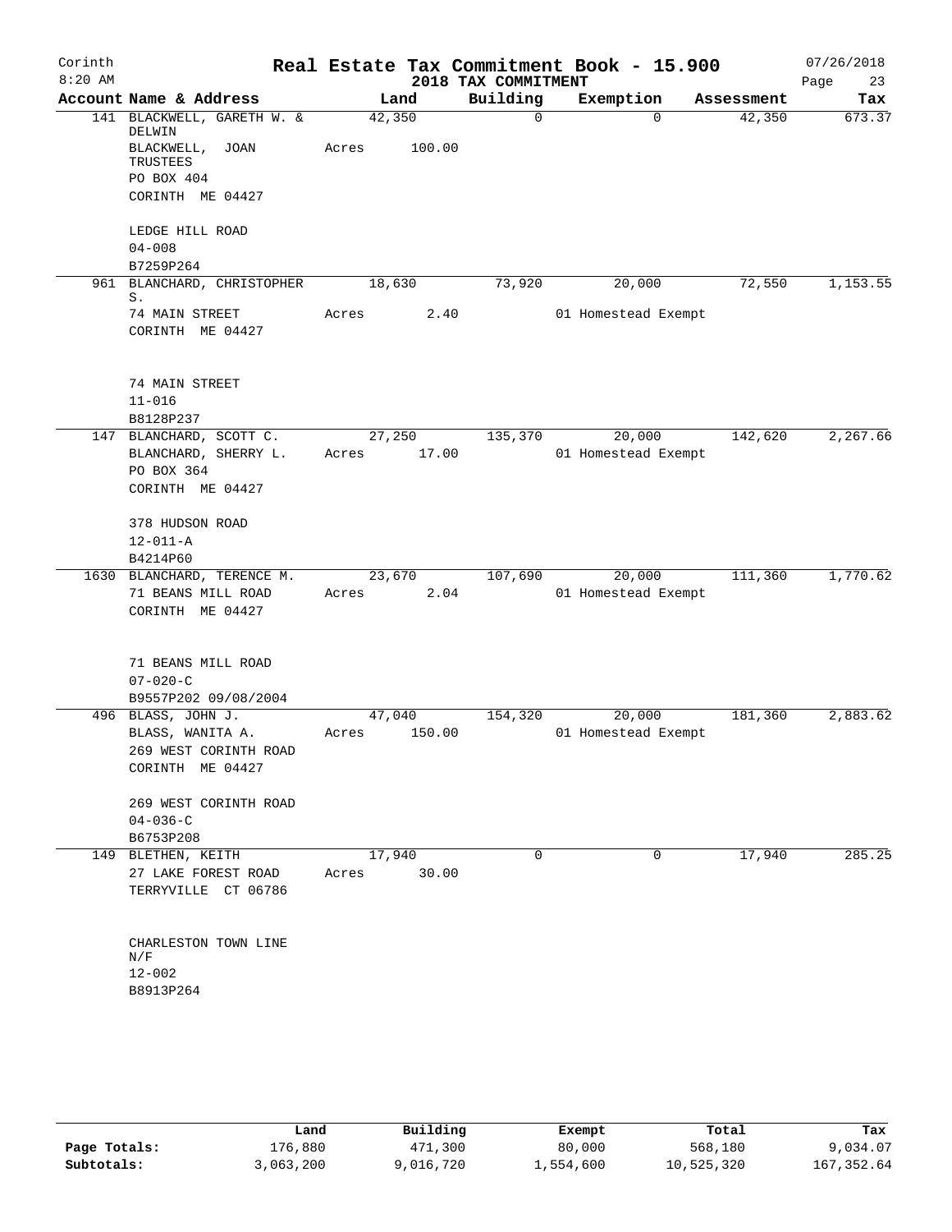# Real Estate Tax Commitment Book - 15.900

Corinth 8:20 AM — 2018 TAX COMMITMENT — 07/26/2018

| Account Name & Address | Land | Building | Exemption | Assessment | Tax |
|---|---|---|---|---|---|
| 141 BLACKWELL, GARETH W. & DELWIN<br>BLACKWELL, JOAN TRUSTEES<br>PO BOX 404<br>CORINTH ME 04427<br><br>LEDGE HILL ROAD<br>04-008<br>B7259P264 | 42,350<br>Acres 100.00 | 0 | 0 | 42,350 | 673.37 |
| 961 BLANCHARD, CHRISTOPHER S.<br>74 MAIN STREET<br>CORINTH ME 04427<br><br>74 MAIN STREET<br>11-016<br>B8128P237 | 18,630<br>Acres 2.40 | 73,920 | 20,000<br>01 Homestead Exempt | 72,550 | 1,153.55 |
| 147 BLANCHARD, SCOTT C.<br>BLANCHARD, SHERRY L.<br>PO BOX 364<br>CORINTH ME 04427<br><br>378 HUDSON ROAD<br>12-011-A<br>B4214P60 | 27,250<br>Acres 17.00 | 135,370 | 20,000<br>01 Homestead Exempt | 142,620 | 2,267.66 |
| 1630 BLANCHARD, TERENCE M.<br>71 BEANS MILL ROAD<br>CORINTH ME 04427<br><br>71 BEANS MILL ROAD<br>07-020-C<br>B9557P202 09/08/2004 | 23,670<br>Acres 2.04 | 107,690 | 20,000<br>01 Homestead Exempt | 111,360 | 1,770.62 |
| 496 BLASS, JOHN J.<br>BLASS, WANITA A.<br>269 WEST CORINTH ROAD<br>CORINTH ME 04427<br><br>269 WEST CORINTH ROAD<br>04-036-C<br>B6753P208 | 47,040<br>Acres 150.00 | 154,320 | 20,000<br>01 Homestead Exempt | 181,360 | 2,883.62 |
| 149 BLETHEN, KEITH<br>27 LAKE FOREST ROAD<br>TERRYVILLE CT 06786<br><br>CHARLESTON TOWN LINE N/F<br>12-002<br>B8913P264 | 17,940<br>Acres 30.00 | 0 | 0 | 17,940 | 285.25 |

| | Land | Building | Exempt | Total | Tax |
|---|---|---|---|---|---|
| Page Totals: | 176,880 | 471,300 | 80,000 | 568,180 | 9,034.07 |
| Subtotals: | 3,063,200 | 9,016,720 | 1,554,600 | 10,525,320 | 167,352.64 |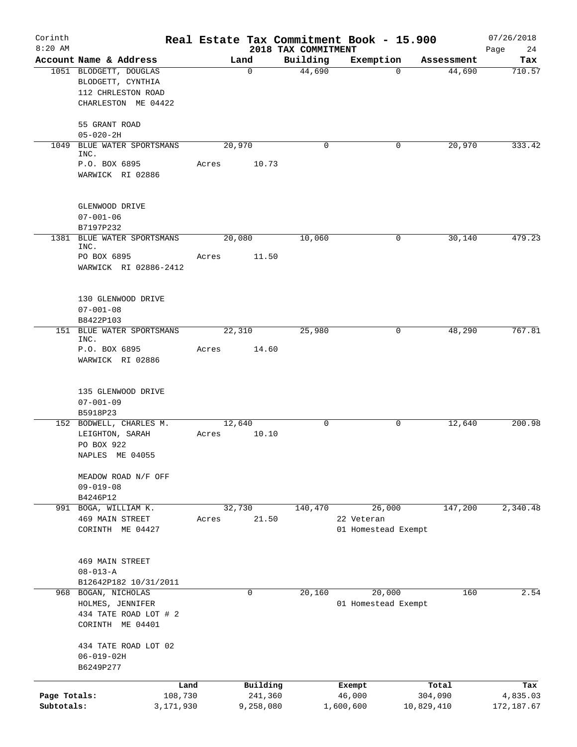Corinth 8:20 AM

# Real Estate Tax Commitment Book - 15.900

## 2018 TAX COMMITMENT

07/26/2018

| Account | Name & Address | Land | Building | Exemption | Assessment | Tax |
|---|---|---|---|---|---|---|
| 1051 | BLODGETT, DOUGLAS<br>BLODGETT, CYNTHIA<br>112 CHRLESTON ROAD<br>CHARLESTON ME 04422<br><br>55 GRANT ROAD<br>05-020-2H | 0 | 44,690 | 0 | 44,690 | 710.57 |
| 1049 | BLUE WATER SPORTSMANS INC.<br>P.O. BOX 6895<br>WARWICK RI 02886<br><br>GLENWOOD DRIVE<br>07-001-06<br>B7197P232 | 20,970<br>Acres 10.73 | 0 | 0 | 20,970 | 333.42 |
| 1381 | BLUE WATER SPORTSMANS INC.<br>PO BOX 6895<br>WARWICK RI 02886-2412<br><br>130 GLENWOOD DRIVE<br>07-001-08<br>B8422P103 | 20,080<br>Acres 11.50 | 10,060 | 0 | 30,140 | 479.23 |
| 151 | BLUE WATER SPORTSMANS INC.<br>P.O. BOX 6895<br>WARWICK RI 02886<br><br>135 GLENWOOD DRIVE<br>07-001-09<br>B5918P23 | 22,310<br>Acres 14.60 | 25,980 | 0 | 48,290 | 767.81 |
| 152 | BODWELL, CHARLES M.<br>LEIGHTON, SARAH<br>PO BOX 922<br>NAPLES ME 04055<br><br>MEADOW ROAD N/F OFF<br>09-019-08<br>B4246P12 | 12,640<br>Acres 10.10 | 0 | 0 | 12,640 | 200.98 |
| 991 | BOGA, WILLIAM K.<br>469 MAIN STREET<br>CORINTH ME 04427<br><br>469 MAIN STREET<br>08-013-A<br>B12642P182 10/31/2011 | 32,730<br>Acres 21.50 | 140,470 | 26,000<br>22 Veteran<br>01 Homestead Exempt | 147,200 | 2,340.48 |
| 968 | BOGAN, NICHOLAS<br>HOLMES, JENNIFER<br>434 TATE ROAD LOT # 2<br>CORINTH ME 04401<br><br>434 TATE ROAD LOT 02<br>06-019-02H<br>B6249P277 | 0 | 20,160 | 20,000<br>01 Homestead Exempt | 160 | 2.54 |

| | Land | Building | Exempt | Total | Tax |
|---|---|---|---|---|---|
| Page Totals: | 108,730 | 241,360 | 46,000 | 304,090 | 4,835.03 |
| Subtotals: | 3,171,930 | 9,258,080 | 1,600,600 | 10,829,410 | 172,187.67 |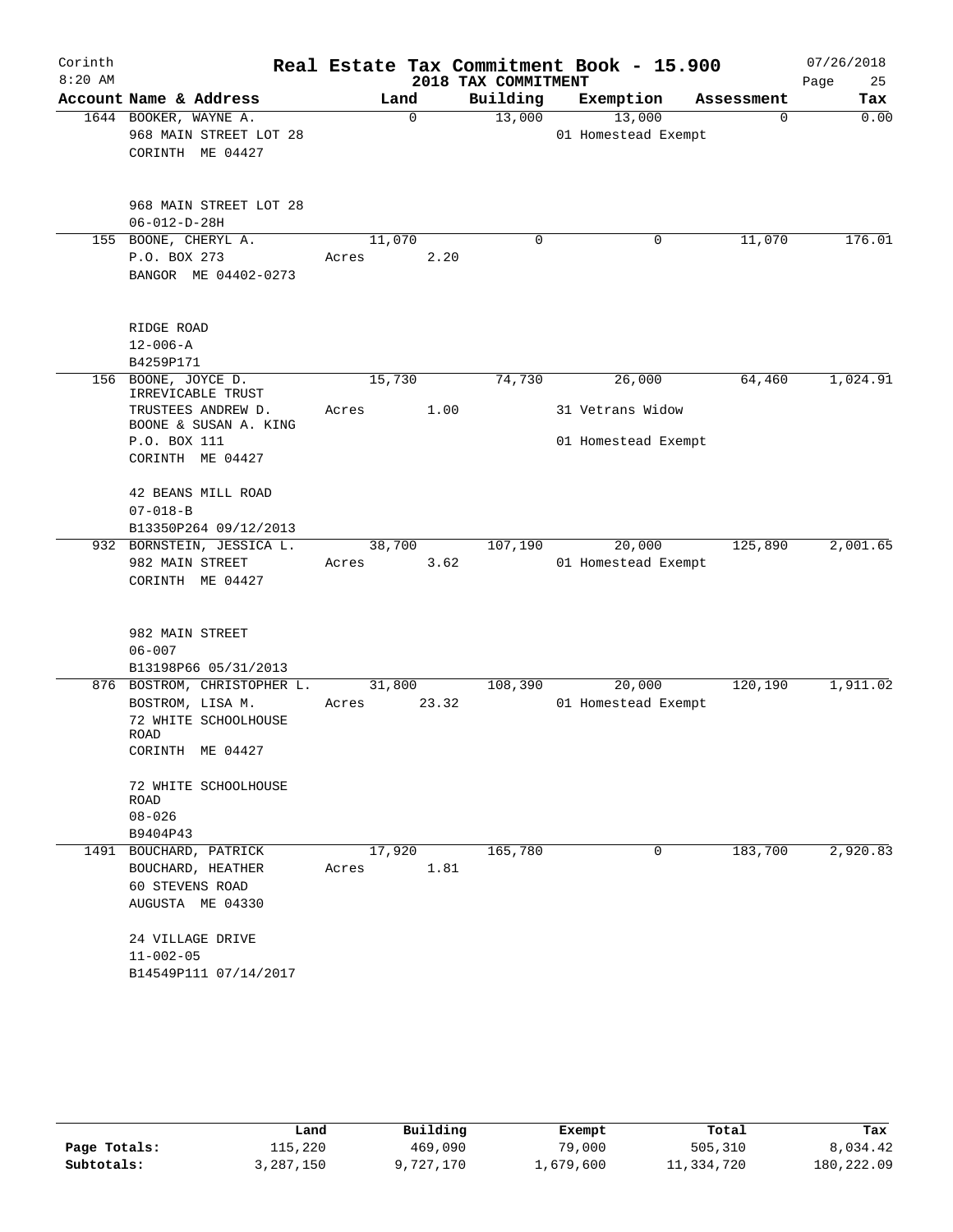# Real Estate Tax Commitment Book - 15.900

Corinth
8:20 AM

2018 TAX COMMITMENT

07/26/2018

| Account Name & Address | Land | Building | Exemption | Assessment | Tax |
|---|---|---|---|---|---|
| 1644 BOOKER, WAYNE A.<br>968 MAIN STREET LOT 28<br>CORINTH ME 04427<br><br>968 MAIN STREET LOT 28<br>06-012-D-28H | 0 | 13,000 | 13,000<br>01 Homestead Exempt | 0 | 0.00 |
| 155 BOONE, CHERYL A.<br>P.O. BOX 273<br>BANGOR ME 04402-0273<br><br>RIDGE ROAD<br>12-006-A<br>B4259P171 | 11,070<br>Acres 2.20 | 0 | 0 | 11,070 | 176.01 |
| 156 BOONE, JOYCE D. IRREVICABLE TRUST<br>TRUSTEES ANDREW D. BOONE & SUSAN A. KING<br>P.O. BOX 111<br>CORINTH ME 04427<br><br>42 BEANS MILL ROAD<br>07-018-B<br>B13350P264 09/12/2013 | 15,730<br>Acres 1.00 | 74,730 | 26,000<br>31 Vetrans Widow<br>01 Homestead Exempt | 64,460 | 1,024.91 |
| 932 BORNSTEIN, JESSICA L.<br>982 MAIN STREET<br>CORINTH ME 04427<br><br>982 MAIN STREET<br>06-007<br>B13198P66 05/31/2013 | 38,700<br>Acres 3.62 | 107,190 | 20,000<br>01 Homestead Exempt | 125,890 | 2,001.65 |
| 876 BOSTROM, CHRISTOPHER L.<br>BOSTROM, LISA M.<br>72 WHITE SCHOOLHOUSE ROAD<br>CORINTH ME 04427<br><br>72 WHITE SCHOOLHOUSE ROAD<br>08-026<br>B9404P43 | 31,800<br>Acres 23.32 | 108,390 | 20,000<br>01 Homestead Exempt | 120,190 | 1,911.02 |
| 1491 BOUCHARD, PATRICK<br>BOUCHARD, HEATHER<br>60 STEVENS ROAD<br>AUGUSTA ME 04330<br><br>24 VILLAGE DRIVE<br>11-002-05<br>B14549P111 07/14/2017 | 17,920<br>Acres 1.81 | 165,780 | 0 | 183,700 | 2,920.83 |

| | Land | Building | Exempt | Total | Tax |
|---|---|---|---|---|---|
| Page Totals: | 115,220 | 469,090 | 79,000 | 505,310 | 8,034.42 |
| Subtotals: | 3,287,150 | 9,727,170 | 1,679,600 | 11,334,720 | 180,222.09 |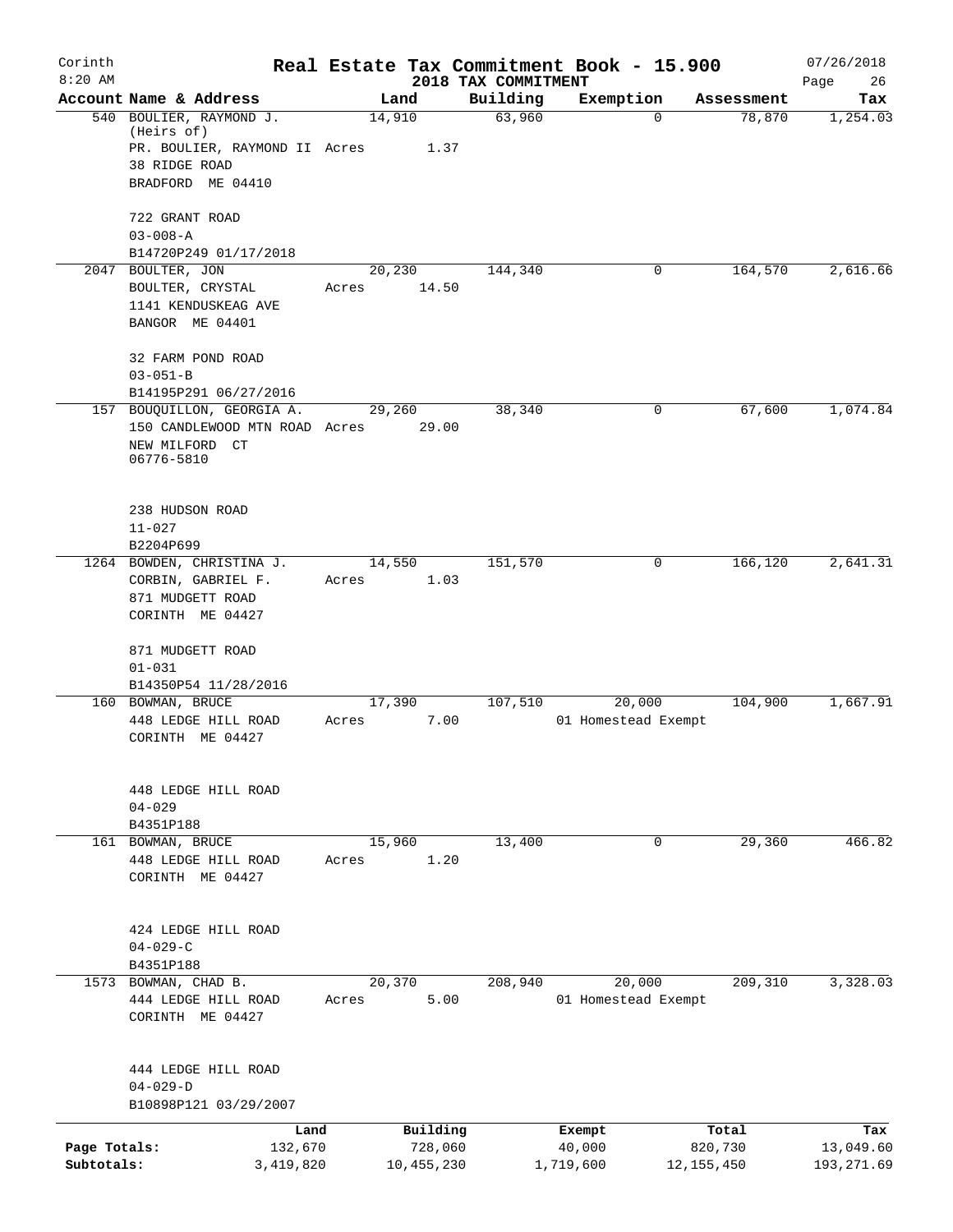# Real Estate Tax Commitment Book - 15.900

Corinth 8:20 AM — 2018 TAX COMMITMENT — 07/26/2018

| Account Name & Address | Land | Building | Exemption | Assessment | Tax |
|---|---|---|---|---|---|
| 540 BOULIER, RAYMOND J. (Heirs of) PR. BOULIER, RAYMOND II 38 RIDGE ROAD BRADFORD ME 04410 722 GRANT ROAD 03-008-A B14720P249 01/17/2018 | 14,910 Acres 1.37 | 63,960 | 0 | 78,870 | 1,254.03 |
| 2047 BOULTER, JON BOULTER, CRYSTAL 1141 KENDUSKEAG AVE BANGOR ME 04401 32 FARM POND ROAD 03-051-B B14195P291 06/27/2016 | 20,230 Acres 14.50 | 144,340 | 0 | 164,570 | 2,616.66 |
| 157 BOUQUILLON, GEORGIA A. 150 CANDLEWOOD MTN ROAD NEW MILFORD CT 06776-5810 238 HUDSON ROAD 11-027 B2204P699 | 29,260 Acres 29.00 | 38,340 | 0 | 67,600 | 1,074.84 |
| 1264 BOWDEN, CHRISTINA J. CORBIN, GABRIEL F. 871 MUDGETT ROAD CORINTH ME 04427 871 MUDGETT ROAD 01-031 B14350P54 11/28/2016 | 14,550 Acres 1.03 | 151,570 | 0 | 166,120 | 2,641.31 |
| 160 BOWMAN, BRUCE 448 LEDGE HILL ROAD CORINTH ME 04427 448 LEDGE HILL ROAD 04-029 B4351P188 | 17,390 Acres 7.00 | 107,510 | 20,000 01 Homestead Exempt | 104,900 | 1,667.91 |
| 161 BOWMAN, BRUCE 448 LEDGE HILL ROAD CORINTH ME 04427 424 LEDGE HILL ROAD 04-029-C B4351P188 | 15,960 Acres 1.20 | 13,400 | 0 | 29,360 | 466.82 |
| 1573 BOWMAN, CHAD B. 444 LEDGE HILL ROAD CORINTH ME 04427 444 LEDGE HILL ROAD 04-029-D B10898P121 03/29/2007 | 20,370 Acres 5.00 | 208,940 | 20,000 01 Homestead Exempt | 209,310 | 3,328.03 |

| | Land | Building | Exempt | Total | Tax |
|---|---|---|---|---|---|
| Page Totals: | 132,670 | 728,060 | 40,000 | 820,730 | 13,049.60 |
| Subtotals: | 3,419,820 | 10,455,230 | 1,719,600 | 12,155,450 | 193,271.69 |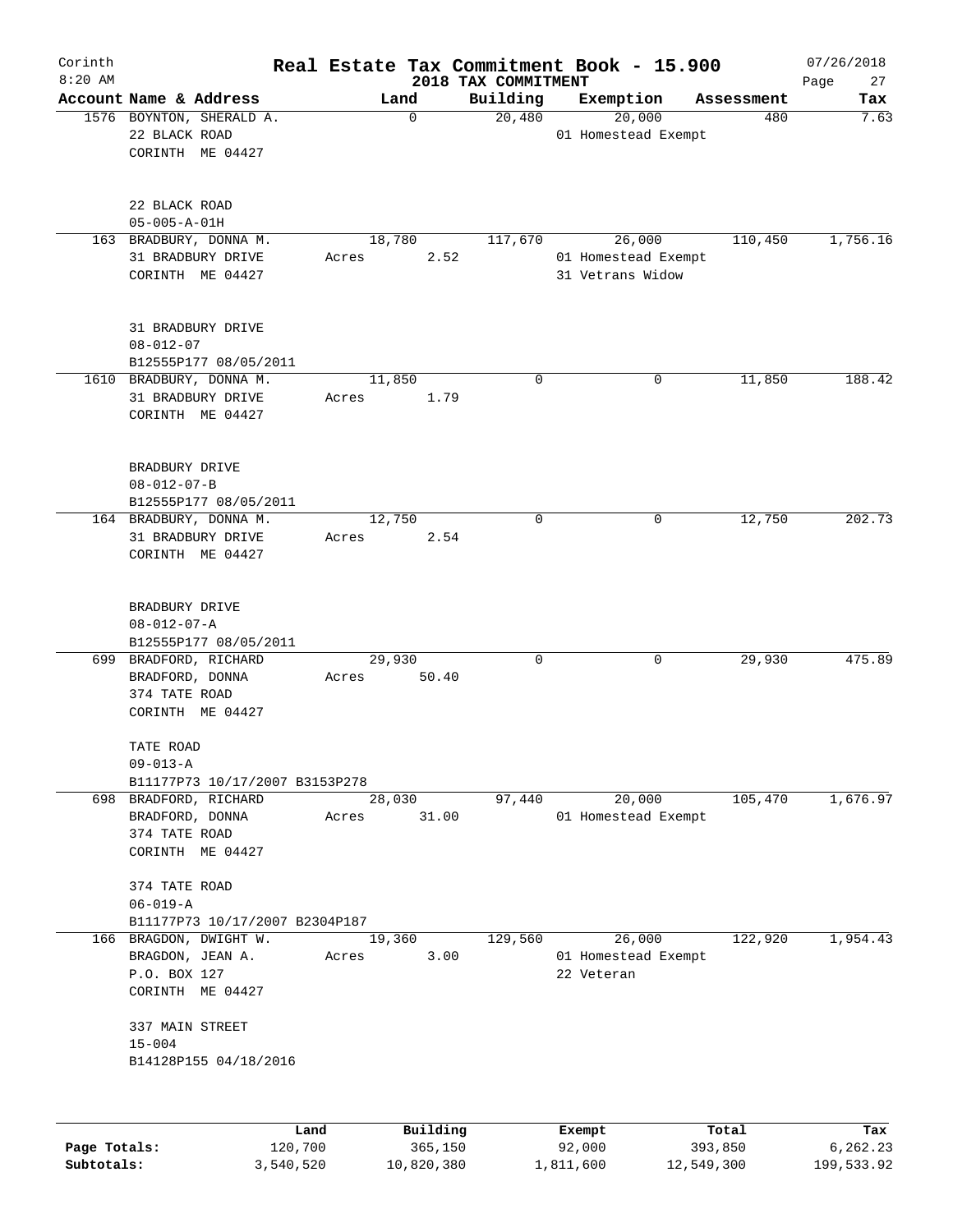# Real Estate Tax Commitment Book - 15.900

## 2018 TAX COMMITMENT

Corinth
8:20 AM

07/26/2018

| Account Name & Address | Land | Building | Exemption | Assessment | Tax |
|---|---|---|---|---|---|
| 1576 BOYNTON, SHERALD A.<br>22 BLACK ROAD<br>CORINTH ME 04427<br><br>22 BLACK ROAD<br>05-005-A-01H | 0 | 20,480 | 20,000<br>01 Homestead Exempt | 480 | 7.63 |
| 163 BRADBURY, DONNA M.<br>31 BRADBURY DRIVE<br>CORINTH ME 04427<br><br>31 BRADBURY DRIVE<br>08-012-07<br>B12555P177 08/05/2011 | 18,780<br>Acres 2.52 | 117,670 | 26,000<br>01 Homestead Exempt<br>31 Vetrans Widow | 110,450 | 1,756.16 |
| 1610 BRADBURY, DONNA M.<br>31 BRADBURY DRIVE<br>CORINTH ME 04427<br><br>BRADBURY DRIVE<br>08-012-07-B<br>B12555P177 08/05/2011 | 11,850<br>Acres 1.79 | 0 | 0 | 11,850 | 188.42 |
| 164 BRADBURY, DONNA M.<br>31 BRADBURY DRIVE<br>CORINTH ME 04427<br><br>BRADBURY DRIVE<br>08-012-07-A<br>B12555P177 08/05/2011 | 12,750<br>Acres 2.54 | 0 | 0 | 12,750 | 202.73 |
| 699 BRADFORD, RICHARD<br>BRADFORD, DONNA<br>374 TATE ROAD<br>CORINTH ME 04427<br><br>TATE ROAD<br>09-013-A<br>B11177P73 10/17/2007 B3153P278 | 29,930<br>Acres 50.40 | 0 | 0 | 29,930 | 475.89 |
| 698 BRADFORD, RICHARD<br>BRADFORD, DONNA<br>374 TATE ROAD<br>CORINTH ME 04427<br><br>374 TATE ROAD<br>06-019-A<br>B11177P73 10/17/2007 B2304P187 | 28,030<br>Acres 31.00 | 97,440 | 20,000<br>01 Homestead Exempt | 105,470 | 1,676.97 |
| 166 BRAGDON, DWIGHT W.<br>BRAGDON, JEAN A.<br>P.O. BOX 127<br>CORINTH ME 04427<br><br>337 MAIN STREET<br>15-004<br>B14128P155 04/18/2016 | 19,360<br>Acres 3.00 | 129,560 | 26,000<br>01 Homestead Exempt<br>22 Veteran | 122,920 | 1,954.43 |

| | Land | Building | Exempt | Total | Tax |
|---|---|---|---|---|---|
| Page Totals: | 120,700 | 365,150 | 92,000 | 393,850 | 6,262.23 |
| Subtotals: | 3,540,520 | 10,820,380 | 1,811,600 | 12,549,300 | 199,533.92 |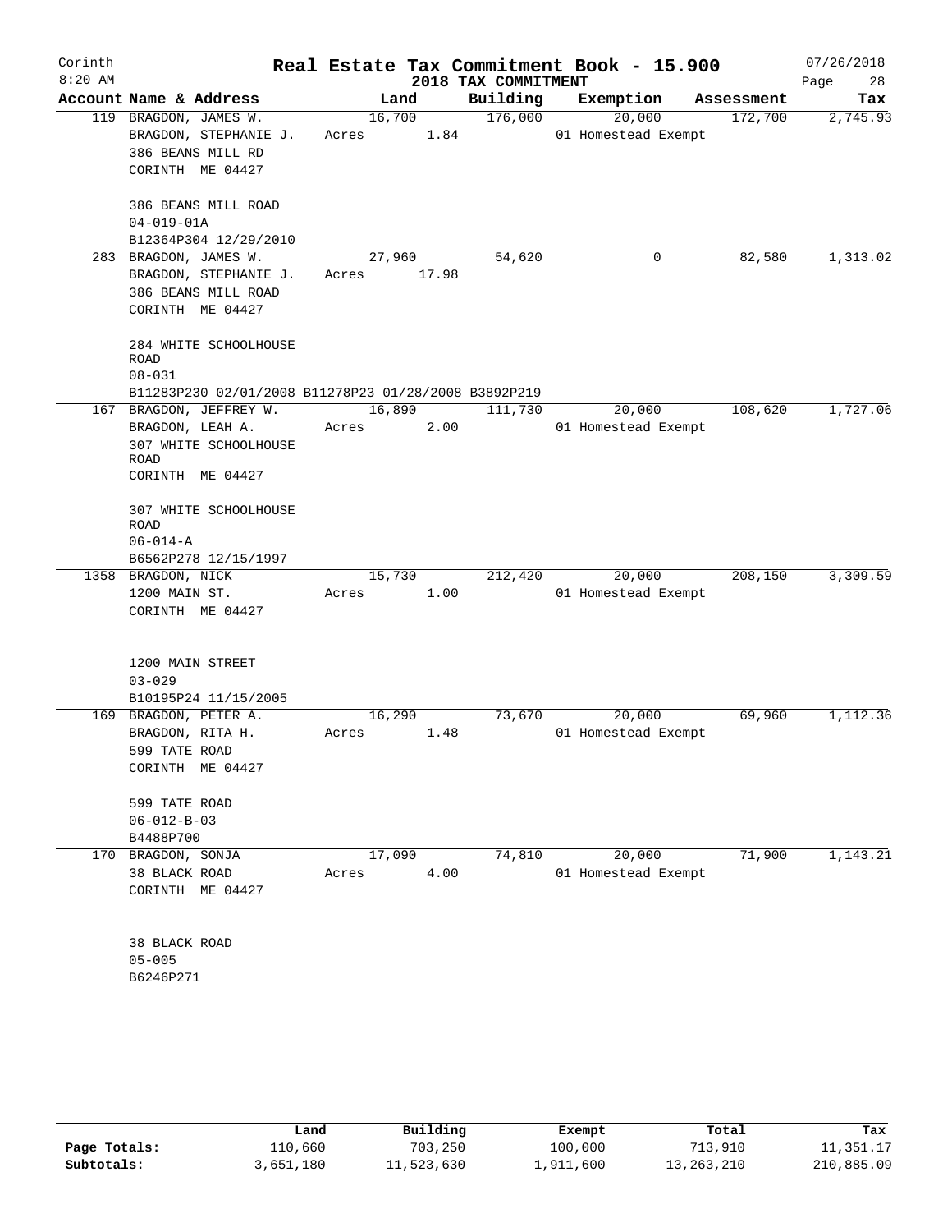# Real Estate Tax Commitment Book - 15.900

Corinth
8:20 AM

2018 TAX COMMITMENT

07/26/2018

| Account Name & Address | Land | Building | Exemption | Assessment | Tax |
|---|---|---|---|---|---|
| 119 BRAGDON, JAMES W.<br>BRAGDON, STEPHANIE J.<br>386 BEANS MILL RD<br>CORINTH ME 04427<br><br>386 BEANS MILL ROAD<br>04-019-01A<br>B12364P304 12/29/2010 | 16,700<br>Acres 1.84 | 176,000 | 20,000<br>01 Homestead Exempt | 172,700 | 2,745.93 |
| 283 BRAGDON, JAMES W.<br>BRAGDON, STEPHANIE J.<br>386 BEANS MILL ROAD<br>CORINTH ME 04427<br><br>284 WHITE SCHOOLHOUSE ROAD<br>08-031<br>B11283P230 02/01/2008 B11278P23 01/28/2008 B3892P219 | 27,960<br>Acres 17.98 | 54,620 | 0 | 82,580 | 1,313.02 |
| 167 BRAGDON, JEFFREY W.<br>BRAGDON, LEAH A.<br>307 WHITE SCHOOLHOUSE ROAD<br>CORINTH ME 04427<br><br>307 WHITE SCHOOLHOUSE ROAD<br>06-014-A<br>B6562P278 12/15/1997 | 16,890<br>Acres 2.00 | 111,730 | 20,000<br>01 Homestead Exempt | 108,620 | 1,727.06 |
| 1358 BRAGDON, NICK<br>1200 MAIN ST.<br>CORINTH ME 04427<br><br>1200 MAIN STREET<br>03-029<br>B10195P24 11/15/2005 | 15,730<br>Acres 1.00 | 212,420 | 20,000<br>01 Homestead Exempt | 208,150 | 3,309.59 |
| 169 BRAGDON, PETER A.<br>BRAGDON, RITA H.<br>599 TATE ROAD<br>CORINTH ME 04427<br><br>599 TATE ROAD<br>06-012-B-03<br>B4488P700 | 16,290<br>Acres 1.48 | 73,670 | 20,000<br>01 Homestead Exempt | 69,960 | 1,112.36 |
| 170 BRAGDON, SONJA<br>38 BLACK ROAD<br>CORINTH ME 04427<br><br>38 BLACK ROAD<br>05-005<br>B6246P271 | 17,090<br>Acres 4.00 | 74,810 | 20,000<br>01 Homestead Exempt | 71,900 | 1,143.21 |

|  | Land | Building | Exempt | Total | Tax |
|---|---|---|---|---|---|
| Page Totals: | 110,660 | 703,250 | 100,000 | 713,910 | 11,351.17 |
| Subtotals: | 3,651,180 | 11,523,630 | 1,911,600 | 13,263,210 | 210,885.09 |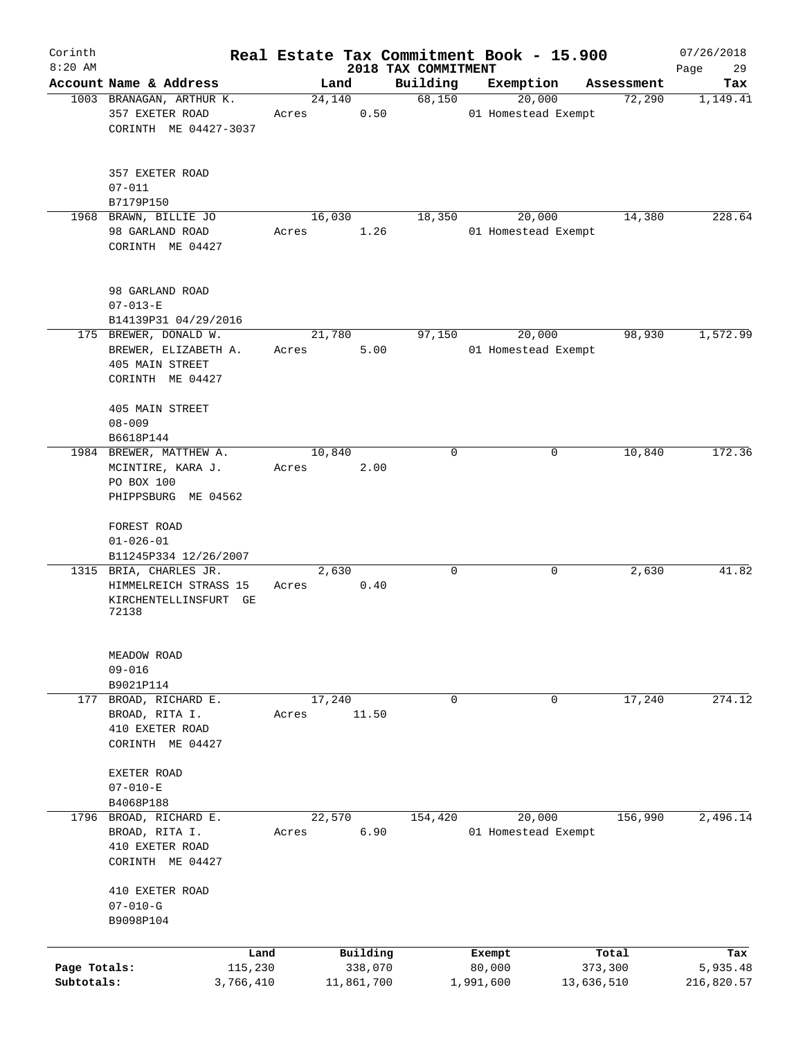Corinth 8:20 AM

# Real Estate Tax Commitment Book - 15.900

## 2018 TAX COMMITMENT

07/26/2018

| Account Name & Address | Land | Building | Exemption | Assessment | Tax |
|---|---|---|---|---|---|
| 1003 BRANAGAN, ARTHUR K.<br>357 EXETER ROAD<br>CORINTH ME 04427-3037<br><br>357 EXETER ROAD<br>07-011<br>B7179P150 | 24,140<br>Acres 0.50 | 68,150 | 20,000<br>01 Homestead Exempt | 72,290 | 1,149.41 |
| 1968 BRAWN, BILLIE JO<br>98 GARLAND ROAD<br>CORINTH ME 04427<br><br>98 GARLAND ROAD<br>07-013-E<br>B14139P31 04/29/2016 | 16,030<br>Acres 1.26 | 18,350 | 20,000<br>01 Homestead Exempt | 14,380 | 228.64 |
| 175 BREWER, DONALD W.<br>BREWER, ELIZABETH A.<br>405 MAIN STREET<br>CORINTH ME 04427<br><br>405 MAIN STREET<br>08-009<br>B6618P144 | 21,780<br>Acres 5.00 | 97,150 | 20,000<br>01 Homestead Exempt | 98,930 | 1,572.99 |
| 1984 BREWER, MATTHEW A.<br>MCINTIRE, KARA J.<br>PO BOX 100<br>PHIPPSBURG ME 04562<br><br>FOREST ROAD<br>01-026-01<br>B11245P334 12/26/2007 | 10,840<br>Acres 2.00 | 0 | 0 | 10,840 | 172.36 |
| 1315 BRIA, CHARLES JR.<br>HIMMELREICH STRASS 15<br>KIRCHENTELLINSFURT GE 72138<br><br>MEADOW ROAD<br>09-016<br>B9021P114 | 2,630<br>Acres 0.40 | 0 | 0 | 2,630 | 41.82 |
| 177 BROAD, RICHARD E.<br>BROAD, RITA I.<br>410 EXETER ROAD<br>CORINTH ME 04427<br><br>EXETER ROAD<br>07-010-E<br>B4068P188 | 17,240<br>Acres 11.50 | 0 | 0 | 17,240 | 274.12 |
| 1796 BROAD, RICHARD E.<br>BROAD, RITA I.<br>410 EXETER ROAD<br>CORINTH ME 04427<br><br>410 EXETER ROAD<br>07-010-G<br>B9098P104 | 22,570<br>Acres 6.90 | 154,420 | 20,000<br>01 Homestead Exempt | 156,990 | 2,496.14 |

| | Land | Building | Exempt | Total | Tax |
|---|---|---|---|---|---|
| Page Totals: | 115,230 | 338,070 | 80,000 | 373,300 | 5,935.48 |
| Subtotals: | 3,766,410 | 11,861,700 | 1,991,600 | 13,636,510 | 216,820.57 |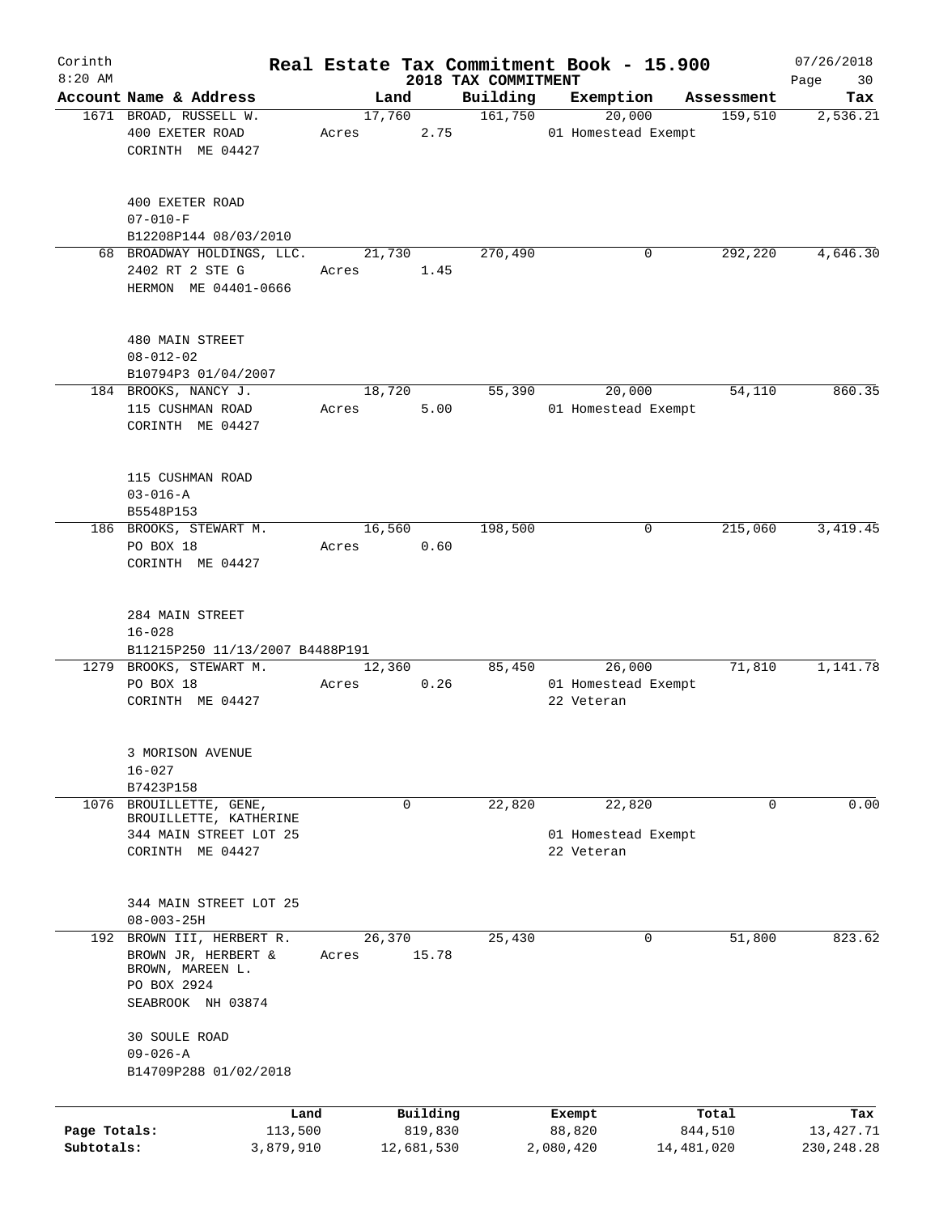# Real Estate Tax Commitment Book - 15.900

Corinth 8:20 AM — 2018 TAX COMMITMENT — 07/26/2018

| Account Name & Address | Land | Building | Exemption | Assessment | Tax |
|---|---|---|---|---|---|
| 1671 BROAD, RUSSELL W.<br>400 EXETER ROAD<br>CORINTH ME 04427<br><br>400 EXETER ROAD<br>07-010-F<br>B12208P144 08/03/2010 | 17,760<br>Acres 2.75 | 161,750 | 20,000<br>01 Homestead Exempt | 159,510 | 2,536.21 |
| 68 BROADWAY HOLDINGS, LLC.<br>2402 RT 2 STE G<br>HERMON ME 04401-0666<br><br>480 MAIN STREET<br>08-012-02<br>B10794P3 01/04/2007 | 21,730<br>Acres 1.45 | 270,490 | 0 | 292,220 | 4,646.30 |
| 184 BROOKS, NANCY J.<br>115 CUSHMAN ROAD<br>CORINTH ME 04427<br><br>115 CUSHMAN ROAD<br>03-016-A<br>B5548P153 | 18,720<br>Acres 5.00 | 55,390 | 20,000<br>01 Homestead Exempt | 54,110 | 860.35 |
| 186 BROOKS, STEWART M.<br>PO BOX 18<br>CORINTH ME 04427<br><br>284 MAIN STREET<br>16-028<br>B11215P250 11/13/2007 B4488P191 | 16,560<br>Acres 0.60 | 198,500 | 0 | 215,060 | 3,419.45 |
| 1279 BROOKS, STEWART M.<br>PO BOX 18<br>CORINTH ME 04427<br><br>3 MORISON AVENUE<br>16-027<br>B7423P158 | 12,360<br>Acres 0.26 | 85,450 | 26,000<br>01 Homestead Exempt<br>22 Veteran | 71,810 | 1,141.78 |
| 1076 BROUILLETTE, GENE,<br>BROUILLETTE, KATHERINE<br>344 MAIN STREET LOT 25<br>CORINTH ME 04427<br><br>344 MAIN STREET LOT 25<br>08-003-25H | 0 | 22,820 | 22,820<br>01 Homestead Exempt<br>22 Veteran | 0 | 0.00 |
| 192 BROWN III, HERBERT R.<br>BROWN JR, HERBERT &<br>BROWN, MAREEN L.<br>PO BOX 2924<br>SEABROOK NH 03874<br><br>30 SOULE ROAD<br>09-026-A<br>B14709P288 01/02/2018 | 26,370<br>Acres 15.78 | 25,430 | 0 | 51,800 | 823.62 |

| | Land | Building | Exempt | Total | Tax |
|---|---|---|---|---|---|
| Page Totals: | 113,500 | 819,830 | 88,820 | 844,510 | 13,427.71 |
| Subtotals: | 3,879,910 | 12,681,530 | 2,080,420 | 14,481,020 | 230,248.28 |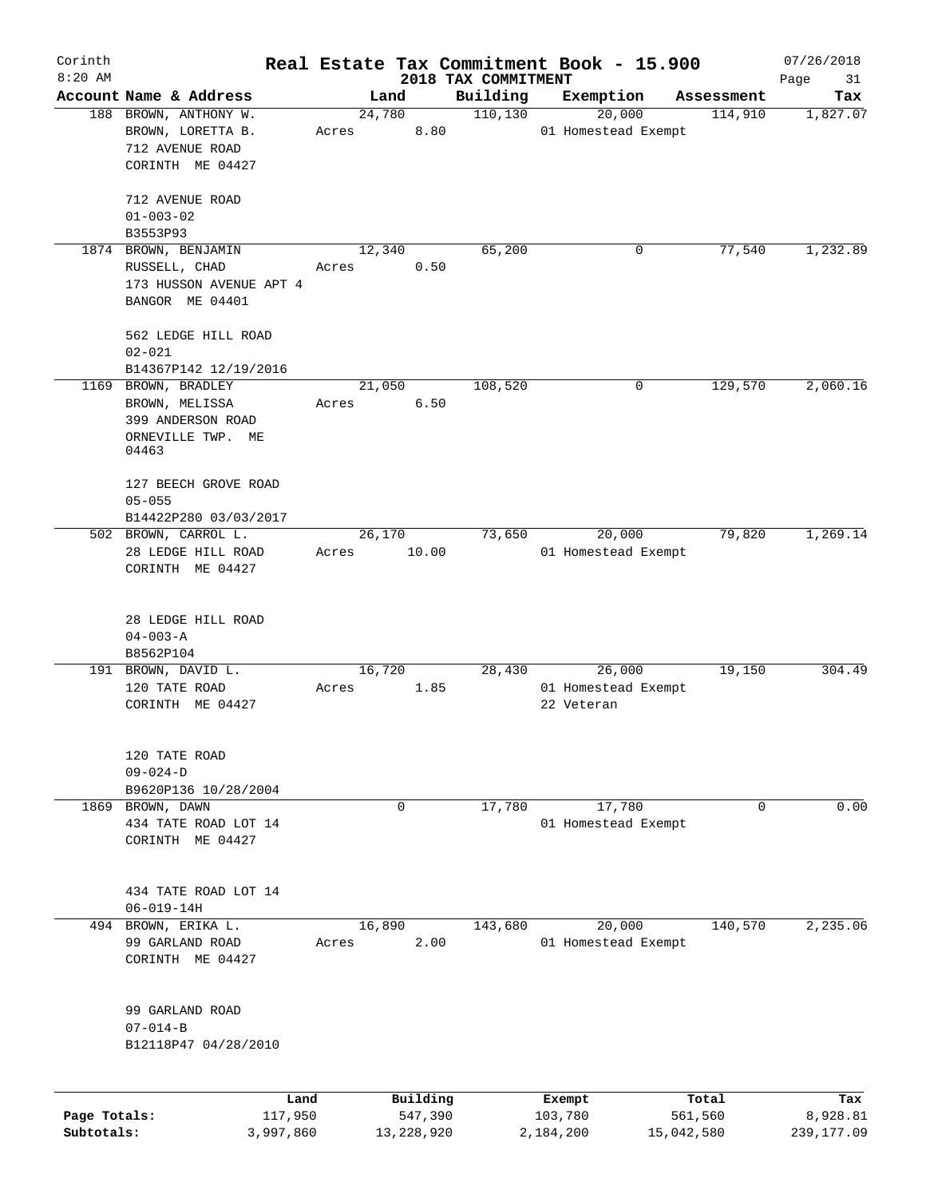# Real Estate Tax Commitment Book - 15.900

## 2018 TAX COMMITMENT

Corinth 8:20 AM — 07/26/2018

| Account | Name & Address | Land | Building | Exemption | Assessment | Tax |
|---|---|---|---|---|---|---|
| 188 | BROWN, ANTHONY W.<br>BROWN, LORETTA B.<br>712 AVENUE ROAD<br>CORINTH ME 04427<br><br>712 AVENUE ROAD<br>01-003-02<br>B3553P93 | 24,780<br>Acres 8.80 | 110,130 | 20,000<br>01 Homestead Exempt | 114,910 | 1,827.07 |
| 1874 | BROWN, BENJAMIN<br>RUSSELL, CHAD<br>173 HUSSON AVENUE APT 4<br>BANGOR ME 04401<br><br>562 LEDGE HILL ROAD<br>02-021<br>B14367P142 12/19/2016 | 12,340<br>Acres 0.50 | 65,200 | 0 | 77,540 | 1,232.89 |
| 1169 | BROWN, BRADLEY<br>BROWN, MELISSA<br>399 ANDERSON ROAD<br>ORNEVILLE TWP. ME 04463<br><br>127 BEECH GROVE ROAD<br>05-055<br>B14422P280 03/03/2017 | 21,050<br>Acres 6.50 | 108,520 | 0 | 129,570 | 2,060.16 |
| 502 | BROWN, CARROL L.<br>28 LEDGE HILL ROAD<br>CORINTH ME 04427<br><br>28 LEDGE HILL ROAD<br>04-003-A<br>B8562P104 | 26,170<br>Acres 10.00 | 73,650 | 20,000<br>01 Homestead Exempt | 79,820 | 1,269.14 |
| 191 | BROWN, DAVID L.<br>120 TATE ROAD<br>CORINTH ME 04427<br><br>120 TATE ROAD<br>09-024-D<br>B9620P136 10/28/2004 | 16,720<br>Acres 1.85 | 28,430 | 26,000<br>01 Homestead Exempt<br>22 Veteran | 19,150 | 304.49 |
| 1869 | BROWN, DAWN<br>434 TATE ROAD LOT 14<br>CORINTH ME 04427<br><br>434 TATE ROAD LOT 14<br>06-019-14H | 0 | 17,780 | 17,780<br>01 Homestead Exempt | 0 | 0.00 |
| 494 | BROWN, ERIKA L.<br>99 GARLAND ROAD<br>CORINTH ME 04427<br><br>99 GARLAND ROAD<br>07-014-B<br>B12118P47 04/28/2010 | 16,890<br>Acres 2.00 | 143,680 | 20,000<br>01 Homestead Exempt | 140,570 | 2,235.06 |

| | Land | Building | Exempt | Total | Tax |
|---|---|---|---|---|---|
| Page Totals: | 117,950 | 547,390 | 103,780 | 561,560 | 8,928.81 |
| Subtotals: | 3,997,860 | 13,228,920 | 2,184,200 | 15,042,580 | 239,177.09 |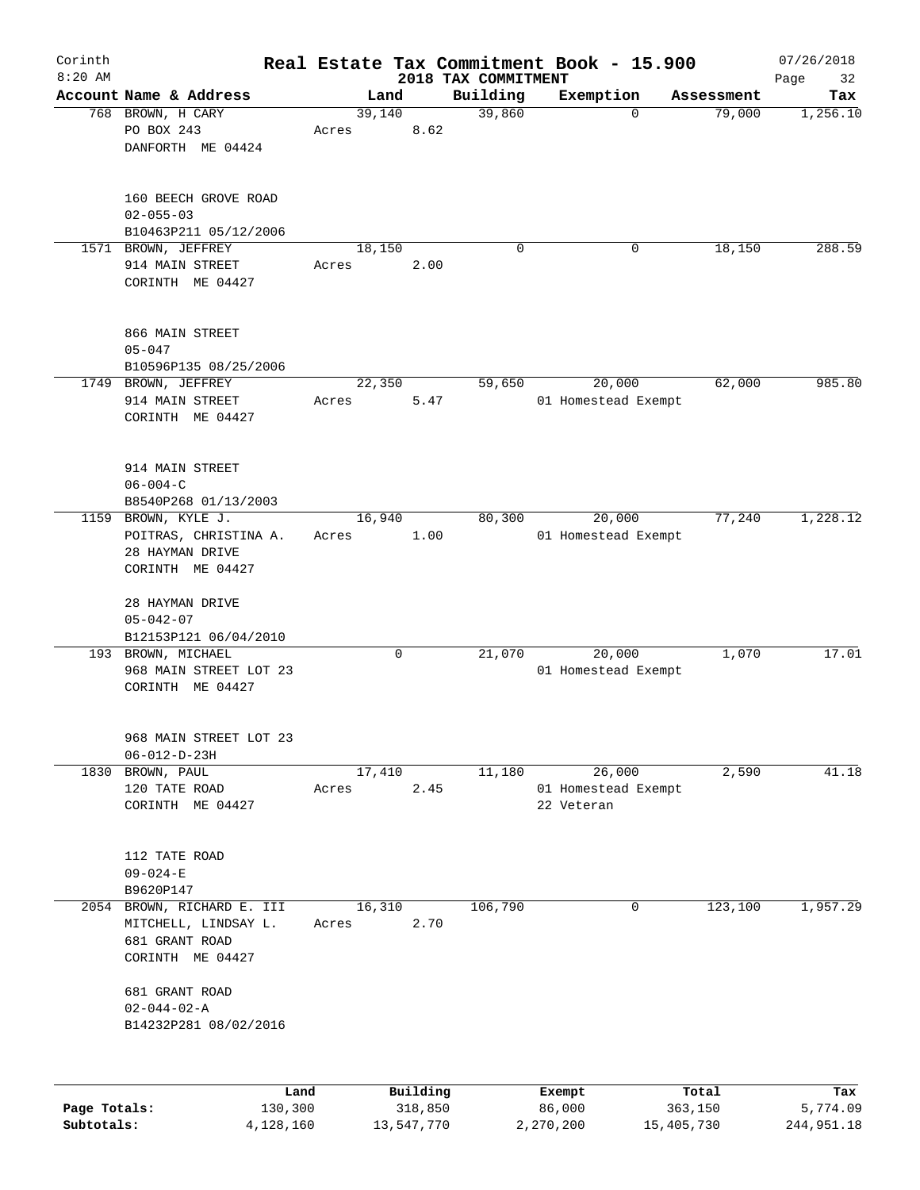Corinth 8:20 AM

# Real Estate Tax Commitment Book - 15.900

## 2018 TAX COMMITMENT

07/26/2018

| Account Name & Address | Land | Building | Exemption | Assessment | Tax |
|---|---|---|---|---|---|
| 768 BROWN, H CARY<br>PO BOX 243<br>DANFORTH ME 04424<br><br>160 BEECH GROVE ROAD<br>02-055-03<br>B10463P211 05/12/2006 | 39,140<br>Acres 8.62 | 39,860 | 0 | 79,000 | 1,256.10 |
| 1571 BROWN, JEFFREY<br>914 MAIN STREET<br>CORINTH ME 04427<br><br>866 MAIN STREET<br>05-047<br>B10596P135 08/25/2006 | 18,150<br>Acres 2.00 | 0 | 0 | 18,150 | 288.59 |
| 1749 BROWN, JEFFREY<br>914 MAIN STREET<br>CORINTH ME 04427<br><br>914 MAIN STREET<br>06-004-C<br>B8540P268 01/13/2003 | 22,350<br>Acres 5.47 | 59,650 | 20,000<br>01 Homestead Exempt | 62,000 | 985.80 |
| 1159 BROWN, KYLE J.<br>POITRAS, CHRISTINA A.<br>28 HAYMAN DRIVE<br>CORINTH ME 04427<br><br>28 HAYMAN DRIVE<br>05-042-07<br>B12153P121 06/04/2010 | 16,940<br>Acres 1.00 | 80,300 | 20,000<br>01 Homestead Exempt | 77,240 | 1,228.12 |
| 193 BROWN, MICHAEL<br>968 MAIN STREET LOT 23<br>CORINTH ME 04427<br><br>968 MAIN STREET LOT 23<br>06-012-D-23H | 0 | 21,070 | 20,000<br>01 Homestead Exempt | 1,070 | 17.01 |
| 1830 BROWN, PAUL<br>120 TATE ROAD<br>CORINTH ME 04427<br><br>112 TATE ROAD<br>09-024-E<br>B9620P147 | 17,410<br>Acres 2.45 | 11,180 | 26,000<br>01 Homestead Exempt<br>22 Veteran | 2,590 | 41.18 |
| 2054 BROWN, RICHARD E. III<br>MITCHELL, LINDSAY L.<br>681 GRANT ROAD<br>CORINTH ME 04427<br><br>681 GRANT ROAD<br>02-044-02-A<br>B14232P281 08/02/2016 | 16,310<br>Acres 2.70 | 106,790 | 0 | 123,100 | 1,957.29 |

| | Land | Building | Exempt | Total | Tax |
|---|---|---|---|---|---|
| Page Totals: | 130,300 | 318,850 | 86,000 | 363,150 | 5,774.09 |
| Subtotals: | 4,128,160 | 13,547,770 | 2,270,200 | 15,405,730 | 244,951.18 |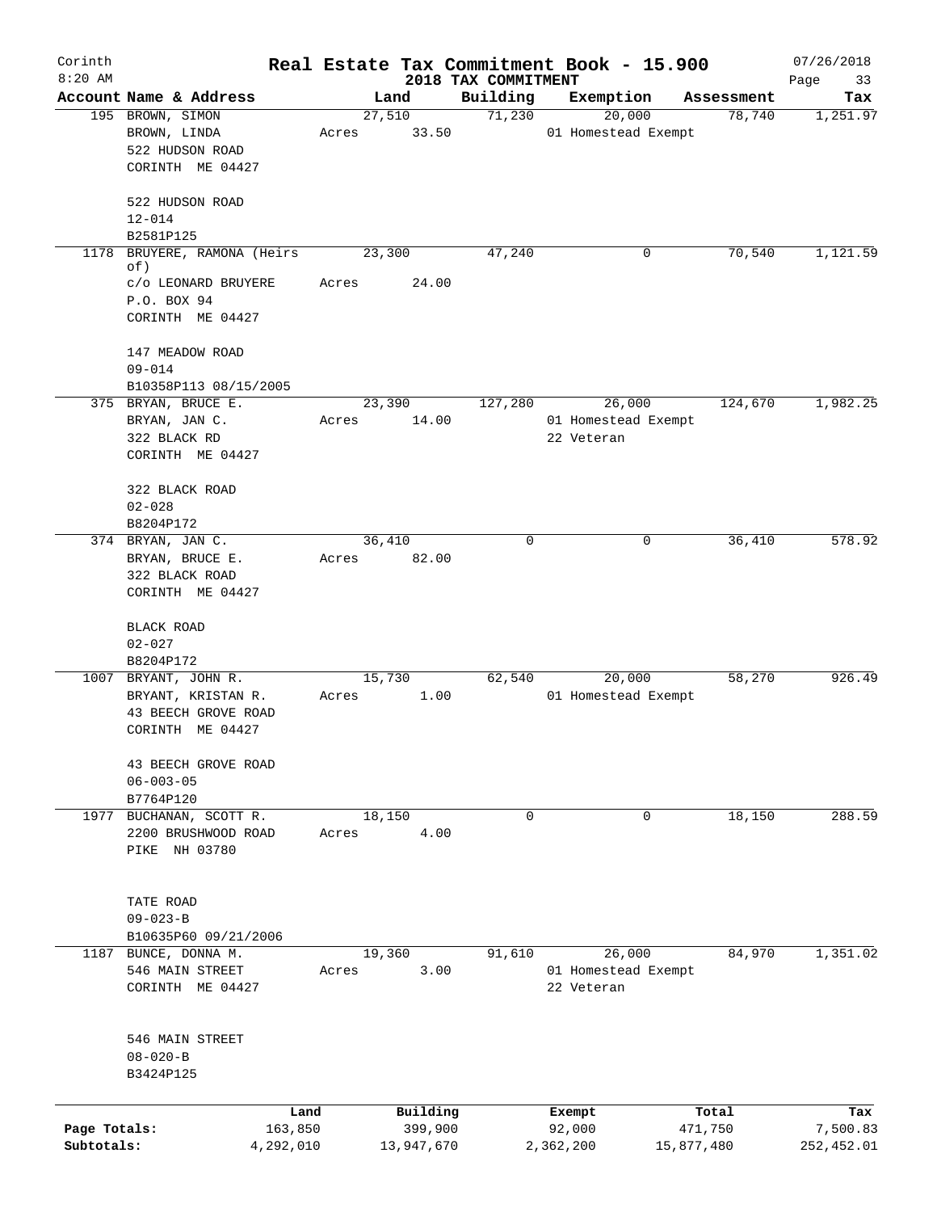# Real Estate Tax Commitment Book - 15.900

## 2018 TAX COMMITMENT

Corinth
8:20 AM

07/26/2018

| Account Name & Address | Land | Building | Exemption | Assessment | Tax |
|---|---|---|---|---|---|
| 195 BROWN, SIMON<br>BROWN, LINDA<br>522 HUDSON ROAD<br>CORINTH ME 04427<br><br>522 HUDSON ROAD<br>12-014<br>B2581P125 | 27,510<br>Acres 33.50 | 71,230 | 20,000<br>01 Homestead Exempt | 78,740 | 1,251.97 |
| 1178 BRUYERE, RAMONA (Heirs of)<br>c/o LEONARD BRUYERE<br>P.O. BOX 94<br>CORINTH ME 04427<br><br>147 MEADOW ROAD<br>09-014<br>B10358P113 08/15/2005 | 23,300<br>Acres 24.00 | 47,240 | 0 | 70,540 | 1,121.59 |
| 375 BRYAN, BRUCE E.<br>BRYAN, JAN C.<br>322 BLACK RD<br>CORINTH ME 04427<br><br>322 BLACK ROAD<br>02-028<br>B8204P172 | 23,390<br>Acres 14.00 | 127,280 | 26,000<br>01 Homestead Exempt<br>22 Veteran | 124,670 | 1,982.25 |
| 374 BRYAN, JAN C.<br>BRYAN, BRUCE E.<br>322 BLACK ROAD<br>CORINTH ME 04427<br><br>BLACK ROAD<br>02-027<br>B8204P172 | 36,410<br>Acres 82.00 | 0 | 0 | 36,410 | 578.92 |
| 1007 BRYANT, JOHN R.<br>BRYANT, KRISTAN R.<br>43 BEECH GROVE ROAD<br>CORINTH ME 04427<br><br>43 BEECH GROVE ROAD<br>06-003-05<br>B7764P120 | 15,730<br>Acres 1.00 | 62,540 | 20,000<br>01 Homestead Exempt | 58,270 | 926.49 |
| 1977 BUCHANAN, SCOTT R.<br>2200 BRUSHWOOD ROAD<br>PIKE NH 03780<br><br>TATE ROAD<br>09-023-B<br>B10635P60 09/21/2006 | 18,150<br>Acres 4.00 | 0 | 0 | 18,150 | 288.59 |
| 1187 BUNCE, DONNA M.<br>546 MAIN STREET<br>CORINTH ME 04427<br><br>546 MAIN STREET<br>08-020-B<br>B3424P125 | 19,360<br>Acres 3.00 | 91,610 | 26,000<br>01 Homestead Exempt<br>22 Veteran | 84,970 | 1,351.02 |

| | Land | Building | Exempt | Total | Tax |
|---|---|---|---|---|---|
| Page Totals: | 163,850 | 399,900 | 92,000 | 471,750 | 7,500.83 |
| Subtotals: | 4,292,010 | 13,947,670 | 2,362,200 | 15,877,480 | 252,452.01 |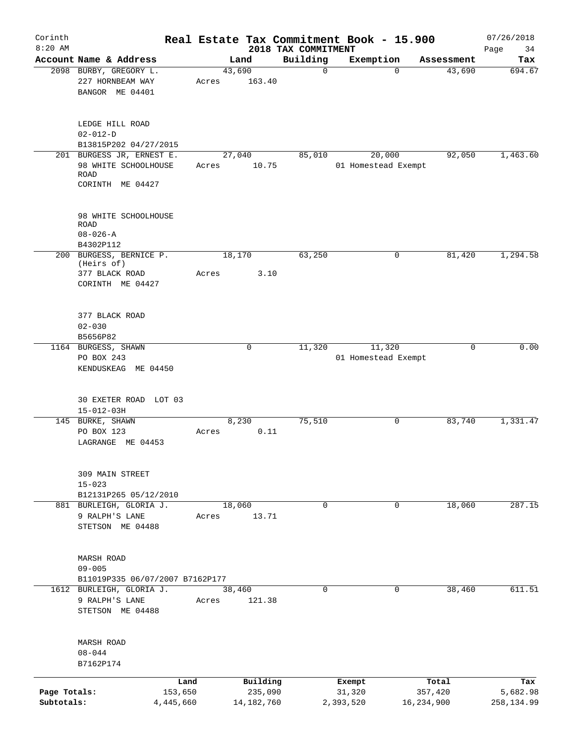# Corinth — Real Estate Tax Commitment Book - 15.900

8:20 AM — 2018 TAX COMMITMENT — 07/26/2018

| Account | Name & Address | Land | Building | Exemption | Assessment | Tax |
|---|---|---|---|---|---|---|
| 2098 | BURBY, GREGORY L.<br>227 HORNBEAM WAY<br>BANGOR ME 04401<br><br>LEDGE HILL ROAD<br>02-012-D<br>B13815P202 04/27/2015 | 43,690<br>Acres 163.40 | 0 | 0 | 43,690 | 694.67 |
| 201 | BURGESS JR, ERNEST E.<br>98 WHITE SCHOOLHOUSE ROAD<br>CORINTH ME 04427<br><br>98 WHITE SCHOOLHOUSE ROAD<br>08-026-A<br>B4302P112 | 27,040<br>Acres 10.75 | 85,010 | 20,000<br>01 Homestead Exempt | 92,050 | 1,463.60 |
| 200 | BURGESS, BERNICE P. (Heirs of)<br>377 BLACK ROAD<br>CORINTH ME 04427<br><br>377 BLACK ROAD<br>02-030<br>B5656P82 | 18,170<br>Acres 3.10 | 63,250 | 0 | 81,420 | 1,294.58 |
| 1164 | BURGESS, SHAWN<br>PO BOX 243<br>KENDUSKEAG ME 04450<br><br>30 EXETER ROAD LOT 03<br>15-012-03H | 0 | 11,320 | 11,320<br>01 Homestead Exempt | 0 | 0.00 |
| 145 | BURKE, SHAWN<br>PO BOX 123<br>LAGRANGE ME 04453<br><br>309 MAIN STREET<br>15-023<br>B12131P265 05/12/2010 | 8,230<br>Acres 0.11 | 75,510 | 0 | 83,740 | 1,331.47 |
| 881 | BURLEIGH, GLORIA J.<br>9 RALPH'S LANE<br>STETSON ME 04488<br><br>MARSH ROAD<br>09-005<br>B11019P335 06/07/2007 B7162P177 | 18,060<br>Acres 13.71 | 0 | 0 | 18,060 | 287.15 |
| 1612 | BURLEIGH, GLORIA J.<br>9 RALPH'S LANE<br>STETSON ME 04488<br><br>MARSH ROAD<br>08-044<br>B7162P174 | 38,460<br>Acres 121.38 | 0 | 0 | 38,460 | 611.51 |

| | Land | Building | Exempt | Total | Tax |
|---|---|---|---|---|---|
| Page Totals: | 153,650 | 235,090 | 31,320 | 357,420 | 5,682.98 |
| Subtotals: | 4,445,660 | 14,182,760 | 2,393,520 | 16,234,900 | 258,134.99 |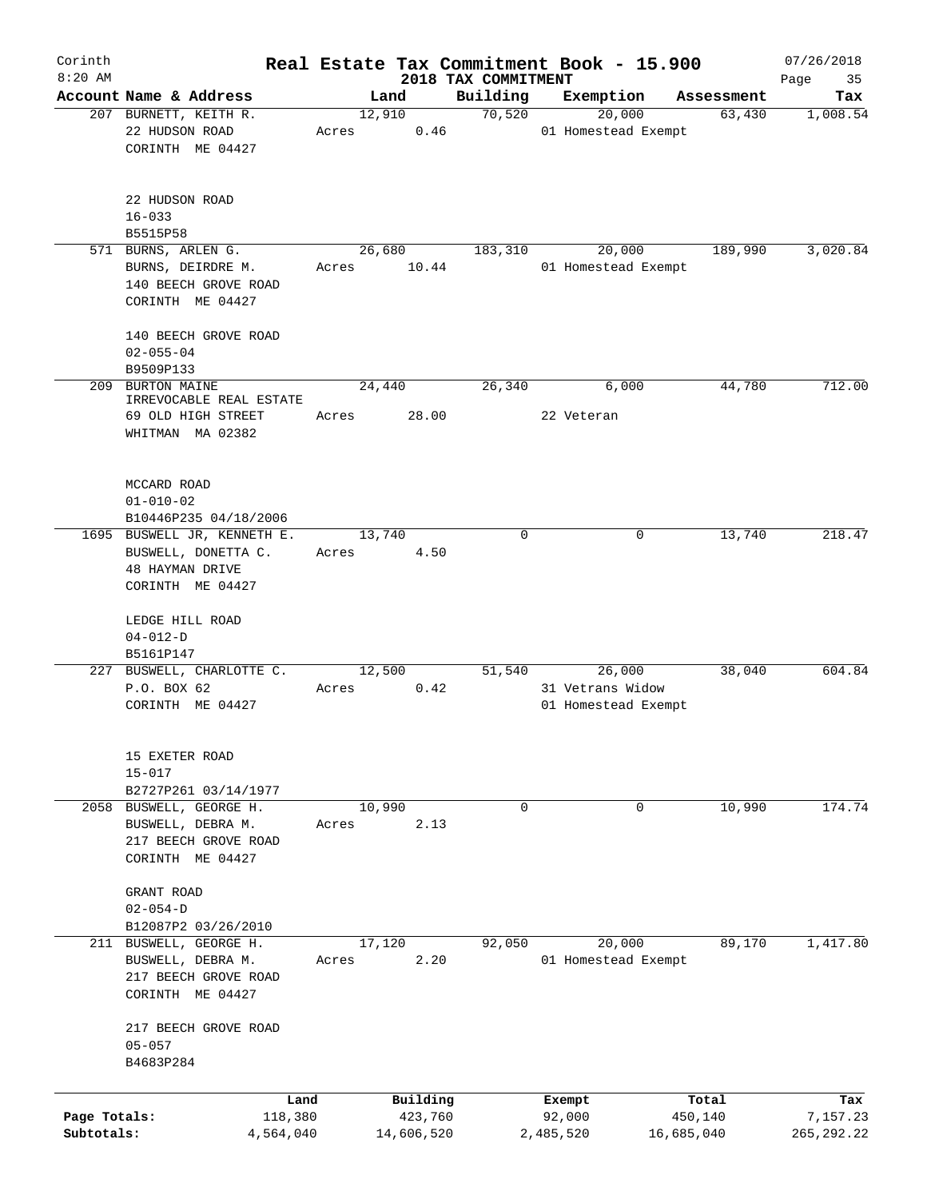# Real Estate Tax Commitment Book - 15.900

Corinth
8:20 AM

2018 TAX COMMITMENT

07/26/2018

| Account Name & Address | Land | Building | Exemption | Assessment | Tax |
|---|---|---|---|---|---|
| 207 BURNETT, KEITH R.<br>22 HUDSON ROAD<br>CORINTH ME 04427<br><br>22 HUDSON ROAD<br>16-033<br>B5515P58 | 12,910<br>Acres 0.46 | 70,520 | 20,000<br>01 Homestead Exempt | 63,430 | 1,008.54 |
| 571 BURNS, ARLEN G.<br>BURNS, DEIRDRE M.<br>140 BEECH GROVE ROAD<br>CORINTH ME 04427<br><br>140 BEECH GROVE ROAD<br>02-055-04<br>B9509P133 | 26,680<br>Acres 10.44 | 183,310 | 20,000<br>01 Homestead Exempt | 189,990 | 3,020.84 |
| 209 BURTON MAINE<br>IRREVOCABLE REAL ESTATE<br>69 OLD HIGH STREET<br>WHITMAN MA 02382<br><br>MCCARD ROAD<br>01-010-02<br>B10446P235 04/18/2006 | 24,440<br>Acres 28.00 | 26,340 | 6,000<br>22 Veteran | 44,780 | 712.00 |
| 1695 BUSWELL JR, KENNETH E.<br>BUSWELL, DONETTA C.<br>48 HAYMAN DRIVE<br>CORINTH ME 04427<br><br>LEDGE HILL ROAD<br>04-012-D<br>B5161P147 | 13,740<br>Acres 4.50 | 0 | 0 | 13,740 | 218.47 |
| 227 BUSWELL, CHARLOTTE C.<br>P.O. BOX 62<br>CORINTH ME 04427<br><br>15 EXETER ROAD<br>15-017<br>B2727P261 03/14/1977 | 12,500<br>Acres 0.42 | 51,540 | 26,000<br>31 Vetrans Widow<br>01 Homestead Exempt | 38,040 | 604.84 |
| 2058 BUSWELL, GEORGE H.<br>BUSWELL, DEBRA M.<br>217 BEECH GROVE ROAD<br>CORINTH ME 04427<br><br>GRANT ROAD<br>02-054-D<br>B12087P2 03/26/2010 | 10,990<br>Acres 2.13 | 0 | 0 | 10,990 | 174.74 |
| 211 BUSWELL, GEORGE H.<br>BUSWELL, DEBRA M.<br>217 BEECH GROVE ROAD<br>CORINTH ME 04427<br><br>217 BEECH GROVE ROAD<br>05-057<br>B4683P284 | 17,120<br>Acres 2.20 | 92,050 | 20,000<br>01 Homestead Exempt | 89,170 | 1,417.80 |

| | Land | Building | Exempt | Total | Tax |
|---|---|---|---|---|---|
| Page Totals: | 118,380 | 423,760 | 92,000 | 450,140 | 7,157.23 |
| Subtotals: | 4,564,040 | 14,606,520 | 2,485,520 | 16,685,040 | 265,292.22 |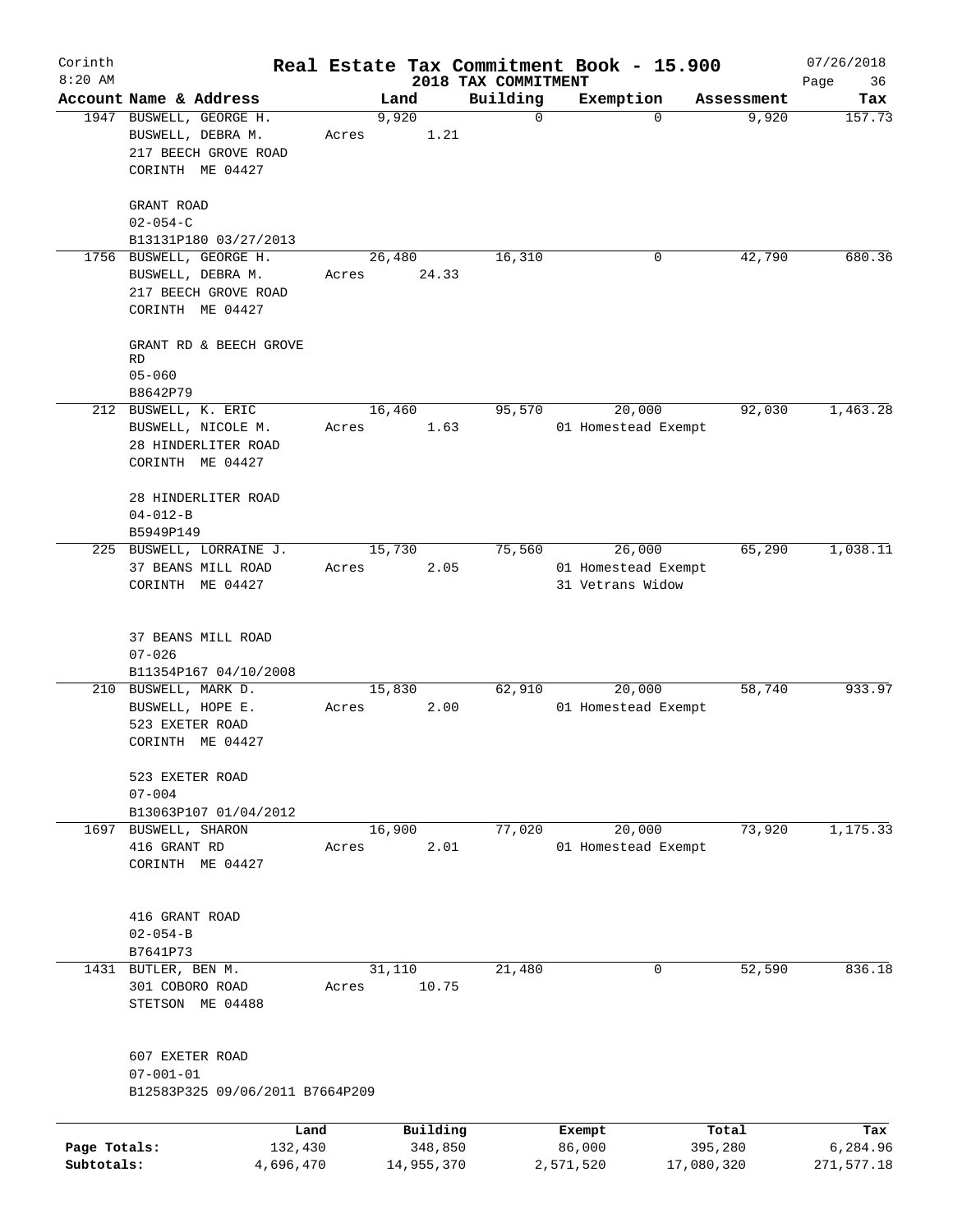# Corinth — Real Estate Tax Commitment Book - 15.900

8:20 AM — 2018 TAX COMMITMENT — 07/26/2018 — Page 36

| Account Name & Address | Land | Building | Exemption | Assessment | Tax |
|---|---|---|---|---|---|
| 1947 BUSWELL, GEORGE H.<br>BUSWELL, DEBRA M.<br>217 BEECH GROVE ROAD<br>CORINTH ME 04427<br><br>GRANT ROAD<br>02-054-C<br>B13131P180 03/27/2013 | 9,920<br>Acres 1.21 | 0 | 0 | 9,920 | 157.73 |
| 1756 BUSWELL, GEORGE H.<br>BUSWELL, DEBRA M.<br>217 BEECH GROVE ROAD<br>CORINTH ME 04427<br><br>GRANT RD & BEECH GROVE RD<br>05-060<br>B8642P79 | 26,480<br>Acres 24.33 | 16,310 | 0 | 42,790 | 680.36 |
| 212 BUSWELL, K. ERIC<br>BUSWELL, NICOLE M.<br>28 HINDERLITER ROAD<br>CORINTH ME 04427<br><br>28 HINDERLITER ROAD<br>04-012-B<br>B5949P149 | 16,460<br>Acres 1.63 | 95,570 | 20,000<br>01 Homestead Exempt | 92,030 | 1,463.28 |
| 225 BUSWELL, LORRAINE J.<br>37 BEANS MILL ROAD<br>CORINTH ME 04427<br><br>37 BEANS MILL ROAD<br>07-026<br>B11354P167 04/10/2008 | 15,730<br>Acres 2.05 | 75,560 | 26,000<br>01 Homestead Exempt<br>31 Vetrans Widow | 65,290 | 1,038.11 |
| 210 BUSWELL, MARK D.<br>BUSWELL, HOPE E.<br>523 EXETER ROAD<br>CORINTH ME 04427<br><br>523 EXETER ROAD<br>07-004<br>B13063P107 01/04/2012 | 15,830<br>Acres 2.00 | 62,910 | 20,000<br>01 Homestead Exempt | 58,740 | 933.97 |
| 1697 BUSWELL, SHARON<br>416 GRANT RD<br>CORINTH ME 04427<br><br>416 GRANT ROAD<br>02-054-B<br>B7641P73 | 16,900<br>Acres 2.01 | 77,020 | 20,000<br>01 Homestead Exempt | 73,920 | 1,175.33 |
| 1431 BUTLER, BEN M.<br>301 COBORO ROAD<br>STETSON ME 04488<br><br>607 EXETER ROAD<br>07-001-01<br>B12583P325 09/06/2011 B7664P209 | 31,110<br>Acres 10.75 | 21,480 | 0 | 52,590 | 836.18 |

| | Land | Building | Exempt | Total | Tax |
|---|---|---|---|---|---|
| Page Totals: | 132,430 | 348,850 | 86,000 | 395,280 | 6,284.96 |
| Subtotals: | 4,696,470 | 14,955,370 | 2,571,520 | 17,080,320 | 271,577.18 |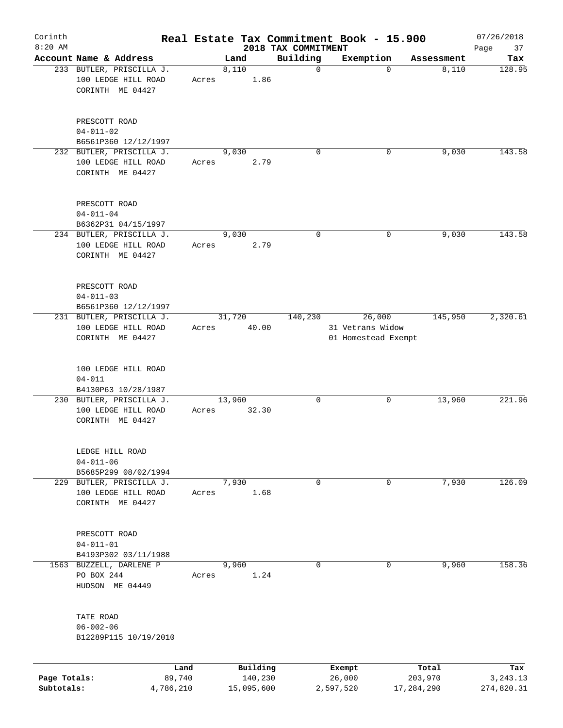# Real Estate Tax Commitment Book - 15.900

Corinth 8:20 AM — 2018 TAX COMMITMENT — 07/26/2018

| Account Name & Address | Land | Building | Exemption | Assessment | Tax |
|---|---|---|---|---|---|
| 233 BUTLER, PRISCILLA J.<br>100 LEDGE HILL ROAD<br>CORINTH ME 04427<br><br>PRESCOTT ROAD<br>04-011-02<br>B6561P360 12/12/1997 | 8,110<br>Acres 1.86 | 0 | 0 | 8,110 | 128.95 |
| 232 BUTLER, PRISCILLA J.<br>100 LEDGE HILL ROAD<br>CORINTH ME 04427<br><br>PRESCOTT ROAD<br>04-011-04<br>B6362P31 04/15/1997 | 9,030<br>Acres 2.79 | 0 | 0 | 9,030 | 143.58 |
| 234 BUTLER, PRISCILLA J.<br>100 LEDGE HILL ROAD<br>CORINTH ME 04427<br><br>PRESCOTT ROAD<br>04-011-03<br>B6561P360 12/12/1997 | 9,030<br>Acres 2.79 | 0 | 0 | 9,030 | 143.58 |
| 231 BUTLER, PRISCILLA J.<br>100 LEDGE HILL ROAD<br>CORINTH ME 04427<br><br>100 LEDGE HILL ROAD<br>04-011<br>B4130P63 10/28/1987 | 31,720<br>Acres 40.00 | 140,230 | 26,000<br>31 Vetrans Widow<br>01 Homestead Exempt | 145,950 | 2,320.61 |
| 230 BUTLER, PRISCILLA J.<br>100 LEDGE HILL ROAD<br>CORINTH ME 04427<br><br>LEDGE HILL ROAD<br>04-011-06<br>B5685P299 08/02/1994 | 13,960<br>Acres 32.30 | 0 | 0 | 13,960 | 221.96 |
| 229 BUTLER, PRISCILLA J.<br>100 LEDGE HILL ROAD<br>CORINTH ME 04427<br><br>PRESCOTT ROAD<br>04-011-01<br>B4193P302 03/11/1988 | 7,930<br>Acres 1.68 | 0 | 0 | 7,930 | 126.09 |
| 1563 BUZZELL, DARLENE P<br>PO BOX 244<br>HUDSON ME 04449<br><br>TATE ROAD<br>06-002-06<br>B12289P115 10/19/2010 | 9,960<br>Acres 1.24 | 0 | 0 | 9,960 | 158.36 |

| | Land | Building | Exempt | Total | Tax |
|---|---|---|---|---|---|
| Page Totals: | 89,740 | 140,230 | 26,000 | 203,970 | 3,243.13 |
| Subtotals: | 4,786,210 | 15,095,600 | 2,597,520 | 17,284,290 | 274,820.31 |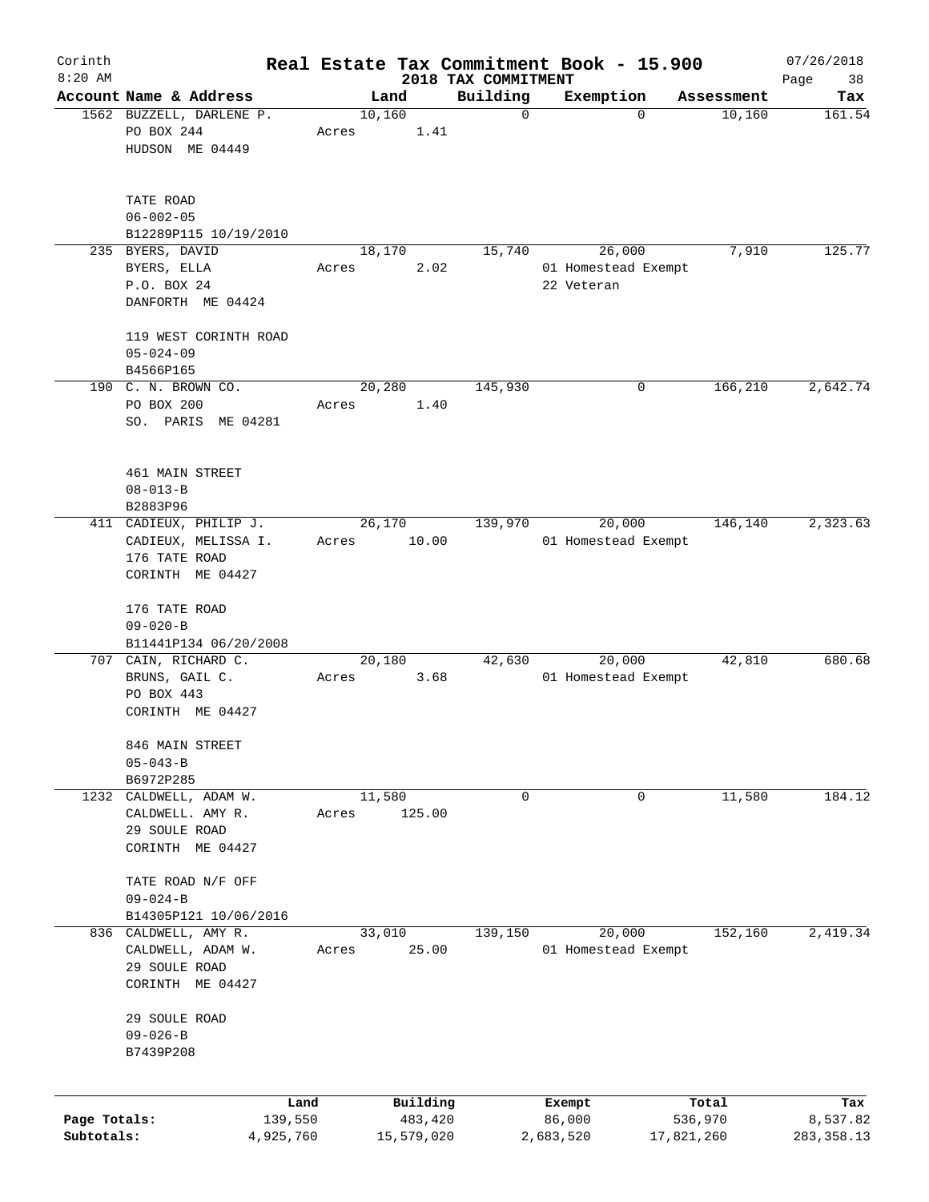# Real Estate Tax Commitment Book - 15.900

Corinth
8:20 AM

2018 TAX COMMITMENT

07/26/2018

| Account Name & Address | Land | Building | Exemption | Assessment | Tax |
|---|---|---|---|---|---|
| 1562 BUZZELL, DARLENE P.<br>PO BOX 244<br>HUDSON ME 04449<br><br>TATE ROAD<br>06-002-05<br>B12289P115 10/19/2010 | 10,160<br>Acres 1.41 | 0 | 0 | 10,160 | 161.54 |
| 235 BYERS, DAVID<br>BYERS, ELLA<br>P.O. BOX 24<br>DANFORTH ME 04424<br><br>119 WEST CORINTH ROAD<br>05-024-09<br>B4566P165 | 18,170<br>Acres 2.02 | 15,740 | 26,000<br>01 Homestead Exempt<br>22 Veteran | 7,910 | 125.77 |
| 190 C. N. BROWN CO.<br>PO BOX 200<br>SO. PARIS ME 04281<br><br>461 MAIN STREET<br>08-013-B<br>B2883P96 | 20,280<br>Acres 1.40 | 145,930 | 0 | 166,210 | 2,642.74 |
| 411 CADIEUX, PHILIP J.<br>CADIEUX, MELISSA I.<br>176 TATE ROAD<br>CORINTH ME 04427<br><br>176 TATE ROAD<br>09-020-B<br>B11441P134 06/20/2008 | 26,170<br>Acres 10.00 | 139,970 | 20,000<br>01 Homestead Exempt | 146,140 | 2,323.63 |
| 707 CAIN, RICHARD C.<br>BRUNS, GAIL C.<br>PO BOX 443<br>CORINTH ME 04427<br><br>846 MAIN STREET<br>05-043-B<br>B6972P285 | 20,180<br>Acres 3.68 | 42,630 | 20,000<br>01 Homestead Exempt | 42,810 | 680.68 |
| 1232 CALDWELL, ADAM W.<br>CALDWELL. AMY R.<br>29 SOULE ROAD<br>CORINTH ME 04427<br><br>TATE ROAD N/F OFF<br>09-024-B<br>B14305P121 10/06/2016 | 11,580<br>Acres 125.00 | 0 | 0 | 11,580 | 184.12 |
| 836 CALDWELL, AMY R.<br>CALDWELL, ADAM W.<br>29 SOULE ROAD<br>CORINTH ME 04427<br><br>29 SOULE ROAD<br>09-026-B<br>B7439P208 | 33,010<br>Acres 25.00 | 139,150 | 20,000<br>01 Homestead Exempt | 152,160 | 2,419.34 |

| | Land | Building | Exempt | Total | Tax |
|---|---|---|---|---|---|
| Page Totals: | 139,550 | 483,420 | 86,000 | 536,970 | 8,537.82 |
| Subtotals: | 4,925,760 | 15,579,020 | 2,683,520 | 17,821,260 | 283,358.13 |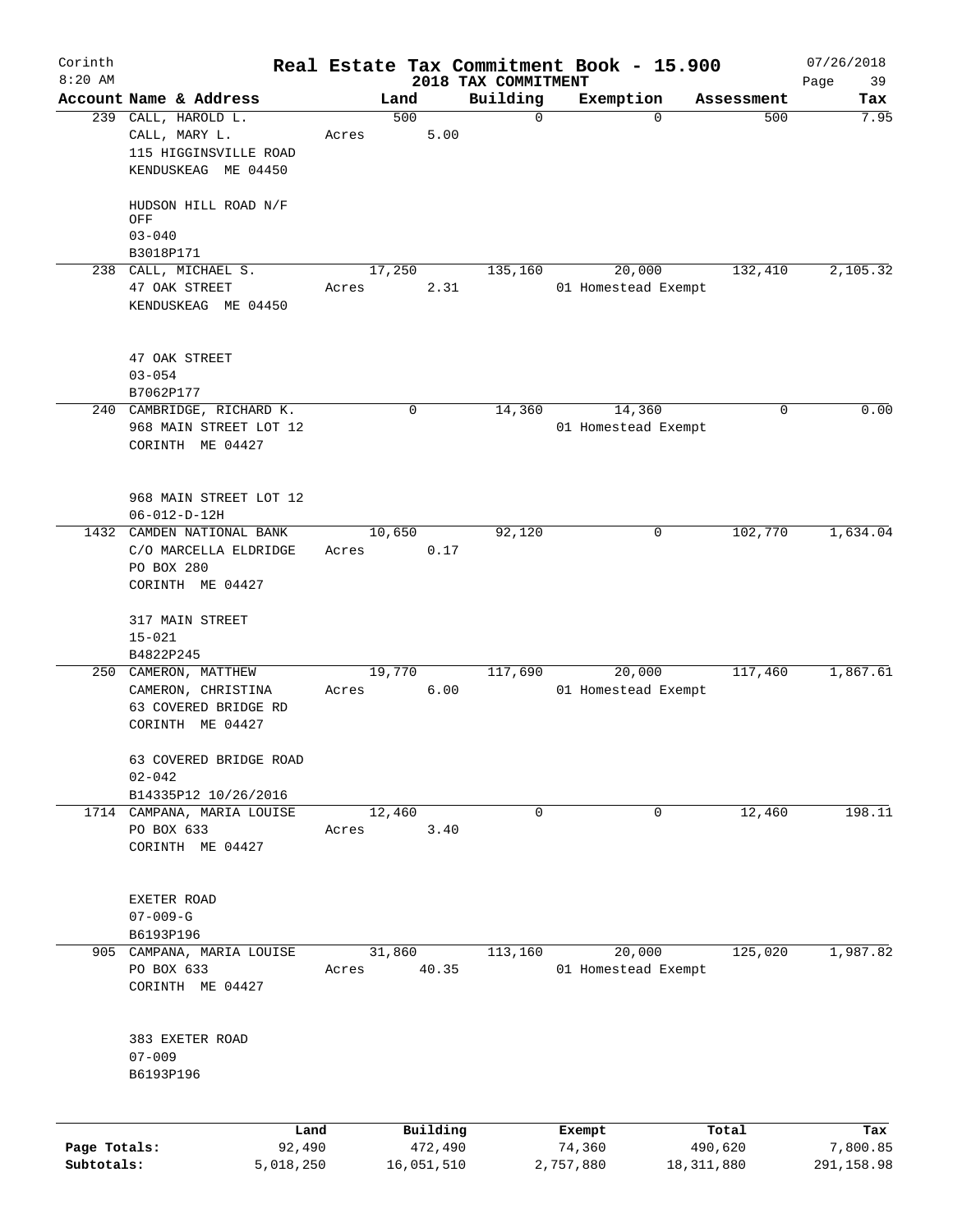Corinth 8:20 AM

# Real Estate Tax Commitment Book - 15.900

## 2018 TAX COMMITMENT

07/26/2018

| Account | Name & Address | Land | Building | Exemption | Assessment | Tax |
|---|---|---|---|---|---|---|
| 239 | CALL, HAROLD L.<br>CALL, MARY L.<br>115 HIGGINSVILLE ROAD<br>KENDUSKEAG ME 04450<br><br>HUDSON HILL ROAD N/F OFF<br>03-040<br>B3018P171 | 500<br>Acres 5.00 | 0 | 0 | 500 | 7.95 |
| 238 | CALL, MICHAEL S.<br>47 OAK STREET<br>KENDUSKEAG ME 04450<br><br>47 OAK STREET<br>03-054<br>B7062P177 | 17,250<br>Acres 2.31 | 135,160 | 20,000<br>01 Homestead Exempt | 132,410 | 2,105.32 |
| 240 | CAMBRIDGE, RICHARD K.<br>968 MAIN STREET LOT 12<br>CORINTH ME 04427<br><br>968 MAIN STREET LOT 12<br>06-012-D-12H | 0 | 14,360 | 14,360<br>01 Homestead Exempt | 0 | 0.00 |
| 1432 | CAMDEN NATIONAL BANK<br>C/O MARCELLA ELDRIDGE<br>PO BOX 280<br>CORINTH ME 04427<br><br>317 MAIN STREET<br>15-021<br>B4822P245 | 10,650<br>Acres 0.17 | 92,120 | 0 | 102,770 | 1,634.04 |
| 250 | CAMERON, MATTHEW<br>CAMERON, CHRISTINA<br>63 COVERED BRIDGE RD<br>CORINTH ME 04427<br><br>63 COVERED BRIDGE ROAD<br>02-042<br>B14335P12 10/26/2016 | 19,770<br>Acres 6.00 | 117,690 | 20,000<br>01 Homestead Exempt | 117,460 | 1,867.61 |
| 1714 | CAMPANA, MARIA LOUISE<br>PO BOX 633<br>CORINTH ME 04427<br><br>EXETER ROAD<br>07-009-G<br>B6193P196 | 12,460<br>Acres 3.40 | 0 | 0 | 12,460 | 198.11 |
| 905 | CAMPANA, MARIA LOUISE<br>PO BOX 633<br>CORINTH ME 04427<br><br>383 EXETER ROAD<br>07-009<br>B6193P196 | 31,860<br>Acres 40.35 | 113,160 | 20,000<br>01 Homestead Exempt | 125,020 | 1,987.82 |

| | Land | Building | Exempt | Total | Tax |
|---|---|---|---|---|---|
| Page Totals: | 92,490 | 472,490 | 74,360 | 490,620 | 7,800.85 |
| Subtotals: | 5,018,250 | 16,051,510 | 2,757,880 | 18,311,880 | 291,158.98 |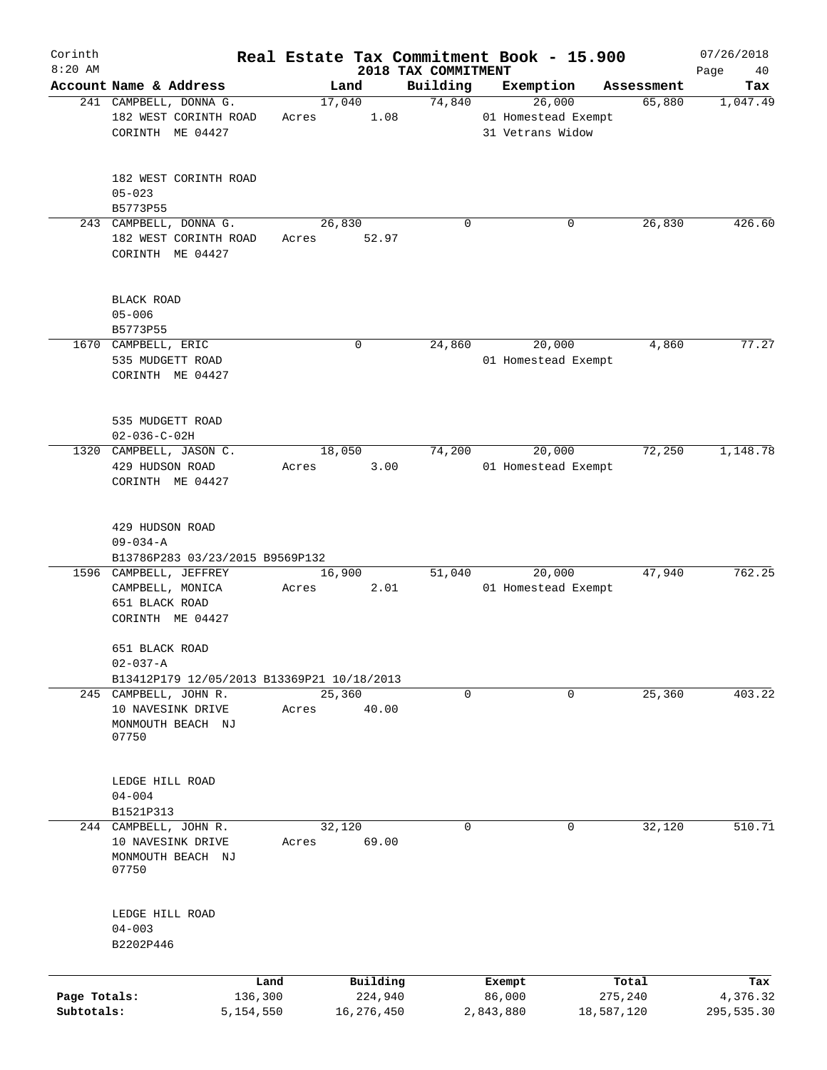Corinth 8:20 AM

# Real Estate Tax Commitment Book - 15.900

## 2018 TAX COMMITMENT

07/26/2018

| Account Name & Address | Land | Building | Exemption | Assessment | Tax |
|---|---|---|---|---|---|
| 241 CAMPBELL, DONNA G.<br>182 WEST CORINTH ROAD<br>CORINTH ME 04427<br><br>182 WEST CORINTH ROAD<br>05-023<br>B5773P55 | 17,040<br>Acres 1.08 | 74,840 | 26,000<br>01 Homestead Exempt<br>31 Vetrans Widow | 65,880 | 1,047.49 |
| 243 CAMPBELL, DONNA G.<br>182 WEST CORINTH ROAD<br>CORINTH ME 04427<br><br>BLACK ROAD<br>05-006<br>B5773P55 | 26,830<br>Acres 52.97 | 0 | 0 | 26,830 | 426.60 |
| 1670 CAMPBELL, ERIC<br>535 MUDGETT ROAD<br>CORINTH ME 04427<br><br>535 MUDGETT ROAD<br>02-036-C-02H | 0 | 24,860 | 20,000<br>01 Homestead Exempt | 4,860 | 77.27 |
| 1320 CAMPBELL, JASON C.<br>429 HUDSON ROAD<br>CORINTH ME 04427<br><br>429 HUDSON ROAD<br>09-034-A<br>B13786P283 03/23/2015 B9569P132 | 18,050<br>Acres 3.00 | 74,200 | 20,000<br>01 Homestead Exempt | 72,250 | 1,148.78 |
| 1596 CAMPBELL, JEFFREY<br>CAMPBELL, MONICA<br>651 BLACK ROAD<br>CORINTH ME 04427<br><br>651 BLACK ROAD<br>02-037-A<br>B13412P179 12/05/2013 B13369P21 10/18/2013 | 16,900<br>Acres 2.01 | 51,040 | 20,000<br>01 Homestead Exempt | 47,940 | 762.25 |
| 245 CAMPBELL, JOHN R.<br>10 NAVESINK DRIVE<br>MONMOUTH BEACH NJ<br>07750<br><br>LEDGE HILL ROAD<br>04-004<br>B1521P313 | 25,360<br>Acres 40.00 | 0 | 0 | 25,360 | 403.22 |
| 244 CAMPBELL, JOHN R.<br>10 NAVESINK DRIVE<br>MONMOUTH BEACH NJ<br>07750<br><br>LEDGE HILL ROAD<br>04-003<br>B2202P446 | 32,120<br>Acres 69.00 | 0 | 0 | 32,120 | 510.71 |

| | Land | Building | Exempt | Total | Tax |
|---|---|---|---|---|---|
| Page Totals: | 136,300 | 224,940 | 86,000 | 275,240 | 4,376.32 |
| Subtotals: | 5,154,550 | 16,276,450 | 2,843,880 | 18,587,120 | 295,535.30 |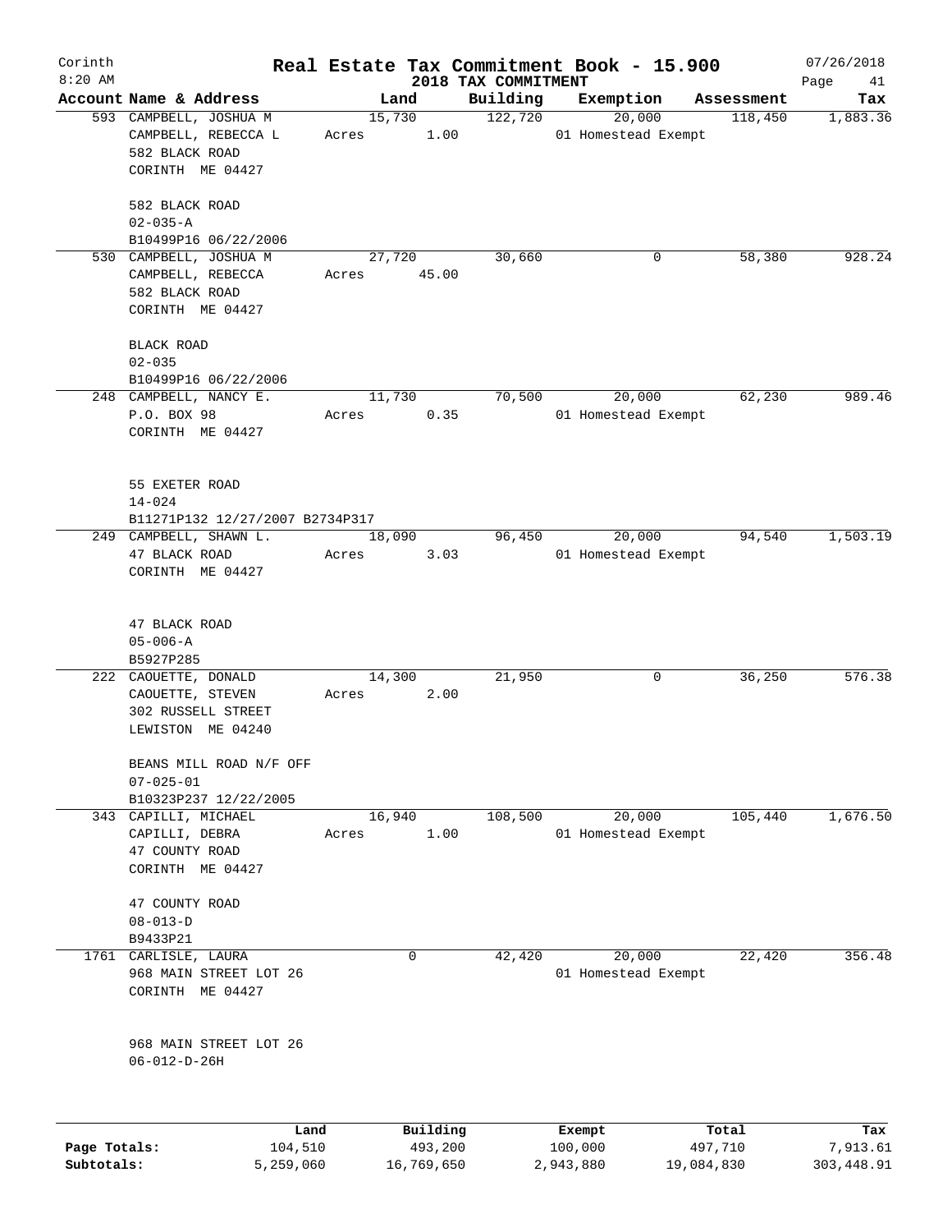Corinth 8:20 AM

# Real Estate Tax Commitment Book - 15.900

## 2018 TAX COMMITMENT

07/26/2018

| Account Name & Address | Land | Building | Exemption | Assessment | Tax |
|---|---|---|---|---|---|
| 593 CAMPBELL, JOSHUA M<br>CAMPBELL, REBECCA L<br>582 BLACK ROAD<br>CORINTH ME 04427<br><br>582 BLACK ROAD<br>02-035-A<br>B10499P16 06/22/2006 | 15,730<br>Acres 1.00 | 122,720 | 20,000<br>01 Homestead Exempt | 118,450 | 1,883.36 |
| 530 CAMPBELL, JOSHUA M<br>CAMPBELL, REBECCA<br>582 BLACK ROAD<br>CORINTH ME 04427<br><br>BLACK ROAD<br>02-035<br>B10499P16 06/22/2006 | 27,720<br>Acres 45.00 | 30,660 | 0 | 58,380 | 928.24 |
| 248 CAMPBELL, NANCY E.<br>P.O. BOX 98<br>CORINTH ME 04427<br><br>55 EXETER ROAD<br>14-024<br>B11271P132 12/27/2007 B2734P317 | 11,730<br>Acres 0.35 | 70,500 | 20,000<br>01 Homestead Exempt | 62,230 | 989.46 |
| 249 CAMPBELL, SHAWN L.<br>47 BLACK ROAD<br>CORINTH ME 04427<br><br>47 BLACK ROAD<br>05-006-A<br>B5927P285 | 18,090<br>Acres 3.03 | 96,450 | 20,000<br>01 Homestead Exempt | 94,540 | 1,503.19 |
| 222 CAOUETTE, DONALD<br>CAOUETTE, STEVEN<br>302 RUSSELL STREET<br>LEWISTON ME 04240<br><br>BEANS MILL ROAD N/F OFF<br>07-025-01<br>B10323P237 12/22/2005 | 14,300<br>Acres 2.00 | 21,950 | 0 | 36,250 | 576.38 |
| 343 CAPILLI, MICHAEL<br>CAPILLI, DEBRA<br>47 COUNTY ROAD<br>CORINTH ME 04427<br><br>47 COUNTY ROAD<br>08-013-D<br>B9433P21 | 16,940<br>Acres 1.00 | 108,500 | 20,000<br>01 Homestead Exempt | 105,440 | 1,676.50 |
| 1761 CARLISLE, LAURA<br>968 MAIN STREET LOT 26<br>CORINTH ME 04427<br><br>968 MAIN STREET LOT 26<br>06-012-D-26H | 0 | 42,420 | 20,000<br>01 Homestead Exempt | 22,420 | 356.48 |

| | Land | Building | Exempt | Total | Tax |
|---|---|---|---|---|---|
| Page Totals: | 104,510 | 493,200 | 100,000 | 497,710 | 7,913.61 |
| Subtotals: | 5,259,060 | 16,769,650 | 2,943,880 | 19,084,830 | 303,448.91 |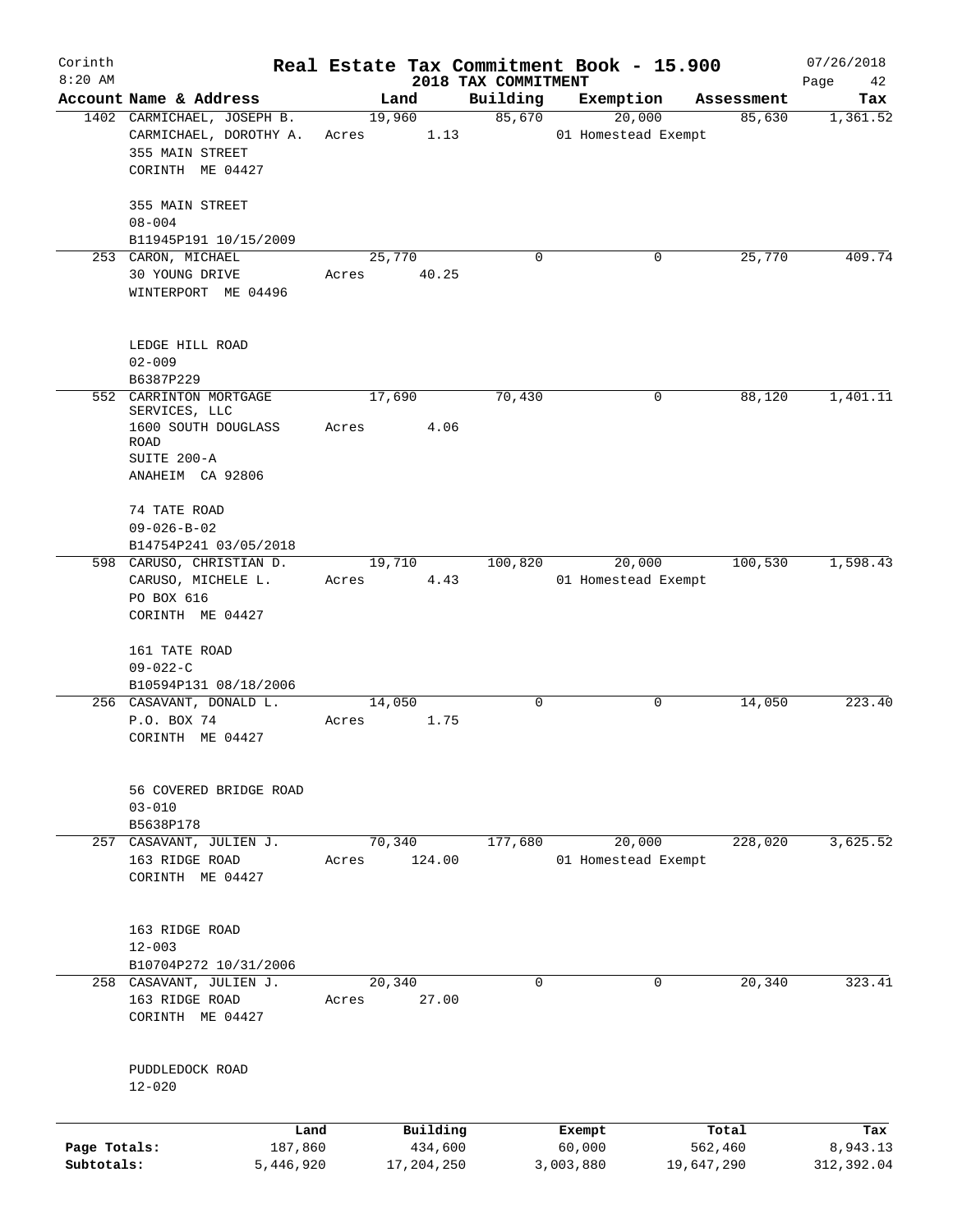# Real Estate Tax Commitment Book - 15.900

## 2018 TAX COMMITMENT

Corinth 8:20 AM — 07/26/2018

| Account | Name & Address | Land | Building | Exemption | Assessment | Tax |
|---|---|---|---|---|---|---|
| 1402 | CARMICHAEL, JOSEPH B.<br>CARMICHAEL, DOROTHY A.<br>355 MAIN STREET<br>CORINTH ME 04427<br><br>355 MAIN STREET<br>08-004<br>B11945P191 10/15/2009 | 19,960<br>Acres 1.13 | 85,670 | 20,000<br>01 Homestead Exempt | 85,630 | 1,361.52 |
| 253 | CARON, MICHAEL<br>30 YOUNG DRIVE<br>WINTERPORT ME 04496<br><br>LEDGE HILL ROAD<br>02-009<br>B6387P229 | 25,770<br>Acres 40.25 | 0 | 0 | 25,770 | 409.74 |
| 552 | CARRINTON MORTGAGE SERVICES, LLC<br>1600 SOUTH DOUGLASS ROAD<br>SUITE 200-A<br>ANAHEIM CA 92806<br><br>74 TATE ROAD<br>09-026-B-02<br>B14754P241 03/05/2018 | 17,690<br>Acres 4.06 | 70,430 | 0 | 88,120 | 1,401.11 |
| 598 | CARUSO, CHRISTIAN D.<br>CARUSO, MICHELE L.<br>PO BOX 616<br>CORINTH ME 04427<br><br>161 TATE ROAD<br>09-022-C<br>B10594P131 08/18/2006 | 19,710<br>Acres 4.43 | 100,820 | 20,000<br>01 Homestead Exempt | 100,530 | 1,598.43 |
| 256 | CASAVANT, DONALD L.<br>P.O. BOX 74<br>CORINTH ME 04427<br><br>56 COVERED BRIDGE ROAD<br>03-010<br>B5638P178 | 14,050<br>Acres 1.75 | 0 | 0 | 14,050 | 223.40 |
| 257 | CASAVANT, JULIEN J.<br>163 RIDGE ROAD<br>CORINTH ME 04427<br><br>163 RIDGE ROAD<br>12-003<br>B10704P272 10/31/2006 | 70,340<br>Acres 124.00 | 177,680 | 20,000<br>01 Homestead Exempt | 228,020 | 3,625.52 |
| 258 | CASAVANT, JULIEN J.<br>163 RIDGE ROAD<br>CORINTH ME 04427<br><br>PUDDLEDOCK ROAD<br>12-020 | 20,340<br>Acres 27.00 | 0 | 0 | 20,340 | 323.41 |

| | Land | Building | Exempt | Total | Tax |
|---|---|---|---|---|---|
| Page Totals: | 187,860 | 434,600 | 60,000 | 562,460 | 8,943.13 |
| Subtotals: | 5,446,920 | 17,204,250 | 3,003,880 | 19,647,290 | 312,392.04 |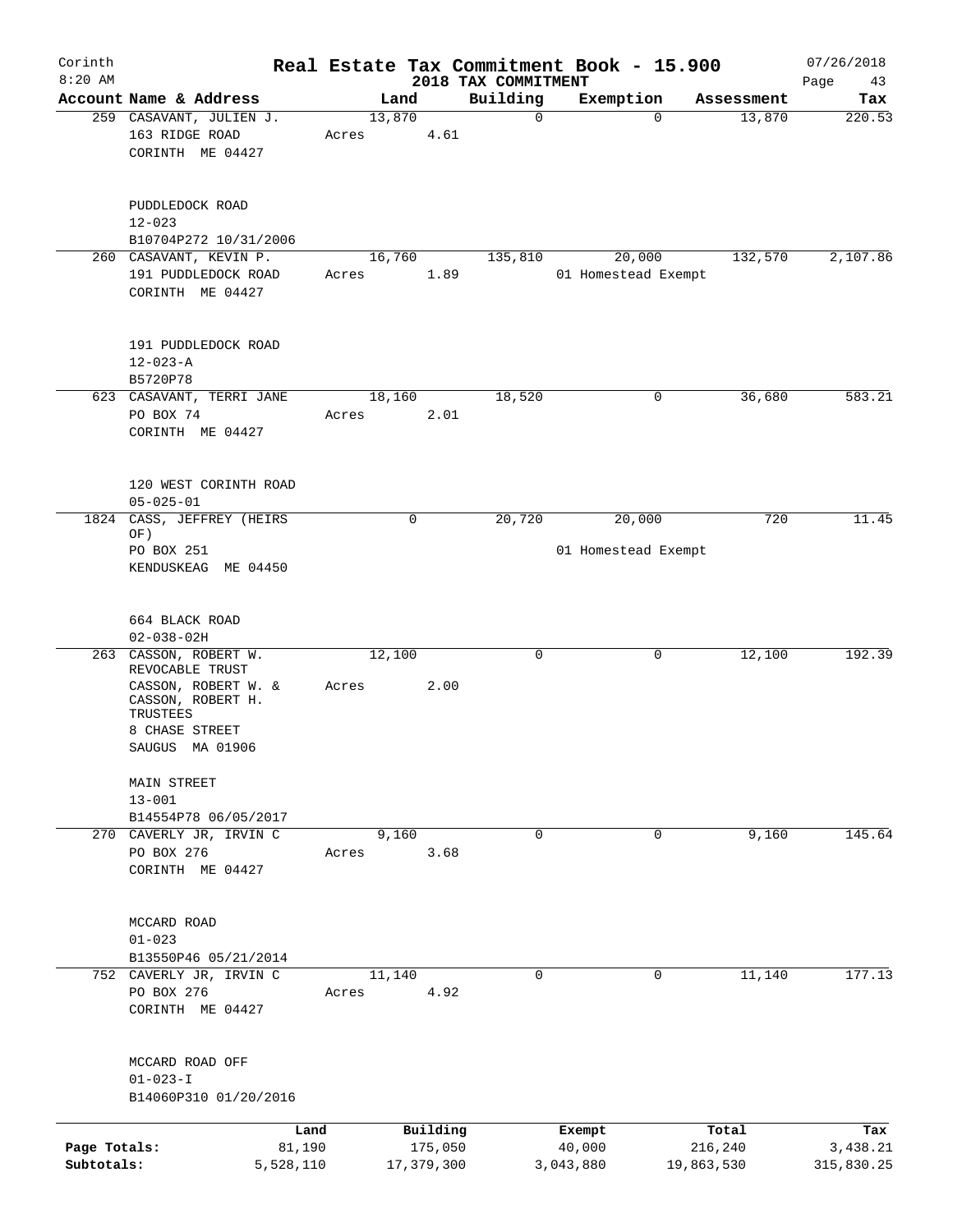# Real Estate Tax Commitment Book - 15.900

## 2018 TAX COMMITMENT

Corinth 8:20 AM — 07/26/2018

| Account Name & Address | Land | Building | Exemption | Assessment | Tax |
|---|---|---|---|---|---|
| 259 CASAVANT, JULIEN J.<br>163 RIDGE ROAD<br>CORINTH ME 04427<br><br>PUDDLEDOCK ROAD<br>12-023<br>B10704P272 10/31/2006 | 13,870<br>Acres 4.61 | 0 | 0 | 13,870 | 220.53 |
| 260 CASAVANT, KEVIN P.<br>191 PUDDLEDOCK ROAD<br>CORINTH ME 04427<br><br>191 PUDDLEDOCK ROAD<br>12-023-A<br>B5720P78 | 16,760<br>Acres 1.89 | 135,810 | 20,000<br>01 Homestead Exempt | 132,570 | 2,107.86 |
| 623 CASAVANT, TERRI JANE<br>PO BOX 74<br>CORINTH ME 04427<br><br>120 WEST CORINTH ROAD<br>05-025-01 | 18,160<br>Acres 2.01 | 18,520 | 0 | 36,680 | 583.21 |
| 1824 CASS, JEFFREY (HEIRS OF)<br>PO BOX 251<br>KENDUSKEAG ME 04450<br><br>664 BLACK ROAD<br>02-038-02H | 0 | 20,720 | 20,000<br>01 Homestead Exempt | 720 | 11.45 |
| 263 CASSON, ROBERT W. REVOCABLE TRUST<br>CASSON, ROBERT W. & CASSON, ROBERT H. TRUSTEES<br>8 CHASE STREET<br>SAUGUS MA 01906<br><br>MAIN STREET<br>13-001<br>B14554P78 06/05/2017 | 12,100<br>Acres 2.00 | 0 | 0 | 12,100 | 192.39 |
| 270 CAVERLY JR, IRVIN C<br>PO BOX 276<br>CORINTH ME 04427<br><br>MCCARD ROAD<br>01-023<br>B13550P46 05/21/2014 | 9,160<br>Acres 3.68 | 0 | 0 | 9,160 | 145.64 |
| 752 CAVERLY JR, IRVIN C<br>PO BOX 276<br>CORINTH ME 04427<br><br>MCCARD ROAD OFF<br>01-023-I<br>B14060P310 01/20/2016 | 11,140<br>Acres 4.92 | 0 | 0 | 11,140 | 177.13 |

| | Land | Building | Exempt | Total | Tax |
|---|---|---|---|---|---|
| Page Totals: | 81,190 | 175,050 | 40,000 | 216,240 | 3,438.21 |
| Subtotals: | 5,528,110 | 17,379,300 | 3,043,880 | 19,863,530 | 315,830.25 |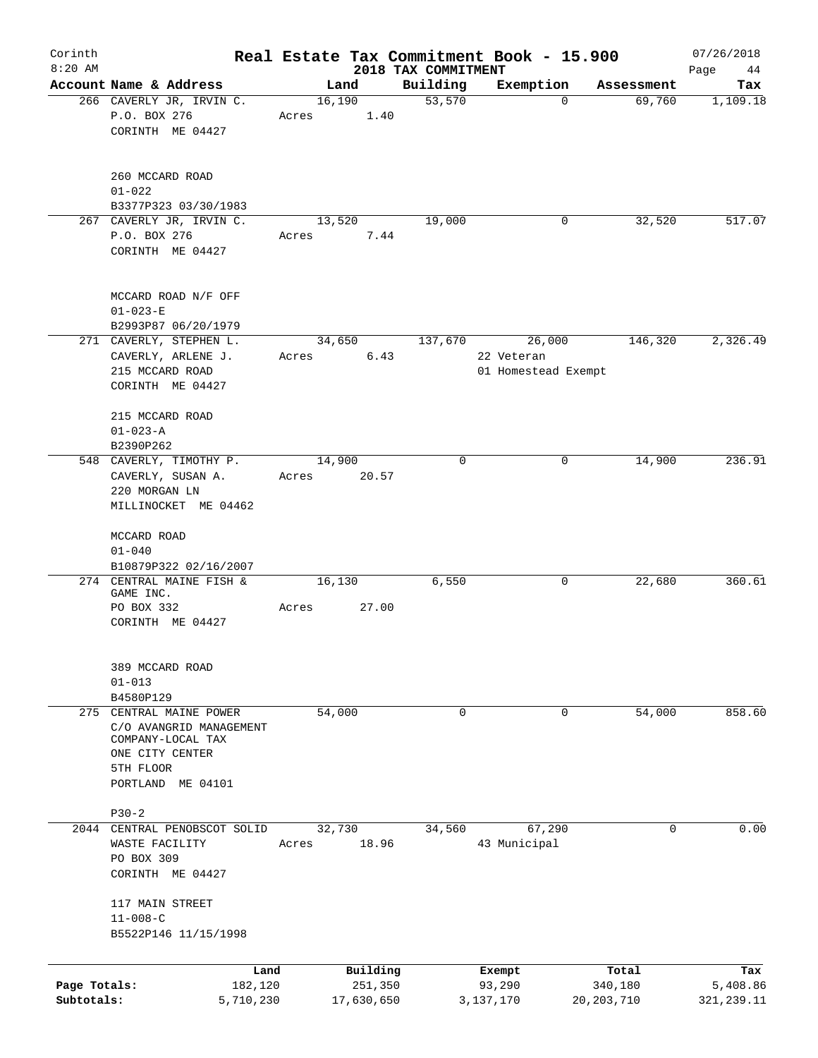# Real Estate Tax Commitment Book - 15.900

Corinth 8:20 AM — 2018 TAX COMMITMENT — 07/26/2018

| Account Name & Address | Land | Building | Exemption | Assessment | Tax |
|---|---|---|---|---|---|
| 266 CAVERLY JR, IRVIN C.<br>P.O. BOX 276<br>CORINTH ME 04427<br><br>260 MCCARD ROAD<br>01-022<br>B3377P323 03/30/1983 | 16,190<br>Acres 1.40 | 53,570 | 0 | 69,760 | 1,109.18 |
| 267 CAVERLY JR, IRVIN C.<br>P.O. BOX 276<br>CORINTH ME 04427<br><br>MCCARD ROAD N/F OFF<br>01-023-E<br>B2993P87 06/20/1979 | 13,520<br>Acres 7.44 | 19,000 | 0 | 32,520 | 517.07 |
| 271 CAVERLY, STEPHEN L.<br>CAVERLY, ARLENE J.<br>215 MCCARD ROAD<br>CORINTH ME 04427<br><br>215 MCCARD ROAD<br>01-023-A<br>B2390P262 | 34,650<br>Acres 6.43 | 137,670 | 26,000<br>22 Veteran<br>01 Homestead Exempt | 146,320 | 2,326.49 |
| 548 CAVERLY, TIMOTHY P.<br>CAVERLY, SUSAN A.<br>220 MORGAN LN<br>MILLINOCKET ME 04462<br><br>MCCARD ROAD<br>01-040<br>B10879P322 02/16/2007 | 14,900<br>Acres 20.57 | 0 | 0 | 14,900 | 236.91 |
| 274 CENTRAL MAINE FISH & GAME INC.<br>PO BOX 332<br>CORINTH ME 04427<br><br>389 MCCARD ROAD<br>01-013<br>B4580P129 | 16,130<br>Acres 27.00 | 6,550 | 0 | 22,680 | 360.61 |
| 275 CENTRAL MAINE POWER<br>C/O AVANGRID MANAGEMENT COMPANY-LOCAL TAX<br>ONE CITY CENTER<br>5TH FLOOR<br>PORTLAND ME 04101<br><br>P30-2 | 54,000 | 0 | 0 | 54,000 | 858.60 |
| 2044 CENTRAL PENOBSCOT SOLID WASTE FACILITY<br>PO BOX 309<br>CORINTH ME 04427<br><br>117 MAIN STREET<br>11-008-C<br>B5522P146 11/15/1998 | 32,730<br>Acres 18.96 | 34,560 | 67,290<br>43 Municipal | 0 | 0.00 |

| | Land | Building | Exempt | Total | Tax |
|---|---|---|---|---|---|
| Page Totals: | 182,120 | 251,350 | 93,290 | 340,180 | 5,408.86 |
| Subtotals: | 5,710,230 | 17,630,650 | 3,137,170 | 20,203,710 | 321,239.11 |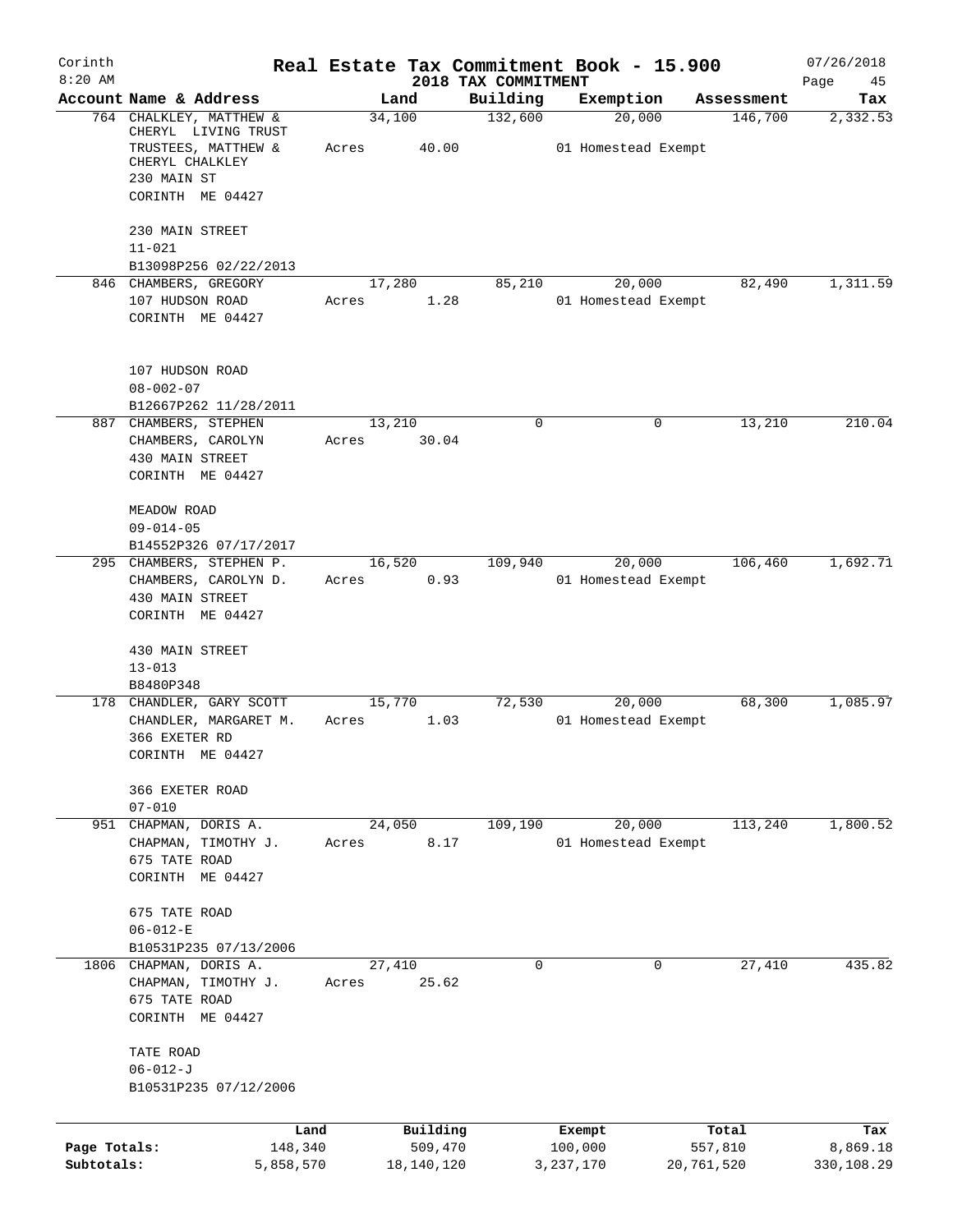# Real Estate Tax Commitment Book - 15.900

Corinth
8:20 AM

2018 TAX COMMITMENT

07/26/2018

| Account Name & Address | Land | Building | Exemption | Assessment | Tax |
|---|---|---|---|---|---|
| 764 CHALKLEY, MATTHEW & CHERYL LIVING TRUST TRUSTEES, MATTHEW & CHERYL CHALKLEY 230 MAIN ST CORINTH ME 04427 | 34,100 Acres 40.00 | 132,600 | 20,000 01 Homestead Exempt | 146,700 | 2,332.53 |
| 230 MAIN STREET 11-021 B13098P256 02/22/2013 | | | | | |
| 846 CHAMBERS, GREGORY 107 HUDSON ROAD CORINTH ME 04427 | 17,280 Acres 1.28 | 85,210 | 20,000 01 Homestead Exempt | 82,490 | 1,311.59 |
| 107 HUDSON ROAD 08-002-07 B12667P262 11/28/2011 | | | | | |
| 887 CHAMBERS, STEPHEN CHAMBERS, CAROLYN 430 MAIN STREET CORINTH ME 04427 | 13,210 Acres 30.04 | 0 | 0 | 13,210 | 210.04 |
| MEADOW ROAD 09-014-05 B14552P326 07/17/2017 | | | | | |
| 295 CHAMBERS, STEPHEN P. CHAMBERS, CAROLYN D. 430 MAIN STREET CORINTH ME 04427 | 16,520 Acres 0.93 | 109,940 | 20,000 01 Homestead Exempt | 106,460 | 1,692.71 |
| 430 MAIN STREET 13-013 B8480P348 | | | | | |
| 178 CHANDLER, GARY SCOTT CHANDLER, MARGARET M. 366 EXETER RD CORINTH ME 04427 | 15,770 Acres 1.03 | 72,530 | 20,000 01 Homestead Exempt | 68,300 | 1,085.97 |
| 366 EXETER ROAD 07-010 | | | | | |
| 951 CHAPMAN, DORIS A. CHAPMAN, TIMOTHY J. 675 TATE ROAD CORINTH ME 04427 | 24,050 Acres 8.17 | 109,190 | 20,000 01 Homestead Exempt | 113,240 | 1,800.52 |
| 675 TATE ROAD 06-012-E B10531P235 07/13/2006 | | | | | |
| 1806 CHAPMAN, DORIS A. CHAPMAN, TIMOTHY J. 675 TATE ROAD CORINTH ME 04427 | 27,410 Acres 25.62 | 0 | 0 | 27,410 | 435.82 |
| TATE ROAD 06-012-J B10531P235 07/12/2006 | | | | | |

| | Land | Building | Exempt | Total | Tax |
|---|---|---|---|---|---|
| Page Totals: | 148,340 | 509,470 | 100,000 | 557,810 | 8,869.18 |
| Subtotals: | 5,858,570 | 18,140,120 | 3,237,170 | 20,761,520 | 330,108.29 |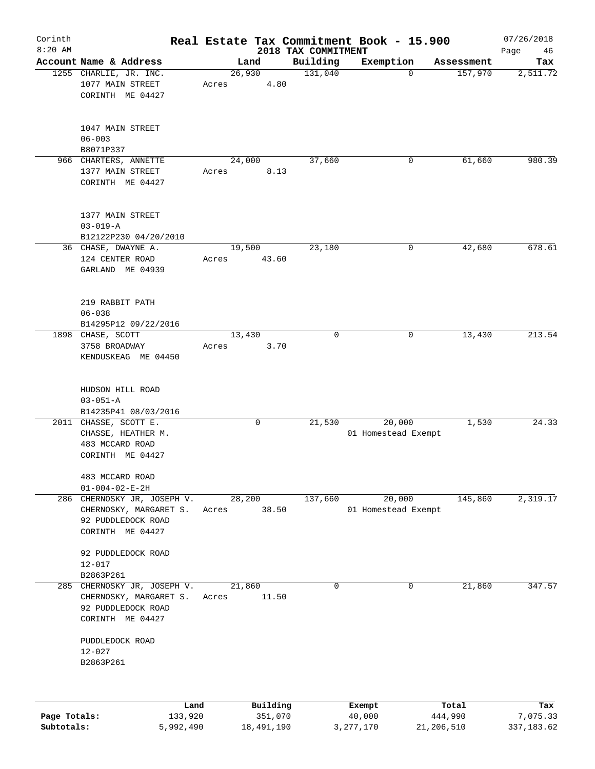Corinth 8:20 AM

# Real Estate Tax Commitment Book - 15.900

## 2018 TAX COMMITMENT

07/26/2018

| Account | Name & Address | Land | Building | Exemption | Assessment | Tax |
|---|---|---|---|---|---|---|
| 1255 | CHARLIE, JR. INC.<br>1077 MAIN STREET<br>CORINTH ME 04427<br><br>1047 MAIN STREET<br>06-003<br>B8071P337 | 26,930<br>Acres 4.80 | 131,040 | 0 | 157,970 | 2,511.72 |
| 966 | CHARTERS, ANNETTE<br>1377 MAIN STREET<br>CORINTH ME 04427<br><br>1377 MAIN STREET<br>03-019-A<br>B12122P230 04/20/2010 | 24,000<br>Acres 8.13 | 37,660 | 0 | 61,660 | 980.39 |
| 36 | CHASE, DWAYNE A.<br>124 CENTER ROAD<br>GARLAND ME 04939<br><br>219 RABBIT PATH<br>06-038<br>B14295P12 09/22/2016 | 19,500<br>Acres 43.60 | 23,180 | 0 | 42,680 | 678.61 |
| 1898 | CHASE, SCOTT<br>3758 BROADWAY<br>KENDUSKEAG ME 04450<br><br>HUDSON HILL ROAD<br>03-051-A<br>B14235P41 08/03/2016 | 13,430<br>Acres 3.70 | 0 | 0 | 13,430 | 213.54 |
| 2011 | CHASSE, SCOTT E.<br>CHASSE, HEATHER M.<br>483 MCCARD ROAD<br>CORINTH ME 04427<br><br>483 MCCARD ROAD<br>01-004-02-E-2H | 0 | 21,530 | 20,000<br>01 Homestead Exempt | 1,530 | 24.33 |
| 286 | CHERNOSKY JR, JOSEPH V.<br>CHERNOSKY, MARGARET S.<br>92 PUDDLEDOCK ROAD<br>CORINTH ME 04427<br><br>92 PUDDLEDOCK ROAD<br>12-017<br>B2863P261 | 28,200<br>Acres 38.50 | 137,660 | 20,000<br>01 Homestead Exempt | 145,860 | 2,319.17 |
| 285 | CHERNOSKY JR, JOSEPH V.<br>CHERNOSKY, MARGARET S.<br>92 PUDDLEDOCK ROAD<br>CORINTH ME 04427<br><br>PUDDLEDOCK ROAD<br>12-027<br>B2863P261 | 21,860<br>Acres 11.50 | 0 | 0 | 21,860 | 347.57 |

| | Land | Building | Exempt | Total | Tax |
|---|---|---|---|---|---|
| Page Totals: | 133,920 | 351,070 | 40,000 | 444,990 | 7,075.33 |
| Subtotals: | 5,992,490 | 18,491,190 | 3,277,170 | 21,206,510 | 337,183.62 |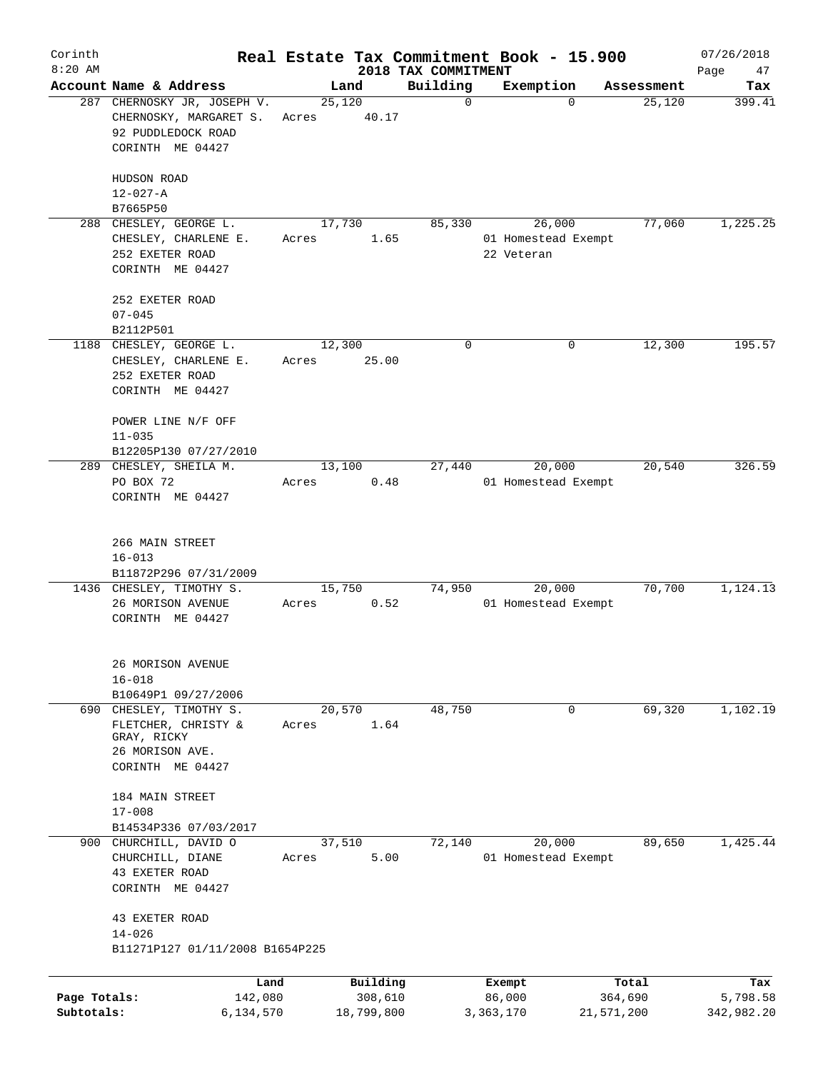Corinth 8:20 AM

# Real Estate Tax Commitment Book - 15.900

## 2018 TAX COMMITMENT

07/26/2018

| Account Name & Address | Land | Building | Exemption | Assessment | Tax |
|---|---|---|---|---|---|
| 287 CHERNOSKY JR, JOSEPH V.<br>CHERNOSKY, MARGARET S.<br>92 PUDDLEDOCK ROAD<br>CORINTH ME 04427<br><br>HUDSON ROAD<br>12-027-A<br>B7665P50 | 25,120<br>Acres 40.17 | 0 | 0 | 25,120 | 399.41 |
| 288 CHESLEY, GEORGE L.<br>CHESLEY, CHARLENE E.<br>252 EXETER ROAD<br>CORINTH ME 04427<br><br>252 EXETER ROAD<br>07-045<br>B2112P501 | 17,730<br>Acres 1.65 | 85,330 | 26,000<br>01 Homestead Exempt<br>22 Veteran | 77,060 | 1,225.25 |
| 1188 CHESLEY, GEORGE L.<br>CHESLEY, CHARLENE E.<br>252 EXETER ROAD<br>CORINTH ME 04427<br><br>POWER LINE N/F OFF<br>11-035<br>B12205P130 07/27/2010 | 12,300<br>Acres 25.00 | 0 | 0 | 12,300 | 195.57 |
| 289 CHESLEY, SHEILA M.<br>PO BOX 72<br>CORINTH ME 04427<br><br>266 MAIN STREET<br>16-013<br>B11872P296 07/31/2009 | 13,100<br>Acres 0.48 | 27,440 | 20,000<br>01 Homestead Exempt | 20,540 | 326.59 |
| 1436 CHESLEY, TIMOTHY S.<br>26 MORISON AVENUE<br>CORINTH ME 04427<br><br>26 MORISON AVENUE<br>16-018<br>B10649P1 09/27/2006 | 15,750<br>Acres 0.52 | 74,950 | 20,000<br>01 Homestead Exempt | 70,700 | 1,124.13 |
| 690 CHESLEY, TIMOTHY S.<br>FLETCHER, CHRISTY &<br>GRAY, RICKY<br>26 MORISON AVE.<br>CORINTH ME 04427<br><br>184 MAIN STREET<br>17-008<br>B14534P336 07/03/2017 | 20,570<br>Acres 1.64 | 48,750 | 0 | 69,320 | 1,102.19 |
| 900 CHURCHILL, DAVID O<br>CHURCHILL, DIANE<br>43 EXETER ROAD<br>CORINTH ME 04427<br><br>43 EXETER ROAD<br>14-026<br>B11271P127 01/11/2008 B1654P225 | 37,510<br>Acres 5.00 | 72,140 | 20,000<br>01 Homestead Exempt | 89,650 | 1,425.44 |

| | Land | Building | Exempt | Total | Tax |
|---|---|---|---|---|---|
| Page Totals: | 142,080 | 308,610 | 86,000 | 364,690 | 5,798.58 |
| Subtotals: | 6,134,570 | 18,799,800 | 3,363,170 | 21,571,200 | 342,982.20 |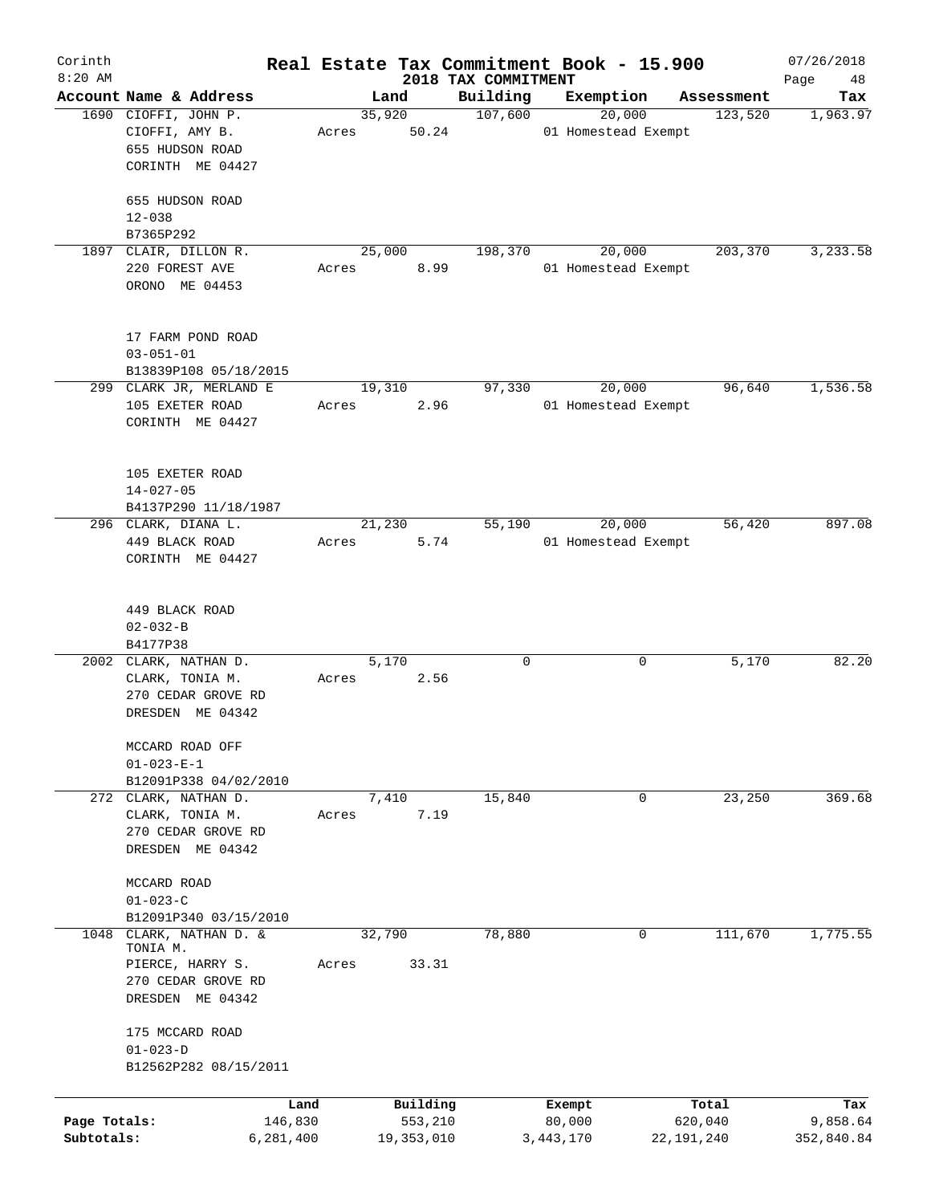# Real Estate Tax Commitment Book - 15.900

Corinth 8:20 AM — 2018 TAX COMMITMENT — 07/26/2018

| Account | Name & Address | Land | Building | Exemption | Assessment | Tax |
|---|---|---|---|---|---|---|
| 1690 | CIOFFI, JOHN P.<br>CIOFFI, AMY B.<br>655 HUDSON ROAD<br>CORINTH ME 04427<br><br>655 HUDSON ROAD<br>12-038<br>B7365P292 | 35,920<br>Acres 50.24 | 107,600 | 20,000<br>01 Homestead Exempt | 123,520 | 1,963.97 |
| 1897 | CLAIR, DILLON R.<br>220 FOREST AVE<br>ORONO ME 04453<br><br>17 FARM POND ROAD<br>03-051-01<br>B13839P108 05/18/2015 | 25,000<br>Acres 8.99 | 198,370 | 20,000<br>01 Homestead Exempt | 203,370 | 3,233.58 |
| 299 | CLARK JR, MERLAND E<br>105 EXETER ROAD<br>CORINTH ME 04427<br><br>105 EXETER ROAD<br>14-027-05<br>B4137P290 11/18/1987 | 19,310<br>Acres 2.96 | 97,330 | 20,000<br>01 Homestead Exempt | 96,640 | 1,536.58 |
| 296 | CLARK, DIANA L.<br>449 BLACK ROAD<br>CORINTH ME 04427<br><br>449 BLACK ROAD<br>02-032-B<br>B4177P38 | 21,230<br>Acres 5.74 | 55,190 | 20,000<br>01 Homestead Exempt | 56,420 | 897.08 |
| 2002 | CLARK, NATHAN D.<br>CLARK, TONIA M.<br>270 CEDAR GROVE RD<br>DRESDEN ME 04342<br><br>MCCARD ROAD OFF<br>01-023-E-1<br>B12091P338 04/02/2010 | 5,170<br>Acres 2.56 | 0 | 0 | 5,170 | 82.20 |
| 272 | CLARK, NATHAN D.<br>CLARK, TONIA M.<br>270 CEDAR GROVE RD<br>DRESDEN ME 04342<br><br>MCCARD ROAD<br>01-023-C<br>B12091P340 03/15/2010 | 7,410<br>Acres 7.19 | 15,840 | 0 | 23,250 | 369.68 |
| 1048 | CLARK, NATHAN D. & TONIA M.<br>PIERCE, HARRY S.<br>270 CEDAR GROVE RD<br>DRESDEN ME 04342<br><br>175 MCCARD ROAD<br>01-023-D<br>B12562P282 08/15/2011 | 32,790<br>Acres 33.31 | 78,880 | 0 | 111,670 | 1,775.55 |

| | Land | Building | Exempt | Total | Tax |
|---|---|---|---|---|---|
| Page Totals: | 146,830 | 553,210 | 80,000 | 620,040 | 9,858.64 |
| Subtotals: | 6,281,400 | 19,353,010 | 3,443,170 | 22,191,240 | 352,840.84 |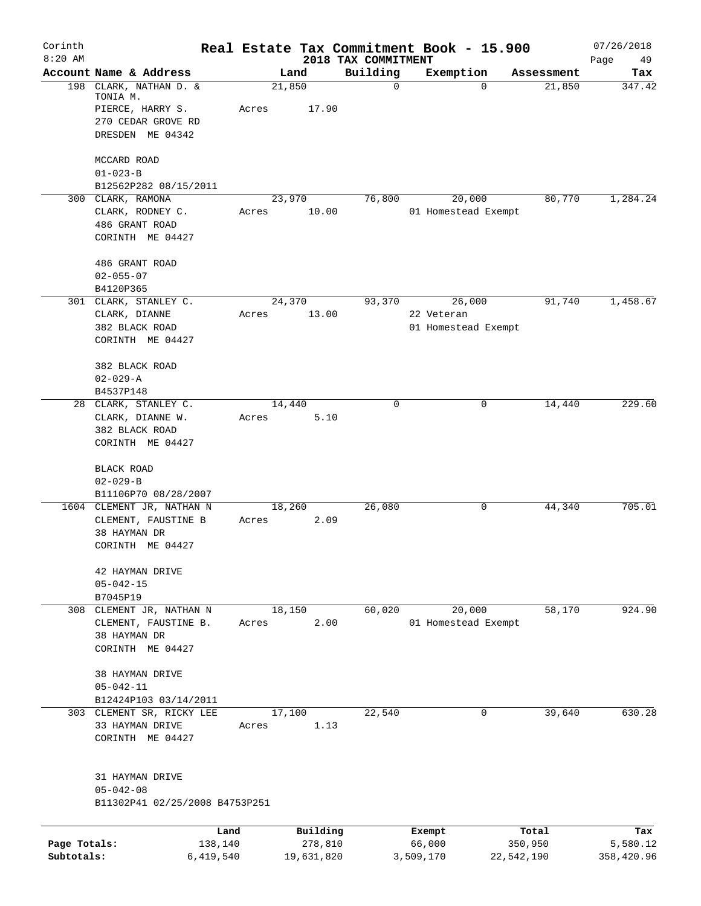Corinth 8:20 AM

# Real Estate Tax Commitment Book - 15.900

## 2018 TAX COMMITMENT

07/26/2018

| Account | Name & Address | Land | Building | Exemption | Assessment | Tax |
|---|---|---|---|---|---|---|
| 198 | CLARK, NATHAN D. & TONIA M.<br>PIERCE, HARRY S.<br>270 CEDAR GROVE RD<br>DRESDEN ME 04342<br><br>MCCARD ROAD<br>01-023-B<br>B12562P282 08/15/2011 | 21,850<br>Acres 17.90 | 0 | 0 | 21,850 | 347.42 |
| 300 | CLARK, RAMONA<br>CLARK, RODNEY C.<br>486 GRANT ROAD<br>CORINTH ME 04427<br><br>486 GRANT ROAD<br>02-055-07<br>B4120P365 | 23,970<br>Acres 10.00 | 76,800 | 20,000<br>01 Homestead Exempt | 80,770 | 1,284.24 |
| 301 | CLARK, STANLEY C.<br>CLARK, DIANNE<br>382 BLACK ROAD<br>CORINTH ME 04427<br><br>382 BLACK ROAD<br>02-029-A<br>B4537P148 | 24,370<br>Acres 13.00 | 93,370 | 26,000<br>22 Veteran<br>01 Homestead Exempt | 91,740 | 1,458.67 |
| 28 | CLARK, STANLEY C.<br>CLARK, DIANNE W.<br>382 BLACK ROAD<br>CORINTH ME 04427<br><br>BLACK ROAD<br>02-029-B<br>B11106P70 08/28/2007 | 14,440<br>Acres 5.10 | 0 | 0 | 14,440 | 229.60 |
| 1604 | CLEMENT JR, NATHAN N<br>CLEMENT, FAUSTINE B<br>38 HAYMAN DR<br>CORINTH ME 04427<br><br>42 HAYMAN DRIVE<br>05-042-15<br>B7045P19 | 18,260<br>Acres 2.09 | 26,080 | 0 | 44,340 | 705.01 |
| 308 | CLEMENT JR, NATHAN N<br>CLEMENT, FAUSTINE B.<br>38 HAYMAN DR<br>CORINTH ME 04427<br><br>38 HAYMAN DRIVE<br>05-042-11<br>B12424P103 03/14/2011 | 18,150<br>Acres 2.00 | 60,020 | 20,000<br>01 Homestead Exempt | 58,170 | 924.90 |
| 303 | CLEMENT SR, RICKY LEE<br>33 HAYMAN DRIVE<br>CORINTH ME 04427<br><br>31 HAYMAN DRIVE<br>05-042-08<br>B11302P41 02/25/2008 B4753P251 | 17,100<br>Acres 1.13 | 22,540 | 0 | 39,640 | 630.28 |

| | Land | Building | Exempt | Total | Tax |
|---|---|---|---|---|---|
| Page Totals: | 138,140 | 278,810 | 66,000 | 350,950 | 5,580.12 |
| Subtotals: | 6,419,540 | 19,631,820 | 3,509,170 | 22,542,190 | 358,420.96 |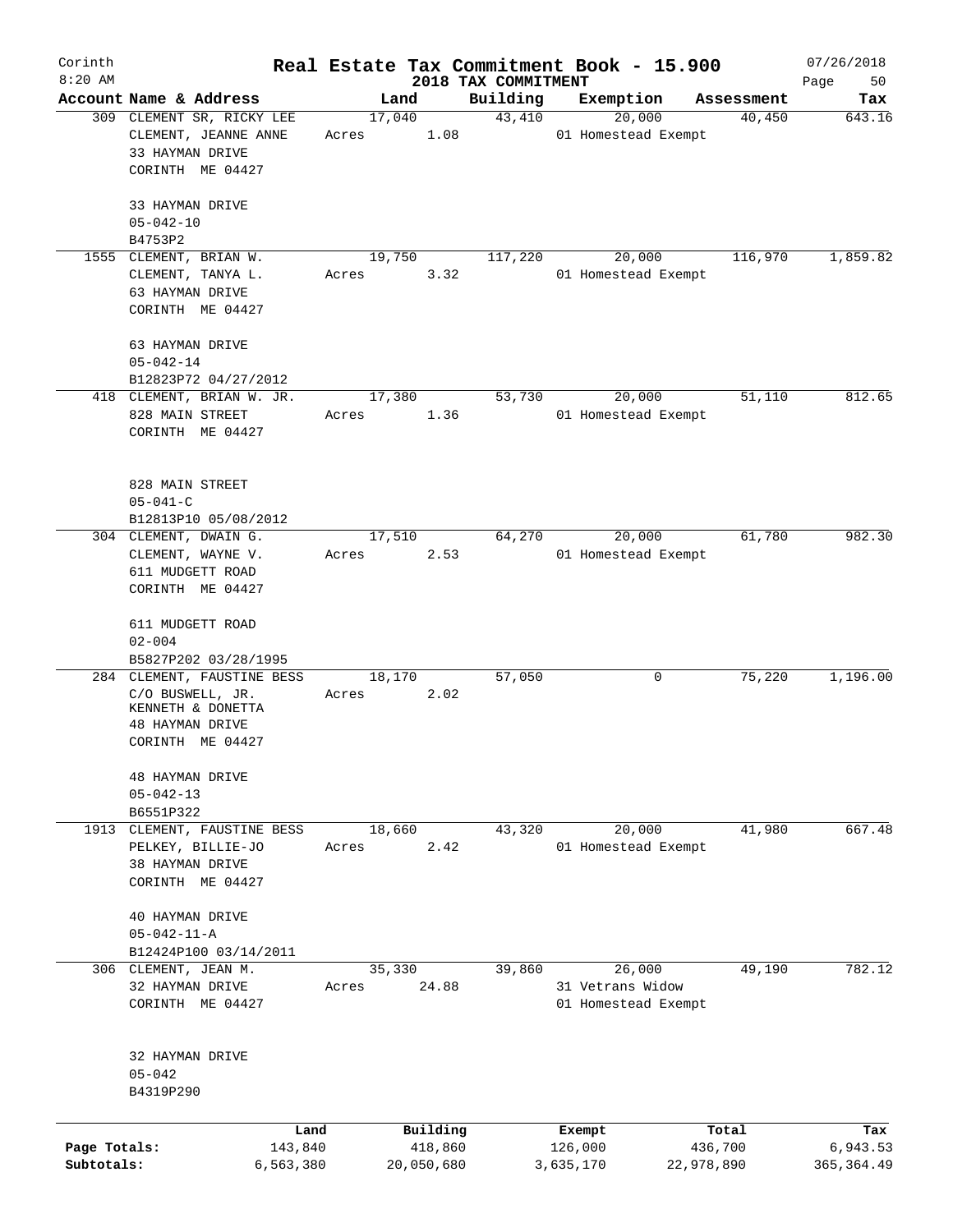# Real Estate Tax Commitment Book - 15.900

Corinth
8:20 AM

2018 TAX COMMITMENT

07/26/2018

| Account Name & Address | Land | Building | Exemption | Assessment | Tax |
|---|---|---|---|---|---|
| 309 CLEMENT SR, RICKY LEE<br>CLEMENT, JEANNE ANNE<br>33 HAYMAN DRIVE<br>CORINTH ME 04427<br><br>33 HAYMAN DRIVE<br>05-042-10<br>B4753P2 | 17,040<br>Acres 1.08 | 43,410 | 20,000<br>01 Homestead Exempt | 40,450 | 643.16 |
| 1555 CLEMENT, BRIAN W.<br>CLEMENT, TANYA L.<br>63 HAYMAN DRIVE<br>CORINTH ME 04427<br><br>63 HAYMAN DRIVE<br>05-042-14<br>B12823P72 04/27/2012 | 19,750<br>Acres 3.32 | 117,220 | 20,000<br>01 Homestead Exempt | 116,970 | 1,859.82 |
| 418 CLEMENT, BRIAN W. JR.<br>828 MAIN STREET<br>CORINTH ME 04427<br><br>828 MAIN STREET<br>05-041-C<br>B12813P10 05/08/2012 | 17,380<br>Acres 1.36 | 53,730 | 20,000<br>01 Homestead Exempt | 51,110 | 812.65 |
| 304 CLEMENT, DWAIN G.<br>CLEMENT, WAYNE V.<br>611 MUDGETT ROAD<br>CORINTH ME 04427<br><br>611 MUDGETT ROAD<br>02-004<br>B5827P202 03/28/1995 | 17,510<br>Acres 2.53 | 64,270 | 20,000<br>01 Homestead Exempt | 61,780 | 982.30 |
| 284 CLEMENT, FAUSTINE BESS<br>C/O BUSWELL, JR.<br>KENNETH & DONETTA<br>48 HAYMAN DRIVE<br>CORINTH ME 04427<br><br>48 HAYMAN DRIVE<br>05-042-13<br>B6551P322 | 18,170<br>Acres 2.02 | 57,050 | 0 | 75,220 | 1,196.00 |
| 1913 CLEMENT, FAUSTINE BESS<br>PELKEY, BILLIE-JO<br>38 HAYMAN DRIVE<br>CORINTH ME 04427<br><br>40 HAYMAN DRIVE<br>05-042-11-A<br>B12424P100 03/14/2011 | 18,660<br>Acres 2.42 | 43,320 | 20,000<br>01 Homestead Exempt | 41,980 | 667.48 |
| 306 CLEMENT, JEAN M.<br>32 HAYMAN DRIVE<br>CORINTH ME 04427<br><br>32 HAYMAN DRIVE<br>05-042<br>B4319P290 | 35,330<br>Acres 24.88 | 39,860 | 26,000<br>31 Vetrans Widow<br>01 Homestead Exempt | 49,190 | 782.12 |

| | Land | Building | Exempt | Total | Tax |
|---|---|---|---|---|---|
| Page Totals: | 143,840 | 418,860 | 126,000 | 436,700 | 6,943.53 |
| Subtotals: | 6,563,380 | 20,050,680 | 3,635,170 | 22,978,890 | 365,364.49 |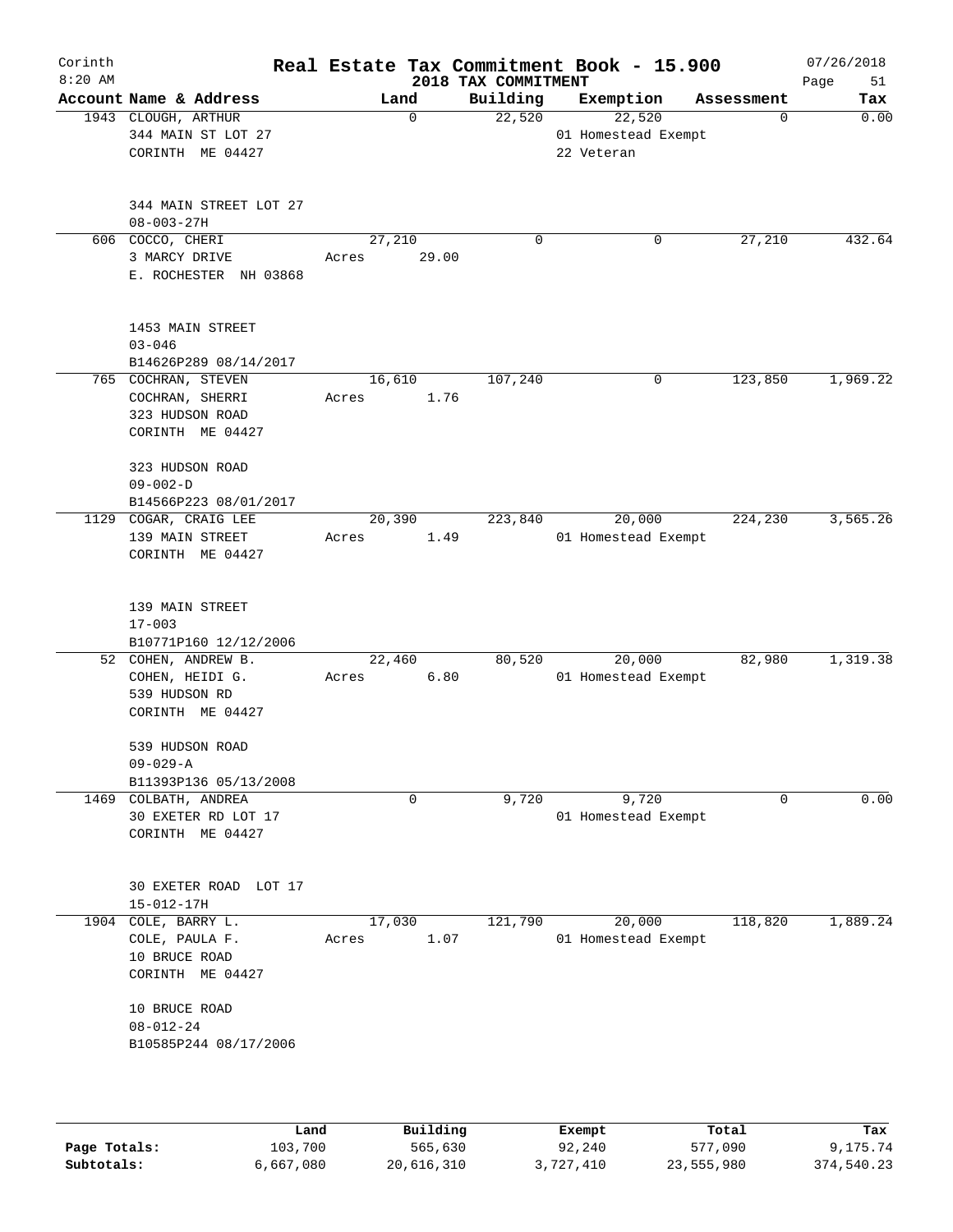Corinth 8:20 AM

# Real Estate Tax Commitment Book - 15.900

## 2018 TAX COMMITMENT

07/26/2018

| Account Name & Address | Land | Building | Exemption | Assessment | Tax |
|---|---|---|---|---|---|
| 1943 CLOUGH, ARTHUR<br>344 MAIN ST LOT 27<br>CORINTH ME 04427<br><br>344 MAIN STREET LOT 27<br>08-003-27H | 0 | 22,520 | 22,520<br>01 Homestead Exempt<br>22 Veteran | 0 | 0.00 |
| 606 COCCO, CHERI<br>3 MARCY DRIVE<br>E. ROCHESTER NH 03868<br><br>1453 MAIN STREET<br>03-046<br>B14626P289 08/14/2017 | 27,210<br>Acres 29.00 | 0 | 0 | 27,210 | 432.64 |
| 765 COCHRAN, STEVEN<br>COCHRAN, SHERRI<br>323 HUDSON ROAD<br>CORINTH ME 04427<br><br>323 HUDSON ROAD<br>09-002-D<br>B14566P223 08/01/2017 | 16,610<br>Acres 1.76 | 107,240 | 0 | 123,850 | 1,969.22 |
| 1129 COGAR, CRAIG LEE<br>139 MAIN STREET<br>CORINTH ME 04427<br><br>139 MAIN STREET<br>17-003<br>B10771P160 12/12/2006 | 20,390<br>Acres 1.49 | 223,840 | 20,000<br>01 Homestead Exempt | 224,230 | 3,565.26 |
| 52 COHEN, ANDREW B.<br>COHEN, HEIDI G.<br>539 HUDSON RD<br>CORINTH ME 04427<br><br>539 HUDSON ROAD<br>09-029-A<br>B11393P136 05/13/2008 | 22,460<br>Acres 6.80 | 80,520 | 20,000<br>01 Homestead Exempt | 82,980 | 1,319.38 |
| 1469 COLBATH, ANDREA<br>30 EXETER RD LOT 17<br>CORINTH ME 04427<br><br>30 EXETER ROAD LOT 17<br>15-012-17H | 0 | 9,720 | 9,720<br>01 Homestead Exempt | 0 | 0.00 |
| 1904 COLE, BARRY L.<br>COLE, PAULA F.<br>10 BRUCE ROAD<br>CORINTH ME 04427<br><br>10 BRUCE ROAD<br>08-012-24<br>B10585P244 08/17/2006 | 17,030<br>Acres 1.07 | 121,790 | 20,000<br>01 Homestead Exempt | 118,820 | 1,889.24 |

| | Land | Building | Exempt | Total | Tax |
|---|---|---|---|---|---|
| Page Totals: | 103,700 | 565,630 | 92,240 | 577,090 | 9,175.74 |
| Subtotals: | 6,667,080 | 20,616,310 | 3,727,410 | 23,555,980 | 374,540.23 |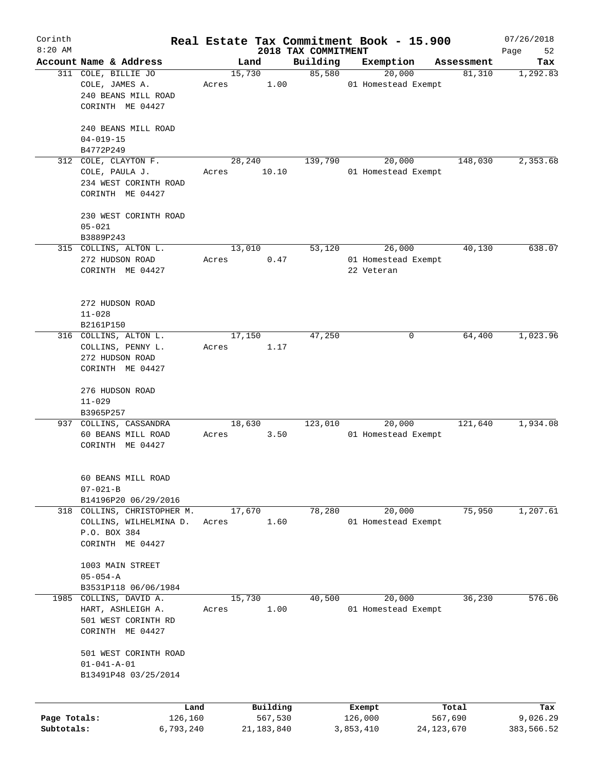# Real Estate Tax Commitment Book - 15.900

## 2018 TAX COMMITMENT

Corinth
8:20 AM

07/26/2018

| Account Name & Address | Land | Building | Exemption | Assessment | Tax |
|---|---|---|---|---|---|
| 311 COLE, BILLIE JO<br>COLE, JAMES A.<br>240 BEANS MILL ROAD<br>CORINTH ME 04427<br><br>240 BEANS MILL ROAD<br>04-019-15<br>B4772P249 | 15,730<br>Acres 1.00 | 85,580 | 20,000<br>01 Homestead Exempt | 81,310 | 1,292.83 |
| 312 COLE, CLAYTON F.<br>COLE, PAULA J.<br>234 WEST CORINTH ROAD<br>CORINTH ME 04427<br><br>230 WEST CORINTH ROAD<br>05-021<br>B3889P243 | 28,240<br>Acres 10.10 | 139,790 | 20,000<br>01 Homestead Exempt | 148,030 | 2,353.68 |
| 315 COLLINS, ALTON L.<br>272 HUDSON ROAD<br>CORINTH ME 04427<br><br>272 HUDSON ROAD<br>11-028<br>B2161P150 | 13,010<br>Acres 0.47 | 53,120 | 26,000<br>01 Homestead Exempt<br>22 Veteran | 40,130 | 638.07 |
| 316 COLLINS, ALTON L.<br>COLLINS, PENNY L.<br>272 HUDSON ROAD<br>CORINTH ME 04427<br><br>276 HUDSON ROAD<br>11-029<br>B3965P257 | 17,150<br>Acres 1.17 | 47,250 | 0 | 64,400 | 1,023.96 |
| 937 COLLINS, CASSANDRA<br>60 BEANS MILL ROAD<br>CORINTH ME 04427<br><br>60 BEANS MILL ROAD<br>07-021-B<br>B14196P20 06/29/2016 | 18,630<br>Acres 3.50 | 123,010 | 20,000<br>01 Homestead Exempt | 121,640 | 1,934.08 |
| 318 COLLINS, CHRISTOPHER M.<br>COLLINS, WILHELMINA D.<br>P.O. BOX 384<br>CORINTH ME 04427<br><br>1003 MAIN STREET<br>05-054-A<br>B3531P118 06/06/1984 | 17,670<br>Acres 1.60 | 78,280 | 20,000<br>01 Homestead Exempt | 75,950 | 1,207.61 |
| 1985 COLLINS, DAVID A.<br>HART, ASHLEIGH A.<br>501 WEST CORINTH RD<br>CORINTH ME 04427<br><br>501 WEST CORINTH ROAD<br>01-041-A-01<br>B13491P48 03/25/2014 | 15,730<br>Acres 1.00 | 40,500 | 20,000<br>01 Homestead Exempt | 36,230 | 576.06 |

| | Land | Building | Exempt | Total | Tax |
|---|---|---|---|---|---|
| Page Totals: | 126,160 | 567,530 | 126,000 | 567,690 | 9,026.29 |
| Subtotals: | 6,793,240 | 21,183,840 | 3,853,410 | 24,123,670 | 383,566.52 |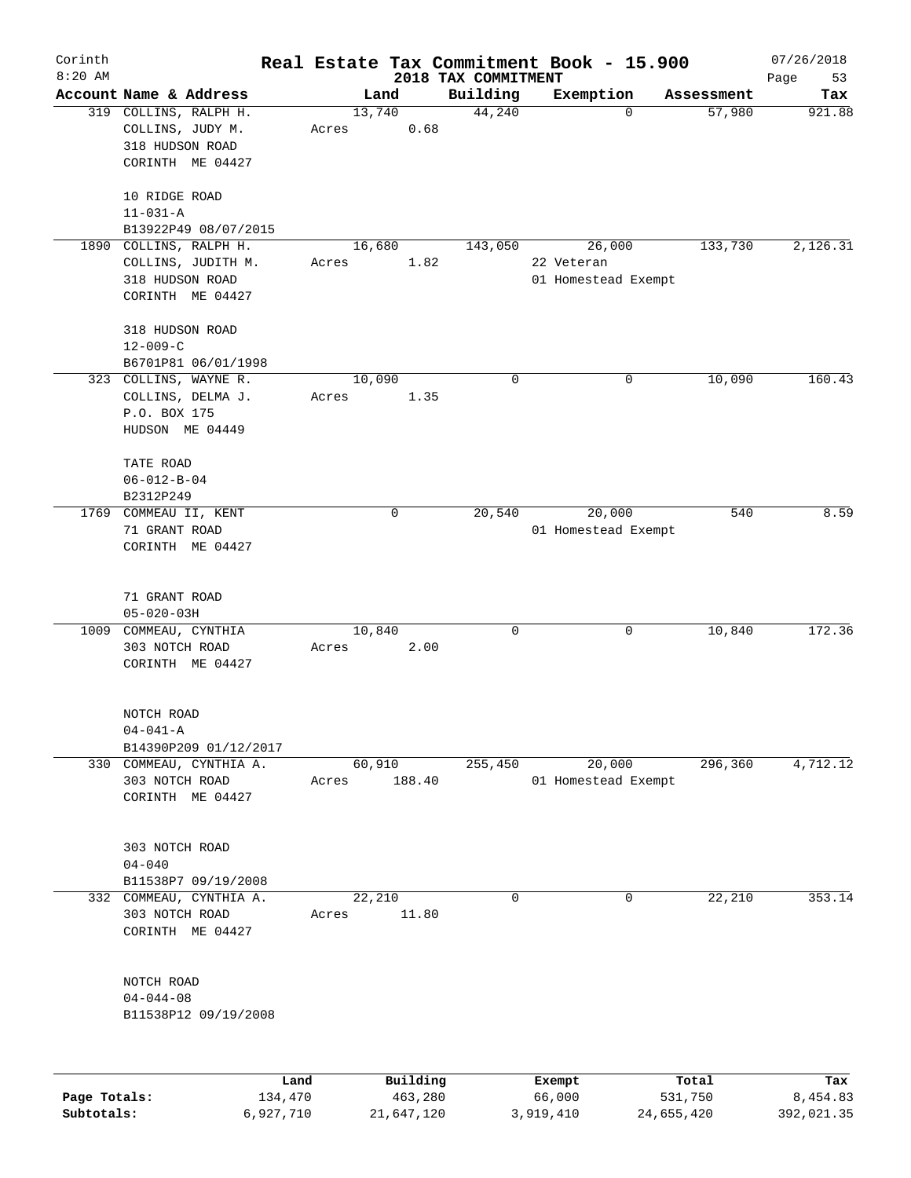Corinth 8:20 AM

# Real Estate Tax Commitment Book - 15.900

## 2018 TAX COMMITMENT

07/26/2018

| Account | Name & Address | Land | Building | Exemption | Assessment | Tax |
|---|---|---|---|---|---|---|
| 319 | COLLINS, RALPH H.<br>COLLINS, JUDY M.<br>318 HUDSON ROAD<br>CORINTH ME 04427<br><br>10 RIDGE ROAD<br>11-031-A<br>B13922P49 08/07/2015 | 13,740<br>Acres 0.68 | 44,240 | 0 | 57,980 | 921.88 |
| 1890 | COLLINS, RALPH H.<br>COLLINS, JUDITH M.<br>318 HUDSON ROAD<br>CORINTH ME 04427<br><br>318 HUDSON ROAD<br>12-009-C<br>B6701P81 06/01/1998 | 16,680<br>Acres 1.82 | 143,050 | 26,000<br>22 Veteran<br>01 Homestead Exempt | 133,730 | 2,126.31 |
| 323 | COLLINS, WAYNE R.<br>COLLINS, DELMA J.<br>P.O. BOX 175<br>HUDSON ME 04449<br><br>TATE ROAD<br>06-012-B-04<br>B2312P249 | 10,090<br>Acres 1.35 | 0 | 0 | 10,090 | 160.43 |
| 1769 | COMMEAU II, KENT<br>71 GRANT ROAD<br>CORINTH ME 04427<br><br>71 GRANT ROAD<br>05-020-03H | 0 | 20,540 | 20,000<br>01 Homestead Exempt | 540 | 8.59 |
| 1009 | COMMEAU, CYNTHIA<br>303 NOTCH ROAD<br>CORINTH ME 04427<br><br>NOTCH ROAD<br>04-041-A<br>B14390P209 01/12/2017 | 10,840<br>Acres 2.00 | 0 | 0 | 10,840 | 172.36 |
| 330 | COMMEAU, CYNTHIA A.<br>303 NOTCH ROAD<br>CORINTH ME 04427<br><br>303 NOTCH ROAD<br>04-040<br>B11538P7 09/19/2008 | 60,910<br>Acres 188.40 | 255,450 | 20,000<br>01 Homestead Exempt | 296,360 | 4,712.12 |
| 332 | COMMEAU, CYNTHIA A.<br>303 NOTCH ROAD<br>CORINTH ME 04427<br><br>NOTCH ROAD<br>04-044-08<br>B11538P12 09/19/2008 | 22,210<br>Acres 11.80 | 0 | 0 | 22,210 | 353.14 |

| | Land | Building | Exempt | Total | Tax |
|---|---|---|---|---|---|
| Page Totals: | 134,470 | 463,280 | 66,000 | 531,750 | 8,454.83 |
| Subtotals: | 6,927,710 | 21,647,120 | 3,919,410 | 24,655,420 | 392,021.35 |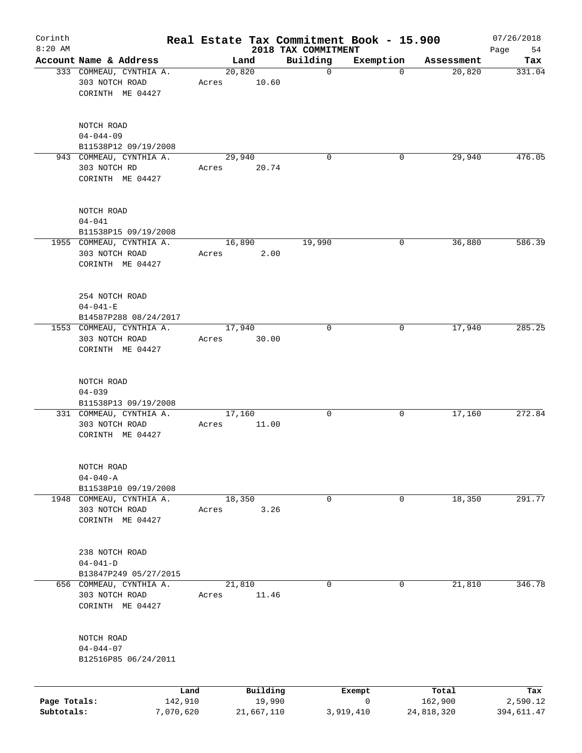# Real Estate Tax Commitment Book - 15.900

Corinth
8:20 AM

07/26/2018

## 2018 TAX COMMITMENT

| Account Name & Address | Land | Building | Exemption | Assessment | Tax |
|---|---|---|---|---|---|
| 333 COMMEAU, CYNTHIA A.<br>303 NOTCH ROAD<br>CORINTH ME 04427<br><br>NOTCH ROAD<br>04-044-09<br>B11538P12 09/19/2008 | 20,820<br>Acres 10.60 | 0 | 0 | 20,820 | 331.04 |
| 943 COMMEAU, CYNTHIA A.<br>303 NOTCH RD<br>CORINTH ME 04427<br><br>NOTCH ROAD<br>04-041<br>B11538P15 09/19/2008 | 29,940<br>Acres 20.74 | 0 | 0 | 29,940 | 476.05 |
| 1955 COMMEAU, CYNTHIA A.<br>303 NOTCH ROAD<br>CORINTH ME 04427<br><br>254 NOTCH ROAD<br>04-041-E<br>B14587P288 08/24/2017 | 16,890<br>Acres 2.00 | 19,990 | 0 | 36,880 | 586.39 |
| 1553 COMMEAU, CYNTHIA A.<br>303 NOTCH ROAD<br>CORINTH ME 04427<br><br>NOTCH ROAD<br>04-039<br>B11538P13 09/19/2008 | 17,940<br>Acres 30.00 | 0 | 0 | 17,940 | 285.25 |
| 331 COMMEAU, CYNTHIA A.<br>303 NOTCH ROAD<br>CORINTH ME 04427<br><br>NOTCH ROAD<br>04-040-A<br>B11538P10 09/19/2008 | 17,160<br>Acres 11.00 | 0 | 0 | 17,160 | 272.84 |
| 1948 COMMEAU, CYNTHIA A.<br>303 NOTCH ROAD<br>CORINTH ME 04427<br><br>238 NOTCH ROAD<br>04-041-D<br>B13847P249 05/27/2015 | 18,350<br>Acres 3.26 | 0 | 0 | 18,350 | 291.77 |
| 656 COMMEAU, CYNTHIA A.<br>303 NOTCH ROAD<br>CORINTH ME 04427<br><br>NOTCH ROAD<br>04-044-07<br>B12516P85 06/24/2011 | 21,810<br>Acres 11.46 | 0 | 0 | 21,810 | 346.78 |

| | Land | Building | Exempt | Total | Tax |
|---|---|---|---|---|---|
| Page Totals: | 142,910 | 19,990 | 0 | 162,900 | 2,590.12 |
| Subtotals: | 7,070,620 | 21,667,110 | 3,919,410 | 24,818,320 | 394,611.47 |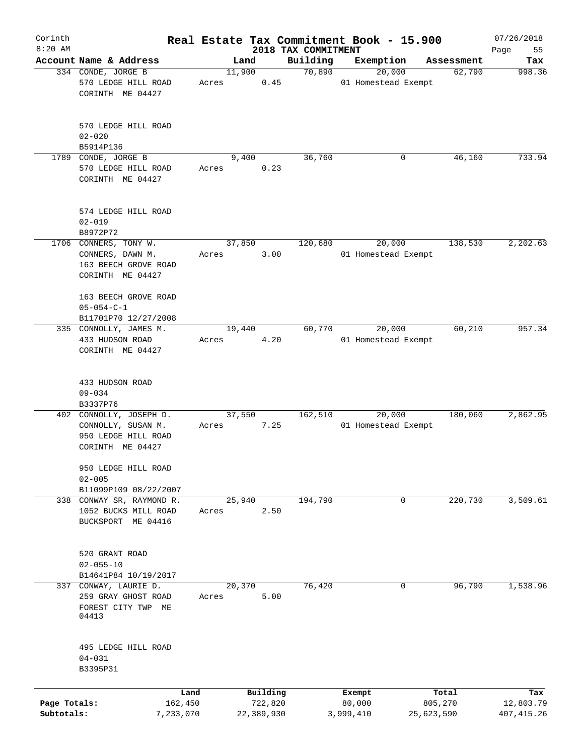# Real Estate Tax Commitment Book - 15.900

Corinth
8:20 AM

2018 TAX COMMITMENT

07/26/2018

| Account Name & Address | Land | Building | Exemption | Assessment | Tax |
|---|---|---|---|---|---|
| 334 CONDE, JORGE B<br>570 LEDGE HILL ROAD<br>CORINTH ME 04427<br><br>570 LEDGE HILL ROAD<br>02-020<br>B5914P136 | 11,900<br>Acres 0.45 | 70,890 | 20,000<br>01 Homestead Exempt | 62,790 | 998.36 |
| 1789 CONDE, JORGE B<br>570 LEDGE HILL ROAD<br>CORINTH ME 04427<br><br>574 LEDGE HILL ROAD<br>02-019<br>B8972P72 | 9,400<br>Acres 0.23 | 36,760 | 0 | 46,160 | 733.94 |
| 1706 CONNERS, TONY W.<br>CONNERS, DAWN M.<br>163 BEECH GROVE ROAD<br>CORINTH ME 04427<br><br>163 BEECH GROVE ROAD<br>05-054-C-1<br>B11701P70 12/27/2008 | 37,850<br>Acres 3.00 | 120,680 | 20,000<br>01 Homestead Exempt | 138,530 | 2,202.63 |
| 335 CONNOLLY, JAMES M.<br>433 HUDSON ROAD<br>CORINTH ME 04427<br><br>433 HUDSON ROAD<br>09-034<br>B3337P76 | 19,440<br>Acres 4.20 | 60,770 | 20,000<br>01 Homestead Exempt | 60,210 | 957.34 |
| 402 CONNOLLY, JOSEPH D.<br>CONNOLLY, SUSAN M.<br>950 LEDGE HILL ROAD<br>CORINTH ME 04427<br><br>950 LEDGE HILL ROAD<br>02-005<br>B11099P109 08/22/2007 | 37,550<br>Acres 7.25 | 162,510 | 20,000<br>01 Homestead Exempt | 180,060 | 2,862.95 |
| 338 CONWAY SR, RAYMOND R.<br>1052 BUCKS MILL ROAD<br>BUCKSPORT ME 04416<br><br>520 GRANT ROAD<br>02-055-10<br>B14641P84 10/19/2017 | 25,940<br>Acres 2.50 | 194,790 | 0 | 220,730 | 3,509.61 |
| 337 CONWAY, LAURIE D.<br>259 GRAY GHOST ROAD<br>FOREST CITY TWP ME<br>04413<br><br>495 LEDGE HILL ROAD<br>04-031<br>B3395P31 | 20,370<br>Acres 5.00 | 76,420 | 0 | 96,790 | 1,538.96 |

| | Land | Building | Exempt | Total | Tax |
|---|---|---|---|---|---|
| Page Totals: | 162,450 | 722,820 | 80,000 | 805,270 | 12,803.79 |
| Subtotals: | 7,233,070 | 22,389,930 | 3,999,410 | 25,623,590 | 407,415.26 |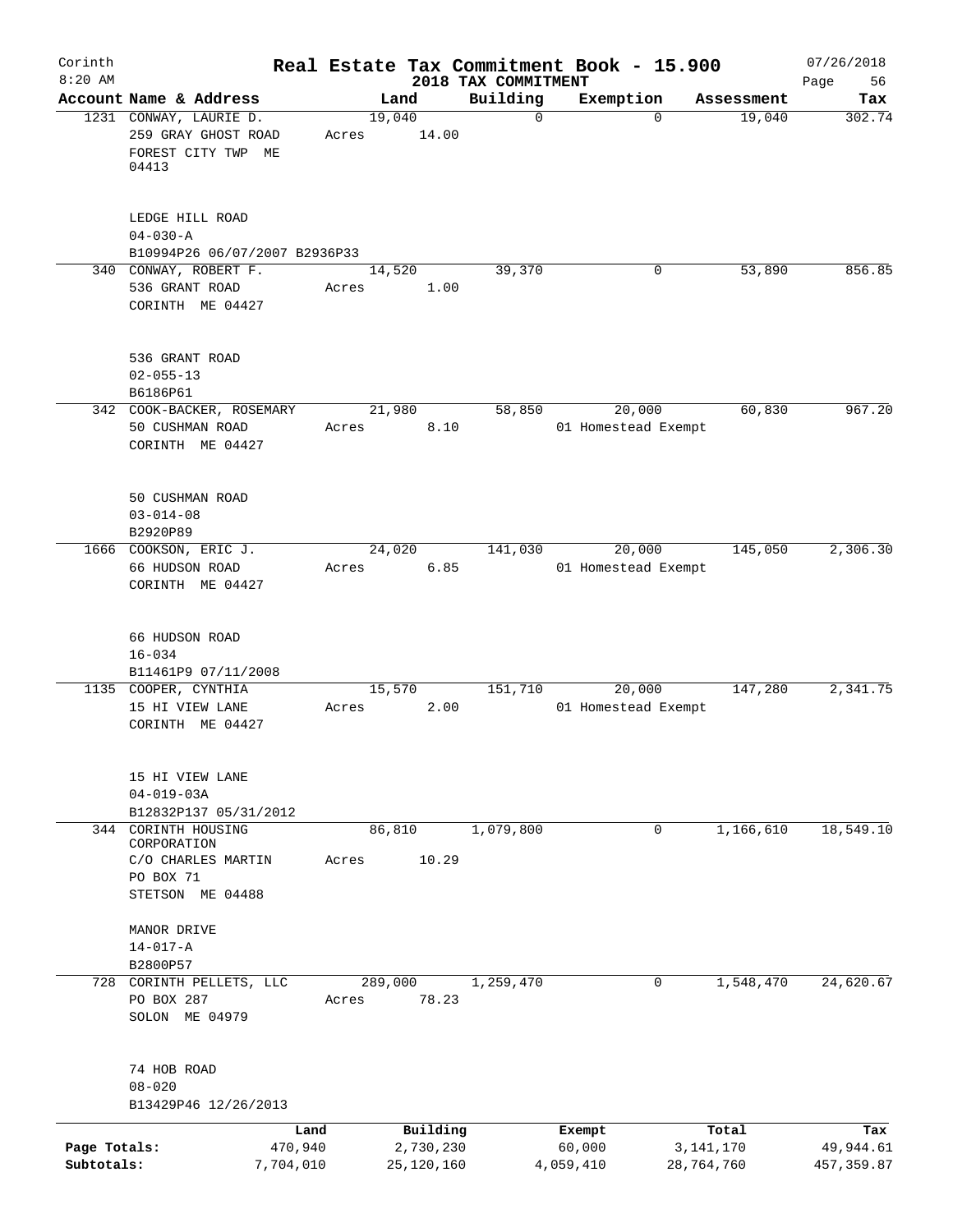Corinth 8:20 AM

**Real Estate Tax Commitment Book - 15.900**

**2018 TAX COMMITMENT**

07/26/2018

| Account Name & Address | Land | Building | Exemption | Assessment | Tax |
|---|---|---|---|---|---|
| 1231 CONWAY, LAURIE D.<br>259 GRAY GHOST ROAD<br>FOREST CITY TWP ME 04413<br><br>LEDGE HILL ROAD<br>04-030-A<br>B10994P26 06/07/2007 B2936P33 | 19,040<br>Acres 14.00 | 0 | 0 | 19,040 | 302.74 |
| 340 CONWAY, ROBERT F.<br>536 GRANT ROAD<br>CORINTH ME 04427<br><br>536 GRANT ROAD<br>02-055-13<br>B6186P61 | 14,520<br>Acres 1.00 | 39,370 | 0 | 53,890 | 856.85 |
| 342 COOK-BACKER, ROSEMARY<br>50 CUSHMAN ROAD<br>CORINTH ME 04427<br><br>50 CUSHMAN ROAD<br>03-014-08<br>B2920P89 | 21,980<br>Acres 8.10 | 58,850 | 20,000<br>01 Homestead Exempt | 60,830 | 967.20 |
| 1666 COOKSON, ERIC J.<br>66 HUDSON ROAD<br>CORINTH ME 04427<br><br>66 HUDSON ROAD<br>16-034<br>B11461P9 07/11/2008 | 24,020<br>Acres 6.85 | 141,030 | 20,000<br>01 Homestead Exempt | 145,050 | 2,306.30 |
| 1135 COOPER, CYNTHIA<br>15 HI VIEW LANE<br>CORINTH ME 04427<br><br>15 HI VIEW LANE<br>04-019-03A<br>B12832P137 05/31/2012 | 15,570<br>Acres 2.00 | 151,710 | 20,000<br>01 Homestead Exempt | 147,280 | 2,341.75 |
| 344 CORINTH HOUSING CORPORATION<br>C/O CHARLES MARTIN<br>PO BOX 71<br>STETSON ME 04488<br><br>MANOR DRIVE<br>14-017-A<br>B2800P57 | 86,810<br>Acres 10.29 | 1,079,800 | 0 | 1,166,610 | 18,549.10 |
| 728 CORINTH PELLETS, LLC<br>PO BOX 287<br>SOLON ME 04979<br><br>74 HOB ROAD<br>08-020<br>B13429P46 12/26/2013 | 289,000<br>Acres 78.23 | 1,259,470 | 0 | 1,548,470 | 24,620.67 |

| | Land | Building | Exempt | Total | Tax |
|---|---|---|---|---|---|
| Page Totals: | 470,940 | 2,730,230 | 60,000 | 3,141,170 | 49,944.61 |
| Subtotals: | 7,704,010 | 25,120,160 | 4,059,410 | 28,764,760 | 457,359.87 |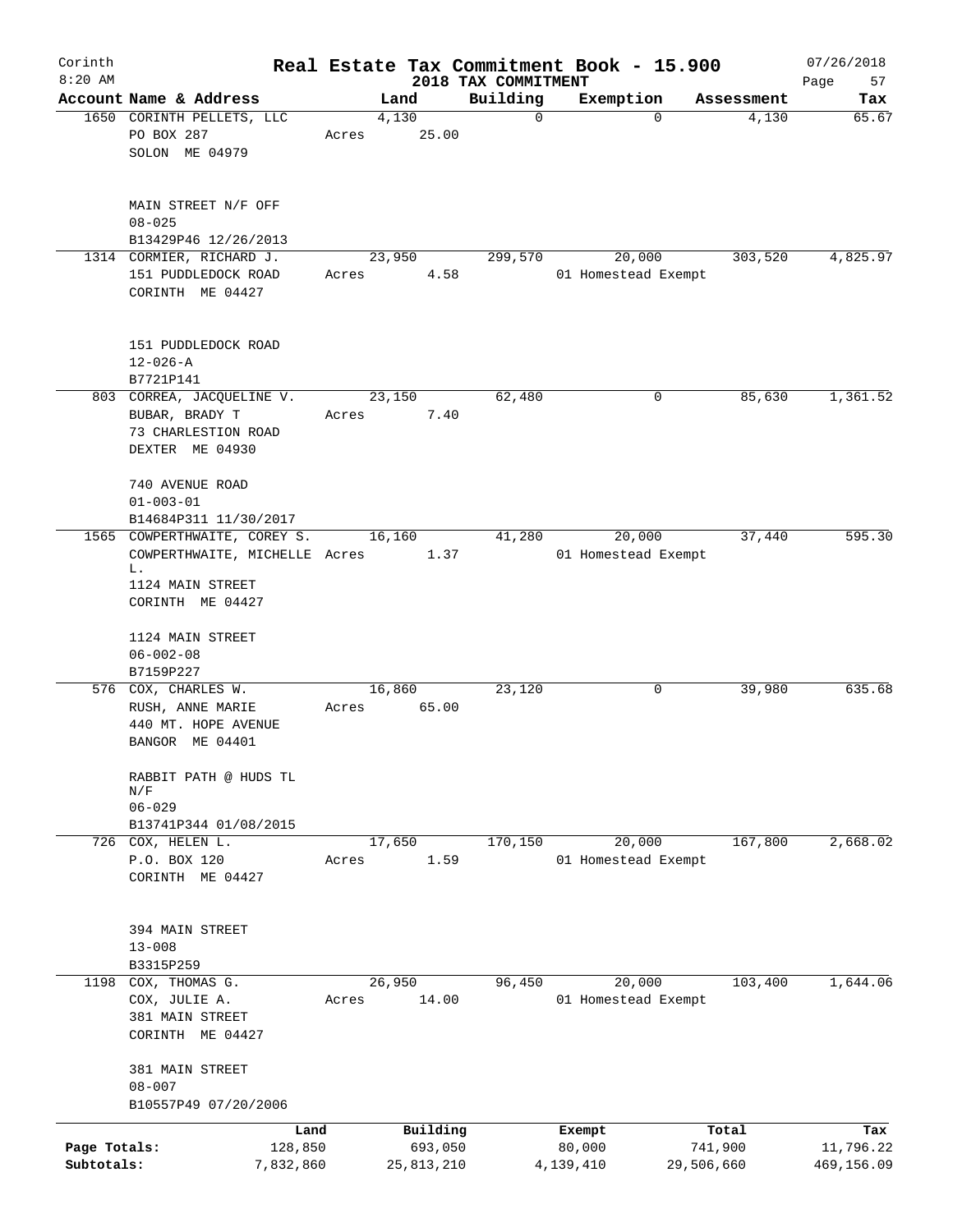# Real Estate Tax Commitment Book - 15.900

## 2018 TAX COMMITMENT

Corinth
8:20 AM

07/26/2018

| Account | Name & Address | Land | Building | Exemption | Assessment | Tax |
|---|---|---|---|---|---|---|
| 1650 | CORINTH PELLETS, LLC<br>PO BOX 287<br>SOLON ME 04979<br><br>MAIN STREET N/F OFF<br>08-025<br>B13429P46 12/26/2013 | 4,130<br>Acres 25.00 | 0 | 0 | 4,130 | 65.67 |
| 1314 | CORMIER, RICHARD J.<br>151 PUDDLEDOCK ROAD<br>CORINTH ME 04427<br><br>151 PUDDLEDOCK ROAD<br>12-026-A<br>B7721P141 | 23,950<br>Acres 4.58 | 299,570 | 20,000<br>01 Homestead Exempt | 303,520 | 4,825.97 |
| 803 | CORREA, JACQUELINE V.<br>BUBAR, BRADY T<br>73 CHARLESTION ROAD<br>DEXTER ME 04930<br><br>740 AVENUE ROAD<br>01-003-01<br>B14684P311 11/30/2017 | 23,150<br>Acres 7.40 | 62,480 | 0 | 85,630 | 1,361.52 |
| 1565 | COWPERTHWAITE, COREY S.<br>COWPERTHWAITE, MICHELLE L.<br>1124 MAIN STREET<br>CORINTH ME 04427<br><br>1124 MAIN STREET<br>06-002-08<br>B7159P227 | 16,160<br>Acres 1.37 | 41,280 | 20,000<br>01 Homestead Exempt | 37,440 | 595.30 |
| 576 | COX, CHARLES W.<br>RUSH, ANNE MARIE<br>440 MT. HOPE AVENUE<br>BANGOR ME 04401<br><br>RABBIT PATH @ HUDS TL N/F<br>06-029<br>B13741P344 01/08/2015 | 16,860<br>Acres 65.00 | 23,120 | 0 | 39,980 | 635.68 |
| 726 | COX, HELEN L.<br>P.O. BOX 120<br>CORINTH ME 04427<br><br>394 MAIN STREET<br>13-008<br>B3315P259 | 17,650<br>Acres 1.59 | 170,150 | 20,000<br>01 Homestead Exempt | 167,800 | 2,668.02 |
| 1198 | COX, THOMAS G.<br>COX, JULIE A.<br>381 MAIN STREET<br>CORINTH ME 04427<br><br>381 MAIN STREET<br>08-007<br>B10557P49 07/20/2006 | 26,950<br>Acres 14.00 | 96,450 | 20,000<br>01 Homestead Exempt | 103,400 | 1,644.06 |

| | Land | Building | Exempt | Total | Tax |
|---|---|---|---|---|---|
| Page Totals: | 128,850 | 693,050 | 80,000 | 741,900 | 11,796.22 |
| Subtotals: | 7,832,860 | 25,813,210 | 4,139,410 | 29,506,660 | 469,156.09 |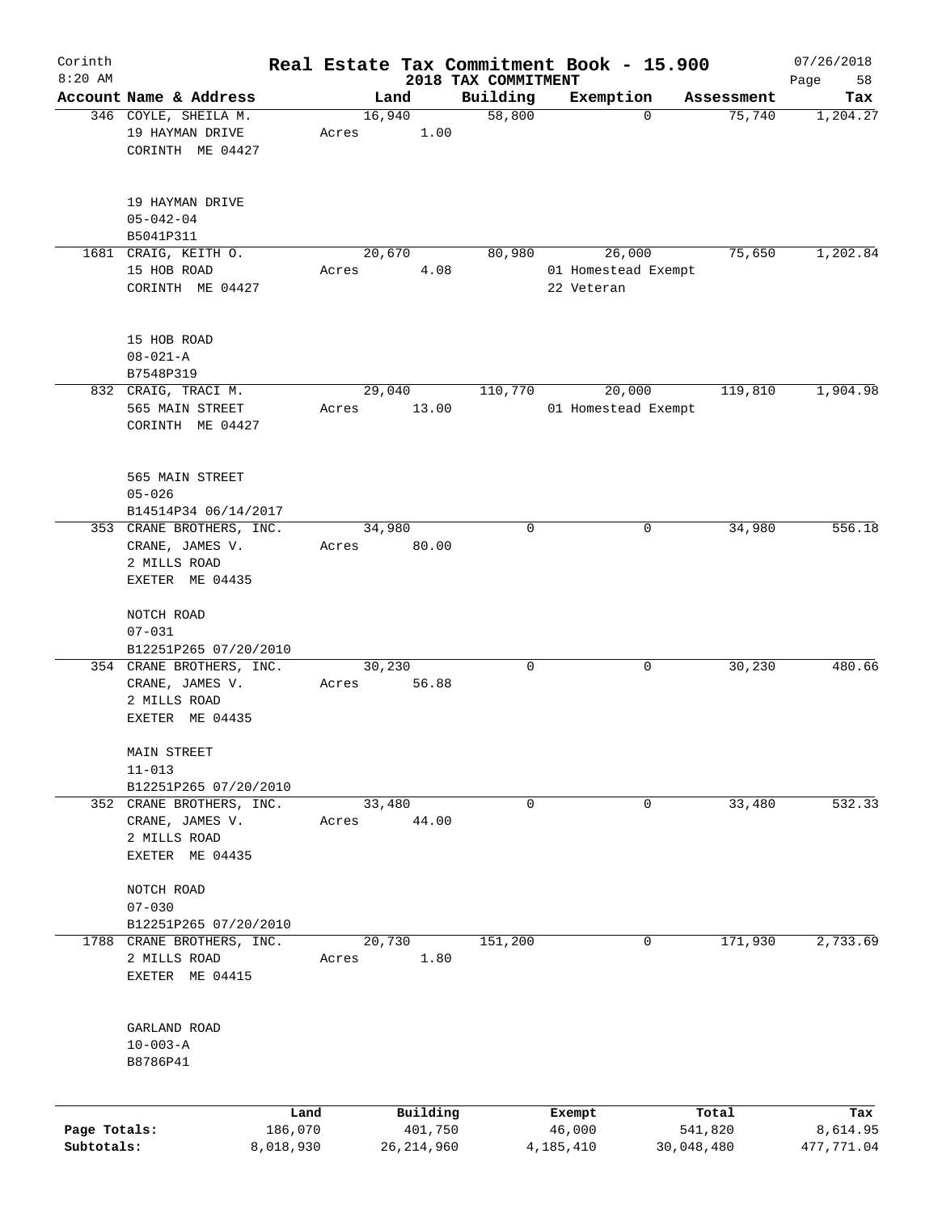Corinth
8:20 AM

# Real Estate Tax Commitment Book - 15.900

## 2018 TAX COMMITMENT

07/26/2018

| Account Name & Address | Land | Building | Exemption | Assessment | Tax |
|---|---|---|---|---|---|
| 346 COYLE, SHEILA M.<br>19 HAYMAN DRIVE<br>CORINTH ME 04427<br><br>19 HAYMAN DRIVE<br>05-042-04<br>B5041P311 | 16,940<br>Acres 1.00 | 58,800 | 0 | 75,740 | 1,204.27 |
| 1681 CRAIG, KEITH O.<br>15 HOB ROAD<br>CORINTH ME 04427<br><br>15 HOB ROAD<br>08-021-A<br>B7548P319 | 20,670<br>Acres 4.08 | 80,980 | 26,000<br>01 Homestead Exempt<br>22 Veteran | 75,650 | 1,202.84 |
| 832 CRAIG, TRACI M.<br>565 MAIN STREET<br>CORINTH ME 04427<br><br>565 MAIN STREET<br>05-026<br>B14514P34 06/14/2017 | 29,040<br>Acres 13.00 | 110,770 | 20,000<br>01 Homestead Exempt | 119,810 | 1,904.98 |
| 353 CRANE BROTHERS, INC.<br>CRANE, JAMES V.<br>2 MILLS ROAD<br>EXETER ME 04435<br><br>NOTCH ROAD<br>07-031<br>B12251P265 07/20/2010 | 34,980<br>Acres 80.00 | 0 | 0 | 34,980 | 556.18 |
| 354 CRANE BROTHERS, INC.<br>CRANE, JAMES V.<br>2 MILLS ROAD<br>EXETER ME 04435<br><br>MAIN STREET<br>11-013<br>B12251P265 07/20/2010 | 30,230<br>Acres 56.88 | 0 | 0 | 30,230 | 480.66 |
| 352 CRANE BROTHERS, INC.<br>CRANE, JAMES V.<br>2 MILLS ROAD<br>EXETER ME 04435<br><br>NOTCH ROAD<br>07-030<br>B12251P265 07/20/2010 | 33,480<br>Acres 44.00 | 0 | 0 | 33,480 | 532.33 |
| 1788 CRANE BROTHERS, INC.<br>2 MILLS ROAD<br>EXETER ME 04415<br><br>GARLAND ROAD<br>10-003-A<br>B8786P41 | 20,730<br>Acres 1.80 | 151,200 | 0 | 171,930 | 2,733.69 |

| | Land | Building | Exempt | Total | Tax |
|---|---|---|---|---|---|
| Page Totals: | 186,070 | 401,750 | 46,000 | 541,820 | 8,614.95 |
| Subtotals: | 8,018,930 | 26,214,960 | 4,185,410 | 30,048,480 | 477,771.04 |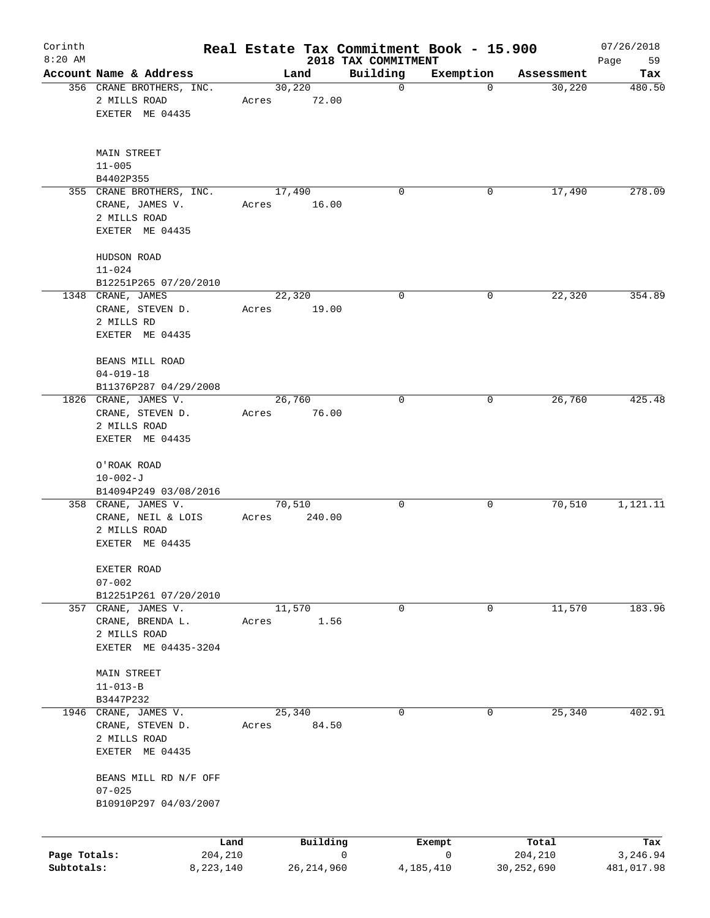Corinth 8:20 AM

# Real Estate Tax Commitment Book - 15.900

## 2018 TAX COMMITMENT

07/26/2018

| Account Name & Address | Land | Building | Exemption | Assessment | Tax |
|---|---|---|---|---|---|
| 356 CRANE BROTHERS, INC.<br>2 MILLS ROAD<br>EXETER ME 04435<br><br>MAIN STREET<br>11-005<br>B4402P355 | 30,220<br>Acres 72.00 | 0 | 0 | 30,220 | 480.50 |
| 355 CRANE BROTHERS, INC.<br>CRANE, JAMES V.<br>2 MILLS ROAD<br>EXETER ME 04435<br><br>HUDSON ROAD<br>11-024<br>B12251P265 07/20/2010 | 17,490<br>Acres 16.00 | 0 | 0 | 17,490 | 278.09 |
| 1348 CRANE, JAMES<br>CRANE, STEVEN D.<br>2 MILLS RD<br>EXETER ME 04435<br><br>BEANS MILL ROAD<br>04-019-18<br>B11376P287 04/29/2008 | 22,320<br>Acres 19.00 | 0 | 0 | 22,320 | 354.89 |
| 1826 CRANE, JAMES V.<br>CRANE, STEVEN D.<br>2 MILLS ROAD<br>EXETER ME 04435<br><br>O'ROAK ROAD<br>10-002-J<br>B14094P249 03/08/2016 | 26,760<br>Acres 76.00 | 0 | 0 | 26,760 | 425.48 |
| 358 CRANE, JAMES V.<br>CRANE, NEIL & LOIS<br>2 MILLS ROAD<br>EXETER ME 04435<br><br>EXETER ROAD<br>07-002<br>B12251P261 07/20/2010 | 70,510<br>Acres 240.00 | 0 | 0 | 70,510 | 1,121.11 |
| 357 CRANE, JAMES V.<br>CRANE, BRENDA L.<br>2 MILLS ROAD<br>EXETER ME 04435-3204<br><br>MAIN STREET<br>11-013-B<br>B3447P232 | 11,570<br>Acres 1.56 | 0 | 0 | 11,570 | 183.96 |
| 1946 CRANE, JAMES V.<br>CRANE, STEVEN D.<br>2 MILLS ROAD<br>EXETER ME 04435<br><br>BEANS MILL RD N/F OFF<br>07-025<br>B10910P297 04/03/2007 | 25,340<br>Acres 84.50 | 0 | 0 | 25,340 | 402.91 |

| | Land | Building | Exempt | Total | Tax |
|---|---|---|---|---|---|
| Page Totals: | 204,210 | 0 | 0 | 204,210 | 3,246.94 |
| Subtotals: | 8,223,140 | 26,214,960 | 4,185,410 | 30,252,690 | 481,017.98 |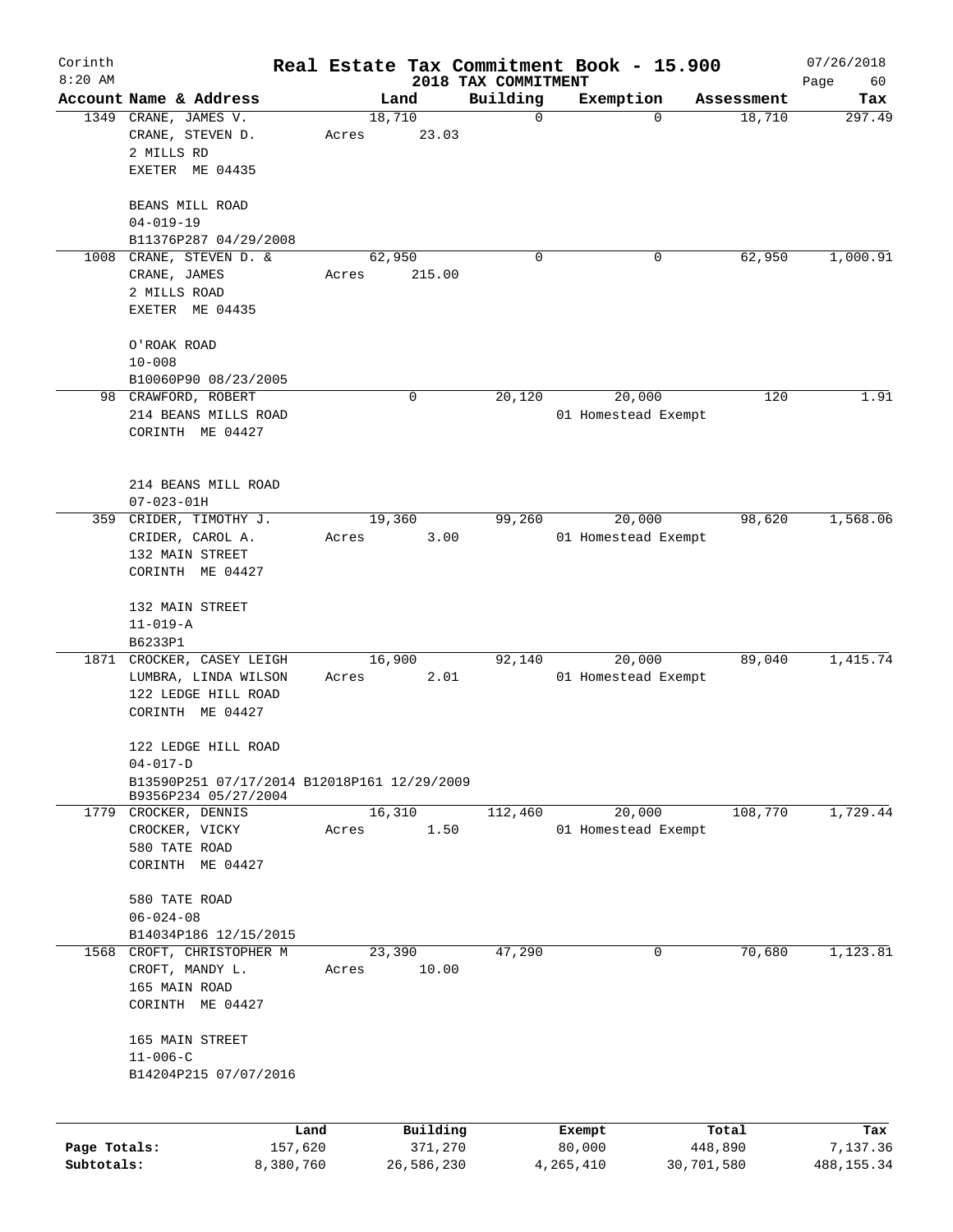# Real Estate Tax Commitment Book - 15.900

Corinth 8:20 AM — 2018 TAX COMMITMENT — 07/26/2018

| Account Name & Address | Land | Building | Exemption | Assessment | Tax |
|---|---|---|---|---|---|
| 1349 CRANE, JAMES V.<br>CRANE, STEVEN D.<br>2 MILLS RD<br>EXETER ME 04435<br><br>BEANS MILL ROAD<br>04-019-19<br>B11376P287 04/29/2008 | 18,710<br>Acres 23.03 | 0 | 0 | 18,710 | 297.49 |
| 1008 CRANE, STEVEN D. &<br>CRANE, JAMES<br>2 MILLS ROAD<br>EXETER ME 04435<br><br>O'ROAK ROAD<br>10-008<br>B10060P90 08/23/2005 | 62,950<br>Acres 215.00 | 0 | 0 | 62,950 | 1,000.91 |
| 98 CRAWFORD, ROBERT<br>214 BEANS MILLS ROAD<br>CORINTH ME 04427<br><br>214 BEANS MILL ROAD<br>07-023-01H | 0 | 20,120 | 20,000<br>01 Homestead Exempt | 120 | 1.91 |
| 359 CRIDER, TIMOTHY J.<br>CRIDER, CAROL A.<br>132 MAIN STREET<br>CORINTH ME 04427<br><br>132 MAIN STREET<br>11-019-A<br>B6233P1 | 19,360<br>Acres 3.00 | 99,260 | 20,000<br>01 Homestead Exempt | 98,620 | 1,568.06 |
| 1871 CROCKER, CASEY LEIGH<br>LUMBRA, LINDA WILSON<br>122 LEDGE HILL ROAD<br>CORINTH ME 04427<br><br>122 LEDGE HILL ROAD<br>04-017-D<br>B13590P251 07/17/2014 B12018P161 12/29/2009<br>B9356P234 05/27/2004 | 16,900<br>Acres 2.01 | 92,140 | 20,000<br>01 Homestead Exempt | 89,040 | 1,415.74 |
| 1779 CROCKER, DENNIS<br>CROCKER, VICKY<br>580 TATE ROAD<br>CORINTH ME 04427<br><br>580 TATE ROAD<br>06-024-08<br>B14034P186 12/15/2015 | 16,310<br>Acres 1.50 | 112,460 | 20,000<br>01 Homestead Exempt | 108,770 | 1,729.44 |
| 1568 CROFT, CHRISTOPHER M<br>CROFT, MANDY L.<br>165 MAIN ROAD<br>CORINTH ME 04427<br><br>165 MAIN STREET<br>11-006-C<br>B14204P215 07/07/2016 | 23,390<br>Acres 10.00 | 47,290 | 0 | 70,680 | 1,123.81 |

| | Land | Building | Exempt | Total | Tax |
|---|---|---|---|---|---|
| Page Totals: | 157,620 | 371,270 | 80,000 | 448,890 | 7,137.36 |
| Subtotals: | 8,380,760 | 26,586,230 | 4,265,410 | 30,701,580 | 488,155.34 |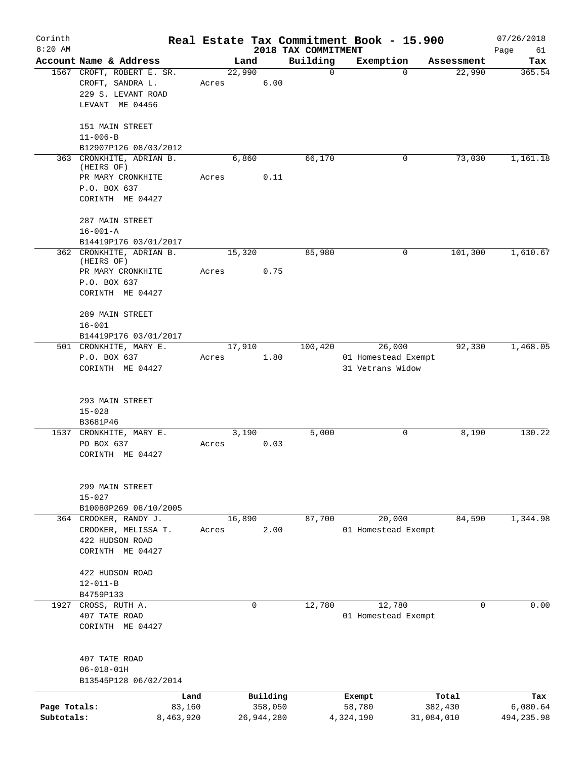# Real Estate Tax Commitment Book - 15.900

## 2018 TAX COMMITMENT

Corinth
8:20 AM

07/26/2018

| Account | Name & Address | Land | Building | Exemption | Assessment | Tax |
|---|---|---|---|---|---|---|
| 1567 | CROFT, ROBERT E. SR.<br>CROFT, SANDRA L.<br>229 S. LEVANT ROAD<br>LEVANT ME 04456<br><br>151 MAIN STREET<br>11-006-B<br>B12907P126 08/03/2012 | 22,990<br>Acres 6.00 | 0 | 0 | 22,990 | 365.54 |
| 363 | CRONKHITE, ADRIAN B. (HEIRS OF)<br>PR MARY CRONKHITE<br>P.O. BOX 637<br>CORINTH ME 04427<br><br>287 MAIN STREET<br>16-001-A<br>B14419P176 03/01/2017 | 6,860<br>Acres 0.11 | 66,170 | 0 | 73,030 | 1,161.18 |
| 362 | CRONKHITE, ADRIAN B. (HEIRS OF)<br>PR MARY CRONKHITE<br>P.O. BOX 637<br>CORINTH ME 04427<br><br>289 MAIN STREET<br>16-001<br>B14419P176 03/01/2017 | 15,320<br>Acres 0.75 | 85,980 | 0 | 101,300 | 1,610.67 |
| 501 | CRONKHITE, MARY E.<br>P.O. BOX 637<br>CORINTH ME 04427<br><br>293 MAIN STREET<br>15-028<br>B3681P46 | 17,910<br>Acres 1.80 | 100,420 | 26,000<br>01 Homestead Exempt<br>31 Vetrans Widow | 92,330 | 1,468.05 |
| 1537 | CRONKHITE, MARY E.<br>PO BOX 637<br>CORINTH ME 04427<br><br>299 MAIN STREET<br>15-027<br>B10080P269 08/10/2005 | 3,190<br>Acres 0.03 | 5,000 | 0 | 8,190 | 130.22 |
| 364 | CROOKER, RANDY J.<br>CROOKER, MELISSA T.<br>422 HUDSON ROAD<br>CORINTH ME 04427<br><br>422 HUDSON ROAD<br>12-011-B<br>B4759P133 | 16,890<br>Acres 2.00 | 87,700 | 20,000<br>01 Homestead Exempt | 84,590 | 1,344.98 |
| 1927 | CROSS, RUTH A.<br>407 TATE ROAD<br>CORINTH ME 04427<br><br>407 TATE ROAD<br>06-018-01H<br>B13545P128 06/02/2014 | 0 | 12,780 | 12,780<br>01 Homestead Exempt | 0 | 0.00 |

| | Land | Building | Exempt | Total | Tax |
|---|---|---|---|---|---|
| Page Totals: | 83,160 | 358,050 | 58,780 | 382,430 | 6,080.64 |
| Subtotals: | 8,463,920 | 26,944,280 | 4,324,190 | 31,084,010 | 494,235.98 |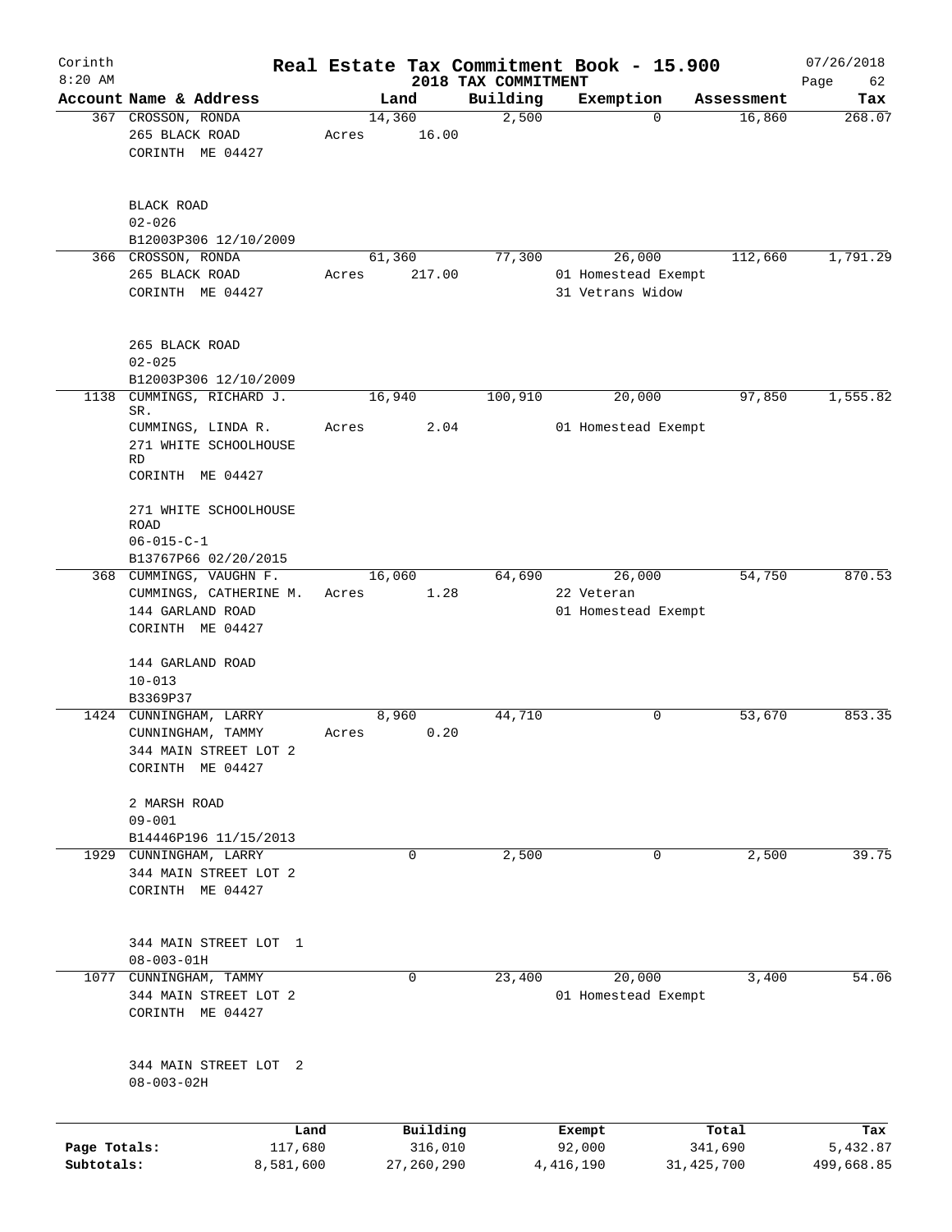# Real Estate Tax Commitment Book - 15.900

## 2018 TAX COMMITMENT

Corinth
8:20 AM

07/26/2018

| Account | Name & Address | Land | Building | Exemption | Assessment | Tax |
|---|---|---|---|---|---|---|
| 367 | CROSSON, RONDA<br>265 BLACK ROAD<br>CORINTH ME 04427<br><br>BLACK ROAD<br>02-026<br>B12003P306 12/10/2009 | 14,360<br>Acres 16.00 | 2,500 | 0 | 16,860 | 268.07 |
| 366 | CROSSON, RONDA<br>265 BLACK ROAD<br>CORINTH ME 04427<br><br>265 BLACK ROAD<br>02-025<br>B12003P306 12/10/2009 | 61,360<br>Acres 217.00 | 77,300 | 26,000<br>01 Homestead Exempt<br>31 Vetrans Widow | 112,660 | 1,791.29 |
| 1138 | CUMMINGS, RICHARD J. SR.<br>CUMMINGS, LINDA R.<br>271 WHITE SCHOOLHOUSE RD<br>CORINTH ME 04427<br><br>271 WHITE SCHOOLHOUSE ROAD<br>06-015-C-1<br>B13767P66 02/20/2015 | 16,940<br>Acres 2.04 | 100,910 | 20,000<br>01 Homestead Exempt | 97,850 | 1,555.82 |
| 368 | CUMMINGS, VAUGHN F.<br>CUMMINGS, CATHERINE M.<br>144 GARLAND ROAD<br>CORINTH ME 04427<br><br>144 GARLAND ROAD<br>10-013<br>B3369P37 | 16,060<br>Acres 1.28 | 64,690 | 26,000<br>22 Veteran<br>01 Homestead Exempt | 54,750 | 870.53 |
| 1424 | CUNNINGHAM, LARRY<br>CUNNINGHAM, TAMMY<br>344 MAIN STREET LOT 2<br>CORINTH ME 04427<br><br>2 MARSH ROAD<br>09-001<br>B14446P196 11/15/2013 | 8,960<br>Acres 0.20 | 44,710 | 0 | 53,670 | 853.35 |
| 1929 | CUNNINGHAM, LARRY<br>344 MAIN STREET LOT 2<br>CORINTH ME 04427<br><br>344 MAIN STREET LOT 1<br>08-003-01H | 0 | 2,500 | 0 | 2,500 | 39.75 |
| 1077 | CUNNINGHAM, TAMMY<br>344 MAIN STREET LOT 2<br>CORINTH ME 04427<br><br>344 MAIN STREET LOT 2<br>08-003-02H | 0 | 23,400 | 20,000<br>01 Homestead Exempt | 3,400 | 54.06 |

| | Land | Building | Exempt | Total | Tax |
|---|---|---|---|---|---|
| Page Totals: | 117,680 | 316,010 | 92,000 | 341,690 | 5,432.87 |
| Subtotals: | 8,581,600 | 27,260,290 | 4,416,190 | 31,425,700 | 499,668.85 |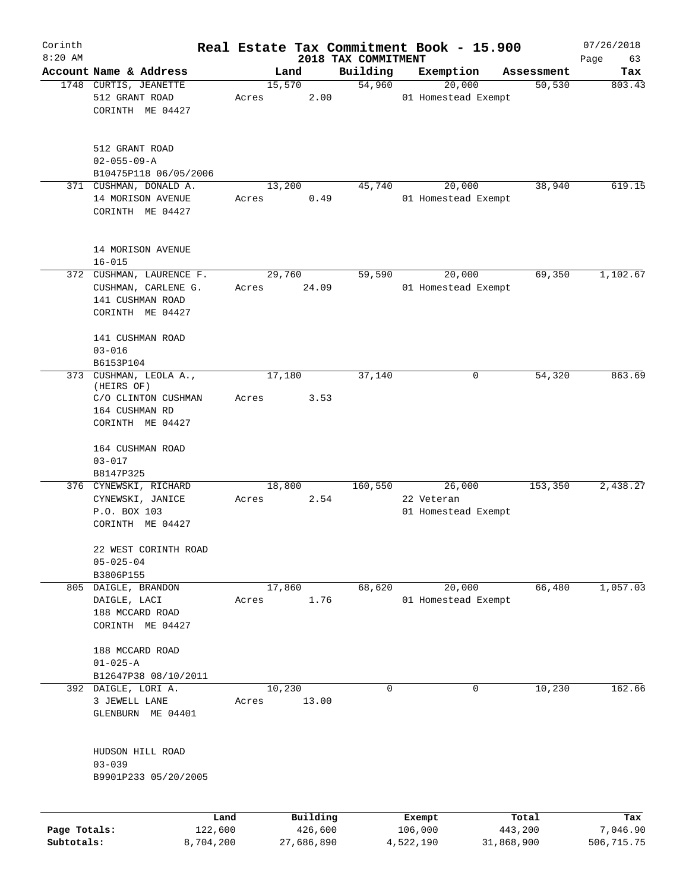Corinth 8:20 AM

# Real Estate Tax Commitment Book - 15.900

2018 TAX COMMITMENT

07/26/2018

| Account | Name & Address | Land | Building | Exemption | Assessment | Tax |
|---|---|---|---|---|---|---|
| 1748 | CURTIS, JEANETTE<br>512 GRANT ROAD<br>CORINTH ME 04427<br><br>512 GRANT ROAD<br>02-055-09-A<br>B10475P118 06/05/2006 | 15,570<br>Acres 2.00 | 54,960 | 20,000<br>01 Homestead Exempt | 50,530 | 803.43 |
| 371 | CUSHMAN, DONALD A.<br>14 MORISON AVENUE<br>CORINTH ME 04427<br><br>14 MORISON AVENUE<br>16-015 | 13,200<br>Acres 0.49 | 45,740 | 20,000<br>01 Homestead Exempt | 38,940 | 619.15 |
| 372 | CUSHMAN, LAURENCE F.<br>CUSHMAN, CARLENE G.<br>141 CUSHMAN ROAD<br>CORINTH ME 04427<br><br>141 CUSHMAN ROAD<br>03-016<br>B6153P104 | 29,760<br>Acres 24.09 | 59,590 | 20,000<br>01 Homestead Exempt | 69,350 | 1,102.67 |
| 373 | CUSHMAN, LEOLA A.,<br>(HEIRS OF)<br>C/O CLINTON CUSHMAN<br>164 CUSHMAN RD<br>CORINTH ME 04427<br><br>164 CUSHMAN ROAD<br>03-017<br>B8147P325 | 17,180<br>Acres 3.53 | 37,140 | 0 | 54,320 | 863.69 |
| 376 | CYNEWSKI, RICHARD<br>CYNEWSKI, JANICE<br>P.O. BOX 103<br>CORINTH ME 04427<br><br>22 WEST CORINTH ROAD<br>05-025-04<br>B3806P155 | 18,800<br>Acres 2.54 | 160,550 | 26,000<br>22 Veteran<br>01 Homestead Exempt | 153,350 | 2,438.27 |
| 805 | DAIGLE, BRANDON<br>DAIGLE, LACI<br>188 MCCARD ROAD<br>CORINTH ME 04427<br><br>188 MCCARD ROAD<br>01-025-A<br>B12647P38 08/10/2011 | 17,860<br>Acres 1.76 | 68,620 | 20,000<br>01 Homestead Exempt | 66,480 | 1,057.03 |
| 392 | DAIGLE, LORI A.<br>3 JEWELL LANE<br>GLENBURN ME 04401<br><br>HUDSON HILL ROAD<br>03-039<br>B9901P233 05/20/2005 | 10,230<br>Acres 13.00 | 0 | 0 | 10,230 | 162.66 |

| | Land | Building | Exempt | Total | Tax |
|---|---|---|---|---|---|
| Page Totals: | 122,600 | 426,600 | 106,000 | 443,200 | 7,046.90 |
| Subtotals: | 8,704,200 | 27,686,890 | 4,522,190 | 31,868,900 | 506,715.75 |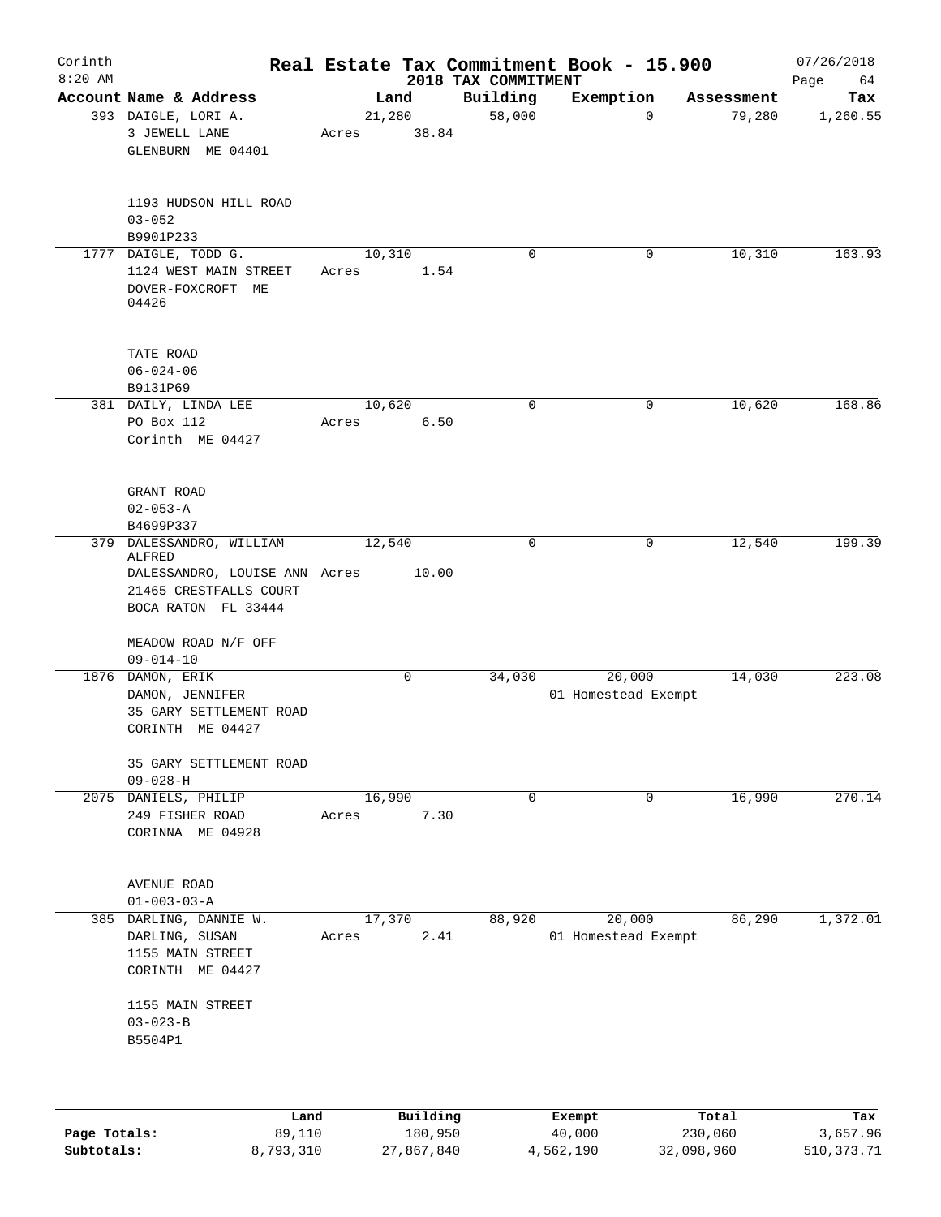# Real Estate Tax Commitment Book - 15.900

Corinth
8:20 AM

2018 TAX COMMITMENT

07/26/2018

| Account Name & Address | Land | Building | Exemption | Assessment | Tax |
|---|---|---|---|---|---|
| 393 DAIGLE, LORI A.<br>3 JEWELL LANE<br>GLENBURN ME 04401<br><br>1193 HUDSON HILL ROAD<br>03-052<br>B9901P233 | 21,280<br>Acres 38.84 | 58,000 | 0 | 79,280 | 1,260.55 |
| 1777 DAIGLE, TODD G.<br>1124 WEST MAIN STREET<br>DOVER-FOXCROFT ME 04426<br><br>TATE ROAD<br>06-024-06<br>B9131P69 | 10,310<br>Acres 1.54 | 0 | 0 | 10,310 | 163.93 |
| 381 DAILY, LINDA LEE<br>PO Box 112<br>Corinth ME 04427<br><br>GRANT ROAD<br>02-053-A<br>B4699P337 | 10,620<br>Acres 6.50 | 0 | 0 | 10,620 | 168.86 |
| 379 DALESSANDRO, WILLIAM ALFRED<br>DALESSANDRO, LOUISE ANN<br>21465 CRESTFALLS COURT<br>BOCA RATON FL 33444<br><br>MEADOW ROAD N/F OFF<br>09-014-10 | 12,540<br>Acres 10.00 | 0 | 0 | 12,540 | 199.39 |
| 1876 DAMON, ERIK<br>DAMON, JENNIFER<br>35 GARY SETTLEMENT ROAD<br>CORINTH ME 04427<br><br>35 GARY SETTLEMENT ROAD<br>09-028-H | 0 | 34,030 | 20,000<br>01 Homestead Exempt | 14,030 | 223.08 |
| 2075 DANIELS, PHILIP<br>249 FISHER ROAD<br>CORINNA ME 04928<br><br>AVENUE ROAD<br>01-003-03-A | 16,990<br>Acres 7.30 | 0 | 0 | 16,990 | 270.14 |
| 385 DARLING, DANNIE W.<br>DARLING, SUSAN<br>1155 MAIN STREET<br>CORINTH ME 04427<br><br>1155 MAIN STREET<br>03-023-B<br>B5504P1 | 17,370<br>Acres 2.41 | 88,920 | 20,000<br>01 Homestead Exempt | 86,290 | 1,372.01 |

| | Land | Building | Exempt | Total | Tax |
|---|---|---|---|---|---|
| Page Totals: | 89,110 | 180,950 | 40,000 | 230,060 | 3,657.96 |
| Subtotals: | 8,793,310 | 27,867,840 | 4,562,190 | 32,098,960 | 510,373.71 |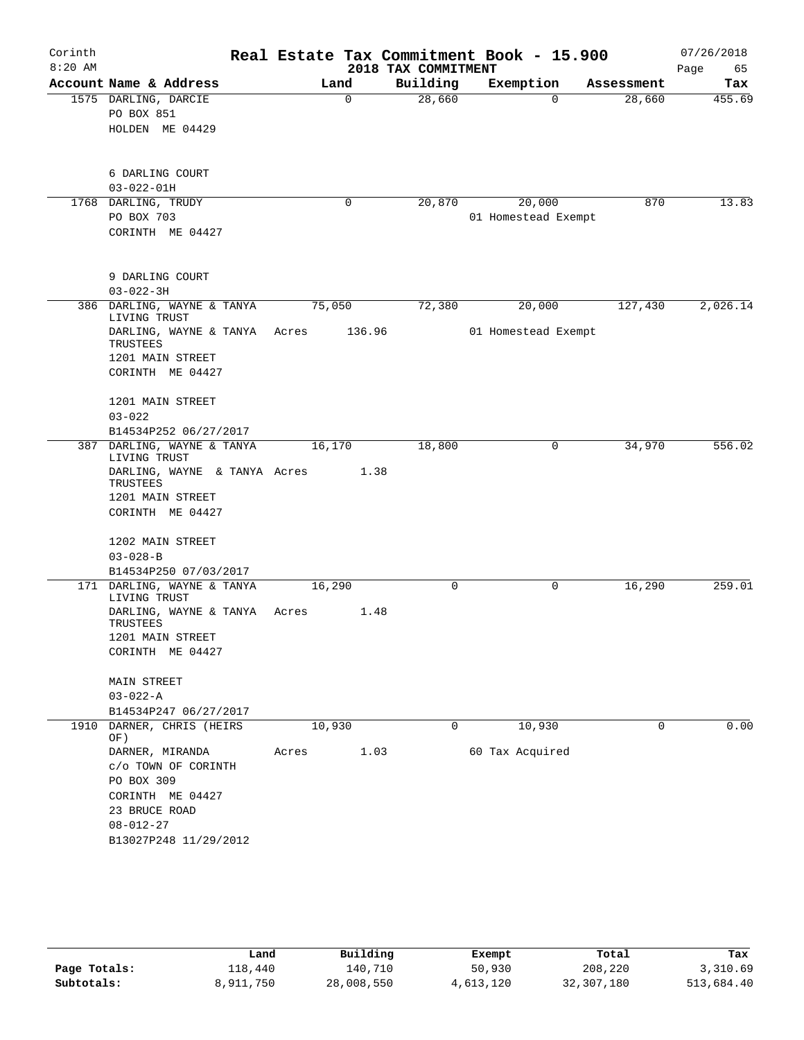# Real Estate Tax Commitment Book - 15.900

Corinth
8:20 AM

2018 TAX COMMITMENT

07/26/2018

| Account Name & Address | Land | Building | Exemption | Assessment | Tax |
|---|---|---|---|---|---|
| 1575 DARLING, DARCIE<br>PO BOX 851<br>HOLDEN ME 04429<br><br>6 DARLING COURT<br>03-022-01H | 0 | 28,660 | 0 | 28,660 | 455.69 |
| 1768 DARLING, TRUDY<br>PO BOX 703<br>CORINTH ME 04427<br><br>9 DARLING COURT<br>03-022-3H | 0 | 20,870 | 20,000<br>01 Homestead Exempt | 870 | 13.83 |
| 386 DARLING, WAYNE & TANYA LIVING TRUST<br>DARLING, WAYNE & TANYA TRUSTEES<br>1201 MAIN STREET<br>CORINTH ME 04427<br><br>1201 MAIN STREET<br>03-022<br>B14534P252 06/27/2017 | 75,050<br>Acres 136.96 | 72,380 | 20,000<br>01 Homestead Exempt | 127,430 | 2,026.14 |
| 387 DARLING, WAYNE & TANYA LIVING TRUST<br>DARLING, WAYNE & TANYA TRUSTEES<br>1201 MAIN STREET<br>CORINTH ME 04427<br><br>1202 MAIN STREET<br>03-028-B<br>B14534P250 07/03/2017 | 16,170<br>Acres 1.38 | 18,800 | 0 | 34,970 | 556.02 |
| 171 DARLING, WAYNE & TANYA LIVING TRUST<br>DARLING, WAYNE & TANYA TRUSTEES<br>1201 MAIN STREET<br>CORINTH ME 04427<br><br>MAIN STREET<br>03-022-A<br>B14534P247 06/27/2017 | 16,290<br>Acres 1.48 | 0 | 0 | 16,290 | 259.01 |
| 1910 DARNER, CHRIS (HEIRS OF)<br>DARNER, MIRANDA<br>c/o TOWN OF CORINTH<br>PO BOX 309<br>CORINTH ME 04427<br>23 BRUCE ROAD<br>08-012-27<br>B13027P248 11/29/2012 | 10,930<br>Acres 1.03 | 0 | 10,930<br>60 Tax Acquired | 0 | 0.00 |

| | Land | Building | Exempt | Total | Tax |
|---|---|---|---|---|---|
| Page Totals: | 118,440 | 140,710 | 50,930 | 208,220 | 3,310.69 |
| Subtotals: | 8,911,750 | 28,008,550 | 4,613,120 | 32,307,180 | 513,684.40 |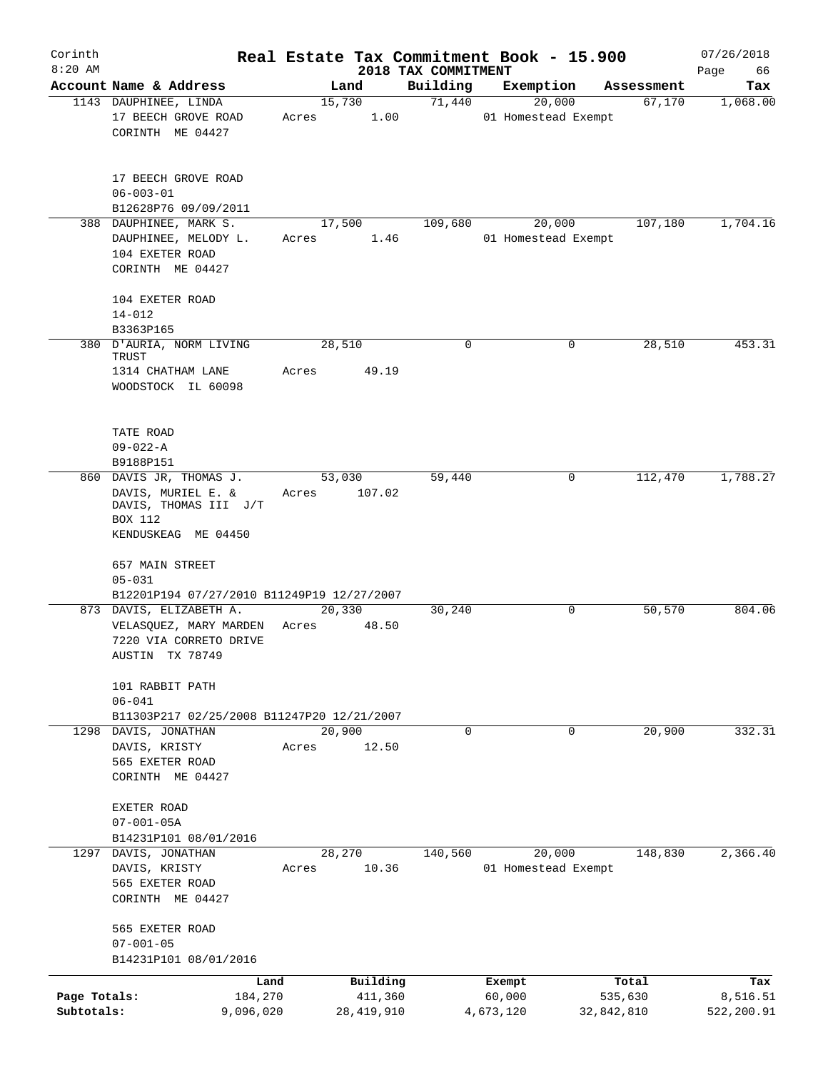Corinth 8:20 AM

# Real Estate Tax Commitment Book - 15.900

## 2018 TAX COMMITMENT

07/26/2018

| Account | Name & Address | Land | Building | Exemption | Assessment | Tax |
|---|---|---|---|---|---|---|
| 1143 | DAUPHINEE, LINDA<br>17 BEECH GROVE ROAD<br>CORINTH ME 04427<br><br>17 BEECH GROVE ROAD<br>06-003-01<br>B12628P76 09/09/2011 | 15,730<br>Acres 1.00 | 71,440 | 20,000<br>01 Homestead Exempt | 67,170 | 1,068.00 |
| 388 | DAUPHINEE, MARK S.<br>DAUPHINEE, MELODY L.<br>104 EXETER ROAD<br>CORINTH ME 04427<br><br>104 EXETER ROAD<br>14-012<br>B3363P165 | 17,500<br>Acres 1.46 | 109,680 | 20,000<br>01 Homestead Exempt | 107,180 | 1,704.16 |
| 380 | D'AURIA, NORM LIVING TRUST<br>1314 CHATHAM LANE<br>WOODSTOCK IL 60098<br><br>TATE ROAD<br>09-022-A<br>B9188P151 | 28,510<br>Acres 49.19 | 0 | 0 | 28,510 | 453.31 |
| 860 | DAVIS JR, THOMAS J.<br>DAVIS, MURIEL E. &<br>DAVIS, THOMAS III J/T<br>BOX 112<br>KENDUSKEAG ME 04450<br><br>657 MAIN STREET<br>05-031<br>B12201P194 07/27/2010 B11249P19 12/27/2007 | 53,030<br>Acres 107.02 | 59,440 | 0 | 112,470 | 1,788.27 |
| 873 | DAVIS, ELIZABETH A.<br>VELASQUEZ, MARY MARDEN<br>7220 VIA CORRETO DRIVE<br>AUSTIN TX 78749<br><br>101 RABBIT PATH<br>06-041<br>B11303P217 02/25/2008 B11247P20 12/21/2007 | 20,330<br>Acres 48.50 | 30,240 | 0 | 50,570 | 804.06 |
| 1298 | DAVIS, JONATHAN<br>DAVIS, KRISTY<br>565 EXETER ROAD<br>CORINTH ME 04427<br><br>EXETER ROAD<br>07-001-05A<br>B14231P101 08/01/2016 | 20,900<br>Acres 12.50 | 0 | 0 | 20,900 | 332.31 |
| 1297 | DAVIS, JONATHAN<br>DAVIS, KRISTY<br>565 EXETER ROAD<br>CORINTH ME 04427<br><br>565 EXETER ROAD<br>07-001-05<br>B14231P101 08/01/2016 | 28,270<br>Acres 10.36 | 140,560 | 20,000<br>01 Homestead Exempt | 148,830 | 2,366.40 |

| | Land | Building | Exempt | Total | Tax |
|---|---|---|---|---|---|
| Page Totals: | 184,270 | 411,360 | 60,000 | 535,630 | 8,516.51 |
| Subtotals: | 9,096,020 | 28,419,910 | 4,673,120 | 32,842,810 | 522,200.91 |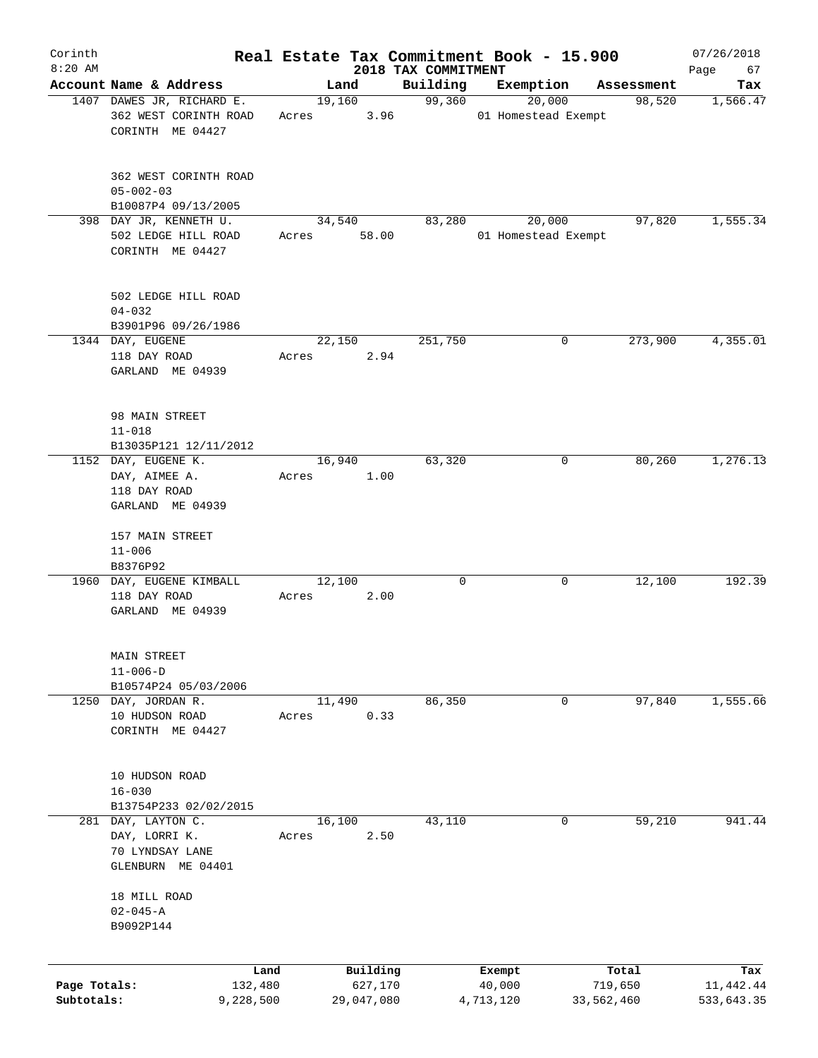Corinth 8:20 AM

**Real Estate Tax Commitment Book - 15.900**

**2018 TAX COMMITMENT**

07/26/2018

| Account | Name & Address | Land | Building | Exemption | Assessment | Tax |
|---|---|---|---|---|---|---|
| 1407 | DAWES JR, RICHARD E.<br>362 WEST CORINTH ROAD<br>CORINTH ME 04427<br><br>362 WEST CORINTH ROAD<br>05-002-03<br>B10087P4 09/13/2005 | 19,160<br>Acres 3.96 | 99,360 | 20,000<br>01 Homestead Exempt | 98,520 | 1,566.47 |
| 398 | DAY JR, KENNETH U.<br>502 LEDGE HILL ROAD<br>CORINTH ME 04427<br><br>502 LEDGE HILL ROAD<br>04-032<br>B3901P96 09/26/1986 | 34,540<br>Acres 58.00 | 83,280 | 20,000<br>01 Homestead Exempt | 97,820 | 1,555.34 |
| 1344 | DAY, EUGENE<br>118 DAY ROAD<br>GARLAND ME 04939<br><br>98 MAIN STREET<br>11-018<br>B13035P121 12/11/2012 | 22,150<br>Acres 2.94 | 251,750 | 0 | 273,900 | 4,355.01 |
| 1152 | DAY, EUGENE K.<br>DAY, AIMEE A.<br>118 DAY ROAD<br>GARLAND ME 04939<br><br>157 MAIN STREET<br>11-006<br>B8376P92 | 16,940<br>Acres 1.00 | 63,320 | 0 | 80,260 | 1,276.13 |
| 1960 | DAY, EUGENE KIMBALL<br>118 DAY ROAD<br>GARLAND ME 04939<br><br>MAIN STREET<br>11-006-D<br>B10574P24 05/03/2006 | 12,100<br>Acres 2.00 | 0 | 0 | 12,100 | 192.39 |
| 1250 | DAY, JORDAN R.<br>10 HUDSON ROAD<br>CORINTH ME 04427<br><br>10 HUDSON ROAD<br>16-030<br>B13754P233 02/02/2015 | 11,490<br>Acres 0.33 | 86,350 | 0 | 97,840 | 1,555.66 |
| 281 | DAY, LAYTON C.<br>DAY, LORRI K.<br>70 LYNDSAY LANE<br>GLENBURN ME 04401<br><br>18 MILL ROAD<br>02-045-A<br>B9092P144 | 16,100<br>Acres 2.50 | 43,110 | 0 | 59,210 | 941.44 |

| | Land | Building | Exempt | Total | Tax |
|---|---|---|---|---|---|
| **Page Totals:** | 132,480 | 627,170 | 40,000 | 719,650 | 11,442.44 |
| **Subtotals:** | 9,228,500 | 29,047,080 | 4,713,120 | 33,562,460 | 533,643.35 |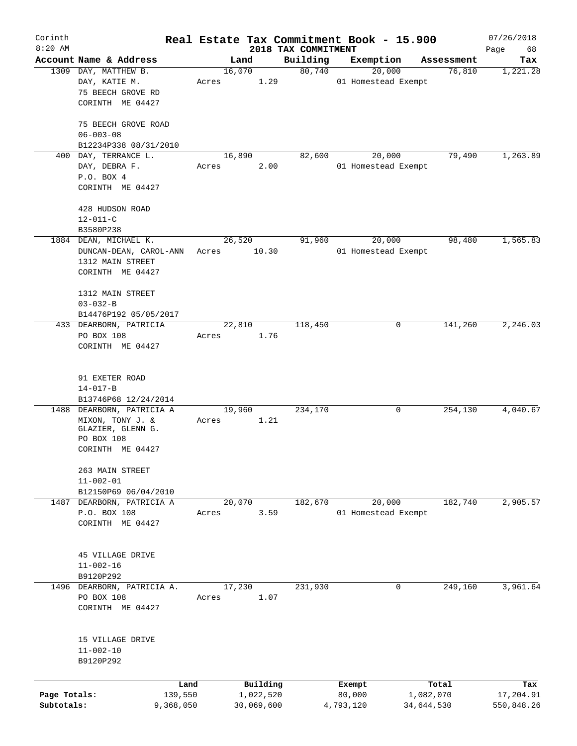# Corinth — Real Estate Tax Commitment Book - 15.900 — 2018 TAX COMMITMENT

8:20 AM — 07/26/2018

| Account | Name & Address | Land | Building | Exemption | Assessment | Tax |
|---|---|---|---|---|---|---|
| 1309 | DAY, MATTHEW B.<br>DAY, KATIE M.<br>75 BEECH GROVE RD<br>CORINTH ME 04427<br><br>75 BEECH GROVE ROAD<br>06-003-08<br>B12234P338 08/31/2010 | 16,070<br>Acres 1.29 | 80,740 | 20,000<br>01 Homestead Exempt | 76,810 | 1,221.28 |
| 400 | DAY, TERRANCE L.<br>DAY, DEBRA F.<br>P.O. BOX 4<br>CORINTH ME 04427<br><br>428 HUDSON ROAD<br>12-011-C<br>B3580P238 | 16,890<br>Acres 2.00 | 82,600 | 20,000<br>01 Homestead Exempt | 79,490 | 1,263.89 |
| 1884 | DEAN, MICHAEL K.<br>DUNCAN-DEAN, CAROL-ANN<br>1312 MAIN STREET<br>CORINTH ME 04427<br><br>1312 MAIN STREET<br>03-032-B<br>B14476P192 05/05/2017 | 26,520<br>Acres 10.30 | 91,960 | 20,000<br>01 Homestead Exempt | 98,480 | 1,565.83 |
| 433 | DEARBORN, PATRICIA<br>PO BOX 108<br>CORINTH ME 04427<br><br>91 EXETER ROAD<br>14-017-B<br>B13746P68 12/24/2014 | 22,810<br>Acres 1.76 | 118,450 | 0 | 141,260 | 2,246.03 |
| 1488 | DEARBORN, PATRICIA A<br>MIXON, TONY J. &<br>GLAZIER, GLENN G.<br>PO BOX 108<br>CORINTH ME 04427<br><br>263 MAIN STREET<br>11-002-01<br>B12150P69 06/04/2010 | 19,960<br>Acres 1.21 | 234,170 | 0 | 254,130 | 4,040.67 |
| 1487 | DEARBORN, PATRICIA A<br>P.O. BOX 108<br>CORINTH ME 04427<br><br>45 VILLAGE DRIVE<br>11-002-16<br>B9120P292 | 20,070<br>Acres 3.59 | 182,670 | 20,000<br>01 Homestead Exempt | 182,740 | 2,905.57 |
| 1496 | DEARBORN, PATRICIA A.<br>PO BOX 108<br>CORINTH ME 04427<br><br>15 VILLAGE DRIVE<br>11-002-10<br>B9120P292 | 17,230<br>Acres 1.07 | 231,930 | 0 | 249,160 | 3,961.64 |

| | Land | Building | Exempt | Total | Tax |
|---|---|---|---|---|---|
| Page Totals: | 139,550 | 1,022,520 | 80,000 | 1,082,070 | 17,204.91 |
| Subtotals: | 9,368,050 | 30,069,600 | 4,793,120 | 34,644,530 | 550,848.26 |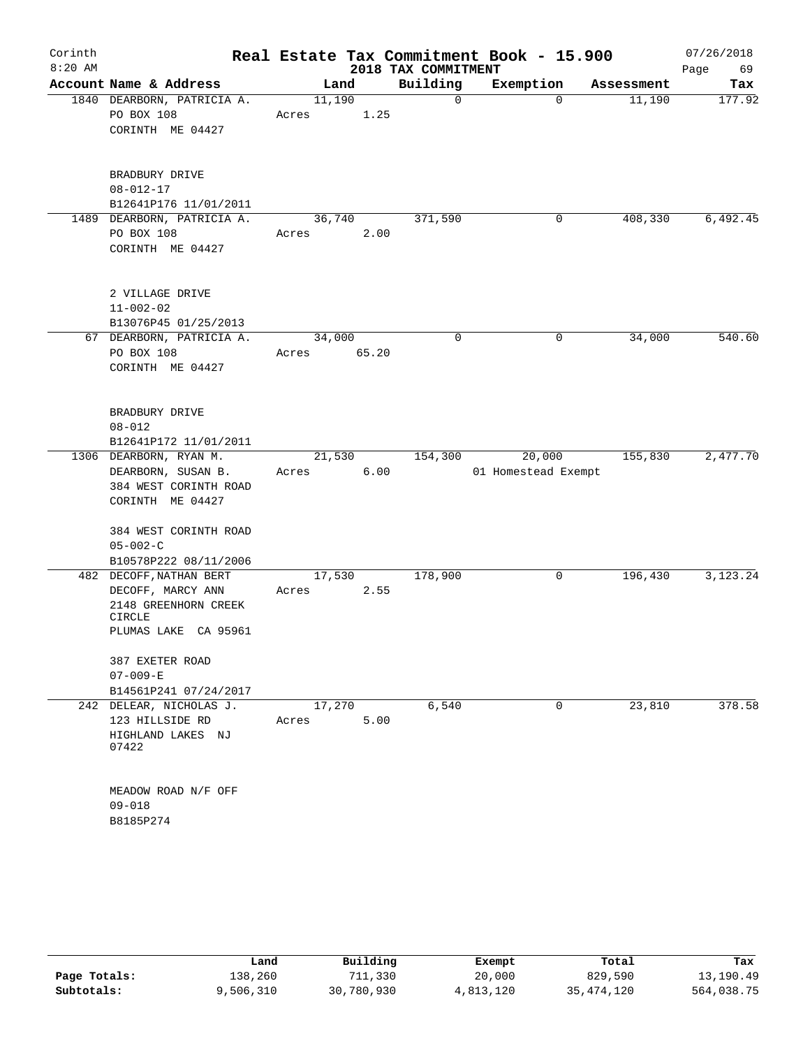# Real Estate Tax Commitment Book - 15.900

Corinth 8:20 AM — 2018 TAX COMMITMENT — 07/26/2018

| Account Name & Address | Land | Building | Exemption | Assessment | Tax |
|---|---|---|---|---|---|
| 1840 DEARBORN, PATRICIA A.<br>PO BOX 108<br>CORINTH ME 04427<br><br>BRADBURY DRIVE<br>08-012-17<br>B12641P176 11/01/2011 | 11,190<br>Acres 1.25 | 0 | 0 | 11,190 | 177.92 |
| 1489 DEARBORN, PATRICIA A.<br>PO BOX 108<br>CORINTH ME 04427<br><br>2 VILLAGE DRIVE<br>11-002-02<br>B13076P45 01/25/2013 | 36,740<br>Acres 2.00 | 371,590 | 0 | 408,330 | 6,492.45 |
| 67 DEARBORN, PATRICIA A.<br>PO BOX 108<br>CORINTH ME 04427<br><br>BRADBURY DRIVE<br>08-012<br>B12641P172 11/01/2011 | 34,000<br>Acres 65.20 | 0 | 0 | 34,000 | 540.60 |
| 1306 DEARBORN, RYAN M.<br>DEARBORN, SUSAN B.<br>384 WEST CORINTH ROAD<br>CORINTH ME 04427<br><br>384 WEST CORINTH ROAD<br>05-002-C<br>B10578P222 08/11/2006 | 21,530<br>Acres 6.00 | 154,300 | 20,000<br>01 Homestead Exempt | 155,830 | 2,477.70 |
| 482 DECOFF,NATHAN BERT<br>DECOFF, MARCY ANN<br>2148 GREENHORN CREEK CIRCLE<br>PLUMAS LAKE CA 95961<br><br>387 EXETER ROAD<br>07-009-E<br>B14561P241 07/24/2017 | 17,530<br>Acres 2.55 | 178,900 | 0 | 196,430 | 3,123.24 |
| 242 DELEAR, NICHOLAS J.<br>123 HILLSIDE RD<br>HIGHLAND LAKES NJ 07422<br><br>MEADOW ROAD N/F OFF<br>09-018<br>B8185P274 | 17,270<br>Acres 5.00 | 6,540 | 0 | 23,810 | 378.58 |

| | Land | Building | Exempt | Total | Tax |
|---|---|---|---|---|---|
| Page Totals: | 138,260 | 711,330 | 20,000 | 829,590 | 13,190.49 |
| Subtotals: | 9,506,310 | 30,780,930 | 4,813,120 | 35,474,120 | 564,038.75 |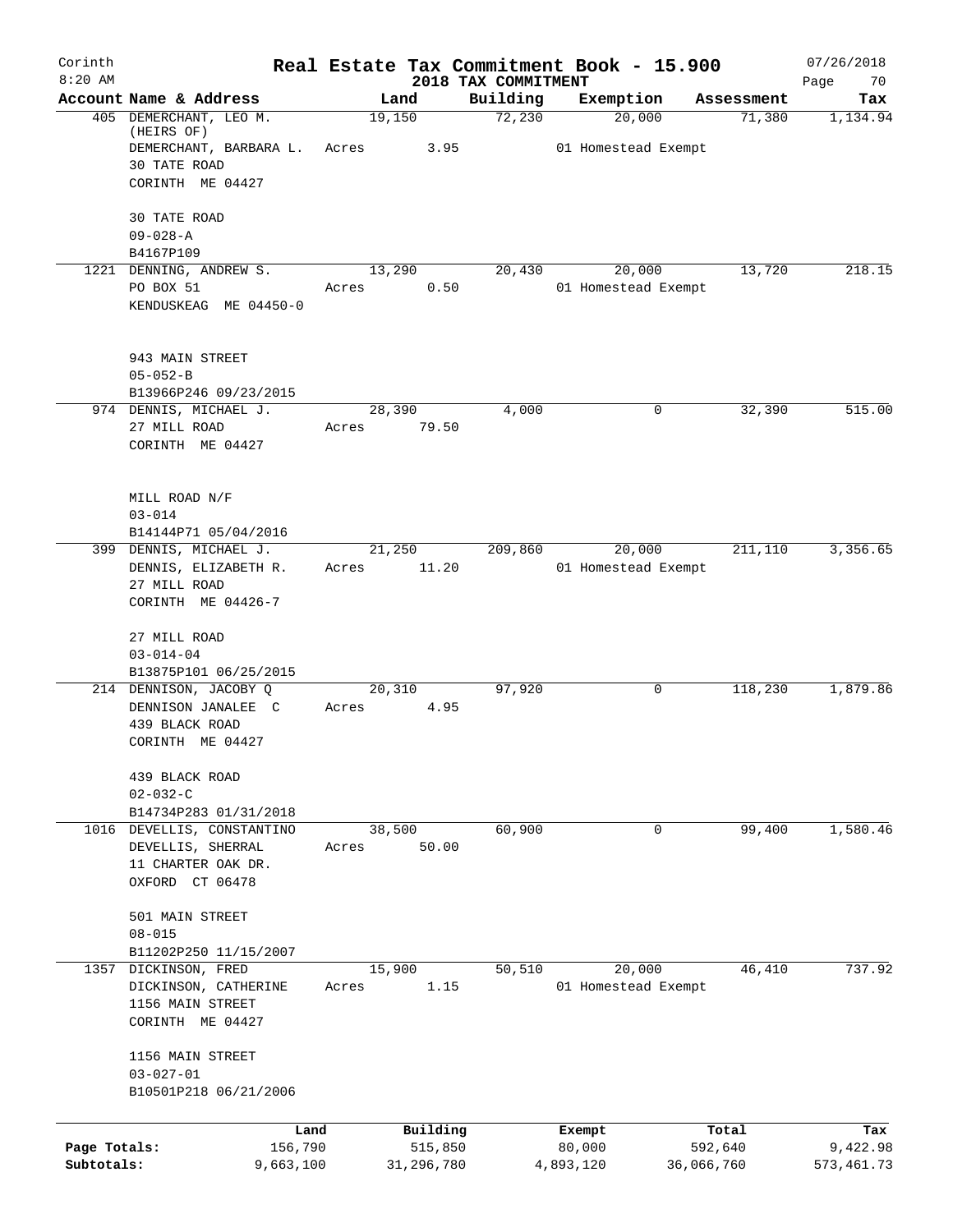# Real Estate Tax Commitment Book - 15.900

Corinth
8:20 AM

2018 TAX COMMITMENT

07/26/2018

| Account | Name & Address | Land | Building | Exemption | Assessment | Tax |
|---|---|---|---|---|---|---|
| 405 | DEMERCHANT, LEO M. (HEIRS OF) DEMERCHANT, BARBARA L. 30 TATE ROAD CORINTH ME 04427 | 19,150 Acres 3.95 | 72,230 | 20,000 01 Homestead Exempt | 71,380 | 1,134.94 |
| | 30 TATE ROAD 09-028-A B4167P109 | | | | | |
| 1221 | DENNING, ANDREW S. PO BOX 51 KENDUSKEAG ME 04450-0 | 13,290 Acres 0.50 | 20,430 | 20,000 01 Homestead Exempt | 13,720 | 218.15 |
| | 943 MAIN STREET 05-052-B B13966P246 09/23/2015 | | | | | |
| 974 | DENNIS, MICHAEL J. 27 MILL ROAD CORINTH ME 04427 | 28,390 Acres 79.50 | 4,000 | 0 | 32,390 | 515.00 |
| | MILL ROAD N/F 03-014 B14144P71 05/04/2016 | | | | | |
| 399 | DENNIS, MICHAEL J. DENNIS, ELIZABETH R. 27 MILL ROAD CORINTH ME 04426-7 | 21,250 Acres 11.20 | 209,860 | 20,000 01 Homestead Exempt | 211,110 | 3,356.65 |
| | 27 MILL ROAD 03-014-04 B13875P101 06/25/2015 | | | | | |
| 214 | DENNISON, JACOBY Q DENNISON JANALEE C 439 BLACK ROAD CORINTH ME 04427 | 20,310 Acres 4.95 | 97,920 | 0 | 118,230 | 1,879.86 |
| | 439 BLACK ROAD 02-032-C B14734P283 01/31/2018 | | | | | |
| 1016 | DEVELLIS, CONSTANTINO DEVELLIS, SHERRAL 11 CHARTER OAK DR. OXFORD CT 06478 | 38,500 Acres 50.00 | 60,900 | 0 | 99,400 | 1,580.46 |
| | 501 MAIN STREET 08-015 B11202P250 11/15/2007 | | | | | |
| 1357 | DICKINSON, FRED DICKINSON, CATHERINE 1156 MAIN STREET CORINTH ME 04427 | 15,900 Acres 1.15 | 50,510 | 20,000 01 Homestead Exempt | 46,410 | 737.92 |
| | 1156 MAIN STREET 03-027-01 B10501P218 06/21/2006 | | | | | |

| | Land | Building | Exempt | Total | Tax |
|---|---|---|---|---|---|
| Page Totals: | 156,790 | 515,850 | 80,000 | 592,640 | 9,422.98 |
| Subtotals: | 9,663,100 | 31,296,780 | 4,893,120 | 36,066,760 | 573,461.73 |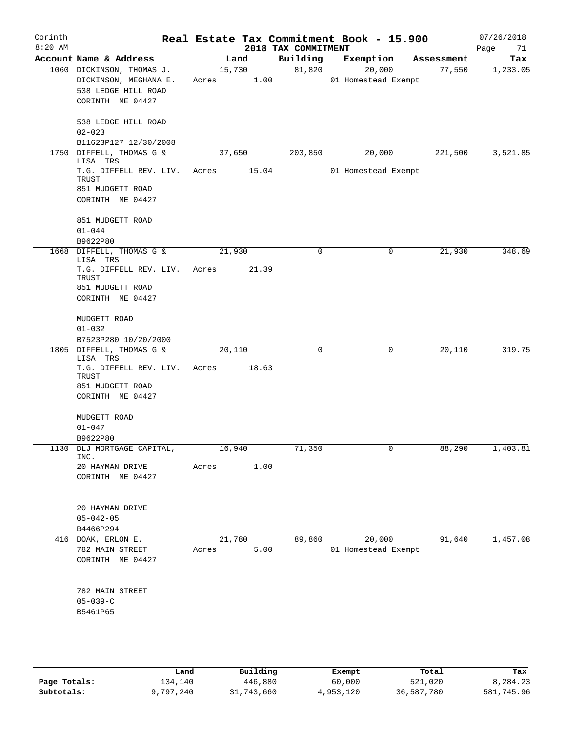# Real Estate Tax Commitment Book - 15.900

Corinth 8:20 AM — 2018 TAX COMMITMENT — 07/26/2018

| Account Name & Address | Land | Building | Exemption | Assessment | Tax |
|---|---|---|---|---|---|
| 1060 DICKINSON, THOMAS J.<br>DICKINSON, MEGHANA E.<br>538 LEDGE HILL ROAD<br>CORINTH ME 04427<br><br>538 LEDGE HILL ROAD<br>02-023<br>B11623P127 12/30/2008 | 15,730<br>Acres 1.00 | 81,820 | 20,000<br>01 Homestead Exempt | 77,550 | 1,233.05 |
| 1750 DIFFELL, THOMAS G & LISA TRS<br>T.G. DIFFELL REV. LIV. TRUST<br>851 MUDGETT ROAD<br>CORINTH ME 04427<br><br>851 MUDGETT ROAD<br>01-044<br>B9622P80 | 37,650<br>Acres 15.04 | 203,850 | 20,000<br>01 Homestead Exempt | 221,500 | 3,521.85 |
| 1668 DIFFELL, THOMAS G & LISA TRS<br>T.G. DIFFELL REV. LIV. TRUST<br>851 MUDGETT ROAD<br>CORINTH ME 04427<br><br>MUDGETT ROAD<br>01-032<br>B7523P280 10/20/2000 | 21,930<br>Acres 21.39 | 0 | 0 | 21,930 | 348.69 |
| 1805 DIFFELL, THOMAS G & LISA TRS<br>T.G. DIFFELL REV. LIV. TRUST<br>851 MUDGETT ROAD<br>CORINTH ME 04427<br><br>MUDGETT ROAD<br>01-047<br>B9622P80 | 20,110<br>Acres 18.63 | 0 | 0 | 20,110 | 319.75 |
| 1130 DLJ MORTGAGE CAPITAL, INC.<br>20 HAYMAN DRIVE<br>CORINTH ME 04427<br><br>20 HAYMAN DRIVE<br>05-042-05<br>B4466P294 | 16,940<br>Acres 1.00 | 71,350 | 0 | 88,290 | 1,403.81 |
| 416 DOAK, ERLON E.<br>782 MAIN STREET<br>CORINTH ME 04427<br><br>782 MAIN STREET<br>05-039-C<br>B5461P65 | 21,780<br>Acres 5.00 | 89,860 | 20,000<br>01 Homestead Exempt | 91,640 | 1,457.08 |

| | Land | Building | Exempt | Total | Tax |
|---|---|---|---|---|---|
| Page Totals: | 134,140 | 446,880 | 60,000 | 521,020 | 8,284.23 |
| Subtotals: | 9,797,240 | 31,743,660 | 4,953,120 | 36,587,780 | 581,745.96 |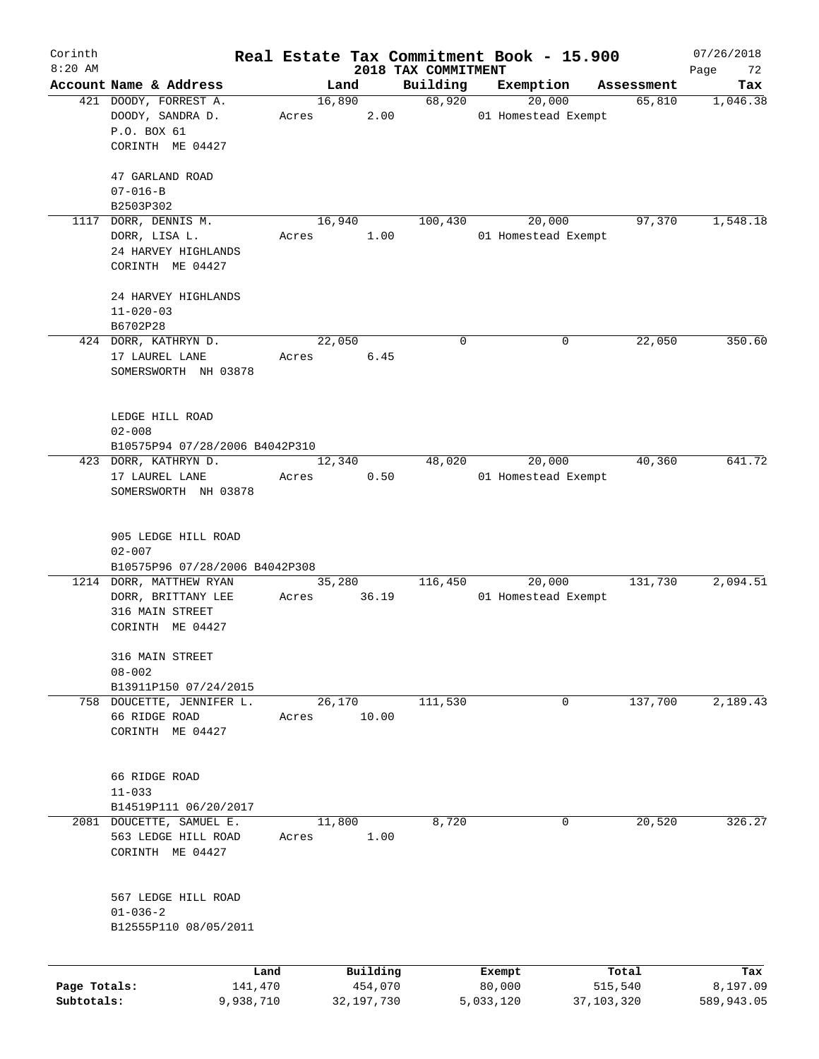Corinth 8:20 AM

# Real Estate Tax Commitment Book - 15.900

## 2018 TAX COMMITMENT

07/26/2018

| Account Name & Address | Land | Building | Exemption | Assessment | Tax |
|---|---|---|---|---|---|
| 421 DOODY, FORREST A.<br>DOODY, SANDRA D.<br>P.O. BOX 61<br>CORINTH ME 04427<br><br>47 GARLAND ROAD<br>07-016-B<br>B2503P302 | 16,890<br>Acres 2.00 | 68,920 | 20,000<br>01 Homestead Exempt | 65,810 | 1,046.38 |
| 1117 DORR, DENNIS M.<br>DORR, LISA L.<br>24 HARVEY HIGHLANDS<br>CORINTH ME 04427<br><br>24 HARVEY HIGHLANDS<br>11-020-03<br>B6702P28 | 16,940<br>Acres 1.00 | 100,430 | 20,000<br>01 Homestead Exempt | 97,370 | 1,548.18 |
| 424 DORR, KATHRYN D.<br>17 LAUREL LANE<br>SOMERSWORTH NH 03878<br><br>LEDGE HILL ROAD<br>02-008<br>B10575P94 07/28/2006 B4042P310 | 22,050<br>Acres 6.45 | 0 | 0 | 22,050 | 350.60 |
| 423 DORR, KATHRYN D.<br>17 LAUREL LANE<br>SOMERSWORTH NH 03878<br><br>905 LEDGE HILL ROAD<br>02-007<br>B10575P96 07/28/2006 B4042P308 | 12,340<br>Acres 0.50 | 48,020 | 20,000<br>01 Homestead Exempt | 40,360 | 641.72 |
| 1214 DORR, MATTHEW RYAN<br>DORR, BRITTANY LEE<br>316 MAIN STREET<br>CORINTH ME 04427<br><br>316 MAIN STREET<br>08-002<br>B13911P150 07/24/2015 | 35,280<br>Acres 36.19 | 116,450 | 20,000<br>01 Homestead Exempt | 131,730 | 2,094.51 |
| 758 DOUCETTE, JENNIFER L.<br>66 RIDGE ROAD<br>CORINTH ME 04427<br><br>66 RIDGE ROAD<br>11-033<br>B14519P111 06/20/2017 | 26,170<br>Acres 10.00 | 111,530 | 0 | 137,700 | 2,189.43 |
| 2081 DOUCETTE, SAMUEL E.<br>563 LEDGE HILL ROAD<br>CORINTH ME 04427<br><br>567 LEDGE HILL ROAD<br>01-036-2<br>B12555P110 08/05/2011 | 11,800<br>Acres 1.00 | 8,720 | 0 | 20,520 | 326.27 |

| | Land | Building | Exempt | Total | Tax |
|---|---|---|---|---|---|
| Page Totals: | 141,470 | 454,070 | 80,000 | 515,540 | 8,197.09 |
| Subtotals: | 9,938,710 | 32,197,730 | 5,033,120 | 37,103,320 | 589,943.05 |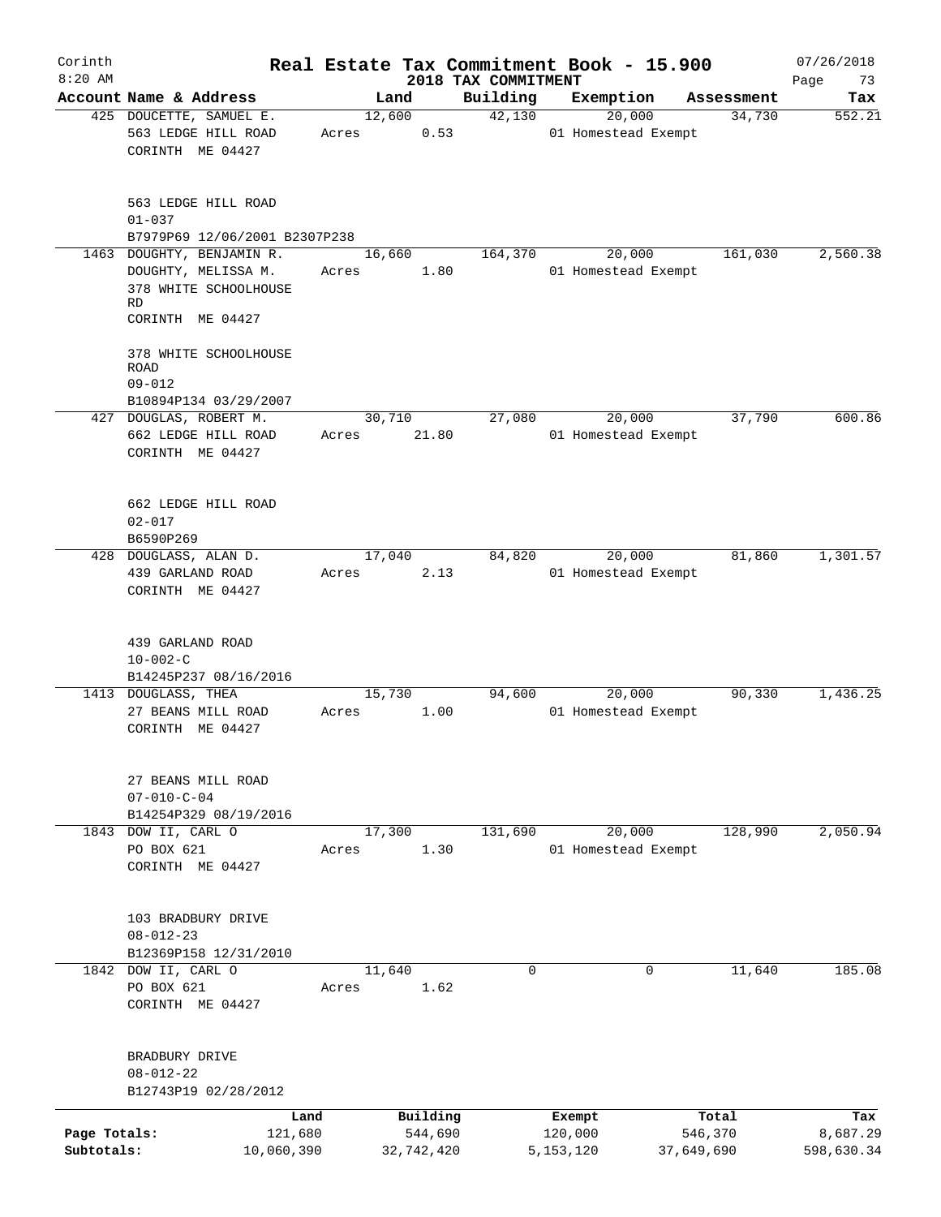# Real Estate Tax Commitment Book - 15.900

## 2018 TAX COMMITMENT

Corinth 8:20 AM — 07/26/2018

| Account Name & Address | Land | Building | Exemption | Assessment | Tax |
|---|---|---|---|---|---|
| 425 DOUCETTE, SAMUEL E.<br>563 LEDGE HILL ROAD<br>CORINTH ME 04427<br><br>563 LEDGE HILL ROAD<br>01-037<br>B7979P69 12/06/2001 B2307P238 | 12,600<br>Acres 0.53 | 42,130 | 20,000<br>01 Homestead Exempt | 34,730 | 552.21 |
| 1463 DOUGHTY, BENJAMIN R.<br>DOUGHTY, MELISSA M.<br>378 WHITE SCHOOLHOUSE RD<br>CORINTH ME 04427<br><br>378 WHITE SCHOOLHOUSE ROAD<br>09-012<br>B10894P134 03/29/2007 | 16,660<br>Acres 1.80 | 164,370 | 20,000<br>01 Homestead Exempt | 161,030 | 2,560.38 |
| 427 DOUGLAS, ROBERT M.<br>662 LEDGE HILL ROAD<br>CORINTH ME 04427<br><br>662 LEDGE HILL ROAD<br>02-017<br>B6590P269 | 30,710<br>Acres 21.80 | 27,080 | 20,000<br>01 Homestead Exempt | 37,790 | 600.86 |
| 428 DOUGLASS, ALAN D.<br>439 GARLAND ROAD<br>CORINTH ME 04427<br><br>439 GARLAND ROAD<br>10-002-C<br>B14245P237 08/16/2016 | 17,040<br>Acres 2.13 | 84,820 | 20,000<br>01 Homestead Exempt | 81,860 | 1,301.57 |
| 1413 DOUGLASS, THEA<br>27 BEANS MILL ROAD<br>CORINTH ME 04427<br><br>27 BEANS MILL ROAD<br>07-010-C-04<br>B14254P329 08/19/2016 | 15,730<br>Acres 1.00 | 94,600 | 20,000<br>01 Homestead Exempt | 90,330 | 1,436.25 |
| 1843 DOW II, CARL O<br>PO BOX 621<br>CORINTH ME 04427<br><br>103 BRADBURY DRIVE<br>08-012-23<br>B12369P158 12/31/2010 | 17,300<br>Acres 1.30 | 131,690 | 20,000<br>01 Homestead Exempt | 128,990 | 2,050.94 |
| 1842 DOW II, CARL O<br>PO BOX 621<br>CORINTH ME 04427<br><br>BRADBURY DRIVE<br>08-012-22<br>B12743P19 02/28/2012 | 11,640<br>Acres 1.62 | 0 | 0 | 11,640 | 185.08 |

| | Land | Building | Exempt | Total | Tax |
|---|---|---|---|---|---|
| Page Totals: | 121,680 | 544,690 | 120,000 | 546,370 | 8,687.29 |
| Subtotals: | 10,060,390 | 32,742,420 | 5,153,120 | 37,649,690 | 598,630.34 |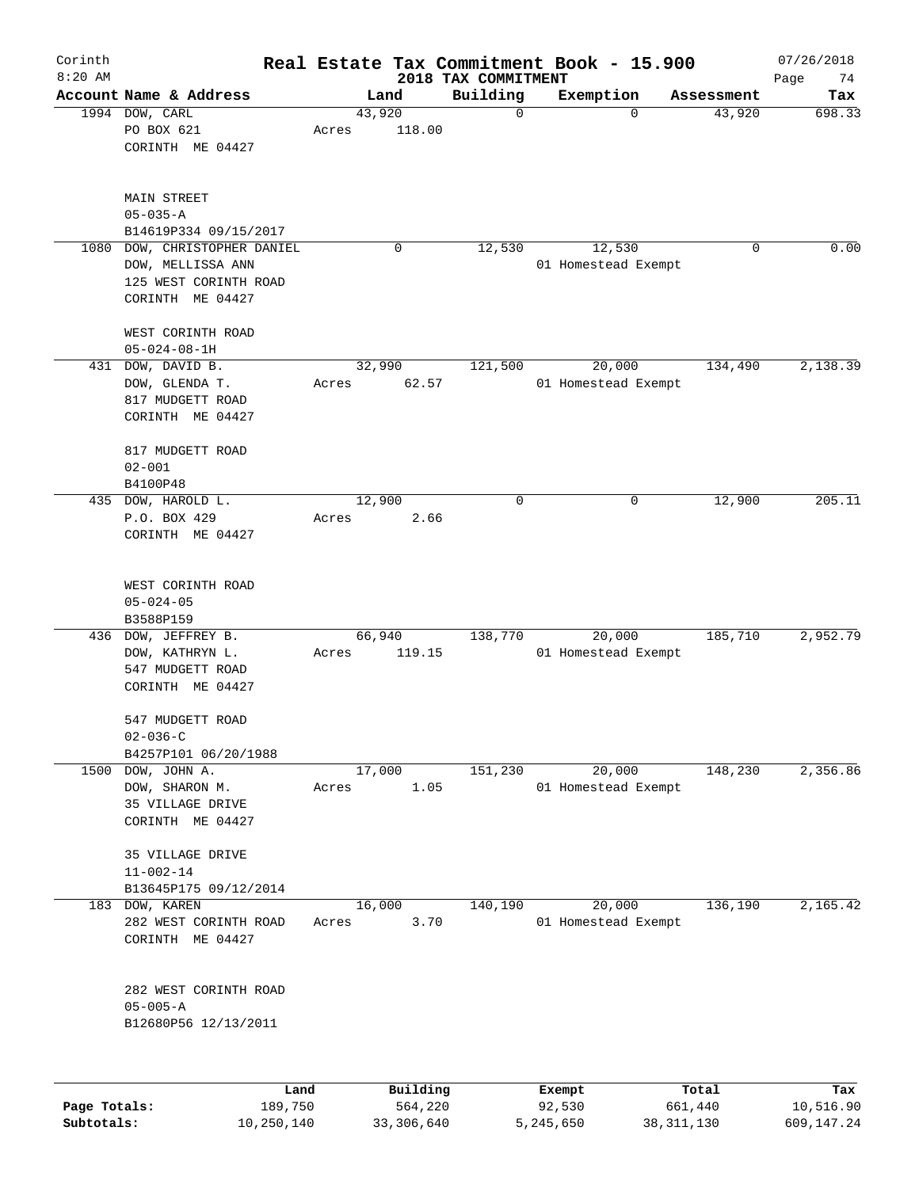# Real Estate Tax Commitment Book - 15.900

Corinth 8:20 AM — 2018 TAX COMMITMENT — 07/26/2018

| Account Name & Address | Land | Building | Exemption | Assessment | Tax |
|---|---|---|---|---|---|
| 1994 DOW, CARL<br>PO BOX 621<br>CORINTH ME 04427<br><br>MAIN STREET<br>05-035-A<br>B14619P334 09/15/2017 | 43,920<br>Acres 118.00 | 0 | 0 | 43,920 | 698.33 |
| 1080 DOW, CHRISTOPHER DANIEL<br>DOW, MELLISSA ANN<br>125 WEST CORINTH ROAD<br>CORINTH ME 04427<br><br>WEST CORINTH ROAD<br>05-024-08-1H | 0 | 12,530 | 12,530<br>01 Homestead Exempt | 0 | 0.00 |
| 431 DOW, DAVID B.<br>DOW, GLENDA T.<br>817 MUDGETT ROAD<br>CORINTH ME 04427<br><br>817 MUDGETT ROAD<br>02-001<br>B4100P48 | 32,990<br>Acres 62.57 | 121,500 | 20,000<br>01 Homestead Exempt | 134,490 | 2,138.39 |
| 435 DOW, HAROLD L.<br>P.O. BOX 429<br>CORINTH ME 04427<br><br>WEST CORINTH ROAD<br>05-024-05<br>B3588P159 | 12,900<br>Acres 2.66 | 0 | 0 | 12,900 | 205.11 |
| 436 DOW, JEFFREY B.<br>DOW, KATHRYN L.<br>547 MUDGETT ROAD<br>CORINTH ME 04427<br><br>547 MUDGETT ROAD<br>02-036-C<br>B4257P101 06/20/1988 | 66,940<br>Acres 119.15 | 138,770 | 20,000<br>01 Homestead Exempt | 185,710 | 2,952.79 |
| 1500 DOW, JOHN A.<br>DOW, SHARON M.<br>35 VILLAGE DRIVE<br>CORINTH ME 04427<br><br>35 VILLAGE DRIVE<br>11-002-14<br>B13645P175 09/12/2014 | 17,000<br>Acres 1.05 | 151,230 | 20,000<br>01 Homestead Exempt | 148,230 | 2,356.86 |
| 183 DOW, KAREN<br>282 WEST CORINTH ROAD<br>CORINTH ME 04427<br><br>282 WEST CORINTH ROAD<br>05-005-A<br>B12680P56 12/13/2011 | 16,000<br>Acres 3.70 | 140,190 | 20,000<br>01 Homestead Exempt | 136,190 | 2,165.42 |

| | Land | Building | Exempt | Total | Tax |
|---|---|---|---|---|---|
| Page Totals: | 189,750 | 564,220 | 92,530 | 661,440 | 10,516.90 |
| Subtotals: | 10,250,140 | 33,306,640 | 5,245,650 | 38,311,130 | 609,147.24 |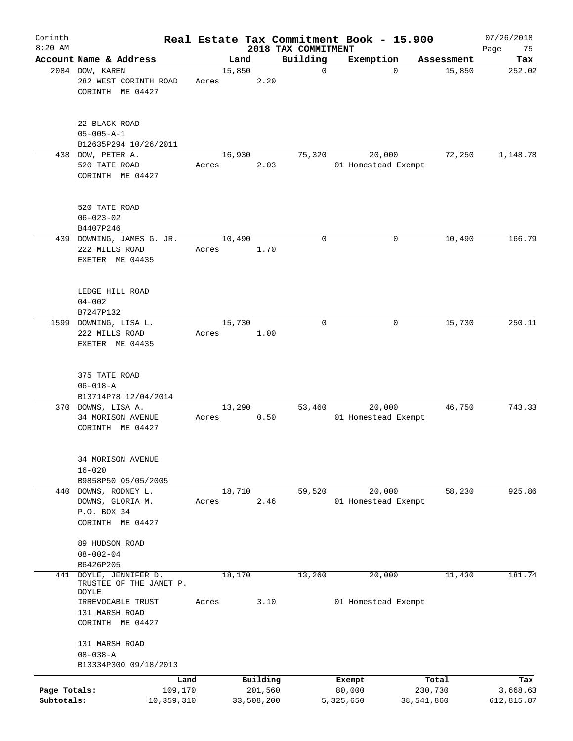Corinth 8:20 AM

# Real Estate Tax Commitment Book - 15.900

## 2018 TAX COMMITMENT

07/26/2018

| Account Name & Address | Land | Building | Exemption | Assessment | Tax |
|---|---|---|---|---|---|
| 2084 DOW, KAREN<br>282 WEST CORINTH ROAD<br>CORINTH ME 04427<br><br>22 BLACK ROAD<br>05-005-A-1<br>B12635P294 10/26/2011 | 15,850<br>Acres 2.20 | 0 | 0 | 15,850 | 252.02 |
| 438 DOW, PETER A.<br>520 TATE ROAD<br>CORINTH ME 04427<br><br>520 TATE ROAD<br>06-023-02<br>B4407P246 | 16,930<br>Acres 2.03 | 75,320 | 20,000<br>01 Homestead Exempt | 72,250 | 1,148.78 |
| 439 DOWNING, JAMES G. JR.<br>222 MILLS ROAD<br>EXETER ME 04435<br><br>LEDGE HILL ROAD<br>04-002<br>B7247P132 | 10,490<br>Acres 1.70 | 0 | 0 | 10,490 | 166.79 |
| 1599 DOWNING, LISA L.<br>222 MILLS ROAD<br>EXETER ME 04435<br><br>375 TATE ROAD<br>06-018-A<br>B13714P78 12/04/2014 | 15,730<br>Acres 1.00 | 0 | 0 | 15,730 | 250.11 |
| 370 DOWNS, LISA A.<br>34 MORISON AVENUE<br>CORINTH ME 04427<br><br>34 MORISON AVENUE<br>16-020<br>B9858P50 05/05/2005 | 13,290<br>Acres 0.50 | 53,460 | 20,000<br>01 Homestead Exempt | 46,750 | 743.33 |
| 440 DOWNS, RODNEY L.<br>DOWNS, GLORIA M.<br>P.O. BOX 34<br>CORINTH ME 04427<br><br>89 HUDSON ROAD<br>08-002-04<br>B6426P205 | 18,710<br>Acres 2.46 | 59,520 | 20,000<br>01 Homestead Exempt | 58,230 | 925.86 |
| 441 DOYLE, JENNIFER D.<br>TRUSTEE OF THE JANET P. DOYLE<br>IRREVOCABLE TRUST<br>131 MARSH ROAD<br>CORINTH ME 04427<br><br>131 MARSH ROAD<br>08-038-A<br>B13334P300 09/18/2013 | 18,170<br>Acres 3.10 | 13,260 | 20,000<br>01 Homestead Exempt | 11,430 | 181.74 |

| | Land | Building | Exempt | Total | Tax |
|---|---|---|---|---|---|
| Page Totals: | 109,170 | 201,560 | 80,000 | 230,730 | 3,668.63 |
| Subtotals: | 10,359,310 | 33,508,200 | 5,325,650 | 38,541,860 | 612,815.87 |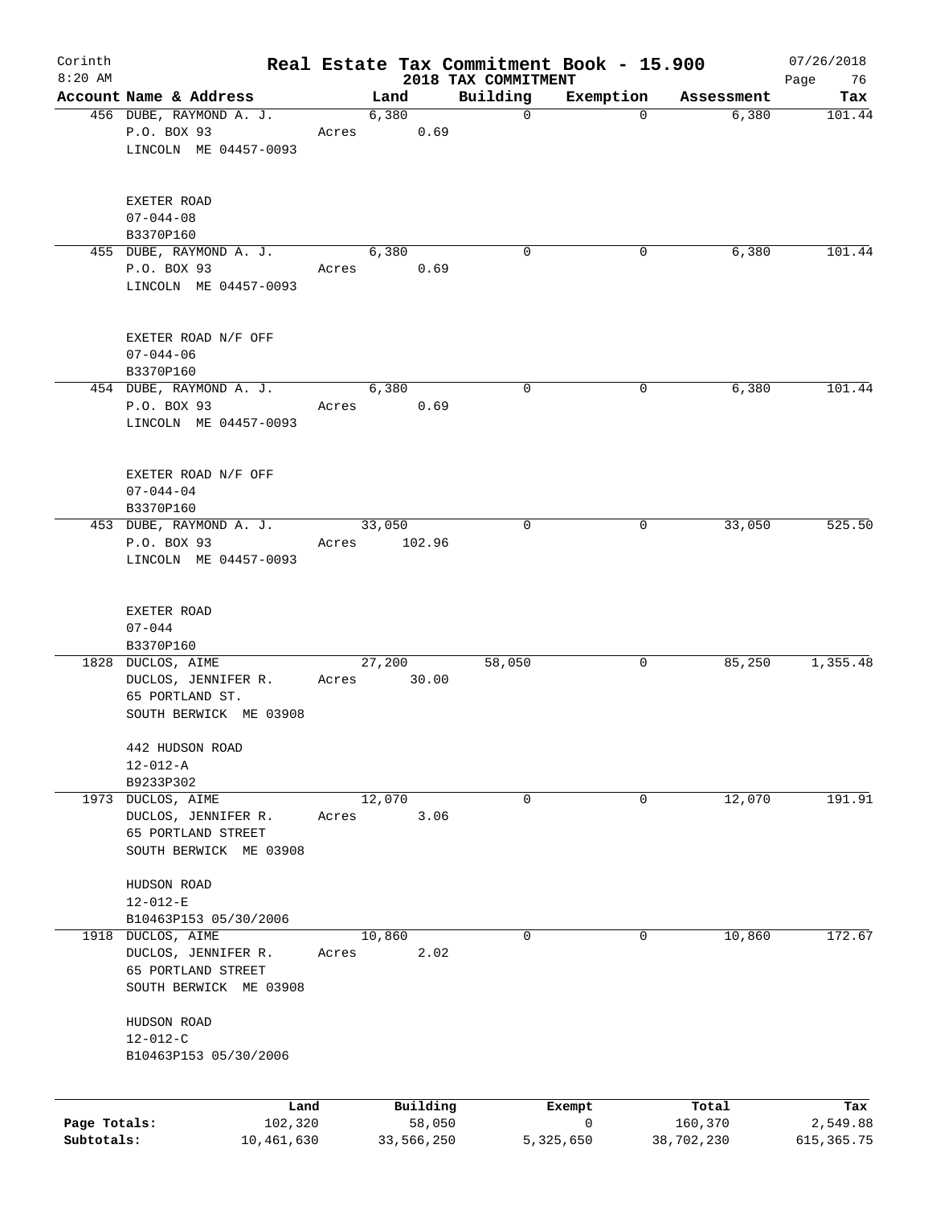# Real Estate Tax Commitment Book - 15.900

## 2018 TAX COMMITMENT

Corinth 8:20 AM — 07/26/2018

| Account Name & Address | Land | Building | Exemption | Assessment | Tax |
|---|---|---|---|---|---|
| 456 DUBE, RAYMOND A. J.<br>P.O. BOX 93<br>LINCOLN ME 04457-0093<br><br>EXETER ROAD<br>07-044-08<br>B3370P160 | 6,380<br>Acres 0.69 | 0 | 0 | 6,380 | 101.44 |
| 455 DUBE, RAYMOND A. J.<br>P.O. BOX 93<br>LINCOLN ME 04457-0093<br><br>EXETER ROAD N/F OFF<br>07-044-06<br>B3370P160 | 6,380<br>Acres 0.69 | 0 | 0 | 6,380 | 101.44 |
| 454 DUBE, RAYMOND A. J.<br>P.O. BOX 93<br>LINCOLN ME 04457-0093<br><br>EXETER ROAD N/F OFF<br>07-044-04<br>B3370P160 | 6,380<br>Acres 0.69 | 0 | 0 | 6,380 | 101.44 |
| 453 DUBE, RAYMOND A. J.<br>P.O. BOX 93<br>LINCOLN ME 04457-0093<br><br>EXETER ROAD<br>07-044<br>B3370P160 | 33,050<br>Acres 102.96 | 0 | 0 | 33,050 | 525.50 |
| 1828 DUCLOS, AIME<br>DUCLOS, JENNIFER R.<br>65 PORTLAND ST.<br>SOUTH BERWICK ME 03908<br><br>442 HUDSON ROAD<br>12-012-A<br>B9233P302 | 27,200<br>Acres 30.00 | 58,050 | 0 | 85,250 | 1,355.48 |
| 1973 DUCLOS, AIME<br>DUCLOS, JENNIFER R.<br>65 PORTLAND STREET<br>SOUTH BERWICK ME 03908<br><br>HUDSON ROAD<br>12-012-E<br>B10463P153 05/30/2006 | 12,070<br>Acres 3.06 | 0 | 0 | 12,070 | 191.91 |
| 1918 DUCLOS, AIME<br>DUCLOS, JENNIFER R.<br>65 PORTLAND STREET<br>SOUTH BERWICK ME 03908<br><br>HUDSON ROAD<br>12-012-C<br>B10463P153 05/30/2006 | 10,860<br>Acres 2.02 | 0 | 0 | 10,860 | 172.67 |

| | Land | Building | Exempt | Total | Tax |
|---|---|---|---|---|---|
| Page Totals: | 102,320 | 58,050 | 0 | 160,370 | 2,549.88 |
| Subtotals: | 10,461,630 | 33,566,250 | 5,325,650 | 38,702,230 | 615,365.75 |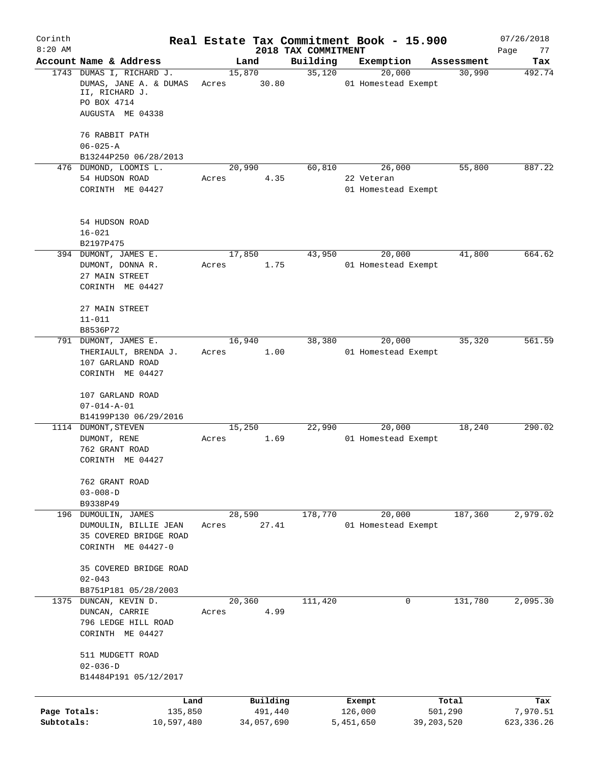Corinth 8:20 AM

# Real Estate Tax Commitment Book - 15.900
## 2018 TAX COMMITMENT

07/26/2018

| Account | Name & Address | Land | Building | Exemption | Assessment | Tax |
|---|---|---|---|---|---|---|
| 1743 | DUMAS I, RICHARD J.<br>DUMAS, JANE A. & DUMAS II, RICHARD J.<br>PO BOX 4714<br>AUGUSTA ME 04338<br><br>76 RABBIT PATH<br>06-025-A<br>B13244P250 06/28/2013 | 15,870<br>Acres 30.80 | 35,120 | 20,000<br>01 Homestead Exempt | 30,990 | 492.74 |
| 476 | DUMOND, LOOMIS L.<br>54 HUDSON ROAD<br>CORINTH ME 04427<br><br>54 HUDSON ROAD<br>16-021<br>B2197P475 | 20,990<br>Acres 4.35 | 60,810 | 26,000<br>22 Veteran<br>01 Homestead Exempt | 55,800 | 887.22 |
| 394 | DUMONT, JAMES E.<br>DUMONT, DONNA R.<br>27 MAIN STREET<br>CORINTH ME 04427<br><br>27 MAIN STREET<br>11-011<br>B8536P72 | 17,850<br>Acres 1.75 | 43,950 | 20,000<br>01 Homestead Exempt | 41,800 | 664.62 |
| 791 | DUMONT, JAMES E.<br>THERIAULT, BRENDA J.<br>107 GARLAND ROAD<br>CORINTH ME 04427<br><br>107 GARLAND ROAD<br>07-014-A-01<br>B14199P130 06/29/2016 | 16,940<br>Acres 1.00 | 38,380 | 20,000<br>01 Homestead Exempt | 35,320 | 561.59 |
| 1114 | DUMONT,STEVEN<br>DUMONT, RENE<br>762 GRANT ROAD<br>CORINTH ME 04427<br><br>762 GRANT ROAD<br>03-008-D<br>B9338P49 | 15,250<br>Acres 1.69 | 22,990 | 20,000<br>01 Homestead Exempt | 18,240 | 290.02 |
| 196 | DUMOULIN, JAMES<br>DUMOULIN, BILLIE JEAN<br>35 COVERED BRIDGE ROAD<br>CORINTH ME 04427-0<br><br>35 COVERED BRIDGE ROAD<br>02-043<br>B8751P181 05/28/2003 | 28,590<br>Acres 27.41 | 178,770 | 20,000<br>01 Homestead Exempt | 187,360 | 2,979.02 |
| 1375 | DUNCAN, KEVIN D.<br>DUNCAN, CARRIE<br>796 LEDGE HILL ROAD<br>CORINTH ME 04427<br><br>511 MUDGETT ROAD<br>02-036-D<br>B14484P191 05/12/2017 | 20,360<br>Acres 4.99 | 111,420 | 0 | 131,780 | 2,095.30 |

| | Land | Building | Exempt | Total | Tax |
|---|---|---|---|---|---|
| Page Totals: | 135,850 | 491,440 | 126,000 | 501,290 | 7,970.51 |
| Subtotals: | 10,597,480 | 34,057,690 | 5,451,650 | 39,203,520 | 623,336.26 |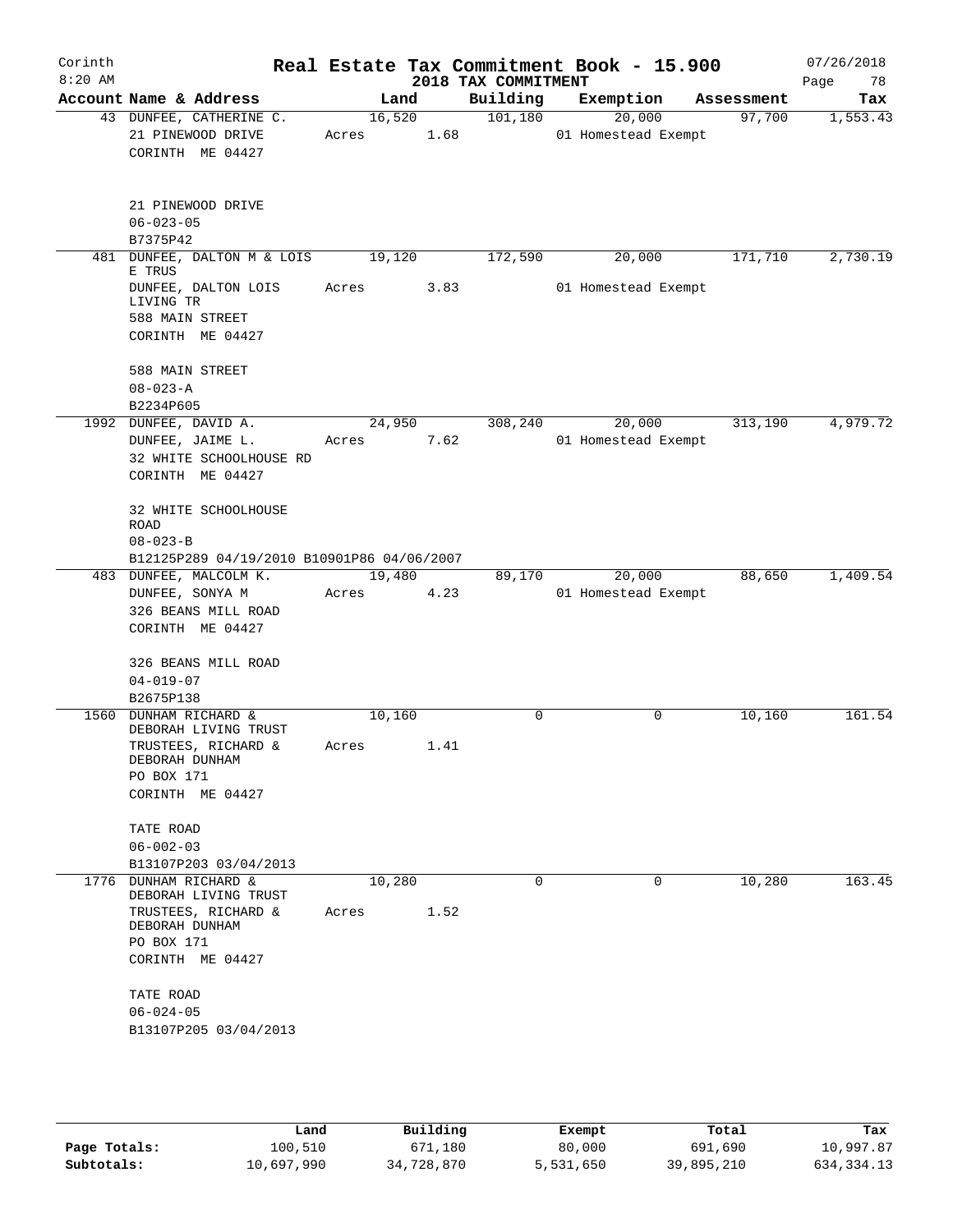# Real Estate Tax Commitment Book - 15.900

Corinth 8:20 AM — 2018 TAX COMMITMENT — 07/26/2018

| Account | Name & Address | Land | Building | Exemption | Assessment | Tax |
|---|---|---|---|---|---|---|
| 43 | DUNFEE, CATHERINE C.<br>21 PINEWOOD DRIVE<br>CORINTH ME 04427<br><br>21 PINEWOOD DRIVE<br>06-023-05<br>B7375P42 | 16,520<br>Acres 1.68 | 101,180 | 20,000<br>01 Homestead Exempt | 97,700 | 1,553.43 |
| 481 | DUNFEE, DALTON M & LOIS E TRUS<br>DUNFEE, DALTON LOIS LIVING TR<br>588 MAIN STREET<br>CORINTH ME 04427<br><br>588 MAIN STREET<br>08-023-A<br>B2234P605 | 19,120<br>Acres 3.83 | 172,590 | 20,000<br>01 Homestead Exempt | 171,710 | 2,730.19 |
| 1992 | DUNFEE, DAVID A.<br>DUNFEE, JAIME L.<br>32 WHITE SCHOOLHOUSE RD<br>CORINTH ME 04427<br><br>32 WHITE SCHOOLHOUSE ROAD<br>08-023-B<br>B12125P289 04/19/2010 B10901P86 04/06/2007 | 24,950<br>Acres 7.62 | 308,240 | 20,000<br>01 Homestead Exempt | 313,190 | 4,979.72 |
| 483 | DUNFEE, MALCOLM K.<br>DUNFEE, SONYA M<br>326 BEANS MILL ROAD<br>CORINTH ME 04427<br><br>326 BEANS MILL ROAD<br>04-019-07<br>B2675P138 | 19,480<br>Acres 4.23 | 89,170 | 20,000<br>01 Homestead Exempt | 88,650 | 1,409.54 |
| 1560 | DUNHAM RICHARD & DEBORAH LIVING TRUST<br>TRUSTEES, RICHARD & DEBORAH DUNHAM<br>PO BOX 171<br>CORINTH ME 04427<br><br>TATE ROAD<br>06-002-03<br>B13107P203 03/04/2013 | 10,160<br>Acres 1.41 | 0 | 0 | 10,160 | 161.54 |
| 1776 | DUNHAM RICHARD & DEBORAH LIVING TRUST<br>TRUSTEES, RICHARD & DEBORAH DUNHAM<br>PO BOX 171<br>CORINTH ME 04427<br><br>TATE ROAD<br>06-024-05<br>B13107P205 03/04/2013 | 10,280<br>Acres 1.52 | 0 | 0 | 10,280 | 163.45 |

| | Land | Building | Exempt | Total | Tax |
|---|---|---|---|---|---|
| Page Totals: | 100,510 | 671,180 | 80,000 | 691,690 | 10,997.87 |
| Subtotals: | 10,697,990 | 34,728,870 | 5,531,650 | 39,895,210 | 634,334.13 |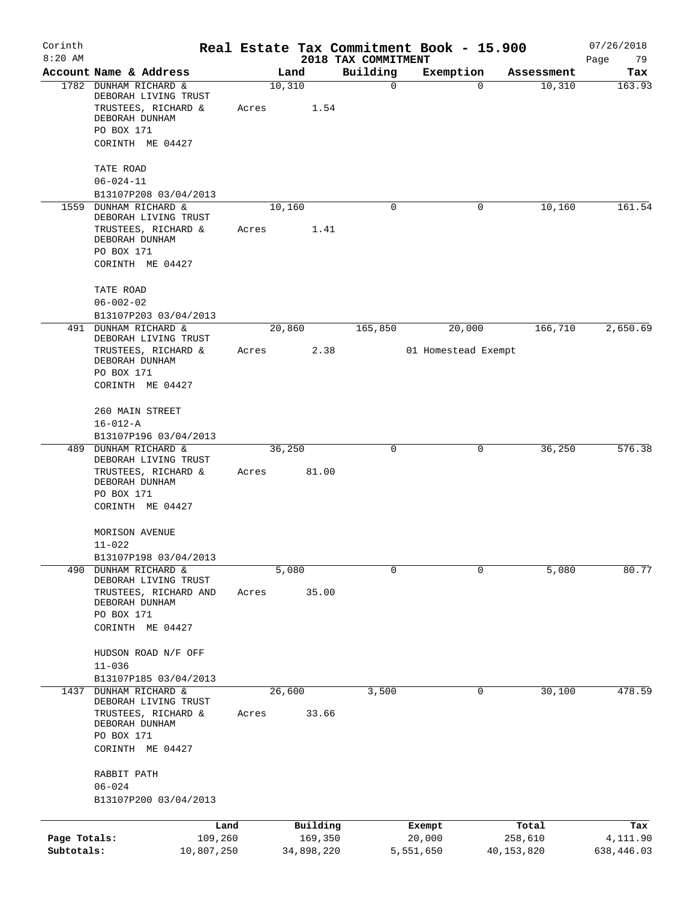# Real Estate Tax Commitment Book - 15.900

Corinth
8:20 AM

2018 TAX COMMITMENT

07/26/2018

| Account | Name & Address | Land | Building | Exemption | Assessment | Tax |
|---|---|---|---|---|---|---|
| 1782 | DUNHAM RICHARD & DEBORAH LIVING TRUST<br>TRUSTEES, RICHARD & DEBORAH DUNHAM<br>PO BOX 171<br>CORINTH ME 04427<br><br>TATE ROAD<br>06-024-11<br>B13107P208 03/04/2013 | 10,310<br>Acres 1.54 | 0 | 0 | 10,310 | 163.93 |
| 1559 | DUNHAM RICHARD & DEBORAH LIVING TRUST<br>TRUSTEES, RICHARD & DEBORAH DUNHAM<br>PO BOX 171<br>CORINTH ME 04427<br><br>TATE ROAD<br>06-002-02<br>B13107P203 03/04/2013 | 10,160<br>Acres 1.41 | 0 | 0 | 10,160 | 161.54 |
| 491 | DUNHAM RICHARD & DEBORAH LIVING TRUST<br>TRUSTEES, RICHARD & DEBORAH DUNHAM<br>PO BOX 171<br>CORINTH ME 04427<br><br>260 MAIN STREET<br>16-012-A<br>B13107P196 03/04/2013 | 20,860<br>Acres 2.38 | 165,850 | 20,000<br>01 Homestead Exempt | 166,710 | 2,650.69 |
| 489 | DUNHAM RICHARD & DEBORAH LIVING TRUST<br>TRUSTEES, RICHARD & DEBORAH DUNHAM<br>PO BOX 171<br>CORINTH ME 04427<br><br>MORISON AVENUE<br>11-022<br>B13107P198 03/04/2013 | 36,250<br>Acres 81.00 | 0 | 0 | 36,250 | 576.38 |
| 490 | DUNHAM RICHARD & DEBORAH LIVING TRUST<br>TRUSTEES, RICHARD AND DEBORAH DUNHAM<br>PO BOX 171<br>CORINTH ME 04427<br><br>HUDSON ROAD N/F OFF<br>11-036<br>B13107P185 03/04/2013 | 5,080<br>Acres 35.00 | 0 | 0 | 5,080 | 80.77 |
| 1437 | DUNHAM RICHARD & DEBORAH LIVING TRUST<br>TRUSTEES, RICHARD & DEBORAH DUNHAM<br>PO BOX 171<br>CORINTH ME 04427<br><br>RABBIT PATH<br>06-024<br>B13107P200 03/04/2013 | 26,600<br>Acres 33.66 | 3,500 | 0 | 30,100 | 478.59 |

| | Land | Building | Exempt | Total | Tax |
|---|---|---|---|---|---|
| Page Totals: | 109,260 | 169,350 | 20,000 | 258,610 | 4,111.90 |
| Subtotals: | 10,807,250 | 34,898,220 | 5,551,650 | 40,153,820 | 638,446.03 |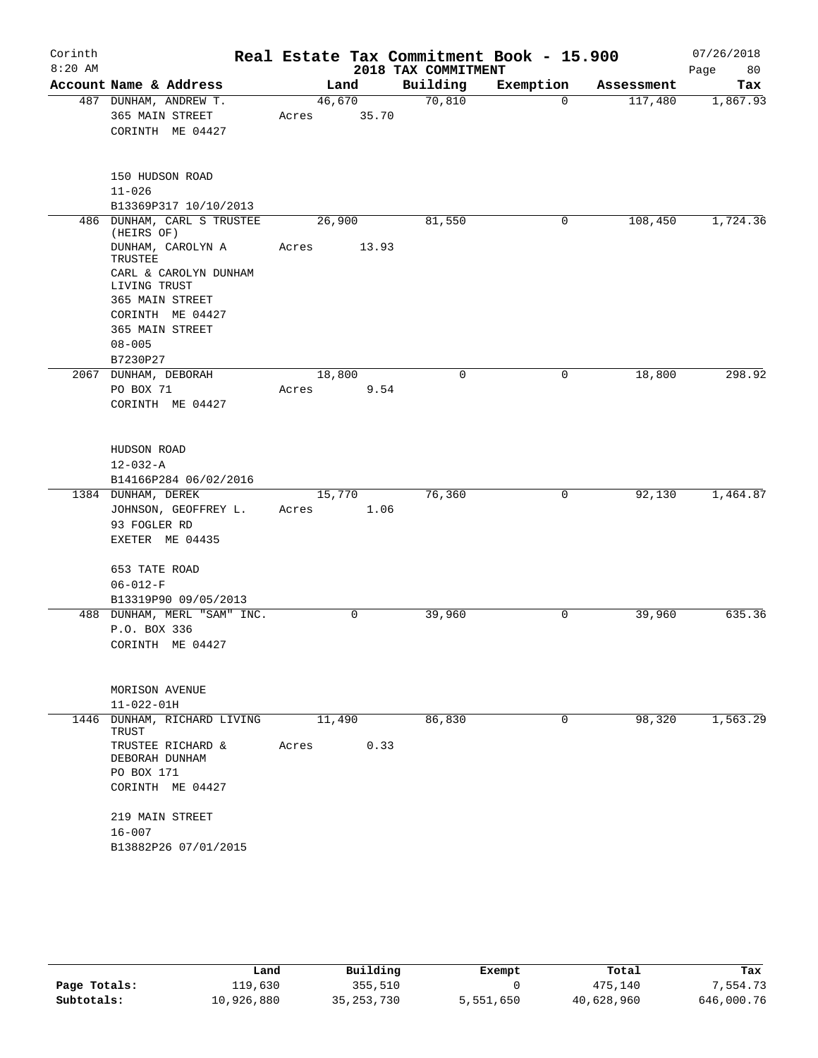# Real Estate Tax Commitment Book - 15.900

Corinth
8:20 AM

2018 TAX COMMITMENT

07/26/2018

| Account Name & Address | Land | Building | Exemption | Assessment | Tax |
|---|---|---|---|---|---|
| 487 DUNHAM, ANDREW T.<br>365 MAIN STREET<br>CORINTH ME 04427<br><br>150 HUDSON ROAD<br>11-026<br>B13369P317 10/10/2013 | 46,670<br>Acres 35.70 | 70,810 | 0 | 117,480 | 1,867.93 |
| 486 DUNHAM, CARL S TRUSTEE (HEIRS OF)<br>DUNHAM, CAROLYN A TRUSTEE<br>CARL & CAROLYN DUNHAM LIVING TRUST<br>365 MAIN STREET<br>CORINTH ME 04427<br>365 MAIN STREET<br>08-005<br>B7230P27 | 26,900<br>Acres 13.93 | 81,550 | 0 | 108,450 | 1,724.36 |
| 2067 DUNHAM, DEBORAH<br>PO BOX 71<br>CORINTH ME 04427<br><br>HUDSON ROAD<br>12-032-A<br>B14166P284 06/02/2016 | 18,800<br>Acres 9.54 | 0 | 0 | 18,800 | 298.92 |
| 1384 DUNHAM, DEREK<br>JOHNSON, GEOFFREY L.<br>93 FOGLER RD<br>EXETER ME 04435<br><br>653 TATE ROAD<br>06-012-F<br>B13319P90 09/05/2013 | 15,770<br>Acres 1.06 | 76,360 | 0 | 92,130 | 1,464.87 |
| 488 DUNHAM, MERL "SAM" INC.<br>P.O. BOX 336<br>CORINTH ME 04427<br><br>MORISON AVENUE<br>11-022-01H | 0 | 39,960 | 0 | 39,960 | 635.36 |
| 1446 DUNHAM, RICHARD LIVING TRUST<br>TRUSTEE RICHARD & DEBORAH DUNHAM<br>PO BOX 171<br>CORINTH ME 04427<br><br>219 MAIN STREET<br>16-007<br>B13882P26 07/01/2015 | 11,490<br>Acres 0.33 | 86,830 | 0 | 98,320 | 1,563.29 |

|  | Land | Building | Exempt | Total | Tax |
|---|---|---|---|---|---|
| Page Totals: | 119,630 | 355,510 | 0 | 475,140 | 7,554.73 |
| Subtotals: | 10,926,880 | 35,253,730 | 5,551,650 | 40,628,960 | 646,000.76 |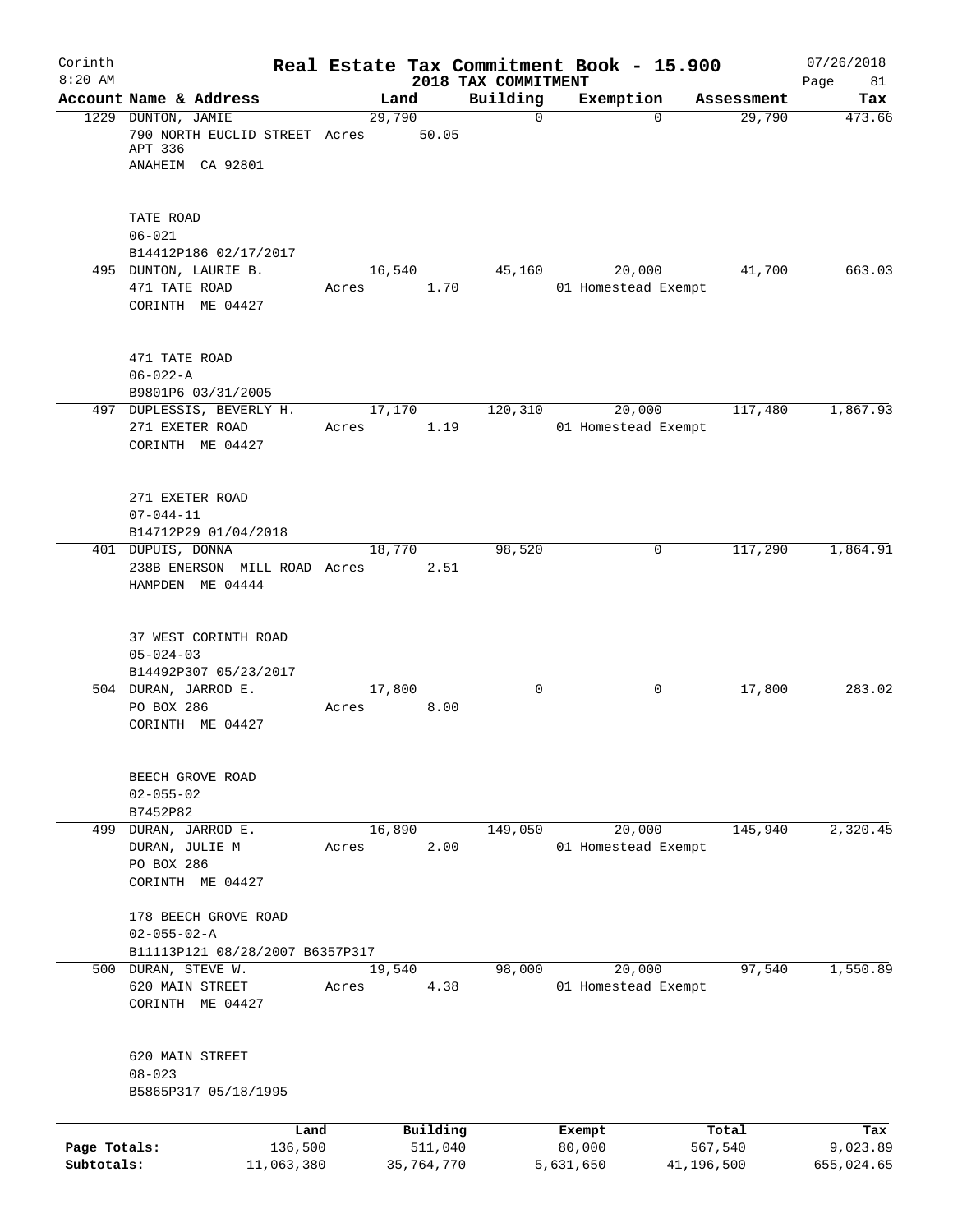# Real Estate Tax Commitment Book - 15.900

## 2018 TAX COMMITMENT

Corinth 8:20 AM — 07/26/2018

| Account Name & Address | Land | Building | Exemption | Assessment | Tax |
|---|---|---|---|---|---|
| 1229 DUNTON, JAMIE<br>790 NORTH EUCLID STREET<br>APT 336<br>ANAHEIM CA 92801<br><br>TATE ROAD<br>06-021<br>B14412P186 02/17/2017 | 29,790<br>Acres 50.05 | 0 | 0 | 29,790 | 473.66 |
| 495 DUNTON, LAURIE B.<br>471 TATE ROAD<br>CORINTH ME 04427<br><br>471 TATE ROAD<br>06-022-A<br>B9801P6 03/31/2005 | 16,540<br>Acres 1.70 | 45,160 | 20,000<br>01 Homestead Exempt | 41,700 | 663.03 |
| 497 DUPLESSIS, BEVERLY H.<br>271 EXETER ROAD<br>CORINTH ME 04427<br><br>271 EXETER ROAD<br>07-044-11<br>B14712P29 01/04/2018 | 17,170<br>Acres 1.19 | 120,310 | 20,000<br>01 Homestead Exempt | 117,480 | 1,867.93 |
| 401 DUPUIS, DONNA<br>238B ENERSON MILL ROAD<br>HAMPDEN ME 04444<br><br>37 WEST CORINTH ROAD<br>05-024-03<br>B14492P307 05/23/2017 | 18,770<br>Acres 2.51 | 98,520 | 0 | 117,290 | 1,864.91 |
| 504 DURAN, JARROD E.<br>PO BOX 286<br>CORINTH ME 04427<br><br>BEECH GROVE ROAD<br>02-055-02<br>B7452P82 | 17,800<br>Acres 8.00 | 0 | 0 | 17,800 | 283.02 |
| 499 DURAN, JARROD E.<br>DURAN, JULIE M<br>PO BOX 286<br>CORINTH ME 04427<br><br>178 BEECH GROVE ROAD<br>02-055-02-A<br>B11113P121 08/28/2007 B6357P317 | 16,890<br>Acres 2.00 | 149,050 | 20,000<br>01 Homestead Exempt | 145,940 | 2,320.45 |
| 500 DURAN, STEVE W.<br>620 MAIN STREET<br>CORINTH ME 04427<br><br>620 MAIN STREET<br>08-023<br>B5865P317 05/18/1995 | 19,540<br>Acres 4.38 | 98,000 | 20,000<br>01 Homestead Exempt | 97,540 | 1,550.89 |

| | Land | Building | Exempt | Total | Tax |
|---|---|---|---|---|---|
| Page Totals: | 136,500 | 511,040 | 80,000 | 567,540 | 9,023.89 |
| Subtotals: | 11,063,380 | 35,764,770 | 5,631,650 | 41,196,500 | 655,024.65 |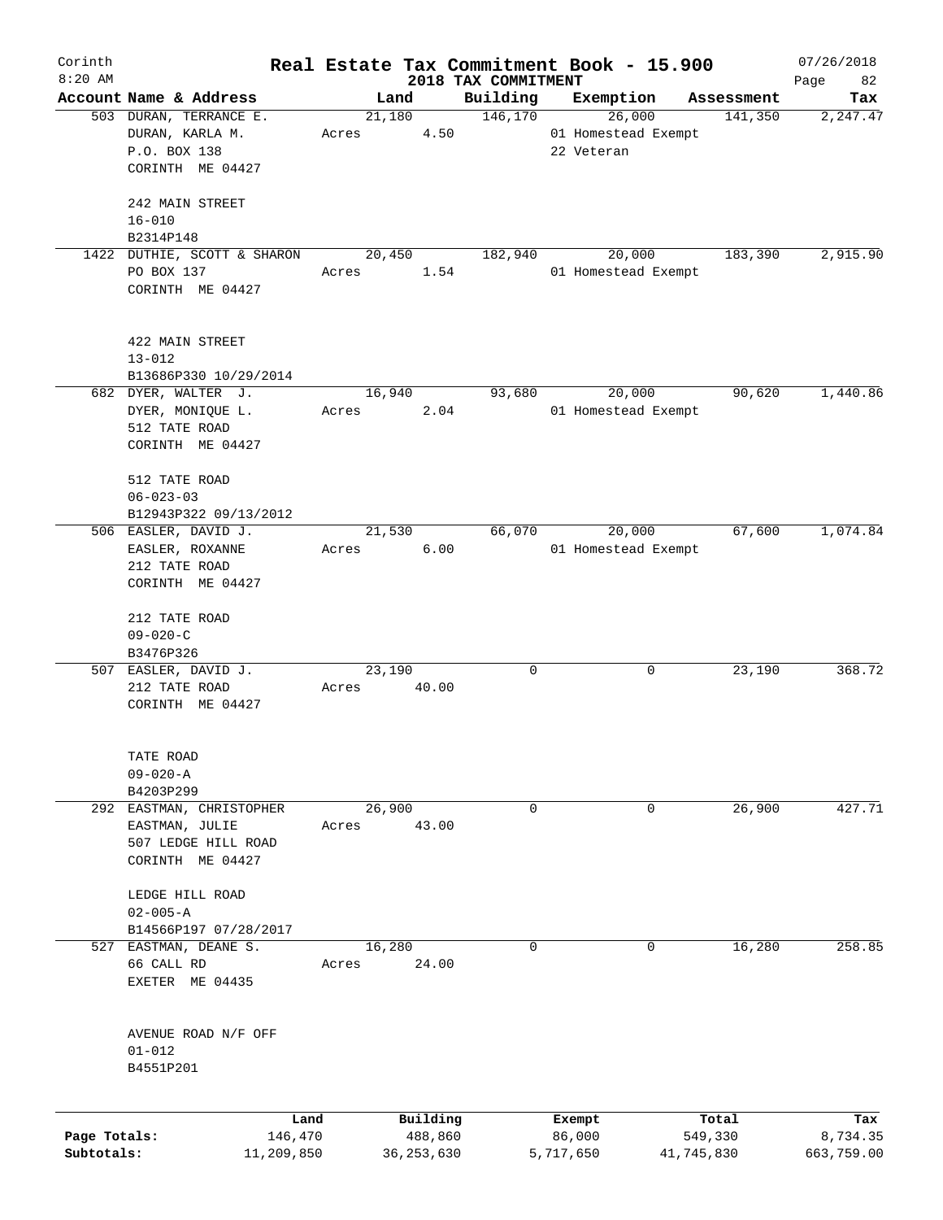# Real Estate Tax Commitment Book - 15.900

Corinth 8:20 AM — 2018 TAX COMMITMENT — 07/26/2018

| Account Name & Address | Land | Building | Exemption | Assessment | Tax |
|---|---|---|---|---|---|
| 503 DURAN, TERRANCE E.<br>DURAN, KARLA M.<br>P.O. BOX 138<br>CORINTH ME 04427<br><br>242 MAIN STREET<br>16-010<br>B2314P148 | 21,180<br>Acres 4.50 | 146,170 | 26,000<br>01 Homestead Exempt<br>22 Veteran | 141,350 | 2,247.47 |
| 1422 DUTHIE, SCOTT & SHARON<br>PO BOX 137<br>CORINTH ME 04427<br><br>422 MAIN STREET<br>13-012<br>B13686P330 10/29/2014 | 20,450<br>Acres 1.54 | 182,940 | 20,000<br>01 Homestead Exempt | 183,390 | 2,915.90 |
| 682 DYER, WALTER J.<br>DYER, MONIQUE L.<br>512 TATE ROAD<br>CORINTH ME 04427<br><br>512 TATE ROAD<br>06-023-03<br>B12943P322 09/13/2012 | 16,940<br>Acres 2.04 | 93,680 | 20,000<br>01 Homestead Exempt | 90,620 | 1,440.86 |
| 506 EASLER, DAVID J.<br>EASLER, ROXANNE<br>212 TATE ROAD<br>CORINTH ME 04427<br><br>212 TATE ROAD<br>09-020-C<br>B3476P326 | 21,530<br>Acres 6.00 | 66,070 | 20,000<br>01 Homestead Exempt | 67,600 | 1,074.84 |
| 507 EASLER, DAVID J.<br>212 TATE ROAD<br>CORINTH ME 04427<br><br>TATE ROAD<br>09-020-A<br>B4203P299 | 23,190<br>Acres 40.00 | 0 | 0 | 23,190 | 368.72 |
| 292 EASTMAN, CHRISTOPHER<br>EASTMAN, JULIE<br>507 LEDGE HILL ROAD<br>CORINTH ME 04427<br><br>LEDGE HILL ROAD<br>02-005-A<br>B14566P197 07/28/2017 | 26,900<br>Acres 43.00 | 0 | 0 | 26,900 | 427.71 |
| 527 EASTMAN, DEANE S.<br>66 CALL RD<br>EXETER ME 04435<br><br>AVENUE ROAD N/F OFF<br>01-012<br>B4551P201 | 16,280<br>Acres 24.00 | 0 | 0 | 16,280 | 258.85 |

| | Land | Building | Exempt | Total | Tax |
|---|---|---|---|---|---|
| Page Totals: | 146,470 | 488,860 | 86,000 | 549,330 | 8,734.35 |
| Subtotals: | 11,209,850 | 36,253,630 | 5,717,650 | 41,745,830 | 663,759.00 |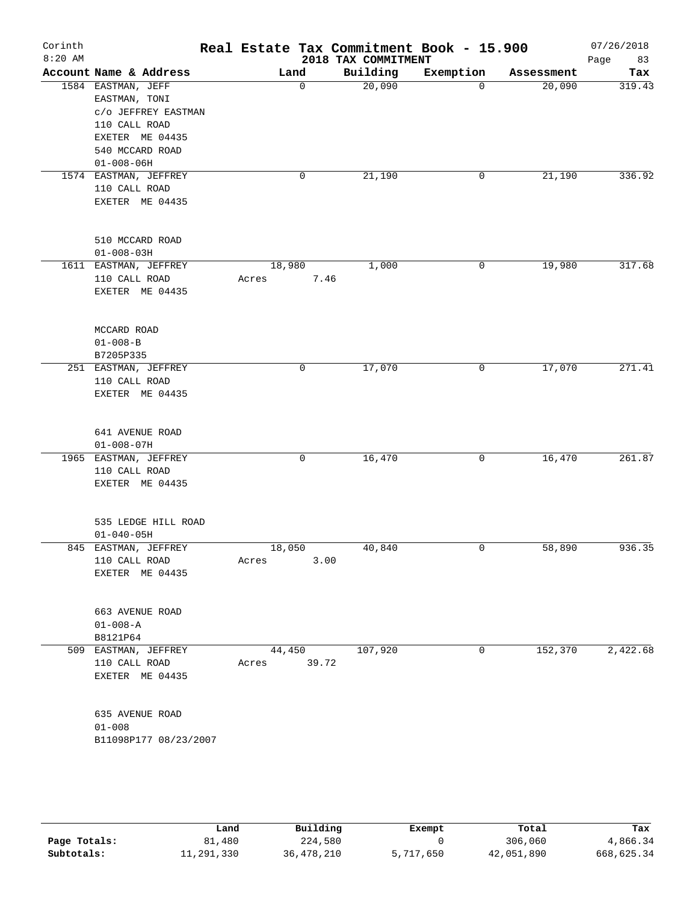Corinth 8:20 AM

# Real Estate Tax Commitment Book - 15.900
## 2018 TAX COMMITMENT

07/26/2018

| Account Name & Address | Land | Building | Exemption | Assessment | Tax |
|---|---|---|---|---|---|
| 1584 EASTMAN, JEFF<br>EASTMAN, TONI<br>c/o JEFFREY EASTMAN<br>110 CALL ROAD<br>EXETER ME 04435<br>540 MCCARD ROAD<br>01-008-06H | 0 | 20,090 | 0 | 20,090 | 319.43 |
| 1574 EASTMAN, JEFFREY<br>110 CALL ROAD<br>EXETER ME 04435<br>510 MCCARD ROAD<br>01-008-03H | 0 | 21,190 | 0 | 21,190 | 336.92 |
| 1611 EASTMAN, JEFFREY<br>110 CALL ROAD<br>EXETER ME 04435<br>MCCARD ROAD<br>01-008-B<br>B7205P335 | 18,980<br>Acres 7.46 | 1,000 | 0 | 19,980 | 317.68 |
| 251 EASTMAN, JEFFREY<br>110 CALL ROAD<br>EXETER ME 04435<br>641 AVENUE ROAD<br>01-008-07H | 0 | 17,070 | 0 | 17,070 | 271.41 |
| 1965 EASTMAN, JEFFREY<br>110 CALL ROAD<br>EXETER ME 04435<br>535 LEDGE HILL ROAD<br>01-040-05H | 0 | 16,470 | 0 | 16,470 | 261.87 |
| 845 EASTMAN, JEFFREY<br>110 CALL ROAD<br>EXETER ME 04435<br>663 AVENUE ROAD<br>01-008-A<br>B8121P64 | 18,050<br>Acres 3.00 | 40,840 | 0 | 58,890 | 936.35 |
| 509 EASTMAN, JEFFREY<br>110 CALL ROAD<br>EXETER ME 04435<br>635 AVENUE ROAD<br>01-008<br>B11098P177 08/23/2007 | 44,450<br>Acres 39.72 | 107,920 | 0 | 152,370 | 2,422.68 |

| | Land | Building | Exempt | Total | Tax |
|---|---|---|---|---|---|
| Page Totals: | 81,480 | 224,580 | 0 | 306,060 | 4,866.34 |
| Subtotals: | 11,291,330 | 36,478,210 | 5,717,650 | 42,051,890 | 668,625.34 |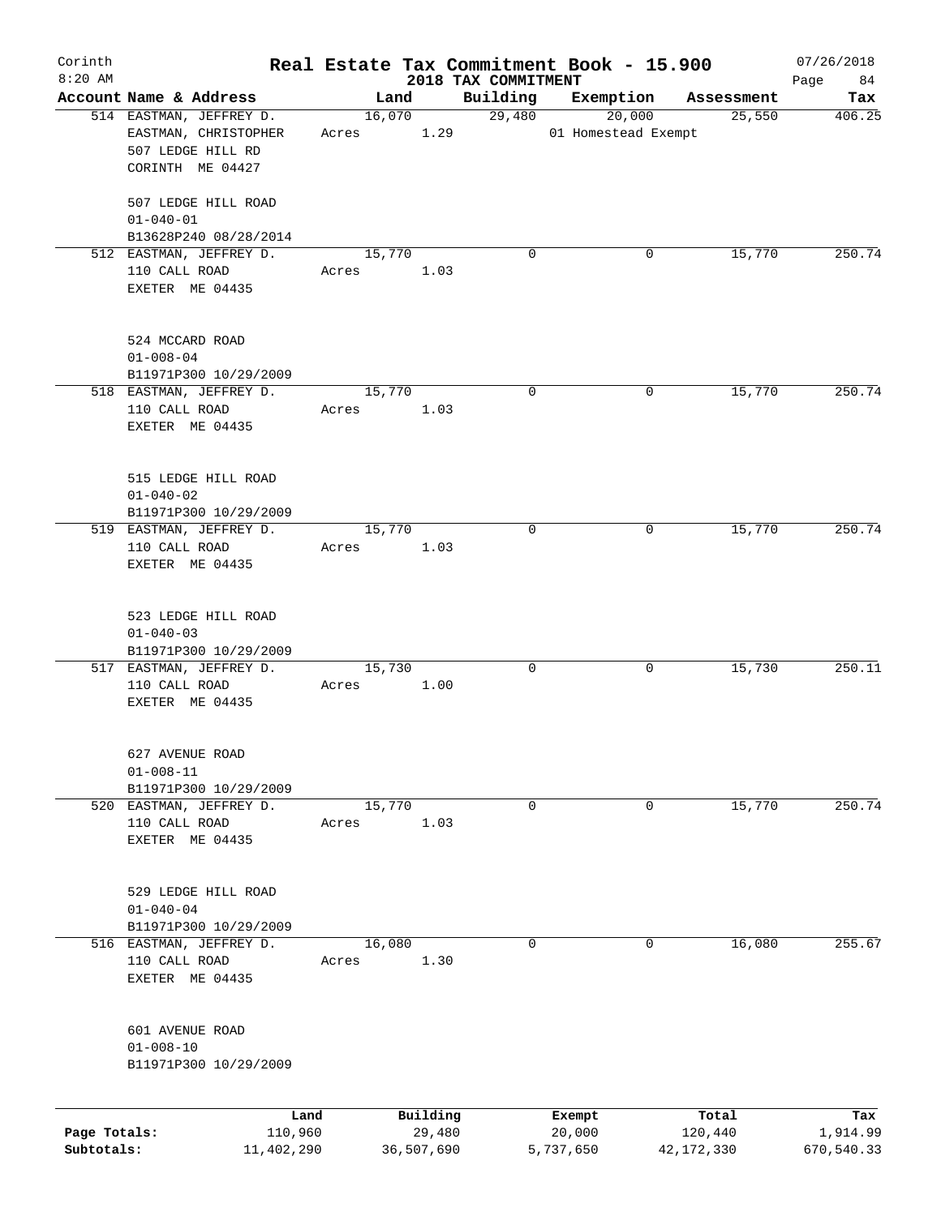# Real Estate Tax Commitment Book - 15.900

Corinth
8:20 AM

2018 TAX COMMITMENT

07/26/2018

| Account Name & Address | Land | Building | Exemption | Assessment | Tax |
|---|---|---|---|---|---|
| 514 EASTMAN, JEFFREY D.<br>EASTMAN, CHRISTOPHER<br>507 LEDGE HILL RD<br>CORINTH ME 04427<br><br>507 LEDGE HILL ROAD<br>01-040-01<br>B13628P240 08/28/2014 | 16,070<br>Acres 1.29 | 29,480 | 20,000<br>01 Homestead Exempt | 25,550 | 406.25 |
| 512 EASTMAN, JEFFREY D.<br>110 CALL ROAD<br>EXETER ME 04435<br><br>524 MCCARD ROAD<br>01-008-04<br>B11971P300 10/29/2009 | 15,770<br>Acres 1.03 | 0 | 0 | 15,770 | 250.74 |
| 518 EASTMAN, JEFFREY D.<br>110 CALL ROAD<br>EXETER ME 04435<br><br>515 LEDGE HILL ROAD<br>01-040-02<br>B11971P300 10/29/2009 | 15,770<br>Acres 1.03 | 0 | 0 | 15,770 | 250.74 |
| 519 EASTMAN, JEFFREY D.<br>110 CALL ROAD<br>EXETER ME 04435<br><br>523 LEDGE HILL ROAD<br>01-040-03<br>B11971P300 10/29/2009 | 15,770<br>Acres 1.03 | 0 | 0 | 15,770 | 250.74 |
| 517 EASTMAN, JEFFREY D.<br>110 CALL ROAD<br>EXETER ME 04435<br><br>627 AVENUE ROAD<br>01-008-11<br>B11971P300 10/29/2009 | 15,730<br>Acres 1.00 | 0 | 0 | 15,730 | 250.11 |
| 520 EASTMAN, JEFFREY D.<br>110 CALL ROAD<br>EXETER ME 04435<br><br>529 LEDGE HILL ROAD<br>01-040-04<br>B11971P300 10/29/2009 | 15,770<br>Acres 1.03 | 0 | 0 | 15,770 | 250.74 |
| 516 EASTMAN, JEFFREY D.<br>110 CALL ROAD<br>EXETER ME 04435<br><br>601 AVENUE ROAD<br>01-008-10<br>B11971P300 10/29/2009 | 16,080<br>Acres 1.30 | 0 | 0 | 16,080 | 255.67 |

| | Land | Building | Exempt | Total | Tax |
|---|---|---|---|---|---|
| Page Totals: | 110,960 | 29,480 | 20,000 | 120,440 | 1,914.99 |
| Subtotals: | 11,402,290 | 36,507,690 | 5,737,650 | 42,172,330 | 670,540.33 |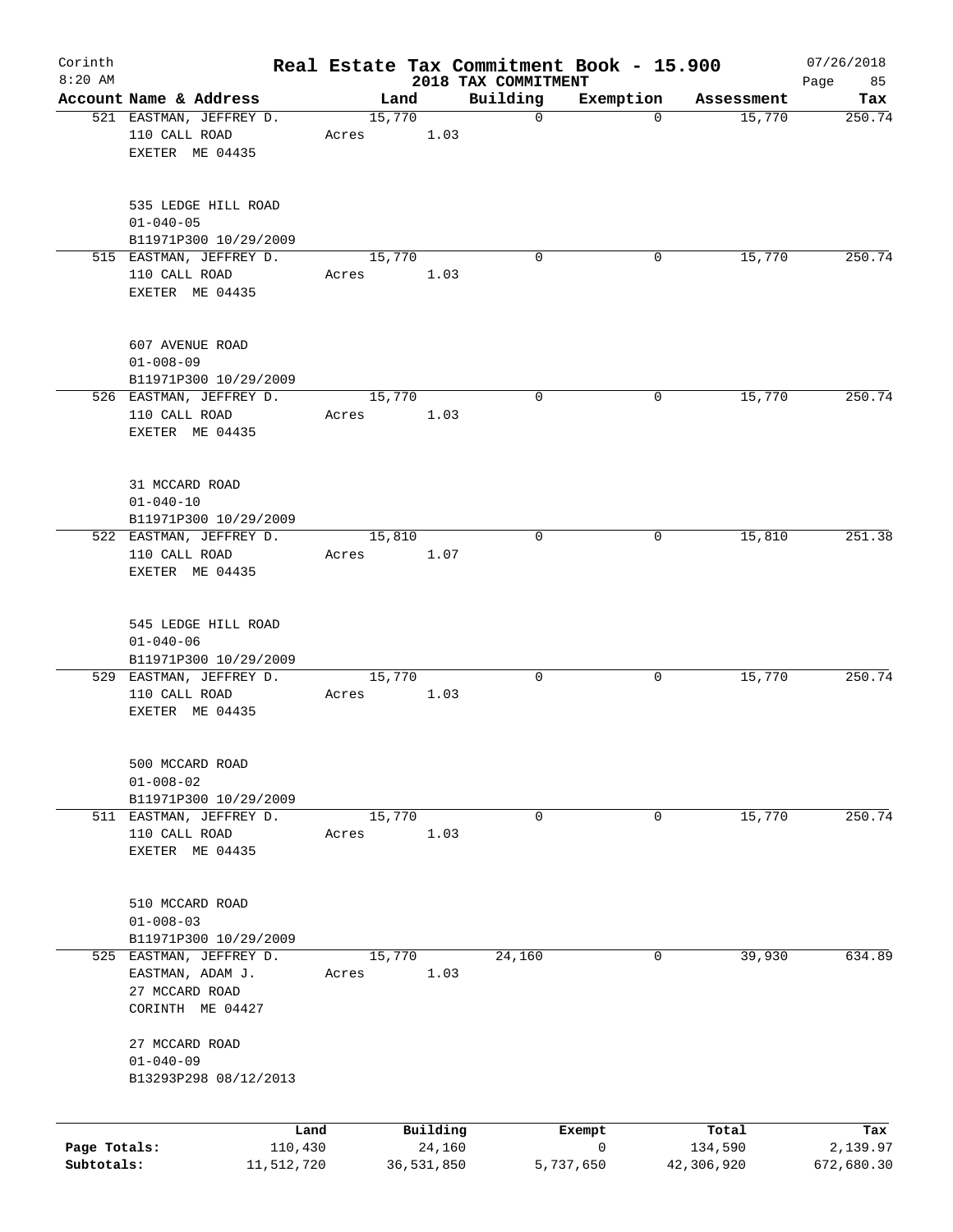# Corinth — Real Estate Tax Commitment Book - 15.900

8:20 AM — 2018 TAX COMMITMENT — 07/26/2018

| Account Name & Address | Land | Building | Exemption | Assessment | Tax |
|---|---|---|---|---|---|
| 521 EASTMAN, JEFFREY D.<br>110 CALL ROAD<br>EXETER ME 04435<br><br>535 LEDGE HILL ROAD<br>01-040-05<br>B11971P300 10/29/2009 | 15,770<br>Acres 1.03 | 0 | 0 | 15,770 | 250.74 |
| 515 EASTMAN, JEFFREY D.<br>110 CALL ROAD<br>EXETER ME 04435<br><br>607 AVENUE ROAD<br>01-008-09<br>B11971P300 10/29/2009 | 15,770<br>Acres 1.03 | 0 | 0 | 15,770 | 250.74 |
| 526 EASTMAN, JEFFREY D.<br>110 CALL ROAD<br>EXETER ME 04435<br><br>31 MCCARD ROAD<br>01-040-10<br>B11971P300 10/29/2009 | 15,770<br>Acres 1.03 | 0 | 0 | 15,770 | 250.74 |
| 522 EASTMAN, JEFFREY D.<br>110 CALL ROAD<br>EXETER ME 04435<br><br>545 LEDGE HILL ROAD<br>01-040-06<br>B11971P300 10/29/2009 | 15,810<br>Acres 1.07 | 0 | 0 | 15,810 | 251.38 |
| 529 EASTMAN, JEFFREY D.<br>110 CALL ROAD<br>EXETER ME 04435<br><br>500 MCCARD ROAD<br>01-008-02<br>B11971P300 10/29/2009 | 15,770<br>Acres 1.03 | 0 | 0 | 15,770 | 250.74 |
| 511 EASTMAN, JEFFREY D.<br>110 CALL ROAD<br>EXETER ME 04435<br><br>510 MCCARD ROAD<br>01-008-03<br>B11971P300 10/29/2009 | 15,770<br>Acres 1.03 | 0 | 0 | 15,770 | 250.74 |
| 525 EASTMAN, JEFFREY D.<br>EASTMAN, ADAM J.<br>27 MCCARD ROAD<br>CORINTH ME 04427<br><br>27 MCCARD ROAD<br>01-040-09<br>B13293P298 08/12/2013 | 15,770<br>Acres 1.03 | 24,160 | 0 | 39,930 | 634.89 |

| | Land | Building | Exempt | Total | Tax |
|---|---|---|---|---|---|
| Page Totals: | 110,430 | 24,160 | 0 | 134,590 | 2,139.97 |
| Subtotals: | 11,512,720 | 36,531,850 | 5,737,650 | 42,306,920 | 672,680.30 |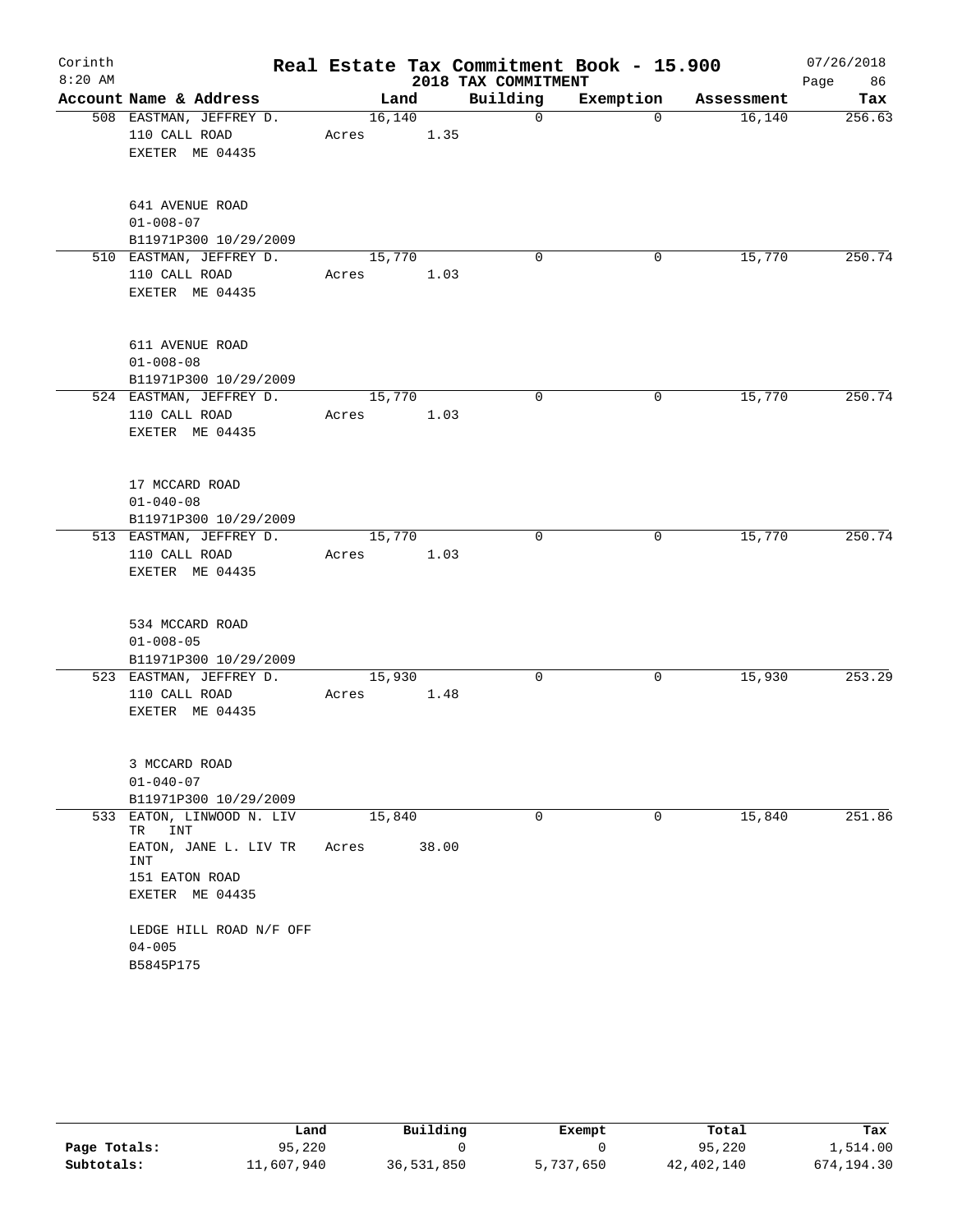# Real Estate Tax Commitment Book - 15.900

Corinth
8:20 AM

## 2018 TAX COMMITMENT

07/26/2018

| Account Name & Address | Land | Building | Exemption | Assessment | Tax |
|---|---|---|---|---|---|
| 508 EASTMAN, JEFFREY D.<br>110 CALL ROAD<br>EXETER ME 04435<br><br>641 AVENUE ROAD<br>01-008-07<br>B11971P300 10/29/2009 | 16,140<br>Acres 1.35 | 0 | 0 | 16,140 | 256.63 |
| 510 EASTMAN, JEFFREY D.<br>110 CALL ROAD<br>EXETER ME 04435<br><br>611 AVENUE ROAD<br>01-008-08<br>B11971P300 10/29/2009 | 15,770<br>Acres 1.03 | 0 | 0 | 15,770 | 250.74 |
| 524 EASTMAN, JEFFREY D.<br>110 CALL ROAD<br>EXETER ME 04435<br><br>17 MCCARD ROAD<br>01-040-08<br>B11971P300 10/29/2009 | 15,770<br>Acres 1.03 | 0 | 0 | 15,770 | 250.74 |
| 513 EASTMAN, JEFFREY D.<br>110 CALL ROAD<br>EXETER ME 04435<br><br>534 MCCARD ROAD<br>01-008-05<br>B11971P300 10/29/2009 | 15,770<br>Acres 1.03 | 0 | 0 | 15,770 | 250.74 |
| 523 EASTMAN, JEFFREY D.<br>110 CALL ROAD<br>EXETER ME 04435<br><br>3 MCCARD ROAD<br>01-040-07<br>B11971P300 10/29/2009 | 15,930<br>Acres 1.48 | 0 | 0 | 15,930 | 253.29 |
| 533 EATON, LINWOOD N. LIV TR INT<br>EATON, JANE L. LIV TR INT<br>151 EATON ROAD<br>EXETER ME 04435<br><br>LEDGE HILL ROAD N/F OFF<br>04-005<br>B5845P175 | 15,840<br>Acres 38.00 | 0 | 0 | 15,840 | 251.86 |

| | Land | Building | Exempt | Total | Tax |
|---|---|---|---|---|---|
| Page Totals: | 95,220 | 0 | 0 | 95,220 | 1,514.00 |
| Subtotals: | 11,607,940 | 36,531,850 | 5,737,650 | 42,402,140 | 674,194.30 |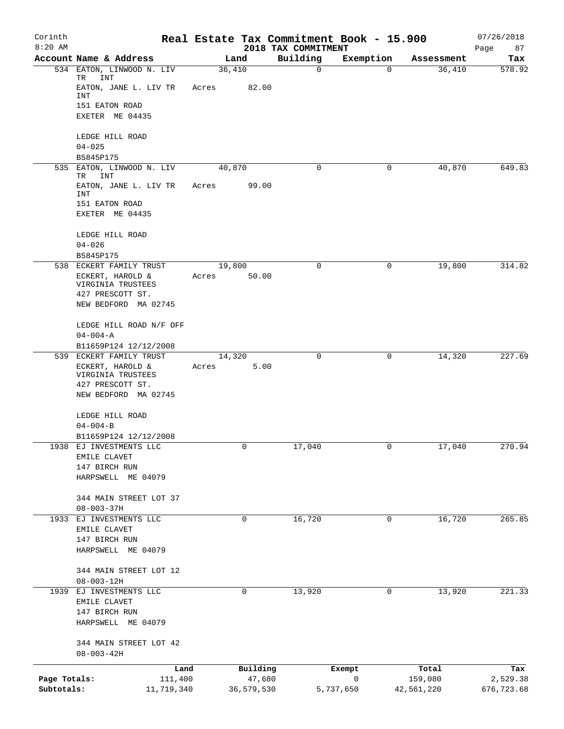Corinth 8:20 AM

# Real Estate Tax Commitment Book - 15.900

## 2018 TAX COMMITMENT

07/26/2018

| Account Name & Address | Land | Building | Exemption | Assessment | Tax |
|---|---|---|---|---|---|
| 534 EATON, LINWOOD N. LIV TR INT<br>EATON, JANE L. LIV TR INT<br>151 EATON ROAD<br>EXETER ME 04435<br><br>LEDGE HILL ROAD<br>04-025<br>B5845P175 | 36,410<br>Acres 82.00 | 0 | 0 | 36,410 | 578.92 |
| 535 EATON, LINWOOD N. LIV TR INT<br>EATON, JANE L. LIV TR INT<br>151 EATON ROAD<br>EXETER ME 04435<br><br>LEDGE HILL ROAD<br>04-026<br>B5845P175 | 40,870<br>Acres 99.00 | 0 | 0 | 40,870 | 649.83 |
| 538 ECKERT FAMILY TRUST<br>ECKERT, HAROLD & VIRGINIA TRUSTEES<br>427 PRESCOTT ST.<br>NEW BEDFORD MA 02745<br><br>LEDGE HILL ROAD N/F OFF<br>04-004-A<br>B11659P124 12/12/2008 | 19,800<br>Acres 50.00 | 0 | 0 | 19,800 | 314.82 |
| 539 ECKERT FAMILY TRUST<br>ECKERT, HAROLD & VIRGINIA TRUSTEES<br>427 PRESCOTT ST.<br>NEW BEDFORD MA 02745<br><br>LEDGE HILL ROAD<br>04-004-B<br>B11659P124 12/12/2008 | 14,320<br>Acres 5.00 | 0 | 0 | 14,320 | 227.69 |
| 1938 EJ INVESTMENTS LLC<br>EMILE CLAVET<br>147 BIRCH RUN<br>HARPSWELL ME 04079<br><br>344 MAIN STREET LOT 37<br>08-003-37H | 0 | 17,040 | 0 | 17,040 | 270.94 |
| 1933 EJ INVESTMENTS LLC<br>EMILE CLAVET<br>147 BIRCH RUN<br>HARPSWELL ME 04079<br><br>344 MAIN STREET LOT 12<br>08-003-12H | 0 | 16,720 | 0 | 16,720 | 265.85 |
| 1939 EJ INVESTMENTS LLC<br>EMILE CLAVET<br>147 BIRCH RUN<br>HARPSWELL ME 04079<br><br>344 MAIN STREET LOT 42<br>08-003-42H | 0 | 13,920 | 0 | 13,920 | 221.33 |

| | Land | Building | Exempt | Total | Tax |
|---|---|---|---|---|---|
| Page Totals: | 111,400 | 47,680 | 0 | 159,080 | 2,529.38 |
| Subtotals: | 11,719,340 | 36,579,530 | 5,737,650 | 42,561,220 | 676,723.68 |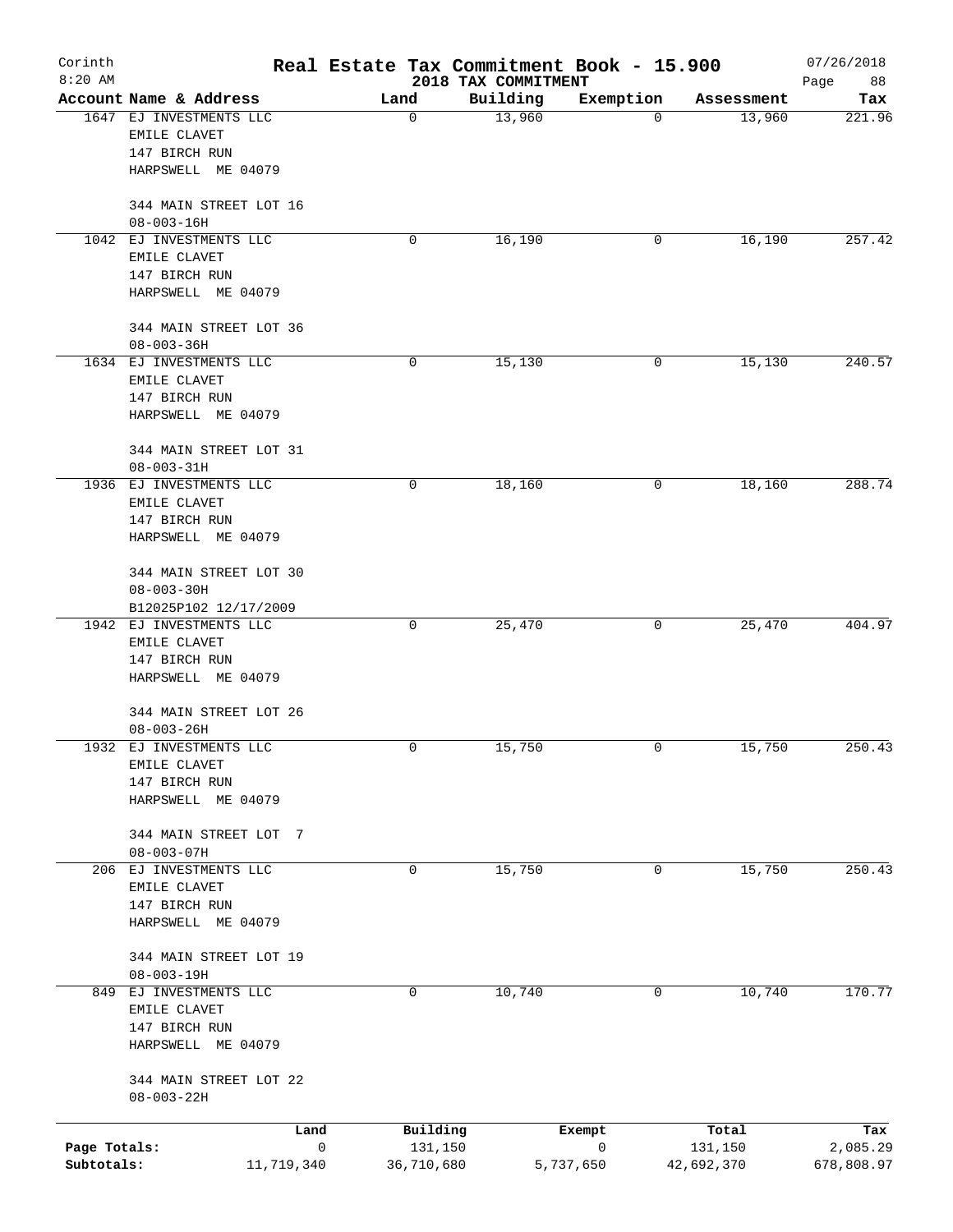# Real Estate Tax Commitment Book - 15.900

Corinth
8:20 AM

2018 TAX COMMITMENT

07/26/2018

| Account Name & Address | Land | Building | Exemption | Assessment | Tax |
|---|---|---|---|---|---|
| 1647 EJ INVESTMENTS LLC<br>EMILE CLAVET<br>147 BIRCH RUN<br>HARPSWELL ME 04079<br><br>344 MAIN STREET LOT 16<br>08-003-16H | 0 | 13,960 | 0 | 13,960 | 221.96 |
| 1042 EJ INVESTMENTS LLC<br>EMILE CLAVET<br>147 BIRCH RUN<br>HARPSWELL ME 04079<br><br>344 MAIN STREET LOT 36<br>08-003-36H | 0 | 16,190 | 0 | 16,190 | 257.42 |
| 1634 EJ INVESTMENTS LLC<br>EMILE CLAVET<br>147 BIRCH RUN<br>HARPSWELL ME 04079<br><br>344 MAIN STREET LOT 31<br>08-003-31H | 0 | 15,130 | 0 | 15,130 | 240.57 |
| 1936 EJ INVESTMENTS LLC<br>EMILE CLAVET<br>147 BIRCH RUN<br>HARPSWELL ME 04079<br><br>344 MAIN STREET LOT 30<br>08-003-30H<br>B12025P102 12/17/2009 | 0 | 18,160 | 0 | 18,160 | 288.74 |
| 1942 EJ INVESTMENTS LLC<br>EMILE CLAVET<br>147 BIRCH RUN<br>HARPSWELL ME 04079<br><br>344 MAIN STREET LOT 26<br>08-003-26H | 0 | 25,470 | 0 | 25,470 | 404.97 |
| 1932 EJ INVESTMENTS LLC<br>EMILE CLAVET<br>147 BIRCH RUN<br>HARPSWELL ME 04079<br><br>344 MAIN STREET LOT 7<br>08-003-07H | 0 | 15,750 | 0 | 15,750 | 250.43 |
| 206 EJ INVESTMENTS LLC<br>EMILE CLAVET<br>147 BIRCH RUN<br>HARPSWELL ME 04079<br><br>344 MAIN STREET LOT 19<br>08-003-19H | 0 | 15,750 | 0 | 15,750 | 250.43 |
| 849 EJ INVESTMENTS LLC<br>EMILE CLAVET<br>147 BIRCH RUN<br>HARPSWELL ME 04079<br><br>344 MAIN STREET LOT 22<br>08-003-22H | 0 | 10,740 | 0 | 10,740 | 170.77 |

| | Land | Building | Exempt | Total | Tax |
|---|---|---|---|---|---|
| Page Totals: | 0 | 131,150 | 0 | 131,150 | 2,085.29 |
| Subtotals: | 11,719,340 | 36,710,680 | 5,737,650 | 42,692,370 | 678,808.97 |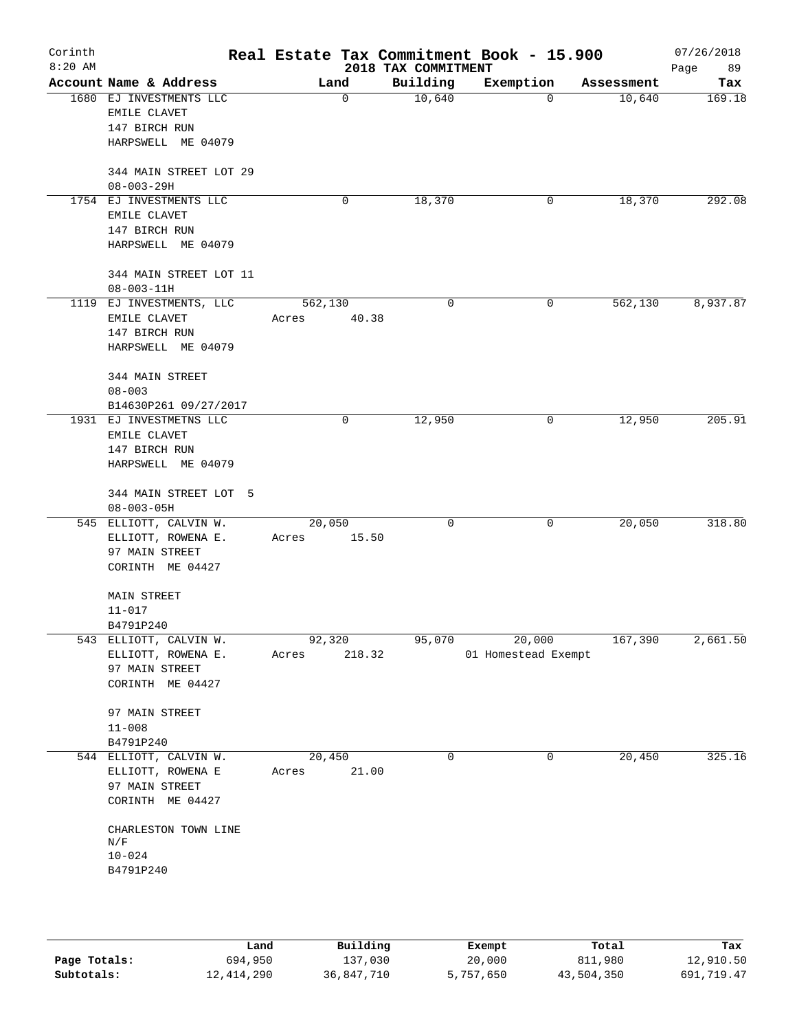# Real Estate Tax Commitment Book - 15.900

Corinth
8:20 AM

2018 TAX COMMITMENT

07/26/2018

| Account Name & Address | Land | Building | Exemption | Assessment | Tax |
|---|---|---|---|---|---|
| 1680 EJ INVESTMENTS LLC<br>EMILE CLAVET<br>147 BIRCH RUN<br>HARPSWELL ME 04079<br><br>344 MAIN STREET LOT 29<br>08-003-29H | 0 | 10,640 | 0 | 10,640 | 169.18 |
| 1754 EJ INVESTMENTS LLC<br>EMILE CLAVET<br>147 BIRCH RUN<br>HARPSWELL ME 04079<br><br>344 MAIN STREET LOT 11<br>08-003-11H | 0 | 18,370 | 0 | 18,370 | 292.08 |
| 1119 EJ INVESTMENTS, LLC<br>EMILE CLAVET<br>147 BIRCH RUN<br>HARPSWELL ME 04079<br><br>344 MAIN STREET<br>08-003<br>B14630P261 09/27/2017 | 562,130<br>Acres 40.38 | 0 | 0 | 562,130 | 8,937.87 |
| 1931 EJ INVESTMETNS LLC<br>EMILE CLAVET<br>147 BIRCH RUN<br>HARPSWELL ME 04079<br><br>344 MAIN STREET LOT 5<br>08-003-05H | 0 | 12,950 | 0 | 12,950 | 205.91 |
| 545 ELLIOTT, CALVIN W.<br>ELLIOTT, ROWENA E.<br>97 MAIN STREET<br>CORINTH ME 04427<br><br>MAIN STREET<br>11-017<br>B4791P240 | 20,050<br>Acres 15.50 | 0 | 0 | 20,050 | 318.80 |
| 543 ELLIOTT, CALVIN W.<br>ELLIOTT, ROWENA E.<br>97 MAIN STREET<br>CORINTH ME 04427<br><br>97 MAIN STREET<br>11-008<br>B4791P240 | 92,320<br>Acres 218.32 | 95,070 | 20,000<br>01 Homestead Exempt | 167,390 | 2,661.50 |
| 544 ELLIOTT, CALVIN W.<br>ELLIOTT, ROWENA E<br>97 MAIN STREET<br>CORINTH ME 04427<br><br>CHARLESTON TOWN LINE<br>N/F<br>10-024<br>B4791P240 | 20,450<br>Acres 21.00 | 0 | 0 | 20,450 | 325.16 |

| | Land | Building | Exempt | Total | Tax |
|---|---|---|---|---|---|
| Page Totals: | 694,950 | 137,030 | 20,000 | 811,980 | 12,910.50 |
| Subtotals: | 12,414,290 | 36,847,710 | 5,757,650 | 43,504,350 | 691,719.47 |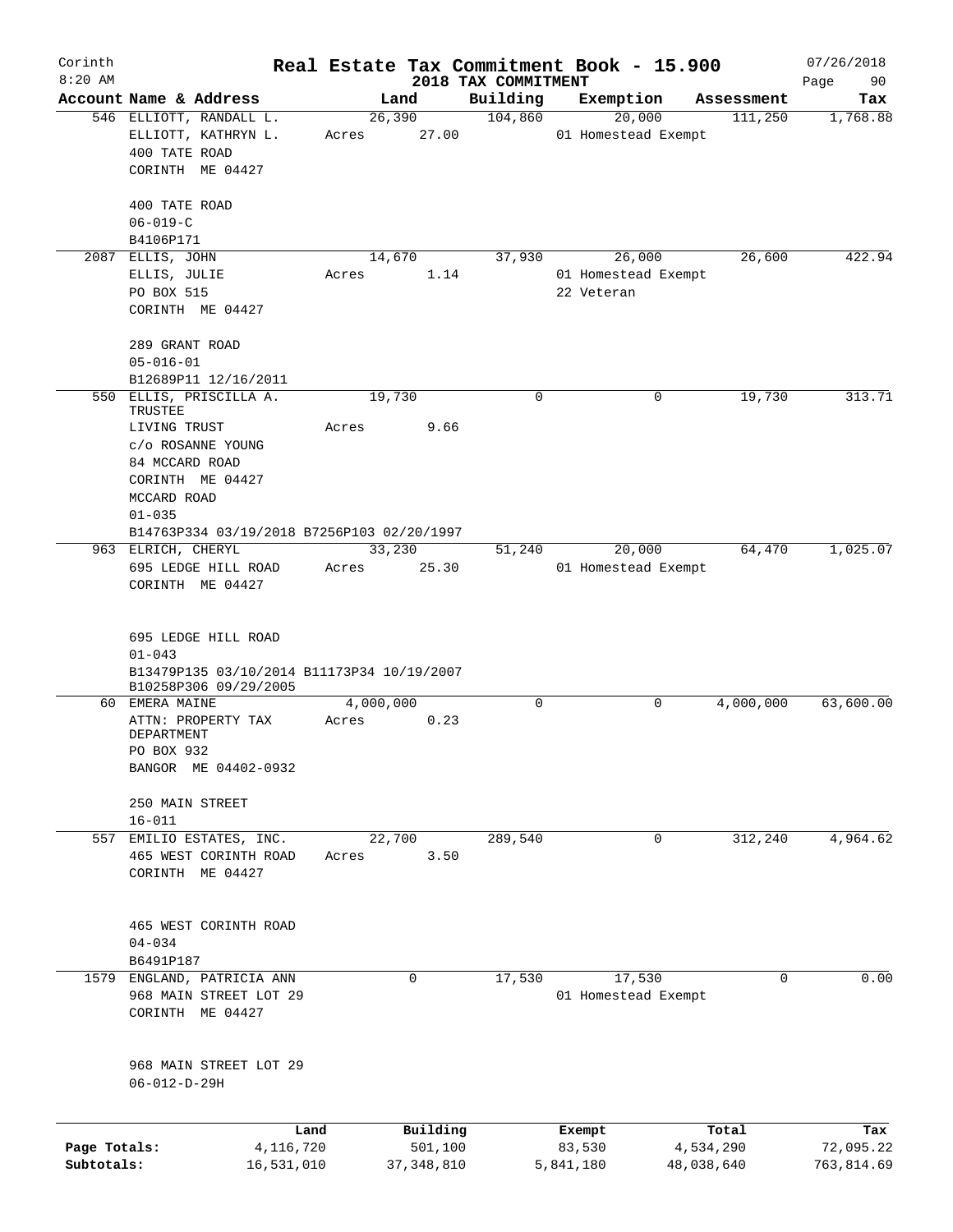Corinth
8:20 AM

# Real Estate Tax Commitment Book - 15.900

## 2018 TAX COMMITMENT

07/26/2018

| Account Name & Address | Land | Building | Exemption | Assessment | Tax |
|---|---|---|---|---|---|
| 546 ELLIOTT, RANDALL L.<br>ELLIOTT, KATHRYN L.<br>400 TATE ROAD<br>CORINTH ME 04427<br><br>400 TATE ROAD<br>06-019-C<br>B4106P171 | 26,390<br>Acres 27.00 | 104,860 | 20,000<br>01 Homestead Exempt | 111,250 | 1,768.88 |
| 2087 ELLIS, JOHN<br>ELLIS, JULIE<br>PO BOX 515<br>CORINTH ME 04427<br><br>289 GRANT ROAD<br>05-016-01<br>B12689P11 12/16/2011 | 14,670<br>Acres 1.14 | 37,930 | 26,000<br>01 Homestead Exempt<br>22 Veteran | 26,600 | 422.94 |
| 550 ELLIS, PRISCILLA A. TRUSTEE<br>LIVING TRUST<br>c/o ROSANNE YOUNG<br>84 MCCARD ROAD<br>CORINTH ME 04427<br>MCCARD ROAD<br>01-035<br>B14763P334 03/19/2018 B7256P103 02/20/1997 | 19,730<br>Acres 9.66 | 0 | 0 | 19,730 | 313.71 |
| 963 ELRICH, CHERYL<br>695 LEDGE HILL ROAD<br>CORINTH ME 04427<br><br>695 LEDGE HILL ROAD<br>01-043<br>B13479P135 03/10/2014 B11173P34 10/19/2007<br>B10258P306 09/29/2005 | 33,230<br>Acres 25.30 | 51,240 | 20,000<br>01 Homestead Exempt | 64,470 | 1,025.07 |
| 60 EMERA MAINE<br>ATTN: PROPERTY TAX DEPARTMENT<br>PO BOX 932<br>BANGOR ME 04402-0932<br><br>250 MAIN STREET<br>16-011 | 4,000,000<br>Acres 0.23 | 0 | 0 | 4,000,000 | 63,600.00 |
| 557 EMILIO ESTATES, INC.<br>465 WEST CORINTH ROAD<br>CORINTH ME 04427<br><br>465 WEST CORINTH ROAD<br>04-034<br>B6491P187 | 22,700<br>Acres 3.50 | 289,540 | 0 | 312,240 | 4,964.62 |
| 1579 ENGLAND, PATRICIA ANN<br>968 MAIN STREET LOT 29<br>CORINTH ME 04427<br><br>968 MAIN STREET LOT 29<br>06-012-D-29H | 0 | 17,530 | 17,530<br>01 Homestead Exempt | 0 | 0.00 |

| | Land | Building | Exempt | Total | Tax |
|---|---|---|---|---|---|
| Page Totals: | 4,116,720 | 501,100 | 83,530 | 4,534,290 | 72,095.22 |
| Subtotals: | 16,531,010 | 37,348,810 | 5,841,180 | 48,038,640 | 763,814.69 |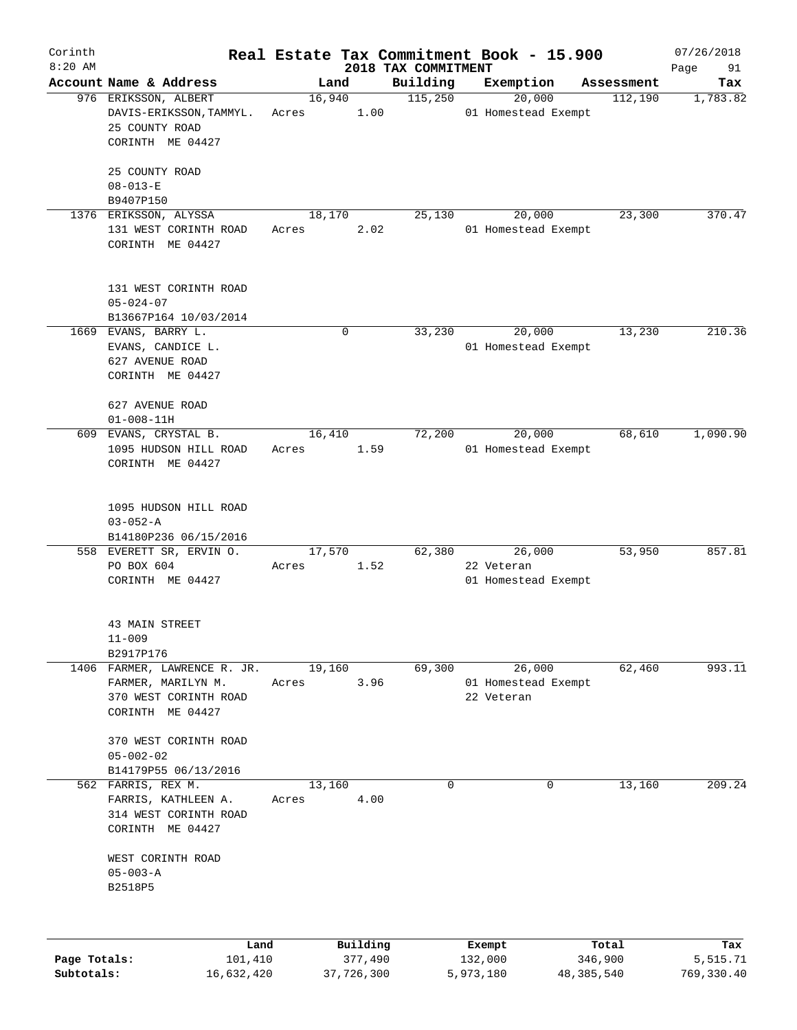# Real Estate Tax Commitment Book - 15.900

Corinth
8:20 AM

2018 TAX COMMITMENT

07/26/2018

| Account Name & Address | Land | Building | Exemption | Assessment | Tax |
|---|---|---|---|---|---|
| 976 ERIKSSON, ALBERT<br>DAVIS-ERIKSSON,TAMMYL.<br>25 COUNTY ROAD<br>CORINTH ME 04427<br><br>25 COUNTY ROAD<br>08-013-E<br>B9407P150 | 16,940<br>Acres 1.00 | 115,250 | 20,000<br>01 Homestead Exempt | 112,190 | 1,783.82 |
| 1376 ERIKSSON, ALYSSA<br>131 WEST CORINTH ROAD<br>CORINTH ME 04427<br><br>131 WEST CORINTH ROAD<br>05-024-07<br>B13667P164 10/03/2014 | 18,170<br>Acres 2.02 | 25,130 | 20,000<br>01 Homestead Exempt | 23,300 | 370.47 |
| 1669 EVANS, BARRY L.<br>EVANS, CANDICE L.<br>627 AVENUE ROAD<br>CORINTH ME 04427<br><br>627 AVENUE ROAD<br>01-008-11H | 0 | 33,230 | 20,000<br>01 Homestead Exempt | 13,230 | 210.36 |
| 609 EVANS, CRYSTAL B.<br>1095 HUDSON HILL ROAD<br>CORINTH ME 04427<br><br>1095 HUDSON HILL ROAD<br>03-052-A<br>B14180P236 06/15/2016 | 16,410<br>Acres 1.59 | 72,200 | 20,000<br>01 Homestead Exempt | 68,610 | 1,090.90 |
| 558 EVERETT SR, ERVIN O.<br>PO BOX 604<br>CORINTH ME 04427<br><br>43 MAIN STREET<br>11-009<br>B2917P176 | 17,570<br>Acres 1.52 | 62,380 | 26,000<br>22 Veteran<br>01 Homestead Exempt | 53,950 | 857.81 |
| 1406 FARMER, LAWRENCE R. JR.<br>FARMER, MARILYN M.<br>370 WEST CORINTH ROAD<br>CORINTH ME 04427<br><br>370 WEST CORINTH ROAD<br>05-002-02<br>B14179P55 06/13/2016 | 19,160<br>Acres 3.96 | 69,300 | 26,000<br>01 Homestead Exempt<br>22 Veteran | 62,460 | 993.11 |
| 562 FARRIS, REX M.<br>FARRIS, KATHLEEN A.<br>314 WEST CORINTH ROAD<br>CORINTH ME 04427<br><br>WEST CORINTH ROAD<br>05-003-A<br>B2518P5 | 13,160<br>Acres 4.00 | 0 | 0 | 13,160 | 209.24 |

| | Land | Building | Exempt | Total | Tax |
|---|---|---|---|---|---|
| Page Totals: | 101,410 | 377,490 | 132,000 | 346,900 | 5,515.71 |
| Subtotals: | 16,632,420 | 37,726,300 | 5,973,180 | 48,385,540 | 769,330.40 |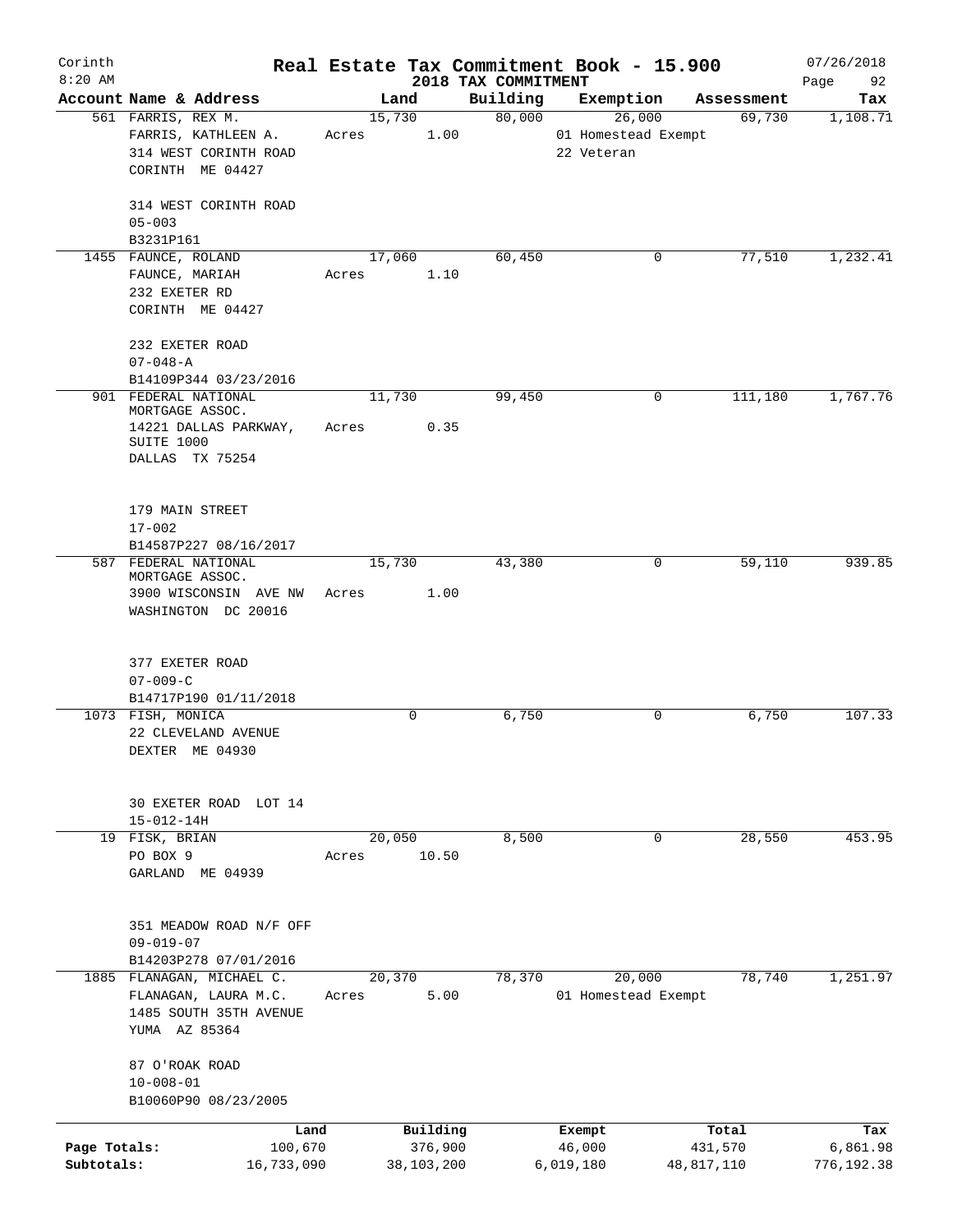Corinth
8:20 AM

# Real Estate Tax Commitment Book - 15.900

2018 TAX COMMITMENT

07/26/2018

| Account Name & Address | Land | Building | Exemption | Assessment | Tax |
|---|---|---|---|---|---|
| 561 FARRIS, REX M.<br>FARRIS, KATHLEEN A.<br>314 WEST CORINTH ROAD<br>CORINTH ME 04427<br><br>314 WEST CORINTH ROAD<br>05-003<br>B3231P161 | 15,730<br>Acres 1.00 | 80,000 | 26,000<br>01 Homestead Exempt<br>22 Veteran | 69,730 | 1,108.71 |
| 1455 FAUNCE, ROLAND<br>FAUNCE, MARIAH<br>232 EXETER RD<br>CORINTH ME 04427<br><br>232 EXETER ROAD<br>07-048-A<br>B14109P344 03/23/2016 | 17,060<br>Acres 1.10 | 60,450 | 0 | 77,510 | 1,232.41 |
| 901 FEDERAL NATIONAL MORTGAGE ASSOC.<br>14221 DALLAS PARKWAY, SUITE 1000<br>DALLAS TX 75254<br><br>179 MAIN STREET<br>17-002<br>B14587P227 08/16/2017 | 11,730<br>Acres 0.35 | 99,450 | 0 | 111,180 | 1,767.76 |
| 587 FEDERAL NATIONAL MORTGAGE ASSOC.<br>3900 WISCONSIN AVE NW<br>WASHINGTON DC 20016<br><br>377 EXETER ROAD<br>07-009-C<br>B14717P190 01/11/2018 | 15,730<br>Acres 1.00 | 43,380 | 0 | 59,110 | 939.85 |
| 1073 FISH, MONICA<br>22 CLEVELAND AVENUE<br>DEXTER ME 04930<br><br>30 EXETER ROAD LOT 14<br>15-012-14H | 0 | 6,750 | 0 | 6,750 | 107.33 |
| 19 FISK, BRIAN<br>PO BOX 9<br>GARLAND ME 04939<br><br>351 MEADOW ROAD N/F OFF<br>09-019-07<br>B14203P278 07/01/2016 | 20,050<br>Acres 10.50 | 8,500 | 0 | 28,550 | 453.95 |
| 1885 FLANAGAN, MICHAEL C.<br>FLANAGAN, LAURA M.C.<br>1485 SOUTH 35TH AVENUE<br>YUMA AZ 85364<br><br>87 O'ROAK ROAD<br>10-008-01<br>B10060P90 08/23/2005 | 20,370<br>Acres 5.00 | 78,370 | 20,000<br>01 Homestead Exempt | 78,740 | 1,251.97 |

| | Land | Building | Exempt | Total | Tax |
|---|---|---|---|---|---|
| Page Totals: | 100,670 | 376,900 | 46,000 | 431,570 | 6,861.98 |
| Subtotals: | 16,733,090 | 38,103,200 | 6,019,180 | 48,817,110 | 776,192.38 |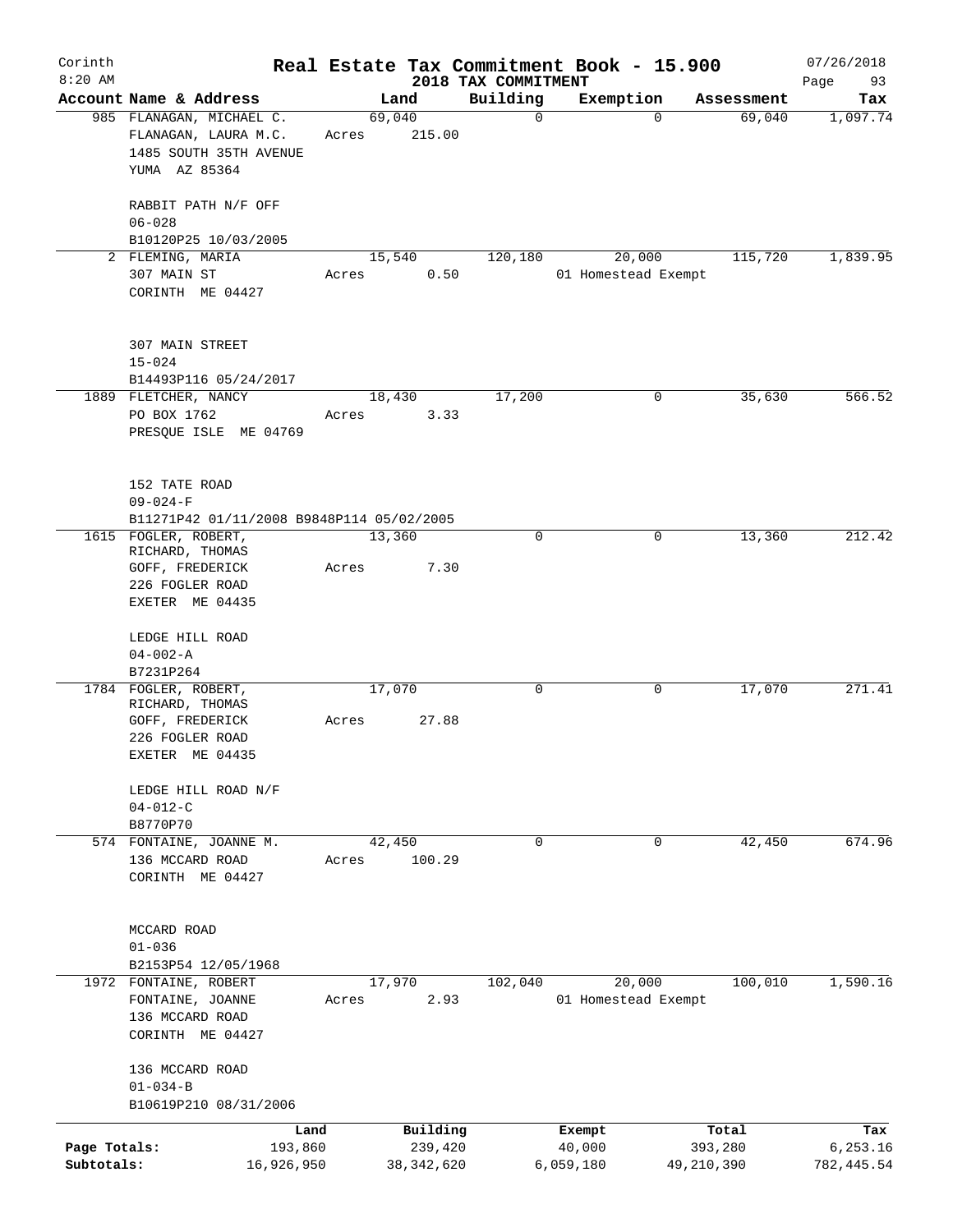Corinth
8:20 AM

# Real Estate Tax Commitment Book - 15.900

## 2018 TAX COMMITMENT

07/26/2018

| Account | Name & Address | Land | Building | Exemption | Assessment | Tax |
|---|---|---|---|---|---|---|
| 985 | FLANAGAN, MICHAEL C.<br>FLANAGAN, LAURA M.C.<br>1485 SOUTH 35TH AVENUE<br>YUMA AZ 85364<br><br>RABBIT PATH N/F OFF<br>06-028<br>B10120P25 10/03/2005 | 69,040<br>Acres 215.00 | 0 | 0 | 69,040 | 1,097.74 |
| 2 | FLEMING, MARIA<br>307 MAIN ST<br>CORINTH ME 04427<br><br>307 MAIN STREET<br>15-024<br>B14493P116 05/24/2017 | 15,540<br>Acres 0.50 | 120,180 | 20,000<br>01 Homestead Exempt | 115,720 | 1,839.95 |
| 1889 | FLETCHER, NANCY<br>PO BOX 1762<br>PRESQUE ISLE ME 04769<br><br>152 TATE ROAD<br>09-024-F<br>B11271P42 01/11/2008 B9848P114 05/02/2005 | 18,430<br>Acres 3.33 | 17,200 | 0 | 35,630 | 566.52 |
| 1615 | FOGLER, ROBERT,<br>RICHARD, THOMAS<br>GOFF, FREDERICK<br>226 FOGLER ROAD<br>EXETER ME 04435<br><br>LEDGE HILL ROAD<br>04-002-A<br>B7231P264 | 13,360<br>Acres 7.30 | 0 | 0 | 13,360 | 212.42 |
| 1784 | FOGLER, ROBERT,<br>RICHARD, THOMAS<br>GOFF, FREDERICK<br>226 FOGLER ROAD<br>EXETER ME 04435<br><br>LEDGE HILL ROAD N/F<br>04-012-C<br>B8770P70 | 17,070<br>Acres 27.88 | 0 | 0 | 17,070 | 271.41 |
| 574 | FONTAINE, JOANNE M.<br>136 MCCARD ROAD<br>CORINTH ME 04427<br><br>MCCARD ROAD<br>01-036<br>B2153P54 12/05/1968 | 42,450<br>Acres 100.29 | 0 | 0 | 42,450 | 674.96 |
| 1972 | FONTAINE, ROBERT<br>FONTAINE, JOANNE<br>136 MCCARD ROAD<br>CORINTH ME 04427<br><br>136 MCCARD ROAD<br>01-034-B<br>B10619P210 08/31/2006 | 17,970<br>Acres 2.93 | 102,040 | 20,000<br>01 Homestead Exempt | 100,010 | 1,590.16 |

| | Land | Building | Exempt | Total | Tax |
|---|---|---|---|---|---|
| Page Totals: | 193,860 | 239,420 | 40,000 | 393,280 | 6,253.16 |
| Subtotals: | 16,926,950 | 38,342,620 | 6,059,180 | 49,210,390 | 782,445.54 |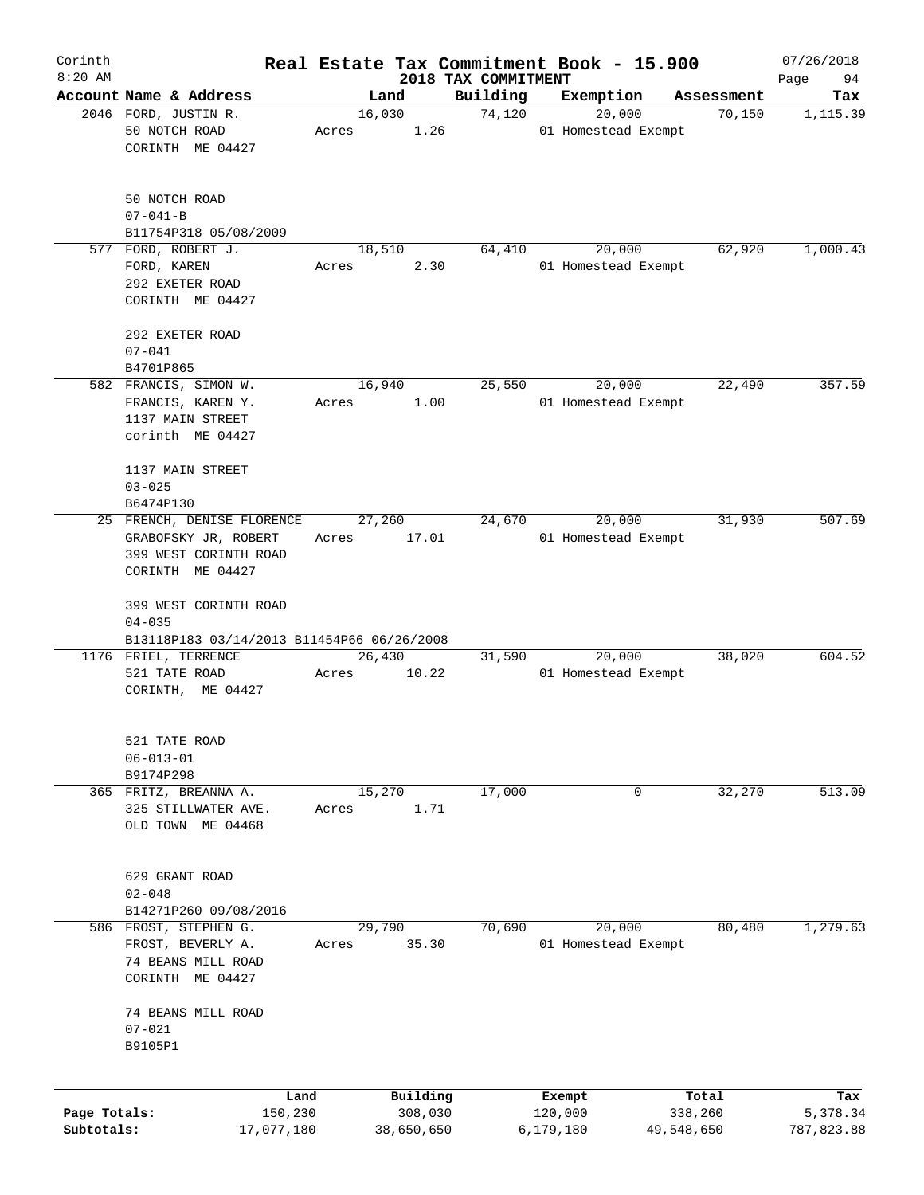# Real Estate Tax Commitment Book - 15.900

Corinth
8:20 AM

2018 TAX COMMITMENT

07/26/2018

| Account Name & Address | Land | Building | Exemption | Assessment | Tax |
|---|---|---|---|---|---|
| 2046 FORD, JUSTIN R.<br>50 NOTCH ROAD<br>CORINTH ME 04427<br><br>50 NOTCH ROAD<br>07-041-B<br>B11754P318 05/08/2009 | 16,030<br>Acres 1.26 | 74,120 | 20,000<br>01 Homestead Exempt | 70,150 | 1,115.39 |
| 577 FORD, ROBERT J.<br>FORD, KAREN<br>292 EXETER ROAD<br>CORINTH ME 04427<br><br>292 EXETER ROAD<br>07-041<br>B4701P865 | 18,510<br>Acres 2.30 | 64,410 | 20,000<br>01 Homestead Exempt | 62,920 | 1,000.43 |
| 582 FRANCIS, SIMON W.<br>FRANCIS, KAREN Y.<br>1137 MAIN STREET<br>corinth ME 04427<br><br>1137 MAIN STREET<br>03-025<br>B6474P130 | 16,940<br>Acres 1.00 | 25,550 | 20,000<br>01 Homestead Exempt | 22,490 | 357.59 |
| 25 FRENCH, DENISE FLORENCE<br>GRABOFSKY JR, ROBERT<br>399 WEST CORINTH ROAD<br>CORINTH ME 04427<br><br>399 WEST CORINTH ROAD<br>04-035<br>B13118P183 03/14/2013 B11454P66 06/26/2008 | 27,260<br>Acres 17.01 | 24,670 | 20,000<br>01 Homestead Exempt | 31,930 | 507.69 |
| 1176 FRIEL, TERRENCE<br>521 TATE ROAD<br>CORINTH, ME 04427<br><br>521 TATE ROAD<br>06-013-01<br>B9174P298 | 26,430<br>Acres 10.22 | 31,590 | 20,000<br>01 Homestead Exempt | 38,020 | 604.52 |
| 365 FRITZ, BREANNA A.<br>325 STILLWATER AVE.<br>OLD TOWN ME 04468<br><br>629 GRANT ROAD<br>02-048<br>B14271P260 09/08/2016 | 15,270<br>Acres 1.71 | 17,000 | 0 | 32,270 | 513.09 |
| 586 FROST, STEPHEN G.<br>FROST, BEVERLY A.<br>74 BEANS MILL ROAD<br>CORINTH ME 04427<br><br>74 BEANS MILL ROAD<br>07-021<br>B9105P1 | 29,790<br>Acres 35.30 | 70,690 | 20,000<br>01 Homestead Exempt | 80,480 | 1,279.63 |

| | Land | Building | Exempt | Total | Tax |
|---|---|---|---|---|---|
| Page Totals: | 150,230 | 308,030 | 120,000 | 338,260 | 5,378.34 |
| Subtotals: | 17,077,180 | 38,650,650 | 6,179,180 | 49,548,650 | 787,823.88 |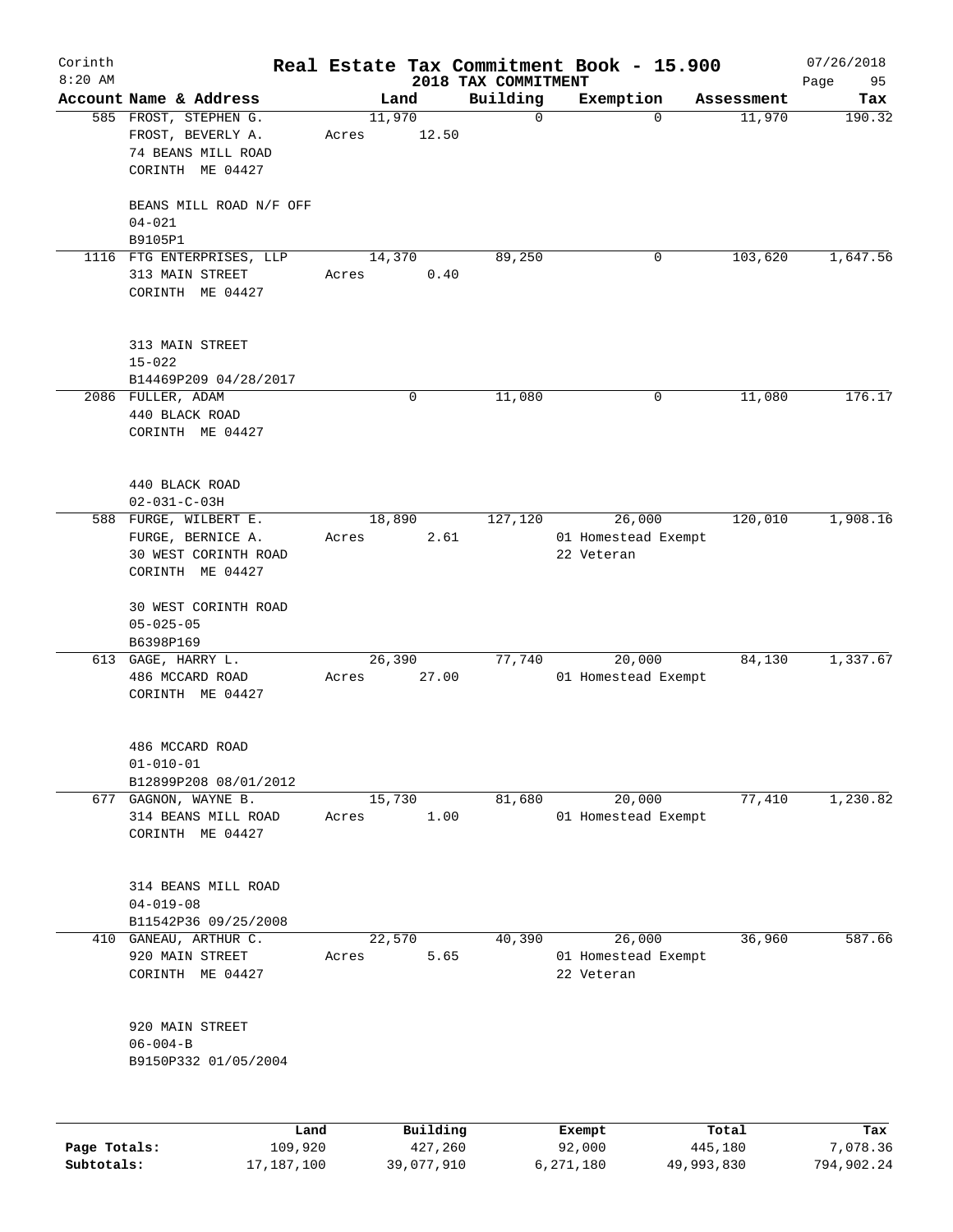Corinth
8:20 AM

# Real Estate Tax Commitment Book - 15.900

2018 TAX COMMITMENT

07/26/2018

| Account Name & Address | Land | Building | Exemption | Assessment | Tax |
|---|---|---|---|---|---|
| 585 FROST, STEPHEN G.<br>FROST, BEVERLY A.<br>74 BEANS MILL ROAD<br>CORINTH ME 04427<br><br>BEANS MILL ROAD N/F OFF<br>04-021<br>B9105P1 | 11,970<br>Acres 12.50 | 0 | 0 | 11,970 | 190.32 |
| 1116 FTG ENTERPRISES, LLP<br>313 MAIN STREET<br>CORINTH ME 04427<br><br>313 MAIN STREET<br>15-022<br>B14469P209 04/28/2017 | 14,370<br>Acres 0.40 | 89,250 | 0 | 103,620 | 1,647.56 |
| 2086 FULLER, ADAM<br>440 BLACK ROAD<br>CORINTH ME 04427<br><br>440 BLACK ROAD<br>02-031-C-03H | 0 | 11,080 | 0 | 11,080 | 176.17 |
| 588 FURGE, WILBERT E.<br>FURGE, BERNICE A.<br>30 WEST CORINTH ROAD<br>CORINTH ME 04427<br><br>30 WEST CORINTH ROAD<br>05-025-05<br>B6398P169 | 18,890<br>Acres 2.61 | 127,120 | 26,000<br>01 Homestead Exempt<br>22 Veteran | 120,010 | 1,908.16 |
| 613 GAGE, HARRY L.<br>486 MCCARD ROAD<br>CORINTH ME 04427<br><br>486 MCCARD ROAD<br>01-010-01<br>B12899P208 08/01/2012 | 26,390<br>Acres 27.00 | 77,740 | 20,000<br>01 Homestead Exempt | 84,130 | 1,337.67 |
| 677 GAGNON, WAYNE B.<br>314 BEANS MILL ROAD<br>CORINTH ME 04427<br><br>314 BEANS MILL ROAD<br>04-019-08<br>B11542P36 09/25/2008 | 15,730<br>Acres 1.00 | 81,680 | 20,000<br>01 Homestead Exempt | 77,410 | 1,230.82 |
| 410 GANEAU, ARTHUR C.<br>920 MAIN STREET<br>CORINTH ME 04427<br><br>920 MAIN STREET<br>06-004-B<br>B9150P332 01/05/2004 | 22,570<br>Acres 5.65 | 40,390 | 26,000<br>01 Homestead Exempt<br>22 Veteran | 36,960 | 587.66 |

| | Land | Building | Exempt | Total | Tax |
|---|---|---|---|---|---|
| Page Totals: | 109,920 | 427,260 | 92,000 | 445,180 | 7,078.36 |
| Subtotals: | 17,187,100 | 39,077,910 | 6,271,180 | 49,993,830 | 794,902.24 |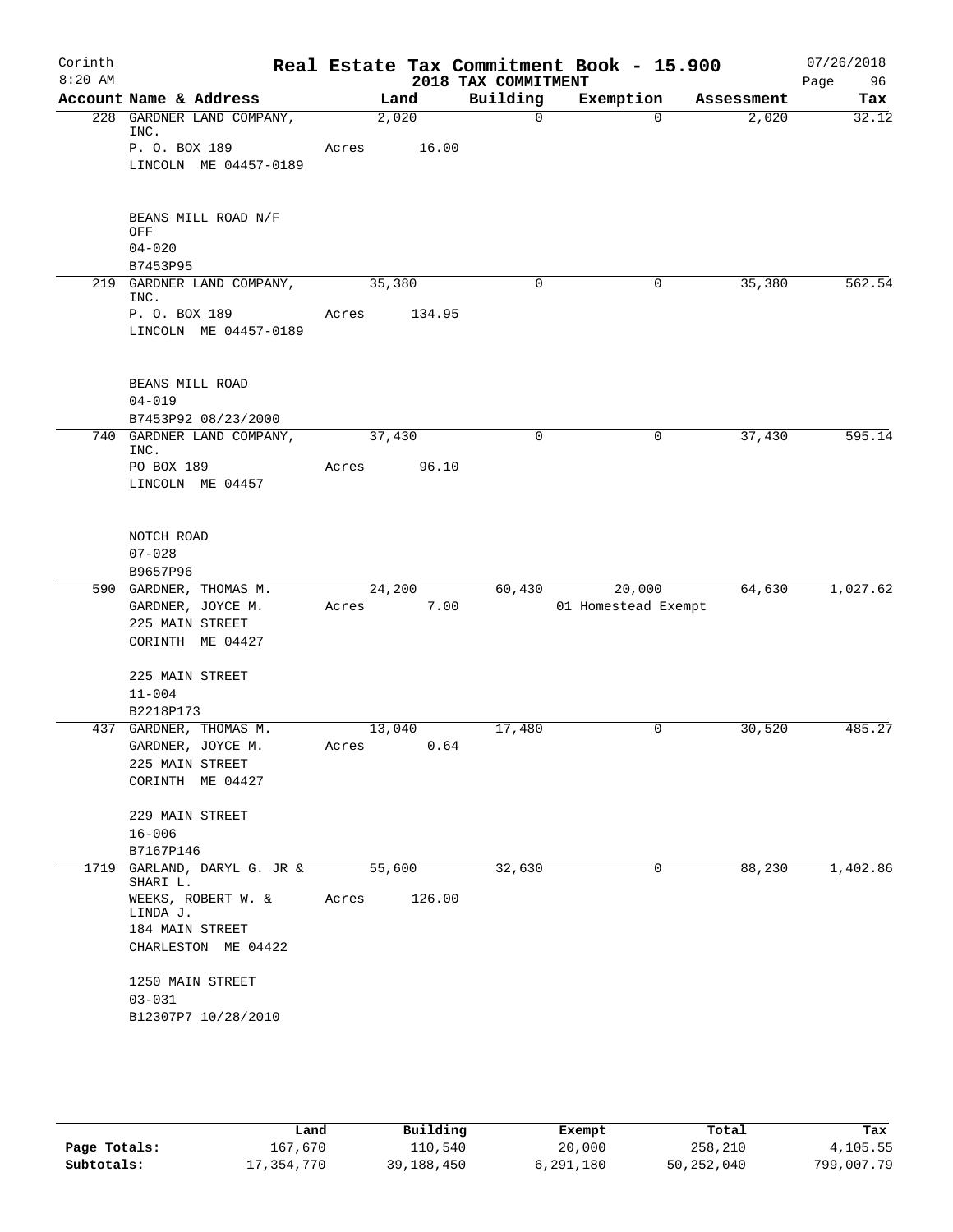Corinth 8:20 AM

# Real Estate Tax Commitment Book - 15.900

## 2018 TAX COMMITMENT

07/26/2018

| Account | Name & Address | Land | Building | Exemption | Assessment | Tax |
|---|---|---|---|---|---|---|
| 228 | GARDNER LAND COMPANY, INC.<br>P. O. BOX 189<br>LINCOLN ME 04457-0189<br><br>BEANS MILL ROAD N/F OFF<br>04-020<br>B7453P95 | 2,020<br>Acres 16.00 | 0 | 0 | 2,020 | 32.12 |
| 219 | GARDNER LAND COMPANY, INC.<br>P. O. BOX 189<br>LINCOLN ME 04457-0189<br><br>BEANS MILL ROAD<br>04-019<br>B7453P92 08/23/2000 | 35,380<br>Acres 134.95 | 0 | 0 | 35,380 | 562.54 |
| 740 | GARDNER LAND COMPANY, INC.<br>PO BOX 189<br>LINCOLN ME 04457<br><br>NOTCH ROAD<br>07-028<br>B9657P96 | 37,430<br>Acres 96.10 | 0 | 0 | 37,430 | 595.14 |
| 590 | GARDNER, THOMAS M.<br>GARDNER, JOYCE M.<br>225 MAIN STREET<br>CORINTH ME 04427<br><br>225 MAIN STREET<br>11-004<br>B2218P173 | 24,200<br>Acres 7.00 | 60,430 | 20,000<br>01 Homestead Exempt | 64,630 | 1,027.62 |
| 437 | GARDNER, THOMAS M.<br>GARDNER, JOYCE M.<br>225 MAIN STREET<br>CORINTH ME 04427<br><br>229 MAIN STREET<br>16-006<br>B7167P146 | 13,040<br>Acres 0.64 | 17,480 | 0 | 30,520 | 485.27 |
| 1719 | GARLAND, DARYL G. JR & SHARI L.<br>WEEKS, ROBERT W. & LINDA J.<br>184 MAIN STREET<br>CHARLESTON ME 04422<br><br>1250 MAIN STREET<br>03-031<br>B12307P7 10/28/2010 | 55,600<br>Acres 126.00 | 32,630 | 0 | 88,230 | 1,402.86 |

| | Land | Building | Exempt | Total | Tax |
|---|---|---|---|---|---|
| Page Totals: | 167,670 | 110,540 | 20,000 | 258,210 | 4,105.55 |
| Subtotals: | 17,354,770 | 39,188,450 | 6,291,180 | 50,252,040 | 799,007.79 |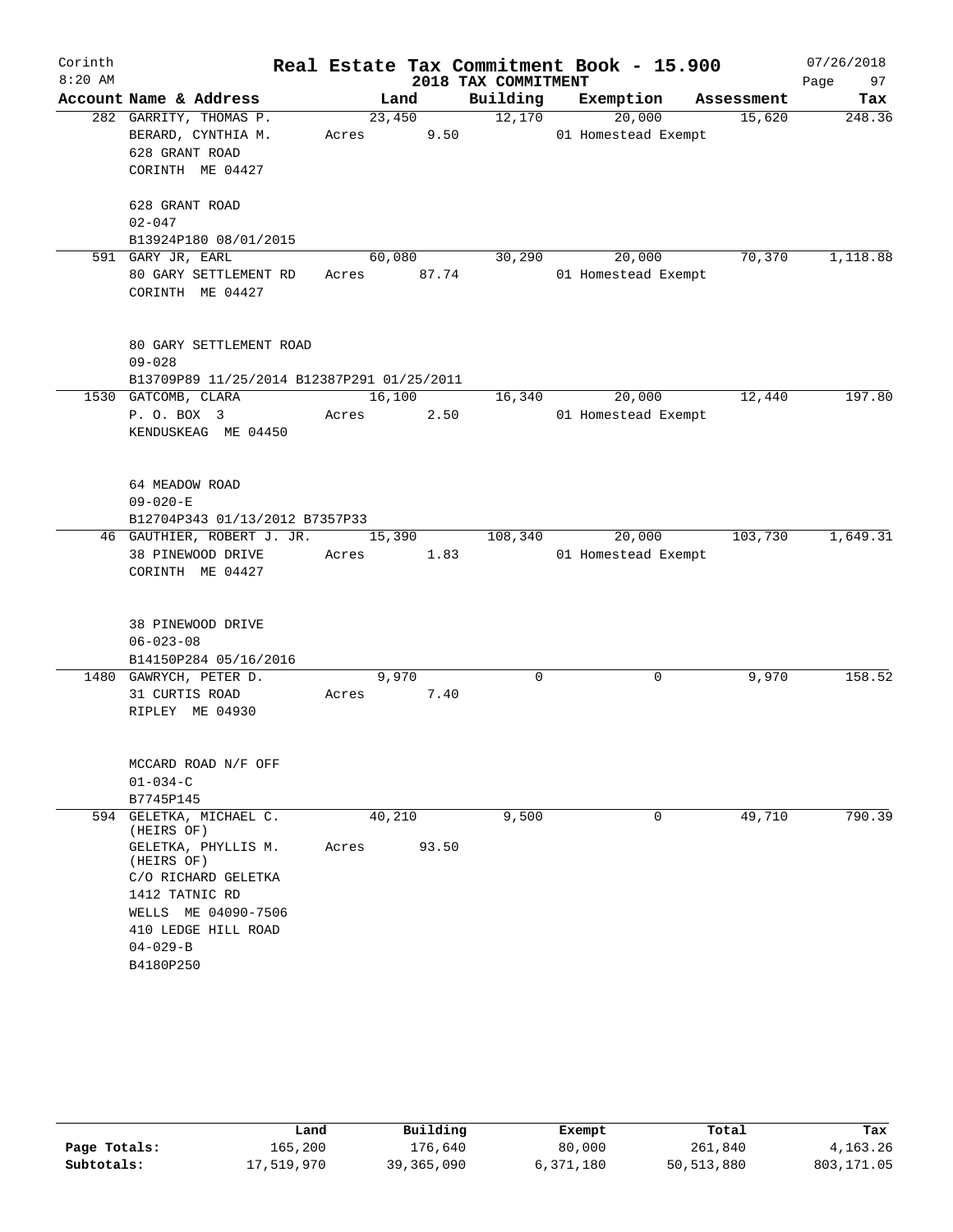# Real Estate Tax Commitment Book - 15.900

Corinth 8:20 AM — 2018 TAX COMMITMENT — 07/26/2018

| Account Name & Address | Land | Building | Exemption | Assessment | Tax |
|---|---|---|---|---|---|
| 282 GARRITY, THOMAS P.<br>BERARD, CYNTHIA M.<br>628 GRANT ROAD<br>CORINTH ME 04427<br><br>628 GRANT ROAD<br>02-047<br>B13924P180 08/01/2015 | 23,450<br>Acres 9.50 | 12,170 | 20,000<br>01 Homestead Exempt | 15,620 | 248.36 |
| 591 GARY JR, EARL<br>80 GARY SETTLEMENT RD<br>CORINTH ME 04427<br><br>80 GARY SETTLEMENT ROAD<br>09-028<br>B13709P89 11/25/2014 B12387P291 01/25/2011 | 60,080<br>Acres 87.74 | 30,290 | 20,000<br>01 Homestead Exempt | 70,370 | 1,118.88 |
| 1530 GATCOMB, CLARA<br>P. O. BOX 3<br>KENDUSKEAG ME 04450<br><br>64 MEADOW ROAD<br>09-020-E<br>B12704P343 01/13/2012 B7357P33 | 16,100<br>Acres 2.50 | 16,340 | 20,000<br>01 Homestead Exempt | 12,440 | 197.80 |
| 46 GAUTHIER, ROBERT J. JR.<br>38 PINEWOOD DRIVE<br>CORINTH ME 04427<br><br>38 PINEWOOD DRIVE<br>06-023-08<br>B14150P284 05/16/2016 | 15,390<br>Acres 1.83 | 108,340 | 20,000<br>01 Homestead Exempt | 103,730 | 1,649.31 |
| 1480 GAWRYCH, PETER D.<br>31 CURTIS ROAD<br>RIPLEY ME 04930<br><br>MCCARD ROAD N/F OFF<br>01-034-C<br>B7745P145 | 9,970<br>Acres 7.40 | 0 | 0 | 9,970 | 158.52 |
| 594 GELETKA, MICHAEL C. (HEIRS OF)<br>GELETKA, PHYLLIS M. (HEIRS OF)<br>C/O RICHARD GELETKA<br>1412 TATNIC RD<br>WELLS ME 04090-7506<br>410 LEDGE HILL ROAD<br>04-029-B<br>B4180P250 | 40,210<br>Acres 93.50 | 9,500 | 0 | 49,710 | 790.39 |

| | Land | Building | Exempt | Total | Tax |
|---|---|---|---|---|---|
| Page Totals: | 165,200 | 176,640 | 80,000 | 261,840 | 4,163.26 |
| Subtotals: | 17,519,970 | 39,365,090 | 6,371,180 | 50,513,880 | 803,171.05 |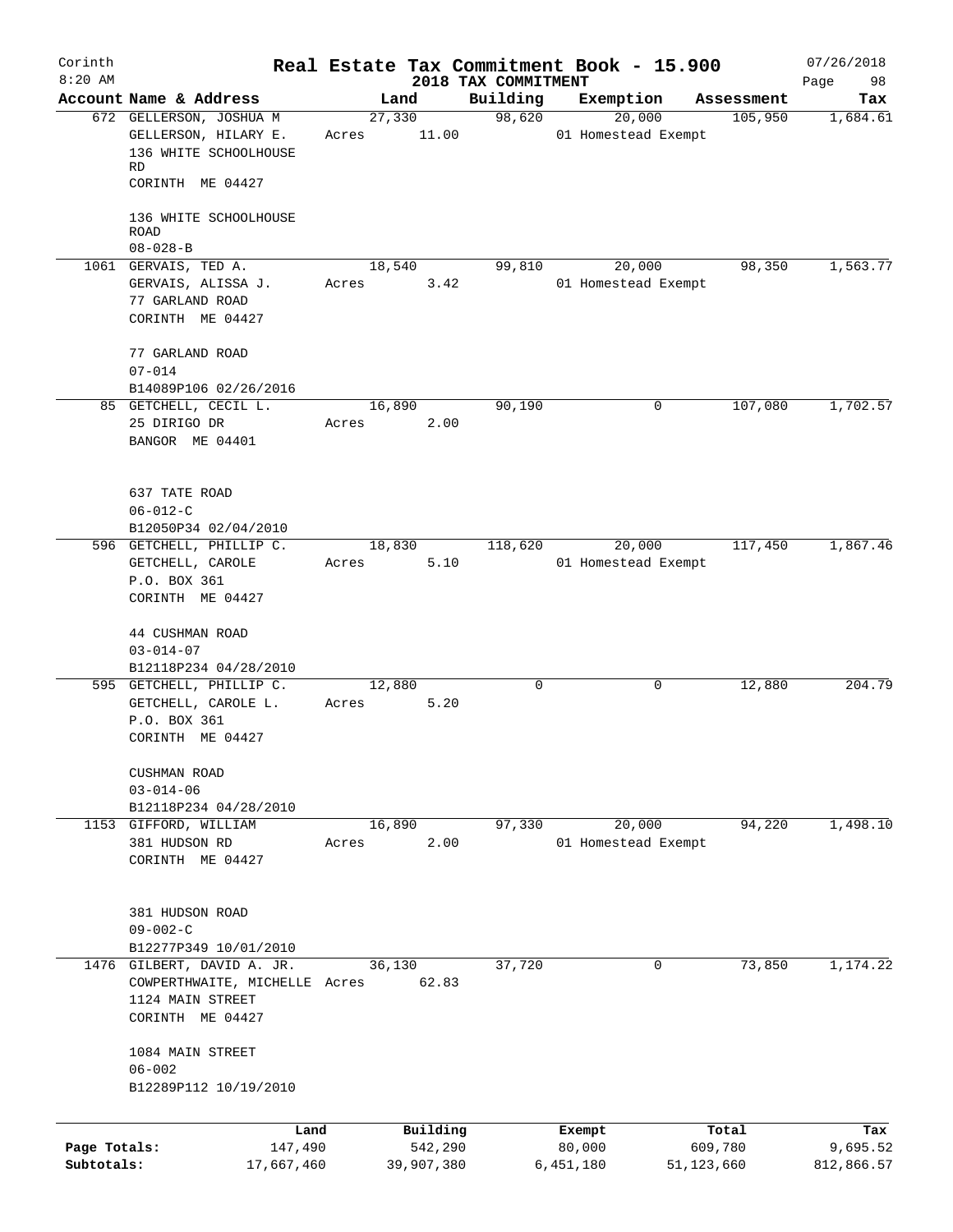Corinth 8:20 AM

# Real Estate Tax Commitment Book - 15.900

## 2018 TAX COMMITMENT

07/26/2018

| Account Name & Address | Land | Building | Exemption | Assessment | Tax |
|---|---|---|---|---|---|
| 672 GELLERSON, JOSHUA M<br>GELLERSON, HILARY E.<br>136 WHITE SCHOOLHOUSE RD<br>CORINTH ME 04427<br><br>136 WHITE SCHOOLHOUSE ROAD<br>08-028-B | 27,330<br>Acres 11.00 | 98,620 | 20,000<br>01 Homestead Exempt | 105,950 | 1,684.61 |
| 1061 GERVAIS, TED A.<br>GERVAIS, ALISSA J.<br>77 GARLAND ROAD<br>CORINTH ME 04427<br><br>77 GARLAND ROAD<br>07-014<br>B14089P106 02/26/2016 | 18,540<br>Acres 3.42 | 99,810 | 20,000<br>01 Homestead Exempt | 98,350 | 1,563.77 |
| 85 GETCHELL, CECIL L.<br>25 DIRIGO DR<br>BANGOR ME 04401<br><br>637 TATE ROAD<br>06-012-C<br>B12050P34 02/04/2010 | 16,890<br>Acres 2.00 | 90,190 | 0 | 107,080 | 1,702.57 |
| 596 GETCHELL, PHILLIP C.<br>GETCHELL, CAROLE<br>P.O. BOX 361<br>CORINTH ME 04427<br><br>44 CUSHMAN ROAD<br>03-014-07<br>B12118P234 04/28/2010 | 18,830<br>Acres 5.10 | 118,620 | 20,000<br>01 Homestead Exempt | 117,450 | 1,867.46 |
| 595 GETCHELL, PHILLIP C.<br>GETCHELL, CAROLE L.<br>P.O. BOX 361<br>CORINTH ME 04427<br><br>CUSHMAN ROAD<br>03-014-06<br>B12118P234 04/28/2010 | 12,880<br>Acres 5.20 | 0 | 0 | 12,880 | 204.79 |
| 1153 GIFFORD, WILLIAM<br>381 HUDSON RD<br>CORINTH ME 04427<br><br>381 HUDSON ROAD<br>09-002-C<br>B12277P349 10/01/2010 | 16,890<br>Acres 2.00 | 97,330 | 20,000<br>01 Homestead Exempt | 94,220 | 1,498.10 |
| 1476 GILBERT, DAVID A. JR.<br>COWPERTHWAITE, MICHELLE<br>1124 MAIN STREET<br>CORINTH ME 04427<br><br>1084 MAIN STREET<br>06-002<br>B12289P112 10/19/2010 | 36,130<br>Acres 62.83 | 37,720 | 0 | 73,850 | 1,174.22 |

| | Land | Building | Exempt | Total | Tax |
|---|---|---|---|---|---|
| Page Totals: | 147,490 | 542,290 | 80,000 | 609,780 | 9,695.52 |
| Subtotals: | 17,667,460 | 39,907,380 | 6,451,180 | 51,123,660 | 812,866.57 |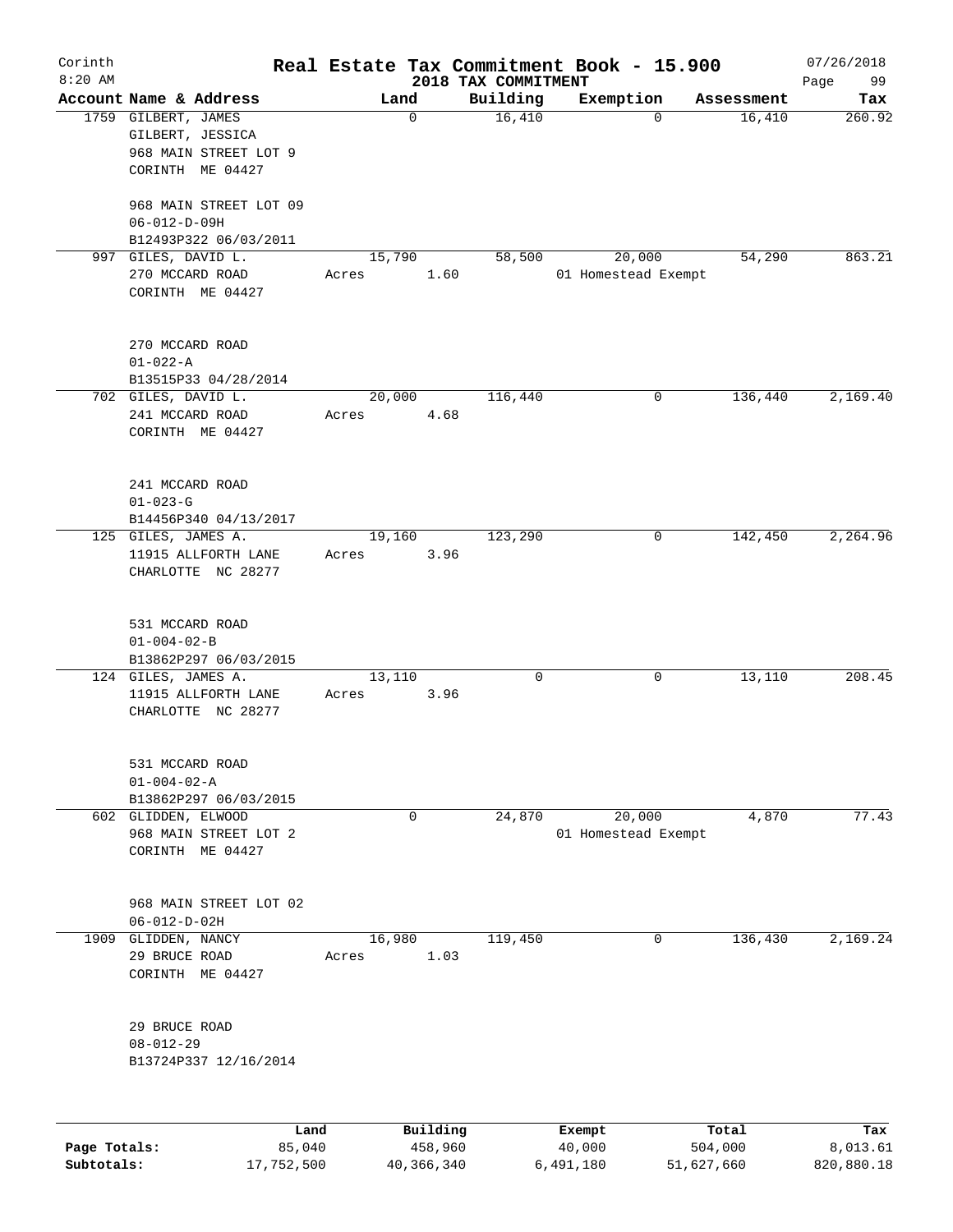# Real Estate Tax Commitment Book - 15.900

Corinth 8:20 AM — 2018 TAX COMMITMENT — 07/26/2018

| Account Name & Address | Land | Building | Exemption | Assessment | Tax |
|---|---|---|---|---|---|
| 1759 GILBERT, JAMES<br>GILBERT, JESSICA<br>968 MAIN STREET LOT 9<br>CORINTH ME 04427<br><br>968 MAIN STREET LOT 09<br>06-012-D-09H<br>B12493P322 06/03/2011 | 0 | 16,410 | 0 | 16,410 | 260.92 |
| 997 GILES, DAVID L.<br>270 MCCARD ROAD<br>CORINTH ME 04427<br><br>270 MCCARD ROAD<br>01-022-A<br>B13515P33 04/28/2014 | 15,790<br>Acres 1.60 | 58,500 | 20,000<br>01 Homestead Exempt | 54,290 | 863.21 |
| 702 GILES, DAVID L.<br>241 MCCARD ROAD<br>CORINTH ME 04427<br><br>241 MCCARD ROAD<br>01-023-G<br>B14456P340 04/13/2017 | 20,000<br>Acres 4.68 | 116,440 | 0 | 136,440 | 2,169.40 |
| 125 GILES, JAMES A.<br>11915 ALLFORTH LANE<br>CHARLOTTE NC 28277<br><br>531 MCCARD ROAD<br>01-004-02-B<br>B13862P297 06/03/2015 | 19,160<br>Acres 3.96 | 123,290 | 0 | 142,450 | 2,264.96 |
| 124 GILES, JAMES A.<br>11915 ALLFORTH LANE<br>CHARLOTTE NC 28277<br><br>531 MCCARD ROAD<br>01-004-02-A<br>B13862P297 06/03/2015 | 13,110<br>Acres 3.96 | 0 | 0 | 13,110 | 208.45 |
| 602 GLIDDEN, ELWOOD<br>968 MAIN STREET LOT 2<br>CORINTH ME 04427<br><br>968 MAIN STREET LOT 02<br>06-012-D-02H | 0 | 24,870 | 20,000<br>01 Homestead Exempt | 4,870 | 77.43 |
| 1909 GLIDDEN, NANCY<br>29 BRUCE ROAD<br>CORINTH ME 04427<br><br>29 BRUCE ROAD<br>08-012-29<br>B13724P337 12/16/2014 | 16,980<br>Acres 1.03 | 119,450 | 0 | 136,430 | 2,169.24 |

| | Land | Building | Exempt | Total | Tax |
|---|---|---|---|---|---|
| Page Totals: | 85,040 | 458,960 | 40,000 | 504,000 | 8,013.61 |
| Subtotals: | 17,752,500 | 40,366,340 | 6,491,180 | 51,627,660 | 820,880.18 |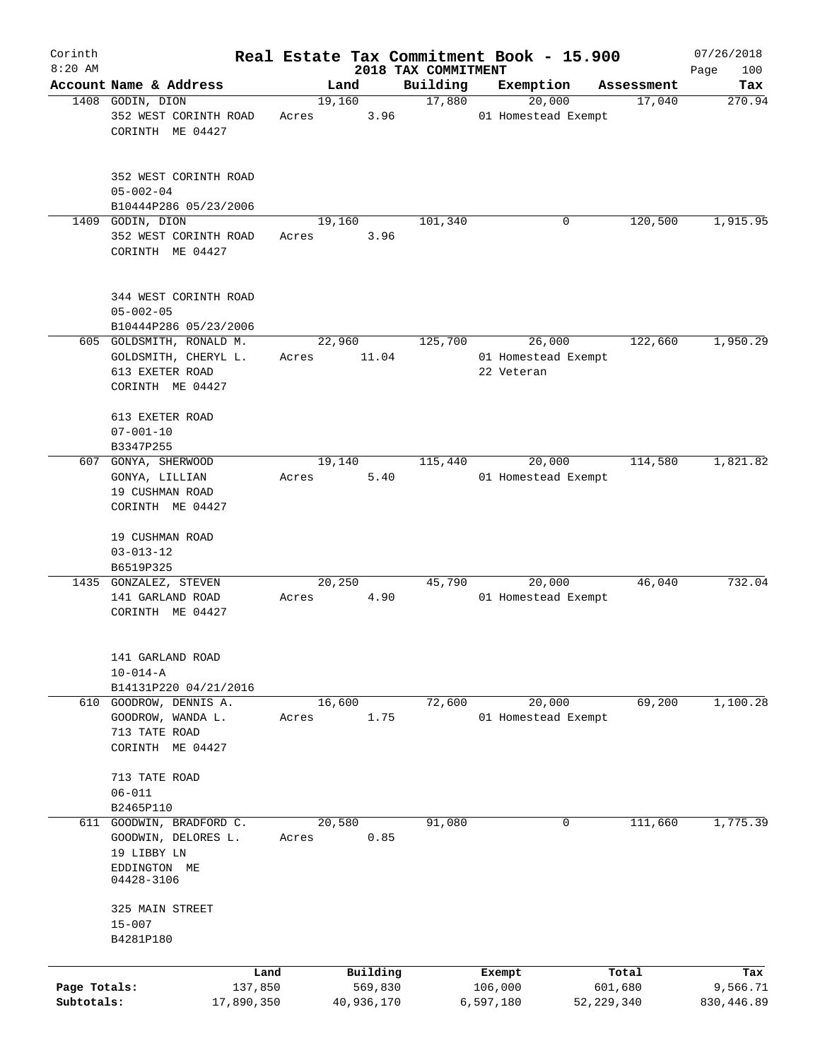# Real Estate Tax Commitment Book - 15.900

Corinth 8:20 AM — 2018 TAX COMMITMENT — 07/26/2018

| Account | Name & Address | Land | Building | Exemption | Assessment | Tax |
|---|---|---|---|---|---|---|
| 1408 | GODIN, DION<br>352 WEST CORINTH ROAD<br>CORINTH ME 04427<br><br>352 WEST CORINTH ROAD<br>05-002-04<br>B10444P286 05/23/2006 | 19,160<br>Acres 3.96 | 17,880 | 20,000<br>01 Homestead Exempt | 17,040 | 270.94 |
| 1409 | GODIN, DION<br>352 WEST CORINTH ROAD<br>CORINTH ME 04427<br><br>344 WEST CORINTH ROAD<br>05-002-05<br>B10444P286 05/23/2006 | 19,160<br>Acres 3.96 | 101,340 | 0 | 120,500 | 1,915.95 |
| 605 | GOLDSMITH, RONALD M.<br>GOLDSMITH, CHERYL L.<br>613 EXETER ROAD<br>CORINTH ME 04427<br><br>613 EXETER ROAD<br>07-001-10<br>B3347P255 | 22,960<br>Acres 11.04 | 125,700 | 26,000<br>01 Homestead Exempt<br>22 Veteran | 122,660 | 1,950.29 |
| 607 | GONYA, SHERWOOD<br>GONYA, LILLIAN<br>19 CUSHMAN ROAD<br>CORINTH ME 04427<br><br>19 CUSHMAN ROAD<br>03-013-12<br>B6519P325 | 19,140<br>Acres 5.40 | 115,440 | 20,000<br>01 Homestead Exempt | 114,580 | 1,821.82 |
| 1435 | GONZALEZ, STEVEN<br>141 GARLAND ROAD<br>CORINTH ME 04427<br><br>141 GARLAND ROAD<br>10-014-A<br>B14131P220 04/21/2016 | 20,250<br>Acres 4.90 | 45,790 | 20,000<br>01 Homestead Exempt | 46,040 | 732.04 |
| 610 | GOODROW, DENNIS A.<br>GOODROW, WANDA L.<br>713 TATE ROAD<br>CORINTH ME 04427<br><br>713 TATE ROAD<br>06-011<br>B2465P110 | 16,600<br>Acres 1.75 | 72,600 | 20,000<br>01 Homestead Exempt | 69,200 | 1,100.28 |
| 611 | GOODWIN, BRADFORD C.<br>GOODWIN, DELORES L.<br>19 LIBBY LN<br>EDDINGTON ME<br>04428-3106<br><br>325 MAIN STREET<br>15-007<br>B4281P180 | 20,580<br>Acres 0.85 | 91,080 | 0 | 111,660 | 1,775.39 |

| | Land | Building | Exempt | Total | Tax |
|---|---|---|---|---|---|
| Page Totals: | 137,850 | 569,830 | 106,000 | 601,680 | 9,566.71 |
| Subtotals: | 17,890,350 | 40,936,170 | 6,597,180 | 52,229,340 | 830,446.89 |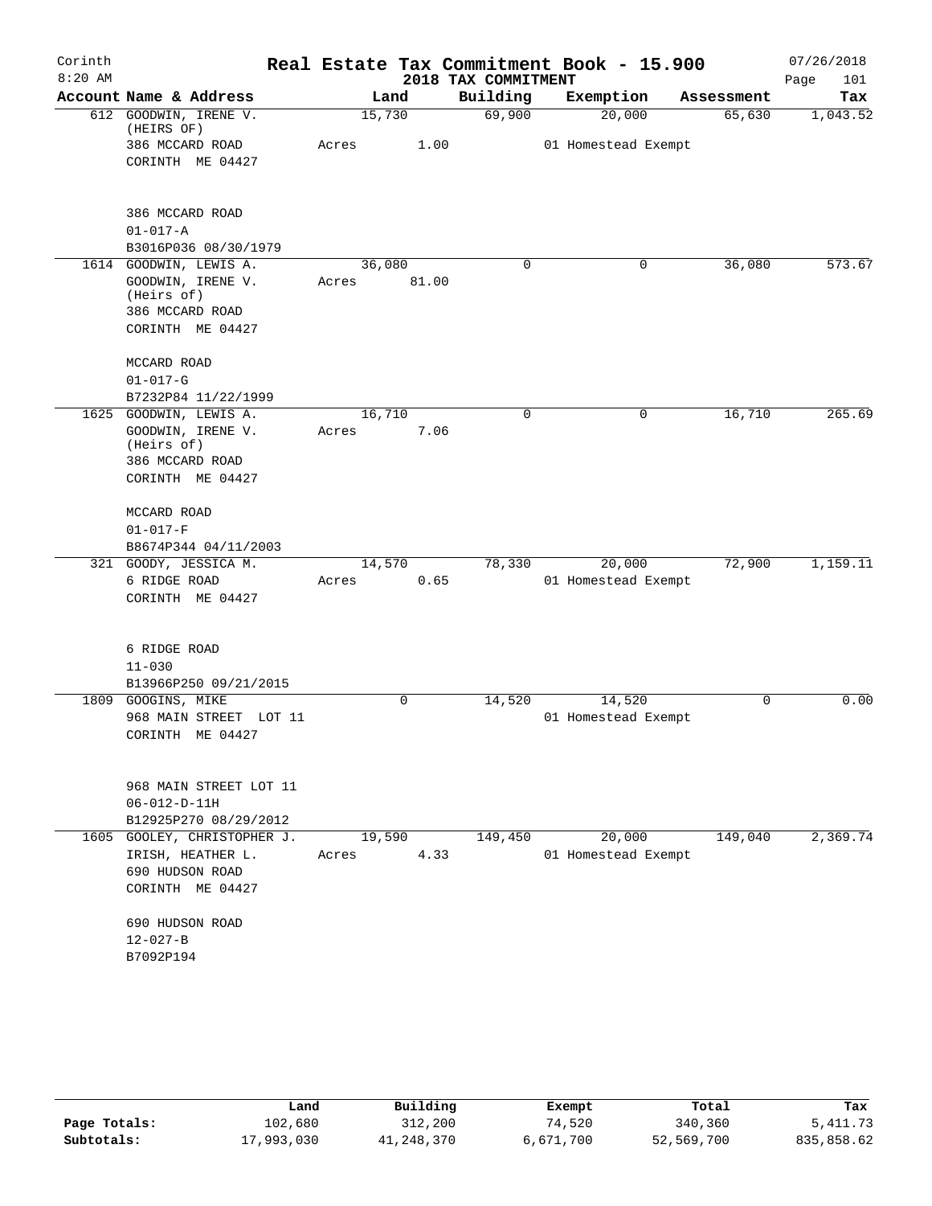# Real Estate Tax Commitment Book - 15.900

Corinth
8:20 AM

2018 TAX COMMITMENT

07/26/2018

| Account Name & Address | Land | Building | Exemption | Assessment | Tax |
|---|---|---|---|---|---|
| 612 GOODWIN, IRENE V. (HEIRS OF) 386 MCCARD ROAD CORINTH ME 04427 | 15,730 Acres 1.00 | 69,900 | 20,000 01 Homestead Exempt | 65,630 | 1,043.52 |
| 386 MCCARD ROAD 01-017-A B3016P036 08/30/1979 | | | | | |
| 1614 GOODWIN, LEWIS A. GOODWIN, IRENE V. (Heirs of) 386 MCCARD ROAD CORINTH ME 04427 | 36,080 Acres 81.00 | 0 | 0 | 36,080 | 573.67 |
| MCCARD ROAD 01-017-G B7232P84 11/22/1999 | | | | | |
| 1625 GOODWIN, LEWIS A. GOODWIN, IRENE V. (Heirs of) 386 MCCARD ROAD CORINTH ME 04427 | 16,710 Acres 7.06 | 0 | 0 | 16,710 | 265.69 |
| MCCARD ROAD 01-017-F B8674P344 04/11/2003 | | | | | |
| 321 GOODY, JESSICA M. 6 RIDGE ROAD CORINTH ME 04427 | 14,570 Acres 0.65 | 78,330 | 20,000 01 Homestead Exempt | 72,900 | 1,159.11 |
| 6 RIDGE ROAD 11-030 B13966P250 09/21/2015 | | | | | |
| 1809 GOOGINS, MIKE 968 MAIN STREET LOT 11 CORINTH ME 04427 | 0 | 14,520 | 14,520 01 Homestead Exempt | 0 | 0.00 |
| 968 MAIN STREET LOT 11 06-012-D-11H B12925P270 08/29/2012 | | | | | |
| 1605 GOOLEY, CHRISTOPHER J. IRISH, HEATHER L. 690 HUDSON ROAD CORINTH ME 04427 | 19,590 Acres 4.33 | 149,450 | 20,000 01 Homestead Exempt | 149,040 | 2,369.74 |
| 690 HUDSON ROAD 12-027-B B7092P194 | | | | | |

| | Land | Building | Exempt | Total | Tax |
|---|---|---|---|---|---|
| Page Totals: | 102,680 | 312,200 | 74,520 | 340,360 | 5,411.73 |
| Subtotals: | 17,993,030 | 41,248,370 | 6,671,700 | 52,569,700 | 835,858.62 |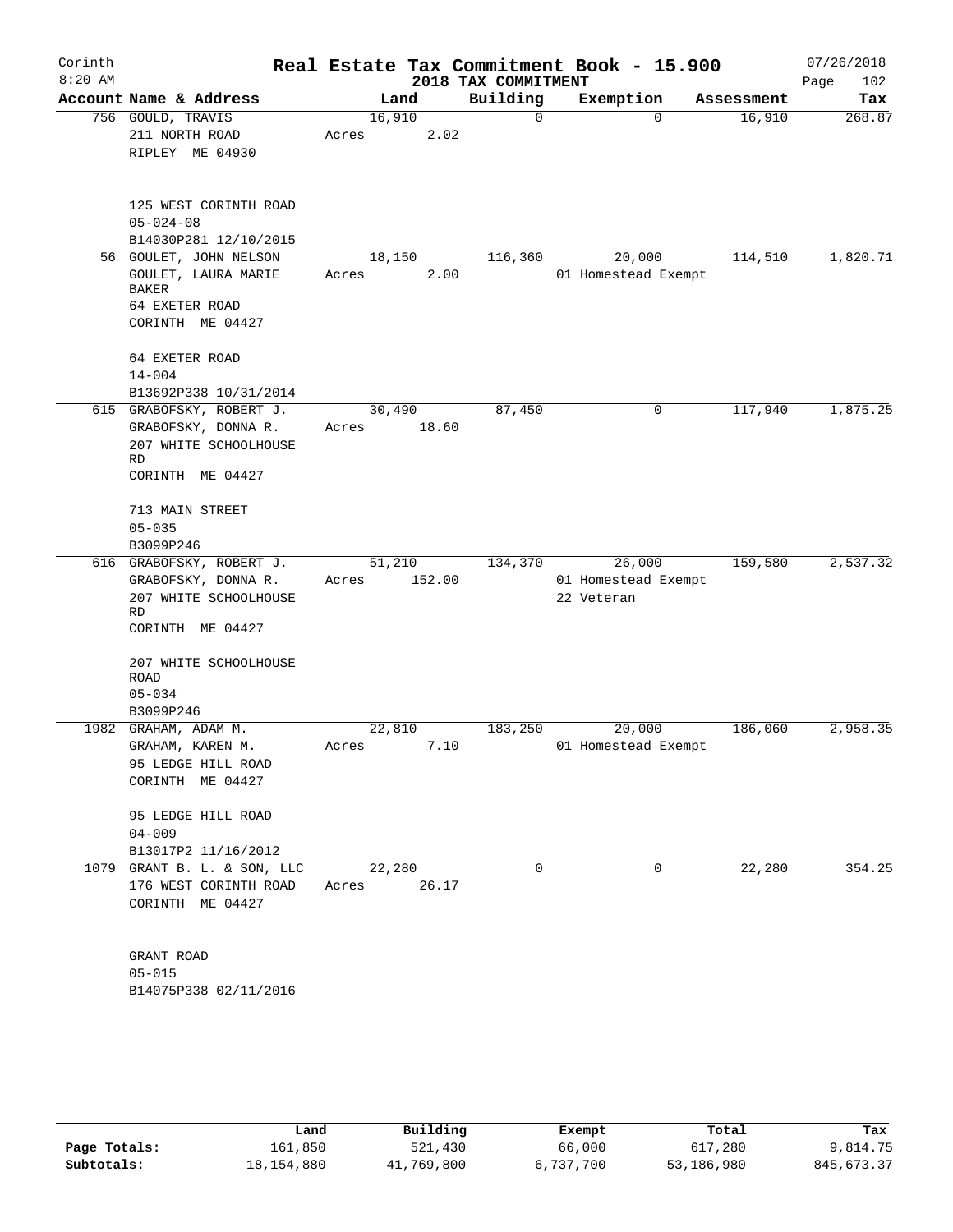# Real Estate Tax Commitment Book - 15.900

Corinth
8:20 AM

2018 TAX COMMITMENT

07/26/2018

| Account | Name & Address | Land | Building | Exemption | Assessment | Tax |
|---|---|---|---|---|---|---|
| 756 | GOULD, TRAVIS<br>211 NORTH ROAD<br>RIPLEY ME 04930<br><br>125 WEST CORINTH ROAD<br>05-024-08<br>B14030P281 12/10/2015 | 16,910<br>Acres 2.02 | 0 | 0 | 16,910 | 268.87 |
| 56 | GOULET, JOHN NELSON<br>GOULET, LAURA MARIE BAKER<br>64 EXETER ROAD<br>CORINTH ME 04427<br><br>64 EXETER ROAD<br>14-004<br>B13692P338 10/31/2014 | 18,150<br>Acres 2.00 | 116,360 | 20,000<br>01 Homestead Exempt | 114,510 | 1,820.71 |
| 615 | GRABOFSKY, ROBERT J.<br>GRABOFSKY, DONNA R.<br>207 WHITE SCHOOLHOUSE RD<br>CORINTH ME 04427<br><br>713 MAIN STREET<br>05-035<br>B3099P246 | 30,490<br>Acres 18.60 | 87,450 | 0 | 117,940 | 1,875.25 |
| 616 | GRABOFSKY, ROBERT J.<br>GRABOFSKY, DONNA R.<br>207 WHITE SCHOOLHOUSE RD<br>CORINTH ME 04427<br><br>207 WHITE SCHOOLHOUSE ROAD<br>05-034<br>B3099P246 | 51,210<br>Acres 152.00 | 134,370 | 26,000<br>01 Homestead Exempt<br>22 Veteran | 159,580 | 2,537.32 |
| 1982 | GRAHAM, ADAM M.<br>GRAHAM, KAREN M.<br>95 LEDGE HILL ROAD<br>CORINTH ME 04427<br><br>95 LEDGE HILL ROAD<br>04-009<br>B13017P2 11/16/2012 | 22,810<br>Acres 7.10 | 183,250 | 20,000<br>01 Homestead Exempt | 186,060 | 2,958.35 |
| 1079 | GRANT B. L. & SON, LLC<br>176 WEST CORINTH ROAD<br>CORINTH ME 04427<br><br>GRANT ROAD<br>05-015<br>B14075P338 02/11/2016 | 22,280<br>Acres 26.17 | 0 | 0 | 22,280 | 354.25 |

| | Land | Building | Exempt | Total | Tax |
|---|---|---|---|---|---|
| Page Totals: | 161,850 | 521,430 | 66,000 | 617,280 | 9,814.75 |
| Subtotals: | 18,154,880 | 41,769,800 | 6,737,700 | 53,186,980 | 845,673.37 |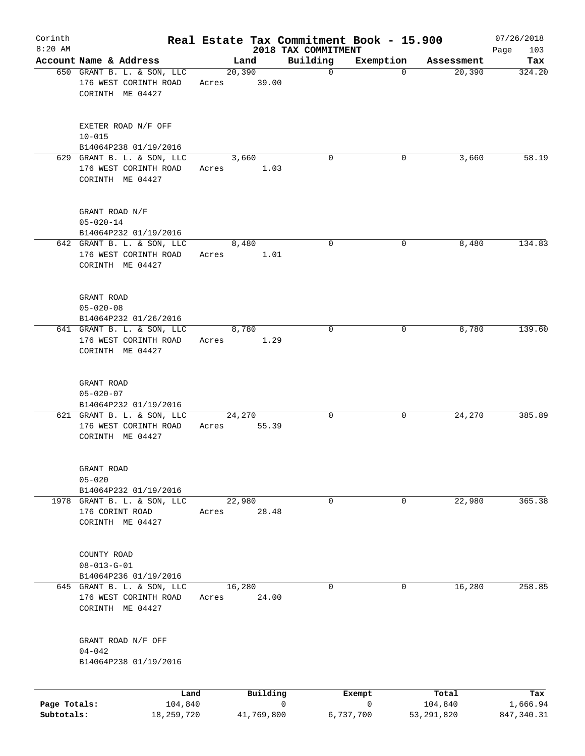# Real Estate Tax Commitment Book - 15.900

Corinth
8:20 AM

2018 TAX COMMITMENT

07/26/2018

| Account | Name & Address | Land | Building | Exemption | Assessment | Tax |
|---|---|---|---|---|---|---|
| 650 | GRANT B. L. & SON, LLC<br>176 WEST CORINTH ROAD<br>CORINTH ME 04427<br><br>EXETER ROAD N/F OFF<br>10-015<br>B14064P238 01/19/2016 | 20,390<br>Acres 39.00 | 0 | 0 | 20,390 | 324.20 |
| 629 | GRANT B. L. & SON, LLC<br>176 WEST CORINTH ROAD<br>CORINTH ME 04427<br><br>GRANT ROAD N/F<br>05-020-14<br>B14064P232 01/19/2016 | 3,660<br>Acres 1.03 | 0 | 0 | 3,660 | 58.19 |
| 642 | GRANT B. L. & SON, LLC<br>176 WEST CORINTH ROAD<br>CORINTH ME 04427<br><br>GRANT ROAD<br>05-020-08<br>B14064P232 01/26/2016 | 8,480<br>Acres 1.01 | 0 | 0 | 8,480 | 134.83 |
| 641 | GRANT B. L. & SON, LLC<br>176 WEST CORINTH ROAD<br>CORINTH ME 04427<br><br>GRANT ROAD<br>05-020-07<br>B14064P232 01/19/2016 | 8,780<br>Acres 1.29 | 0 | 0 | 8,780 | 139.60 |
| 621 | GRANT B. L. & SON, LLC<br>176 WEST CORINTH ROAD<br>CORINTH ME 04427<br><br>GRANT ROAD<br>05-020<br>B14064P232 01/19/2016 | 24,270<br>Acres 55.39 | 0 | 0 | 24,270 | 385.89 |
| 1978 | GRANT B. L. & SON, LLC<br>176 CORINT ROAD<br>CORINTH ME 04427<br><br>COUNTY ROAD<br>08-013-G-01<br>B14064P236 01/19/2016 | 22,980<br>Acres 28.48 | 0 | 0 | 22,980 | 365.38 |
| 645 | GRANT B. L. & SON, LLC<br>176 WEST CORINTH ROAD<br>CORINTH ME 04427<br><br>GRANT ROAD N/F OFF<br>04-042<br>B14064P238 01/19/2016 | 16,280<br>Acres 24.00 | 0 | 0 | 16,280 | 258.85 |

| | Land | Building | Exempt | Total | Tax |
|---|---|---|---|---|---|
| Page Totals: | 104,840 | 0 | 0 | 104,840 | 1,666.94 |
| Subtotals: | 18,259,720 | 41,769,800 | 6,737,700 | 53,291,820 | 847,340.31 |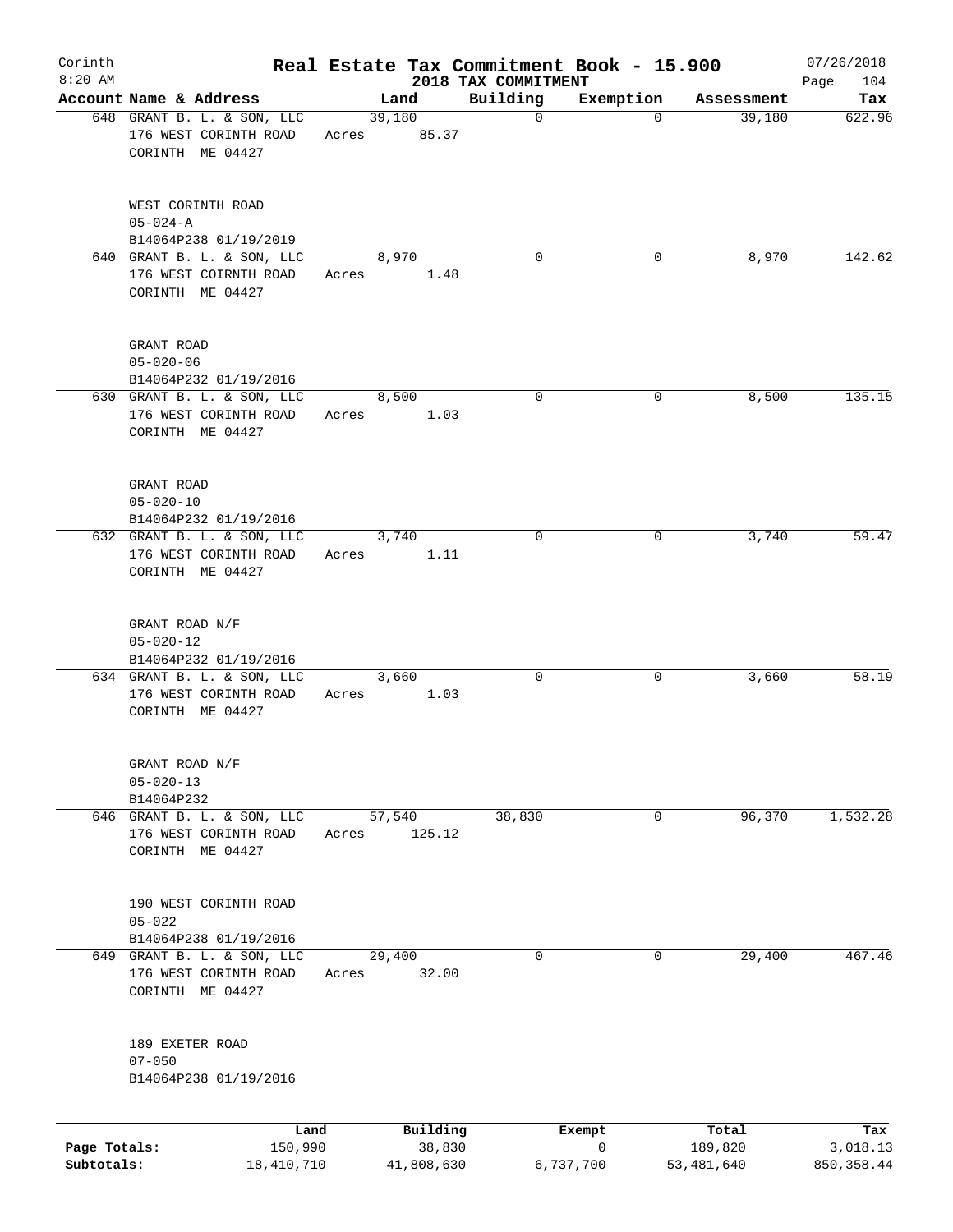Corinth
8:20 AM

# Real Estate Tax Commitment Book - 15.900
## 2018 TAX COMMITMENT

07/26/2018

| Account Name & Address | Land | Building | Exemption | Assessment | Tax |
|---|---|---|---|---|---|
| 648 GRANT B. L. & SON, LLC<br>176 WEST CORINTH ROAD<br>CORINTH ME 04427<br><br>WEST CORINTH ROAD<br>05-024-A<br>B14064P238 01/19/2019 | 39,180<br>Acres 85.37 | 0 | 0 | 39,180 | 622.96 |
| 640 GRANT B. L. & SON, LLC<br>176 WEST COIRNTH ROAD<br>CORINTH ME 04427<br><br>GRANT ROAD<br>05-020-06<br>B14064P232 01/19/2016 | 8,970<br>Acres 1.48 | 0 | 0 | 8,970 | 142.62 |
| 630 GRANT B. L. & SON, LLC<br>176 WEST CORINTH ROAD<br>CORINTH ME 04427<br><br>GRANT ROAD<br>05-020-10<br>B14064P232 01/19/2016 | 8,500<br>Acres 1.03 | 0 | 0 | 8,500 | 135.15 |
| 632 GRANT B. L. & SON, LLC<br>176 WEST CORINTH ROAD<br>CORINTH ME 04427<br><br>GRANT ROAD N/F<br>05-020-12<br>B14064P232 01/19/2016 | 3,740<br>Acres 1.11 | 0 | 0 | 3,740 | 59.47 |
| 634 GRANT B. L. & SON, LLC<br>176 WEST CORINTH ROAD<br>CORINTH ME 04427<br><br>GRANT ROAD N/F<br>05-020-13<br>B14064P232 | 3,660<br>Acres 1.03 | 0 | 0 | 3,660 | 58.19 |
| 646 GRANT B. L. & SON, LLC<br>176 WEST CORINTH ROAD<br>CORINTH ME 04427<br><br>190 WEST CORINTH ROAD<br>05-022<br>B14064P238 01/19/2016 | 57,540<br>Acres 125.12 | 38,830 | 0 | 96,370 | 1,532.28 |
| 649 GRANT B. L. & SON, LLC<br>176 WEST CORINTH ROAD<br>CORINTH ME 04427<br><br>189 EXETER ROAD<br>07-050<br>B14064P238 01/19/2016 | 29,400<br>Acres 32.00 | 0 | 0 | 29,400 | 467.46 |

| | Land | Building | Exempt | Total | Tax |
|---|---|---|---|---|---|
| Page Totals: | 150,990 | 38,830 | 0 | 189,820 | 3,018.13 |
| Subtotals: | 18,410,710 | 41,808,630 | 6,737,700 | 53,481,640 | 850,358.44 |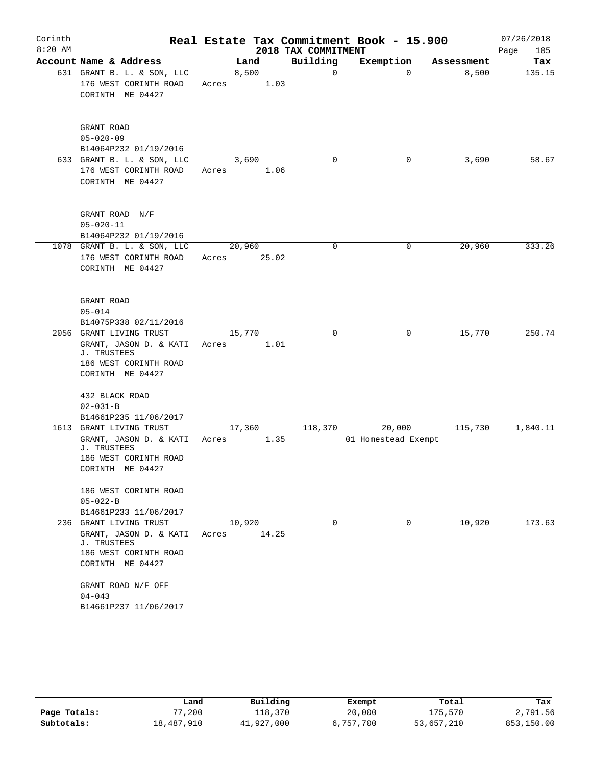# Real Estate Tax Commitment Book - 15.900

Corinth 8:20 AM — 2018 TAX COMMITMENT — 07/26/2018

| Account | Name & Address | Land | Building | Exemption | Assessment | Tax |
|---|---|---|---|---|---|---|
| 631 | GRANT B. L. & SON, LLC<br>176 WEST CORINTH ROAD<br>CORINTH ME 04427<br><br>GRANT ROAD<br>05-020-09<br>B14064P232 01/19/2016 | 8,500<br>Acres 1.03 | 0 | 0 | 8,500 | 135.15 |
| 633 | GRANT B. L. & SON, LLC<br>176 WEST CORINTH ROAD<br>CORINTH ME 04427<br><br>GRANT ROAD N/F<br>05-020-11<br>B14064P232 01/19/2016 | 3,690<br>Acres 1.06 | 0 | 0 | 3,690 | 58.67 |
| 1078 | GRANT B. L. & SON, LLC<br>176 WEST CORINTH ROAD<br>CORINTH ME 04427<br><br>GRANT ROAD<br>05-014<br>B14075P338 02/11/2016 | 20,960<br>Acres 25.02 | 0 | 0 | 20,960 | 333.26 |
| 2056 | GRANT LIVING TRUST<br>GRANT, JASON D. & KATI J. TRUSTEES<br>186 WEST CORINTH ROAD<br>CORINTH ME 04427<br><br>432 BLACK ROAD<br>02-031-B<br>B14661P235 11/06/2017 | 15,770<br>Acres 1.01 | 0 | 0 | 15,770 | 250.74 |
| 1613 | GRANT LIVING TRUST<br>GRANT, JASON D. & KATI J. TRUSTEES<br>186 WEST CORINTH ROAD<br>CORINTH ME 04427<br><br>186 WEST CORINTH ROAD<br>05-022-B<br>B14661P233 11/06/2017 | 17,360<br>Acres 1.35 | 118,370 | 20,000<br>01 Homestead Exempt | 115,730 | 1,840.11 |
| 236 | GRANT LIVING TRUST<br>GRANT, JASON D. & KATI J. TRUSTEES<br>186 WEST CORINTH ROAD<br>CORINTH ME 04427<br><br>GRANT ROAD N/F OFF<br>04-043<br>B14661P237 11/06/2017 | 10,920<br>Acres 14.25 | 0 | 0 | 10,920 | 173.63 |

| | Land | Building | Exempt | Total | Tax |
|---|---|---|---|---|---|
| Page Totals: | 77,200 | 118,370 | 20,000 | 175,570 | 2,791.56 |
| Subtotals: | 18,487,910 | 41,927,000 | 6,757,700 | 53,657,210 | 853,150.00 |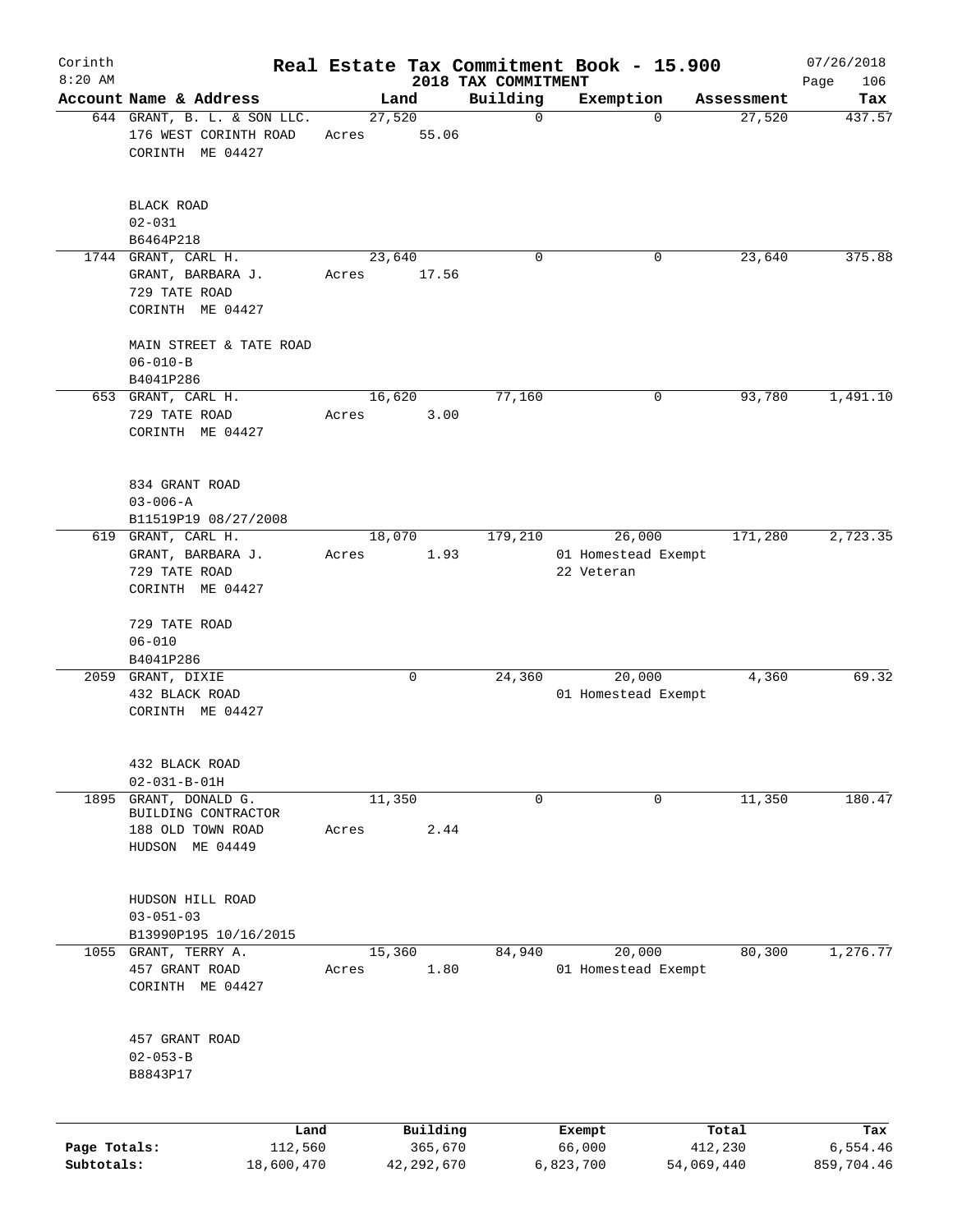# Real Estate Tax Commitment Book - 15.900

Corinth
8:20 AM

2018 TAX COMMITMENT

07/26/2018

| Account Name & Address | Land | Building | Exemption | Assessment | Tax |
|---|---|---|---|---|---|
| 644 GRANT, B. L. & SON LLC.<br>176 WEST CORINTH ROAD<br>CORINTH ME 04427<br><br>BLACK ROAD<br>02-031<br>B6464P218 | 27,520<br>Acres 55.06 | 0 | 0 | 27,520 | 437.57 |
| 1744 GRANT, CARL H.<br>GRANT, BARBARA J.<br>729 TATE ROAD<br>CORINTH ME 04427<br><br>MAIN STREET & TATE ROAD<br>06-010-B<br>B4041P286 | 23,640<br>Acres 17.56 | 0 | 0 | 23,640 | 375.88 |
| 653 GRANT, CARL H.<br>729 TATE ROAD<br>CORINTH ME 04427<br><br>834 GRANT ROAD<br>03-006-A<br>B11519P19 08/27/2008 | 16,620<br>Acres 3.00 | 77,160 | 0 | 93,780 | 1,491.10 |
| 619 GRANT, CARL H.<br>GRANT, BARBARA J.<br>729 TATE ROAD<br>CORINTH ME 04427<br><br>729 TATE ROAD<br>06-010<br>B4041P286 | 18,070<br>Acres 1.93 | 179,210 | 26,000<br>01 Homestead Exempt<br>22 Veteran | 171,280 | 2,723.35 |
| 2059 GRANT, DIXIE<br>432 BLACK ROAD<br>CORINTH ME 04427<br><br>432 BLACK ROAD<br>02-031-B-01H | 0 | 24,360 | 20,000<br>01 Homestead Exempt | 4,360 | 69.32 |
| 1895 GRANT, DONALD G.<br>BUILDING CONTRACTOR<br>188 OLD TOWN ROAD<br>HUDSON ME 04449<br><br>HUDSON HILL ROAD<br>03-051-03<br>B13990P195 10/16/2015 | 11,350<br>Acres 2.44 | 0 | 0 | 11,350 | 180.47 |
| 1055 GRANT, TERRY A.<br>457 GRANT ROAD<br>CORINTH ME 04427<br><br>457 GRANT ROAD<br>02-053-B<br>B8843P17 | 15,360<br>Acres 1.80 | 84,940 | 20,000<br>01 Homestead Exempt | 80,300 | 1,276.77 |

| | Land | Building | Exempt | Total | Tax |
|---|---|---|---|---|---|
| Page Totals: | 112,560 | 365,670 | 66,000 | 412,230 | 6,554.46 |
| Subtotals: | 18,600,470 | 42,292,670 | 6,823,700 | 54,069,440 | 859,704.46 |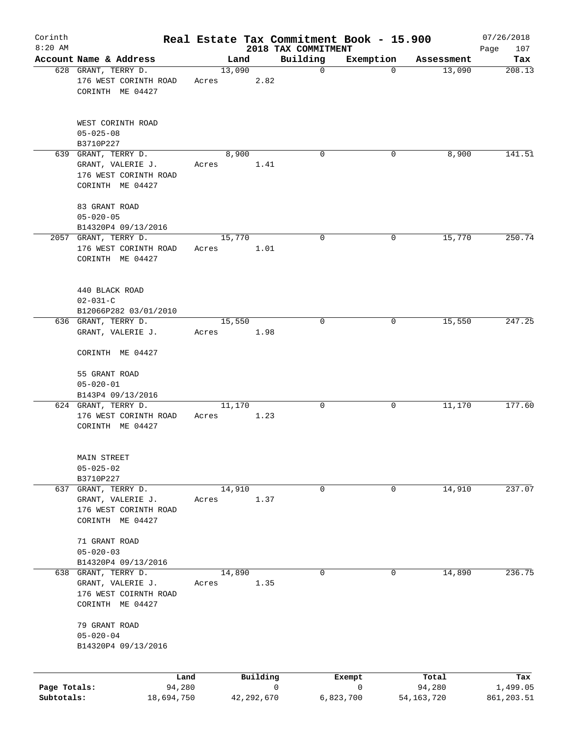# Real Estate Tax Commitment Book - 15.900

Corinth
8:20 AM

2018 TAX COMMITMENT

07/26/2018

| Account Name & Address | Land | Building | Exemption | Assessment | Tax |
|---|---|---|---|---|---|
| 628 GRANT, TERRY D.<br>176 WEST CORINTH ROAD<br>CORINTH ME 04427<br><br>WEST CORINTH ROAD<br>05-025-08<br>B3710P227 | 13,090<br>Acres 2.82 | 0 | 0 | 13,090 | 208.13 |
| 639 GRANT, TERRY D.<br>GRANT, VALERIE J.<br>176 WEST CORINTH ROAD<br>CORINTH ME 04427<br><br>83 GRANT ROAD<br>05-020-05<br>B14320P4 09/13/2016 | 8,900<br>Acres 1.41 | 0 | 0 | 8,900 | 141.51 |
| 2057 GRANT, TERRY D.<br>176 WEST CORINTH ROAD<br>CORINTH ME 04427<br><br>440 BLACK ROAD<br>02-031-C<br>B12066P282 03/01/2010 | 15,770<br>Acres 1.01 | 0 | 0 | 15,770 | 250.74 |
| 636 GRANT, TERRY D.<br>GRANT, VALERIE J.<br><br>CORINTH ME 04427<br><br>55 GRANT ROAD<br>05-020-01<br>B143P4 09/13/2016 | 15,550<br>Acres 1.98 | 0 | 0 | 15,550 | 247.25 |
| 624 GRANT, TERRY D.<br>176 WEST CORINTH ROAD<br>CORINTH ME 04427<br><br>MAIN STREET<br>05-025-02<br>B3710P227 | 11,170<br>Acres 1.23 | 0 | 0 | 11,170 | 177.60 |
| 637 GRANT, TERRY D.<br>GRANT, VALERIE J.<br>176 WEST CORINTH ROAD<br>CORINTH ME 04427<br><br>71 GRANT ROAD<br>05-020-03<br>B14320P4 09/13/2016 | 14,910<br>Acres 1.37 | 0 | 0 | 14,910 | 237.07 |
| 638 GRANT, TERRY D.<br>GRANT, VALERIE J.<br>176 WEST COIRNTH ROAD<br>CORINTH ME 04427<br><br>79 GRANT ROAD<br>05-020-04<br>B14320P4 09/13/2016 | 14,890<br>Acres 1.35 | 0 | 0 | 14,890 | 236.75 |

| | Land | Building | Exempt | Total | Tax |
|---|---|---|---|---|---|
| Page Totals: | 94,280 | 0 | 0 | 94,280 | 1,499.05 |
| Subtotals: | 18,694,750 | 42,292,670 | 6,823,700 | 54,163,720 | 861,203.51 |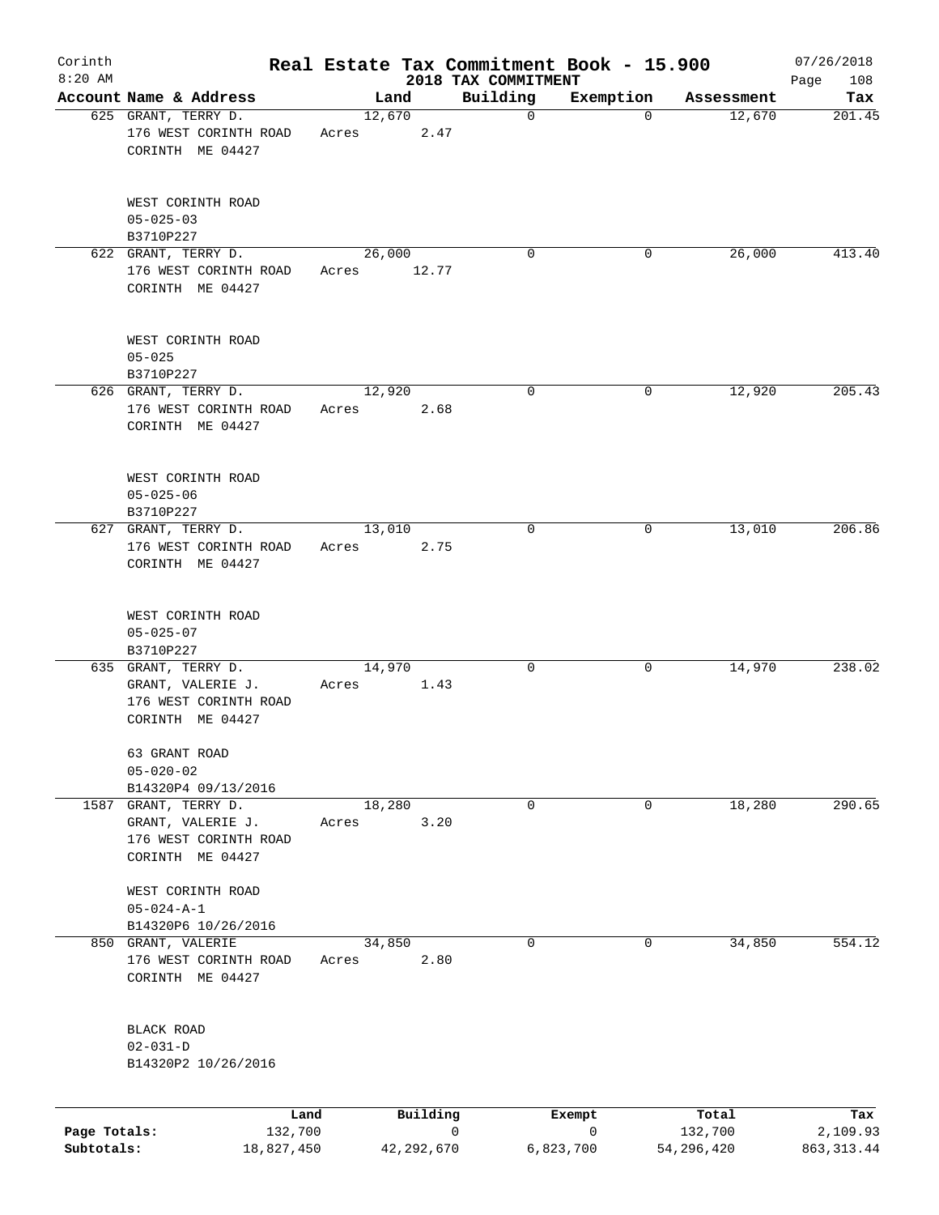# Corinth — Real Estate Tax Commitment Book - 15.900

8:20 AM — 2018 TAX COMMITMENT — 07/26/2018 — Page 108

| Account | Name & Address | Land | Building | Exemption | Assessment | Tax |
|---|---|---|---|---|---|---|
| 625 | GRANT, TERRY D.<br>176 WEST CORINTH ROAD<br>CORINTH ME 04427<br><br>WEST CORINTH ROAD<br>05-025-03<br>B3710P227 | 12,670<br>Acres 2.47 | 0 | 0 | 12,670 | 201.45 |
| 622 | GRANT, TERRY D.<br>176 WEST CORINTH ROAD<br>CORINTH ME 04427<br><br>WEST CORINTH ROAD<br>05-025<br>B3710P227 | 26,000<br>Acres 12.77 | 0 | 0 | 26,000 | 413.40 |
| 626 | GRANT, TERRY D.<br>176 WEST CORINTH ROAD<br>CORINTH ME 04427<br><br>WEST CORINTH ROAD<br>05-025-06<br>B3710P227 | 12,920<br>Acres 2.68 | 0 | 0 | 12,920 | 205.43 |
| 627 | GRANT, TERRY D.<br>176 WEST CORINTH ROAD<br>CORINTH ME 04427<br><br>WEST CORINTH ROAD<br>05-025-07<br>B3710P227 | 13,010<br>Acres 2.75 | 0 | 0 | 13,010 | 206.86 |
| 635 | GRANT, TERRY D.<br>GRANT, VALERIE J.<br>176 WEST CORINTH ROAD<br>CORINTH ME 04427<br><br>63 GRANT ROAD<br>05-020-02<br>B14320P4 09/13/2016 | 14,970<br>Acres 1.43 | 0 | 0 | 14,970 | 238.02 |
| 1587 | GRANT, TERRY D.<br>GRANT, VALERIE J.<br>176 WEST CORINTH ROAD<br>CORINTH ME 04427<br><br>WEST CORINTH ROAD<br>05-024-A-1<br>B14320P6 10/26/2016 | 18,280<br>Acres 3.20 | 0 | 0 | 18,280 | 290.65 |
| 850 | GRANT, VALERIE<br>176 WEST CORINTH ROAD<br>CORINTH ME 04427<br><br>BLACK ROAD<br>02-031-D<br>B14320P2 10/26/2016 | 34,850<br>Acres 2.80 | 0 | 0 | 34,850 | 554.12 |

| | Land | Building | Exempt | Total | Tax |
|---|---|---|---|---|---|
| Page Totals: | 132,700 | 0 | 0 | 132,700 | 2,109.93 |
| Subtotals: | 18,827,450 | 42,292,670 | 6,823,700 | 54,296,420 | 863,313.44 |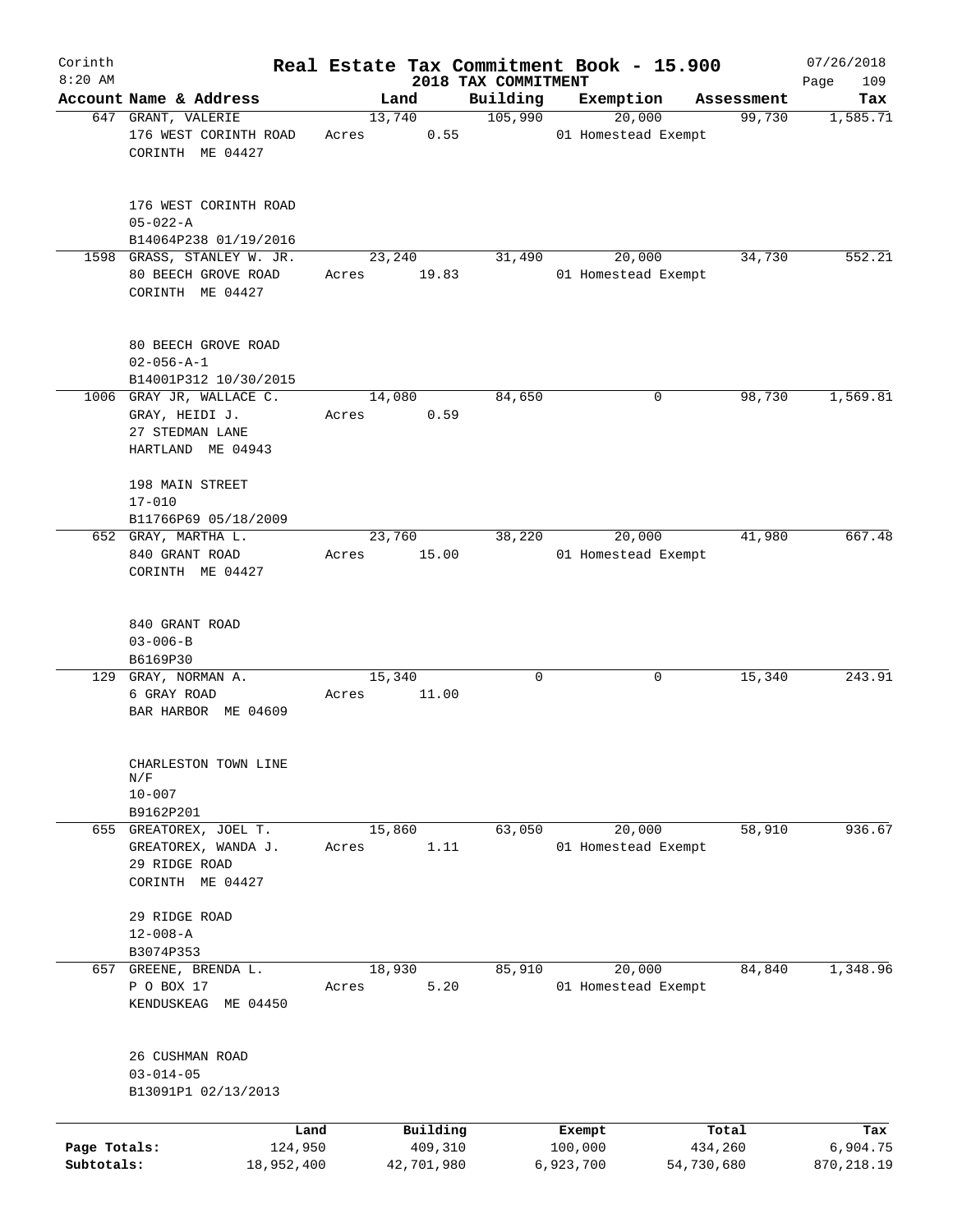# Real Estate Tax Commitment Book - 15.900

Corinth
8:20 AM

2018 TAX COMMITMENT

07/26/2018

| Account | Name & Address | Land | Building | Exemption | Assessment | Tax |
|---|---|---|---|---|---|---|
| 647 | GRANT, VALERIE<br>176 WEST CORINTH ROAD<br>CORINTH ME 04427<br><br>176 WEST CORINTH ROAD<br>05-022-A<br>B14064P238 01/19/2016 | 13,740<br>Acres 0.55 | 105,990 | 20,000<br>01 Homestead Exempt | 99,730 | 1,585.71 |
| 1598 | GRASS, STANLEY W. JR.<br>80 BEECH GROVE ROAD<br>CORINTH ME 04427<br><br>80 BEECH GROVE ROAD<br>02-056-A-1<br>B14001P312 10/30/2015 | 23,240<br>Acres 19.83 | 31,490 | 20,000<br>01 Homestead Exempt | 34,730 | 552.21 |
| 1006 | GRAY JR, WALLACE C.<br>GRAY, HEIDI J.<br>27 STEDMAN LANE<br>HARTLAND ME 04943<br><br>198 MAIN STREET<br>17-010<br>B11766P69 05/18/2009 | 14,080<br>Acres 0.59 | 84,650 | 0 | 98,730 | 1,569.81 |
| 652 | GRAY, MARTHA L.<br>840 GRANT ROAD<br>CORINTH ME 04427<br><br>840 GRANT ROAD<br>03-006-B<br>B6169P30 | 23,760<br>Acres 15.00 | 38,220 | 20,000<br>01 Homestead Exempt | 41,980 | 667.48 |
| 129 | GRAY, NORMAN A.<br>6 GRAY ROAD<br>BAR HARBOR ME 04609<br><br>CHARLESTON TOWN LINE<br>N/F<br>10-007<br>B9162P201 | 15,340<br>Acres 11.00 | 0 | 0 | 15,340 | 243.91 |
| 655 | GREATOREX, JOEL T.<br>GREATOREX, WANDA J.<br>29 RIDGE ROAD<br>CORINTH ME 04427<br><br>29 RIDGE ROAD<br>12-008-A<br>B3074P353 | 15,860<br>Acres 1.11 | 63,050 | 20,000<br>01 Homestead Exempt | 58,910 | 936.67 |
| 657 | GREENE, BRENDA L.<br>P O BOX 17<br>KENDUSKEAG ME 04450<br><br>26 CUSHMAN ROAD<br>03-014-05<br>B13091P1 02/13/2013 | 18,930<br>Acres 5.20 | 85,910 | 20,000<br>01 Homestead Exempt | 84,840 | 1,348.96 |

| | Land | Building | Exempt | Total | Tax |
|---|---|---|---|---|---|
| Page Totals: | 124,950 | 409,310 | 100,000 | 434,260 | 6,904.75 |
| Subtotals: | 18,952,400 | 42,701,980 | 6,923,700 | 54,730,680 | 870,218.19 |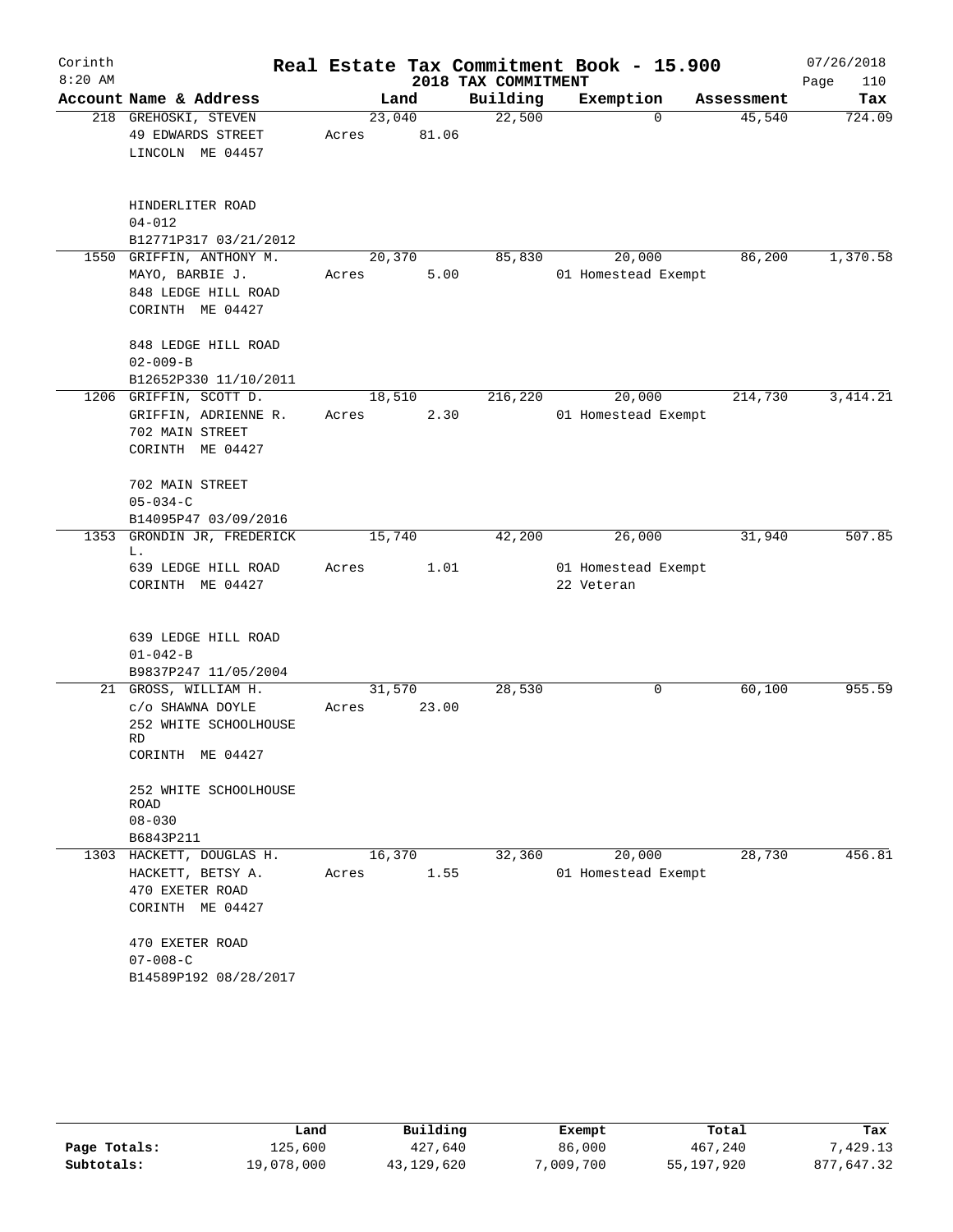# Real Estate Tax Commitment Book - 15.900

Corinth 8:20 AM — 2018 TAX COMMITMENT — 07/26/2018

| Account Name & Address | Land | Building | Exemption | Assessment | Tax |
|---|---|---|---|---|---|
| 218 GREHOSKI, STEVEN<br>49 EDWARDS STREET<br>LINCOLN ME 04457<br><br>HINDERLITER ROAD<br>04-012<br>B12771P317 03/21/2012 | 23,040<br>Acres 81.06 | 22,500 | 0 | 45,540 | 724.09 |
| 1550 GRIFFIN, ANTHONY M.<br>MAYO, BARBIE J.<br>848 LEDGE HILL ROAD<br>CORINTH ME 04427<br><br>848 LEDGE HILL ROAD<br>02-009-B<br>B12652P330 11/10/2011 | 20,370<br>Acres 5.00 | 85,830 | 20,000<br>01 Homestead Exempt | 86,200 | 1,370.58 |
| 1206 GRIFFIN, SCOTT D.<br>GRIFFIN, ADRIENNE R.<br>702 MAIN STREET<br>CORINTH ME 04427<br><br>702 MAIN STREET<br>05-034-C<br>B14095P47 03/09/2016 | 18,510<br>Acres 2.30 | 216,220 | 20,000<br>01 Homestead Exempt | 214,730 | 3,414.21 |
| 1353 GRONDIN JR, FREDERICK L.<br>639 LEDGE HILL ROAD<br>CORINTH ME 04427<br><br>639 LEDGE HILL ROAD<br>01-042-B<br>B9837P247 11/05/2004 | 15,740<br>Acres 1.01 | 42,200 | 26,000<br>01 Homestead Exempt<br>22 Veteran | 31,940 | 507.85 |
| 21 GROSS, WILLIAM H.<br>c/o SHAWNA DOYLE<br>252 WHITE SCHOOLHOUSE RD<br>CORINTH ME 04427<br><br>252 WHITE SCHOOLHOUSE ROAD<br>08-030<br>B6843P211 | 31,570<br>Acres 23.00 | 28,530 | 0 | 60,100 | 955.59 |
| 1303 HACKETT, DOUGLAS H.<br>HACKETT, BETSY A.<br>470 EXETER ROAD<br>CORINTH ME 04427<br><br>470 EXETER ROAD<br>07-008-C<br>B14589P192 08/28/2017 | 16,370<br>Acres 1.55 | 32,360 | 20,000<br>01 Homestead Exempt | 28,730 | 456.81 |

| | Land | Building | Exempt | Total | Tax |
|---|---|---|---|---|---|
| Page Totals: | 125,600 | 427,640 | 86,000 | 467,240 | 7,429.13 |
| Subtotals: | 19,078,000 | 43,129,620 | 7,009,700 | 55,197,920 | 877,647.32 |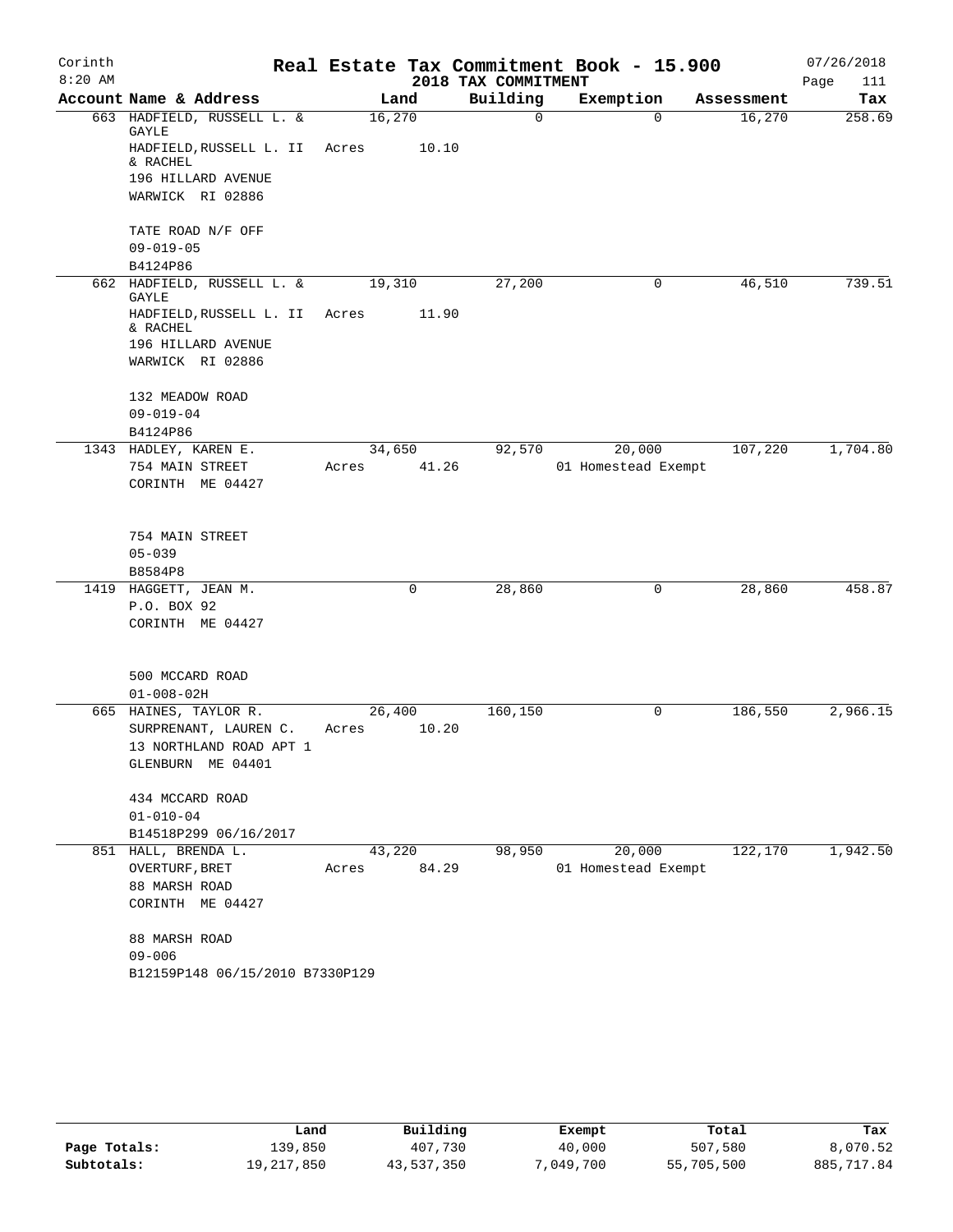# Real Estate Tax Commitment Book - 15.900

Corinth 8:20 AM — 2018 TAX COMMITMENT — 07/26/2018

| Account Name & Address | Land | Building | Exemption | Assessment | Tax |
|---|---|---|---|---|---|
| 663 HADFIELD, RUSSELL L. & GAYLE<br>HADFIELD,RUSSELL L. II & RACHEL<br>196 HILLARD AVENUE<br>WARWICK RI 02886<br><br>TATE ROAD N/F OFF<br>09-019-05<br>B4124P86 | 16,270<br>Acres 10.10 | 0 | 0 | 16,270 | 258.69 |
| 662 HADFIELD, RUSSELL L. & GAYLE<br>HADFIELD,RUSSELL L. II & RACHEL<br>196 HILLARD AVENUE<br>WARWICK RI 02886<br><br>132 MEADOW ROAD<br>09-019-04<br>B4124P86 | 19,310<br>Acres 11.90 | 27,200 | 0 | 46,510 | 739.51 |
| 1343 HADLEY, KAREN E.<br>754 MAIN STREET<br>CORINTH ME 04427<br><br>754 MAIN STREET<br>05-039<br>B8584P8 | 34,650<br>Acres 41.26 | 92,570 | 20,000<br>01 Homestead Exempt | 107,220 | 1,704.80 |
| 1419 HAGGETT, JEAN M.<br>P.O. BOX 92<br>CORINTH ME 04427<br><br>500 MCCARD ROAD<br>01-008-02H | 0 | 28,860 | 0 | 28,860 | 458.87 |
| 665 HAINES, TAYLOR R.<br>SURPRENANT, LAUREN C.<br>13 NORTHLAND ROAD APT 1<br>GLENBURN ME 04401<br><br>434 MCCARD ROAD<br>01-010-04<br>B14518P299 06/16/2017 | 26,400<br>Acres 10.20 | 160,150 | 0 | 186,550 | 2,966.15 |
| 851 HALL, BRENDA L.<br>OVERTURF,BRET<br>88 MARSH ROAD<br>CORINTH ME 04427<br><br>88 MARSH ROAD<br>09-006<br>B12159P148 06/15/2010 B7330P129 | 43,220<br>Acres 84.29 | 98,950 | 20,000<br>01 Homestead Exempt | 122,170 | 1,942.50 |

| | Land | Building | Exempt | Total | Tax |
|---|---|---|---|---|---|
| Page Totals: | 139,850 | 407,730 | 40,000 | 507,580 | 8,070.52 |
| Subtotals: | 19,217,850 | 43,537,350 | 7,049,700 | 55,705,500 | 885,717.84 |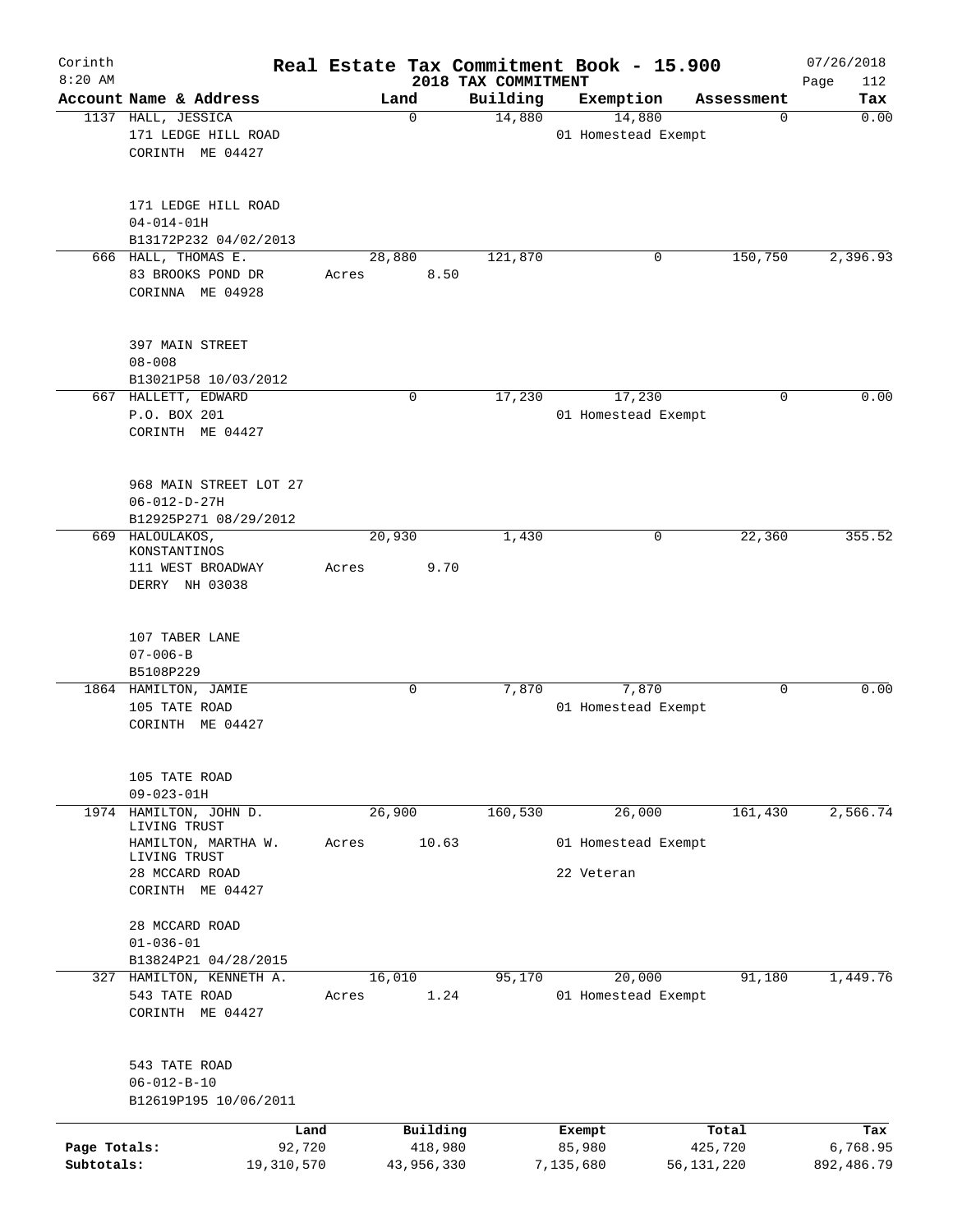Corinth
8:20 AM

# Real Estate Tax Commitment Book - 15.900

## 2018 TAX COMMITMENT

07/26/2018

| Account Name & Address | Land | Building | Exemption | Assessment | Tax |
|---|---|---|---|---|---|
| 1137 HALL, JESSICA<br>171 LEDGE HILL ROAD<br>CORINTH ME 04427<br><br>171 LEDGE HILL ROAD<br>04-014-01H<br>B13172P232 04/02/2013 | 0 | 14,880 | 14,880<br>01 Homestead Exempt | 0 | 0.00 |
| 666 HALL, THOMAS E.<br>83 BROOKS POND DR<br>CORINNA ME 04928<br><br>397 MAIN STREET<br>08-008<br>B13021P58 10/03/2012 | 28,880<br>Acres 8.50 | 121,870 | 0 | 150,750 | 2,396.93 |
| 667 HALLETT, EDWARD<br>P.O. BOX 201<br>CORINTH ME 04427<br><br>968 MAIN STREET LOT 27<br>06-012-D-27H<br>B12925P271 08/29/2012 | 0 | 17,230 | 17,230<br>01 Homestead Exempt | 0 | 0.00 |
| 669 HALOULAKOS, KONSTANTINOS<br>111 WEST BROADWAY<br>DERRY NH 03038<br><br>107 TABER LANE<br>07-006-B<br>B5108P229 | 20,930<br>Acres 9.70 | 1,430 | 0 | 22,360 | 355.52 |
| 1864 HAMILTON, JAMIE<br>105 TATE ROAD<br>CORINTH ME 04427<br><br>105 TATE ROAD<br>09-023-01H | 0 | 7,870 | 7,870<br>01 Homestead Exempt | 0 | 0.00 |
| 1974 HAMILTON, JOHN D. LIVING TRUST<br>HAMILTON, MARTHA W. LIVING TRUST<br>28 MCCARD ROAD<br>CORINTH ME 04427<br><br>28 MCCARD ROAD<br>01-036-01<br>B13824P21 04/28/2015 | 26,900<br>Acres 10.63 | 160,530 | 26,000<br>01 Homestead Exempt<br>22 Veteran | 161,430 | 2,566.74 |
| 327 HAMILTON, KENNETH A.<br>543 TATE ROAD<br>CORINTH ME 04427<br><br>543 TATE ROAD<br>06-012-B-10<br>B12619P195 10/06/2011 | 16,010<br>Acres 1.24 | 95,170 | 20,000<br>01 Homestead Exempt | 91,180 | 1,449.76 |

| | Land | Building | Exempt | Total | Tax |
|---|---|---|---|---|---|
| Page Totals: | 92,720 | 418,980 | 85,980 | 425,720 | 6,768.95 |
| Subtotals: | 19,310,570 | 43,956,330 | 7,135,680 | 56,131,220 | 892,486.79 |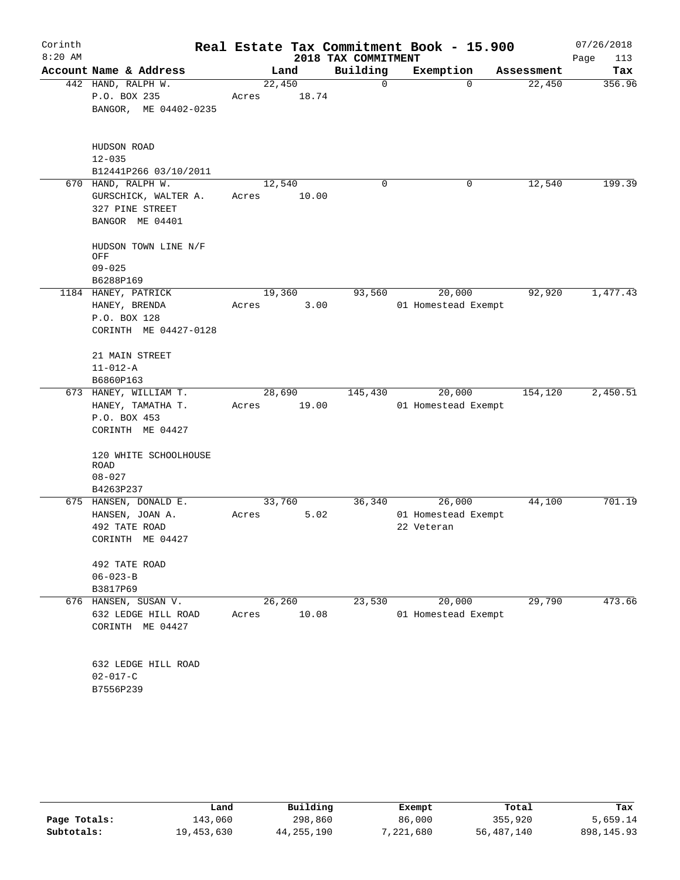# Real Estate Tax Commitment Book - 15.900

Corinth
8:20 AM

2018 TAX COMMITMENT

07/26/2018

| Account Name & Address | Land | Building | Exemption | Assessment | Tax |
|---|---|---|---|---|---|
| 442 HAND, RALPH W.<br>P.O. BOX 235<br>BANGOR, ME 04402-0235<br><br>HUDSON ROAD<br>12-035<br>B12441P266 03/10/2011 | 22,450<br>Acres 18.74 | 0 | 0 | 22,450 | 356.96 |
| 670 HAND, RALPH W.<br>GURSCHICK, WALTER A.<br>327 PINE STREET<br>BANGOR ME 04401<br><br>HUDSON TOWN LINE N/F OFF<br>09-025<br>B6288P169 | 12,540<br>Acres 10.00 | 0 | 0 | 12,540 | 199.39 |
| 1184 HANEY, PATRICK<br>HANEY, BRENDA<br>P.O. BOX 128<br>CORINTH ME 04427-0128<br><br>21 MAIN STREET<br>11-012-A<br>B6860P163 | 19,360<br>Acres 3.00 | 93,560 | 20,000<br>01 Homestead Exempt | 92,920 | 1,477.43 |
| 673 HANEY, WILLIAM T.<br>HANEY, TAMATHA T.<br>P.O. BOX 453<br>CORINTH ME 04427<br><br>120 WHITE SCHOOLHOUSE ROAD<br>08-027<br>B4263P237 | 28,690<br>Acres 19.00 | 145,430 | 20,000<br>01 Homestead Exempt | 154,120 | 2,450.51 |
| 675 HANSEN, DONALD E.<br>HANSEN, JOAN A.<br>492 TATE ROAD<br>CORINTH ME 04427<br><br>492 TATE ROAD<br>06-023-B<br>B3817P69 | 33,760<br>Acres 5.02 | 36,340 | 26,000<br>01 Homestead Exempt<br>22 Veteran | 44,100 | 701.19 |
| 676 HANSEN, SUSAN V.<br>632 LEDGE HILL ROAD<br>CORINTH ME 04427<br><br>632 LEDGE HILL ROAD<br>02-017-C<br>B7556P239 | 26,260<br>Acres 10.08 | 23,530 | 20,000<br>01 Homestead Exempt | 29,790 | 473.66 |

| | Land | Building | Exempt | Total | Tax |
|---|---|---|---|---|---|
| Page Totals: | 143,060 | 298,860 | 86,000 | 355,920 | 5,659.14 |
| Subtotals: | 19,453,630 | 44,255,190 | 7,221,680 | 56,487,140 | 898,145.93 |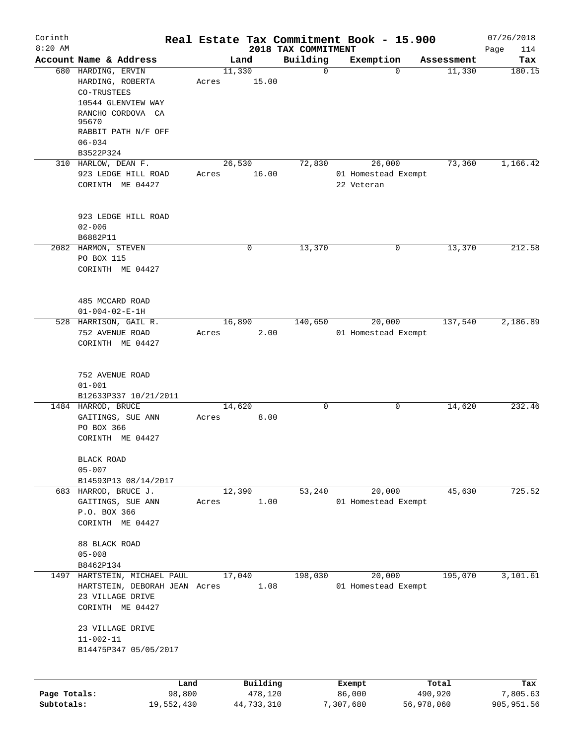# Corinth — Real Estate Tax Commitment Book - 15.900

8:20 AM — 2018 TAX COMMITMENT — 07/26/2018

| Account Name & Address | Land | Building | Exemption | Assessment | Tax |
|---|---|---|---|---|---|
| 680 HARDING, ERVIN<br>HARDING, ROBERTA<br>CO-TRUSTEES<br>10544 GLENVIEW WAY<br>RANCHO CORDOVA CA 95670<br>RABBIT PATH N/F OFF<br>06-034<br>B3522P324 | 11,330<br>Acres 15.00 | 0 | 0 | 11,330 | 180.15 |
| 310 HARLOW, DEAN F.<br>923 LEDGE HILL ROAD<br>CORINTH ME 04427<br><br>923 LEDGE HILL ROAD<br>02-006<br>B6882P11 | 26,530<br>Acres 16.00 | 72,830 | 26,000<br>01 Homestead Exempt<br>22 Veteran | 73,360 | 1,166.42 |
| 2082 HARMON, STEVEN<br>PO BOX 115<br>CORINTH ME 04427<br><br>485 MCCARD ROAD<br>01-004-02-E-1H | 0 | 13,370 | 0 | 13,370 | 212.58 |
| 528 HARRISON, GAIL R.<br>752 AVENUE ROAD<br>CORINTH ME 04427<br><br>752 AVENUE ROAD<br>01-001<br>B12633P337 10/21/2011 | 16,890<br>Acres 2.00 | 140,650 | 20,000<br>01 Homestead Exempt | 137,540 | 2,186.89 |
| 1484 HARROD, BRUCE<br>GAITINGS, SUE ANN<br>PO BOX 366<br>CORINTH ME 04427<br><br>BLACK ROAD<br>05-007<br>B14593P13 08/14/2017 | 14,620<br>Acres 8.00 | 0 | 0 | 14,620 | 232.46 |
| 683 HARROD, BRUCE J.<br>GAITINGS, SUE ANN<br>P.O. BOX 366<br>CORINTH ME 04427<br><br>88 BLACK ROAD<br>05-008<br>B8462P134 | 12,390<br>Acres 1.00 | 53,240 | 20,000<br>01 Homestead Exempt | 45,630 | 725.52 |
| 1497 HARTSTEIN, MICHAEL PAUL<br>HARTSTEIN, DEBORAH JEAN<br>23 VILLAGE DRIVE<br>CORINTH ME 04427<br><br>23 VILLAGE DRIVE<br>11-002-11<br>B14475P347 05/05/2017 | 17,040<br>Acres 1.08 | 198,030 | 20,000<br>01 Homestead Exempt | 195,070 | 3,101.61 |

| | Land | Building | Exempt | Total | Tax |
|---|---|---|---|---|---|
| Page Totals: | 98,800 | 478,120 | 86,000 | 490,920 | 7,805.63 |
| Subtotals: | 19,552,430 | 44,733,310 | 7,307,680 | 56,978,060 | 905,951.56 |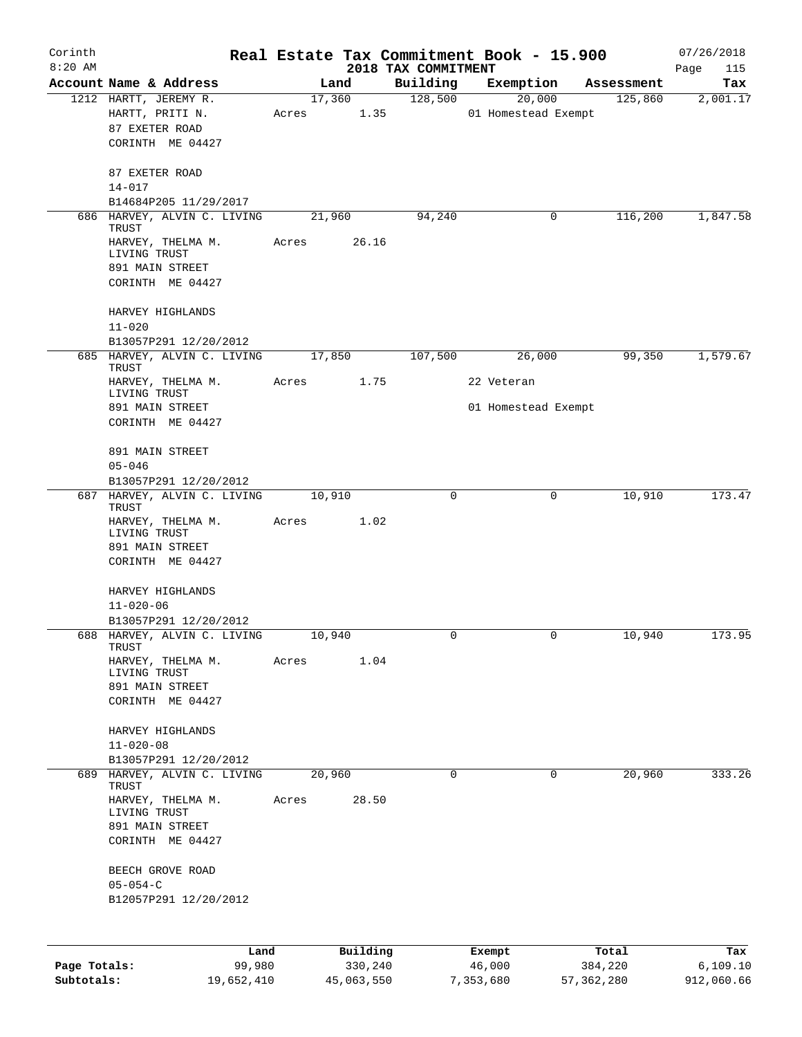Corinth
8:20 AM

# Real Estate Tax Commitment Book - 15.900

2018 TAX COMMITMENT

07/26/2018

| Account | Name & Address | Land | Building | Exemption | Assessment | Tax |
|---|---|---|---|---|---|---|
| 1212 | HARTT, JEREMY R.<br>HARTT, PRITI N.<br>87 EXETER ROAD<br>CORINTH ME 04427<br><br>87 EXETER ROAD<br>14-017<br>B14684P205 11/29/2017 | 17,360<br>Acres 1.35 | 128,500 | 20,000<br>01 Homestead Exempt | 125,860 | 2,001.17 |
| 686 | HARVEY, ALVIN C. LIVING TRUST<br>HARVEY, THELMA M. LIVING TRUST<br>891 MAIN STREET<br>CORINTH ME 04427<br><br>HARVEY HIGHLANDS<br>11-020<br>B13057P291 12/20/2012 | 21,960<br>Acres 26.16 | 94,240 | 0 | 116,200 | 1,847.58 |
| 685 | HARVEY, ALVIN C. LIVING TRUST<br>HARVEY, THELMA M. LIVING TRUST<br>891 MAIN STREET<br>CORINTH ME 04427<br><br>891 MAIN STREET<br>05-046<br>B13057P291 12/20/2012 | 17,850<br>Acres 1.75 | 107,500 | 26,000<br>22 Veteran<br>01 Homestead Exempt | 99,350 | 1,579.67 |
| 687 | HARVEY, ALVIN C. LIVING TRUST<br>HARVEY, THELMA M. LIVING TRUST<br>891 MAIN STREET<br>CORINTH ME 04427<br><br>HARVEY HIGHLANDS<br>11-020-06<br>B13057P291 12/20/2012 | 10,910<br>Acres 1.02 | 0 | 0 | 10,910 | 173.47 |
| 688 | HARVEY, ALVIN C. LIVING TRUST<br>HARVEY, THELMA M. LIVING TRUST<br>891 MAIN STREET<br>CORINTH ME 04427<br><br>HARVEY HIGHLANDS<br>11-020-08<br>B13057P291 12/20/2012 | 10,940<br>Acres 1.04 | 0 | 0 | 10,940 | 173.95 |
| 689 | HARVEY, ALVIN C. LIVING TRUST<br>HARVEY, THELMA M. LIVING TRUST<br>891 MAIN STREET<br>CORINTH ME 04427<br><br>BEECH GROVE ROAD<br>05-054-C<br>B12057P291 12/20/2012 | 20,960<br>Acres 28.50 | 0 | 0 | 20,960 | 333.26 |

| | Land | Building | Exempt | Total | Tax |
|---|---|---|---|---|---|
| Page Totals: | 99,980 | 330,240 | 46,000 | 384,220 | 6,109.10 |
| Subtotals: | 19,652,410 | 45,063,550 | 7,353,680 | 57,362,280 | 912,060.66 |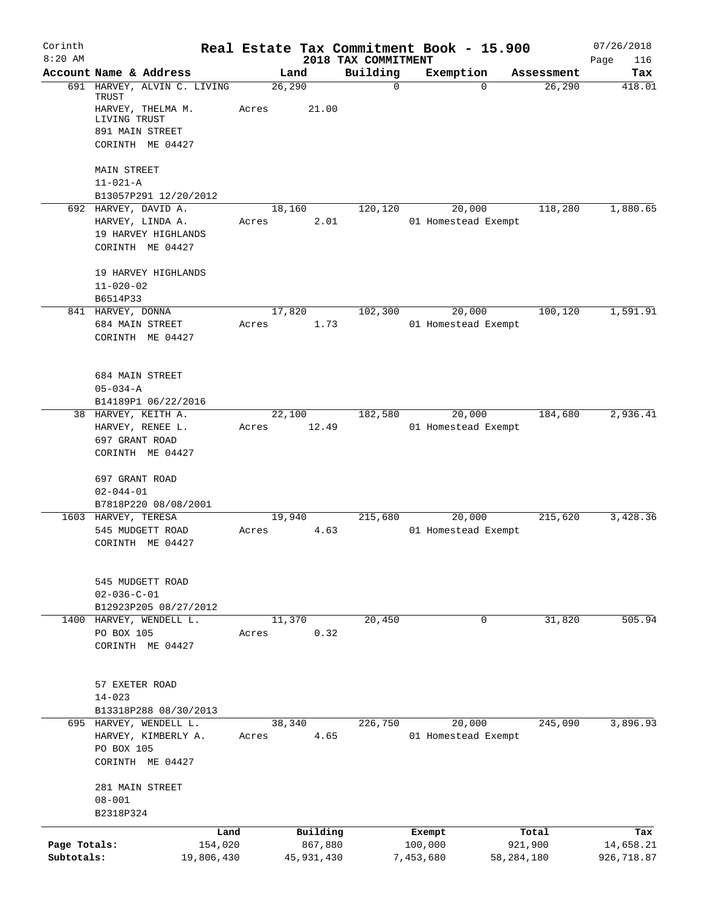Corinth 8:20 AM

# Real Estate Tax Commitment Book - 15.900

## 2018 TAX COMMITMENT

07/26/2018

| Account Name & Address | Land | Building | Exemption | Assessment | Tax |
|---|---|---|---|---|---|
| 691 HARVEY, ALVIN C. LIVING TRUST<br>HARVEY, THELMA M. LIVING TRUST<br>891 MAIN STREET<br>CORINTH ME 04427<br><br>MAIN STREET<br>11-021-A<br>B13057P291 12/20/2012 | 26,290<br>Acres 21.00 | 0 | 0 | 26,290 | 418.01 |
| 692 HARVEY, DAVID A.<br>HARVEY, LINDA A.<br>19 HARVEY HIGHLANDS<br>CORINTH ME 04427<br><br>19 HARVEY HIGHLANDS<br>11-020-02<br>B6514P33 | 18,160<br>Acres 2.01 | 120,120 | 20,000<br>01 Homestead Exempt | 118,280 | 1,880.65 |
| 841 HARVEY, DONNA<br>684 MAIN STREET<br>CORINTH ME 04427<br><br>684 MAIN STREET<br>05-034-A<br>B14189P1 06/22/2016 | 17,820<br>Acres 1.73 | 102,300 | 20,000<br>01 Homestead Exempt | 100,120 | 1,591.91 |
| 38 HARVEY, KEITH A.<br>HARVEY, RENEE L.<br>697 GRANT ROAD<br>CORINTH ME 04427<br><br>697 GRANT ROAD<br>02-044-01<br>B7818P220 08/08/2001 | 22,100<br>Acres 12.49 | 182,580 | 20,000<br>01 Homestead Exempt | 184,680 | 2,936.41 |
| 1603 HARVEY, TERESA<br>545 MUDGETT ROAD<br>CORINTH ME 04427<br><br>545 MUDGETT ROAD<br>02-036-C-01<br>B12923P205 08/27/2012 | 19,940<br>Acres 4.63 | 215,680 | 20,000<br>01 Homestead Exempt | 215,620 | 3,428.36 |
| 1400 HARVEY, WENDELL L.<br>PO BOX 105<br>CORINTH ME 04427<br><br>57 EXETER ROAD<br>14-023<br>B13318P288 08/30/2013 | 11,370<br>Acres 0.32 | 20,450 | 0 | 31,820 | 505.94 |
| 695 HARVEY, WENDELL L.<br>HARVEY, KIMBERLY A.<br>PO BOX 105<br>CORINTH ME 04427<br><br>281 MAIN STREET<br>08-001<br>B2318P324 | 38,340<br>Acres 4.65 | 226,750 | 20,000<br>01 Homestead Exempt | 245,090 | 3,896.93 |

| | Land | Building | Exempt | Total | Tax |
|---|---|---|---|---|---|
| Page Totals: | 154,020 | 867,880 | 100,000 | 921,900 | 14,658.21 |
| Subtotals: | 19,806,430 | 45,931,430 | 7,453,680 | 58,284,180 | 926,718.87 |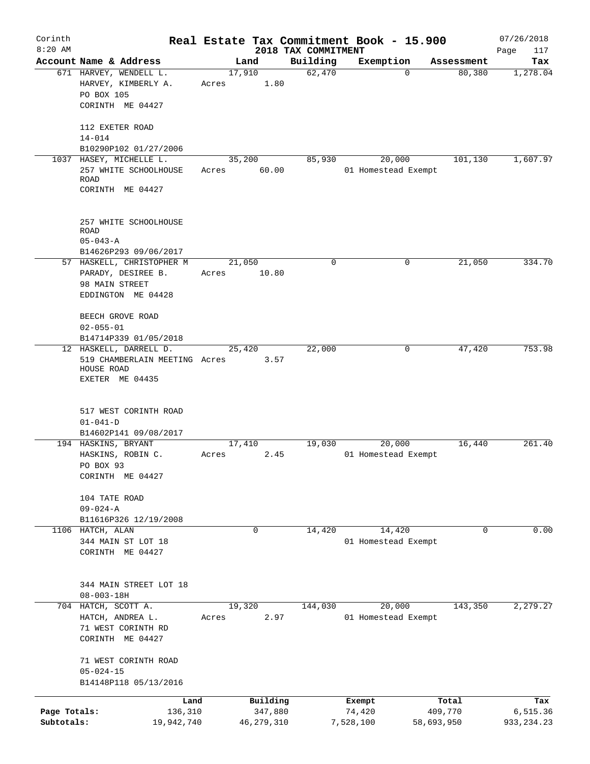Corinth 8:20 AM

# Real Estate Tax Commitment Book - 15.900

2018 TAX COMMITMENT

07/26/2018 Page 117

| Account Name & Address | Land | Building | Exemption | Assessment | Tax |
|---|---|---|---|---|---|
| 671 HARVEY, WENDELL L.<br>HARVEY, KIMBERLY A.<br>PO BOX 105<br>CORINTH ME 04427<br><br>112 EXETER ROAD<br>14-014<br>B10290P102 01/27/2006 | 17,910<br>Acres 1.80 | 62,470 | 0 | 80,380 | 1,278.04 |
| 1037 HASEY, MICHELLE L.<br>257 WHITE SCHOOLHOUSE ROAD<br>CORINTH ME 04427<br><br>257 WHITE SCHOOLHOUSE ROAD<br>05-043-A<br>B14626P293 09/06/2017 | 35,200<br>Acres 60.00 | 85,930 | 20,000<br>01 Homestead Exempt | 101,130 | 1,607.97 |
| 57 HASKELL, CHRISTOPHER M<br>PARADY, DESIREE B.<br>98 MAIN STREET<br>EDDINGTON ME 04428<br><br>BEECH GROVE ROAD<br>02-055-01<br>B14714P339 01/05/2018 | 21,050<br>Acres 10.80 | 0 | 0 | 21,050 | 334.70 |
| 12 HASKELL, DARRELL D.<br>519 CHAMBERLAIN MEETING HOUSE ROAD<br>EXETER ME 04435<br><br>517 WEST CORINTH ROAD<br>01-041-D<br>B14602P141 09/08/2017 | 25,420<br>Acres 3.57 | 22,000 | 0 | 47,420 | 753.98 |
| 194 HASKINS, BRYANT<br>HASKINS, ROBIN C.<br>PO BOX 93<br>CORINTH ME 04427<br><br>104 TATE ROAD<br>09-024-A<br>B11616P326 12/19/2008 | 17,410<br>Acres 2.45 | 19,030 | 20,000<br>01 Homestead Exempt | 16,440 | 261.40 |
| 1106 HATCH, ALAN<br>344 MAIN ST LOT 18<br>CORINTH ME 04427<br><br>344 MAIN STREET LOT 18<br>08-003-18H | 0 | 14,420 | 14,420<br>01 Homestead Exempt | 0 | 0.00 |
| 704 HATCH, SCOTT A.<br>HATCH, ANDREA L.<br>71 WEST CORINTH RD<br>CORINTH ME 04427<br><br>71 WEST CORINTH ROAD<br>05-024-15<br>B14148P118 05/13/2016 | 19,320<br>Acres 2.97 | 144,030 | 20,000<br>01 Homestead Exempt | 143,350 | 2,279.27 |

| | Land | Building | Exempt | Total | Tax |
|---|---|---|---|---|---|
| Page Totals: | 136,310 | 347,880 | 74,420 | 409,770 | 6,515.36 |
| Subtotals: | 19,942,740 | 46,279,310 | 7,528,100 | 58,693,950 | 933,234.23 |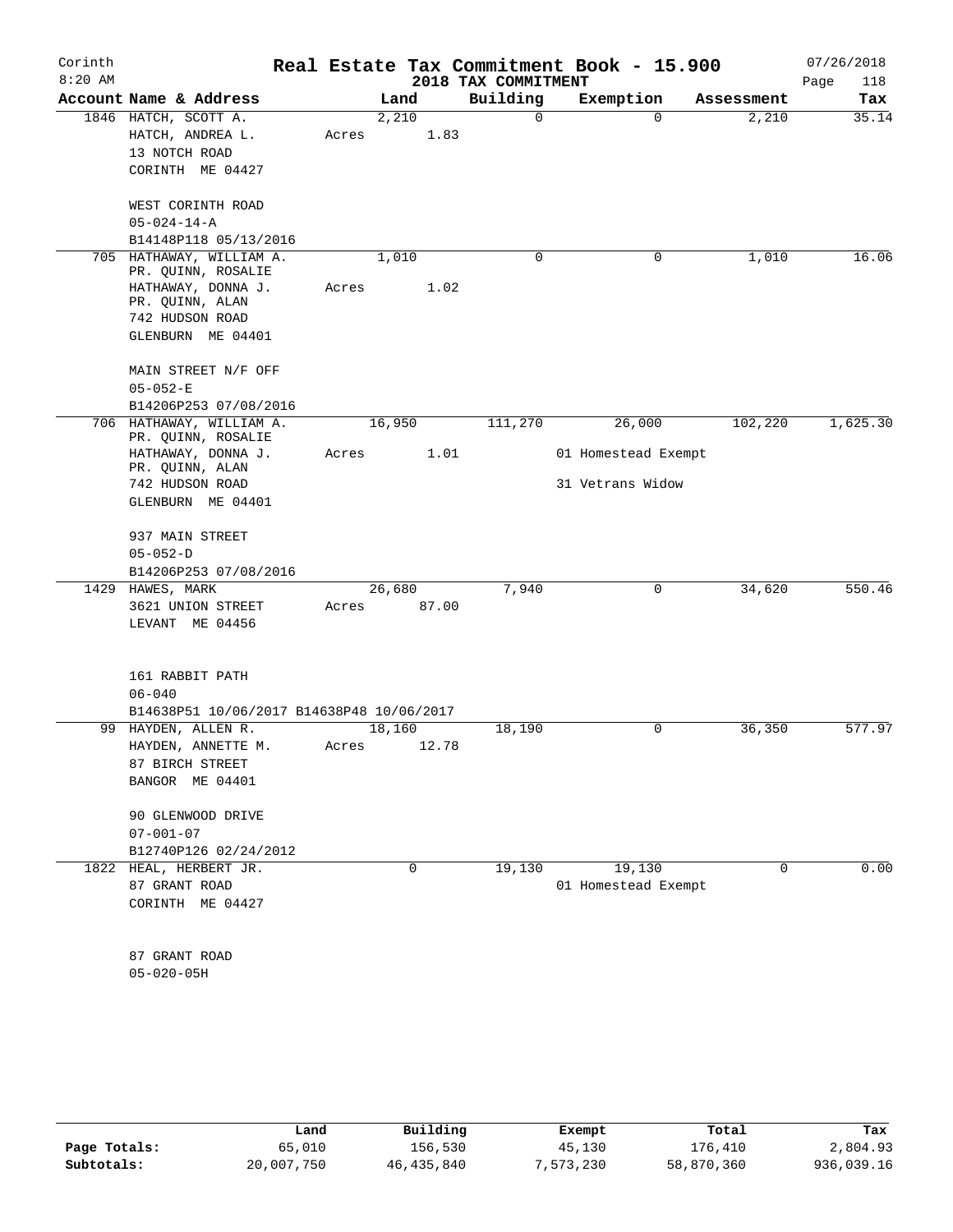Corinth 8:20 AM

# Real Estate Tax Commitment Book - 15.900

2018 TAX COMMITMENT

07/26/2018

| Account Name & Address | Land | Building | Exemption | Assessment | Tax |
|---|---|---|---|---|---|
| 1846 HATCH, SCOTT A.<br>HATCH, ANDREA L.<br>13 NOTCH ROAD<br>CORINTH ME 04427<br><br>WEST CORINTH ROAD<br>05-024-14-A<br>B14148P118 05/13/2016 | 2,210<br>Acres 1.83 | 0 | 0 | 2,210 | 35.14 |
| 705 HATHAWAY, WILLIAM A.<br>PR. QUINN, ROSALIE<br>HATHAWAY, DONNA J.<br>PR. QUINN, ALAN<br>742 HUDSON ROAD<br>GLENBURN ME 04401<br><br>MAIN STREET N/F OFF<br>05-052-E<br>B14206P253 07/08/2016 | 1,010<br>Acres 1.02 | 0 | 0 | 1,010 | 16.06 |
| 706 HATHAWAY, WILLIAM A.<br>PR. QUINN, ROSALIE<br>HATHAWAY, DONNA J.<br>PR. QUINN, ALAN<br>742 HUDSON ROAD<br>GLENBURN ME 04401<br><br>937 MAIN STREET<br>05-052-D<br>B14206P253 07/08/2016 | 16,950<br>Acres 1.01 | 111,270 | 26,000<br>01 Homestead Exempt<br>31 Vetrans Widow | 102,220 | 1,625.30 |
| 1429 HAWES, MARK<br>3621 UNION STREET<br>LEVANT ME 04456<br><br>161 RABBIT PATH<br>06-040<br>B14638P51 10/06/2017 B14638P48 10/06/2017 | 26,680<br>Acres 87.00 | 7,940 | 0 | 34,620 | 550.46 |
| 99 HAYDEN, ALLEN R.<br>HAYDEN, ANNETTE M.<br>87 BIRCH STREET<br>BANGOR ME 04401<br><br>90 GLENWOOD DRIVE<br>07-001-07<br>B12740P126 02/24/2012 | 18,160<br>Acres 12.78 | 18,190 | 0 | 36,350 | 577.97 |
| 1822 HEAL, HERBERT JR.<br>87 GRANT ROAD<br>CORINTH ME 04427<br><br>87 GRANT ROAD<br>05-020-05H | 0 | 19,130 | 19,130<br>01 Homestead Exempt | 0 | 0.00 |

| | Land | Building | Exempt | Total | Tax |
|---|---|---|---|---|---|
| Page Totals: | 65,010 | 156,530 | 45,130 | 176,410 | 2,804.93 |
| Subtotals: | 20,007,750 | 46,435,840 | 7,573,230 | 58,870,360 | 936,039.16 |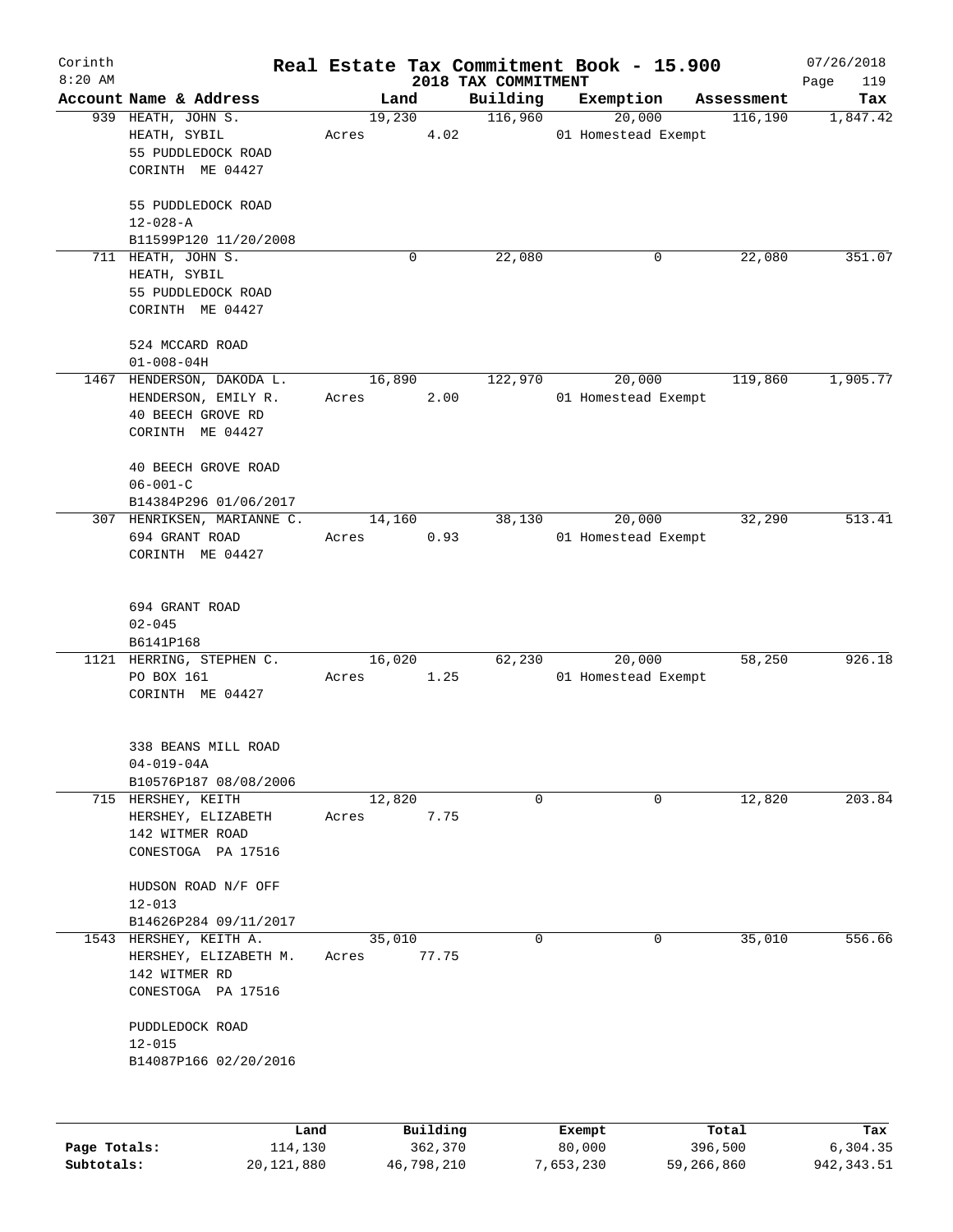Corinth 8:20 AM

# Real Estate Tax Commitment Book - 15.900

## 2018 TAX COMMITMENT

07/26/2018

| Account Name & Address | Land | Building | Exemption | Assessment | Tax |
|---|---|---|---|---|---|
| 939 HEATH, JOHN S.<br>HEATH, SYBIL<br>55 PUDDLEDOCK ROAD<br>CORINTH ME 04427<br><br>55 PUDDLEDOCK ROAD<br>12-028-A<br>B11599P120 11/20/2008 | 19,230<br>Acres 4.02 | 116,960 | 20,000<br>01 Homestead Exempt | 116,190 | 1,847.42 |
| 711 HEATH, JOHN S.<br>HEATH, SYBIL<br>55 PUDDLEDOCK ROAD<br>CORINTH ME 04427<br><br>524 MCCARD ROAD<br>01-008-04H | 0 | 22,080 | 0 | 22,080 | 351.07 |
| 1467 HENDERSON, DAKODA L.<br>HENDERSON, EMILY R.<br>40 BEECH GROVE RD<br>CORINTH ME 04427<br><br>40 BEECH GROVE ROAD<br>06-001-C<br>B14384P296 01/06/2017 | 16,890<br>Acres 2.00 | 122,970 | 20,000<br>01 Homestead Exempt | 119,860 | 1,905.77 |
| 307 HENRIKSEN, MARIANNE C.<br>694 GRANT ROAD<br>CORINTH ME 04427<br><br>694 GRANT ROAD<br>02-045<br>B6141P168 | 14,160<br>Acres 0.93 | 38,130 | 20,000<br>01 Homestead Exempt | 32,290 | 513.41 |
| 1121 HERRING, STEPHEN C.<br>PO BOX 161<br>CORINTH ME 04427<br><br>338 BEANS MILL ROAD<br>04-019-04A<br>B10576P187 08/08/2006 | 16,020<br>Acres 1.25 | 62,230 | 20,000<br>01 Homestead Exempt | 58,250 | 926.18 |
| 715 HERSHEY, KEITH<br>HERSHEY, ELIZABETH<br>142 WITMER ROAD<br>CONESTOGA PA 17516<br><br>HUDSON ROAD N/F OFF<br>12-013<br>B14626P284 09/11/2017 | 12,820<br>Acres 7.75 | 0 | 0 | 12,820 | 203.84 |
| 1543 HERSHEY, KEITH A.<br>HERSHEY, ELIZABETH M.<br>142 WITMER RD<br>CONESTOGA PA 17516<br><br>PUDDLEDOCK ROAD<br>12-015<br>B14087P166 02/20/2016 | 35,010<br>Acres 77.75 | 0 | 0 | 35,010 | 556.66 |

| | Land | Building | Exempt | Total | Tax |
|---|---|---|---|---|---|
| Page Totals: | 114,130 | 362,370 | 80,000 | 396,500 | 6,304.35 |
| Subtotals: | 20,121,880 | 46,798,210 | 7,653,230 | 59,266,860 | 942,343.51 |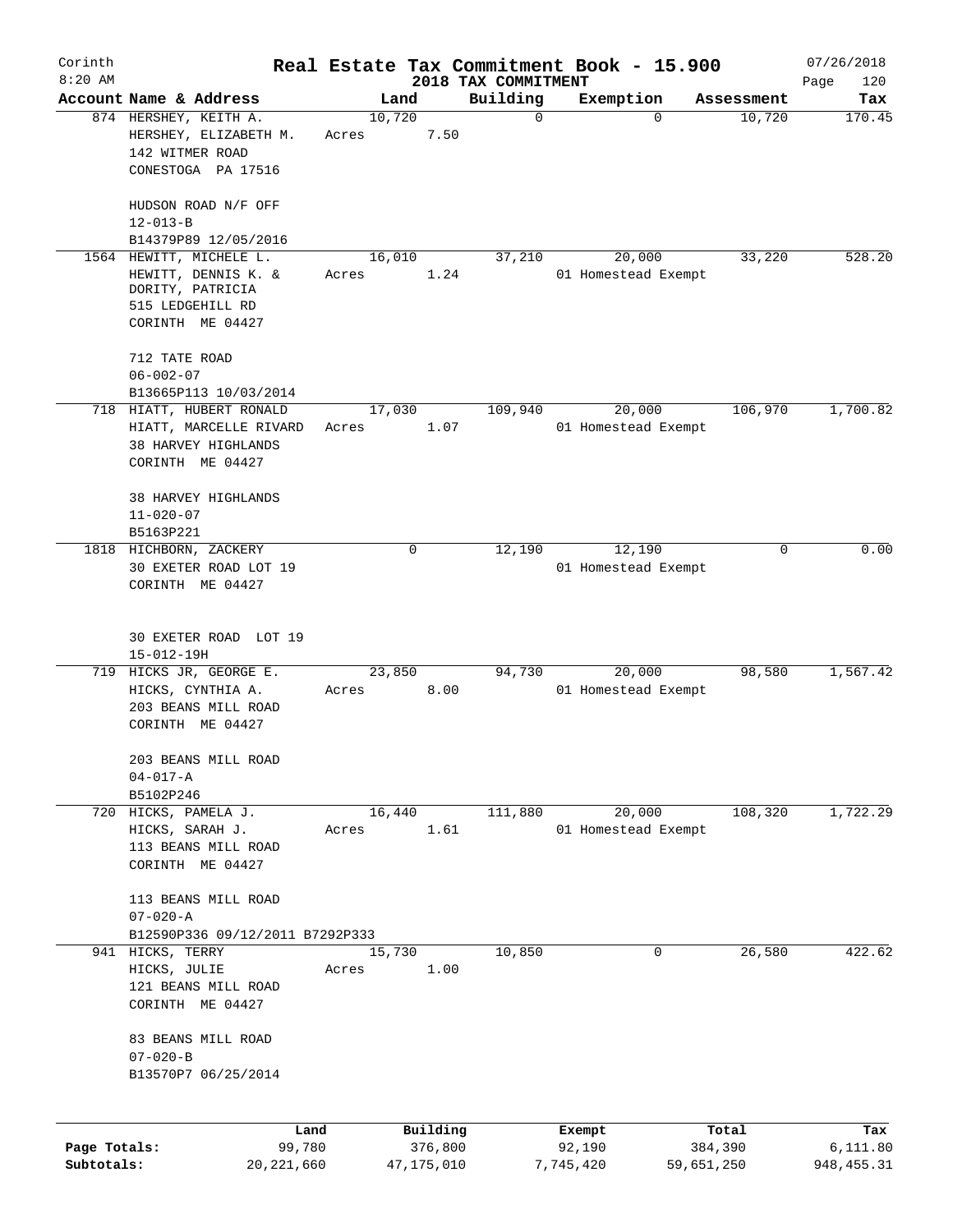# Real Estate Tax Commitment Book - 15.900

## 2018 TAX COMMITMENT

Corinth 8:20 AM — 07/26/2018

| Account Name & Address | Land | Building | Exemption | Assessment | Tax |
|---|---|---|---|---|---|
| 874 HERSHEY, KEITH A.<br>HERSHEY, ELIZABETH M.<br>142 WITMER ROAD<br>CONESTOGA PA 17516<br><br>HUDSON ROAD N/F OFF<br>12-013-B<br>B14379P89 12/05/2016 | 10,720<br>Acres 7.50 | 0 | 0 | 10,720 | 170.45 |
| 1564 HEWITT, MICHELE L.<br>HEWITT, DENNIS K. &<br>DORITY, PATRICIA<br>515 LEDGEHILL RD<br>CORINTH ME 04427<br><br>712 TATE ROAD<br>06-002-07<br>B13665P113 10/03/2014 | 16,010<br>Acres 1.24 | 37,210 | 20,000<br>01 Homestead Exempt | 33,220 | 528.20 |
| 718 HIATT, HUBERT RONALD<br>HIATT, MARCELLE RIVARD<br>38 HARVEY HIGHLANDS<br>CORINTH ME 04427<br><br>38 HARVEY HIGHLANDS<br>11-020-07<br>B5163P221 | 17,030<br>Acres 1.07 | 109,940 | 20,000<br>01 Homestead Exempt | 106,970 | 1,700.82 |
| 1818 HICHBORN, ZACKERY<br>30 EXETER ROAD LOT 19<br>CORINTH ME 04427<br><br>30 EXETER ROAD LOT 19<br>15-012-19H | 0 | 12,190 | 12,190<br>01 Homestead Exempt | 0 | 0.00 |
| 719 HICKS JR, GEORGE E.<br>HICKS, CYNTHIA A.<br>203 BEANS MILL ROAD<br>CORINTH ME 04427<br><br>203 BEANS MILL ROAD<br>04-017-A<br>B5102P246 | 23,850<br>Acres 8.00 | 94,730 | 20,000<br>01 Homestead Exempt | 98,580 | 1,567.42 |
| 720 HICKS, PAMELA J.<br>HICKS, SARAH J.<br>113 BEANS MILL ROAD<br>CORINTH ME 04427<br><br>113 BEANS MILL ROAD<br>07-020-A<br>B12590P336 09/12/2011 B7292P333 | 16,440<br>Acres 1.61 | 111,880 | 20,000<br>01 Homestead Exempt | 108,320 | 1,722.29 |
| 941 HICKS, TERRY<br>HICKS, JULIE<br>121 BEANS MILL ROAD<br>CORINTH ME 04427<br><br>83 BEANS MILL ROAD<br>07-020-B<br>B13570P7 06/25/2014 | 15,730<br>Acres 1.00 | 10,850 | 0 | 26,580 | 422.62 |

| | Land | Building | Exempt | Total | Tax |
|---|---|---|---|---|---|
| Page Totals: | 99,780 | 376,800 | 92,190 | 384,390 | 6,111.80 |
| Subtotals: | 20,221,660 | 47,175,010 | 7,745,420 | 59,651,250 | 948,455.31 |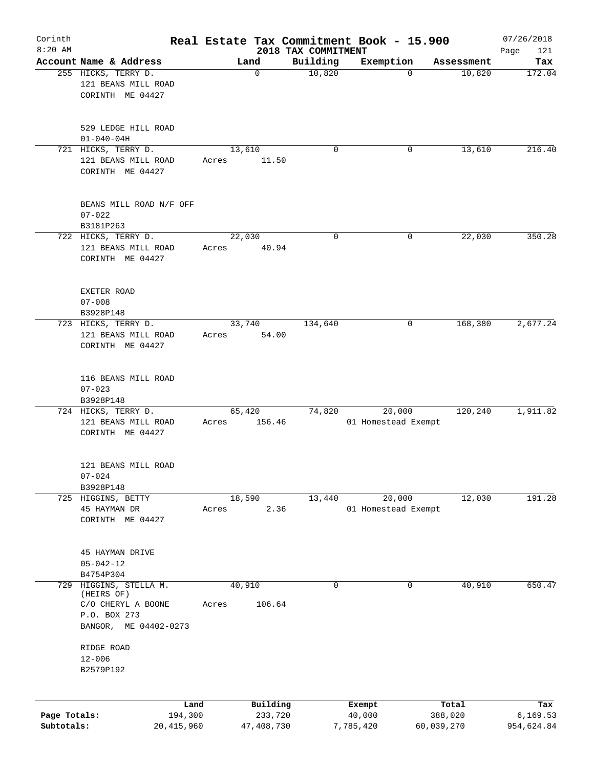Corinth 8:20 AM

# Real Estate Tax Commitment Book - 15.900

## 2018 TAX COMMITMENT

07/26/2018

| Account | Name & Address | Land | Building | Exemption | Assessment | Tax |
|---|---|---|---|---|---|---|
| 255 | HICKS, TERRY D.<br>121 BEANS MILL ROAD<br>CORINTH ME 04427<br><br>529 LEDGE HILL ROAD<br>01-040-04H | 0 | 10,820 | 0 | 10,820 | 172.04 |
| 721 | HICKS, TERRY D.<br>121 BEANS MILL ROAD<br>CORINTH ME 04427<br><br>BEANS MILL ROAD N/F OFF<br>07-022<br>B3181P263 | 13,610<br>Acres 11.50 | 0 | 0 | 13,610 | 216.40 |
| 722 | HICKS, TERRY D.<br>121 BEANS MILL ROAD<br>CORINTH ME 04427<br><br>EXETER ROAD<br>07-008<br>B3928P148 | 22,030<br>Acres 40.94 | 0 | 0 | 22,030 | 350.28 |
| 723 | HICKS, TERRY D.<br>121 BEANS MILL ROAD<br>CORINTH ME 04427<br><br>116 BEANS MILL ROAD<br>07-023<br>B3928P148 | 33,740<br>Acres 54.00 | 134,640 | 0 | 168,380 | 2,677.24 |
| 724 | HICKS, TERRY D.<br>121 BEANS MILL ROAD<br>CORINTH ME 04427<br><br>121 BEANS MILL ROAD<br>07-024<br>B3928P148 | 65,420<br>Acres 156.46 | 74,820 | 20,000<br>01 Homestead Exempt | 120,240 | 1,911.82 |
| 725 | HIGGINS, BETTY<br>45 HAYMAN DR<br>CORINTH ME 04427<br><br>45 HAYMAN DRIVE<br>05-042-12<br>B4754P304 | 18,590<br>Acres 2.36 | 13,440 | 20,000<br>01 Homestead Exempt | 12,030 | 191.28 |
| 729 | HIGGINS, STELLA M. (HEIRS OF)<br>C/O CHERYL A BOONE<br>P.O. BOX 273<br>BANGOR, ME 04402-0273<br><br>RIDGE ROAD<br>12-006<br>B2579P192 | 40,910<br>Acres 106.64 | 0 | 0 | 40,910 | 650.47 |

| | Land | Building | Exempt | Total | Tax |
|---|---|---|---|---|---|
| Page Totals: | 194,300 | 233,720 | 40,000 | 388,020 | 6,169.53 |
| Subtotals: | 20,415,960 | 47,408,730 | 7,785,420 | 60,039,270 | 954,624.84 |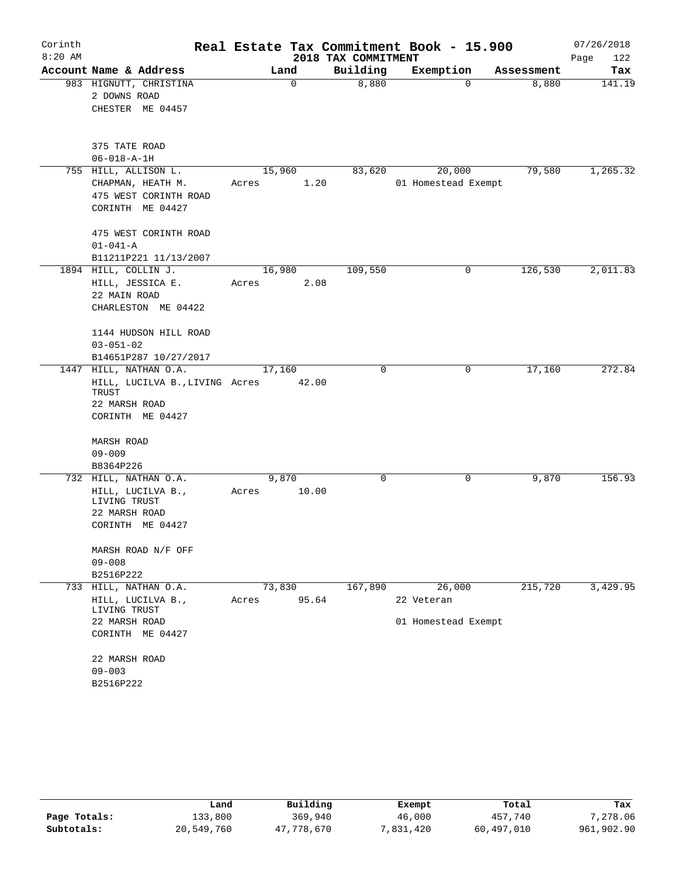Corinth 8:20 AM

# Real Estate Tax Commitment Book - 15.900

2018 TAX COMMITMENT

07/26/2018

| Account Name & Address | Land | Building | Exemption | Assessment | Tax |
|---|---|---|---|---|---|
| 983 HIGNUTT, CHRISTINA<br>2 DOWNS ROAD<br>CHESTER ME 04457<br><br>375 TATE ROAD<br>06-018-A-1H | 0 | 8,880 | 0 | 8,880 | 141.19 |
| 755 HILL, ALLISON L.<br>CHAPMAN, HEATH M.<br>475 WEST CORINTH ROAD<br>CORINTH ME 04427<br><br>475 WEST CORINTH ROAD<br>01-041-A<br>B11211P221 11/13/2007 | 15,960<br>Acres 1.20 | 83,620 | 20,000<br>01 Homestead Exempt | 79,580 | 1,265.32 |
| 1894 HILL, COLLIN J.<br>HILL, JESSICA E.<br>22 MAIN ROAD<br>CHARLESTON ME 04422<br><br>1144 HUDSON HILL ROAD<br>03-051-02<br>B14651P287 10/27/2017 | 16,980<br>Acres 2.08 | 109,550 | 0 | 126,530 | 2,011.83 |
| 1447 HILL, NATHAN O.A.<br>HILL, LUCILVA B.,LIVING TRUST<br>22 MARSH ROAD<br>CORINTH ME 04427<br><br>MARSH ROAD<br>09-009<br>B8364P226 | 17,160<br>Acres 42.00 | 0 | 0 | 17,160 | 272.84 |
| 732 HILL, NATHAN O.A.<br>HILL, LUCILVA B.,<br>LIVING TRUST<br>22 MARSH ROAD<br>CORINTH ME 04427<br><br>MARSH ROAD N/F OFF<br>09-008<br>B2516P222 | 9,870<br>Acres 10.00 | 0 | 0 | 9,870 | 156.93 |
| 733 HILL, NATHAN O.A.<br>HILL, LUCILVA B.,<br>LIVING TRUST<br>22 MARSH ROAD<br>CORINTH ME 04427<br><br>22 MARSH ROAD<br>09-003<br>B2516P222 | 73,830<br>Acres 95.64 | 167,890 | 26,000<br>22 Veteran<br>01 Homestead Exempt | 215,720 | 3,429.95 |

| | Land | Building | Exempt | Total | Tax |
|---|---|---|---|---|---|
| Page Totals: | 133,800 | 369,940 | 46,000 | 457,740 | 7,278.06 |
| Subtotals: | 20,549,760 | 47,778,670 | 7,831,420 | 60,497,010 | 961,902.90 |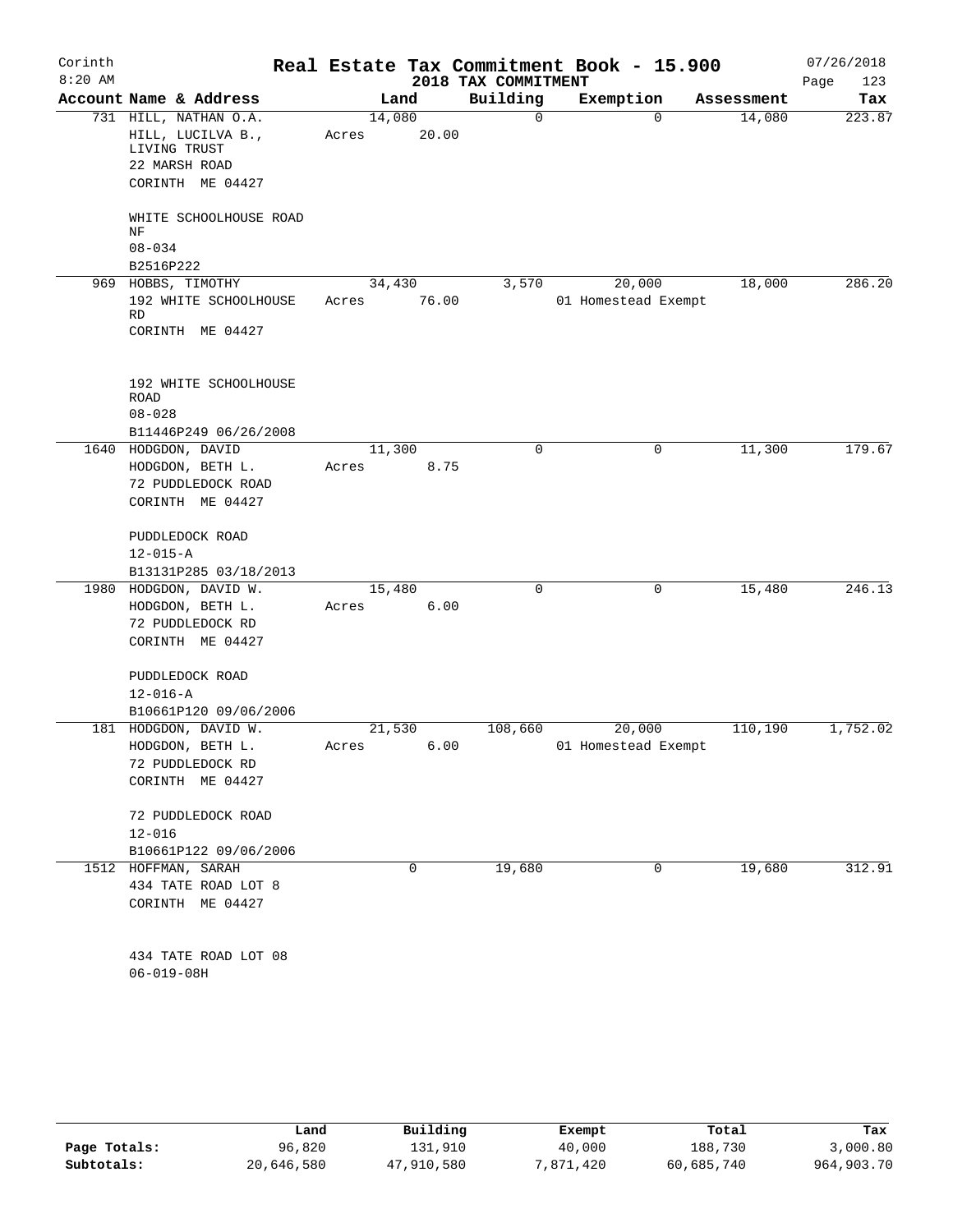# Real Estate Tax Commitment Book - 15.900

Corinth
8:20 AM

2018 TAX COMMITMENT

07/26/2018
Page 123

| Account Name & Address | Land | Building | Exemption | Assessment | Tax |
|---|---|---|---|---|---|
| 731 HILL, NATHAN O.A.<br>HILL, LUCILVA B., LIVING TRUST<br>22 MARSH ROAD<br>CORINTH ME 04427<br><br>WHITE SCHOOLHOUSE ROAD NF<br>08-034<br>B2516P222 | 14,080<br>Acres 20.00 | 0 | 0 | 14,080 | 223.87 |
| 969 HOBBS, TIMOTHY<br>192 WHITE SCHOOLHOUSE RD<br>CORINTH ME 04427<br><br>192 WHITE SCHOOLHOUSE ROAD<br>08-028<br>B11446P249 06/26/2008 | 34,430<br>Acres 76.00 | 3,570 | 20,000<br>01 Homestead Exempt | 18,000 | 286.20 |
| 1640 HODGDON, DAVID<br>HODGDON, BETH L.<br>72 PUDDLEDOCK ROAD<br>CORINTH ME 04427<br><br>PUDDLEDOCK ROAD<br>12-015-A<br>B13131P285 03/18/2013 | 11,300<br>Acres 8.75 | 0 | 0 | 11,300 | 179.67 |
| 1980 HODGDON, DAVID W.<br>HODGDON, BETH L.<br>72 PUDDLEDOCK RD<br>CORINTH ME 04427<br><br>PUDDLEDOCK ROAD<br>12-016-A<br>B10661P120 09/06/2006 | 15,480<br>Acres 6.00 | 0 | 0 | 15,480 | 246.13 |
| 181 HODGDON, DAVID W.<br>HODGDON, BETH L.<br>72 PUDDLEDOCK RD<br>CORINTH ME 04427<br><br>72 PUDDLEDOCK ROAD<br>12-016<br>B10661P122 09/06/2006 | 21,530<br>Acres 6.00 | 108,660 | 20,000<br>01 Homestead Exempt | 110,190 | 1,752.02 |
| 1512 HOFFMAN, SARAH<br>434 TATE ROAD LOT 8<br>CORINTH ME 04427<br><br>434 TATE ROAD LOT 08<br>06-019-08H | 0 | 19,680 | 0 | 19,680 | 312.91 |

| | Land | Building | Exempt | Total | Tax |
|---|---|---|---|---|---|
| Page Totals: | 96,820 | 131,910 | 40,000 | 188,730 | 3,000.80 |
| Subtotals: | 20,646,580 | 47,910,580 | 7,871,420 | 60,685,740 | 964,903.70 |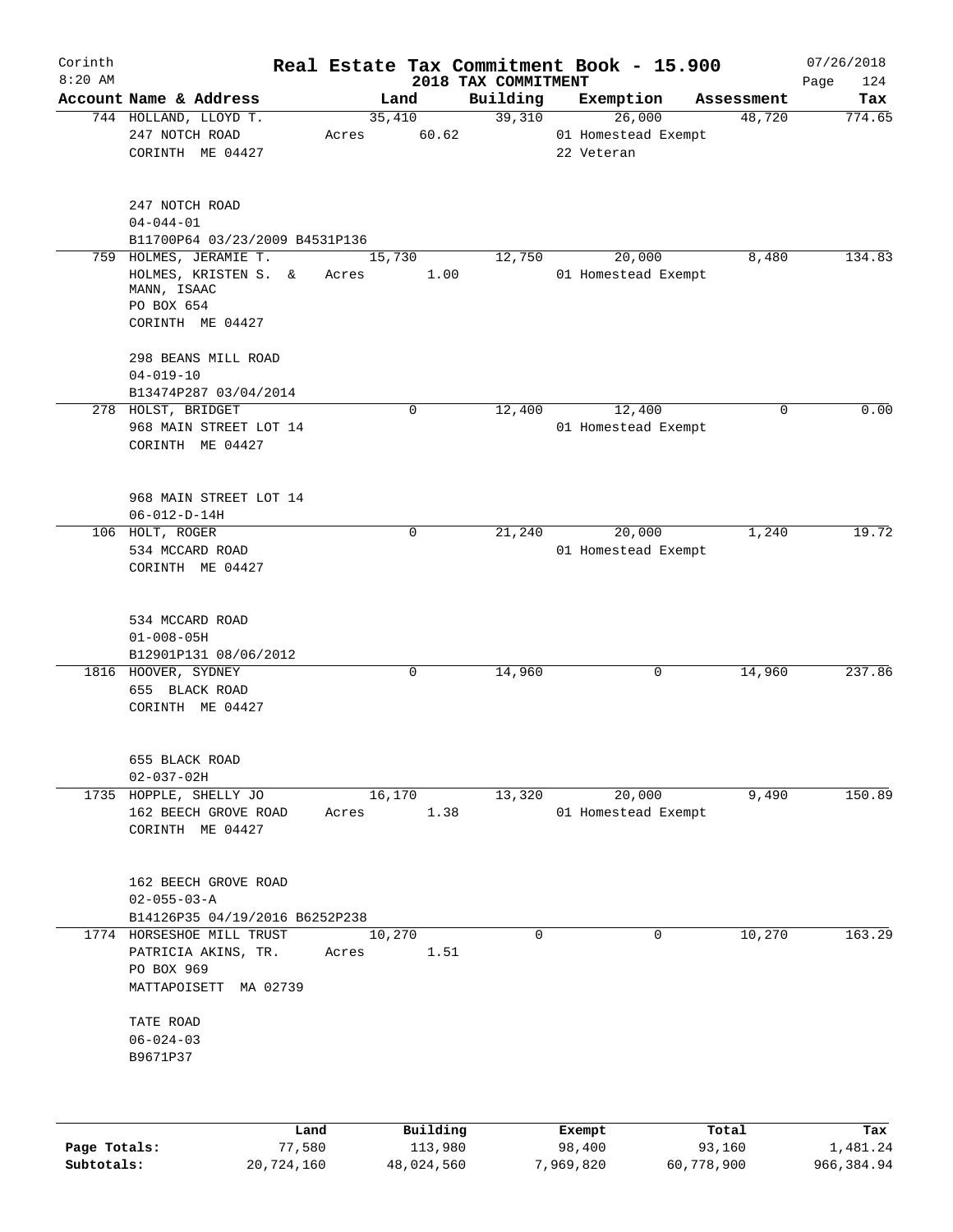# Real Estate Tax Commitment Book - 15.900

Corinth 8:20 AM — 2018 TAX COMMITMENT — 07/26/2018

| Account Name & Address | Land | Building | Exemption | Assessment | Tax |
|---|---|---|---|---|---|
| 744 HOLLAND, LLOYD T.<br>247 NOTCH ROAD<br>CORINTH ME 04427<br><br>247 NOTCH ROAD<br>04-044-01<br>B11700P64 03/23/2009 B4531P136 | 35,410<br>Acres 60.62 | 39,310 | 26,000<br>01 Homestead Exempt<br>22 Veteran | 48,720 | 774.65 |
| 759 HOLMES, JERAMIE T.<br>HOLMES, KRISTEN S. &<br>MANN, ISAAC<br>PO BOX 654<br>CORINTH ME 04427<br><br>298 BEANS MILL ROAD<br>04-019-10<br>B13474P287 03/04/2014 | 15,730<br>Acres 1.00 | 12,750 | 20,000<br>01 Homestead Exempt | 8,480 | 134.83 |
| 278 HOLST, BRIDGET<br>968 MAIN STREET LOT 14<br>CORINTH ME 04427<br><br>968 MAIN STREET LOT 14<br>06-012-D-14H | 0 | 12,400 | 12,400<br>01 Homestead Exempt | 0 | 0.00 |
| 106 HOLT, ROGER<br>534 MCCARD ROAD<br>CORINTH ME 04427<br><br>534 MCCARD ROAD<br>01-008-05H<br>B12901P131 08/06/2012 | 0 | 21,240 | 20,000<br>01 Homestead Exempt | 1,240 | 19.72 |
| 1816 HOOVER, SYDNEY<br>655 BLACK ROAD<br>CORINTH ME 04427<br><br>655 BLACK ROAD<br>02-037-02H | 0 | 14,960 | 0 | 14,960 | 237.86 |
| 1735 HOPPLE, SHELLY JO<br>162 BEECH GROVE ROAD<br>CORINTH ME 04427<br><br>162 BEECH GROVE ROAD<br>02-055-03-A<br>B14126P35 04/19/2016 B6252P238 | 16,170<br>Acres 1.38 | 13,320 | 20,000<br>01 Homestead Exempt | 9,490 | 150.89 |
| 1774 HORSESHOE MILL TRUST<br>PATRICIA AKINS, TR.<br>PO BOX 969<br>MATTAPOISETT MA 02739<br><br>TATE ROAD<br>06-024-03<br>B9671P37 | 10,270<br>Acres 1.51 | 0 | 0 | 10,270 | 163.29 |

| | Land | Building | Exempt | Total | Tax |
|---|---|---|---|---|---|
| Page Totals: | 77,580 | 113,980 | 98,400 | 93,160 | 1,481.24 |
| Subtotals: | 20,724,160 | 48,024,560 | 7,969,820 | 60,778,900 | 966,384.94 |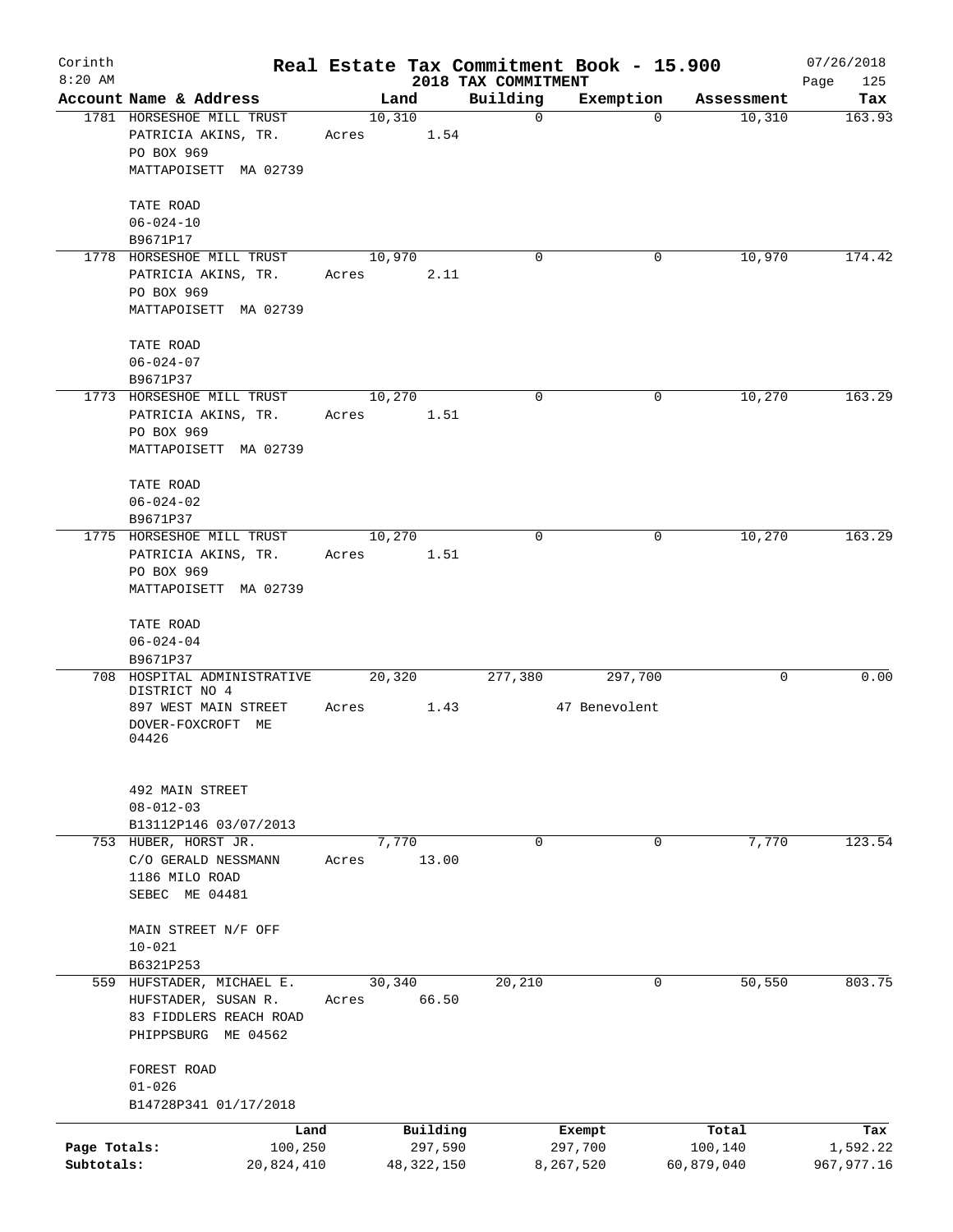# Real Estate Tax Commitment Book - 15.900

Corinth 8:20 AM — 2018 TAX COMMITMENT — 07/26/2018

| Account Name & Address | Land | Building | Exemption | Assessment | Tax |
|---|---|---|---|---|---|
| 1781 HORSESHOE MILL TRUST<br>PATRICIA AKINS, TR.<br>PO BOX 969<br>MATTAPOISETT MA 02739<br><br>TATE ROAD<br>06-024-10<br>B9671P17 | 10,310<br>Acres 1.54 | 0 | 0 | 10,310 | 163.93 |
| 1778 HORSESHOE MILL TRUST<br>PATRICIA AKINS, TR.<br>PO BOX 969<br>MATTAPOISETT MA 02739<br><br>TATE ROAD<br>06-024-07<br>B9671P37 | 10,970<br>Acres 2.11 | 0 | 0 | 10,970 | 174.42 |
| 1773 HORSESHOE MILL TRUST<br>PATRICIA AKINS, TR.<br>PO BOX 969<br>MATTAPOISETT MA 02739<br><br>TATE ROAD<br>06-024-02<br>B9671P37 | 10,270<br>Acres 1.51 | 0 | 0 | 10,270 | 163.29 |
| 1775 HORSESHOE MILL TRUST<br>PATRICIA AKINS, TR.<br>PO BOX 969<br>MATTAPOISETT MA 02739<br><br>TATE ROAD<br>06-024-04<br>B9671P37 | 10,270<br>Acres 1.51 | 0 | 0 | 10,270 | 163.29 |
| 708 HOSPITAL ADMINISTRATIVE DISTRICT NO 4<br>897 WEST MAIN STREET<br>DOVER-FOXCROFT ME 04426<br><br>492 MAIN STREET<br>08-012-03<br>B13112P146 03/07/2013 | 20,320<br>Acres 1.43 | 277,380 | 297,700<br>47 Benevolent | 0 | 0.00 |
| 753 HUBER, HORST JR.<br>C/O GERALD NESSMANN<br>1186 MILO ROAD<br>SEBEC ME 04481<br><br>MAIN STREET N/F OFF<br>10-021<br>B6321P253 | 7,770<br>Acres 13.00 | 0 | 0 | 7,770 | 123.54 |
| 559 HUFSTADER, MICHAEL E.<br>HUFSTADER, SUSAN R.<br>83 FIDDLERS REACH ROAD<br>PHIPPSBURG ME 04562<br><br>FOREST ROAD<br>01-026<br>B14728P341 01/17/2018 | 30,340<br>Acres 66.50 | 20,210 | 0 | 50,550 | 803.75 |

| | Land | Building | Exempt | Total | Tax |
|---|---|---|---|---|---|
| Page Totals: | 100,250 | 297,590 | 297,700 | 100,140 | 1,592.22 |
| Subtotals: | 20,824,410 | 48,322,150 | 8,267,520 | 60,879,040 | 967,977.16 |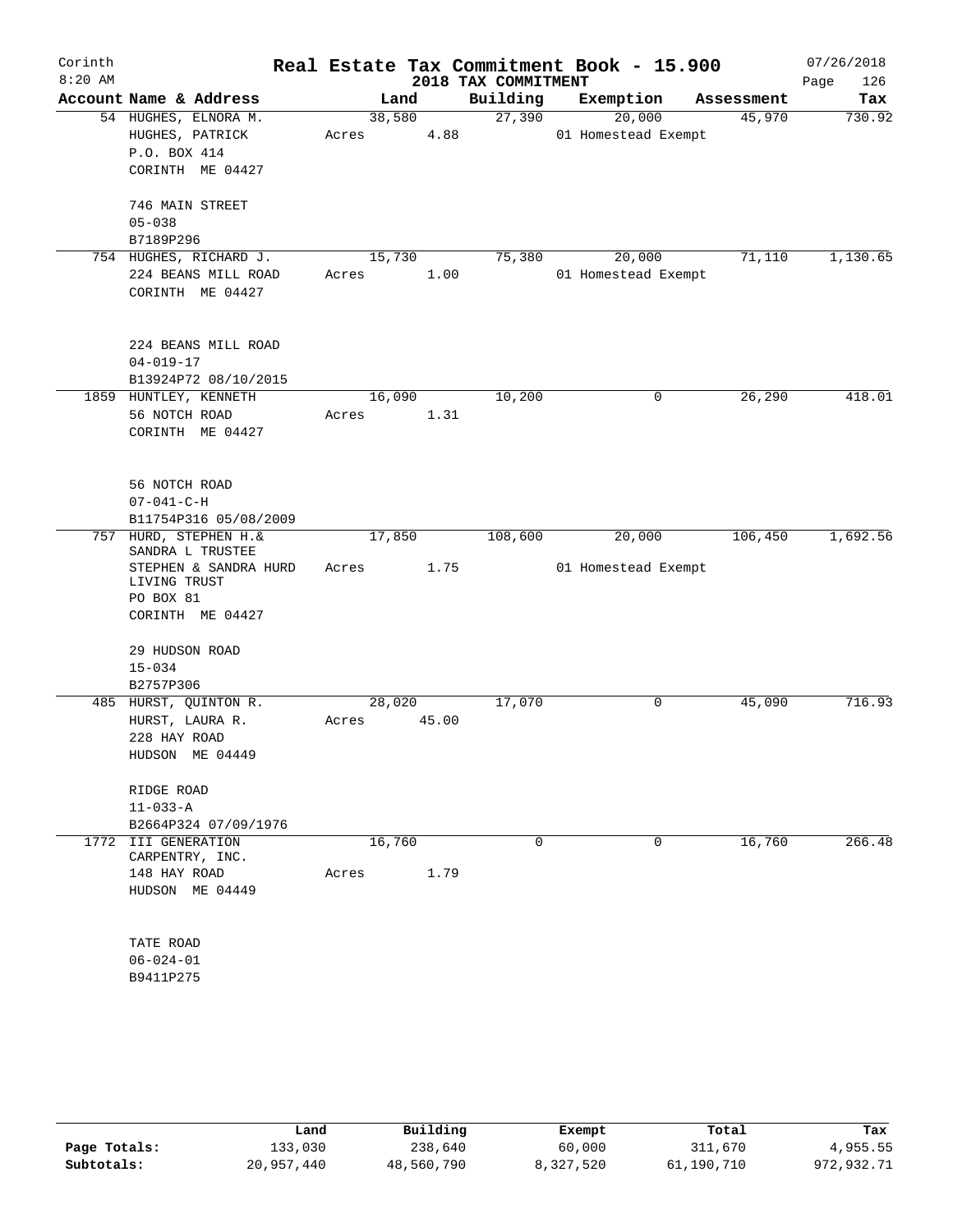# Real Estate Tax Commitment Book - 15.900

Corinth
8:20 AM

2018 TAX COMMITMENT

07/26/2018

| Account Name & Address | Land | Building | Exemption | Assessment | Tax |
|---|---|---|---|---|---|
| 54 HUGHES, ELNORA M.<br>HUGHES, PATRICK<br>P.O. BOX 414<br>CORINTH ME 04427<br><br>746 MAIN STREET<br>05-038<br>B7189P296 | 38,580<br>Acres 4.88 | 27,390 | 20,000<br>01 Homestead Exempt | 45,970 | 730.92 |
| 754 HUGHES, RICHARD J.<br>224 BEANS MILL ROAD<br>CORINTH ME 04427<br><br>224 BEANS MILL ROAD<br>04-019-17<br>B13924P72 08/10/2015 | 15,730<br>Acres 1.00 | 75,380 | 20,000<br>01 Homestead Exempt | 71,110 | 1,130.65 |
| 1859 HUNTLEY, KENNETH<br>56 NOTCH ROAD<br>CORINTH ME 04427<br><br>56 NOTCH ROAD<br>07-041-C-H<br>B11754P316 05/08/2009 | 16,090<br>Acres 1.31 | 10,200 | 0 | 26,290 | 418.01 |
| 757 HURD, STEPHEN H.&<br>SANDRA L TRUSTEE<br>STEPHEN & SANDRA HURD<br>LIVING TRUST<br>PO BOX 81<br>CORINTH ME 04427<br><br>29 HUDSON ROAD<br>15-034<br>B2757P306 | 17,850<br>Acres 1.75 | 108,600 | 20,000<br>01 Homestead Exempt | 106,450 | 1,692.56 |
| 485 HURST, QUINTON R.<br>HURST, LAURA R.<br>228 HAY ROAD<br>HUDSON ME 04449<br><br>RIDGE ROAD<br>11-033-A<br>B2664P324 07/09/1976 | 28,020<br>Acres 45.00 | 17,070 | 0 | 45,090 | 716.93 |
| 1772 III GENERATION<br>CARPENTRY, INC.<br>148 HAY ROAD<br>HUDSON ME 04449<br><br>TATE ROAD<br>06-024-01<br>B9411P275 | 16,760<br>Acres 1.79 | 0 | 0 | 16,760 | 266.48 |

| | Land | Building | Exempt | Total | Tax |
|---|---|---|---|---|---|
| Page Totals: | 133,030 | 238,640 | 60,000 | 311,670 | 4,955.55 |
| Subtotals: | 20,957,440 | 48,560,790 | 8,327,520 | 61,190,710 | 972,932.71 |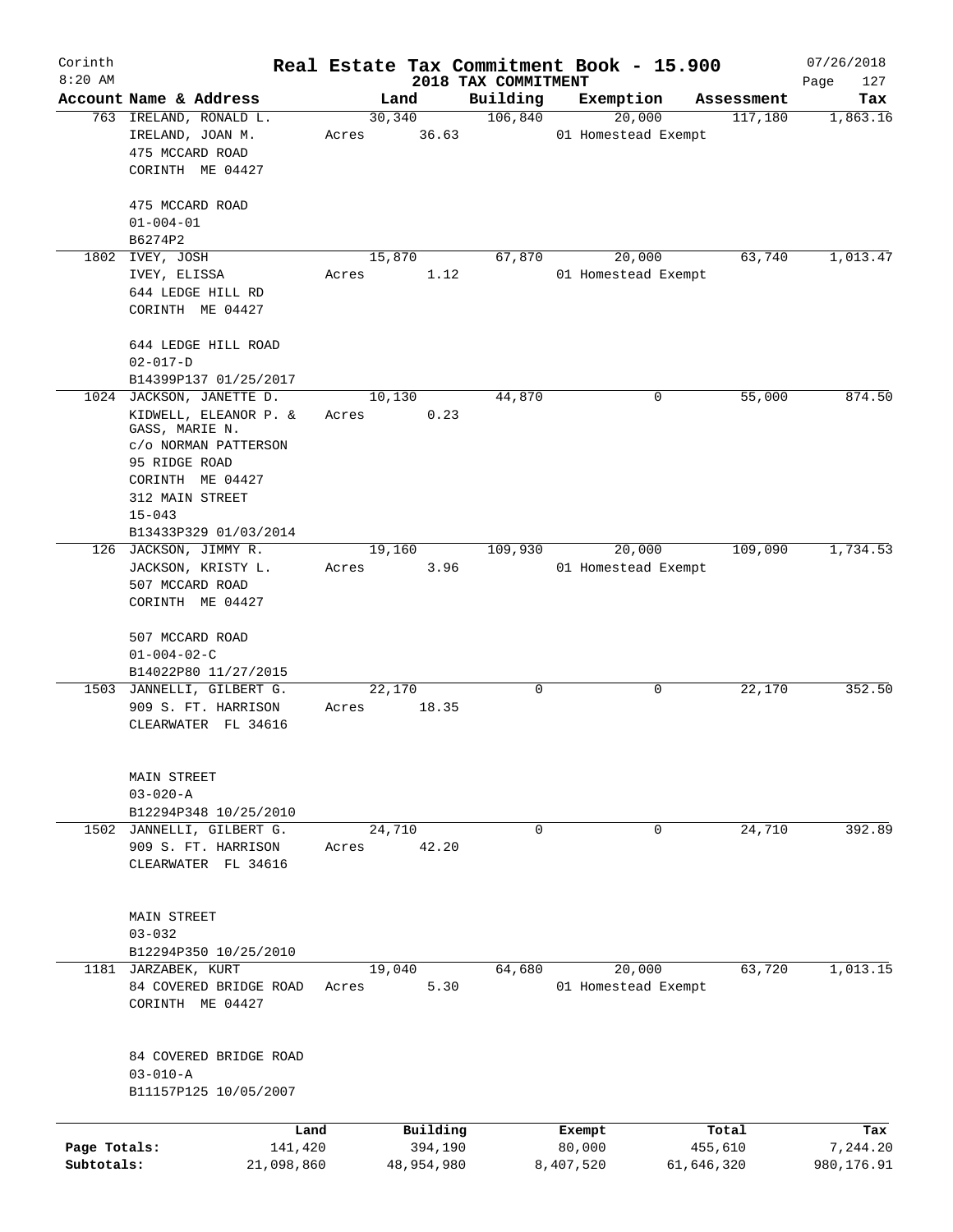# Real Estate Tax Commitment Book - 15.900

Corinth
8:20 AM

2018 TAX COMMITMENT

07/26/2018

| Account | Name & Address | Land | Building | Exemption | Assessment | Tax |
|---|---|---|---|---|---|---|
| 763 | IRELAND, RONALD L.<br>IRELAND, JOAN M.<br>475 MCCARD ROAD<br>CORINTH ME 04427<br><br>475 MCCARD ROAD<br>01-004-01<br>B6274P2 | 30,340<br>Acres 36.63 | 106,840 | 20,000<br>01 Homestead Exempt | 117,180 | 1,863.16 |
| 1802 | IVEY, JOSH<br>IVEY, ELISSA<br>644 LEDGE HILL RD<br>CORINTH ME 04427<br><br>644 LEDGE HILL ROAD<br>02-017-D<br>B14399P137 01/25/2017 | 15,870<br>Acres 1.12 | 67,870 | 20,000<br>01 Homestead Exempt | 63,740 | 1,013.47 |
| 1024 | JACKSON, JANETTE D.<br>KIDWELL, ELEANOR P. &<br>GASS, MARIE N.<br>c/o NORMAN PATTERSON<br>95 RIDGE ROAD<br>CORINTH ME 04427<br>312 MAIN STREET<br>15-043<br>B13433P329 01/03/2014 | 10,130<br>Acres 0.23 | 44,870 | 0 | 55,000 | 874.50 |
| 126 | JACKSON, JIMMY R.<br>JACKSON, KRISTY L.<br>507 MCCARD ROAD<br>CORINTH ME 04427<br><br>507 MCCARD ROAD<br>01-004-02-C<br>B14022P80 11/27/2015 | 19,160<br>Acres 3.96 | 109,930 | 20,000<br>01 Homestead Exempt | 109,090 | 1,734.53 |
| 1503 | JANNELLI, GILBERT G.<br>909 S. FT. HARRISON<br>CLEARWATER FL 34616<br><br>MAIN STREET<br>03-020-A<br>B12294P348 10/25/2010 | 22,170<br>Acres 18.35 | 0 | 0 | 22,170 | 352.50 |
| 1502 | JANNELLI, GILBERT G.<br>909 S. FT. HARRISON<br>CLEARWATER FL 34616<br><br>MAIN STREET<br>03-032<br>B12294P350 10/25/2010 | 24,710<br>Acres 42.20 | 0 | 0 | 24,710 | 392.89 |
| 1181 | JARZABEK, KURT<br>84 COVERED BRIDGE ROAD<br>CORINTH ME 04427<br><br>84 COVERED BRIDGE ROAD<br>03-010-A<br>B11157P125 10/05/2007 | 19,040<br>Acres 5.30 | 64,680 | 20,000<br>01 Homestead Exempt | 63,720 | 1,013.15 |

| | Land | Building | Exempt | Total | Tax |
|---|---|---|---|---|---|
| Page Totals: | 141,420 | 394,190 | 80,000 | 455,610 | 7,244.20 |
| Subtotals: | 21,098,860 | 48,954,980 | 8,407,520 | 61,646,320 | 980,176.91 |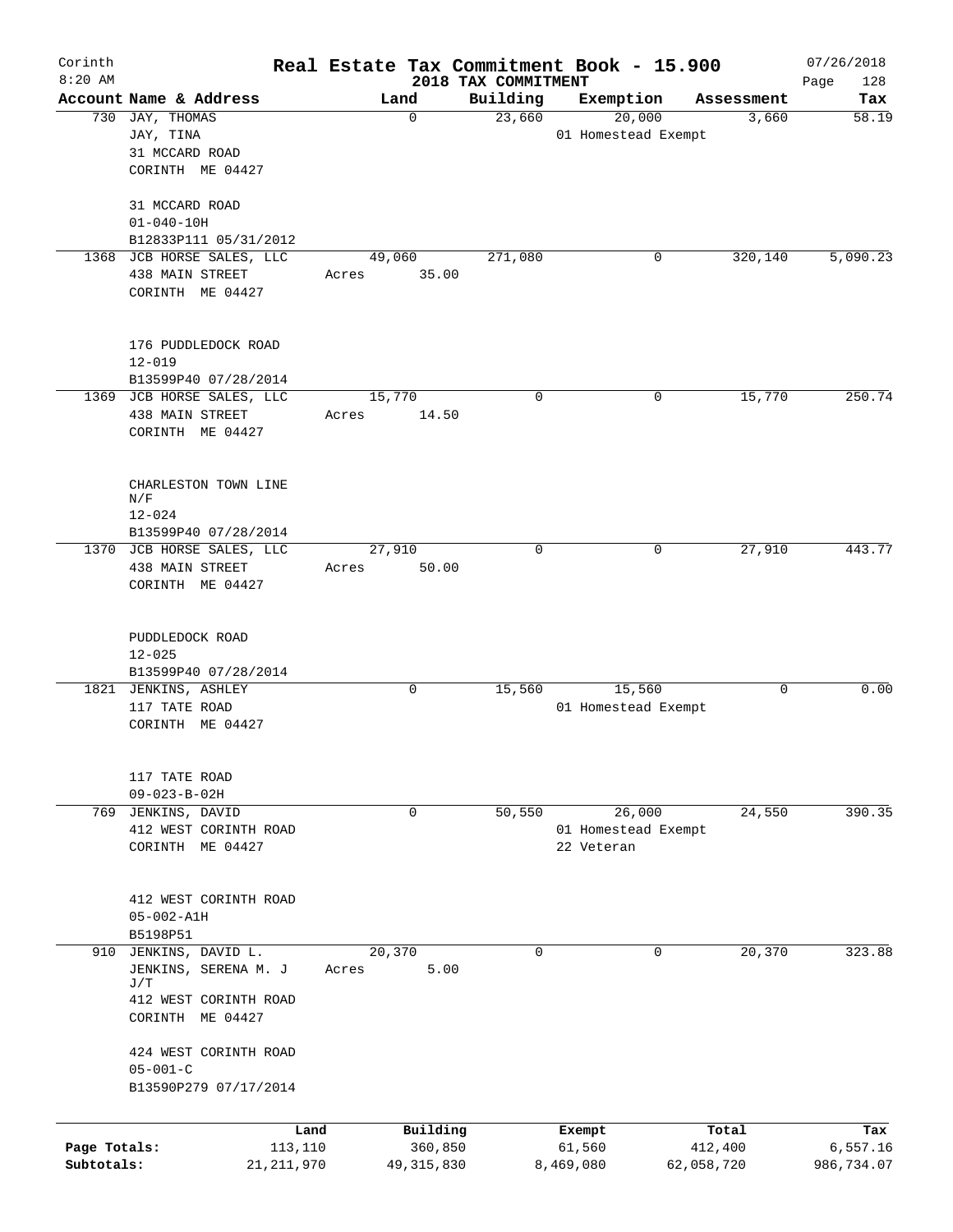Corinth 8:20 AM

# Real Estate Tax Commitment Book - 15.900

2018 TAX COMMITMENT

07/26/2018 Page 128

| Account | Name & Address | Land | Building | Exemption | Assessment | Tax |
|---|---|---|---|---|---|---|
| 730 | JAY, THOMAS<br>JAY, TINA<br>31 MCCARD ROAD<br>CORINTH ME 04427<br><br>31 MCCARD ROAD<br>01-040-10H<br>B12833P111 05/31/2012 | 0 | 23,660 | 20,000<br>01 Homestead Exempt | 3,660 | 58.19 |
| 1368 | JCB HORSE SALES, LLC<br>438 MAIN STREET<br>CORINTH ME 04427<br><br>176 PUDDLEDOCK ROAD<br>12-019<br>B13599P40 07/28/2014 | 49,060<br>Acres 35.00 | 271,080 | 0 | 320,140 | 5,090.23 |
| 1369 | JCB HORSE SALES, LLC<br>438 MAIN STREET<br>CORINTH ME 04427<br><br>CHARLESTON TOWN LINE N/F<br>12-024<br>B13599P40 07/28/2014 | 15,770<br>Acres 14.50 | 0 | 0 | 15,770 | 250.74 |
| 1370 | JCB HORSE SALES, LLC<br>438 MAIN STREET<br>CORINTH ME 04427<br><br>PUDDLEDOCK ROAD<br>12-025<br>B13599P40 07/28/2014 | 27,910<br>Acres 50.00 | 0 | 0 | 27,910 | 443.77 |
| 1821 | JENKINS, ASHLEY<br>117 TATE ROAD<br>CORINTH ME 04427<br><br>117 TATE ROAD<br>09-023-B-02H | 0 | 15,560 | 15,560<br>01 Homestead Exempt | 0 | 0.00 |
| 769 | JENKINS, DAVID<br>412 WEST CORINTH ROAD<br>CORINTH ME 04427<br><br>412 WEST CORINTH ROAD<br>05-002-A1H<br>B5198P51 | 0 | 50,550 | 26,000<br>01 Homestead Exempt<br>22 Veteran | 24,550 | 390.35 |
| 910 | JENKINS, DAVID L.<br>JENKINS, SERENA M. J J/T<br>412 WEST CORINTH ROAD<br>CORINTH ME 04427<br><br>424 WEST CORINTH ROAD<br>05-001-C<br>B13590P279 07/17/2014 | 20,370<br>Acres 5.00 | 0 | 0 | 20,370 | 323.88 |

| | Land | Building | Exempt | Total | Tax |
|---|---|---|---|---|---|
| Page Totals: | 113,110 | 360,850 | 61,560 | 412,400 | 6,557.16 |
| Subtotals: | 21,211,970 | 49,315,830 | 8,469,080 | 62,058,720 | 986,734.07 |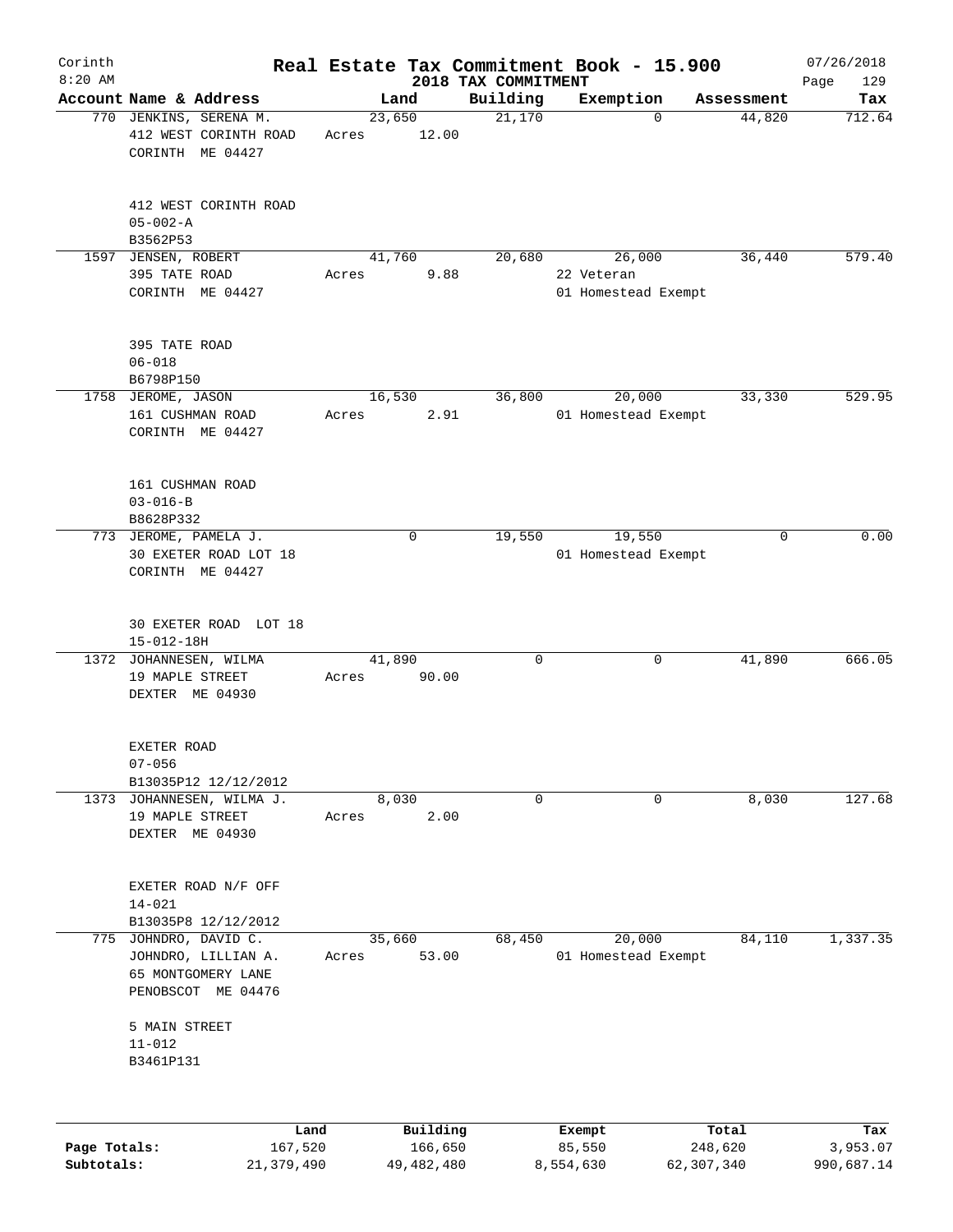Corinth
8:20 AM

# Real Estate Tax Commitment Book - 15.900
## 2018 TAX COMMITMENT

07/26/2018

| Account Name & Address | Land | Building | Exemption | Assessment | Tax |
|---|---|---|---|---|---|
| 770 JENKINS, SERENA M.<br>412 WEST CORINTH ROAD<br>CORINTH ME 04427<br><br>412 WEST CORINTH ROAD<br>05-002-A<br>B3562P53 | 23,650<br>Acres 12.00 | 21,170 | 0 | 44,820 | 712.64 |
| 1597 JENSEN, ROBERT<br>395 TATE ROAD<br>CORINTH ME 04427<br><br>395 TATE ROAD<br>06-018<br>B6798P150 | 41,760<br>Acres 9.88 | 20,680 | 26,000<br>22 Veteran<br>01 Homestead Exempt | 36,440 | 579.40 |
| 1758 JEROME, JASON<br>161 CUSHMAN ROAD<br>CORINTH ME 04427<br><br>161 CUSHMAN ROAD<br>03-016-B<br>B8628P332 | 16,530<br>Acres 2.91 | 36,800 | 20,000<br>01 Homestead Exempt | 33,330 | 529.95 |
| 773 JEROME, PAMELA J.<br>30 EXETER ROAD LOT 18<br>CORINTH ME 04427<br><br>30 EXETER ROAD LOT 18<br>15-012-18H | 0 | 19,550 | 19,550<br>01 Homestead Exempt | 0 | 0.00 |
| 1372 JOHANNESEN, WILMA<br>19 MAPLE STREET<br>DEXTER ME 04930<br><br>EXETER ROAD<br>07-056<br>B13035P12 12/12/2012 | 41,890<br>Acres 90.00 | 0 | 0 | 41,890 | 666.05 |
| 1373 JOHANNESEN, WILMA J.<br>19 MAPLE STREET<br>DEXTER ME 04930<br><br>EXETER ROAD N/F OFF<br>14-021<br>B13035P8 12/12/2012 | 8,030<br>Acres 2.00 | 0 | 0 | 8,030 | 127.68 |
| 775 JOHNDRO, DAVID C.<br>JOHNDRO, LILLIAN A.<br>65 MONTGOMERY LANE<br>PENOBSCOT ME 04476<br><br>5 MAIN STREET<br>11-012<br>B3461P131 | 35,660<br>Acres 53.00 | 68,450 | 20,000<br>01 Homestead Exempt | 84,110 | 1,337.35 |

| | Land | Building | Exempt | Total | Tax |
|---|---|---|---|---|---|
| Page Totals: | 167,520 | 166,650 | 85,550 | 248,620 | 3,953.07 |
| Subtotals: | 21,379,490 | 49,482,480 | 8,554,630 | 62,307,340 | 990,687.14 |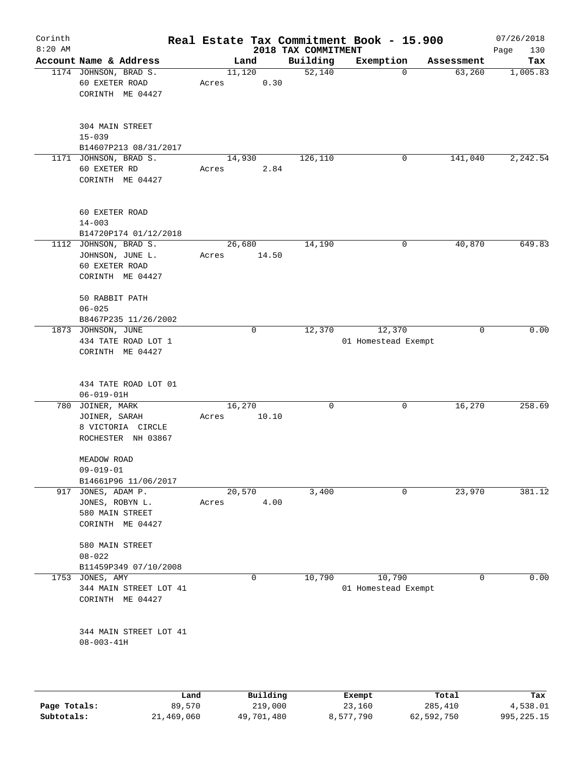# Real Estate Tax Commitment Book - 15.900

Corinth 8:20 AM — 2018 TAX COMMITMENT — 07/26/2018

| Account Name & Address | Land | Building | Exemption | Assessment | Tax |
|---|---|---|---|---|---|
| 1174 JOHNSON, BRAD S.<br>60 EXETER ROAD<br>CORINTH ME 04427<br><br>304 MAIN STREET<br>15-039<br>B14607P213 08/31/2017 | 11,120<br>Acres 0.30 | 52,140 | 0 | 63,260 | 1,005.83 |
| 1171 JOHNSON, BRAD S.<br>60 EXETER RD<br>CORINTH ME 04427<br><br>60 EXETER ROAD<br>14-003<br>B14720P174 01/12/2018 | 14,930<br>Acres 2.84 | 126,110 | 0 | 141,040 | 2,242.54 |
| 1112 JOHNSON, BRAD S.<br>JOHNSON, JUNE L.<br>60 EXETER ROAD<br>CORINTH ME 04427<br><br>50 RABBIT PATH<br>06-025<br>B8467P235 11/26/2002 | 26,680<br>Acres 14.50 | 14,190 | 0 | 40,870 | 649.83 |
| 1873 JOHNSON, JUNE<br>434 TATE ROAD LOT 1<br>CORINTH ME 04427<br><br>434 TATE ROAD LOT 01<br>06-019-01H | 0 | 12,370 | 12,370<br>01 Homestead Exempt | 0 | 0.00 |
| 780 JOINER, MARK<br>JOINER, SARAH<br>8 VICTORIA CIRCLE<br>ROCHESTER NH 03867<br><br>MEADOW ROAD<br>09-019-01<br>B14661P96 11/06/2017 | 16,270<br>Acres 10.10 | 0 | 0 | 16,270 | 258.69 |
| 917 JONES, ADAM P.<br>JONES, ROBYN L.<br>580 MAIN STREET<br>CORINTH ME 04427<br><br>580 MAIN STREET<br>08-022<br>B11459P349 07/10/2008 | 20,570<br>Acres 4.00 | 3,400 | 0 | 23,970 | 381.12 |
| 1753 JONES, AMY<br>344 MAIN STREET LOT 41<br>CORINTH ME 04427<br><br>344 MAIN STREET LOT 41<br>08-003-41H | 0 | 10,790 | 10,790<br>01 Homestead Exempt | 0 | 0.00 |

| | Land | Building | Exempt | Total | Tax |
|---|---|---|---|---|---|
| Page Totals: | 89,570 | 219,000 | 23,160 | 285,410 | 4,538.01 |
| Subtotals: | 21,469,060 | 49,701,480 | 8,577,790 | 62,592,750 | 995,225.15 |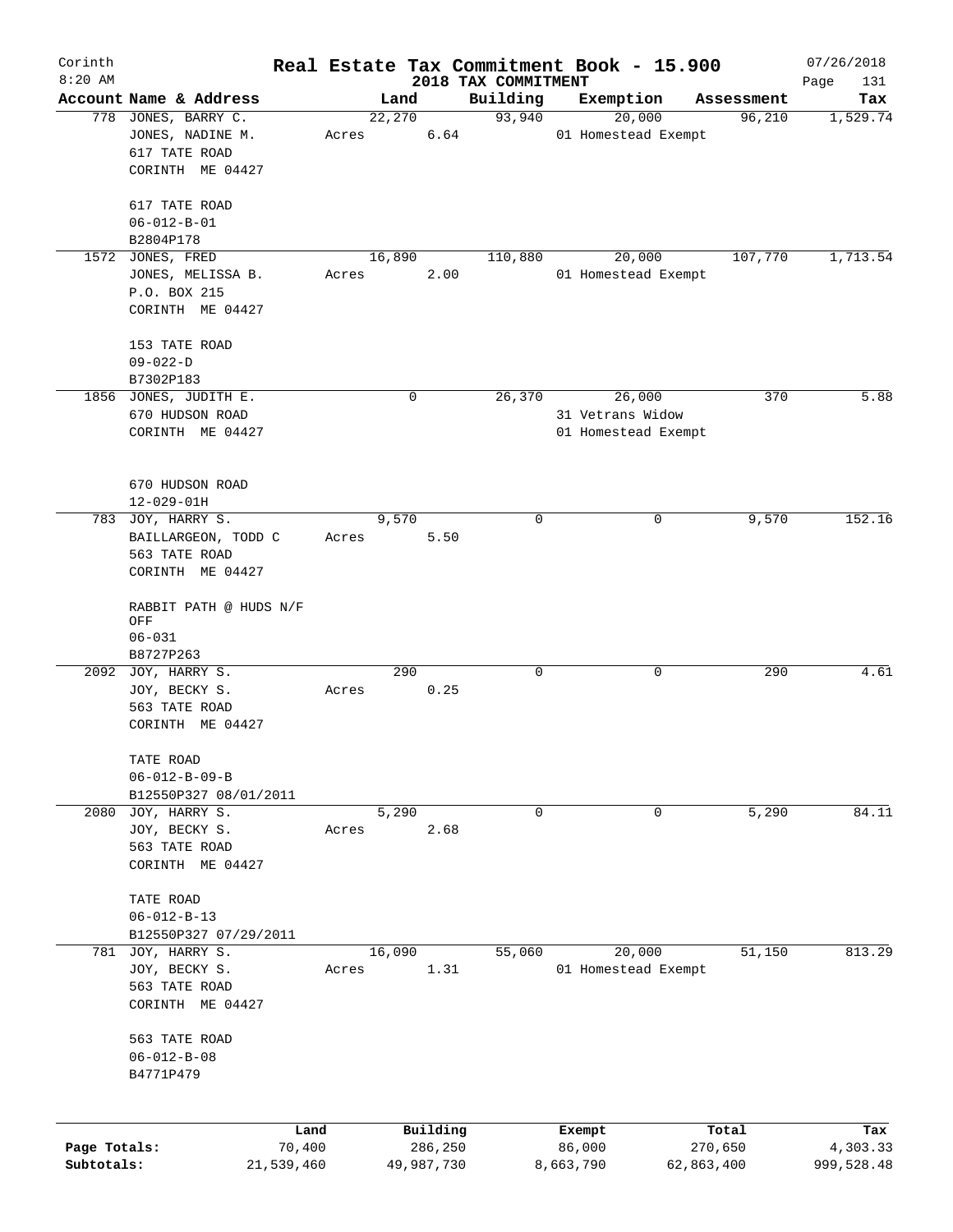# Real Estate Tax Commitment Book - 15.900

Corinth 8:20 AM — 2018 TAX COMMITMENT — 07/26/2018

| Account | Name & Address | Land | Building | Exemption | Assessment | Tax |
|---|---|---|---|---|---|---|
| 778 | JONES, BARRY C.<br>JONES, NADINE M.<br>617 TATE ROAD<br>CORINTH ME 04427<br><br>617 TATE ROAD<br>06-012-B-01<br>B2804P178 | 22,270<br>Acres 6.64 | 93,940 | 20,000<br>01 Homestead Exempt | 96,210 | 1,529.74 |
| 1572 | JONES, FRED<br>JONES, MELISSA B.<br>P.O. BOX 215<br>CORINTH ME 04427<br><br>153 TATE ROAD<br>09-022-D<br>B7302P183 | 16,890<br>Acres 2.00 | 110,880 | 20,000<br>01 Homestead Exempt | 107,770 | 1,713.54 |
| 1856 | JONES, JUDITH E.<br>670 HUDSON ROAD<br>CORINTH ME 04427<br><br>670 HUDSON ROAD<br>12-029-01H | 0 | 26,370 | 26,000<br>31 Vetrans Widow<br>01 Homestead Exempt | 370 | 5.88 |
| 783 | JOY, HARRY S.<br>BAILLARGEON, TODD C<br>563 TATE ROAD<br>CORINTH ME 04427<br><br>RABBIT PATH @ HUDS N/F OFF<br>06-031<br>B8727P263 | 9,570<br>Acres 5.50 | 0 | 0 | 9,570 | 152.16 |
| 2092 | JOY, HARRY S.<br>JOY, BECKY S.<br>563 TATE ROAD<br>CORINTH ME 04427<br><br>TATE ROAD<br>06-012-B-09-B<br>B12550P327 08/01/2011 | 290<br>Acres 0.25 | 0 | 0 | 290 | 4.61 |
| 2080 | JOY, HARRY S.<br>JOY, BECKY S.<br>563 TATE ROAD<br>CORINTH ME 04427<br><br>TATE ROAD<br>06-012-B-13<br>B12550P327 07/29/2011 | 5,290<br>Acres 2.68 | 0 | 0 | 5,290 | 84.11 |
| 781 | JOY, HARRY S.<br>JOY, BECKY S.<br>563 TATE ROAD<br>CORINTH ME 04427<br><br>563 TATE ROAD<br>06-012-B-08<br>B4771P479 | 16,090<br>Acres 1.31 | 55,060 | 20,000<br>01 Homestead Exempt | 51,150 | 813.29 |

| | Land | Building | Exempt | Total | Tax |
|---|---|---|---|---|---|
| Page Totals: | 70,400 | 286,250 | 86,000 | 270,650 | 4,303.33 |
| Subtotals: | 21,539,460 | 49,987,730 | 8,663,790 | 62,863,400 | 999,528.48 |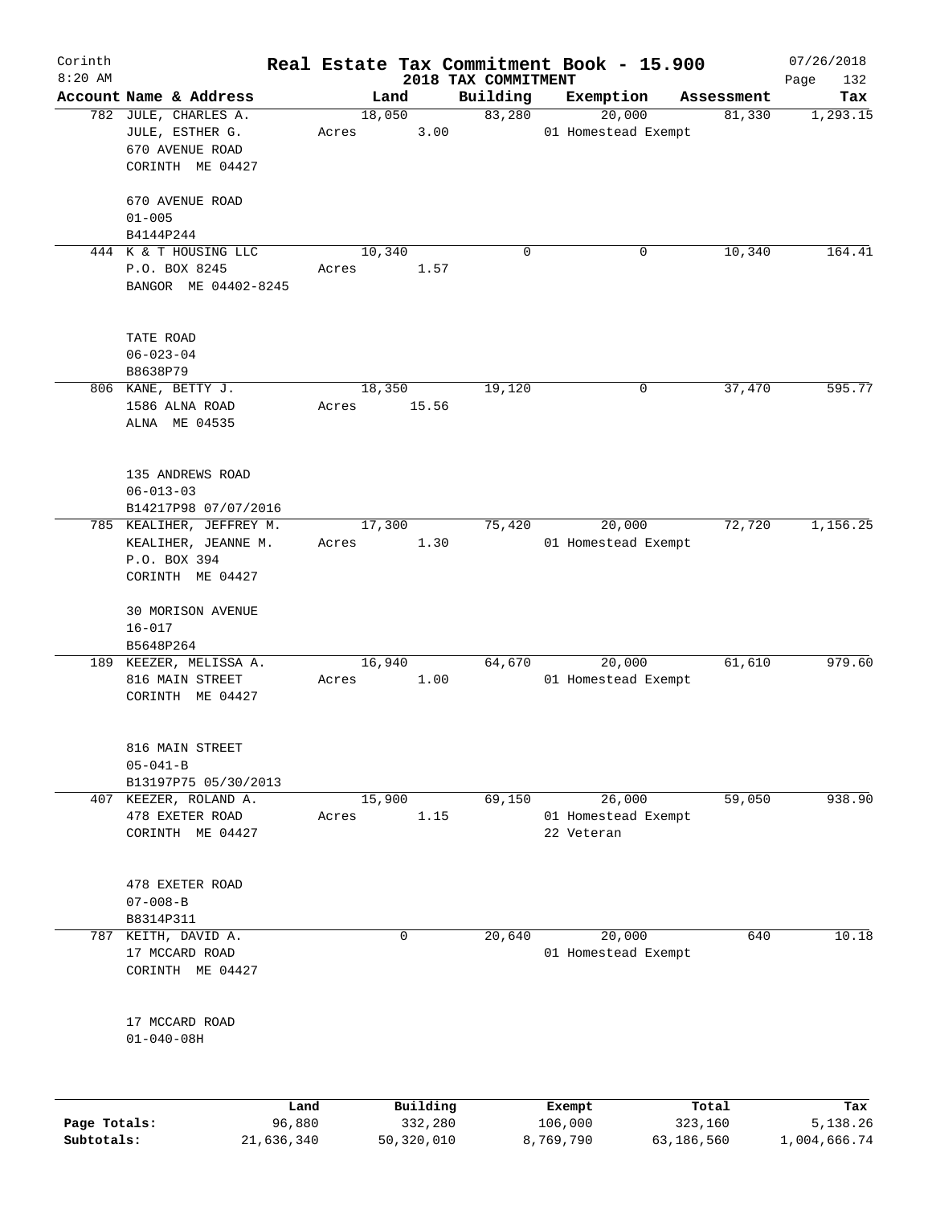Corinth 8:20 AM

# Real Estate Tax Commitment Book - 15.900

## 2018 TAX COMMITMENT

07/26/2018

| Account | Name & Address | Land | Building | Exemption | Assessment | Tax |
|---|---|---|---|---|---|---|
| 782 | JULE, CHARLES A.<br>JULE, ESTHER G.<br>670 AVENUE ROAD<br>CORINTH ME 04427<br><br>670 AVENUE ROAD<br>01-005<br>B4144P244 | 18,050<br>Acres 3.00 | 83,280 | 20,000<br>01 Homestead Exempt | 81,330 | 1,293.15 |
| 444 | K & T HOUSING LLC<br>P.O. BOX 8245<br>BANGOR ME 04402-8245<br><br>TATE ROAD<br>06-023-04<br>B8638P79 | 10,340<br>Acres 1.57 | 0 | 0 | 10,340 | 164.41 |
| 806 | KANE, BETTY J.<br>1586 ALNA ROAD<br>ALNA ME 04535<br><br>135 ANDREWS ROAD<br>06-013-03<br>B14217P98 07/07/2016 | 18,350<br>Acres 15.56 | 19,120 | 0 | 37,470 | 595.77 |
| 785 | KEALIHER, JEFFREY M.<br>KEALIHER, JEANNE M.<br>P.O. BOX 394<br>CORINTH ME 04427<br><br>30 MORISON AVENUE<br>16-017<br>B5648P264 | 17,300<br>Acres 1.30 | 75,420 | 20,000<br>01 Homestead Exempt | 72,720 | 1,156.25 |
| 189 | KEEZER, MELISSA A.<br>816 MAIN STREET<br>CORINTH ME 04427<br><br>816 MAIN STREET<br>05-041-B<br>B13197P75 05/30/2013 | 16,940<br>Acres 1.00 | 64,670 | 20,000<br>01 Homestead Exempt | 61,610 | 979.60 |
| 407 | KEEZER, ROLAND A.<br>478 EXETER ROAD<br>CORINTH ME 04427<br><br>478 EXETER ROAD<br>07-008-B<br>B8314P311 | 15,900<br>Acres 1.15 | 69,150 | 26,000<br>01 Homestead Exempt<br>22 Veteran | 59,050 | 938.90 |
| 787 | KEITH, DAVID A.<br>17 MCCARD ROAD<br>CORINTH ME 04427<br><br>17 MCCARD ROAD<br>01-040-08H | 0 | 20,640 | 20,000<br>01 Homestead Exempt | 640 | 10.18 |

| | Land | Building | Exempt | Total | Tax |
|---|---|---|---|---|---|
| **Page Totals:** | 96,880 | 332,280 | 106,000 | 323,160 | 5,138.26 |
| **Subtotals:** | 21,636,340 | 50,320,010 | 8,769,790 | 63,186,560 | 1,004,666.74 |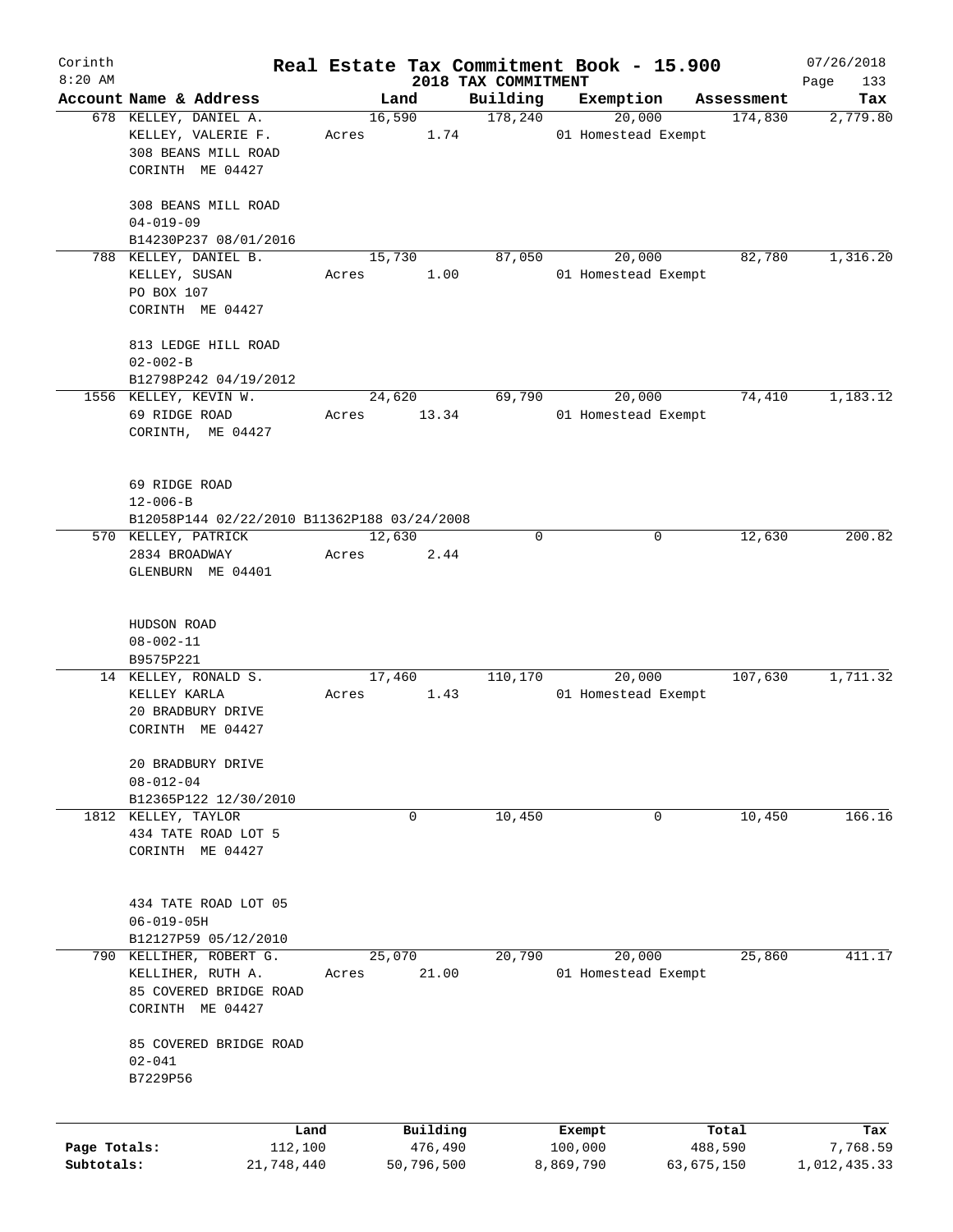# Real Estate Tax Commitment Book - 15.900

Corinth 8:20 AM — 2018 TAX COMMITMENT — 07/26/2018

| Account Name & Address | Land | Building | Exemption | Assessment | Tax |
|---|---|---|---|---|---|
| 678 KELLEY, DANIEL A.<br>KELLEY, VALERIE F.<br>308 BEANS MILL ROAD<br>CORINTH ME 04427<br><br>308 BEANS MILL ROAD<br>04-019-09<br>B14230P237 08/01/2016 | 16,590<br>Acres 1.74 | 178,240 | 20,000<br>01 Homestead Exempt | 174,830 | 2,779.80 |
| 788 KELLEY, DANIEL B.<br>KELLEY, SUSAN<br>PO BOX 107<br>CORINTH ME 04427<br><br>813 LEDGE HILL ROAD<br>02-002-B<br>B12798P242 04/19/2012 | 15,730<br>Acres 1.00 | 87,050 | 20,000<br>01 Homestead Exempt | 82,780 | 1,316.20 |
| 1556 KELLEY, KEVIN W.<br>69 RIDGE ROAD<br>CORINTH, ME 04427<br><br>69 RIDGE ROAD<br>12-006-B<br>B12058P144 02/22/2010 B11362P188 03/24/2008 | 24,620<br>Acres 13.34 | 69,790 | 20,000<br>01 Homestead Exempt | 74,410 | 1,183.12 |
| 570 KELLEY, PATRICK<br>2834 BROADWAY<br>GLENBURN ME 04401<br><br>HUDSON ROAD<br>08-002-11<br>B9575P221 | 12,630<br>Acres 2.44 | 0 | 0 | 12,630 | 200.82 |
| 14 KELLEY, RONALD S.<br>KELLEY KARLA<br>20 BRADBURY DRIVE<br>CORINTH ME 04427<br><br>20 BRADBURY DRIVE<br>08-012-04<br>B12365P122 12/30/2010 | 17,460<br>Acres 1.43 | 110,170 | 20,000<br>01 Homestead Exempt | 107,630 | 1,711.32 |
| 1812 KELLEY, TAYLOR<br>434 TATE ROAD LOT 5<br>CORINTH ME 04427<br><br>434 TATE ROAD LOT 05<br>06-019-05H<br>B12127P59 05/12/2010 | 0 | 10,450 | 0 | 10,450 | 166.16 |
| 790 KELLIHER, ROBERT G.<br>KELLIHER, RUTH A.<br>85 COVERED BRIDGE ROAD<br>CORINTH ME 04427<br><br>85 COVERED BRIDGE ROAD<br>02-041<br>B7229P56 | 25,070<br>Acres 21.00 | 20,790 | 20,000<br>01 Homestead Exempt | 25,860 | 411.17 |

| | Land | Building | Exempt | Total | Tax |
|---|---|---|---|---|---|
| Page Totals: | 112,100 | 476,490 | 100,000 | 488,590 | 7,768.59 |
| Subtotals: | 21,748,440 | 50,796,500 | 8,869,790 | 63,675,150 | 1,012,435.33 |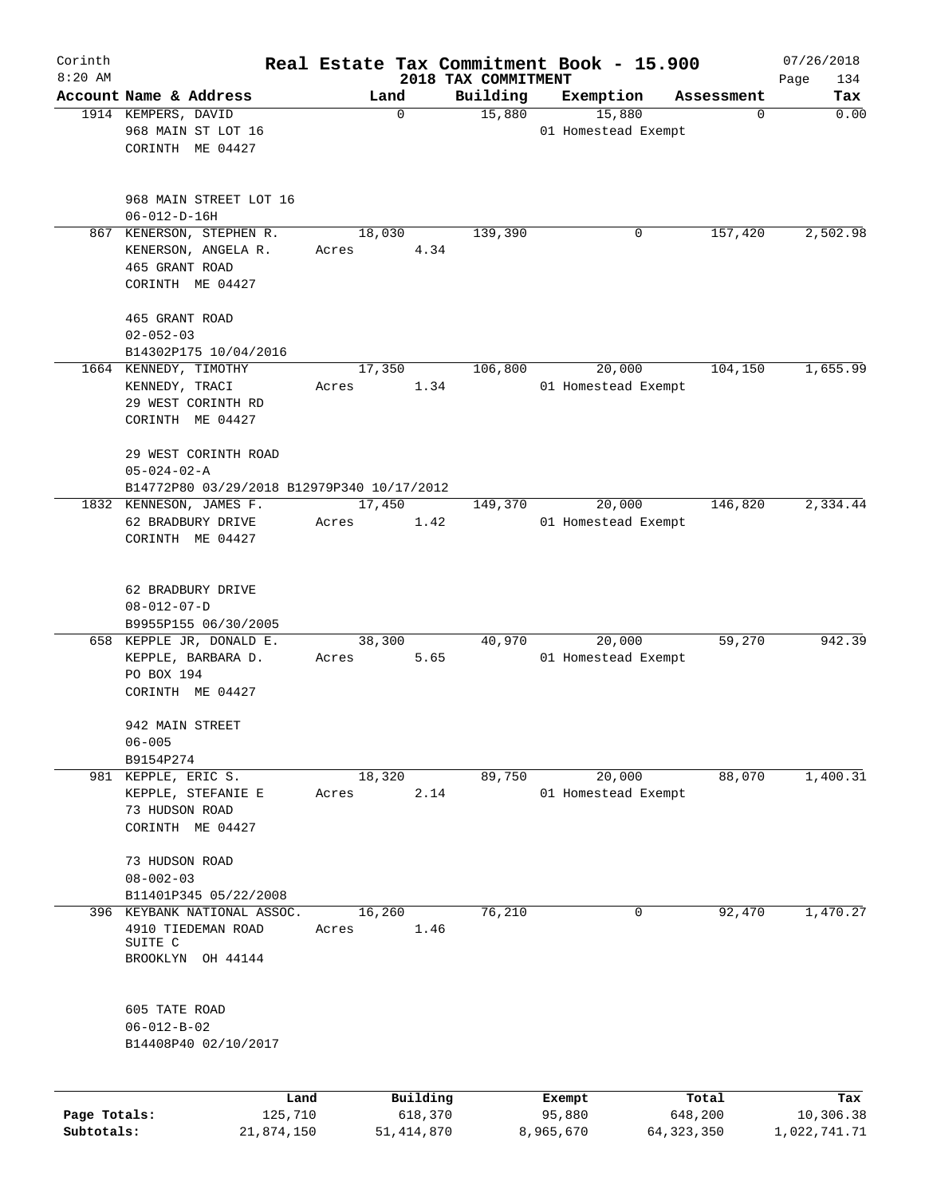# Real Estate Tax Commitment Book - 15.900

Corinth
8:20 AM

2018 TAX COMMITMENT

07/26/2018

| Account Name & Address | Land | Building | Exemption | Assessment | Tax |
|---|---|---|---|---|---|
| 1914 KEMPERS, DAVID<br>968 MAIN ST LOT 16<br>CORINTH ME 04427<br><br>968 MAIN STREET LOT 16<br>06-012-D-16H | 0 | 15,880 | 15,880<br>01 Homestead Exempt | 0 | 0.00 |
| 867 KENERSON, STEPHEN R.<br>KENERSON, ANGELA R.<br>465 GRANT ROAD<br>CORINTH ME 04427<br><br>465 GRANT ROAD<br>02-052-03<br>B14302P175 10/04/2016 | 18,030<br>Acres 4.34 | 139,390 | 0 | 157,420 | 2,502.98 |
| 1664 KENNEDY, TIMOTHY<br>KENNEDY, TRACI<br>29 WEST CORINTH RD<br>CORINTH ME 04427<br><br>29 WEST CORINTH ROAD<br>05-024-02-A<br>B14772P80 03/29/2018 B12979P340 10/17/2012 | 17,350<br>Acres 1.34 | 106,800 | 20,000<br>01 Homestead Exempt | 104,150 | 1,655.99 |
| 1832 KENNESON, JAMES F.<br>62 BRADBURY DRIVE<br>CORINTH ME 04427<br><br>62 BRADBURY DRIVE<br>08-012-07-D<br>B9955P155 06/30/2005 | 17,450<br>Acres 1.42 | 149,370 | 20,000<br>01 Homestead Exempt | 146,820 | 2,334.44 |
| 658 KEPPLE JR, DONALD E.<br>KEPPLE, BARBARA D.<br>PO BOX 194<br>CORINTH ME 04427<br><br>942 MAIN STREET<br>06-005<br>B9154P274 | 38,300<br>Acres 5.65 | 40,970 | 20,000<br>01 Homestead Exempt | 59,270 | 942.39 |
| 981 KEPPLE, ERIC S.<br>KEPPLE, STEFANIE E<br>73 HUDSON ROAD<br>CORINTH ME 04427<br><br>73 HUDSON ROAD<br>08-002-03<br>B11401P345 05/22/2008 | 18,320<br>Acres 2.14 | 89,750 | 20,000<br>01 Homestead Exempt | 88,070 | 1,400.31 |
| 396 KEYBANK NATIONAL ASSOC.<br>4910 TIEDEMAN ROAD<br>SUITE C<br>BROOKLYN OH 44144<br><br>605 TATE ROAD<br>06-012-B-02<br>B14408P40 02/10/2017 | 16,260<br>Acres 1.46 | 76,210 | 0 | 92,470 | 1,470.27 |

| | Land | Building | Exempt | Total | Tax |
|---|---|---|---|---|---|
| Page Totals: | 125,710 | 618,370 | 95,880 | 648,200 | 10,306.38 |
| Subtotals: | 21,874,150 | 51,414,870 | 8,965,670 | 64,323,350 | 1,022,741.71 |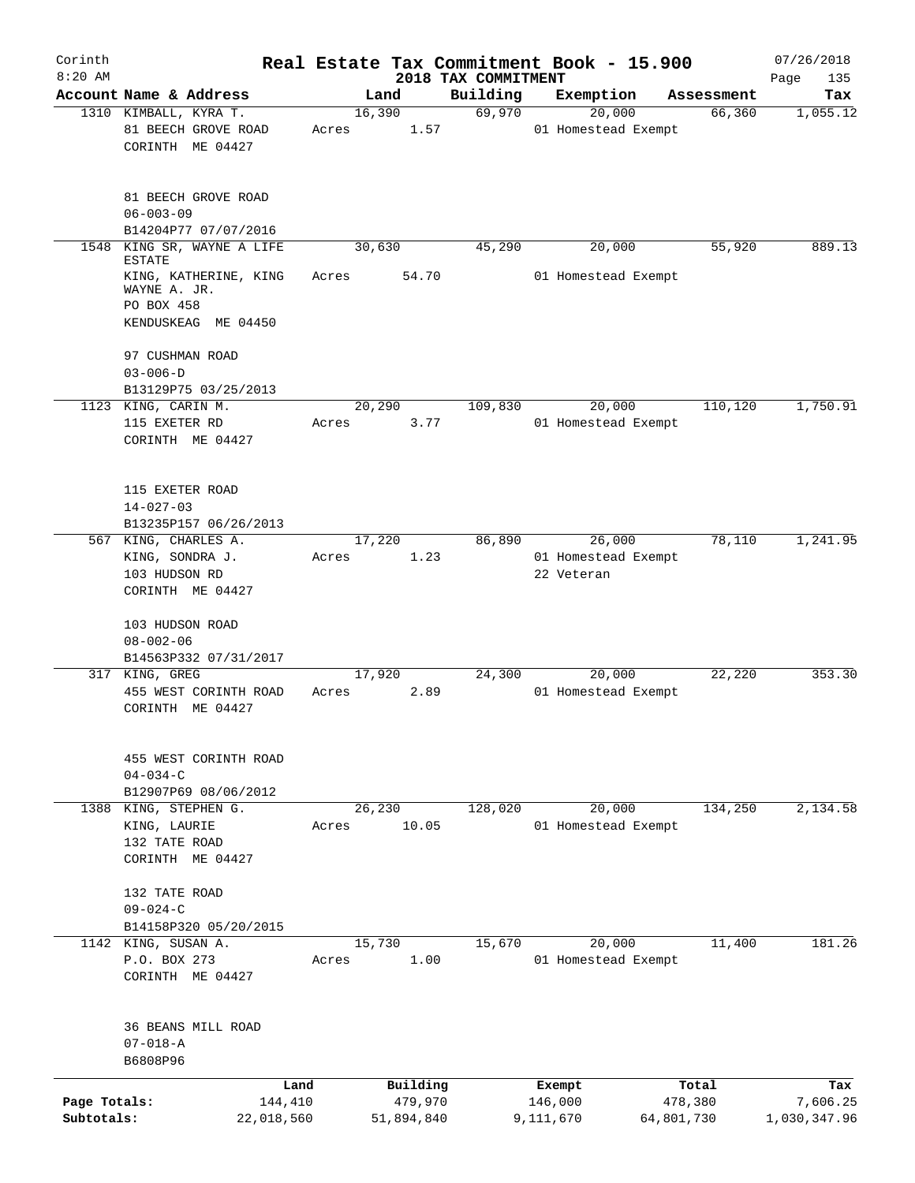Corinth 8:20 AM

# Real Estate Tax Commitment Book - 15.900

## 2018 TAX COMMITMENT

07/26/2018

| Account Name & Address | Land | Building | Exemption | Assessment | Tax |
|---|---|---|---|---|---|
| 1310 KIMBALL, KYRA T.<br>81 BEECH GROVE ROAD<br>CORINTH ME 04427<br><br>81 BEECH GROVE ROAD<br>06-003-09<br>B14204P77 07/07/2016 | 16,390<br>Acres 1.57 | 69,970 | 20,000<br>01 Homestead Exempt | 66,360 | 1,055.12 |
| 1548 KING SR, WAYNE A LIFE ESTATE<br>KING, KATHERINE, KING WAYNE A. JR.<br>PO BOX 458<br>KENDUSKEAG ME 04450<br><br>97 CUSHMAN ROAD<br>03-006-D<br>B13129P75 03/25/2013 | 30,630<br>Acres 54.70 | 45,290 | 20,000<br>01 Homestead Exempt | 55,920 | 889.13 |
| 1123 KING, CARIN M.<br>115 EXETER RD<br>CORINTH ME 04427<br><br>115 EXETER ROAD<br>14-027-03<br>B13235P157 06/26/2013 | 20,290<br>Acres 3.77 | 109,830 | 20,000<br>01 Homestead Exempt | 110,120 | 1,750.91 |
| 567 KING, CHARLES A.<br>KING, SONDRA J.<br>103 HUDSON RD<br>CORINTH ME 04427<br><br>103 HUDSON ROAD<br>08-002-06<br>B14563P332 07/31/2017 | 17,220<br>Acres 1.23 | 86,890 | 26,000<br>01 Homestead Exempt<br>22 Veteran | 78,110 | 1,241.95 |
| 317 KING, GREG<br>455 WEST CORINTH ROAD<br>CORINTH ME 04427<br><br>455 WEST CORINTH ROAD<br>04-034-C<br>B12907P69 08/06/2012 | 17,920<br>Acres 2.89 | 24,300 | 20,000<br>01 Homestead Exempt | 22,220 | 353.30 |
| 1388 KING, STEPHEN G.<br>KING, LAURIE<br>132 TATE ROAD<br>CORINTH ME 04427<br><br>132 TATE ROAD<br>09-024-C<br>B14158P320 05/20/2015 | 26,230<br>Acres 10.05 | 128,020 | 20,000<br>01 Homestead Exempt | 134,250 | 2,134.58 |
| 1142 KING, SUSAN A.<br>P.O. BOX 273<br>CORINTH ME 04427<br><br>36 BEANS MILL ROAD<br>07-018-A<br>B6808P96 | 15,730<br>Acres 1.00 | 15,670 | 20,000<br>01 Homestead Exempt | 11,400 | 181.26 |

| | Land | Building | Exempt | Total | Tax |
|---|---|---|---|---|---|
| Page Totals: | 144,410 | 479,970 | 146,000 | 478,380 | 7,606.25 |
| Subtotals: | 22,018,560 | 51,894,840 | 9,111,670 | 64,801,730 | 1,030,347.96 |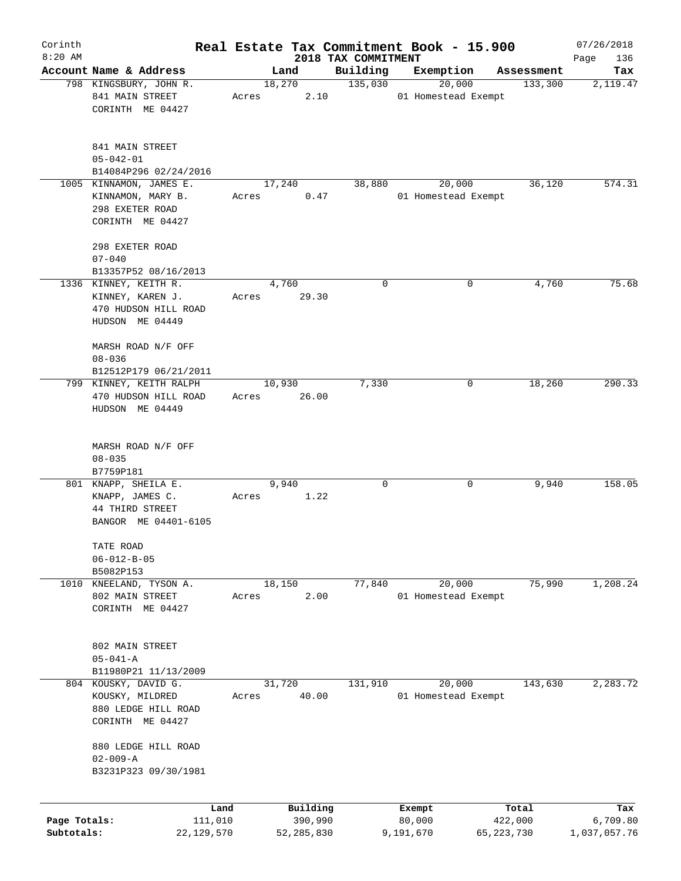Corinth 8:20 AM

# Real Estate Tax Commitment Book - 15.900
## 2018 TAX COMMITMENT

07/26/2018

| Account Name & Address | Land | Building | Exemption | Assessment | Tax |
|---|---|---|---|---|---|
| 798 KINGSBURY, JOHN R.<br>841 MAIN STREET<br>CORINTH ME 04427<br><br>841 MAIN STREET<br>05-042-01<br>B14084P296 02/24/2016 | 18,270<br>Acres 2.10 | 135,030 | 20,000<br>01 Homestead Exempt | 133,300 | 2,119.47 |
| 1005 KINNAMON, JAMES E.<br>KINNAMON, MARY B.<br>298 EXETER ROAD<br>CORINTH ME 04427<br><br>298 EXETER ROAD<br>07-040<br>B13357P52 08/16/2013 | 17,240<br>Acres 0.47 | 38,880 | 20,000<br>01 Homestead Exempt | 36,120 | 574.31 |
| 1336 KINNEY, KEITH R.<br>KINNEY, KAREN J.<br>470 HUDSON HILL ROAD<br>HUDSON ME 04449<br><br>MARSH ROAD N/F OFF<br>08-036<br>B12512P179 06/21/2011 | 4,760<br>Acres 29.30 | 0 | 0 | 4,760 | 75.68 |
| 799 KINNEY, KEITH RALPH<br>470 HUDSON HILL ROAD<br>HUDSON ME 04449<br><br>MARSH ROAD N/F OFF<br>08-035<br>B7759P181 | 10,930<br>Acres 26.00 | 7,330 | 0 | 18,260 | 290.33 |
| 801 KNAPP, SHEILA E.<br>KNAPP, JAMES C.<br>44 THIRD STREET<br>BANGOR ME 04401-6105<br><br>TATE ROAD<br>06-012-B-05<br>B5082P153 | 9,940<br>Acres 1.22 | 0 | 0 | 9,940 | 158.05 |
| 1010 KNEELAND, TYSON A.<br>802 MAIN STREET<br>CORINTH ME 04427<br><br>802 MAIN STREET<br>05-041-A<br>B11980P21 11/13/2009 | 18,150<br>Acres 2.00 | 77,840 | 20,000<br>01 Homestead Exempt | 75,990 | 1,208.24 |
| 804 KOUSKY, DAVID G.<br>KOUSKY, MILDRED<br>880 LEDGE HILL ROAD<br>CORINTH ME 04427<br><br>880 LEDGE HILL ROAD<br>02-009-A<br>B3231P323 09/30/1981 | 31,720<br>Acres 40.00 | 131,910 | 20,000<br>01 Homestead Exempt | 143,630 | 2,283.72 |

| | Land | Building | Exempt | Total | Tax |
|---|---|---|---|---|---|
| Page Totals: | 111,010 | 390,990 | 80,000 | 422,000 | 6,709.80 |
| Subtotals: | 22,129,570 | 52,285,830 | 9,191,670 | 65,223,730 | 1,037,057.76 |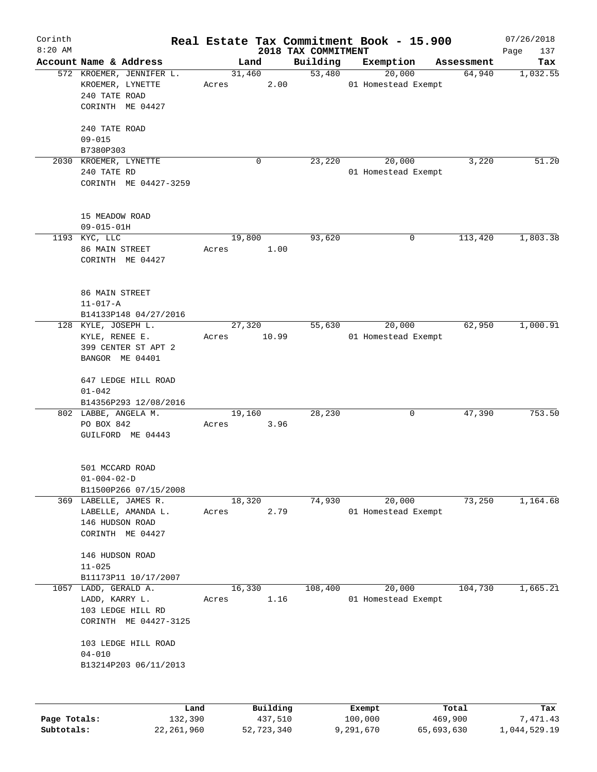Corinth 8:20 AM

# Real Estate Tax Commitment Book - 15.900

## 2018 TAX COMMITMENT

07/26/2018

| Account | Name & Address | Land | Building | Exemption | Assessment | Tax |
|---|---|---|---|---|---|---|
| 572 | KROEMER, JENNIFER L.<br>KROEMER, LYNETTE<br>240 TATE ROAD<br>CORINTH ME 04427<br><br>240 TATE ROAD<br>09-015<br>B7380P303 | 31,460<br>Acres 2.00 | 53,480 | 20,000<br>01 Homestead Exempt | 64,940 | 1,032.55 |
| 2030 | KROEMER, LYNETTE<br>240 TATE RD<br>CORINTH ME 04427-3259<br><br>15 MEADOW ROAD<br>09-015-01H | 0 | 23,220 | 20,000<br>01 Homestead Exempt | 3,220 | 51.20 |
| 1193 | KYC, LLC<br>86 MAIN STREET<br>CORINTH ME 04427<br><br>86 MAIN STREET<br>11-017-A<br>B14133P148 04/27/2016 | 19,800<br>Acres 1.00 | 93,620 | 0 | 113,420 | 1,803.38 |
| 128 | KYLE, JOSEPH L.<br>KYLE, RENEE E.<br>399 CENTER ST APT 2<br>BANGOR ME 04401<br><br>647 LEDGE HILL ROAD<br>01-042<br>B14356P293 12/08/2016 | 27,320<br>Acres 10.99 | 55,630 | 20,000<br>01 Homestead Exempt | 62,950 | 1,000.91 |
| 802 | LABBE, ANGELA M.<br>PO BOX 842<br>GUILFORD ME 04443<br><br>501 MCCARD ROAD<br>01-004-02-D<br>B11500P266 07/15/2008 | 19,160<br>Acres 3.96 | 28,230 | 0 | 47,390 | 753.50 |
| 369 | LABELLE, JAMES R.<br>LABELLE, AMANDA L.<br>146 HUDSON ROAD<br>CORINTH ME 04427<br><br>146 HUDSON ROAD<br>11-025<br>B11173P11 10/17/2007 | 18,320<br>Acres 2.79 | 74,930 | 20,000<br>01 Homestead Exempt | 73,250 | 1,164.68 |
| 1057 | LADD, GERALD A.<br>LADD, KARRY L.<br>103 LEDGE HILL RD<br>CORINTH ME 04427-3125<br><br>103 LEDGE HILL ROAD<br>04-010<br>B13214P203 06/11/2013 | 16,330<br>Acres 1.16 | 108,400 | 20,000<br>01 Homestead Exempt | 104,730 | 1,665.21 |

| | Land | Building | Exempt | Total | Tax |
|---|---|---|---|---|---|
| Page Totals: | 132,390 | 437,510 | 100,000 | 469,900 | 7,471.43 |
| Subtotals: | 22,261,960 | 52,723,340 | 9,291,670 | 65,693,630 | 1,044,529.19 |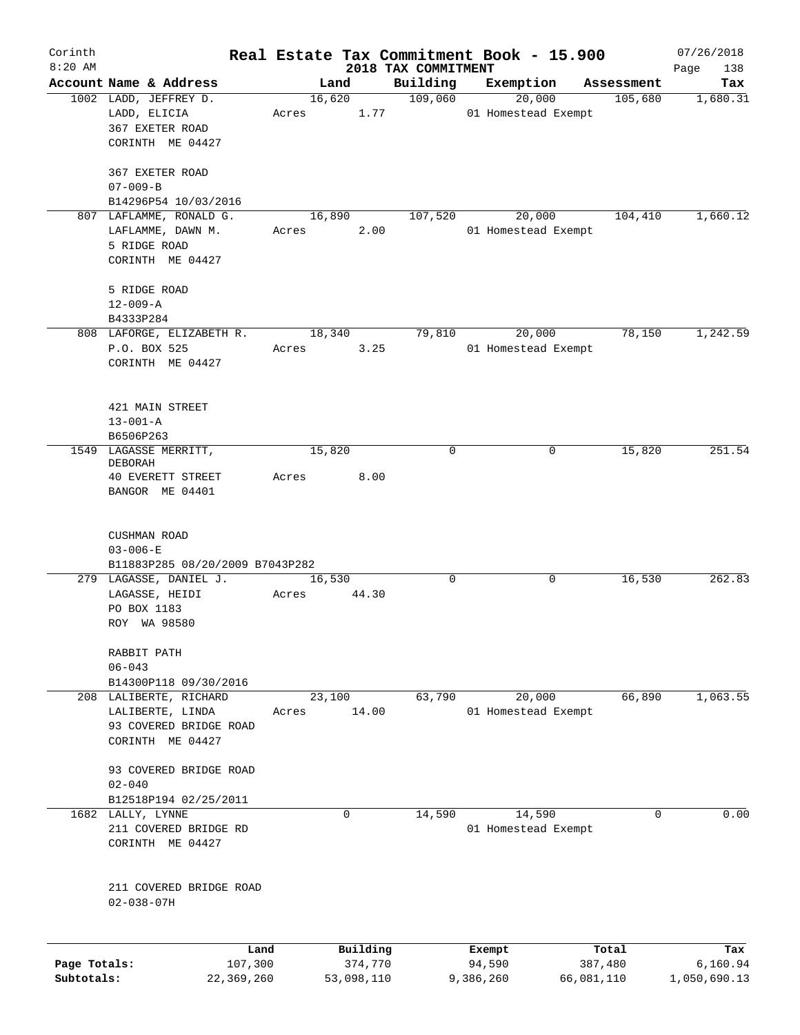Corinth 8:20 AM

# Real Estate Tax Commitment Book - 15.900

## 2018 TAX COMMITMENT

07/26/2018

| Account | Name & Address | Land | Building | Exemption | Assessment | Tax |
|---|---|---|---|---|---|---|
| 1002 | LADD, JEFFREY D.<br>LADD, ELICIA<br>367 EXETER ROAD<br>CORINTH ME 04427<br><br>367 EXETER ROAD<br>07-009-B<br>B14296P54 10/03/2016 | 16,620<br>Acres 1.77 | 109,060 | 20,000<br>01 Homestead Exempt | 105,680 | 1,680.31 |
| 807 | LAFLAMME, RONALD G.<br>LAFLAMME, DAWN M.<br>5 RIDGE ROAD<br>CORINTH ME 04427<br><br>5 RIDGE ROAD<br>12-009-A<br>B4333P284 | 16,890<br>Acres 2.00 | 107,520 | 20,000<br>01 Homestead Exempt | 104,410 | 1,660.12 |
| 808 | LAFORGE, ELIZABETH R.<br>P.O. BOX 525<br>CORINTH ME 04427<br><br>421 MAIN STREET<br>13-001-A<br>B6506P263 | 18,340<br>Acres 3.25 | 79,810 | 20,000<br>01 Homestead Exempt | 78,150 | 1,242.59 |
| 1549 | LAGASSE MERRITT, DEBORAH<br>40 EVERETT STREET<br>BANGOR ME 04401<br><br>CUSHMAN ROAD<br>03-006-E<br>B11883P285 08/20/2009 B7043P282 | 15,820<br>Acres 8.00 | 0 | 0 | 15,820 | 251.54 |
| 279 | LAGASSE, DANIEL J.<br>LAGASSE, HEIDI<br>PO BOX 1183<br>ROY WA 98580<br><br>RABBIT PATH<br>06-043<br>B14300P118 09/30/2016 | 16,530<br>Acres 44.30 | 0 | 0 | 16,530 | 262.83 |
| 208 | LALIBERTE, RICHARD<br>LALIBERTE, LINDA<br>93 COVERED BRIDGE ROAD<br>CORINTH ME 04427<br><br>93 COVERED BRIDGE ROAD<br>02-040<br>B12518P194 02/25/2011 | 23,100<br>Acres 14.00 | 63,790 | 20,000<br>01 Homestead Exempt | 66,890 | 1,063.55 |
| 1682 | LALLY, LYNNE<br>211 COVERED BRIDGE RD<br>CORINTH ME 04427<br><br>211 COVERED BRIDGE ROAD<br>02-038-07H | 0 | 14,590 | 14,590<br>01 Homestead Exempt | 0 | 0.00 |

| | Land | Building | Exempt | Total | Tax |
|---|---|---|---|---|---|
| Page Totals: | 107,300 | 374,770 | 94,590 | 387,480 | 6,160.94 |
| Subtotals: | 22,369,260 | 53,098,110 | 9,386,260 | 66,081,110 | 1,050,690.13 |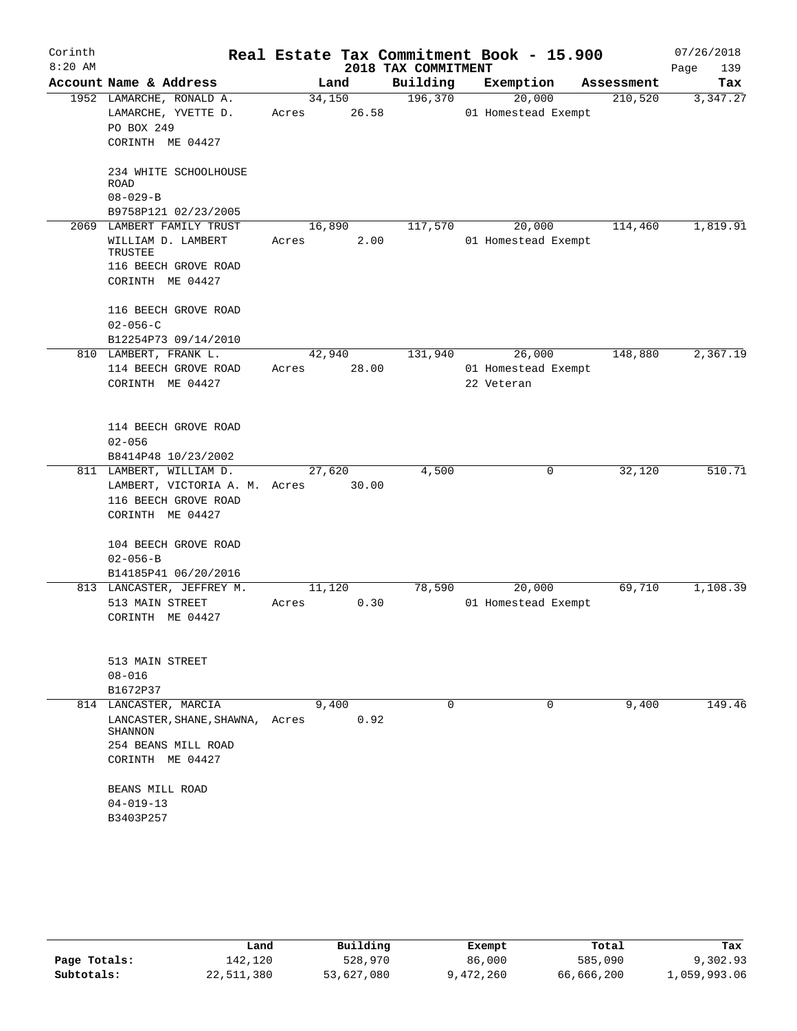Corinth 8:20 AM

# Real Estate Tax Commitment Book - 15.900

## 2018 TAX COMMITMENT

07/26/2018

| Account Name & Address | Land | Building | Exemption | Assessment | Tax |
|---|---|---|---|---|---|
| 1952 LAMARCHE, RONALD A.<br>LAMARCHE, YVETTE D.<br>PO BOX 249<br>CORINTH ME 04427<br><br>234 WHITE SCHOOLHOUSE ROAD<br>08-029-B<br>B9758P121 02/23/2005 | 34,150<br>Acres 26.58 | 196,370 | 20,000<br>01 Homestead Exempt | 210,520 | 3,347.27 |
| 2069 LAMBERT FAMILY TRUST<br>WILLIAM D. LAMBERT TRUSTEE<br>116 BEECH GROVE ROAD<br>CORINTH ME 04427<br><br>116 BEECH GROVE ROAD<br>02-056-C<br>B12254P73 09/14/2010 | 16,890<br>Acres 2.00 | 117,570 | 20,000<br>01 Homestead Exempt | 114,460 | 1,819.91 |
| 810 LAMBERT, FRANK L.<br>114 BEECH GROVE ROAD<br>CORINTH ME 04427<br><br>114 BEECH GROVE ROAD<br>02-056<br>B8414P48 10/23/2002 | 42,940<br>Acres 28.00 | 131,940 | 26,000<br>01 Homestead Exempt<br>22 Veteran | 148,880 | 2,367.19 |
| 811 LAMBERT, WILLIAM D.<br>LAMBERT, VICTORIA A. M.<br>116 BEECH GROVE ROAD<br>CORINTH ME 04427<br><br>104 BEECH GROVE ROAD<br>02-056-B<br>B14185P41 06/20/2016 | 27,620<br>Acres 30.00 | 4,500 | 0 | 32,120 | 510.71 |
| 813 LANCASTER, JEFFREY M.<br>513 MAIN STREET<br>CORINTH ME 04427<br><br>513 MAIN STREET<br>08-016<br>B1672P37 | 11,120<br>Acres 0.30 | 78,590 | 20,000<br>01 Homestead Exempt | 69,710 | 1,108.39 |
| 814 LANCASTER, MARCIA<br>LANCASTER, SHANE, SHAWNA, SHANNON<br>254 BEANS MILL ROAD<br>CORINTH ME 04427<br><br>BEANS MILL ROAD<br>04-019-13<br>B3403P257 | 9,400<br>Acres 0.92 | 0 | 0 | 9,400 | 149.46 |

| | Land | Building | Exempt | Total | Tax |
|---|---|---|---|---|---|
| Page Totals: | 142,120 | 528,970 | 86,000 | 585,090 | 9,302.93 |
| Subtotals: | 22,511,380 | 53,627,080 | 9,472,260 | 66,666,200 | 1,059,993.06 |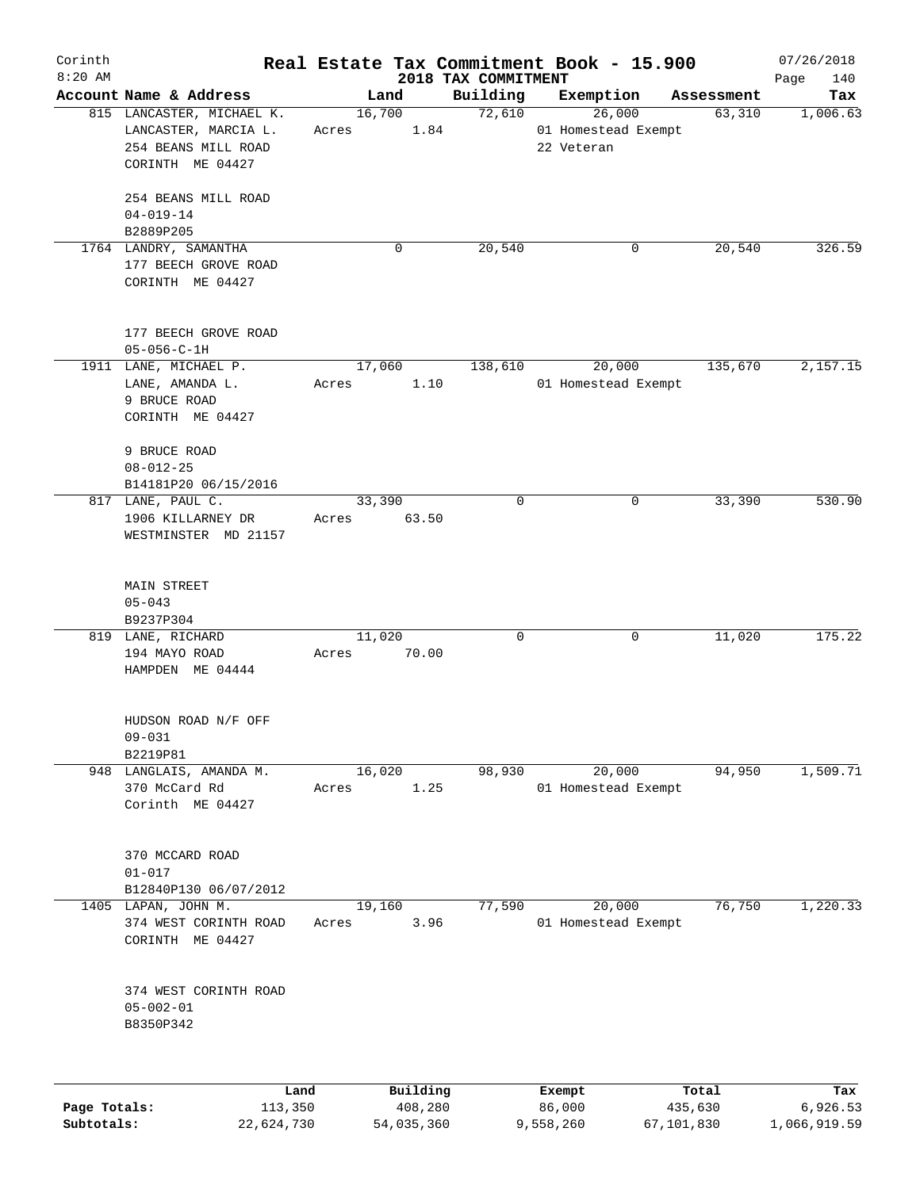# Real Estate Tax Commitment Book - 15.900

Corinth
8:20 AM

2018 TAX COMMITMENT

07/26/2018
Page 140

| Account Name & Address | Land | Building | Exemption | Assessment | Tax |
|---|---|---|---|---|---|
| 815 LANCASTER, MICHAEL K.<br>LANCASTER, MARCIA L.<br>254 BEANS MILL ROAD<br>CORINTH ME 04427<br><br>254 BEANS MILL ROAD<br>04-019-14<br>B2889P205 | 16,700<br>Acres 1.84 | 72,610 | 26,000<br>01 Homestead Exempt<br>22 Veteran | 63,310 | 1,006.63 |
| 1764 LANDRY, SAMANTHA<br>177 BEECH GROVE ROAD<br>CORINTH ME 04427<br><br>177 BEECH GROVE ROAD<br>05-056-C-1H | 0 | 20,540 | 0 | 20,540 | 326.59 |
| 1911 LANE, MICHAEL P.<br>LANE, AMANDA L.<br>9 BRUCE ROAD<br>CORINTH ME 04427<br><br>9 BRUCE ROAD<br>08-012-25<br>B14181P20 06/15/2016 | 17,060<br>Acres 1.10 | 138,610 | 20,000<br>01 Homestead Exempt | 135,670 | 2,157.15 |
| 817 LANE, PAUL C.<br>1906 KILLARNEY DR<br>WESTMINSTER MD 21157<br><br>MAIN STREET<br>05-043<br>B9237P304 | 33,390<br>Acres 63.50 | 0 | 0 | 33,390 | 530.90 |
| 819 LANE, RICHARD<br>194 MAYO ROAD<br>HAMPDEN ME 04444<br><br>HUDSON ROAD N/F OFF<br>09-031<br>B2219P81 | 11,020<br>Acres 70.00 | 0 | 0 | 11,020 | 175.22 |
| 948 LANGLAIS, AMANDA M.<br>370 McCard Rd<br>Corinth ME 04427<br><br>370 MCCARD ROAD<br>01-017<br>B12840P130 06/07/2012 | 16,020<br>Acres 1.25 | 98,930 | 20,000<br>01 Homestead Exempt | 94,950 | 1,509.71 |
| 1405 LAPAN, JOHN M.<br>374 WEST CORINTH ROAD<br>CORINTH ME 04427<br><br>374 WEST CORINTH ROAD<br>05-002-01<br>B8350P342 | 19,160<br>Acres 3.96 | 77,590 | 20,000<br>01 Homestead Exempt | 76,750 | 1,220.33 |

| | Land | Building | Exempt | Total | Tax |
|---|---|---|---|---|---|
| Page Totals: | 113,350 | 408,280 | 86,000 | 435,630 | 6,926.53 |
| Subtotals: | 22,624,730 | 54,035,360 | 9,558,260 | 67,101,830 | 1,066,919.59 |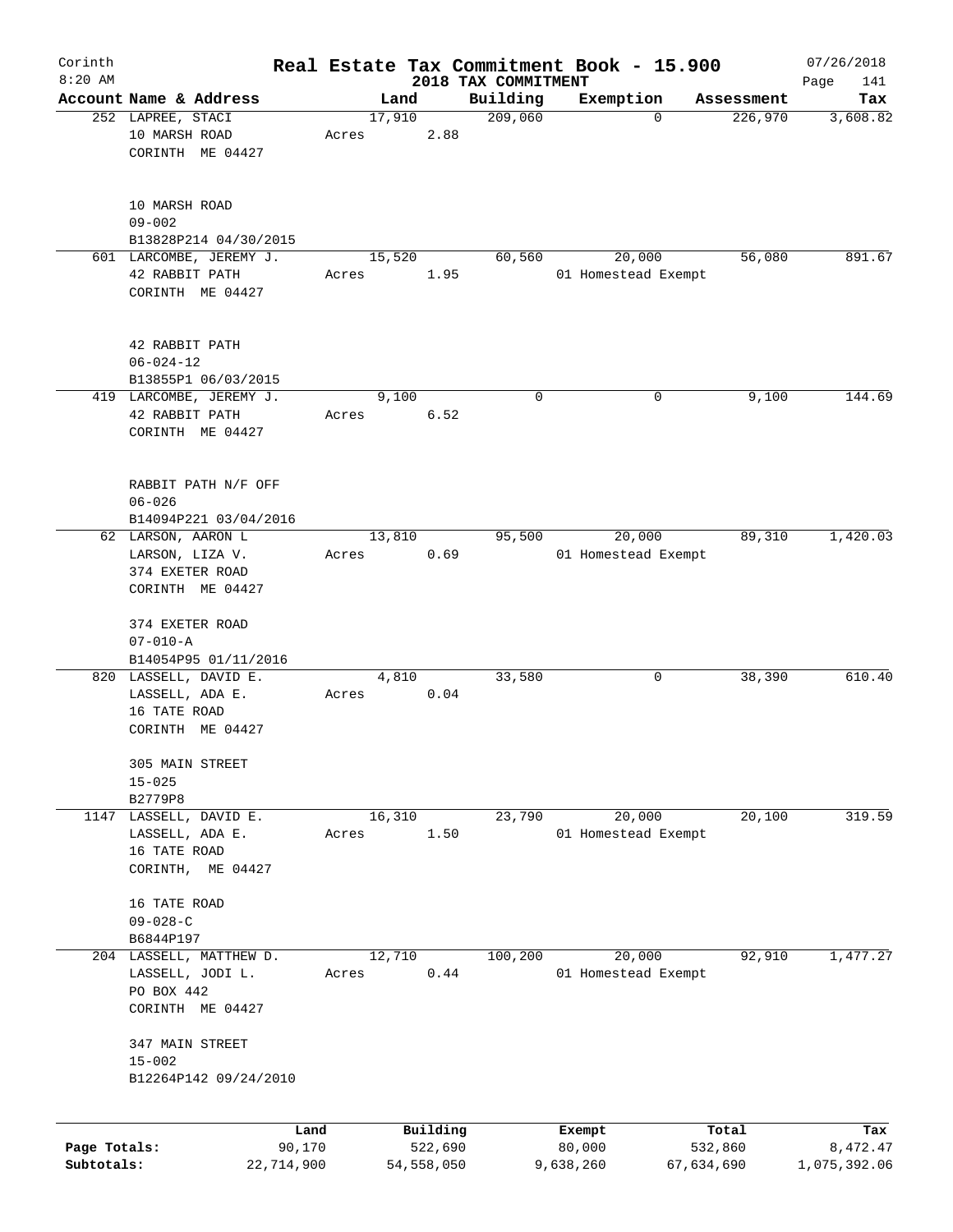Corinth 8:20 AM

**Real Estate Tax Commitment Book - 15.900**

**2018 TAX COMMITMENT**

07/26/2018

| Account Name & Address | Land | Building | Exemption | Assessment | Tax |
|---|---|---|---|---|---|
| 252 LAPREE, STACI<br>10 MARSH ROAD<br>CORINTH ME 04427<br><br>10 MARSH ROAD<br>09-002<br>B13828P214 04/30/2015 | 17,910<br>Acres 2.88 | 209,060 | 0 | 226,970 | 3,608.82 |
| 601 LARCOMBE, JEREMY J.<br>42 RABBIT PATH<br>CORINTH ME 04427<br><br>42 RABBIT PATH<br>06-024-12<br>B13855P1 06/03/2015 | 15,520<br>Acres 1.95 | 60,560 | 20,000<br>01 Homestead Exempt | 56,080 | 891.67 |
| 419 LARCOMBE, JEREMY J.<br>42 RABBIT PATH<br>CORINTH ME 04427<br><br>RABBIT PATH N/F OFF<br>06-026<br>B14094P221 03/04/2016 | 9,100<br>Acres 6.52 | 0 | 0 | 9,100 | 144.69 |
| 62 LARSON, AARON L<br>LARSON, LIZA V.<br>374 EXETER ROAD<br>CORINTH ME 04427<br><br>374 EXETER ROAD<br>07-010-A<br>B14054P95 01/11/2016 | 13,810<br>Acres 0.69 | 95,500 | 20,000<br>01 Homestead Exempt | 89,310 | 1,420.03 |
| 820 LASSELL, DAVID E.<br>LASSELL, ADA E.<br>16 TATE ROAD<br>CORINTH ME 04427<br><br>305 MAIN STREET<br>15-025<br>B2779P8 | 4,810<br>Acres 0.04 | 33,580 | 0 | 38,390 | 610.40 |
| 1147 LASSELL, DAVID E.<br>LASSELL, ADA E.<br>16 TATE ROAD<br>CORINTH, ME 04427<br><br>16 TATE ROAD<br>09-028-C<br>B6844P197 | 16,310<br>Acres 1.50 | 23,790 | 20,000<br>01 Homestead Exempt | 20,100 | 319.59 |
| 204 LASSELL, MATTHEW D.<br>LASSELL, JODI L.<br>PO BOX 442<br>CORINTH ME 04427<br><br>347 MAIN STREET<br>15-002<br>B12264P142 09/24/2010 | 12,710<br>Acres 0.44 | 100,200 | 20,000<br>01 Homestead Exempt | 92,910 | 1,477.27 |

| | Land | Building | Exempt | Total | Tax |
|---|---|---|---|---|---|
| Page Totals: | 90,170 | 522,690 | 80,000 | 532,860 | 8,472.47 |
| Subtotals: | 22,714,900 | 54,558,050 | 9,638,260 | 67,634,690 | 1,075,392.06 |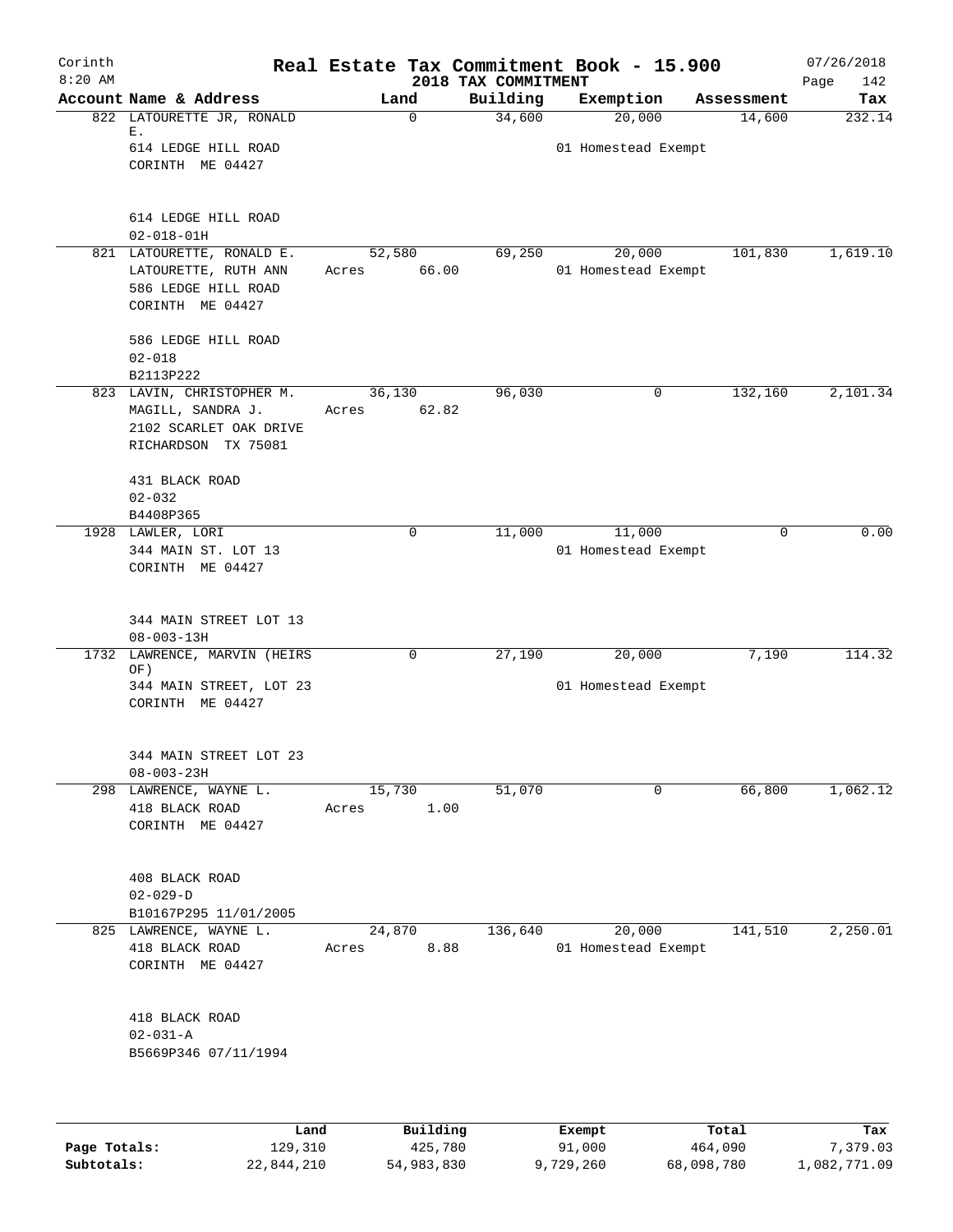# Real Estate Tax Commitment Book - 15.900

Corinth 8:20 AM — 2018 TAX COMMITMENT — 07/26/2018

| Account Name & Address | Land | Building | Exemption | Assessment | Tax |
|---|---|---|---|---|---|
| 822 LATOURETTE JR, RONALD E.<br>614 LEDGE HILL ROAD<br>CORINTH ME 04427<br><br>614 LEDGE HILL ROAD<br>02-018-01H | 0 | 34,600 | 20,000<br>01 Homestead Exempt | 14,600 | 232.14 |
| 821 LATOURETTE, RONALD E.<br>LATOURETTE, RUTH ANN<br>586 LEDGE HILL ROAD<br>CORINTH ME 04427<br><br>586 LEDGE HILL ROAD<br>02-018<br>B2113P222 | 52,580<br>Acres 66.00 | 69,250 | 20,000<br>01 Homestead Exempt | 101,830 | 1,619.10 |
| 823 LAVIN, CHRISTOPHER M.<br>MAGILL, SANDRA J.<br>2102 SCARLET OAK DRIVE<br>RICHARDSON TX 75081<br><br>431 BLACK ROAD<br>02-032<br>B4408P365 | 36,130<br>Acres 62.82 | 96,030 | 0 | 132,160 | 2,101.34 |
| 1928 LAWLER, LORI<br>344 MAIN ST. LOT 13<br>CORINTH ME 04427<br><br>344 MAIN STREET LOT 13<br>08-003-13H | 0 | 11,000 | 11,000<br>01 Homestead Exempt | 0 | 0.00 |
| 1732 LAWRENCE, MARVIN (HEIRS OF)<br>344 MAIN STREET, LOT 23<br>CORINTH ME 04427<br><br>344 MAIN STREET LOT 23<br>08-003-23H | 0 | 27,190 | 20,000<br>01 Homestead Exempt | 7,190 | 114.32 |
| 298 LAWRENCE, WAYNE L.<br>418 BLACK ROAD<br>CORINTH ME 04427<br><br>408 BLACK ROAD<br>02-029-D<br>B10167P295 11/01/2005 | 15,730<br>Acres 1.00 | 51,070 | 0 | 66,800 | 1,062.12 |
| 825 LAWRENCE, WAYNE L.<br>418 BLACK ROAD<br>CORINTH ME 04427<br><br>418 BLACK ROAD<br>02-031-A<br>B5669P346 07/11/1994 | 24,870<br>Acres 8.88 | 136,640 | 20,000<br>01 Homestead Exempt | 141,510 | 2,250.01 |

| | Land | Building | Exempt | Total | Tax |
|---|---|---|---|---|---|
| Page Totals: | 129,310 | 425,780 | 91,000 | 464,090 | 7,379.03 |
| Subtotals: | 22,844,210 | 54,983,830 | 9,729,260 | 68,098,780 | 1,082,771.09 |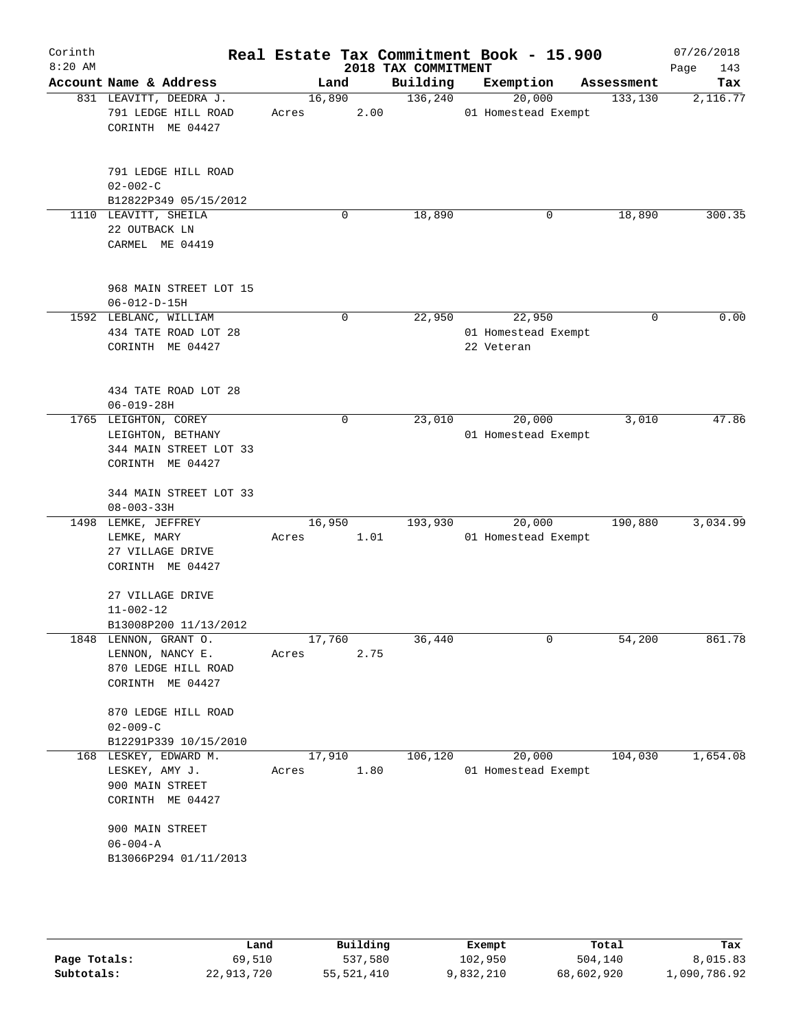# Real Estate Tax Commitment Book - 15.900

Corinth 8:20 AM — 2018 TAX COMMITMENT — 07/26/2018

| Account Name & Address | Land | Building | Exemption | Assessment | Tax |
|---|---|---|---|---|---|
| 831 LEAVITT, DEEDRA J.<br>791 LEDGE HILL ROAD<br>CORINTH ME 04427<br><br>791 LEDGE HILL ROAD<br>02-002-C<br>B12822P349 05/15/2012 | 16,890<br>Acres 2.00 | 136,240 | 20,000<br>01 Homestead Exempt | 133,130 | 2,116.77 |
| 1110 LEAVITT, SHEILA<br>22 OUTBACK LN<br>CARMEL ME 04419<br><br>968 MAIN STREET LOT 15<br>06-012-D-15H | 0 | 18,890 | 0 | 18,890 | 300.35 |
| 1592 LEBLANC, WILLIAM<br>434 TATE ROAD LOT 28<br>CORINTH ME 04427<br><br>434 TATE ROAD LOT 28<br>06-019-28H | 0 | 22,950 | 22,950<br>01 Homestead Exempt<br>22 Veteran | 0 | 0.00 |
| 1765 LEIGHTON, COREY<br>LEIGHTON, BETHANY<br>344 MAIN STREET LOT 33<br>CORINTH ME 04427<br><br>344 MAIN STREET LOT 33<br>08-003-33H | 0 | 23,010 | 20,000<br>01 Homestead Exempt | 3,010 | 47.86 |
| 1498 LEMKE, JEFFREY<br>LEMKE, MARY<br>27 VILLAGE DRIVE<br>CORINTH ME 04427<br><br>27 VILLAGE DRIVE<br>11-002-12<br>B13008P200 11/13/2012 | 16,950<br>Acres 1.01 | 193,930 | 20,000<br>01 Homestead Exempt | 190,880 | 3,034.99 |
| 1848 LENNON, GRANT O.<br>LENNON, NANCY E.<br>870 LEDGE HILL ROAD<br>CORINTH ME 04427<br><br>870 LEDGE HILL ROAD<br>02-009-C<br>B12291P339 10/15/2010 | 17,760<br>Acres 2.75 | 36,440 | 0 | 54,200 | 861.78 |
| 168 LESKEY, EDWARD M.<br>LESKEY, AMY J.<br>900 MAIN STREET<br>CORINTH ME 04427<br><br>900 MAIN STREET<br>06-004-A<br>B13066P294 01/11/2013 | 17,910<br>Acres 1.80 | 106,120 | 20,000<br>01 Homestead Exempt | 104,030 | 1,654.08 |

| | Land | Building | Exempt | Total | Tax |
|---|---|---|---|---|---|
| Page Totals: | 69,510 | 537,580 | 102,950 | 504,140 | 8,015.83 |
| Subtotals: | 22,913,720 | 55,521,410 | 9,832,210 | 68,602,920 | 1,090,786.92 |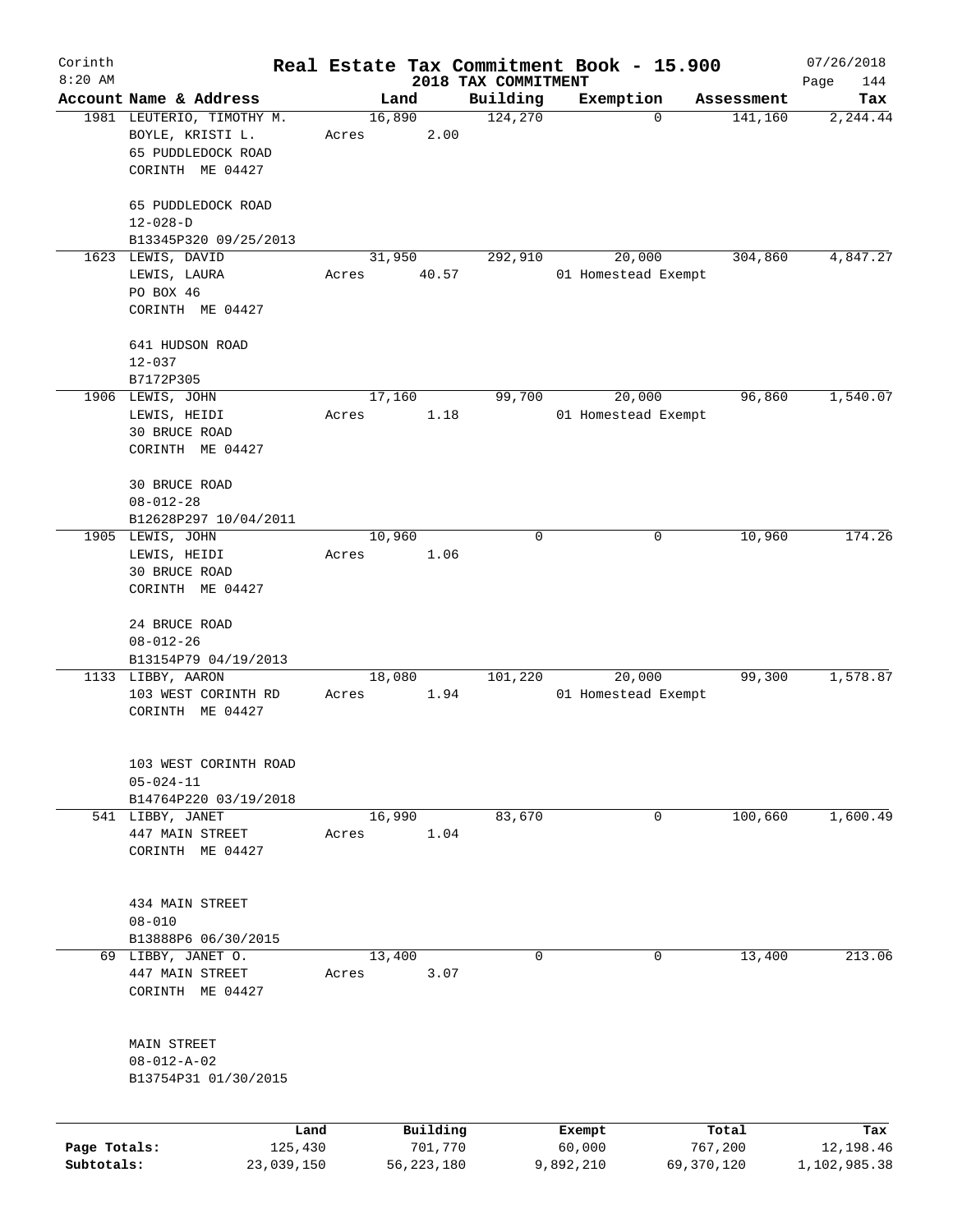Corinth 8:20 AM

# Real Estate Tax Commitment Book - 15.900

## 2018 TAX COMMITMENT

07/26/2018

| Account Name & Address | Land | Building | Exemption | Assessment | Tax |
|---|---|---|---|---|---|
| 1981 LEUTERIO, TIMOTHY M.<br>BOYLE, KRISTI L.<br>65 PUDDLEDOCK ROAD<br>CORINTH ME 04427<br><br>65 PUDDLEDOCK ROAD<br>12-028-D<br>B13345P320 09/25/2013 | 16,890<br>Acres 2.00 | 124,270 | 0 | 141,160 | 2,244.44 |
| 1623 LEWIS, DAVID<br>LEWIS, LAURA<br>PO BOX 46<br>CORINTH ME 04427<br><br>641 HUDSON ROAD<br>12-037<br>B7172P305 | 31,950<br>Acres 40.57 | 292,910 | 20,000<br>01 Homestead Exempt | 304,860 | 4,847.27 |
| 1906 LEWIS, JOHN<br>LEWIS, HEIDI<br>30 BRUCE ROAD<br>CORINTH ME 04427<br><br>30 BRUCE ROAD<br>08-012-28<br>B12628P297 10/04/2011 | 17,160<br>Acres 1.18 | 99,700 | 20,000<br>01 Homestead Exempt | 96,860 | 1,540.07 |
| 1905 LEWIS, JOHN<br>LEWIS, HEIDI<br>30 BRUCE ROAD<br>CORINTH ME 04427<br><br>24 BRUCE ROAD<br>08-012-26<br>B13154P79 04/19/2013 | 10,960<br>Acres 1.06 | 0 | 0 | 10,960 | 174.26 |
| 1133 LIBBY, AARON<br>103 WEST CORINTH RD<br>CORINTH ME 04427<br><br>103 WEST CORINTH ROAD<br>05-024-11<br>B14764P220 03/19/2018 | 18,080<br>Acres 1.94 | 101,220 | 20,000<br>01 Homestead Exempt | 99,300 | 1,578.87 |
| 541 LIBBY, JANET<br>447 MAIN STREET<br>CORINTH ME 04427<br><br>434 MAIN STREET<br>08-010<br>B13888P6 06/30/2015 | 16,990<br>Acres 1.04 | 83,670 | 0 | 100,660 | 1,600.49 |
| 69 LIBBY, JANET O.<br>447 MAIN STREET<br>CORINTH ME 04427<br><br>MAIN STREET<br>08-012-A-02<br>B13754P31 01/30/2015 | 13,400<br>Acres 3.07 | 0 | 0 | 13,400 | 213.06 |

| | Land | Building | Exempt | Total | Tax |
|---|---|---|---|---|---|
| Page Totals: | 125,430 | 701,770 | 60,000 | 767,200 | 12,198.46 |
| Subtotals: | 23,039,150 | 56,223,180 | 9,892,210 | 69,370,120 | 1,102,985.38 |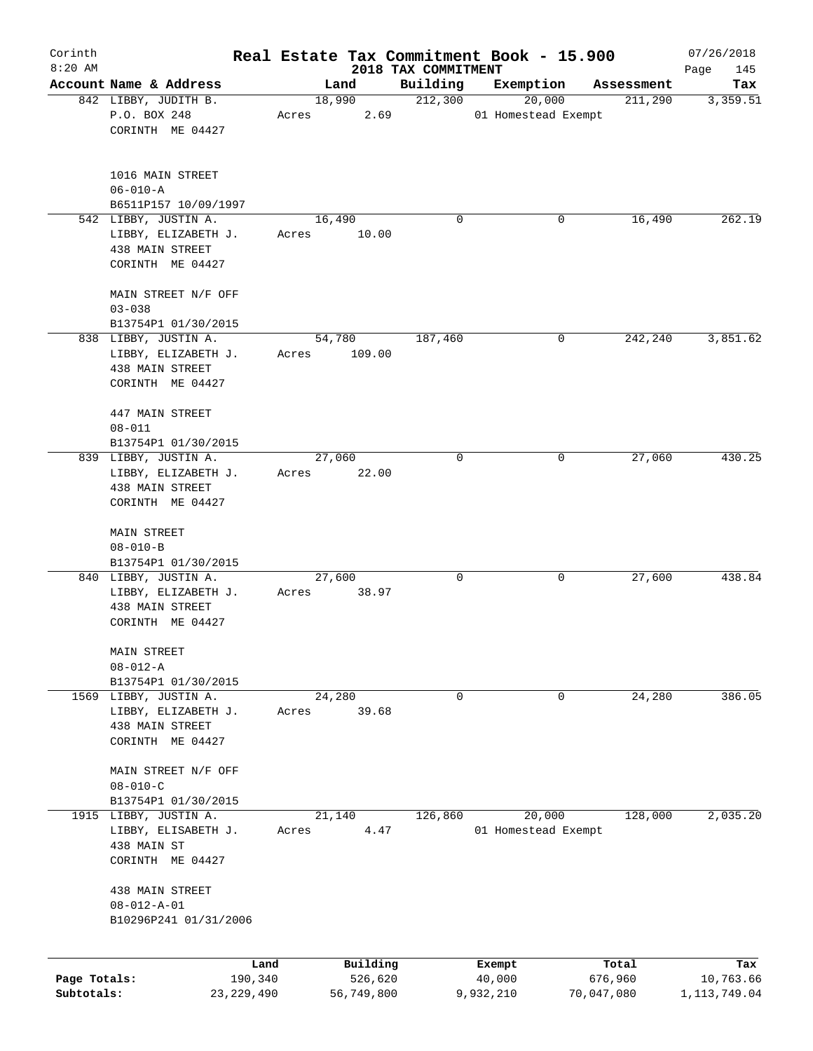Corinth
8:20 AM

# Real Estate Tax Commitment Book - 15.900

## 2018 TAX COMMITMENT

07/26/2018

| Account | Name & Address | Land | Building | Exemption | Assessment | Tax |
|---|---|---|---|---|---|---|
| 842 | LIBBY, JUDITH B.<br>P.O. BOX 248<br>CORINTH ME 04427<br><br>1016 MAIN STREET<br>06-010-A<br>B6511P157 10/09/1997 | 18,990<br>Acres 2.69 | 212,300 | 20,000<br>01 Homestead Exempt | 211,290 | 3,359.51 |
| 542 | LIBBY, JUSTIN A.<br>LIBBY, ELIZABETH J.<br>438 MAIN STREET<br>CORINTH ME 04427<br><br>MAIN STREET N/F OFF<br>03-038<br>B13754P1 01/30/2015 | 16,490<br>Acres 10.00 | 0 | 0 | 16,490 | 262.19 |
| 838 | LIBBY, JUSTIN A.<br>LIBBY, ELIZABETH J.<br>438 MAIN STREET<br>CORINTH ME 04427<br><br>447 MAIN STREET<br>08-011<br>B13754P1 01/30/2015 | 54,780<br>Acres 109.00 | 187,460 | 0 | 242,240 | 3,851.62 |
| 839 | LIBBY, JUSTIN A.<br>LIBBY, ELIZABETH J.<br>438 MAIN STREET<br>CORINTH ME 04427<br><br>MAIN STREET<br>08-010-B<br>B13754P1 01/30/2015 | 27,060<br>Acres 22.00 | 0 | 0 | 27,060 | 430.25 |
| 840 | LIBBY, JUSTIN A.<br>LIBBY, ELIZABETH J.<br>438 MAIN STREET<br>CORINTH ME 04427<br><br>MAIN STREET<br>08-012-A<br>B13754P1 01/30/2015 | 27,600<br>Acres 38.97 | 0 | 0 | 27,600 | 438.84 |
| 1569 | LIBBY, JUSTIN A.<br>LIBBY, ELIZABETH J.<br>438 MAIN STREET<br>CORINTH ME 04427<br><br>MAIN STREET N/F OFF<br>08-010-C<br>B13754P1 01/30/2015 | 24,280<br>Acres 39.68 | 0 | 0 | 24,280 | 386.05 |
| 1915 | LIBBY, JUSTIN A.<br>LIBBY, ELISABETH J.<br>438 MAIN ST<br>CORINTH ME 04427<br><br>438 MAIN STREET<br>08-012-A-01<br>B10296P241 01/31/2006 | 21,140<br>Acres 4.47 | 126,860 | 20,000<br>01 Homestead Exempt | 128,000 | 2,035.20 |

| | Land | Building | Exempt | Total | Tax |
|---|---|---|---|---|---|
| Page Totals: | 190,340 | 526,620 | 40,000 | 676,960 | 10,763.66 |
| Subtotals: | 23,229,490 | 56,749,800 | 9,932,210 | 70,047,080 | 1,113,749.04 |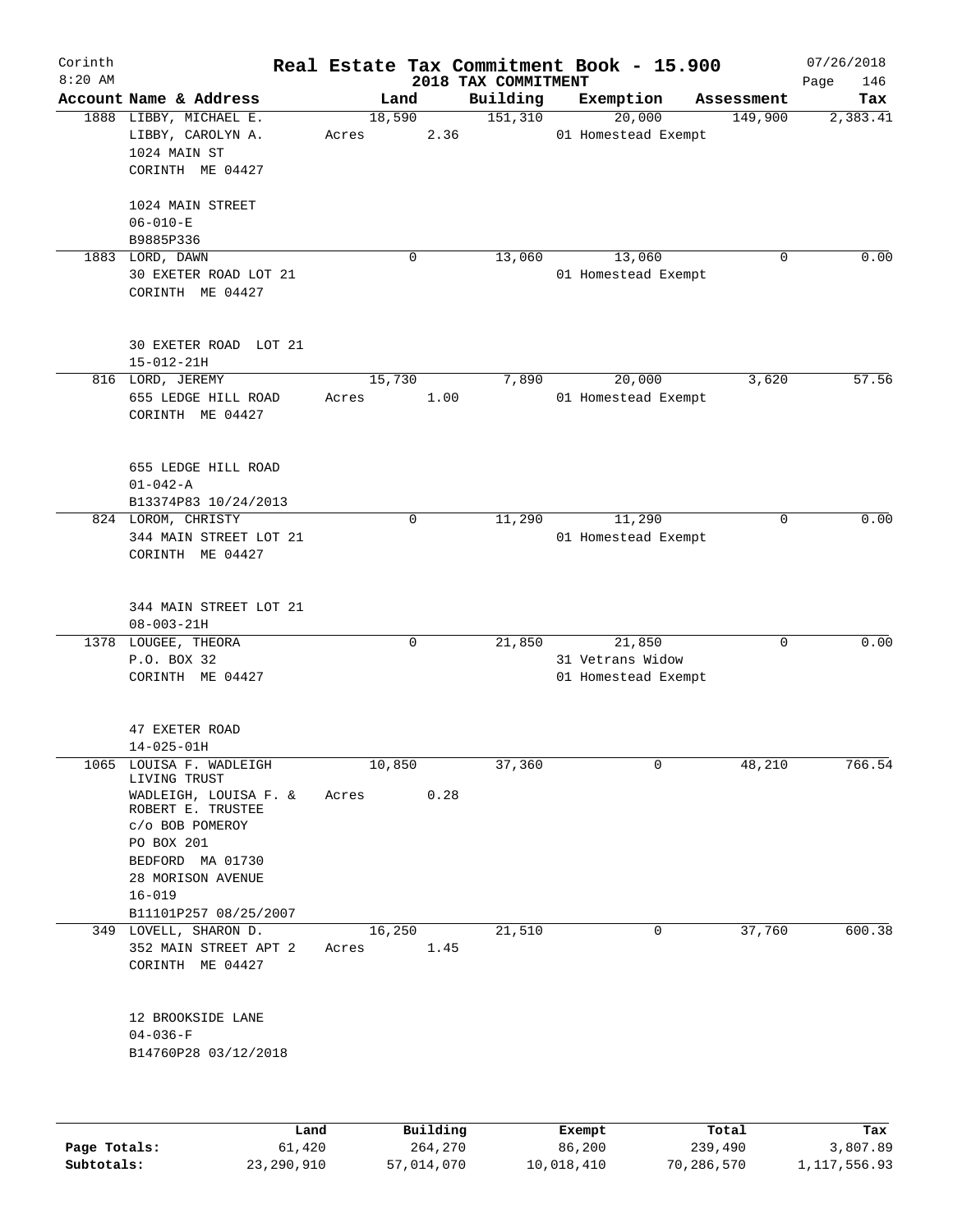Corinth 8:20 AM

# Real Estate Tax Commitment Book - 15.900

## 2018 TAX COMMITMENT

07/26/2018

| Account Name & Address | Land | Building | Exemption | Assessment | Tax |
|---|---|---|---|---|---|
| 1888 LIBBY, MICHAEL E.<br>LIBBY, CAROLYN A.<br>1024 MAIN ST<br>CORINTH ME 04427<br><br>1024 MAIN STREET<br>06-010-E<br>B9885P336 | 18,590<br>Acres 2.36 | 151,310 | 20,000<br>01 Homestead Exempt | 149,900 | 2,383.41 |
| 1883 LORD, DAWN<br>30 EXETER ROAD LOT 21<br>CORINTH ME 04427<br><br>30 EXETER ROAD LOT 21<br>15-012-21H | 0 | 13,060 | 13,060<br>01 Homestead Exempt | 0 | 0.00 |
| 816 LORD, JEREMY<br>655 LEDGE HILL ROAD<br>CORINTH ME 04427<br><br>655 LEDGE HILL ROAD<br>01-042-A<br>B13374P83 10/24/2013 | 15,730<br>Acres 1.00 | 7,890 | 20,000<br>01 Homestead Exempt | 3,620 | 57.56 |
| 824 LOROM, CHRISTY<br>344 MAIN STREET LOT 21<br>CORINTH ME 04427<br><br>344 MAIN STREET LOT 21<br>08-003-21H | 0 | 11,290 | 11,290<br>01 Homestead Exempt | 0 | 0.00 |
| 1378 LOUGEE, THEORA<br>P.O. BOX 32<br>CORINTH ME 04427<br><br>47 EXETER ROAD<br>14-025-01H | 0 | 21,850 | 21,850<br>31 Vetrans Widow<br>01 Homestead Exempt | 0 | 0.00 |
| 1065 LOUISA F. WADLEIGH LIVING TRUST<br>WADLEIGH, LOUISA F. & ROBERT E. TRUSTEE<br>c/o BOB POMEROY<br>PO BOX 201<br>BEDFORD MA 01730<br>28 MORISON AVENUE<br>16-019<br>B11101P257 08/25/2007 | 10,850<br>Acres 0.28 | 37,360 | 0 | 48,210 | 766.54 |
| 349 LOVELL, SHARON D.<br>352 MAIN STREET APT 2<br>CORINTH ME 04427<br><br>12 BROOKSIDE LANE<br>04-036-F<br>B14760P28 03/12/2018 | 16,250<br>Acres 1.45 | 21,510 | 0 | 37,760 | 600.38 |

| | Land | Building | Exempt | Total | Tax |
|---|---|---|---|---|---|
| Page Totals: | 61,420 | 264,270 | 86,200 | 239,490 | 3,807.89 |
| Subtotals: | 23,290,910 | 57,014,070 | 10,018,410 | 70,286,570 | 1,117,556.93 |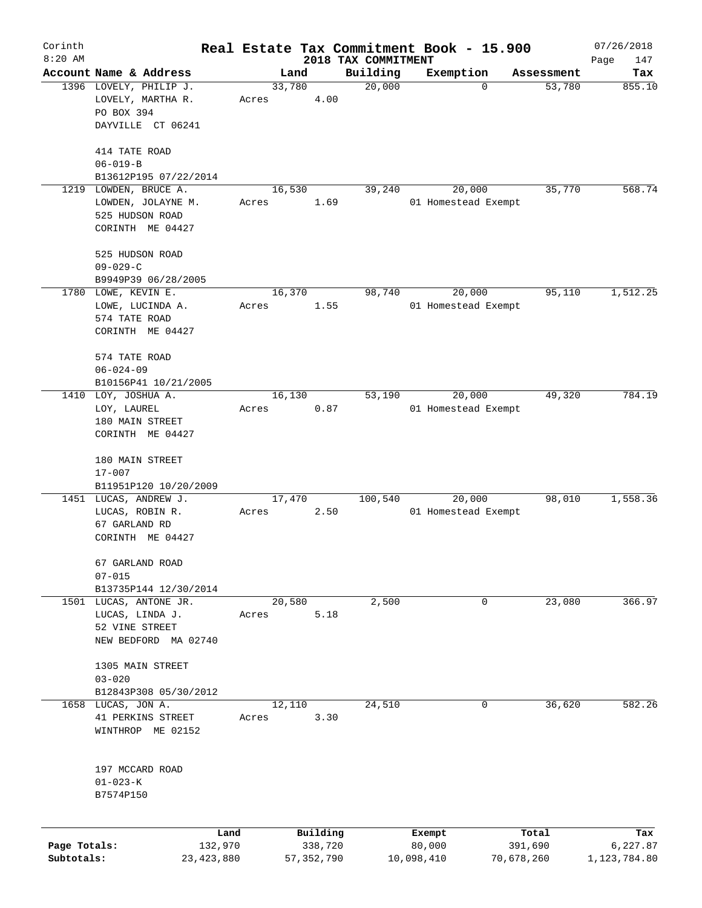# Real Estate Tax Commitment Book - 15.900

Corinth 8:20 AM — 2018 TAX COMMITMENT — 07/26/2018

| Account Name & Address | Land | Building | Exemption | Assessment | Tax |
|---|---|---|---|---|---|
| 1396 LOVELY, PHILIP J.<br>LOVELY, MARTHA R.<br>PO BOX 394<br>DAYVILLE CT 06241<br><br>414 TATE ROAD<br>06-019-B<br>B13612P195 07/22/2014 | 33,780<br>Acres 4.00 | 20,000 | 0 | 53,780 | 855.10 |
| 1219 LOWDEN, BRUCE A.<br>LOWDEN, JOLAYNE M.<br>525 HUDSON ROAD<br>CORINTH ME 04427<br><br>525 HUDSON ROAD<br>09-029-C<br>B9949P39 06/28/2005 | 16,530<br>Acres 1.69 | 39,240 | 20,000<br>01 Homestead Exempt | 35,770 | 568.74 |
| 1780 LOWE, KEVIN E.<br>LOWE, LUCINDA A.<br>574 TATE ROAD<br>CORINTH ME 04427<br><br>574 TATE ROAD<br>06-024-09<br>B10156P41 10/21/2005 | 16,370<br>Acres 1.55 | 98,740 | 20,000<br>01 Homestead Exempt | 95,110 | 1,512.25 |
| 1410 LOY, JOSHUA A.<br>LOY, LAUREL<br>180 MAIN STREET<br>CORINTH ME 04427<br><br>180 MAIN STREET<br>17-007<br>B11951P120 10/20/2009 | 16,130<br>Acres 0.87 | 53,190 | 20,000<br>01 Homestead Exempt | 49,320 | 784.19 |
| 1451 LUCAS, ANDREW J.<br>LUCAS, ROBIN R.<br>67 GARLAND RD<br>CORINTH ME 04427<br><br>67 GARLAND ROAD<br>07-015<br>B13735P144 12/30/2014 | 17,470<br>Acres 2.50 | 100,540 | 20,000<br>01 Homestead Exempt | 98,010 | 1,558.36 |
| 1501 LUCAS, ANTONE JR.<br>LUCAS, LINDA J.<br>52 VINE STREET<br>NEW BEDFORD MA 02740<br><br>1305 MAIN STREET<br>03-020<br>B12843P308 05/30/2012 | 20,580<br>Acres 5.18 | 2,500 | 0 | 23,080 | 366.97 |
| 1658 LUCAS, JON A.<br>41 PERKINS STREET<br>WINTHROP ME 02152<br><br>197 MCCARD ROAD<br>01-023-K<br>B7574P150 | 12,110<br>Acres 3.30 | 24,510 | 0 | 36,620 | 582.26 |

| | Land | Building | Exempt | Total | Tax |
|---|---|---|---|---|---|
| Page Totals: | 132,970 | 338,720 | 80,000 | 391,690 | 6,227.87 |
| Subtotals: | 23,423,880 | 57,352,790 | 10,098,410 | 70,678,260 | 1,123,784.80 |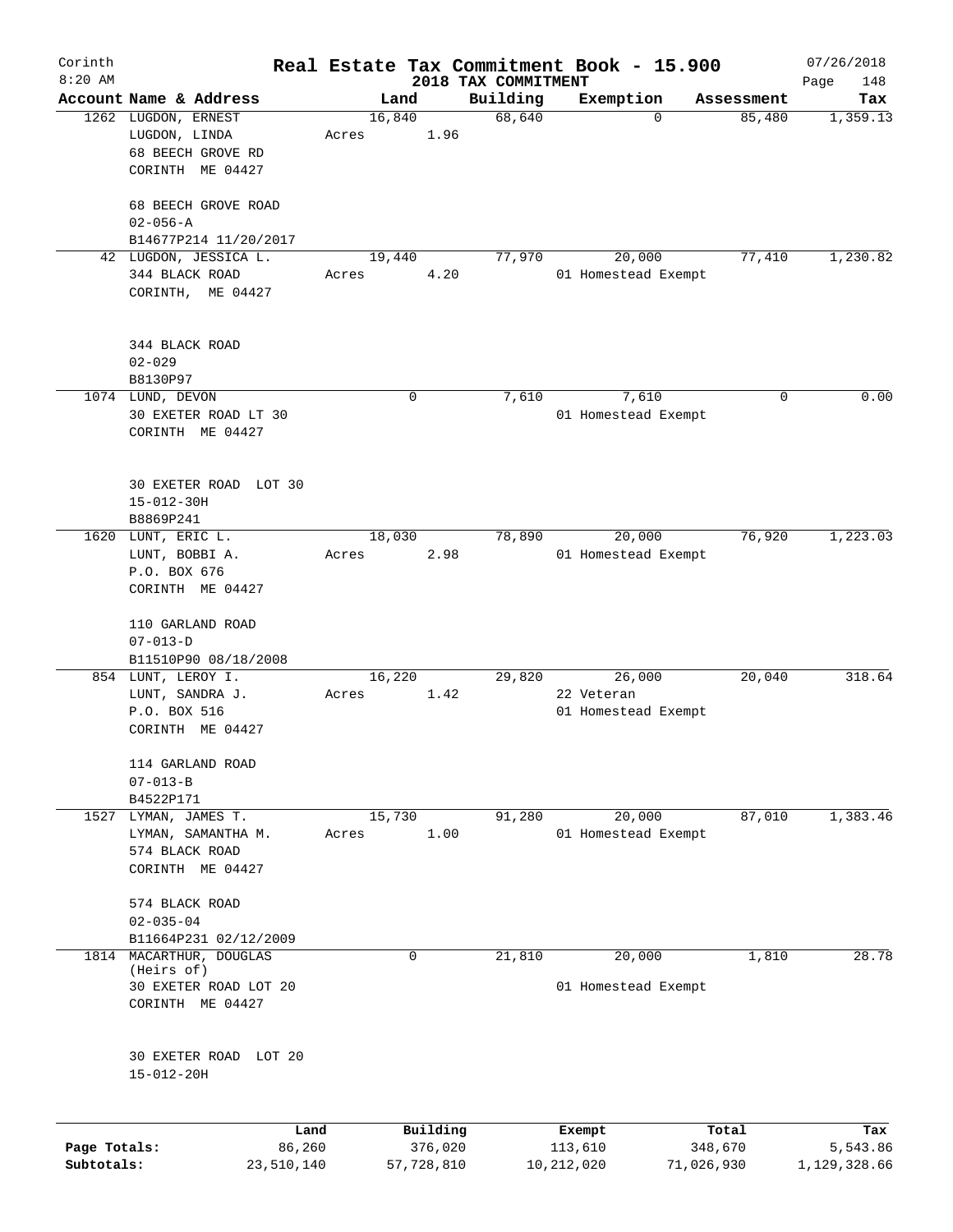# Real Estate Tax Commitment Book - 15.900

Corinth 8:20 AM — 2018 TAX COMMITMENT — 07/26/2018

| Account Name & Address | Land | Building | Exemption | Assessment | Tax |
|---|---|---|---|---|---|
| 1262 LUGDON, ERNEST<br>LUGDON, LINDA<br>68 BEECH GROVE RD<br>CORINTH ME 04427<br><br>68 BEECH GROVE ROAD<br>02-056-A<br>B14677P214 11/20/2017 | 16,840<br>Acres 1.96 | 68,640 | 0 | 85,480 | 1,359.13 |
| 42 LUGDON, JESSICA L.<br>344 BLACK ROAD<br>CORINTH, ME 04427<br><br>344 BLACK ROAD<br>02-029<br>B8130P97 | 19,440<br>Acres 4.20 | 77,970 | 20,000<br>01 Homestead Exempt | 77,410 | 1,230.82 |
| 1074 LUND, DEVON<br>30 EXETER ROAD LT 30<br>CORINTH ME 04427<br><br>30 EXETER ROAD LOT 30<br>15-012-30H<br>B8869P241 | 0 | 7,610 | 7,610<br>01 Homestead Exempt | 0 | 0.00 |
| 1620 LUNT, ERIC L.<br>LUNT, BOBBI A.<br>P.O. BOX 676<br>CORINTH ME 04427<br><br>110 GARLAND ROAD<br>07-013-D<br>B11510P90 08/18/2008 | 18,030<br>Acres 2.98 | 78,890 | 20,000<br>01 Homestead Exempt | 76,920 | 1,223.03 |
| 854 LUNT, LEROY I.<br>LUNT, SANDRA J.<br>P.O. BOX 516<br>CORINTH ME 04427<br><br>114 GARLAND ROAD<br>07-013-B<br>B4522P171 | 16,220<br>Acres 1.42 | 29,820 | 26,000<br>22 Veteran<br>01 Homestead Exempt | 20,040 | 318.64 |
| 1527 LYMAN, JAMES T.<br>LYMAN, SAMANTHA M.<br>574 BLACK ROAD<br>CORINTH ME 04427<br><br>574 BLACK ROAD<br>02-035-04<br>B11664P231 02/12/2009 | 15,730<br>Acres 1.00 | 91,280 | 20,000<br>01 Homestead Exempt | 87,010 | 1,383.46 |
| 1814 MACARTHUR, DOUGLAS (Heirs of)<br>30 EXETER ROAD LOT 20<br>CORINTH ME 04427<br><br>30 EXETER ROAD LOT 20<br>15-012-20H | 0 | 21,810 | 20,000<br>01 Homestead Exempt | 1,810 | 28.78 |

| | Land | Building | Exempt | Total | Tax |
|---|---|---|---|---|---|
| Page Totals: | 86,260 | 376,020 | 113,610 | 348,670 | 5,543.86 |
| Subtotals: | 23,510,140 | 57,728,810 | 10,212,020 | 71,026,930 | 1,129,328.66 |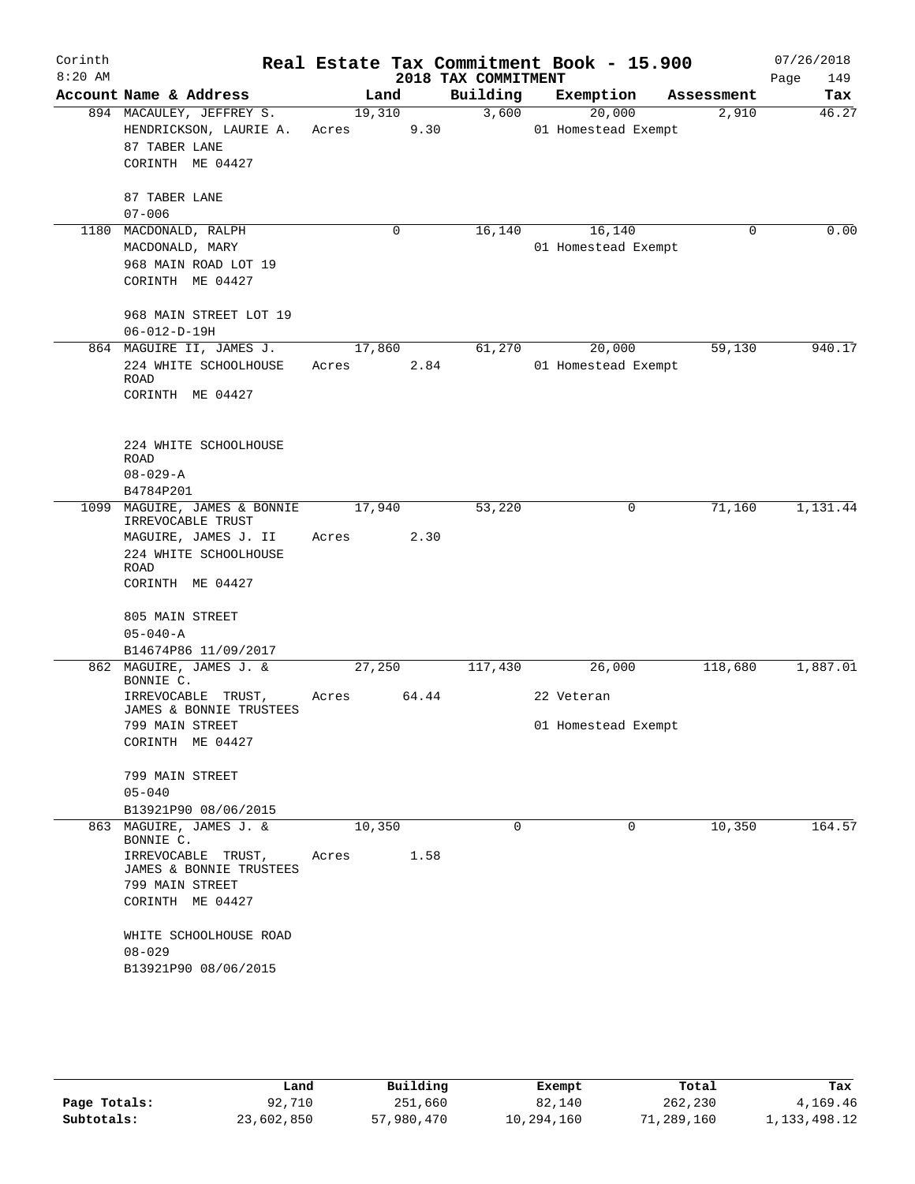# Real Estate Tax Commitment Book - 15.900

Corinth
8:20 AM

2018 TAX COMMITMENT

07/26/2018

| Account Name & Address | Land | Building | Exemption | Assessment | Tax |
|---|---|---|---|---|---|
| 894 MACAULEY, JEFFREY S.<br>HENDRICKSON, LAURIE A.<br>87 TABER LANE<br>CORINTH ME 04427<br><br>87 TABER LANE<br>07-006 | 19,310<br>Acres 9.30 | 3,600 | 20,000<br>01 Homestead Exempt | 2,910 | 46.27 |
| 1180 MACDONALD, RALPH<br>MACDONALD, MARY<br>968 MAIN ROAD LOT 19<br>CORINTH ME 04427<br><br>968 MAIN STREET LOT 19<br>06-012-D-19H | 0 | 16,140 | 16,140<br>01 Homestead Exempt | 0 | 0.00 |
| 864 MAGUIRE II, JAMES J.<br>224 WHITE SCHOOLHOUSE ROAD<br>CORINTH ME 04427<br><br>224 WHITE SCHOOLHOUSE ROAD<br>08-029-A<br>B4784P201 | 17,860<br>Acres 2.84 | 61,270 | 20,000<br>01 Homestead Exempt | 59,130 | 940.17 |
| 1099 MAGUIRE, JAMES & BONNIE IRREVOCABLE TRUST<br>MAGUIRE, JAMES J. II<br>224 WHITE SCHOOLHOUSE ROAD<br>CORINTH ME 04427<br><br>805 MAIN STREET<br>05-040-A<br>B14674P86 11/09/2017 | 17,940<br>Acres 2.30 | 53,220 | 0 | 71,160 | 1,131.44 |
| 862 MAGUIRE, JAMES J. & BONNIE C.<br>IRREVOCABLE TRUST, JAMES & BONNIE TRUSTEES<br>799 MAIN STREET<br>CORINTH ME 04427<br><br>799 MAIN STREET<br>05-040<br>B13921P90 08/06/2015 | 27,250<br>Acres 64.44 | 117,430 | 26,000<br>22 Veteran<br>01 Homestead Exempt | 118,680 | 1,887.01 |
| 863 MAGUIRE, JAMES J. & BONNIE C.<br>IRREVOCABLE TRUST, JAMES & BONNIE TRUSTEES<br>799 MAIN STREET<br>CORINTH ME 04427<br><br>WHITE SCHOOLHOUSE ROAD<br>08-029<br>B13921P90 08/06/2015 | 10,350<br>Acres 1.58 | 0 | 0 | 10,350 | 164.57 |

| | Land | Building | Exempt | Total | Tax |
|---|---|---|---|---|---|
| Page Totals: | 92,710 | 251,660 | 82,140 | 262,230 | 4,169.46 |
| Subtotals: | 23,602,850 | 57,980,470 | 10,294,160 | 71,289,160 | 1,133,498.12 |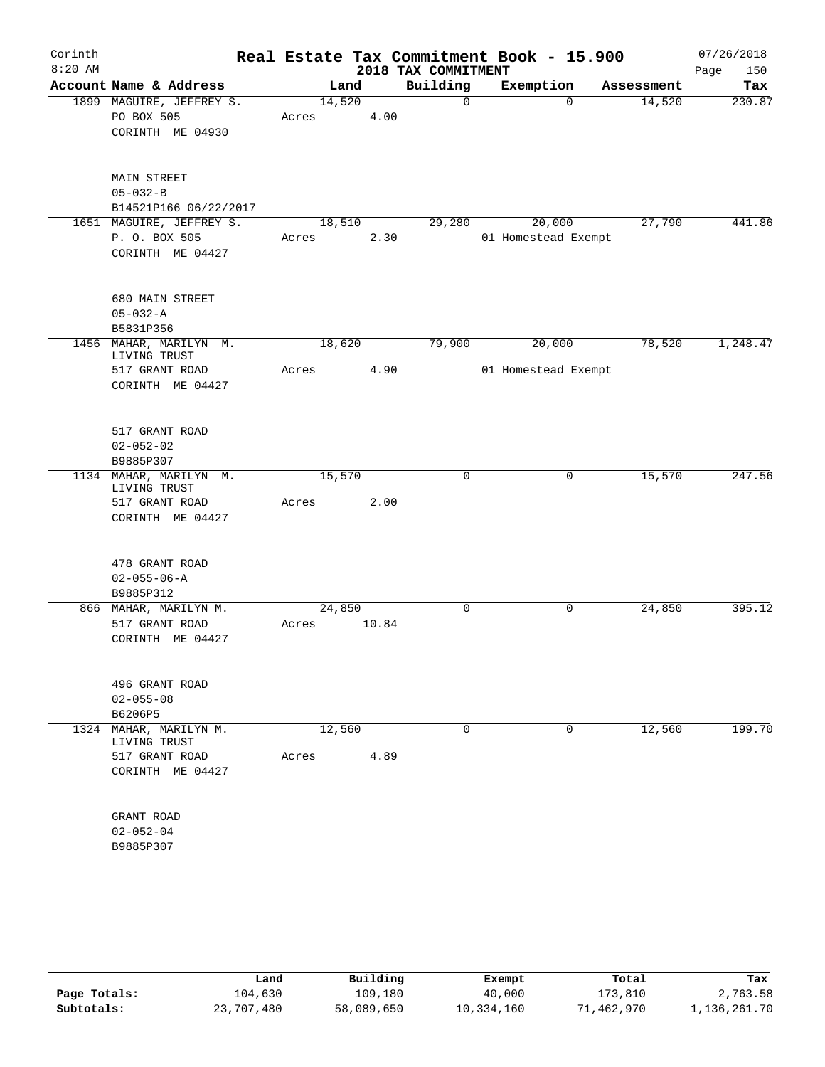# Real Estate Tax Commitment Book - 15.900

Corinth
8:20 AM

2018 TAX COMMITMENT

07/26/2018

| Account Name & Address | Land | | Building | Exemption | Assessment | Tax |
|---|---|---|---|---|---|---|
| 1899 MAGUIRE, JEFFREY S. | 14,520 | | 0 | 0 | 14,520 | 230.87 |
| PO BOX 505 | Acres | 4.00 | | | | |
| CORINTH ME 04930 | | | | | | |
| MAIN STREET | | | | | | |
| 05-032-B | | | | | | |
| B14521P166 06/22/2017 | | | | | | |
| 1651 MAGUIRE, JEFFREY S. | 18,510 | | 29,280 | 20,000 | 27,790 | 441.86 |
| P. O. BOX 505 | Acres | 2.30 | | 01 Homestead Exempt | | |
| CORINTH ME 04427 | | | | | | |
| 680 MAIN STREET | | | | | | |
| 05-032-A | | | | | | |
| B5831P356 | | | | | | |
| 1456 MAHAR, MARILYN M. LIVING TRUST | 18,620 | | 79,900 | 20,000 | 78,520 | 1,248.47 |
| 517 GRANT ROAD | Acres | 4.90 | | 01 Homestead Exempt | | |
| CORINTH ME 04427 | | | | | | |
| 517 GRANT ROAD | | | | | | |
| 02-052-02 | | | | | | |
| B9885P307 | | | | | | |
| 1134 MAHAR, MARILYN M. LIVING TRUST | 15,570 | | 0 | 0 | 15,570 | 247.56 |
| 517 GRANT ROAD | Acres | 2.00 | | | | |
| CORINTH ME 04427 | | | | | | |
| 478 GRANT ROAD | | | | | | |
| 02-055-06-A | | | | | | |
| B9885P312 | | | | | | |
| 866 MAHAR, MARILYN M. | 24,850 | | 0 | 0 | 24,850 | 395.12 |
| 517 GRANT ROAD | Acres | 10.84 | | | | |
| CORINTH ME 04427 | | | | | | |
| 496 GRANT ROAD | | | | | | |
| 02-055-08 | | | | | | |
| B6206P5 | | | | | | |
| 1324 MAHAR, MARILYN M. LIVING TRUST | 12,560 | | 0 | 0 | 12,560 | 199.70 |
| 517 GRANT ROAD | Acres | 4.89 | | | | |
| CORINTH ME 04427 | | | | | | |
| GRANT ROAD | | | | | | |
| 02-052-04 | | | | | | |
| B9885P307 | | | | | | |

| | Land | Building | Exempt | Total | Tax |
|---|---|---|---|---|---|
| Page Totals: | 104,630 | 109,180 | 40,000 | 173,810 | 2,763.58 |
| Subtotals: | 23,707,480 | 58,089,650 | 10,334,160 | 71,462,970 | 1,136,261.70 |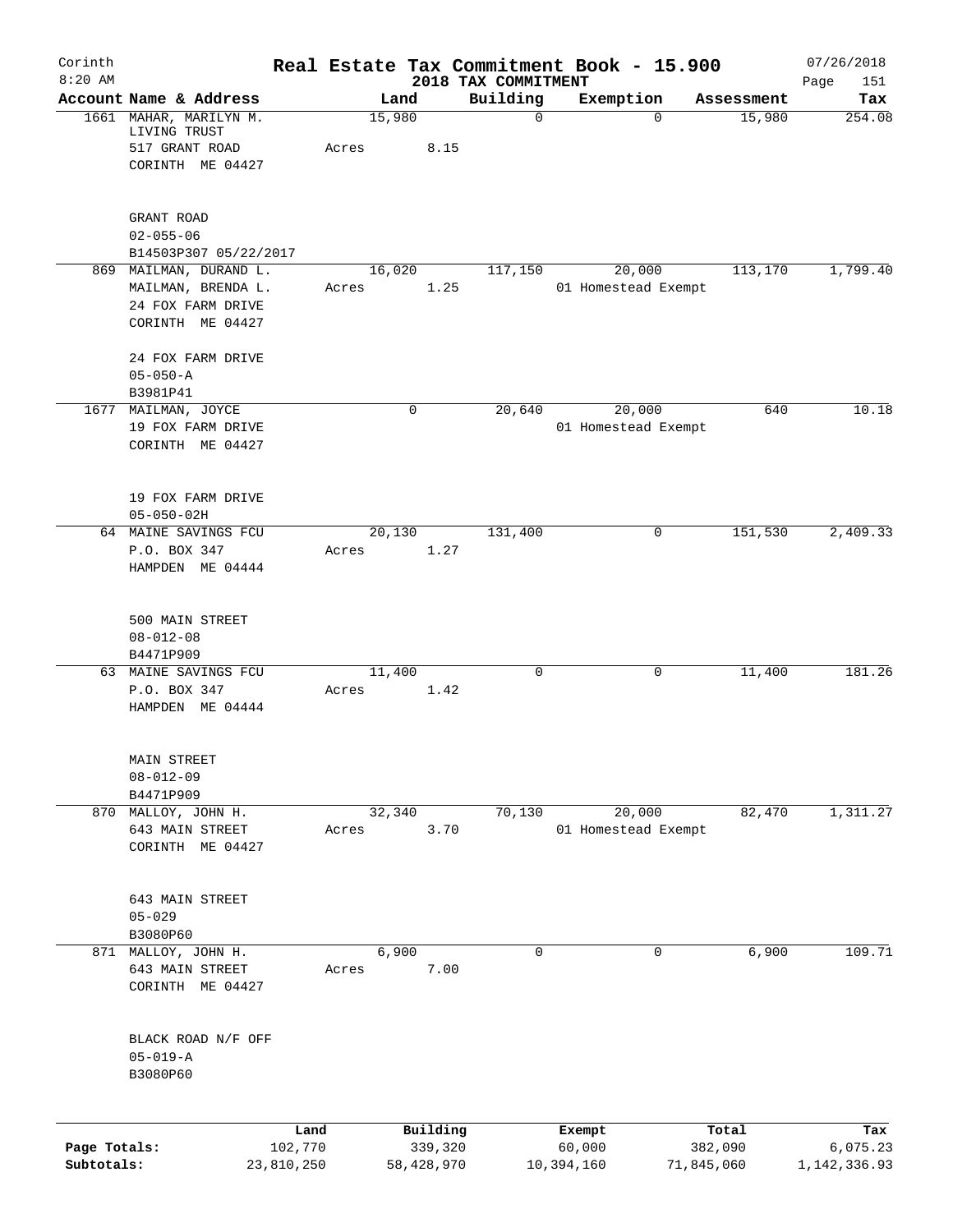Corinth 8:20 AM

# Real Estate Tax Commitment Book - 15.900

## 2018 TAX COMMITMENT

07/26/2018

| Account | Name & Address | Land | Building | Exemption | Assessment | Tax |
|---|---|---|---|---|---|---|
| 1661 | MAHAR, MARILYN M. LIVING TRUST<br>517 GRANT ROAD<br>CORINTH ME 04427<br><br>GRANT ROAD<br>02-055-06<br>B14503P307 05/22/2017 | 15,980<br>Acres 8.15 | 0 | 0 | 15,980 | 254.08 |
| 869 | MAILMAN, DURAND L.<br>MAILMAN, BRENDA L.<br>24 FOX FARM DRIVE<br>CORINTH ME 04427<br><br>24 FOX FARM DRIVE<br>05-050-A<br>B3981P41 | 16,020<br>Acres 1.25 | 117,150 | 20,000<br>01 Homestead Exempt | 113,170 | 1,799.40 |
| 1677 | MAILMAN, JOYCE<br>19 FOX FARM DRIVE<br>CORINTH ME 04427<br><br>19 FOX FARM DRIVE<br>05-050-02H | 0 | 20,640 | 20,000<br>01 Homestead Exempt | 640 | 10.18 |
| 64 | MAINE SAVINGS FCU<br>P.O. BOX 347<br>HAMPDEN ME 04444<br><br>500 MAIN STREET<br>08-012-08<br>B4471P909 | 20,130<br>Acres 1.27 | 131,400 | 0 | 151,530 | 2,409.33 |
| 63 | MAINE SAVINGS FCU<br>P.O. BOX 347<br>HAMPDEN ME 04444<br><br>MAIN STREET<br>08-012-09<br>B4471P909 | 11,400<br>Acres 1.42 | 0 | 0 | 11,400 | 181.26 |
| 870 | MALLOY, JOHN H.<br>643 MAIN STREET<br>CORINTH ME 04427<br><br>643 MAIN STREET<br>05-029<br>B3080P60 | 32,340<br>Acres 3.70 | 70,130 | 20,000<br>01 Homestead Exempt | 82,470 | 1,311.27 |
| 871 | MALLOY, JOHN H.<br>643 MAIN STREET<br>CORINTH ME 04427<br><br>BLACK ROAD N/F OFF<br>05-019-A<br>B3080P60 | 6,900<br>Acres 7.00 | 0 | 0 | 6,900 | 109.71 |

| | Land | Building | Exempt | Total | Tax |
|---|---|---|---|---|---|
| Page Totals: | 102,770 | 339,320 | 60,000 | 382,090 | 6,075.23 |
| Subtotals: | 23,810,250 | 58,428,970 | 10,394,160 | 71,845,060 | 1,142,336.93 |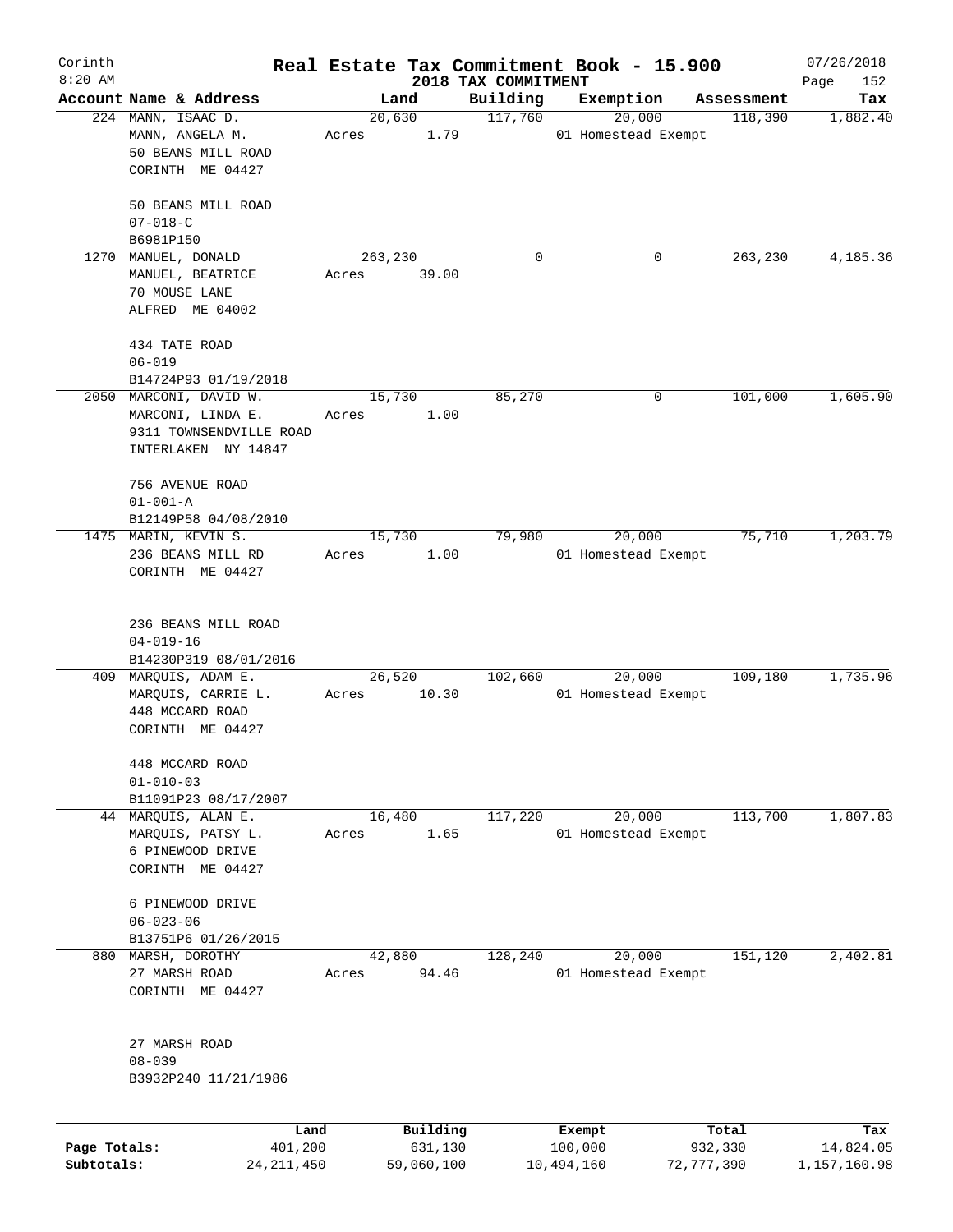# Real Estate Tax Commitment Book - 15.900

## 2018 TAX COMMITMENT

Corinth
8:20 AM

07/26/2018

| Account | Name & Address | Land | Building | Exemption | Assessment | Tax |
|---|---|---|---|---|---|---|
| 224 | MANN, ISAAC D.<br>MANN, ANGELA M.<br>50 BEANS MILL ROAD<br>CORINTH ME 04427<br><br>50 BEANS MILL ROAD<br>07-018-C<br>B6981P150 | 20,630<br>Acres 1.79 | 117,760 | 20,000<br>01 Homestead Exempt | 118,390 | 1,882.40 |
| 1270 | MANUEL, DONALD<br>MANUEL, BEATRICE<br>70 MOUSE LANE<br>ALFRED ME 04002<br><br>434 TATE ROAD<br>06-019<br>B14724P93 01/19/2018 | 263,230<br>Acres 39.00 | 0 | 0 | 263,230 | 4,185.36 |
| 2050 | MARCONI, DAVID W.<br>MARCONI, LINDA E.<br>9311 TOWNSENDVILLE ROAD<br>INTERLAKEN NY 14847<br><br>756 AVENUE ROAD<br>01-001-A<br>B12149P58 04/08/2010 | 15,730<br>Acres 1.00 | 85,270 | 0 | 101,000 | 1,605.90 |
| 1475 | MARIN, KEVIN S.<br>236 BEANS MILL RD<br>CORINTH ME 04427<br><br>236 BEANS MILL ROAD<br>04-019-16<br>B14230P319 08/01/2016 | 15,730<br>Acres 1.00 | 79,980 | 20,000<br>01 Homestead Exempt | 75,710 | 1,203.79 |
| 409 | MARQUIS, ADAM E.<br>MARQUIS, CARRIE L.<br>448 MCCARD ROAD<br>CORINTH ME 04427<br><br>448 MCCARD ROAD<br>01-010-03<br>B11091P23 08/17/2007 | 26,520<br>Acres 10.30 | 102,660 | 20,000<br>01 Homestead Exempt | 109,180 | 1,735.96 |
| 44 | MARQUIS, ALAN E.<br>MARQUIS, PATSY L.<br>6 PINEWOOD DRIVE<br>CORINTH ME 04427<br><br>6 PINEWOOD DRIVE<br>06-023-06<br>B13751P6 01/26/2015 | 16,480<br>Acres 1.65 | 117,220 | 20,000<br>01 Homestead Exempt | 113,700 | 1,807.83 |
| 880 | MARSH, DOROTHY<br>27 MARSH ROAD<br>CORINTH ME 04427<br><br>27 MARSH ROAD<br>08-039<br>B3932P240 11/21/1986 | 42,880<br>Acres 94.46 | 128,240 | 20,000<br>01 Homestead Exempt | 151,120 | 2,402.81 |

| | Land | Building | Exempt | Total | Tax |
|---|---|---|---|---|---|
| Page Totals: | 401,200 | 631,130 | 100,000 | 932,330 | 14,824.05 |
| Subtotals: | 24,211,450 | 59,060,100 | 10,494,160 | 72,777,390 | 1,157,160.98 |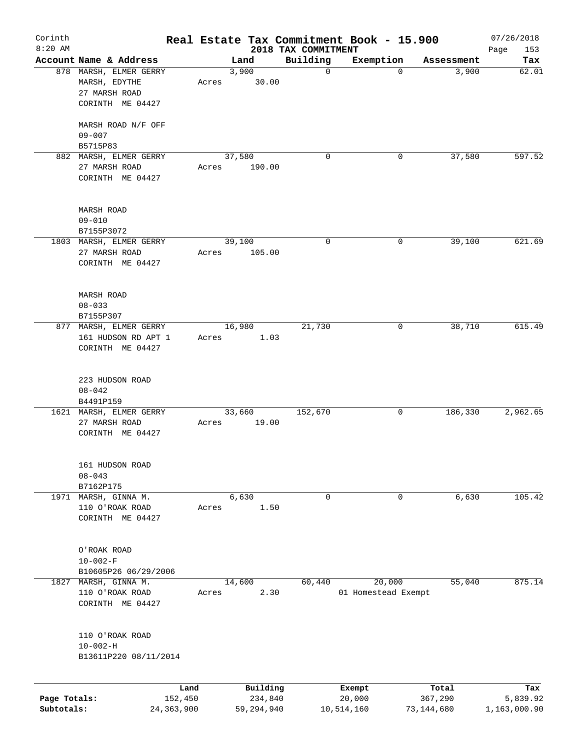Corinth 8:20 AM

# Real Estate Tax Commitment Book - 15.900

## 2018 TAX COMMITMENT

07/26/2018

| Account Name & Address | Land | Building | Exemption | Assessment | Tax |
|---|---|---|---|---|---|
| 878 MARSH, ELMER GERRY<br>MARSH, EDYTHE<br>27 MARSH ROAD<br>CORINTH ME 04427<br><br>MARSH ROAD N/F OFF<br>09-007<br>B5715P83 | 3,900<br>Acres 30.00 | 0 | 0 | 3,900 | 62.01 |
| 882 MARSH, ELMER GERRY<br>27 MARSH ROAD<br>CORINTH ME 04427<br><br>MARSH ROAD<br>09-010<br>B7155P3072 | 37,580<br>Acres 190.00 | 0 | 0 | 37,580 | 597.52 |
| 1803 MARSH, ELMER GERRY<br>27 MARSH ROAD<br>CORINTH ME 04427<br><br>MARSH ROAD<br>08-033<br>B7155P307 | 39,100<br>Acres 105.00 | 0 | 0 | 39,100 | 621.69 |
| 877 MARSH, ELMER GERRY<br>161 HUDSON RD APT 1<br>CORINTH ME 04427<br><br>223 HUDSON ROAD<br>08-042<br>B4491P159 | 16,980<br>Acres 1.03 | 21,730 | 0 | 38,710 | 615.49 |
| 1621 MARSH, ELMER GERRY<br>27 MARSH ROAD<br>CORINTH ME 04427<br><br>161 HUDSON ROAD<br>08-043<br>B7162P175 | 33,660<br>Acres 19.00 | 152,670 | 0 | 186,330 | 2,962.65 |
| 1971 MARSH, GINNA M.<br>110 O'ROAK ROAD<br>CORINTH ME 04427<br><br>O'ROAK ROAD<br>10-002-F<br>B10605P26 06/29/2006 | 6,630<br>Acres 1.50 | 0 | 0 | 6,630 | 105.42 |
| 1827 MARSH, GINNA M.<br>110 O'ROAK ROAD<br>CORINTH ME 04427<br><br>110 O'ROAK ROAD<br>10-002-H<br>B13611P220 08/11/2014 | 14,600<br>Acres 2.30 | 60,440 | 20,000<br>01 Homestead Exempt | 55,040 | 875.14 |

| | Land | Building | Exempt | Total | Tax |
|---|---|---|---|---|---|
| Page Totals: | 152,450 | 234,840 | 20,000 | 367,290 | 5,839.92 |
| Subtotals: | 24,363,900 | 59,294,940 | 10,514,160 | 73,144,680 | 1,163,000.90 |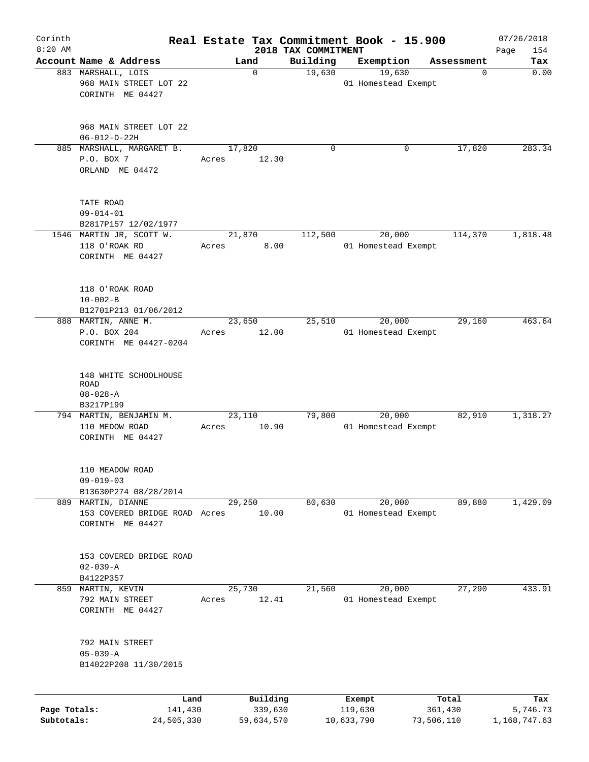Corinth 8:20 AM

# Real Estate Tax Commitment Book - 15.900

## 2018 TAX COMMITMENT

07/26/2018 Page 154

| Account Name & Address | Land | Building | Exemption | Assessment | Tax |
|---|---|---|---|---|---|
| 883 MARSHALL, LOIS<br>968 MAIN STREET LOT 22<br>CORINTH ME 04427<br><br>968 MAIN STREET LOT 22<br>06-012-D-22H | 0 | 19,630 | 19,630<br>01 Homestead Exempt | 0 | 0.00 |
| 885 MARSHALL, MARGARET B.<br>P.O. BOX 7<br>ORLAND ME 04472<br><br>TATE ROAD<br>09-014-01<br>B2817P157 12/02/1977 | 17,820<br>Acres 12.30 | 0 | 0 | 17,820 | 283.34 |
| 1546 MARTIN JR, SCOTT W.<br>118 O'ROAK RD<br>CORINTH ME 04427<br><br>118 O'ROAK ROAD<br>10-002-B<br>B12701P213 01/06/2012 | 21,870<br>Acres 8.00 | 112,500 | 20,000<br>01 Homestead Exempt | 114,370 | 1,818.48 |
| 888 MARTIN, ANNE M.<br>P.O. BOX 204<br>CORINTH ME 04427-0204<br><br>148 WHITE SCHOOLHOUSE ROAD<br>08-028-A<br>B3217P199 | 23,650<br>Acres 12.00 | 25,510 | 20,000<br>01 Homestead Exempt | 29,160 | 463.64 |
| 794 MARTIN, BENJAMIN M.<br>110 MEDOW ROAD<br>CORINTH ME 04427<br><br>110 MEADOW ROAD<br>09-019-03<br>B13630P274 08/28/2014 | 23,110<br>Acres 10.90 | 79,800 | 20,000<br>01 Homestead Exempt | 82,910 | 1,318.27 |
| 889 MARTIN, DIANNE<br>153 COVERED BRIDGE ROAD<br>CORINTH ME 04427<br><br>153 COVERED BRIDGE ROAD<br>02-039-A<br>B4122P357 | 29,250<br>Acres 10.00 | 80,630 | 20,000<br>01 Homestead Exempt | 89,880 | 1,429.09 |
| 859 MARTIN, KEVIN<br>792 MAIN STREET<br>CORINTH ME 04427<br><br>792 MAIN STREET<br>05-039-A<br>B14022P208 11/30/2015 | 25,730<br>Acres 12.41 | 21,560 | 20,000<br>01 Homestead Exempt | 27,290 | 433.91 |

| | Land | Building | Exempt | Total | Tax |
|---|---|---|---|---|---|
| Page Totals: | 141,430 | 339,630 | 119,630 | 361,430 | 5,746.73 |
| Subtotals: | 24,505,330 | 59,634,570 | 10,633,790 | 73,506,110 | 1,168,747.63 |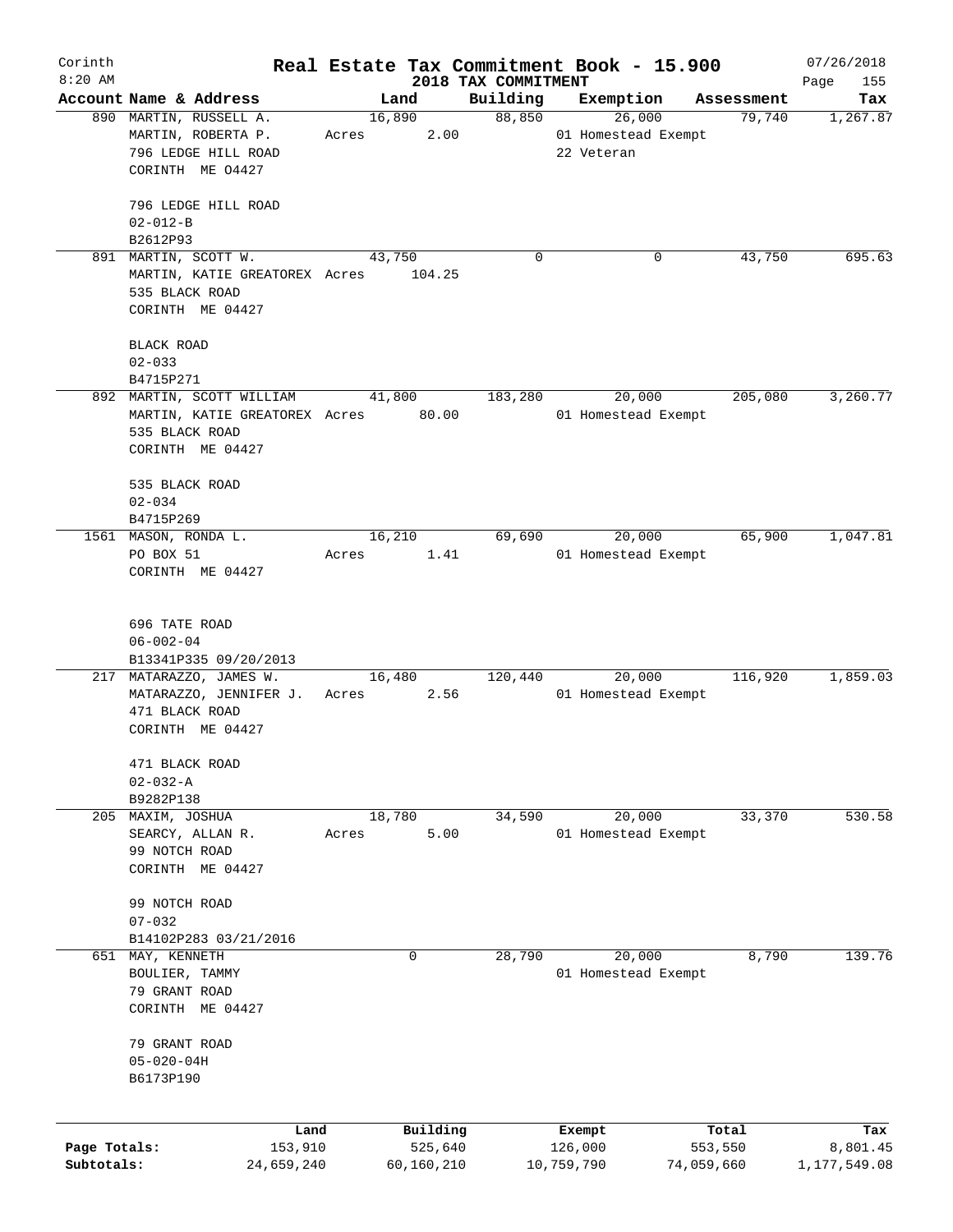# Real Estate Tax Commitment Book - 15.900

Corinth
8:20 AM

2018 TAX COMMITMENT

07/26/2018

| Account Name & Address | Land | Building | Exemption | Assessment | Tax |
|---|---|---|---|---|---|
| 890 MARTIN, RUSSELL A.<br>MARTIN, ROBERTA P.<br>796 LEDGE HILL ROAD<br>CORINTH ME 04427<br><br>796 LEDGE HILL ROAD<br>02-012-B<br>B2612P93 | 16,890<br>Acres 2.00 | 88,850 | 26,000<br>01 Homestead Exempt<br>22 Veteran | 79,740 | 1,267.87 |
| 891 MARTIN, SCOTT W.<br>MARTIN, KATIE GREATOREX<br>535 BLACK ROAD<br>CORINTH ME 04427<br><br>BLACK ROAD<br>02-033<br>B4715P271 | 43,750<br>Acres 104.25 | 0 | 0 | 43,750 | 695.63 |
| 892 MARTIN, SCOTT WILLIAM<br>MARTIN, KATIE GREATOREX<br>535 BLACK ROAD<br>CORINTH ME 04427<br><br>535 BLACK ROAD<br>02-034<br>B4715P269 | 41,800<br>Acres 80.00 | 183,280 | 20,000<br>01 Homestead Exempt | 205,080 | 3,260.77 |
| 1561 MASON, RONDA L.<br>PO BOX 51<br>CORINTH ME 04427<br><br>696 TATE ROAD<br>06-002-04<br>B13341P335 09/20/2013 | 16,210<br>Acres 1.41 | 69,690 | 20,000<br>01 Homestead Exempt | 65,900 | 1,047.81 |
| 217 MATARAZZO, JAMES W.<br>MATARAZZO, JENNIFER J.<br>471 BLACK ROAD<br>CORINTH ME 04427<br><br>471 BLACK ROAD<br>02-032-A<br>B9282P138 | 16,480<br>Acres 2.56 | 120,440 | 20,000<br>01 Homestead Exempt | 116,920 | 1,859.03 |
| 205 MAXIM, JOSHUA<br>SEARCY, ALLAN R.<br>99 NOTCH ROAD<br>CORINTH ME 04427<br><br>99 NOTCH ROAD<br>07-032<br>B14102P283 03/21/2016 | 18,780<br>Acres 5.00 | 34,590 | 20,000<br>01 Homestead Exempt | 33,370 | 530.58 |
| 651 MAY, KENNETH<br>BOULIER, TAMMY<br>79 GRANT ROAD<br>CORINTH ME 04427<br><br>79 GRANT ROAD<br>05-020-04H<br>B6173P190 | 0 | 28,790 | 20,000<br>01 Homestead Exempt | 8,790 | 139.76 |

| | Land | Building | Exempt | Total | Tax |
|---|---|---|---|---|---|
| Page Totals: | 153,910 | 525,640 | 126,000 | 553,550 | 8,801.45 |
| Subtotals: | 24,659,240 | 60,160,210 | 10,759,790 | 74,059,660 | 1,177,549.08 |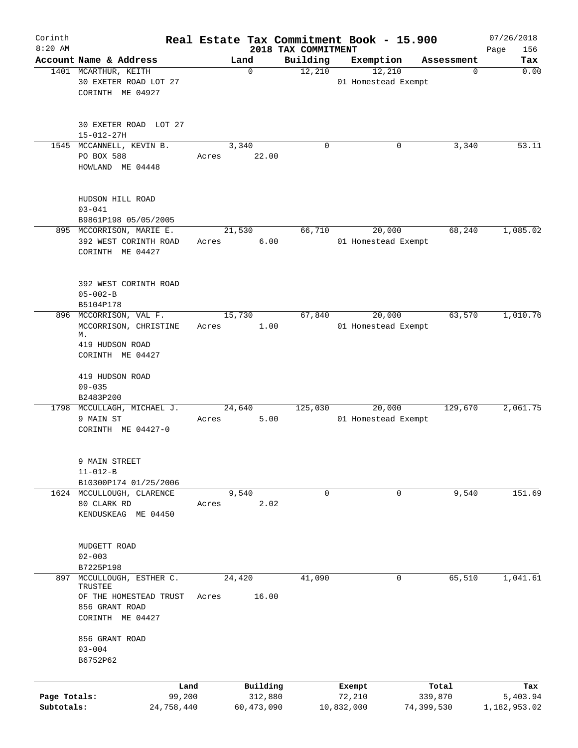# Real Estate Tax Commitment Book - 15.900

## 2018 TAX COMMITMENT

Corinth 8:20 AM — 07/26/2018

| Account Name & Address | Land | Building | Exemption | Assessment | Tax |
|---|---|---|---|---|---|
| 1401 MCARTHUR, KEITH<br>30 EXETER ROAD LOT 27<br>CORINTH ME 04927<br><br>30 EXETER ROAD LOT 27<br>15-012-27H | 0 | 12,210 | 12,210<br>01 Homestead Exempt | 0 | 0.00 |
| 1545 MCCANNELL, KEVIN B.<br>PO BOX 588<br>HOWLAND ME 04448<br><br>HUDSON HILL ROAD<br>03-041<br>B9861P198 05/05/2005 | 3,340<br>Acres 22.00 | 0 | 0 | 3,340 | 53.11 |
| 895 MCCORRISON, MARIE E.<br>392 WEST CORINTH ROAD<br>CORINTH ME 04427<br><br>392 WEST CORINTH ROAD<br>05-002-B<br>B5104P178 | 21,530<br>Acres 6.00 | 66,710 | 20,000<br>01 Homestead Exempt | 68,240 | 1,085.02 |
| 896 MCCORRISON, VAL F.<br>MCCORRISON, CHRISTINE M.<br>419 HUDSON ROAD<br>CORINTH ME 04427<br><br>419 HUDSON ROAD<br>09-035<br>B2483P200 | 15,730<br>Acres 1.00 | 67,840 | 20,000<br>01 Homestead Exempt | 63,570 | 1,010.76 |
| 1798 MCCULLAGH, MICHAEL J.<br>9 MAIN ST<br>CORINTH ME 04427-0<br><br>9 MAIN STREET<br>11-012-B<br>B10300P174 01/25/2006 | 24,640<br>Acres 5.00 | 125,030 | 20,000<br>01 Homestead Exempt | 129,670 | 2,061.75 |
| 1624 MCCULLOUGH, CLARENCE<br>80 CLARK RD<br>KENDUSKEAG ME 04450<br><br>MUDGETT ROAD<br>02-003<br>B7225P198 | 9,540<br>Acres 2.02 | 0 | 0 | 9,540 | 151.69 |
| 897 MCCULLOUGH, ESTHER C. TRUSTEE<br>OF THE HOMESTEAD TRUST<br>856 GRANT ROAD<br>CORINTH ME 04427<br><br>856 GRANT ROAD<br>03-004<br>B6752P62 | 24,420<br>Acres 16.00 | 41,090 | 0 | 65,510 | 1,041.61 |

| | Land | Building | Exempt | Total | Tax |
|---|---|---|---|---|---|
| Page Totals: | 99,200 | 312,880 | 72,210 | 339,870 | 5,403.94 |
| Subtotals: | 24,758,440 | 60,473,090 | 10,832,000 | 74,399,530 | 1,182,953.02 |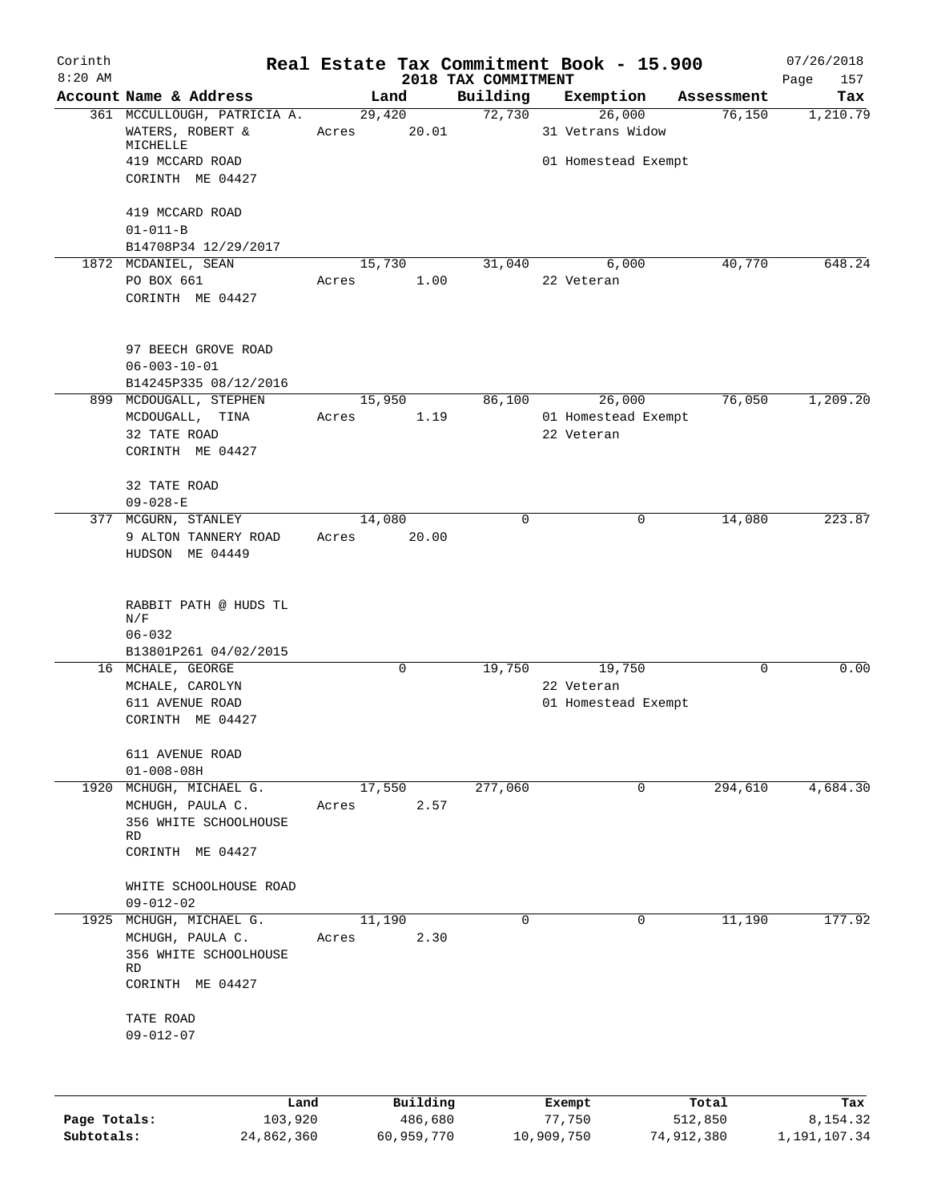Corinth 8:20 AM

# Real Estate Tax Commitment Book - 15.900

## 2018 TAX COMMITMENT

07/26/2018

| Account Name & Address | Land | Building | Exemption | Assessment | Tax |
|---|---|---|---|---|---|
| 361 MCCULLOUGH, PATRICIA A.<br>WATERS, ROBERT & MICHELLE<br>419 MCCARD ROAD<br>CORINTH ME 04427<br><br>419 MCCARD ROAD<br>01-011-B<br>B14708P34 12/29/2017 | 29,420<br>Acres 20.01 | 72,730 | 26,000<br>31 Vetrans Widow<br>01 Homestead Exempt | 76,150 | 1,210.79 |
| 1872 MCDANIEL, SEAN<br>PO BOX 661<br>CORINTH ME 04427<br><br>97 BEECH GROVE ROAD<br>06-003-10-01<br>B14245P335 08/12/2016 | 15,730<br>Acres 1.00 | 31,040 | 6,000<br>22 Veteran | 40,770 | 648.24 |
| 899 MCDOUGALL, STEPHEN<br>MCDOUGALL, TINA<br>32 TATE ROAD<br>CORINTH ME 04427<br><br>32 TATE ROAD<br>09-028-E | 15,950<br>Acres 1.19 | 86,100 | 26,000<br>01 Homestead Exempt<br>22 Veteran | 76,050 | 1,209.20 |
| 377 MCGURN, STANLEY<br>9 ALTON TANNERY ROAD<br>HUDSON ME 04449<br><br>RABBIT PATH @ HUDS TL N/F<br>06-032<br>B13801P261 04/02/2015 | 14,080<br>Acres 20.00 | 0 | 0 | 14,080 | 223.87 |
| 16 MCHALE, GEORGE<br>MCHALE, CAROLYN<br>611 AVENUE ROAD<br>CORINTH ME 04427<br><br>611 AVENUE ROAD<br>01-008-08H | 0 | 19,750 | 19,750<br>22 Veteran<br>01 Homestead Exempt | 0 | 0.00 |
| 1920 MCHUGH, MICHAEL G.<br>MCHUGH, PAULA C.<br>356 WHITE SCHOOLHOUSE RD<br>CORINTH ME 04427<br><br>WHITE SCHOOLHOUSE ROAD<br>09-012-02 | 17,550<br>Acres 2.57 | 277,060 | 0 | 294,610 | 4,684.30 |
| 1925 MCHUGH, MICHAEL G.<br>MCHUGH, PAULA C.<br>356 WHITE SCHOOLHOUSE RD<br>CORINTH ME 04427<br><br>TATE ROAD<br>09-012-07 | 11,190<br>Acres 2.30 | 0 | 0 | 11,190 | 177.92 |

| | Land | Building | Exempt | Total | Tax |
|---|---|---|---|---|---|
| Page Totals: | 103,920 | 486,680 | 77,750 | 512,850 | 8,154.32 |
| Subtotals: | 24,862,360 | 60,959,770 | 10,909,750 | 74,912,380 | 1,191,107.34 |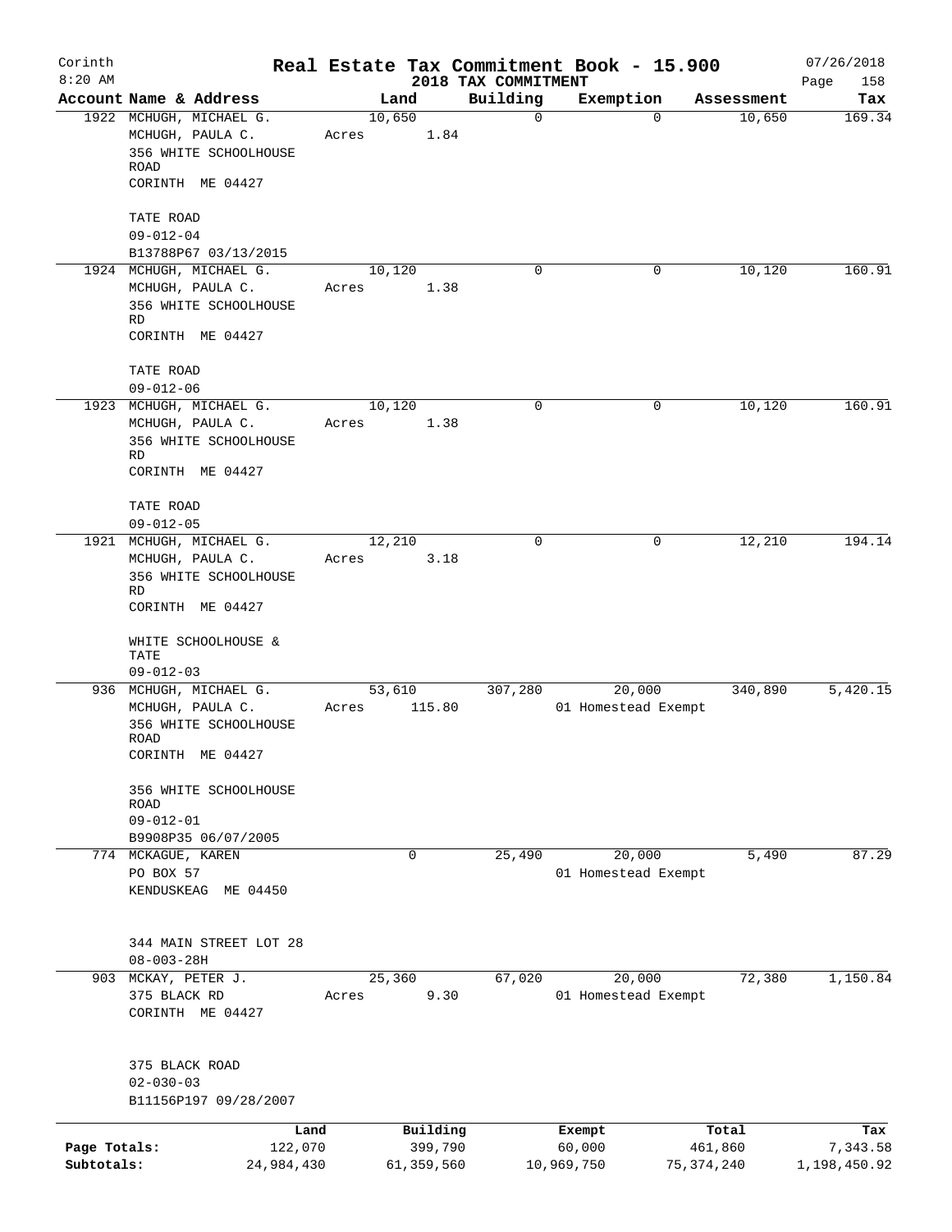Corinth 8:20 AM

# Real Estate Tax Commitment Book - 15.900

2018 TAX COMMITMENT

07/26/2018

| Account | Name & Address | Land | Building | Exemption | Assessment | Tax |
|---|---|---|---|---|---|---|
| 1922 | MCHUGH, MICHAEL G.<br>MCHUGH, PAULA C.<br>356 WHITE SCHOOLHOUSE ROAD<br>CORINTH ME 04427<br><br>TATE ROAD<br>09-012-04<br>B13788P67 03/13/2015 | 10,650<br>Acres 1.84 | 0 | 0 | 10,650 | 169.34 |
| 1924 | MCHUGH, MICHAEL G.<br>MCHUGH, PAULA C.<br>356 WHITE SCHOOLHOUSE RD<br>CORINTH ME 04427<br><br>TATE ROAD<br>09-012-06 | 10,120<br>Acres 1.38 | 0 | 0 | 10,120 | 160.91 |
| 1923 | MCHUGH, MICHAEL G.<br>MCHUGH, PAULA C.<br>356 WHITE SCHOOLHOUSE RD<br>CORINTH ME 04427<br><br>TATE ROAD<br>09-012-05 | 10,120<br>Acres 1.38 | 0 | 0 | 10,120 | 160.91 |
| 1921 | MCHUGH, MICHAEL G.<br>MCHUGH, PAULA C.<br>356 WHITE SCHOOLHOUSE RD<br>CORINTH ME 04427<br><br>WHITE SCHOOLHOUSE & TATE<br>09-012-03 | 12,210<br>Acres 3.18 | 0 | 0 | 12,210 | 194.14 |
| 936 | MCHUGH, MICHAEL G.<br>MCHUGH, PAULA C.<br>356 WHITE SCHOOLHOUSE ROAD<br>CORINTH ME 04427<br><br>356 WHITE SCHOOLHOUSE ROAD<br>09-012-01<br>B9908P35 06/07/2005 | 53,610<br>Acres 115.80 | 307,280 | 20,000<br>01 Homestead Exempt | 340,890 | 5,420.15 |
| 774 | MCKAGUE, KAREN<br>PO BOX 57<br>KENDUSKEAG ME 04450<br><br>344 MAIN STREET LOT 28<br>08-003-28H | 0 | 25,490 | 20,000<br>01 Homestead Exempt | 5,490 | 87.29 |
| 903 | MCKAY, PETER J.<br>375 BLACK RD<br>CORINTH ME 04427<br><br>375 BLACK ROAD<br>02-030-03<br>B11156P197 09/28/2007 | 25,360<br>Acres 9.30 | 67,020 | 20,000<br>01 Homestead Exempt | 72,380 | 1,150.84 |

| | Land | Building | Exempt | Total | Tax |
|---|---|---|---|---|---|
| Page Totals: | 122,070 | 399,790 | 60,000 | 461,860 | 7,343.58 |
| Subtotals: | 24,984,430 | 61,359,560 | 10,969,750 | 75,374,240 | 1,198,450.92 |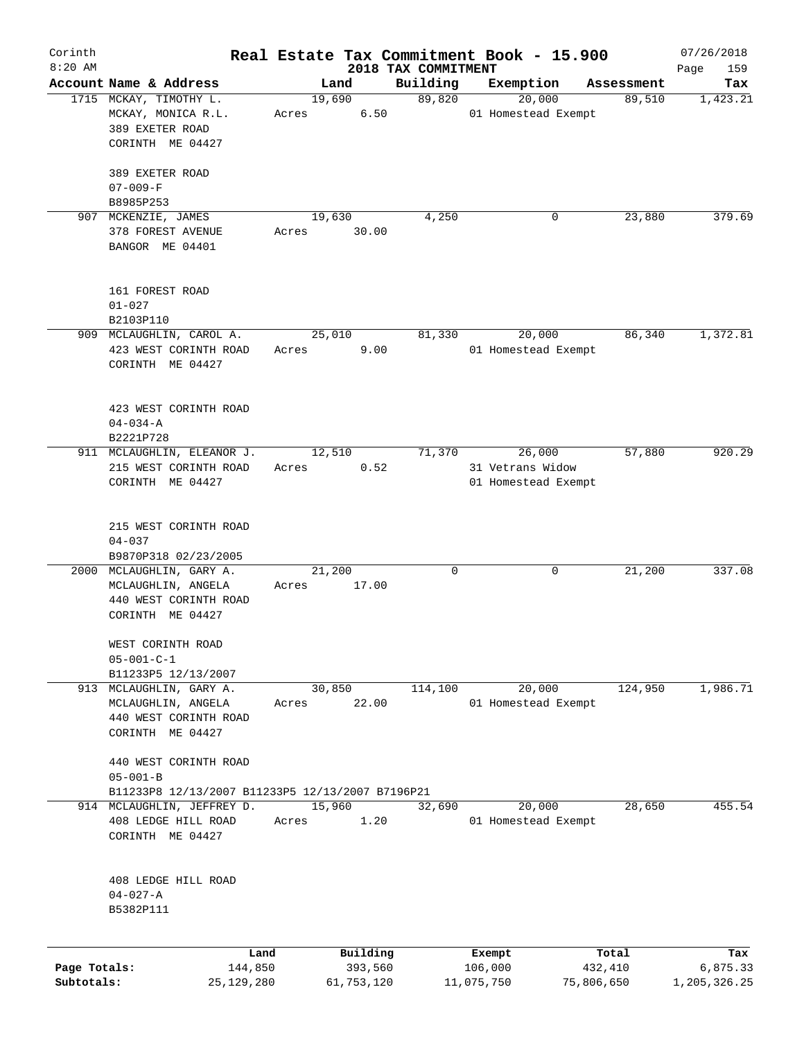Corinth 8:20 AM

# Real Estate Tax Commitment Book - 15.900

## 2018 TAX COMMITMENT

07/26/2018

| Account Name & Address | Land | Building | Exemption | Assessment | Tax |
|---|---|---|---|---|---|
| 1715 MCKAY, TIMOTHY L.<br>MCKAY, MONICA R.L.<br>389 EXETER ROAD<br>CORINTH ME 04427<br><br>389 EXETER ROAD<br>07-009-F<br>B8985P253 | 19,690<br>Acres 6.50 | 89,820 | 20,000<br>01 Homestead Exempt | 89,510 | 1,423.21 |
| 907 MCKENZIE, JAMES<br>378 FOREST AVENUE<br>BANGOR ME 04401<br><br>161 FOREST ROAD<br>01-027<br>B2103P110 | 19,630<br>Acres 30.00 | 4,250 | 0 | 23,880 | 379.69 |
| 909 MCLAUGHLIN, CAROL A.<br>423 WEST CORINTH ROAD<br>CORINTH ME 04427<br><br>423 WEST CORINTH ROAD<br>04-034-A<br>B2221P728 | 25,010<br>Acres 9.00 | 81,330 | 20,000<br>01 Homestead Exempt | 86,340 | 1,372.81 |
| 911 MCLAUGHLIN, ELEANOR J.<br>215 WEST CORINTH ROAD<br>CORINTH ME 04427<br><br>215 WEST CORINTH ROAD<br>04-037<br>B9870P318 02/23/2005 | 12,510<br>Acres 0.52 | 71,370 | 26,000<br>31 Vetrans Widow<br>01 Homestead Exempt | 57,880 | 920.29 |
| 2000 MCLAUGHLIN, GARY A.<br>MCLAUGHLIN, ANGELA<br>440 WEST CORINTH ROAD<br>CORINTH ME 04427<br><br>WEST CORINTH ROAD<br>05-001-C-1<br>B11233P5 12/13/2007 | 21,200<br>Acres 17.00 | 0 | 0 | 21,200 | 337.08 |
| 913 MCLAUGHLIN, GARY A.<br>MCLAUGHLIN, ANGELA<br>440 WEST CORINTH ROAD<br>CORINTH ME 04427<br><br>440 WEST CORINTH ROAD<br>05-001-B<br>B11233P8 12/13/2007 B11233P5 12/13/2007 B7196P21 | 30,850<br>Acres 22.00 | 114,100 | 20,000<br>01 Homestead Exempt | 124,950 | 1,986.71 |
| 914 MCLAUGHLIN, JEFFREY D.<br>408 LEDGE HILL ROAD<br>CORINTH ME 04427<br><br>408 LEDGE HILL ROAD<br>04-027-A<br>B5382P111 | 15,960<br>Acres 1.20 | 32,690 | 20,000<br>01 Homestead Exempt | 28,650 | 455.54 |

| | Land | Building | Exempt | Total | Tax |
|---|---|---|---|---|---|
| Page Totals: | 144,850 | 393,560 | 106,000 | 432,410 | 6,875.33 |
| Subtotals: | 25,129,280 | 61,753,120 | 11,075,750 | 75,806,650 | 1,205,326.25 |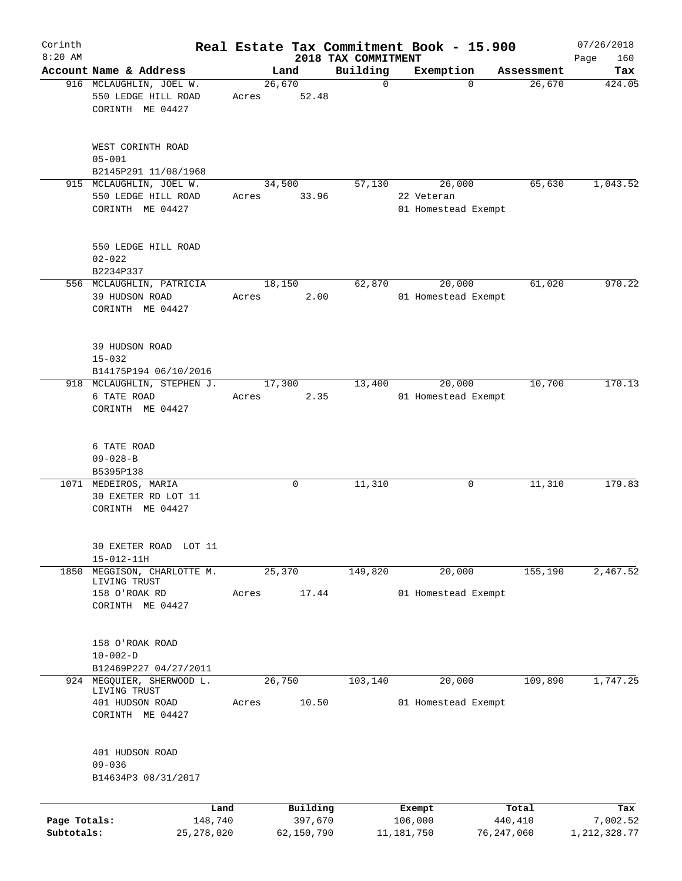Corinth 8:20 AM

# Real Estate Tax Commitment Book - 15.900

## 2018 TAX COMMITMENT

07/26/2018

| Account | Name & Address | Land | Building | Exemption | Assessment | Tax |
|---|---|---|---|---|---|---|
| 916 | MCLAUGHLIN, JOEL W.<br>550 LEDGE HILL ROAD<br>CORINTH ME 04427<br><br>WEST CORINTH ROAD<br>05-001<br>B2145P291 11/08/1968 | 26,670<br>Acres 52.48 | 0 | 0 | 26,670 | 424.05 |
| 915 | MCLAUGHLIN, JOEL W.<br>550 LEDGE HILL ROAD<br>CORINTH ME 04427<br><br>550 LEDGE HILL ROAD<br>02-022<br>B2234P337 | 34,500<br>Acres 33.96 | 57,130 | 26,000<br>22 Veteran<br>01 Homestead Exempt | 65,630 | 1,043.52 |
| 556 | MCLAUGHLIN, PATRICIA<br>39 HUDSON ROAD<br>CORINTH ME 04427<br><br>39 HUDSON ROAD<br>15-032<br>B14175P194 06/10/2016 | 18,150<br>Acres 2.00 | 62,870 | 20,000<br>01 Homestead Exempt | 61,020 | 970.22 |
| 918 | MCLAUGHLIN, STEPHEN J.<br>6 TATE ROAD<br>CORINTH ME 04427<br><br>6 TATE ROAD<br>09-028-B<br>B5395P138 | 17,300<br>Acres 2.35 | 13,400 | 20,000<br>01 Homestead Exempt | 10,700 | 170.13 |
| 1071 | MEDEIROS, MARIA<br>30 EXETER RD LOT 11<br>CORINTH ME 04427<br><br>30 EXETER ROAD LOT 11<br>15-012-11H | 0 | 11,310 | 0 | 11,310 | 179.83 |
| 1850 | MEGGISON, CHARLOTTE M. LIVING TRUST<br>158 O'ROAK RD<br>CORINTH ME 04427<br><br>158 O'ROAK ROAD<br>10-002-D<br>B12469P227 04/27/2011 | 25,370<br>Acres 17.44 | 149,820 | 20,000<br>01 Homestead Exempt | 155,190 | 2,467.52 |
| 924 | MEGQUIER, SHERWOOD L. LIVING TRUST<br>401 HUDSON ROAD<br>CORINTH ME 04427<br><br>401 HUDSON ROAD<br>09-036<br>B14634P3 08/31/2017 | 26,750<br>Acres 10.50 | 103,140 | 20,000<br>01 Homestead Exempt | 109,890 | 1,747.25 |

| | Land | Building | Exempt | Total | Tax |
|---|---|---|---|---|---|
| Page Totals: | 148,740 | 397,670 | 106,000 | 440,410 | 7,002.52 |
| Subtotals: | 25,278,020 | 62,150,790 | 11,181,750 | 76,247,060 | 1,212,328.77 |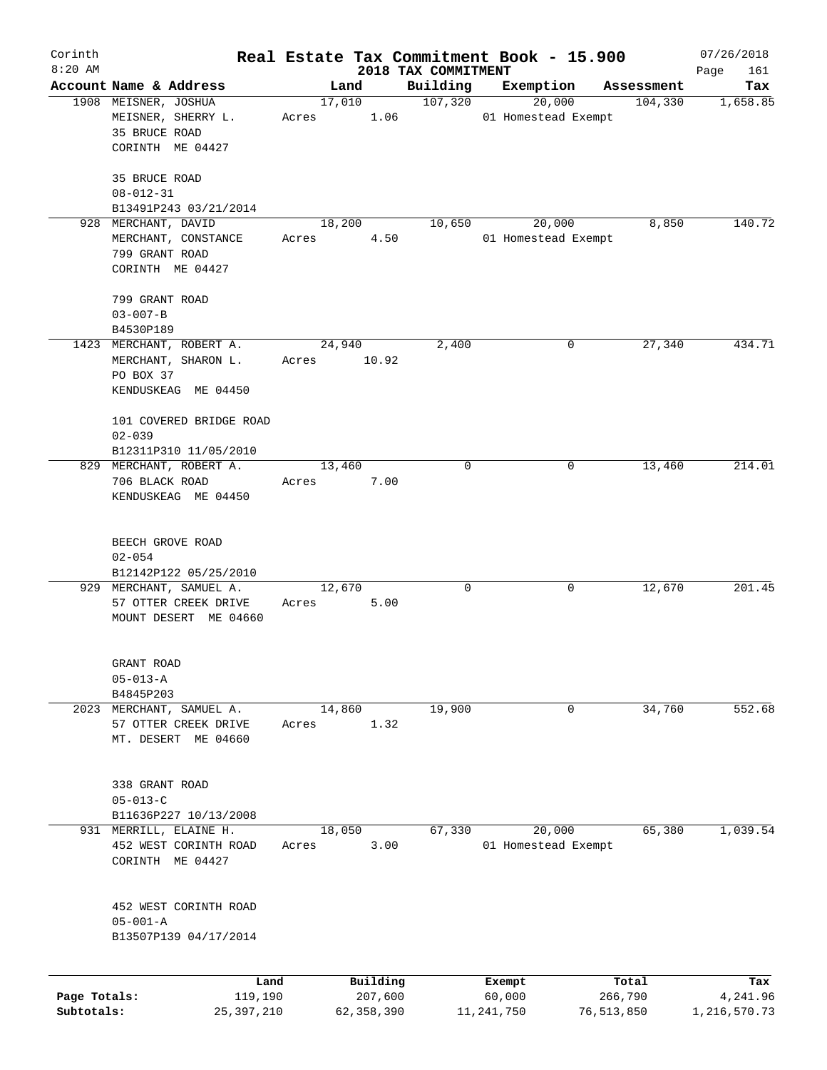# Real Estate Tax Commitment Book - 15.900

Corinth 8:20 AM — 2018 TAX COMMITMENT — 07/26/2018

| Account | Name & Address | Land | Building | Exemption | Assessment | Tax |
|---|---|---|---|---|---|---|
| 1908 | MEISNER, JOSHUA<br>MEISNER, SHERRY L.<br>35 BRUCE ROAD<br>CORINTH ME 04427<br><br>35 BRUCE ROAD<br>08-012-31<br>B13491P243 03/21/2014 | 17,010<br>Acres 1.06 | 107,320 | 20,000<br>01 Homestead Exempt | 104,330 | 1,658.85 |
| 928 | MERCHANT, DAVID<br>MERCHANT, CONSTANCE<br>799 GRANT ROAD<br>CORINTH ME 04427<br><br>799 GRANT ROAD<br>03-007-B<br>B4530P189 | 18,200<br>Acres 4.50 | 10,650 | 20,000<br>01 Homestead Exempt | 8,850 | 140.72 |
| 1423 | MERCHANT, ROBERT A.<br>MERCHANT, SHARON L.<br>PO BOX 37<br>KENDUSKEAG ME 04450<br><br>101 COVERED BRIDGE ROAD<br>02-039<br>B12311P310 11/05/2010 | 24,940<br>Acres 10.92 | 2,400 | 0 | 27,340 | 434.71 |
| 829 | MERCHANT, ROBERT A.<br>706 BLACK ROAD<br>KENDUSKEAG ME 04450<br><br>BEECH GROVE ROAD<br>02-054<br>B12142P122 05/25/2010 | 13,460<br>Acres 7.00 | 0 | 0 | 13,460 | 214.01 |
| 929 | MERCHANT, SAMUEL A.<br>57 OTTER CREEK DRIVE<br>MOUNT DESERT ME 04660<br><br>GRANT ROAD<br>05-013-A<br>B4845P203 | 12,670<br>Acres 5.00 | 0 | 0 | 12,670 | 201.45 |
| 2023 | MERCHANT, SAMUEL A.<br>57 OTTER CREEK DRIVE<br>MT. DESERT ME 04660<br><br>338 GRANT ROAD<br>05-013-C<br>B11636P227 10/13/2008 | 14,860<br>Acres 1.32 | 19,900 | 0 | 34,760 | 552.68 |
| 931 | MERRILL, ELAINE H.<br>452 WEST CORINTH ROAD<br>CORINTH ME 04427<br><br>452 WEST CORINTH ROAD<br>05-001-A<br>B13507P139 04/17/2014 | 18,050<br>Acres 3.00 | 67,330 | 20,000<br>01 Homestead Exempt | 65,380 | 1,039.54 |

| | Land | Building | Exempt | Total | Tax |
|---|---|---|---|---|---|
| Page Totals: | 119,190 | 207,600 | 60,000 | 266,790 | 4,241.96 |
| Subtotals: | 25,397,210 | 62,358,390 | 11,241,750 | 76,513,850 | 1,216,570.73 |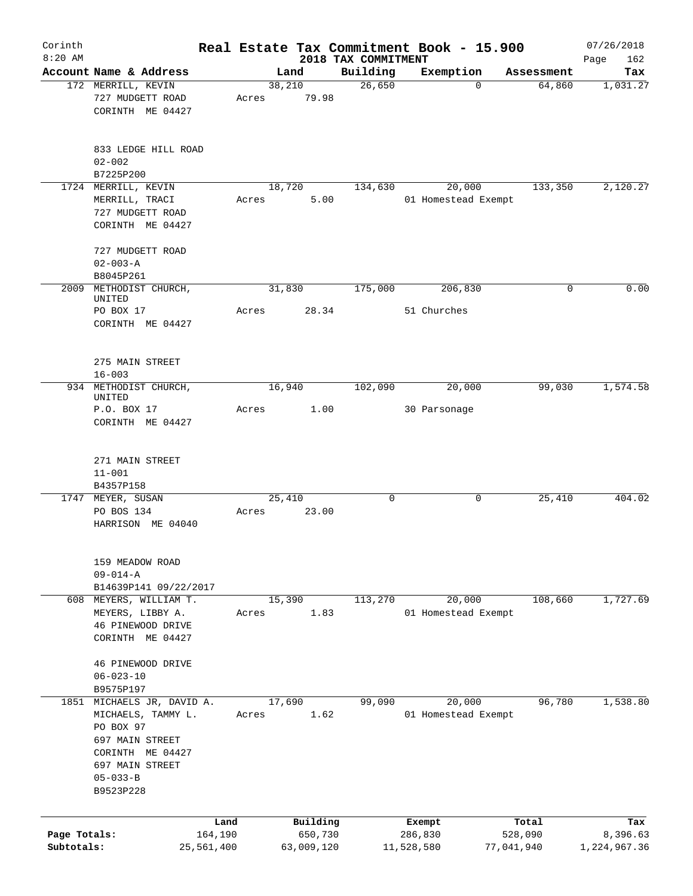# Real Estate Tax Commitment Book - 15.900

Corinth 8:20 AM — 2018 TAX COMMITMENT — 07/26/2018

| Account | Name & Address | Land | Building | Exemption | Assessment | Tax |
|---|---|---|---|---|---|---|
| 172 | MERRILL, KEVIN<br>727 MUDGETT ROAD<br>CORINTH ME 04427<br><br>833 LEDGE HILL ROAD<br>02-002<br>B7225P200 | 38,210<br>Acres 79.98 | 26,650 | 0 | 64,860 | 1,031.27 |
| 1724 | MERRILL, KEVIN<br>MERRILL, TRACI<br>727 MUDGETT ROAD<br>CORINTH ME 04427<br><br>727 MUDGETT ROAD<br>02-003-A<br>B8045P261 | 18,720<br>Acres 5.00 | 134,630 | 20,000<br>01 Homestead Exempt | 133,350 | 2,120.27 |
| 2009 | METHODIST CHURCH, UNITED<br>PO BOX 17<br>CORINTH ME 04427<br><br>275 MAIN STREET<br>16-003 | 31,830<br>Acres 28.34 | 175,000 | 206,830<br>51 Churches | 0 | 0.00 |
| 934 | METHODIST CHURCH, UNITED<br>P.O. BOX 17<br>CORINTH ME 04427<br><br>271 MAIN STREET<br>11-001<br>B4357P158 | 16,940<br>Acres 1.00 | 102,090 | 20,000<br>30 Parsonage | 99,030 | 1,574.58 |
| 1747 | MEYER, SUSAN<br>PO BOS 134<br>HARRISON ME 04040<br><br>159 MEADOW ROAD<br>09-014-A<br>B14639P141 09/22/2017 | 25,410<br>Acres 23.00 | 0 | 0 | 25,410 | 404.02 |
| 608 | MEYERS, WILLIAM T.<br>MEYERS, LIBBY A.<br>46 PINEWOOD DRIVE<br>CORINTH ME 04427<br><br>46 PINEWOOD DRIVE<br>06-023-10<br>B9575P197 | 15,390<br>Acres 1.83 | 113,270 | 20,000<br>01 Homestead Exempt | 108,660 | 1,727.69 |
| 1851 | MICHAELS JR, DAVID A.<br>MICHAELS, TAMMY L.<br>PO BOX 97<br>697 MAIN STREET<br>CORINTH ME 04427<br>697 MAIN STREET<br>05-033-B<br>B9523P228 | 17,690<br>Acres 1.62 | 99,090 | 20,000<br>01 Homestead Exempt | 96,780 | 1,538.80 |

| | Land | Building | Exempt | Total | Tax |
|---|---|---|---|---|---|
| Page Totals: | 164,190 | 650,730 | 286,830 | 528,090 | 8,396.63 |
| Subtotals: | 25,561,400 | 63,009,120 | 11,528,580 | 77,041,940 | 1,224,967.36 |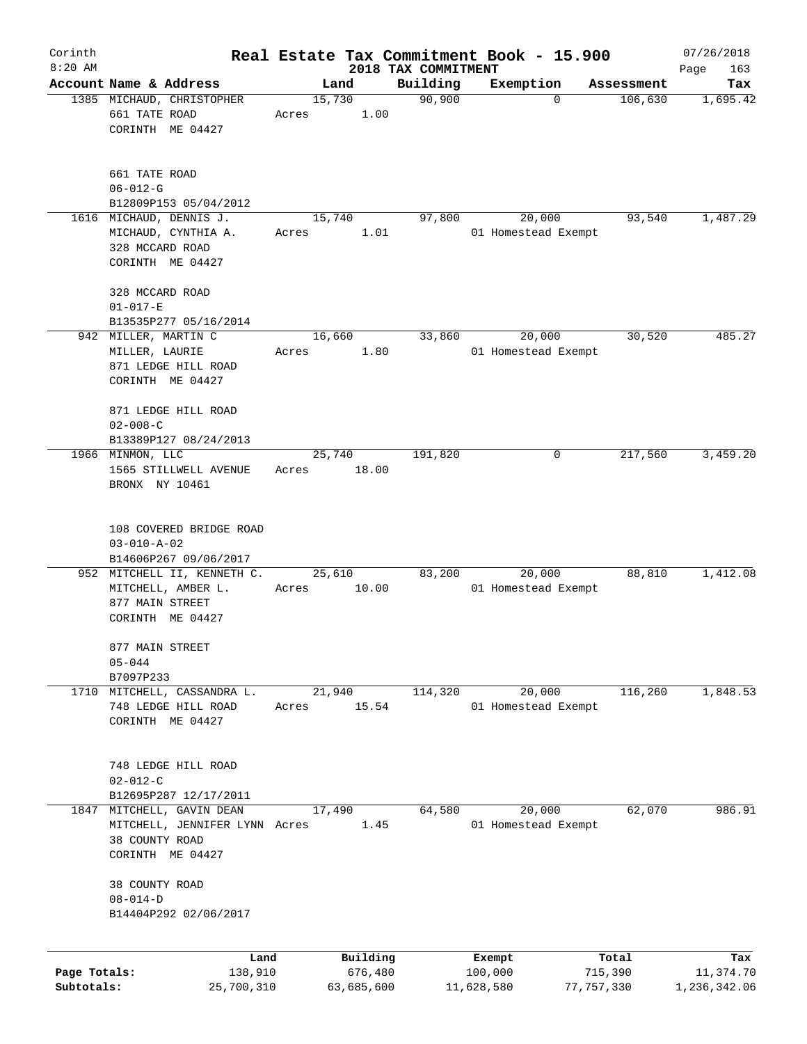# Real Estate Tax Commitment Book - 15.900

Corinth 8:20 AM — 2018 TAX COMMITMENT — 07/26/2018

| Account | Name & Address | Land | Building | Exemption | Assessment | Tax |
|---|---|---|---|---|---|---|
| 1385 | MICHAUD, CHRISTOPHER<br>661 TATE ROAD<br>CORINTH ME 04427<br><br>661 TATE ROAD<br>06-012-G<br>B12809P153 05/04/2012 | 15,730<br>Acres 1.00 | 90,900 | 0 | 106,630 | 1,695.42 |
| 1616 | MICHAUD, DENNIS J.<br>MICHAUD, CYNTHIA A.<br>328 MCCARD ROAD<br>CORINTH ME 04427<br><br>328 MCCARD ROAD<br>01-017-E<br>B13535P277 05/16/2014 | 15,740<br>Acres 1.01 | 97,800 | 20,000<br>01 Homestead Exempt | 93,540 | 1,487.29 |
| 942 | MILLER, MARTIN C<br>MILLER, LAURIE<br>871 LEDGE HILL ROAD<br>CORINTH ME 04427<br><br>871 LEDGE HILL ROAD<br>02-008-C<br>B13389P127 08/24/2013 | 16,660<br>Acres 1.80 | 33,860 | 20,000<br>01 Homestead Exempt | 30,520 | 485.27 |
| 1966 | MINMON, LLC<br>1565 STILLWELL AVENUE<br>BRONX NY 10461<br><br>108 COVERED BRIDGE ROAD<br>03-010-A-02<br>B14606P267 09/06/2017 | 25,740<br>Acres 18.00 | 191,820 | 0 | 217,560 | 3,459.20 |
| 952 | MITCHELL II, KENNETH C.<br>MITCHELL, AMBER L.<br>877 MAIN STREET<br>CORINTH ME 04427<br><br>877 MAIN STREET<br>05-044<br>B7097P233 | 25,610<br>Acres 10.00 | 83,200 | 20,000<br>01 Homestead Exempt | 88,810 | 1,412.08 |
| 1710 | MITCHELL, CASSANDRA L.<br>748 LEDGE HILL ROAD<br>CORINTH ME 04427<br><br>748 LEDGE HILL ROAD<br>02-012-C<br>B12695P287 12/17/2011 | 21,940<br>Acres 15.54 | 114,320 | 20,000<br>01 Homestead Exempt | 116,260 | 1,848.53 |
| 1847 | MITCHELL, GAVIN DEAN<br>MITCHELL, JENNIFER LYNN<br>38 COUNTY ROAD<br>CORINTH ME 04427<br><br>38 COUNTY ROAD<br>08-014-D<br>B14404P292 02/06/2017 | 17,490<br>Acres 1.45 | 64,580 | 20,000<br>01 Homestead Exempt | 62,070 | 986.91 |

| | Land | Building | Exempt | Total | Tax |
|---|---|---|---|---|---|
| Page Totals: | 138,910 | 676,480 | 100,000 | 715,390 | 11,374.70 |
| Subtotals: | 25,700,310 | 63,685,600 | 11,628,580 | 77,757,330 | 1,236,342.06 |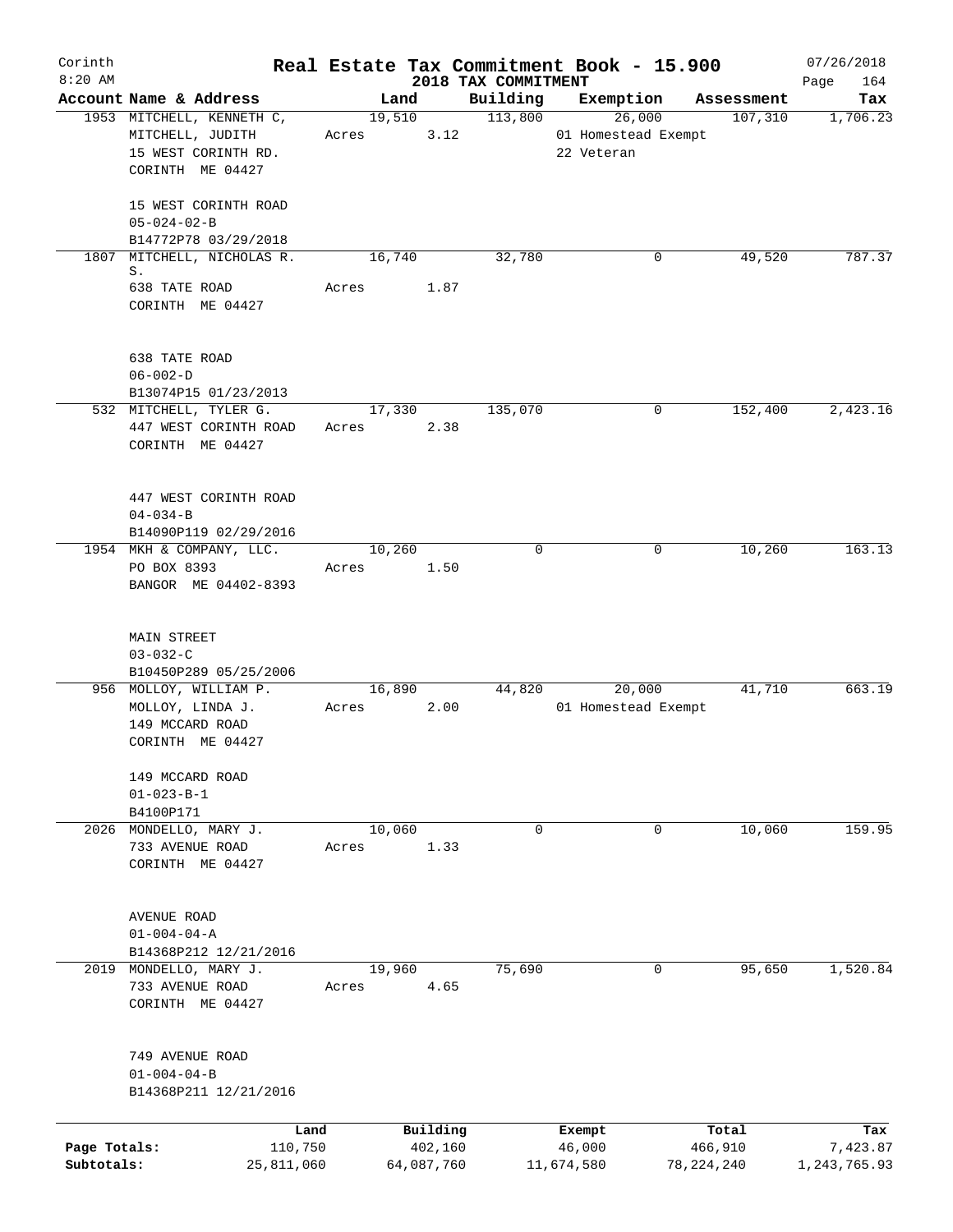# Real Estate Tax Commitment Book - 15.900

Corinth 8:20 AM — 2018 TAX COMMITMENT — 07/26/2018

| Account Name & Address | Land | Building | Exemption | Assessment | Tax |
|---|---|---|---|---|---|
| 1953 MITCHELL, KENNETH C, MITCHELL, JUDITH 15 WEST CORINTH RD. CORINTH ME 04427 15 WEST CORINTH ROAD 05-024-02-B B14772P78 03/29/2018 | 19,510 Acres 3.12 | 113,800 | 26,000 01 Homestead Exempt 22 Veteran | 107,310 | 1,706.23 |
| 1807 MITCHELL, NICHOLAS R. S. 638 TATE ROAD CORINTH ME 04427 638 TATE ROAD 06-002-D B13074P15 01/23/2013 | 16,740 Acres 1.87 | 32,780 | 0 | 49,520 | 787.37 |
| 532 MITCHELL, TYLER G. 447 WEST CORINTH ROAD CORINTH ME 04427 447 WEST CORINTH ROAD 04-034-B B14090P119 02/29/2016 | 17,330 Acres 2.38 | 135,070 | 0 | 152,400 | 2,423.16 |
| 1954 MKH & COMPANY, LLC. PO BOX 8393 BANGOR ME 04402-8393 MAIN STREET 03-032-C B10450P289 05/25/2006 | 10,260 Acres 1.50 | 0 | 0 | 10,260 | 163.13 |
| 956 MOLLOY, WILLIAM P. MOLLOY, LINDA J. 149 MCCARD ROAD CORINTH ME 04427 149 MCCARD ROAD 01-023-B-1 B4100P171 | 16,890 Acres 2.00 | 44,820 | 20,000 01 Homestead Exempt | 41,710 | 663.19 |
| 2026 MONDELLO, MARY J. 733 AVENUE ROAD CORINTH ME 04427 AVENUE ROAD 01-004-04-A B14368P212 12/21/2016 | 10,060 Acres 1.33 | 0 | 0 | 10,060 | 159.95 |
| 2019 MONDELLO, MARY J. 733 AVENUE ROAD CORINTH ME 04427 749 AVENUE ROAD 01-004-04-B B14368P211 12/21/2016 | 19,960 Acres 4.65 | 75,690 | 0 | 95,650 | 1,520.84 |

| | Land | Building | Exempt | Total | Tax |
|---|---|---|---|---|---|
| Page Totals: | 110,750 | 402,160 | 46,000 | 466,910 | 7,423.87 |
| Subtotals: | 25,811,060 | 64,087,760 | 11,674,580 | 78,224,240 | 1,243,765.93 |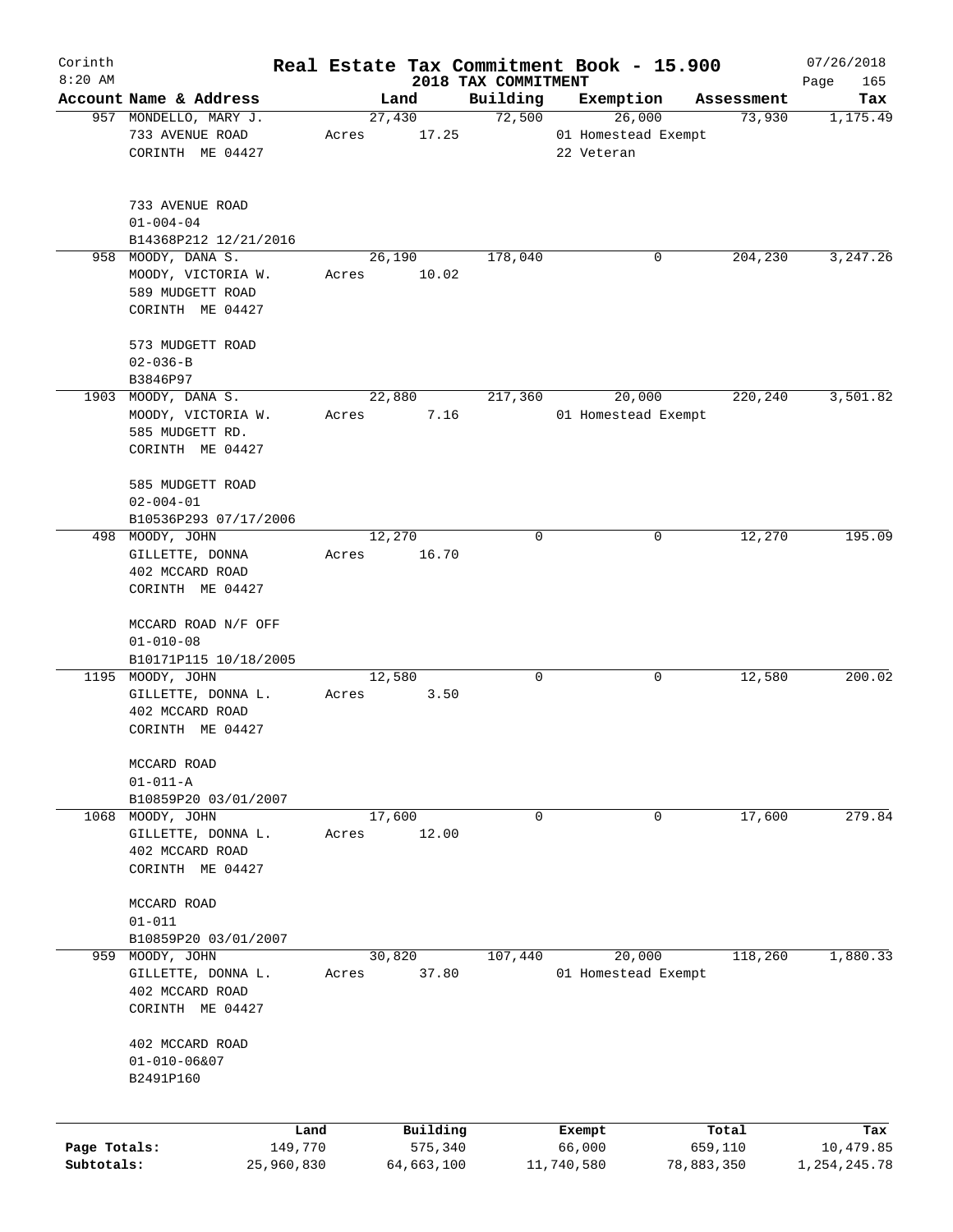Corinth 8:20 AM

# Real Estate Tax Commitment Book - 15.900

## 2018 TAX COMMITMENT

07/26/2018

| Account Name & Address | Land | Building | Exemption | Assessment | Tax |
|---|---|---|---|---|---|
| 957 MONDELLO, MARY J.<br>733 AVENUE ROAD<br>CORINTH ME 04427<br><br>733 AVENUE ROAD<br>01-004-04<br>B14368P212 12/21/2016 | 27,430<br>Acres 17.25 | 72,500 | 26,000<br>01 Homestead Exempt<br>22 Veteran | 73,930 | 1,175.49 |
| 958 MOODY, DANA S.<br>MOODY, VICTORIA W.<br>589 MUDGETT ROAD<br>CORINTH ME 04427<br><br>573 MUDGETT ROAD<br>02-036-B<br>B3846P97 | 26,190<br>Acres 10.02 | 178,040 | 0 | 204,230 | 3,247.26 |
| 1903 MOODY, DANA S.<br>MOODY, VICTORIA W.<br>585 MUDGETT RD.<br>CORINTH ME 04427<br><br>585 MUDGETT ROAD<br>02-004-01<br>B10536P293 07/17/2006 | 22,880<br>Acres 7.16 | 217,360 | 20,000<br>01 Homestead Exempt | 220,240 | 3,501.82 |
| 498 MOODY, JOHN<br>GILLETTE, DONNA<br>402 MCCARD ROAD<br>CORINTH ME 04427<br><br>MCCARD ROAD N/F OFF<br>01-010-08<br>B10171P115 10/18/2005 | 12,270<br>Acres 16.70 | 0 | 0 | 12,270 | 195.09 |
| 1195 MOODY, JOHN<br>GILLETTE, DONNA L.<br>402 MCCARD ROAD<br>CORINTH ME 04427<br><br>MCCARD ROAD<br>01-011-A<br>B10859P20 03/01/2007 | 12,580<br>Acres 3.50 | 0 | 0 | 12,580 | 200.02 |
| 1068 MOODY, JOHN<br>GILLETTE, DONNA L.<br>402 MCCARD ROAD<br>CORINTH ME 04427<br><br>MCCARD ROAD<br>01-011<br>B10859P20 03/01/2007 | 17,600<br>Acres 12.00 | 0 | 0 | 17,600 | 279.84 |
| 959 MOODY, JOHN<br>GILLETTE, DONNA L.<br>402 MCCARD ROAD<br>CORINTH ME 04427<br><br>402 MCCARD ROAD<br>01-010-06&07<br>B2491P160 | 30,820<br>Acres 37.80 | 107,440 | 20,000<br>01 Homestead Exempt | 118,260 | 1,880.33 |

| | Land | Building | Exempt | Total | Tax |
|---|---|---|---|---|---|
| Page Totals: | 149,770 | 575,340 | 66,000 | 659,110 | 10,479.85 |
| Subtotals: | 25,960,830 | 64,663,100 | 11,740,580 | 78,883,350 | 1,254,245.78 |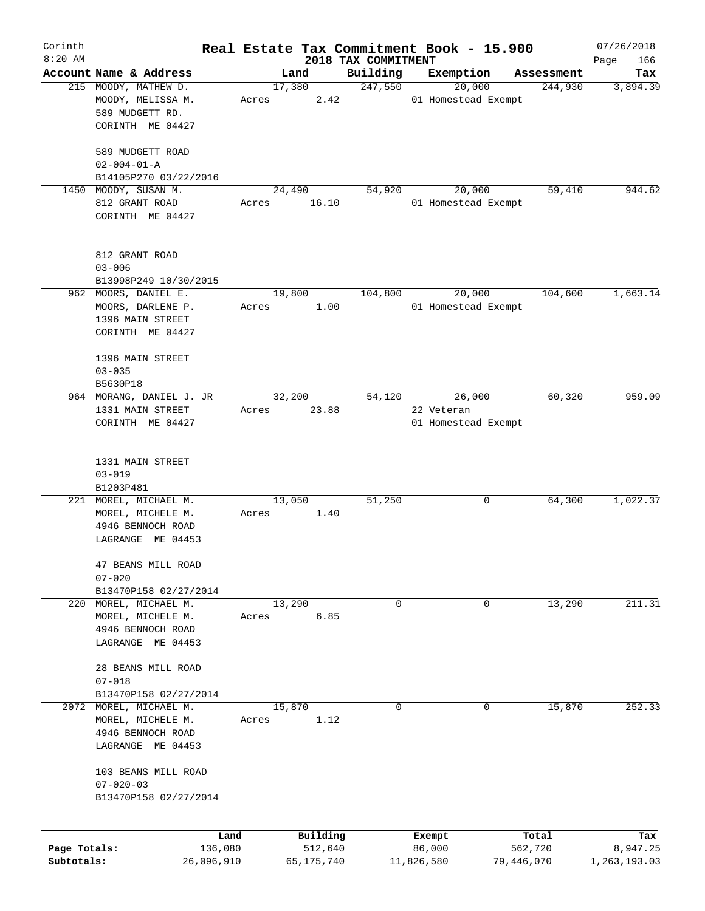# Real Estate Tax Commitment Book - 15.900

Corinth 8:20 AM — 2018 TAX COMMITMENT — 07/26/2018

| Account | Name & Address | Land | Building | Exemption | Assessment | Tax |
|---|---|---|---|---|---|---|
| 215 | MOODY, MATHEW D.<br>MOODY, MELISSA M.<br>589 MUDGETT RD.<br>CORINTH ME 04427<br><br>589 MUDGETT ROAD<br>02-004-01-A<br>B14105P270 03/22/2016 | 17,380<br>Acres 2.42 | 247,550 | 20,000<br>01 Homestead Exempt | 244,930 | 3,894.39 |
| 1450 | MOODY, SUSAN M.<br>812 GRANT ROAD<br>CORINTH ME 04427<br><br>812 GRANT ROAD<br>03-006<br>B13998P249 10/30/2015 | 24,490<br>Acres 16.10 | 54,920 | 20,000<br>01 Homestead Exempt | 59,410 | 944.62 |
| 962 | MOORS, DANIEL E.<br>MOORS, DARLENE P.<br>1396 MAIN STREET<br>CORINTH ME 04427<br><br>1396 MAIN STREET<br>03-035<br>B5630P18 | 19,800<br>Acres 1.00 | 104,800 | 20,000<br>01 Homestead Exempt | 104,600 | 1,663.14 |
| 964 | MORANG, DANIEL J. JR<br>1331 MAIN STREET<br>CORINTH ME 04427<br><br>1331 MAIN STREET<br>03-019<br>B1203P481 | 32,200<br>Acres 23.88 | 54,120 | 26,000<br>22 Veteran<br>01 Homestead Exempt | 60,320 | 959.09 |
| 221 | MOREL, MICHAEL M.<br>MOREL, MICHELE M.<br>4946 BENNOCH ROAD<br>LAGRANGE ME 04453<br><br>47 BEANS MILL ROAD<br>07-020<br>B13470P158 02/27/2014 | 13,050<br>Acres 1.40 | 51,250 | 0 | 64,300 | 1,022.37 |
| 220 | MOREL, MICHAEL M.<br>MOREL, MICHELE M.<br>4946 BENNOCH ROAD<br>LAGRANGE ME 04453<br><br>28 BEANS MILL ROAD<br>07-018<br>B13470P158 02/27/2014 | 13,290<br>Acres 6.85 | 0 | 0 | 13,290 | 211.31 |
| 2072 | MOREL, MICHAEL M.<br>MOREL, MICHELE M.<br>4946 BENNOCH ROAD<br>LAGRANGE ME 04453<br><br>103 BEANS MILL ROAD<br>07-020-03<br>B13470P158 02/27/2014 | 15,870<br>Acres 1.12 | 0 | 0 | 15,870 | 252.33 |

| | Land | Building | Exempt | Total | Tax |
|---|---|---|---|---|---|
| Page Totals: | 136,080 | 512,640 | 86,000 | 562,720 | 8,947.25 |
| Subtotals: | 26,096,910 | 65,175,740 | 11,826,580 | 79,446,070 | 1,263,193.03 |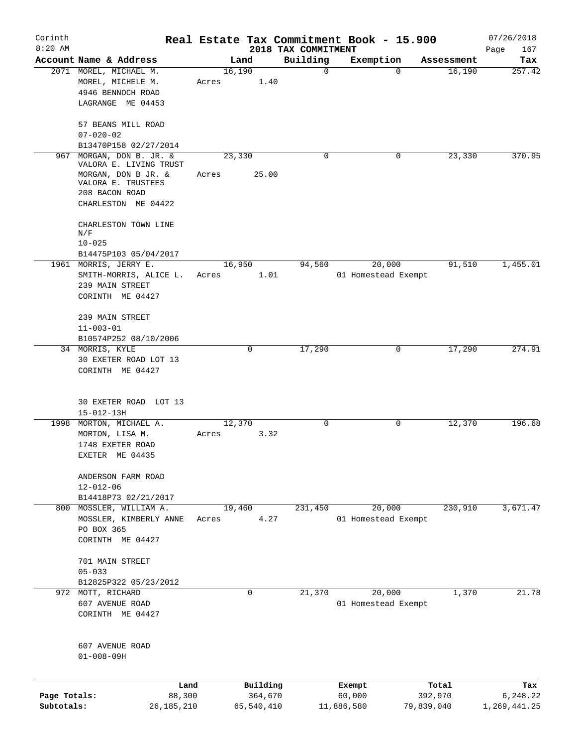# Real Estate Tax Commitment Book - 15.900

Corinth 8:20 AM — 2018 TAX COMMITMENT — 07/26/2018

| Account | Name & Address | Land | Building | Exemption | Assessment | Tax |
|---|---|---|---|---|---|---|
| 2071 | MOREL, MICHAEL M.<br>MOREL, MICHELE M.<br>4946 BENNOCH ROAD<br>LAGRANGE ME 04453<br><br>57 BEANS MILL ROAD<br>07-020-02<br>B13470P158 02/27/2014 | 16,190<br>Acres 1.40 | 0 | 0 | 16,190 | 257.42 |
| 967 | MORGAN, DON B. JR. &<br>VALORA E. LIVING TRUST<br>MORGAN, DON B JR. &<br>VALORA E. TRUSTEES<br>208 BACON ROAD<br>CHARLESTON ME 04422<br><br>CHARLESTON TOWN LINE<br>N/F<br>10-025<br>B14475P103 05/04/2017 | 23,330<br>Acres 25.00 | 0 | 0 | 23,330 | 370.95 |
| 1961 | MORRIS, JERRY E.<br>SMITH-MORRIS, ALICE L.<br>239 MAIN STREET<br>CORINTH ME 04427<br><br>239 MAIN STREET<br>11-003-01<br>B10574P252 08/10/2006 | 16,950<br>Acres 1.01 | 94,560 | 20,000<br>01 Homestead Exempt | 91,510 | 1,455.01 |
| 34 | MORRIS, KYLE<br>30 EXETER ROAD LOT 13<br>CORINTH ME 04427<br><br>30 EXETER ROAD LOT 13<br>15-012-13H | 0 | 17,290 | 0 | 17,290 | 274.91 |
| 1998 | MORTON, MICHAEL A.<br>MORTON, LISA M.<br>1748 EXETER ROAD<br>EXETER ME 04435<br><br>ANDERSON FARM ROAD<br>12-012-06<br>B14418P73 02/21/2017 | 12,370<br>Acres 3.32 | 0 | 0 | 12,370 | 196.68 |
| 800 | MOSSLER, WILLIAM A.<br>MOSSLER, KIMBERLY ANNE<br>PO BOX 365<br>CORINTH ME 04427<br><br>701 MAIN STREET<br>05-033<br>B12825P322 05/23/2012 | 19,460<br>Acres 4.27 | 231,450 | 20,000<br>01 Homestead Exempt | 230,910 | 3,671.47 |
| 972 | MOTT, RICHARD<br>607 AVENUE ROAD<br>CORINTH ME 04427<br><br>607 AVENUE ROAD<br>01-008-09H | 0 | 21,370 | 20,000<br>01 Homestead Exempt | 1,370 | 21.78 |

| | Land | Building | Exempt | Total | Tax |
|---|---|---|---|---|---|
| Page Totals: | 88,300 | 364,670 | 60,000 | 392,970 | 6,248.22 |
| Subtotals: | 26,185,210 | 65,540,410 | 11,886,580 | 79,839,040 | 1,269,441.25 |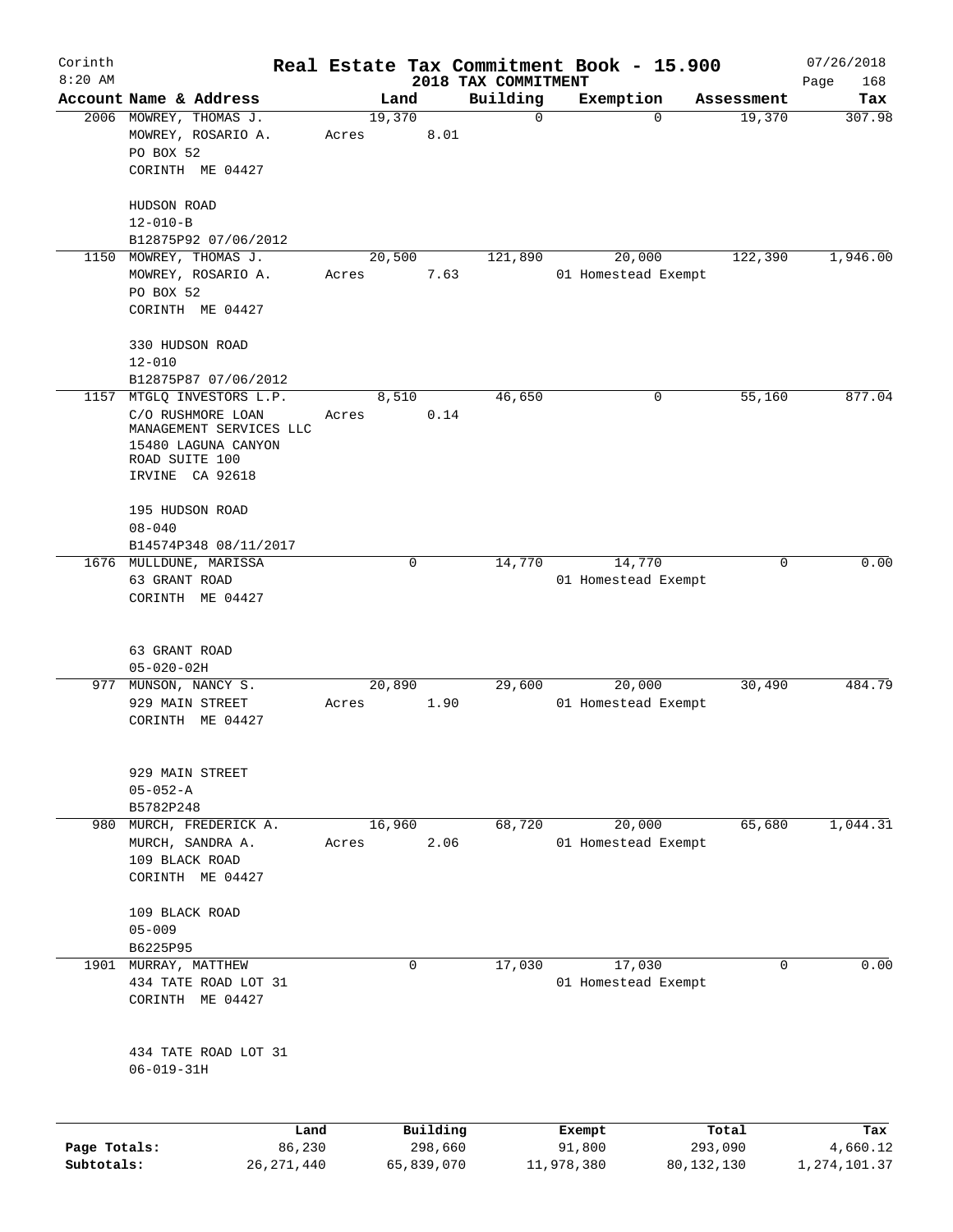Corinth 8:20 AM

# Real Estate Tax Commitment Book - 15.900

## 2018 TAX COMMITMENT

07/26/2018

| Account | Name & Address | Land | Building | Exemption | Assessment | Tax |
|---|---|---|---|---|---|---|
| 2006 | MOWREY, THOMAS J.<br>MOWREY, ROSARIO A.<br>PO BOX 52<br>CORINTH ME 04427<br><br>HUDSON ROAD<br>12-010-B<br>B12875P92 07/06/2012 | 19,370<br>Acres 8.01 | 0 | 0 | 19,370 | 307.98 |
| 1150 | MOWREY, THOMAS J.<br>MOWREY, ROSARIO A.<br>PO BOX 52<br>CORINTH ME 04427<br><br>330 HUDSON ROAD<br>12-010<br>B12875P87 07/06/2012 | 20,500<br>Acres 7.63 | 121,890 | 20,000<br>01 Homestead Exempt | 122,390 | 1,946.00 |
| 1157 | MTGLQ INVESTORS L.P.<br>C/O RUSHMORE LOAN MANAGEMENT SERVICES LLC<br>15480 LAGUNA CANYON ROAD SUITE 100<br>IRVINE CA 92618<br><br>195 HUDSON ROAD<br>08-040<br>B14574P348 08/11/2017 | 8,510<br>Acres 0.14 | 46,650 | 0 | 55,160 | 877.04 |
| 1676 | MULLDUNE, MARISSA<br>63 GRANT ROAD<br>CORINTH ME 04427<br><br>63 GRANT ROAD<br>05-020-02H | 0 | 14,770 | 14,770<br>01 Homestead Exempt | 0 | 0.00 |
| 977 | MUNSON, NANCY S.<br>929 MAIN STREET<br>CORINTH ME 04427<br><br>929 MAIN STREET<br>05-052-A<br>B5782P248 | 20,890<br>Acres 1.90 | 29,600 | 20,000<br>01 Homestead Exempt | 30,490 | 484.79 |
| 980 | MURCH, FREDERICK A.<br>MURCH, SANDRA A.<br>109 BLACK ROAD<br>CORINTH ME 04427<br><br>109 BLACK ROAD<br>05-009<br>B6225P95 | 16,960<br>Acres 2.06 | 68,720 | 20,000<br>01 Homestead Exempt | 65,680 | 1,044.31 |
| 1901 | MURRAY, MATTHEW<br>434 TATE ROAD LOT 31<br>CORINTH ME 04427<br><br>434 TATE ROAD LOT 31<br>06-019-31H | 0 | 17,030 | 17,030<br>01 Homestead Exempt | 0 | 0.00 |

| | Land | Building | Exempt | Total | Tax |
|---|---|---|---|---|---|
| Page Totals: | 86,230 | 298,660 | 91,800 | 293,090 | 4,660.12 |
| Subtotals: | 26,271,440 | 65,839,070 | 11,978,380 | 80,132,130 | 1,274,101.37 |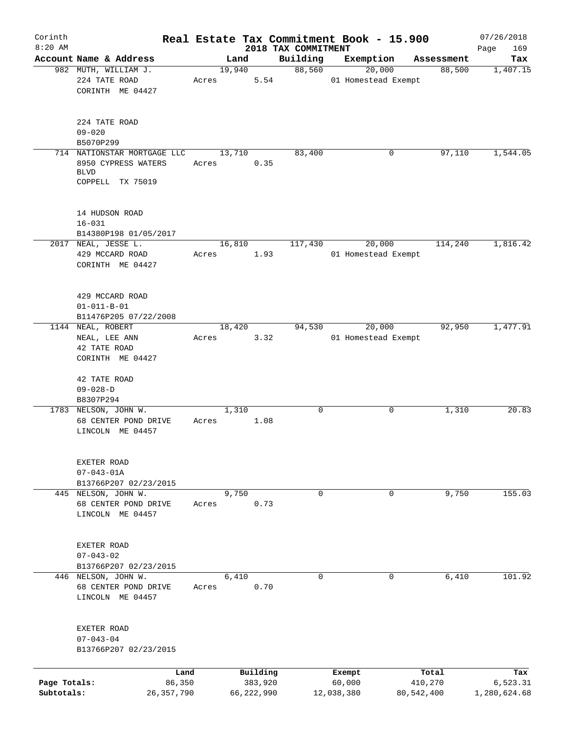# Real Estate Tax Commitment Book - 15.900

Corinth 8:20 AM — 2018 TAX COMMITMENT — 07/26/2018

| Account Name & Address | Land | Building | Exemption | Assessment | Tax |
|---|---|---|---|---|---|
| 982 MUTH, WILLIAM J.<br>224 TATE ROAD<br>CORINTH ME 04427<br><br>224 TATE ROAD<br>09-020<br>B5070P299 | 19,940<br>Acres 5.54 | 88,560 | 20,000<br>01 Homestead Exempt | 88,500 | 1,407.15 |
| 714 NATIONSTAR MORTGAGE LLC<br>8950 CYPRESS WATERS BLVD<br>COPPELL TX 75019<br><br>14 HUDSON ROAD<br>16-031<br>B14380P198 01/05/2017 | 13,710<br>Acres 0.35 | 83,400 | 0 | 97,110 | 1,544.05 |
| 2017 NEAL, JESSE L.<br>429 MCCARD ROAD<br>CORINTH ME 04427<br><br>429 MCCARD ROAD<br>01-011-B-01<br>B11476P205 07/22/2008 | 16,810<br>Acres 1.93 | 117,430 | 20,000<br>01 Homestead Exempt | 114,240 | 1,816.42 |
| 1144 NEAL, ROBERT<br>NEAL, LEE ANN<br>42 TATE ROAD<br>CORINTH ME 04427<br><br>42 TATE ROAD<br>09-028-D<br>B8307P294 | 18,420<br>Acres 3.32 | 94,530 | 20,000<br>01 Homestead Exempt | 92,950 | 1,477.91 |
| 1783 NELSON, JOHN W.<br>68 CENTER POND DRIVE<br>LINCOLN ME 04457<br><br>EXETER ROAD<br>07-043-01A<br>B13766P207 02/23/2015 | 1,310<br>Acres 1.08 | 0 | 0 | 1,310 | 20.83 |
| 445 NELSON, JOHN W.<br>68 CENTER POND DRIVE<br>LINCOLN ME 04457<br><br>EXETER ROAD<br>07-043-02<br>B13766P207 02/23/2015 | 9,750<br>Acres 0.73 | 0 | 0 | 9,750 | 155.03 |
| 446 NELSON, JOHN W.<br>68 CENTER POND DRIVE<br>LINCOLN ME 04457<br><br>EXETER ROAD<br>07-043-04<br>B13766P207 02/23/2015 | 6,410<br>Acres 0.70 | 0 | 0 | 6,410 | 101.92 |

| | Land | Building | Exempt | Total | Tax |
|---|---|---|---|---|---|
| Page Totals: | 86,350 | 383,920 | 60,000 | 410,270 | 6,523.31 |
| Subtotals: | 26,357,790 | 66,222,990 | 12,038,380 | 80,542,400 | 1,280,624.68 |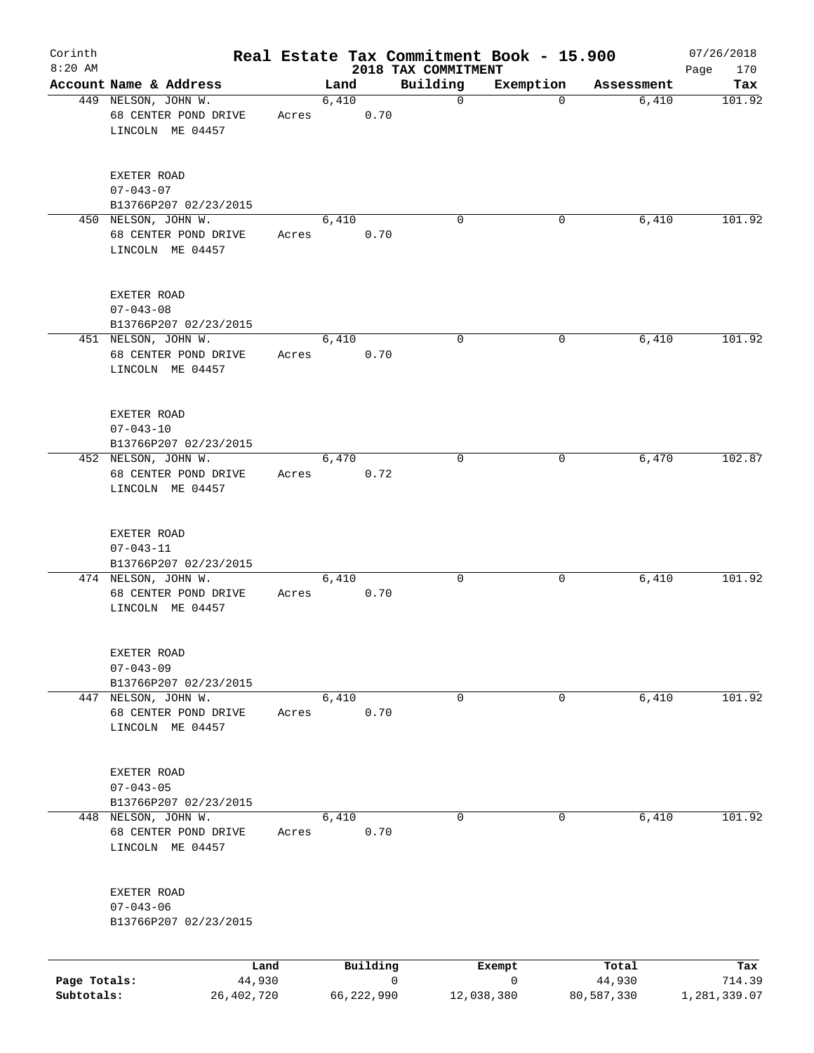Corinth
8:20 AM

# Real Estate Tax Commitment Book - 15.900
## 2018 TAX COMMITMENT

07/26/2018
Page 170

| Account Name & Address | Land | Building | Exemption | Assessment | Tax |
|---|---|---|---|---|---|
| 449 NELSON, JOHN W.<br>68 CENTER POND DRIVE<br>LINCOLN ME 04457<br><br>EXETER ROAD<br>07-043-07<br>B13766P207 02/23/2015 | 6,410<br>Acres 0.70 | 0 | 0 | 6,410 | 101.92 |
| 450 NELSON, JOHN W.<br>68 CENTER POND DRIVE<br>LINCOLN ME 04457<br><br>EXETER ROAD<br>07-043-08<br>B13766P207 02/23/2015 | 6,410<br>Acres 0.70 | 0 | 0 | 6,410 | 101.92 |
| 451 NELSON, JOHN W.<br>68 CENTER POND DRIVE<br>LINCOLN ME 04457<br><br>EXETER ROAD<br>07-043-10<br>B13766P207 02/23/2015 | 6,410<br>Acres 0.70 | 0 | 0 | 6,410 | 101.92 |
| 452 NELSON, JOHN W.<br>68 CENTER POND DRIVE<br>LINCOLN ME 04457<br><br>EXETER ROAD<br>07-043-11<br>B13766P207 02/23/2015 | 6,470<br>Acres 0.72 | 0 | 0 | 6,470 | 102.87 |
| 474 NELSON, JOHN W.<br>68 CENTER POND DRIVE<br>LINCOLN ME 04457<br><br>EXETER ROAD<br>07-043-09<br>B13766P207 02/23/2015 | 6,410<br>Acres 0.70 | 0 | 0 | 6,410 | 101.92 |
| 447 NELSON, JOHN W.<br>68 CENTER POND DRIVE<br>LINCOLN ME 04457<br><br>EXETER ROAD<br>07-043-05<br>B13766P207 02/23/2015 | 6,410<br>Acres 0.70 | 0 | 0 | 6,410 | 101.92 |
| 448 NELSON, JOHN W.<br>68 CENTER POND DRIVE<br>LINCOLN ME 04457<br><br>EXETER ROAD<br>07-043-06<br>B13766P207 02/23/2015 | 6,410<br>Acres 0.70 | 0 | 0 | 6,410 | 101.92 |

| | Land | Building | Exempt | Total | Tax |
|---|---|---|---|---|---|
| Page Totals: | 44,930 | 0 | 0 | 44,930 | 714.39 |
| Subtotals: | 26,402,720 | 66,222,990 | 12,038,380 | 80,587,330 | 1,281,339.07 |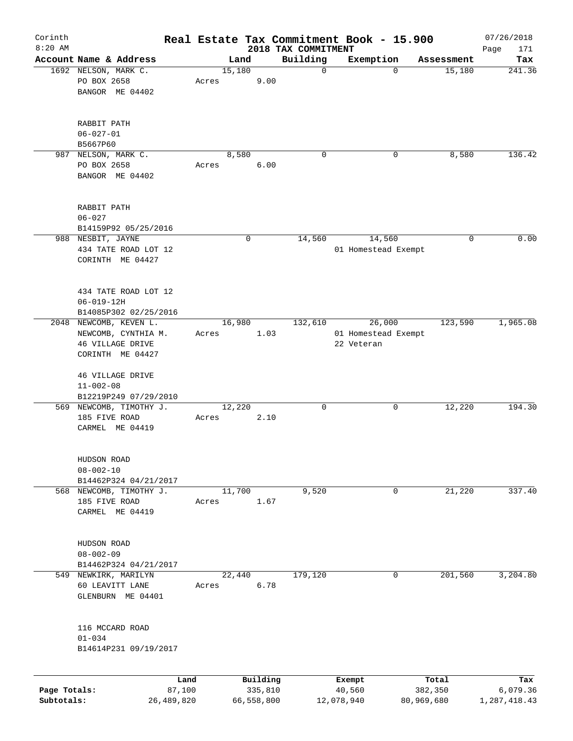Corinth 8:20 AM

# Real Estate Tax Commitment Book - 15.900

## 2018 TAX COMMITMENT

07/26/2018

| Account Name & Address | Land | Building | Exemption | Assessment | Tax |
|---|---|---|---|---|---|
| 1692 NELSON, MARK C.<br>PO BOX 2658<br>BANGOR ME 04402<br><br>RABBIT PATH<br>06-027-01<br>B5667P60 | 15,180<br>Acres 9.00 | 0 | 0 | 15,180 | 241.36 |
| 987 NELSON, MARK C.<br>PO BOX 2658<br>BANGOR ME 04402<br><br>RABBIT PATH<br>06-027<br>B14159P92 05/25/2016 | 8,580<br>Acres 6.00 | 0 | 0 | 8,580 | 136.42 |
| 988 NESBIT, JAYNE<br>434 TATE ROAD LOT 12<br>CORINTH ME 04427<br><br>434 TATE ROAD LOT 12<br>06-019-12H<br>B14085P302 02/25/2016 | 0 | 14,560 | 14,560<br>01 Homestead Exempt | 0 | 0.00 |
| 2048 NEWCOMB, KEVEN L.<br>NEWCOMB, CYNTHIA M.<br>46 VILLAGE DRIVE<br>CORINTH ME 04427<br><br>46 VILLAGE DRIVE<br>11-002-08<br>B12219P249 07/29/2010 | 16,980<br>Acres 1.03 | 132,610 | 26,000<br>01 Homestead Exempt<br>22 Veteran | 123,590 | 1,965.08 |
| 569 NEWCOMB, TIMOTHY J.<br>185 FIVE ROAD<br>CARMEL ME 04419<br><br>HUDSON ROAD<br>08-002-10<br>B14462P324 04/21/2017 | 12,220<br>Acres 2.10 | 0 | 0 | 12,220 | 194.30 |
| 568 NEWCOMB, TIMOTHY J.<br>185 FIVE ROAD<br>CARMEL ME 04419<br><br>HUDSON ROAD<br>08-002-09<br>B14462P324 04/21/2017 | 11,700<br>Acres 1.67 | 9,520 | 0 | 21,220 | 337.40 |
| 549 NEWKIRK, MARILYN<br>60 LEAVITT LANE<br>GLENBURN ME 04401<br><br>116 MCCARD ROAD<br>01-034<br>B14614P231 09/19/2017 | 22,440<br>Acres 6.78 | 179,120 | 0 | 201,560 | 3,204.80 |

| | Land | Building | Exempt | Total | Tax |
|---|---|---|---|---|---|
| Page Totals: | 87,100 | 335,810 | 40,560 | 382,350 | 6,079.36 |
| Subtotals: | 26,489,820 | 66,558,800 | 12,078,940 | 80,969,680 | 1,287,418.43 |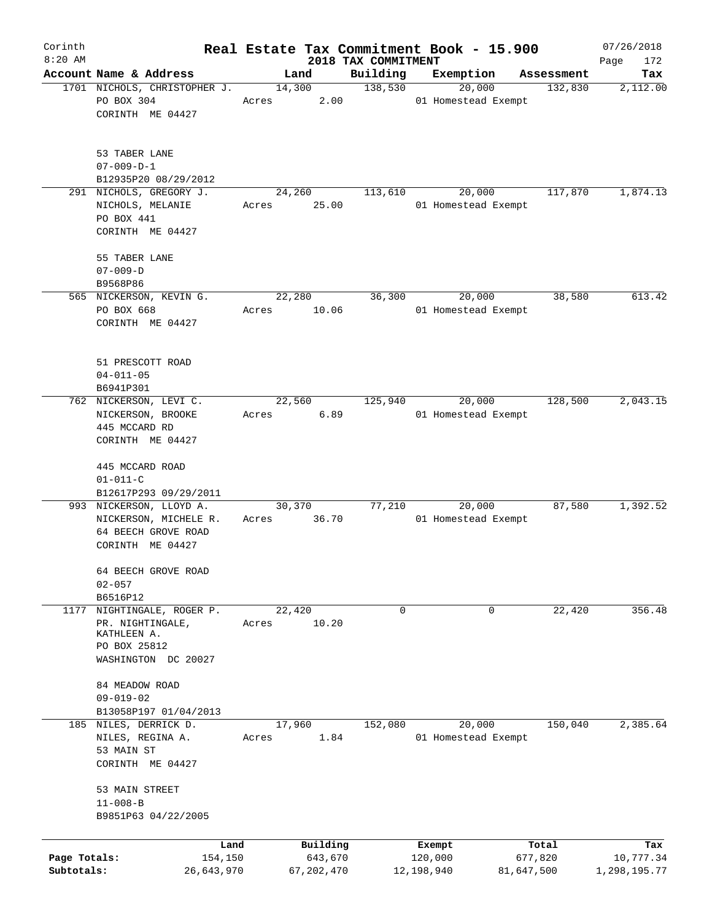Corinth
8:20 AM

# Real Estate Tax Commitment Book - 15.900
## 2018 TAX COMMITMENT

07/26/2018

| Account | Name & Address | Land | Building | Exemption | Assessment | Tax |
|---|---|---|---|---|---|---|
| 1701 | NICHOLS, CHRISTOPHER J.<br>PO BOX 304<br>CORINTH ME 04427<br><br>53 TABER LANE<br>07-009-D-1<br>B12935P20 08/29/2012 | 14,300<br>Acres 2.00 | 138,530 | 20,000<br>01 Homestead Exempt | 132,830 | 2,112.00 |
| 291 | NICHOLS, GREGORY J.<br>NICHOLS, MELANIE<br>PO BOX 441<br>CORINTH ME 04427<br><br>55 TABER LANE<br>07-009-D<br>B9568P86 | 24,260<br>Acres 25.00 | 113,610 | 20,000<br>01 Homestead Exempt | 117,870 | 1,874.13 |
| 565 | NICKERSON, KEVIN G.<br>PO BOX 668<br>CORINTH ME 04427<br><br>51 PRESCOTT ROAD<br>04-011-05<br>B6941P301 | 22,280<br>Acres 10.06 | 36,300 | 20,000<br>01 Homestead Exempt | 38,580 | 613.42 |
| 762 | NICKERSON, LEVI C.<br>NICKERSON, BROOKE<br>445 MCCARD RD<br>CORINTH ME 04427<br><br>445 MCCARD ROAD<br>01-011-C<br>B12617P293 09/29/2011 | 22,560<br>Acres 6.89 | 125,940 | 20,000<br>01 Homestead Exempt | 128,500 | 2,043.15 |
| 993 | NICKERSON, LLOYD A.<br>NICKERSON, MICHELE R.<br>64 BEECH GROVE ROAD<br>CORINTH ME 04427<br><br>64 BEECH GROVE ROAD<br>02-057<br>B6516P12 | 30,370<br>Acres 36.70 | 77,210 | 20,000<br>01 Homestead Exempt | 87,580 | 1,392.52 |
| 1177 | NIGHTINGALE, ROGER P.<br>PR. NIGHTINGALE, KATHLEEN A.<br>PO BOX 25812<br>WASHINGTON DC 20027<br><br>84 MEADOW ROAD<br>09-019-02<br>B13058P197 01/04/2013 | 22,420<br>Acres 10.20 | 0 | 0 | 22,420 | 356.48 |
| 185 | NILES, DERRICK D.<br>NILES, REGINA A.<br>53 MAIN ST<br>CORINTH ME 04427<br><br>53 MAIN STREET<br>11-008-B<br>B9851P63 04/22/2005 | 17,960<br>Acres 1.84 | 152,080 | 20,000<br>01 Homestead Exempt | 150,040 | 2,385.64 |

| | Land | Building | Exempt | Total | Tax |
|---|---|---|---|---|---|
| Page Totals: | 154,150 | 643,670 | 120,000 | 677,820 | 10,777.34 |
| Subtotals: | 26,643,970 | 67,202,470 | 12,198,940 | 81,647,500 | 1,298,195.77 |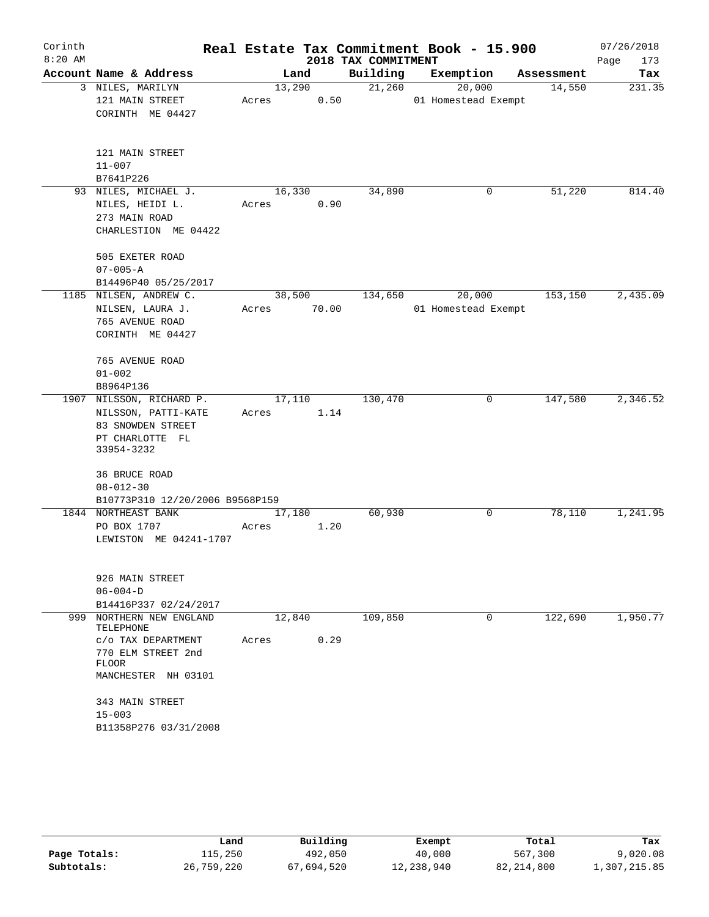# Real Estate Tax Commitment Book - 15.900

Corinth
8:20 AM

2018 TAX COMMITMENT

07/26/2018

| Account Name & Address | Land | Building | Exemption | Assessment | Tax |
|---|---|---|---|---|---|
| 3 NILES, MARILYN<br>121 MAIN STREET<br>CORINTH ME 04427<br><br>121 MAIN STREET<br>11-007<br>B7641P226 | 13,290<br>Acres 0.50 | 21,260 | 20,000<br>01 Homestead Exempt | 14,550 | 231.35 |
| 93 NILES, MICHAEL J.<br>NILES, HEIDI L.<br>273 MAIN ROAD<br>CHARLESTION ME 04422<br><br>505 EXETER ROAD<br>07-005-A<br>B14496P40 05/25/2017 | 16,330<br>Acres 0.90 | 34,890 | 0 | 51,220 | 814.40 |
| 1185 NILSEN, ANDREW C.<br>NILSEN, LAURA J.<br>765 AVENUE ROAD<br>CORINTH ME 04427<br><br>765 AVENUE ROAD<br>01-002<br>B8964P136 | 38,500<br>Acres 70.00 | 134,650 | 20,000<br>01 Homestead Exempt | 153,150 | 2,435.09 |
| 1907 NILSSON, RICHARD P.<br>NILSSON, PATTI-KATE<br>83 SNOWDEN STREET<br>PT CHARLOTTE FL<br>33954-3232<br><br>36 BRUCE ROAD<br>08-012-30<br>B10773P310 12/20/2006 B9568P159 | 17,110<br>Acres 1.14 | 130,470 | 0 | 147,580 | 2,346.52 |
| 1844 NORTHEAST BANK<br>PO BOX 1707<br>LEWISTON ME 04241-1707<br><br>926 MAIN STREET<br>06-004-D<br>B14416P337 02/24/2017 | 17,180<br>Acres 1.20 | 60,930 | 0 | 78,110 | 1,241.95 |
| 999 NORTHERN NEW ENGLAND TELEPHONE<br>c/o TAX DEPARTMENT<br>770 ELM STREET 2nd FLOOR<br>MANCHESTER NH 03101<br><br>343 MAIN STREET<br>15-003<br>B11358P276 03/31/2008 | 12,840<br>Acres 0.29 | 109,850 | 0 | 122,690 | 1,950.77 |

| | Land | Building | Exempt | Total | Tax |
|---|---|---|---|---|---|
| Page Totals: | 115,250 | 492,050 | 40,000 | 567,300 | 9,020.08 |
| Subtotals: | 26,759,220 | 67,694,520 | 12,238,940 | 82,214,800 | 1,307,215.85 |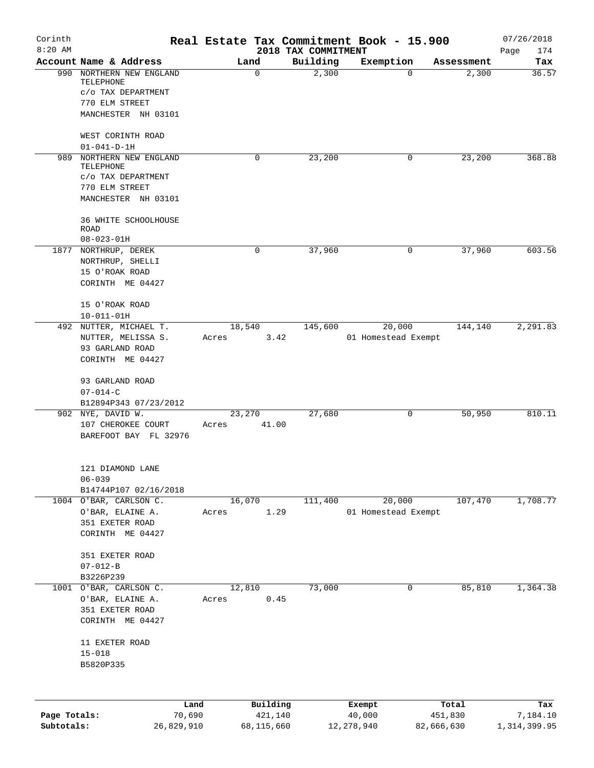# Real Estate Tax Commitment Book - 15.900

## 2018 TAX COMMITMENT

Corinth 8:20 AM — 07/26/2018

| Account | Name & Address | Land | Building | Exemption | Assessment | Tax |
|---|---|---|---|---|---|---|
| 990 | NORTHERN NEW ENGLAND TELEPHONE<br>c/o TAX DEPARTMENT<br>770 ELM STREET<br>MANCHESTER NH 03101<br><br>WEST CORINTH ROAD<br>01-041-D-1H | 0 | 2,300 | 0 | 2,300 | 36.57 |
| 989 | NORTHERN NEW ENGLAND TELEPHONE<br>c/o TAX DEPARTMENT<br>770 ELM STREET<br>MANCHESTER NH 03101<br><br>36 WHITE SCHOOLHOUSE ROAD<br>08-023-01H | 0 | 23,200 | 0 | 23,200 | 368.88 |
| 1877 | NORTHRUP, DEREK<br>NORTHRUP, SHELLI<br>15 O'ROAK ROAD<br>CORINTH ME 04427<br><br>15 O'ROAK ROAD<br>10-011-01H | 0 | 37,960 | 0 | 37,960 | 603.56 |
| 492 | NUTTER, MICHAEL T.<br>NUTTER, MELISSA S.<br>93 GARLAND ROAD<br>CORINTH ME 04427<br><br>93 GARLAND ROAD<br>07-014-C<br>B12894P343 07/23/2012 | 18,540<br>Acres 3.42 | 145,600 | 20,000<br>01 Homestead Exempt | 144,140 | 2,291.83 |
| 902 | NYE, DAVID W.<br>107 CHEROKEE COURT<br>BAREFOOT BAY FL 32976<br><br>121 DIAMOND LANE<br>06-039<br>B14744P107 02/16/2018 | 23,270<br>Acres 41.00 | 27,680 | 0 | 50,950 | 810.11 |
| 1004 | O'BAR, CARLSON C.<br>O'BAR, ELAINE A.<br>351 EXETER ROAD<br>CORINTH ME 04427<br><br>351 EXETER ROAD<br>07-012-B<br>B3226P239 | 16,070<br>Acres 1.29 | 111,400 | 20,000<br>01 Homestead Exempt | 107,470 | 1,708.77 |
| 1001 | O'BAR, CARLSON C.<br>O'BAR, ELAINE A.<br>351 EXETER ROAD<br>CORINTH ME 04427<br><br>11 EXETER ROAD<br>15-018<br>B5820P335 | 12,810<br>Acres 0.45 | 73,000 | 0 | 85,810 | 1,364.38 |

| | Land | Building | Exempt | Total | Tax |
|---|---|---|---|---|---|
| **Page Totals:** | 70,690 | 421,140 | 40,000 | 451,830 | 7,184.10 |
| **Subtotals:** | 26,829,910 | 68,115,660 | 12,278,940 | 82,666,630 | 1,314,399.95 |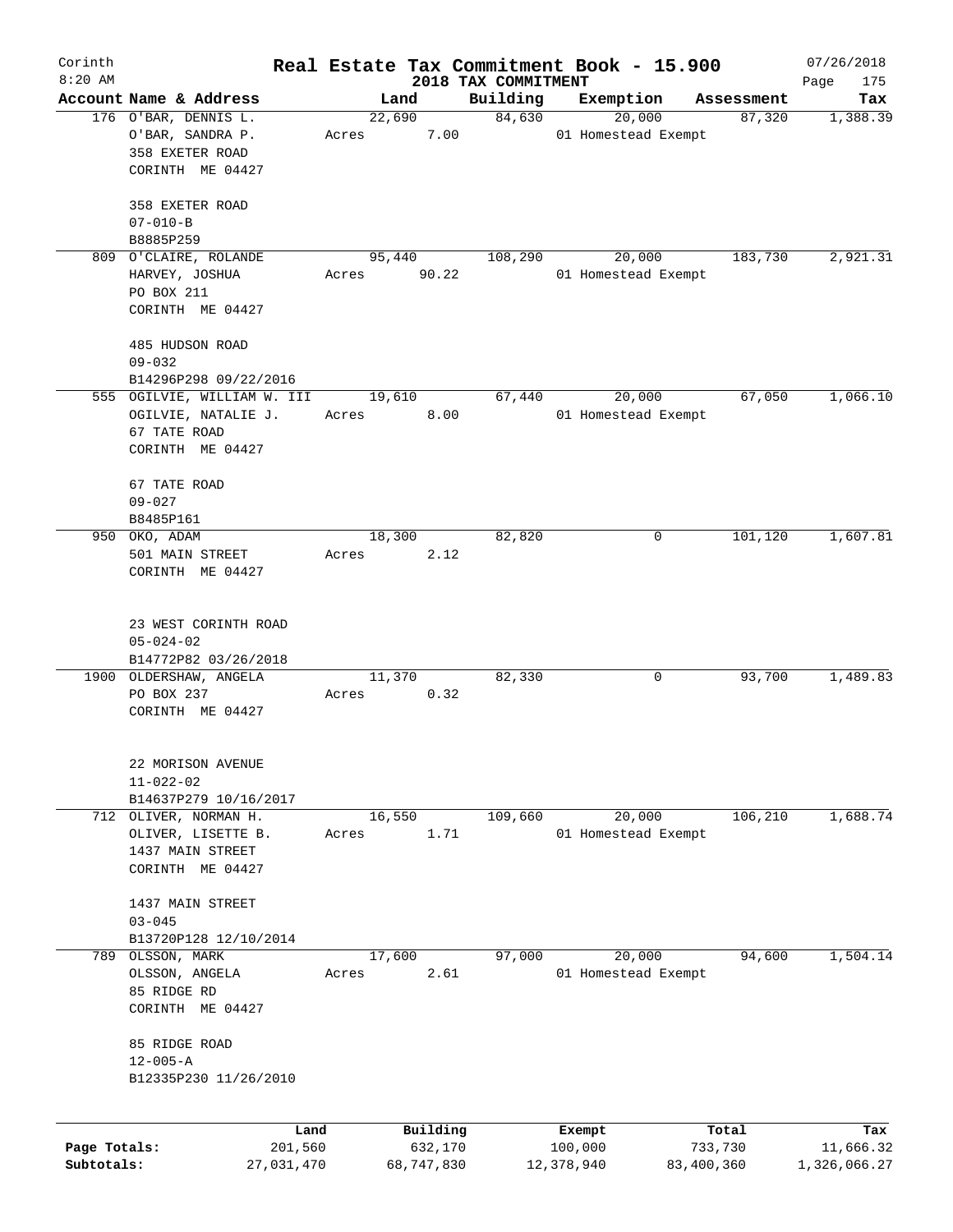Corinth
8:20 AM

# Real Estate Tax Commitment Book - 15.900

## 2018 TAX COMMITMENT

07/26/2018

| Account Name & Address | Land | Building | Exemption | Assessment | Tax |
|---|---|---|---|---|---|
| 176 O'BAR, DENNIS L.<br>O'BAR, SANDRA P.<br>358 EXETER ROAD<br>CORINTH ME 04427<br><br>358 EXETER ROAD<br>07-010-B<br>B8885P259 | 22,690<br>Acres 7.00 | 84,630 | 20,000<br>01 Homestead Exempt | 87,320 | 1,388.39 |
| 809 O'CLAIRE, ROLANDE<br>HARVEY, JOSHUA<br>PO BOX 211<br>CORINTH ME 04427<br><br>485 HUDSON ROAD<br>09-032<br>B14296P298 09/22/2016 | 95,440<br>Acres 90.22 | 108,290 | 20,000<br>01 Homestead Exempt | 183,730 | 2,921.31 |
| 555 OGILVIE, WILLIAM W. III<br>OGILVIE, NATALIE J.<br>67 TATE ROAD<br>CORINTH ME 04427<br><br>67 TATE ROAD<br>09-027<br>B8485P161 | 19,610<br>Acres 8.00 | 67,440 | 20,000<br>01 Homestead Exempt | 67,050 | 1,066.10 |
| 950 OKO, ADAM<br>501 MAIN STREET<br>CORINTH ME 04427<br><br>23 WEST CORINTH ROAD<br>05-024-02<br>B14772P82 03/26/2018 | 18,300<br>Acres 2.12 | 82,820 | 0 | 101,120 | 1,607.81 |
| 1900 OLDERSHAW, ANGELA<br>PO BOX 237<br>CORINTH ME 04427<br><br>22 MORISON AVENUE<br>11-022-02<br>B14637P279 10/16/2017 | 11,370<br>Acres 0.32 | 82,330 | 0 | 93,700 | 1,489.83 |
| 712 OLIVER, NORMAN H.<br>OLIVER, LISETTE B.<br>1437 MAIN STREET<br>CORINTH ME 04427<br><br>1437 MAIN STREET<br>03-045<br>B13720P128 12/10/2014 | 16,550<br>Acres 1.71 | 109,660 | 20,000<br>01 Homestead Exempt | 106,210 | 1,688.74 |
| 789 OLSSON, MARK<br>OLSSON, ANGELA<br>85 RIDGE RD<br>CORINTH ME 04427<br><br>85 RIDGE ROAD<br>12-005-A<br>B12335P230 11/26/2010 | 17,600<br>Acres 2.61 | 97,000 | 20,000<br>01 Homestead Exempt | 94,600 | 1,504.14 |

| | Land | Building | Exempt | Total | Tax |
|---|---|---|---|---|---|
| Page Totals: | 201,560 | 632,170 | 100,000 | 733,730 | 11,666.32 |
| Subtotals: | 27,031,470 | 68,747,830 | 12,378,940 | 83,400,360 | 1,326,066.27 |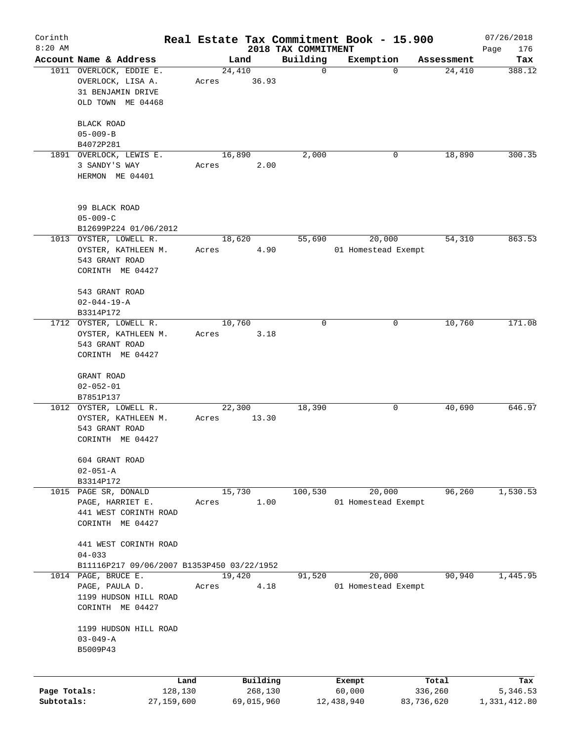# Corinth — Real Estate Tax Commitment Book - 15.900

8:20 AM — 2018 TAX COMMITMENT — 07/26/2018

| Account | Name & Address | Land | Building | Exemption | Assessment | Tax |
|---|---|---|---|---|---|---|
| 1011 | OVERLOCK, EDDIE E.<br>OVERLOCK, LISA A.<br>31 BENJAMIN DRIVE<br>OLD TOWN ME 04468<br><br>BLACK ROAD<br>05-009-B<br>B4072P281 | 24,410<br>Acres 36.93 | 0 | 0 | 24,410 | 388.12 |
| 1891 | OVERLOCK, LEWIS E.<br>3 SANDY'S WAY<br>HERMON ME 04401<br><br>99 BLACK ROAD<br>05-009-C<br>B12699P224 01/06/2012 | 16,890<br>Acres 2.00 | 2,000 | 0 | 18,890 | 300.35 |
| 1013 | OYSTER, LOWELL R.<br>OYSTER, KATHLEEN M.<br>543 GRANT ROAD<br>CORINTH ME 04427<br><br>543 GRANT ROAD<br>02-044-19-A<br>B3314P172 | 18,620<br>Acres 4.90 | 55,690 | 20,000<br>01 Homestead Exempt | 54,310 | 863.53 |
| 1712 | OYSTER, LOWELL R.<br>OYSTER, KATHLEEN M.<br>543 GRANT ROAD<br>CORINTH ME 04427<br><br>GRANT ROAD<br>02-052-01<br>B7851P137 | 10,760<br>Acres 3.18 | 0 | 0 | 10,760 | 171.08 |
| 1012 | OYSTER, LOWELL R.<br>OYSTER, KATHLEEN M.<br>543 GRANT ROAD<br>CORINTH ME 04427<br><br>604 GRANT ROAD<br>02-051-A<br>B3314P172 | 22,300<br>Acres 13.30 | 18,390 | 0 | 40,690 | 646.97 |
| 1015 | PAGE SR, DONALD<br>PAGE, HARRIET E.<br>441 WEST CORINTH ROAD<br>CORINTH ME 04427<br><br>441 WEST CORINTH ROAD<br>04-033<br>B11116P217 09/06/2007 B1353P450 03/22/1952 | 15,730<br>Acres 1.00 | 100,530 | 20,000<br>01 Homestead Exempt | 96,260 | 1,530.53 |
| 1014 | PAGE, BRUCE E.<br>PAGE, PAULA D.<br>1199 HUDSON HILL ROAD<br>CORINTH ME 04427<br><br>1199 HUDSON HILL ROAD<br>03-049-A<br>B5009P43 | 19,420<br>Acres 4.18 | 91,520 | 20,000<br>01 Homestead Exempt | 90,940 | 1,445.95 |

| | Land | Building | Exempt | Total | Tax |
|---|---|---|---|---|---|
| Page Totals: | 128,130 | 268,130 | 60,000 | 336,260 | 5,346.53 |
| Subtotals: | 27,159,600 | 69,015,960 | 12,438,940 | 83,736,620 | 1,331,412.80 |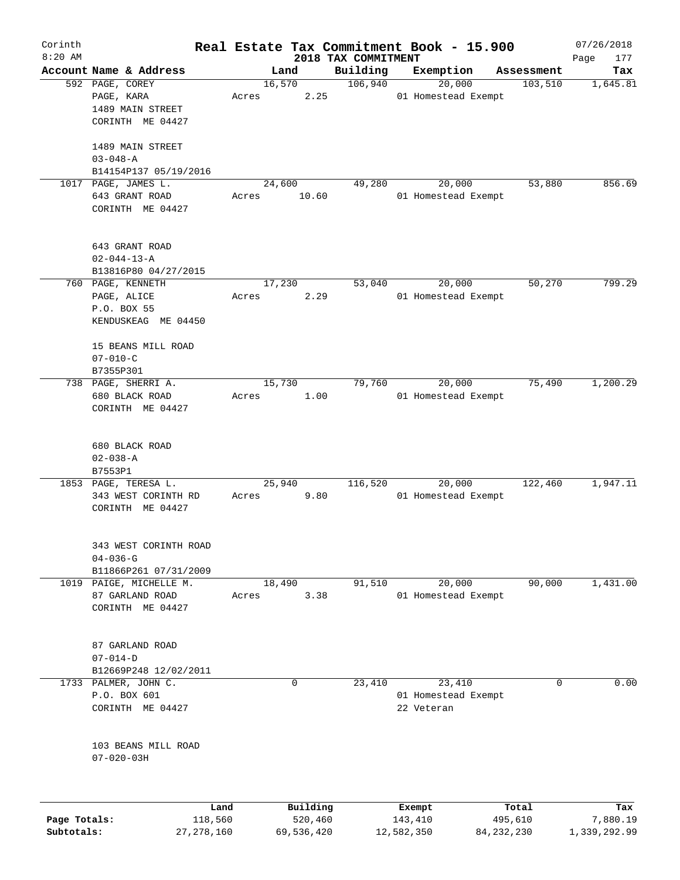# Real Estate Tax Commitment Book - 15.900

Corinth 8:20 AM — 2018 TAX COMMITMENT — 07/26/2018

| Account Name & Address | Land | Building | Exemption | Assessment | Tax |
|---|---|---|---|---|---|
| 592 PAGE, COREY<br>PAGE, KARA<br>1489 MAIN STREET<br>CORINTH ME 04427<br><br>1489 MAIN STREET<br>03-048-A<br>B14154P137 05/19/2016 | 16,570<br>Acres 2.25 | 106,940 | 20,000<br>01 Homestead Exempt | 103,510 | 1,645.81 |
| 1017 PAGE, JAMES L.<br>643 GRANT ROAD<br>CORINTH ME 04427<br><br>643 GRANT ROAD<br>02-044-13-A<br>B13816P80 04/27/2015 | 24,600<br>Acres 10.60 | 49,280 | 20,000<br>01 Homestead Exempt | 53,880 | 856.69 |
| 760 PAGE, KENNETH<br>PAGE, ALICE<br>P.O. BOX 55<br>KENDUSKEAG ME 04450<br><br>15 BEANS MILL ROAD<br>07-010-C<br>B7355P301 | 17,230<br>Acres 2.29 | 53,040 | 20,000<br>01 Homestead Exempt | 50,270 | 799.29 |
| 738 PAGE, SHERRI A.<br>680 BLACK ROAD<br>CORINTH ME 04427<br><br>680 BLACK ROAD<br>02-038-A<br>B7553P1 | 15,730<br>Acres 1.00 | 79,760 | 20,000<br>01 Homestead Exempt | 75,490 | 1,200.29 |
| 1853 PAGE, TERESA L.<br>343 WEST CORINTH RD<br>CORINTH ME 04427<br><br>343 WEST CORINTH ROAD<br>04-036-G<br>B11866P261 07/31/2009 | 25,940<br>Acres 9.80 | 116,520 | 20,000<br>01 Homestead Exempt | 122,460 | 1,947.11 |
| 1019 PAIGE, MICHELLE M.<br>87 GARLAND ROAD<br>CORINTH ME 04427<br><br>87 GARLAND ROAD<br>07-014-D<br>B12669P248 12/02/2011 | 18,490<br>Acres 3.38 | 91,510 | 20,000<br>01 Homestead Exempt | 90,000 | 1,431.00 |
| 1733 PALMER, JOHN C.<br>P.O. BOX 601<br>CORINTH ME 04427<br><br>103 BEANS MILL ROAD<br>07-020-03H | 0 | 23,410 | 23,410<br>01 Homestead Exempt<br>22 Veteran | 0 | 0.00 |

| | Land | Building | Exempt | Total | Tax |
|---|---|---|---|---|---|
| Page Totals: | 118,560 | 520,460 | 143,410 | 495,610 | 7,880.19 |
| Subtotals: | 27,278,160 | 69,536,420 | 12,582,350 | 84,232,230 | 1,339,292.99 |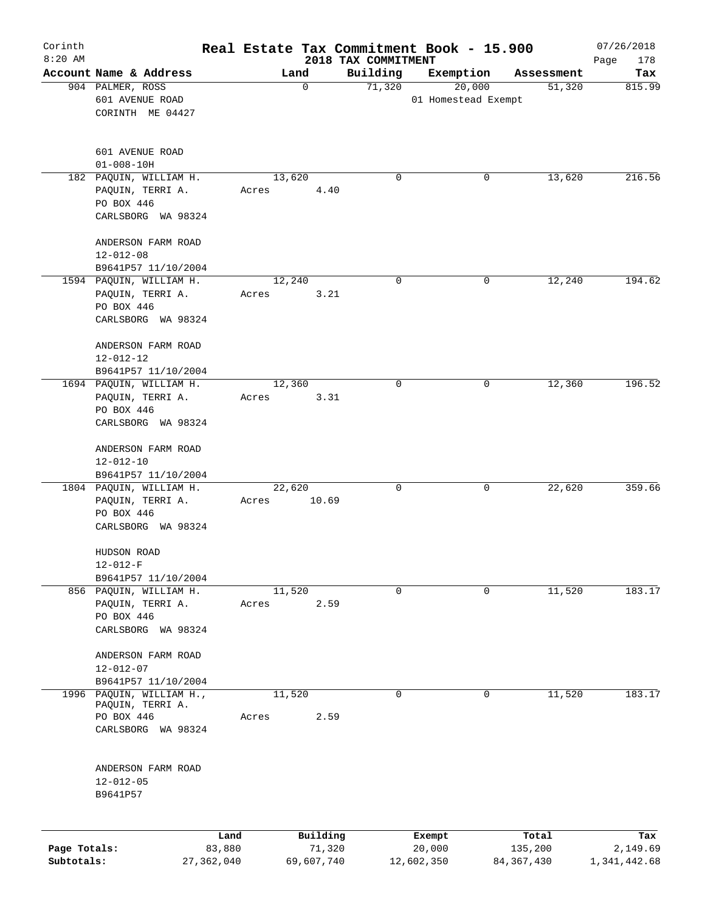Corinth 8:20 AM

# Real Estate Tax Commitment Book - 15.900

## 2018 TAX COMMITMENT

07/26/2018 Page 178

| Account Name & Address | Land | Building | Exemption | Assessment | Tax |
|---|---|---|---|---|---|
| 904 PALMER, ROSS<br>601 AVENUE ROAD<br>CORINTH ME 04427<br><br>601 AVENUE ROAD<br>01-008-10H | 0 | 71,320 | 20,000<br>01 Homestead Exempt | 51,320 | 815.99 |
| 182 PAQUIN, WILLIAM H.<br>PAQUIN, TERRI A.<br>PO BOX 446<br>CARLSBORG WA 98324<br><br>ANDERSON FARM ROAD<br>12-012-08<br>B9641P57 11/10/2004 | 13,620<br>Acres 4.40 | 0 | 0 | 13,620 | 216.56 |
| 1594 PAQUIN, WILLIAM H.<br>PAQUIN, TERRI A.<br>PO BOX 446<br>CARLSBORG WA 98324<br><br>ANDERSON FARM ROAD<br>12-012-12<br>B9641P57 11/10/2004 | 12,240<br>Acres 3.21 | 0 | 0 | 12,240 | 194.62 |
| 1694 PAQUIN, WILLIAM H.<br>PAQUIN, TERRI A.<br>PO BOX 446<br>CARLSBORG WA 98324<br><br>ANDERSON FARM ROAD<br>12-012-10<br>B9641P57 11/10/2004 | 12,360<br>Acres 3.31 | 0 | 0 | 12,360 | 196.52 |
| 1804 PAQUIN, WILLIAM H.<br>PAQUIN, TERRI A.<br>PO BOX 446<br>CARLSBORG WA 98324<br><br>HUDSON ROAD<br>12-012-F<br>B9641P57 11/10/2004 | 22,620<br>Acres 10.69 | 0 | 0 | 22,620 | 359.66 |
| 856 PAQUIN, WILLIAM H.<br>PAQUIN, TERRI A.<br>PO BOX 446<br>CARLSBORG WA 98324<br><br>ANDERSON FARM ROAD<br>12-012-07<br>B9641P57 11/10/2004 | 11,520<br>Acres 2.59 | 0 | 0 | 11,520 | 183.17 |
| 1996 PAQUIN, WILLIAM H.,<br>PAQUIN, TERRI A.<br>PO BOX 446<br>CARLSBORG WA 98324<br><br>ANDERSON FARM ROAD<br>12-012-05<br>B9641P57 | 11,520<br>Acres 2.59 | 0 | 0 | 11,520 | 183.17 |

| | Land | Building | Exempt | Total | Tax |
|---|---|---|---|---|---|
| Page Totals: | 83,880 | 71,320 | 20,000 | 135,200 | 2,149.69 |
| Subtotals: | 27,362,040 | 69,607,740 | 12,602,350 | 84,367,430 | 1,341,442.68 |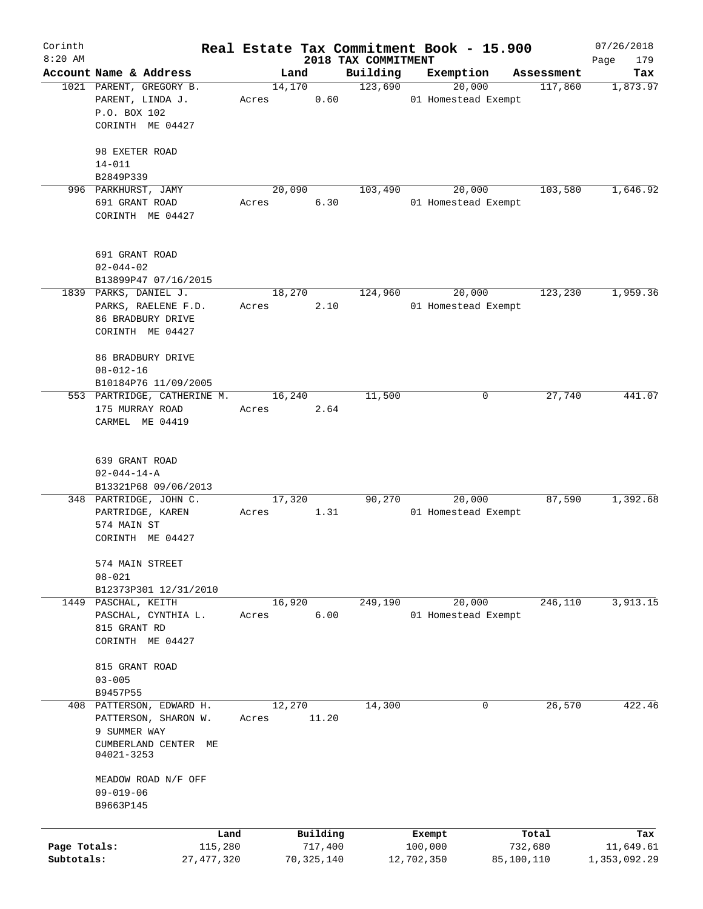Corinth
8:20 AM

# Real Estate Tax Commitment Book - 15.900

## 2018 TAX COMMITMENT

07/26/2018

| Account Name & Address | Land | Building | Exemption | Assessment | Tax |
|---|---|---|---|---|---|
| 1021 PARENT, GREGORY B.<br>PARENT, LINDA J.<br>P.O. BOX 102<br>CORINTH ME 04427<br><br>98 EXETER ROAD<br>14-011<br>B2849P339 | 14,170<br>Acres 0.60 | 123,690 | 20,000<br>01 Homestead Exempt | 117,860 | 1,873.97 |
| 996 PARKHURST, JAMY<br>691 GRANT ROAD<br>CORINTH ME 04427<br><br>691 GRANT ROAD<br>02-044-02<br>B13899P47 07/16/2015 | 20,090<br>Acres 6.30 | 103,490 | 20,000<br>01 Homestead Exempt | 103,580 | 1,646.92 |
| 1839 PARKS, DANIEL J.<br>PARKS, RAELENE F.D.<br>86 BRADBURY DRIVE<br>CORINTH ME 04427<br><br>86 BRADBURY DRIVE<br>08-012-16<br>B10184P76 11/09/2005 | 18,270<br>Acres 2.10 | 124,960 | 20,000<br>01 Homestead Exempt | 123,230 | 1,959.36 |
| 553 PARTRIDGE, CATHERINE M.<br>175 MURRAY ROAD<br>CARMEL ME 04419<br><br>639 GRANT ROAD<br>02-044-14-A<br>B13321P68 09/06/2013 | 16,240<br>Acres 2.64 | 11,500 | 0 | 27,740 | 441.07 |
| 348 PARTRIDGE, JOHN C.<br>PARTRIDGE, KAREN<br>574 MAIN ST<br>CORINTH ME 04427<br><br>574 MAIN STREET<br>08-021<br>B12373P301 12/31/2010 | 17,320<br>Acres 1.31 | 90,270 | 20,000<br>01 Homestead Exempt | 87,590 | 1,392.68 |
| 1449 PASCHAL, KEITH<br>PASCHAL, CYNTHIA L.<br>815 GRANT RD<br>CORINTH ME 04427<br><br>815 GRANT ROAD<br>03-005<br>B9457P55 | 16,920<br>Acres 6.00 | 249,190 | 20,000<br>01 Homestead Exempt | 246,110 | 3,913.15 |
| 408 PATTERSON, EDWARD H.<br>PATTERSON, SHARON W.<br>9 SUMMER WAY<br>CUMBERLAND CENTER ME 04021-3253<br><br>MEADOW ROAD N/F OFF<br>09-019-06<br>B9663P145 | 12,270<br>Acres 11.20 | 14,300 | 0 | 26,570 | 422.46 |

| | Land | Building | Exempt | Total | Tax |
|---|---|---|---|---|---|
| Page Totals: | 115,280 | 717,400 | 100,000 | 732,680 | 11,649.61 |
| Subtotals: | 27,477,320 | 70,325,140 | 12,702,350 | 85,100,110 | 1,353,092.29 |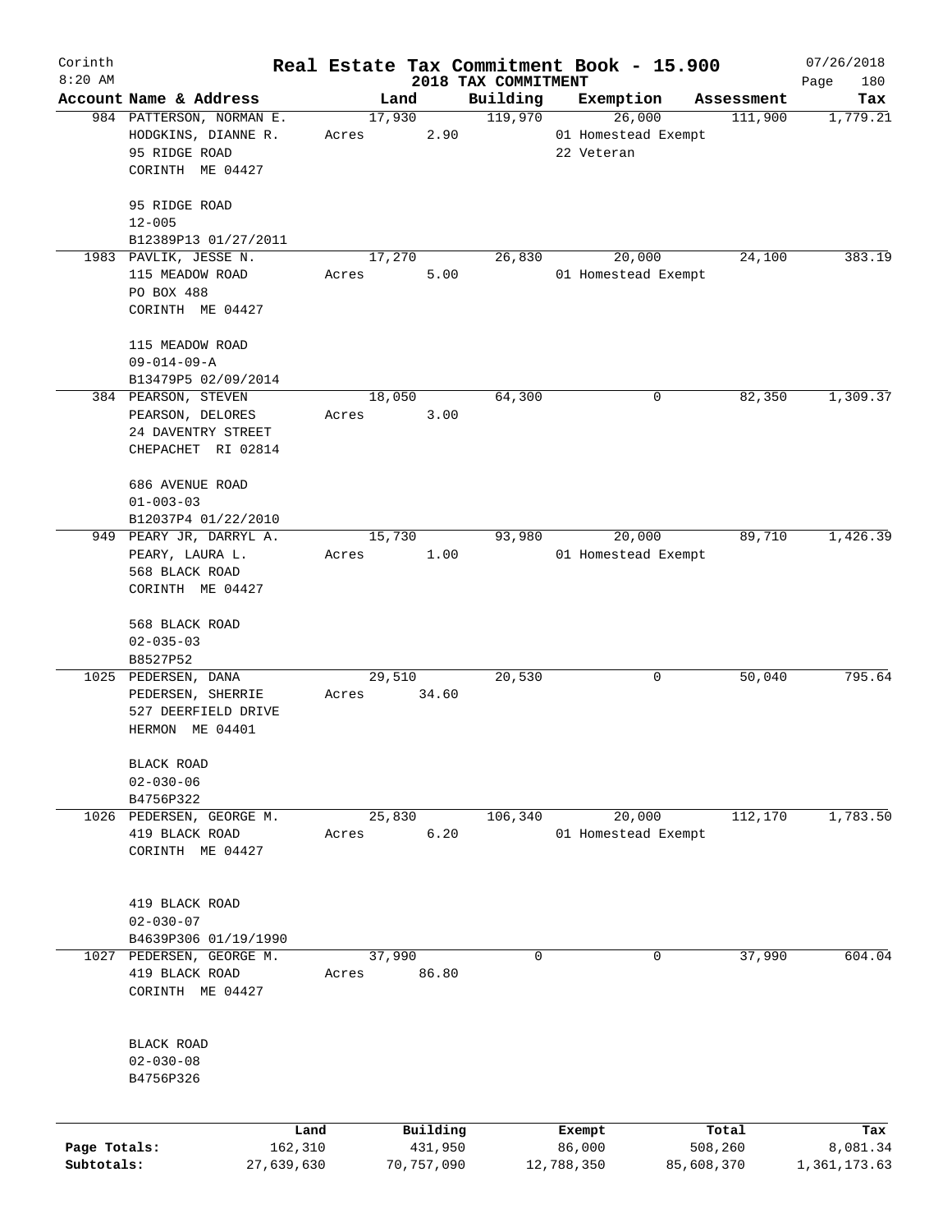# Real Estate Tax Commitment Book - 15.900

Corinth 8:20 AM — 2018 TAX COMMITMENT — 07/26/2018

| Account Name & Address | Land | Building | Exemption | Assessment | Tax |
|---|---|---|---|---|---|
| 984 PATTERSON, NORMAN E.<br>HODGKINS, DIANNE R.<br>95 RIDGE ROAD<br>CORINTH ME 04427<br><br>95 RIDGE ROAD<br>12-005<br>B12389P13 01/27/2011 | 17,930<br>Acres 2.90 | 119,970 | 26,000<br>01 Homestead Exempt<br>22 Veteran | 111,900 | 1,779.21 |
| 1983 PAVLIK, JESSE N.<br>115 MEADOW ROAD<br>PO BOX 488<br>CORINTH ME 04427<br><br>115 MEADOW ROAD<br>09-014-09-A<br>B13479P5 02/09/2014 | 17,270<br>Acres 5.00 | 26,830 | 20,000<br>01 Homestead Exempt | 24,100 | 383.19 |
| 384 PEARSON, STEVEN<br>PEARSON, DELORES<br>24 DAVENTRY STREET<br>CHEPACHET RI 02814<br><br>686 AVENUE ROAD<br>01-003-03<br>B12037P4 01/22/2010 | 18,050<br>Acres 3.00 | 64,300 | 0 | 82,350 | 1,309.37 |
| 949 PEARY JR, DARRYL A.<br>PEARY, LAURA L.<br>568 BLACK ROAD<br>CORINTH ME 04427<br><br>568 BLACK ROAD<br>02-035-03<br>B8527P52 | 15,730<br>Acres 1.00 | 93,980 | 20,000<br>01 Homestead Exempt | 89,710 | 1,426.39 |
| 1025 PEDERSEN, DANA<br>PEDERSEN, SHERRIE<br>527 DEERFIELD DRIVE<br>HERMON ME 04401<br><br>BLACK ROAD<br>02-030-06<br>B4756P322 | 29,510<br>Acres 34.60 | 20,530 | 0 | 50,040 | 795.64 |
| 1026 PEDERSEN, GEORGE M.<br>419 BLACK ROAD<br>CORINTH ME 04427<br><br>419 BLACK ROAD<br>02-030-07<br>B4639P306 01/19/1990 | 25,830<br>Acres 6.20 | 106,340 | 20,000<br>01 Homestead Exempt | 112,170 | 1,783.50 |
| 1027 PEDERSEN, GEORGE M.<br>419 BLACK ROAD<br>CORINTH ME 04427<br><br>BLACK ROAD<br>02-030-08<br>B4756P326 | 37,990<br>Acres 86.80 | 0 | 0 | 37,990 | 604.04 |

| | Land | Building | Exempt | Total | Tax |
|---|---|---|---|---|---|
| Page Totals: | 162,310 | 431,950 | 86,000 | 508,260 | 8,081.34 |
| Subtotals: | 27,639,630 | 70,757,090 | 12,788,350 | 85,608,370 | 1,361,173.63 |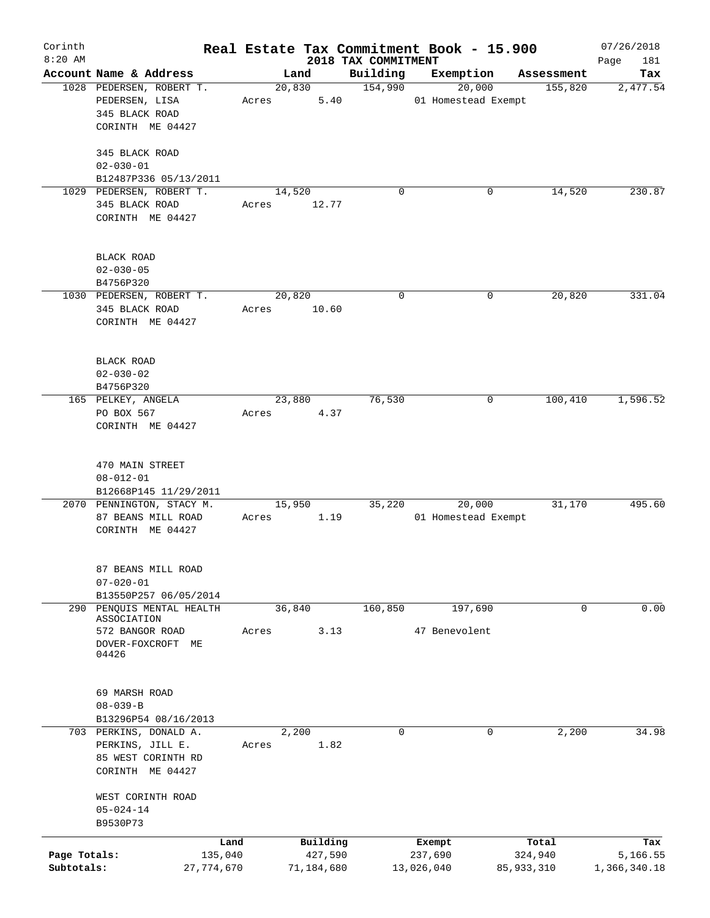Corinth 8:20 AM

# Real Estate Tax Commitment Book - 15.900
## 2018 TAX COMMITMENT

07/26/2018

| Account | Name & Address | Land | Building | Exemption | Assessment | Tax |
|---|---|---|---|---|---|---|
| 1028 | PEDERSEN, ROBERT T.<br>PEDERSEN, LISA<br>345 BLACK ROAD<br>CORINTH ME 04427<br><br>345 BLACK ROAD<br>02-030-01<br>B12487P336 05/13/2011 | 20,830<br>Acres 5.40 | 154,990 | 20,000<br>01 Homestead Exempt | 155,820 | 2,477.54 |
| 1029 | PEDERSEN, ROBERT T.<br>345 BLACK ROAD<br>CORINTH ME 04427<br><br>BLACK ROAD<br>02-030-05<br>B4756P320 | 14,520<br>Acres 12.77 | 0 | 0 | 14,520 | 230.87 |
| 1030 | PEDERSEN, ROBERT T.<br>345 BLACK ROAD<br>CORINTH ME 04427<br><br>BLACK ROAD<br>02-030-02<br>B4756P320 | 20,820<br>Acres 10.60 | 0 | 0 | 20,820 | 331.04 |
| 165 | PELKEY, ANGELA<br>PO BOX 567<br>CORINTH ME 04427<br><br>470 MAIN STREET<br>08-012-01<br>B12668P145 11/29/2011 | 23,880<br>Acres 4.37 | 76,530 | 0 | 100,410 | 1,596.52 |
| 2070 | PENNINGTON, STACY M.<br>87 BEANS MILL ROAD<br>CORINTH ME 04427<br><br>87 BEANS MILL ROAD<br>07-020-01<br>B13550P257 06/05/2014 | 15,950<br>Acres 1.19 | 35,220 | 20,000<br>01 Homestead Exempt | 31,170 | 495.60 |
| 290 | PENQUIS MENTAL HEALTH ASSOCIATION<br>572 BANGOR ROAD<br>DOVER-FOXCROFT ME 04426<br><br>69 MARSH ROAD<br>08-039-B<br>B13296P54 08/16/2013 | 36,840<br>Acres 3.13 | 160,850 | 197,690<br>47 Benevolent | 0 | 0.00 |
| 703 | PERKINS, DONALD A.<br>PERKINS, JILL E.<br>85 WEST CORINTH RD<br>CORINTH ME 04427<br><br>WEST CORINTH ROAD<br>05-024-14<br>B9530P73 | 2,200<br>Acres 1.82 | 0 | 0 | 2,200 | 34.98 |

| | Land | Building | Exempt | Total | Tax |
|---|---|---|---|---|---|
| Page Totals: | 135,040 | 427,590 | 237,690 | 324,940 | 5,166.55 |
| Subtotals: | 27,774,670 | 71,184,680 | 13,026,040 | 85,933,310 | 1,366,340.18 |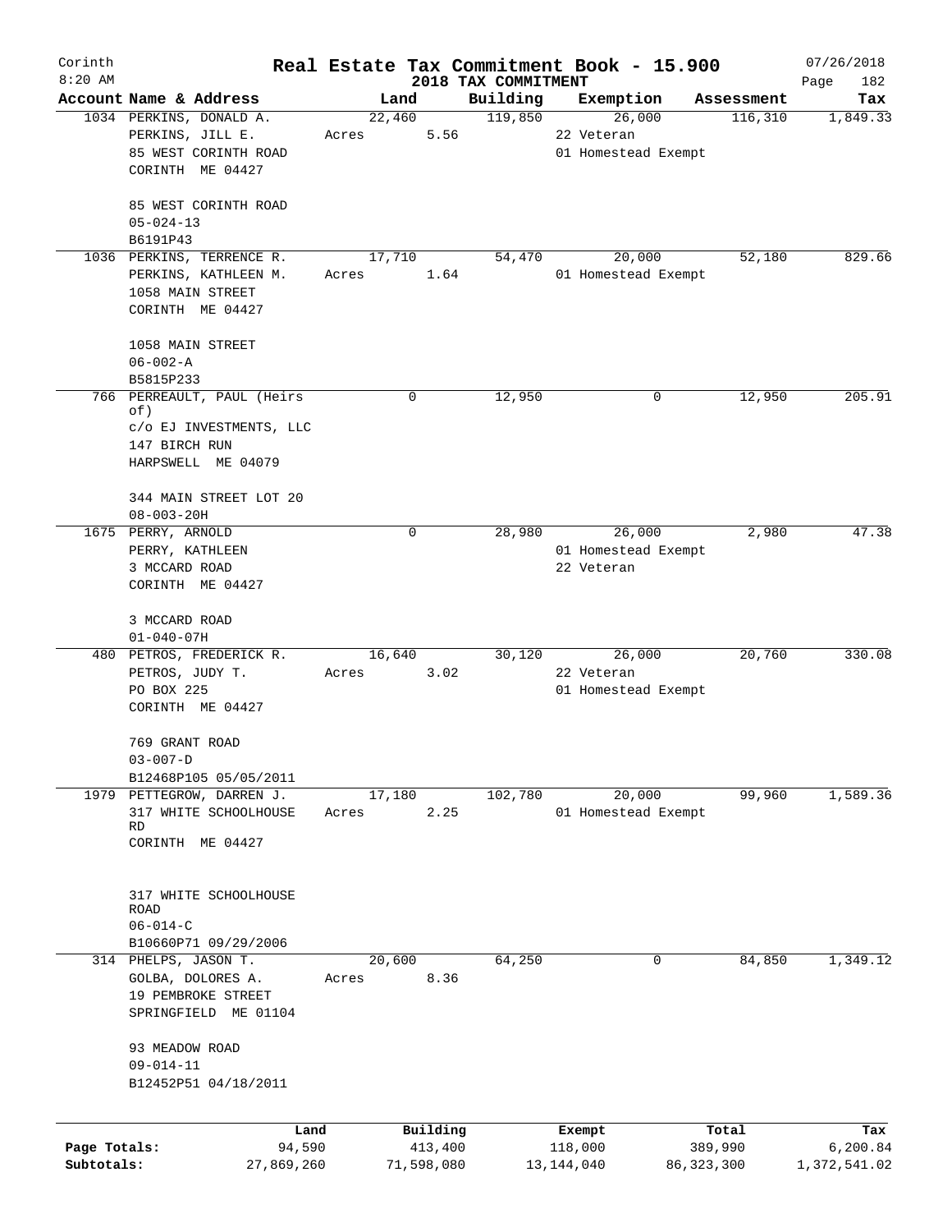Corinth 8:20 AM

# Real Estate Tax Commitment Book - 15.900

## 2018 TAX COMMITMENT

07/26/2018 Page 182

| Account Name & Address | Land | Building | Exemption | Assessment | Tax |
|---|---|---|---|---|---|
| 1034 PERKINS, DONALD A.<br>PERKINS, JILL E.<br>85 WEST CORINTH ROAD<br>CORINTH ME 04427<br><br>85 WEST CORINTH ROAD<br>05-024-13<br>B6191P43 | 22,460<br>Acres 5.56 | 119,850 | 26,000<br>22 Veteran<br>01 Homestead Exempt | 116,310 | 1,849.33 |
| 1036 PERKINS, TERRENCE R.<br>PERKINS, KATHLEEN M.<br>1058 MAIN STREET<br>CORINTH ME 04427<br><br>1058 MAIN STREET<br>06-002-A<br>B5815P233 | 17,710<br>Acres 1.64 | 54,470 | 20,000<br>01 Homestead Exempt | 52,180 | 829.66 |
| 766 PERREAULT, PAUL (Heirs of)<br>c/o EJ INVESTMENTS, LLC<br>147 BIRCH RUN<br>HARPSWELL ME 04079<br><br>344 MAIN STREET LOT 20<br>08-003-20H | 0 | 12,950 | 0 | 12,950 | 205.91 |
| 1675 PERRY, ARNOLD<br>PERRY, KATHLEEN<br>3 MCCARD ROAD<br>CORINTH ME 04427<br><br>3 MCCARD ROAD<br>01-040-07H | 0 | 28,980 | 26,000<br>01 Homestead Exempt<br>22 Veteran | 2,980 | 47.38 |
| 480 PETROS, FREDERICK R.<br>PETROS, JUDY T.<br>PO BOX 225<br>CORINTH ME 04427<br><br>769 GRANT ROAD<br>03-007-D<br>B12468P105 05/05/2011 | 16,640<br>Acres 3.02 | 30,120 | 26,000<br>22 Veteran<br>01 Homestead Exempt | 20,760 | 330.08 |
| 1979 PETTEGROW, DARREN J.<br>317 WHITE SCHOOLHOUSE RD<br>CORINTH ME 04427<br><br>317 WHITE SCHOOLHOUSE ROAD<br>06-014-C<br>B10660P71 09/29/2006 | 17,180<br>Acres 2.25 | 102,780 | 20,000<br>01 Homestead Exempt | 99,960 | 1,589.36 |
| 314 PHELPS, JASON T.<br>GOLBA, DOLORES A.<br>19 PEMBROKE STREET<br>SPRINGFIELD ME 01104<br><br>93 MEADOW ROAD<br>09-014-11<br>B12452P51 04/18/2011 | 20,600<br>Acres 8.36 | 64,250 | 0 | 84,850 | 1,349.12 |

| | Land | Building | Exempt | Total | Tax |
|---|---|---|---|---|---|
| Page Totals: | 94,590 | 413,400 | 118,000 | 389,990 | 6,200.84 |
| Subtotals: | 27,869,260 | 71,598,080 | 13,144,040 | 86,323,300 | 1,372,541.02 |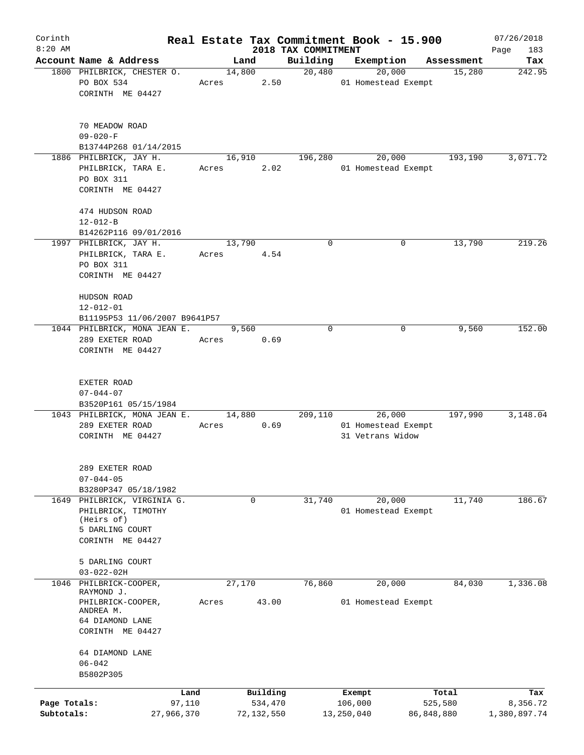Corinth 8:20 AM

# Real Estate Tax Commitment Book - 15.900

## 2018 TAX COMMITMENT

07/26/2018

| Account | Name & Address | Land | Building | Exemption | Assessment | Tax |
|---|---|---|---|---|---|---|
| 1800 | PHILBRICK, CHESTER O.<br>PO BOX 534<br>CORINTH ME 04427<br><br>70 MEADOW ROAD<br>09-020-F<br>B13744P268 01/14/2015 | 14,800<br>Acres 2.50 | 20,480 | 20,000<br>01 Homestead Exempt | 15,280 | 242.95 |
| 1886 | PHILBRICK, JAY H.<br>PHILBRICK, TARA E.<br>PO BOX 311<br>CORINTH ME 04427<br><br>474 HUDSON ROAD<br>12-012-B<br>B14262P116 09/01/2016 | 16,910<br>Acres 2.02 | 196,280 | 20,000<br>01 Homestead Exempt | 193,190 | 3,071.72 |
| 1997 | PHILBRICK, JAY H.<br>PHILBRICK, TARA E.<br>PO BOX 311<br>CORINTH ME 04427<br><br>HUDSON ROAD<br>12-012-01<br>B11195P53 11/06/2007 B9641P57 | 13,790<br>Acres 4.54 | 0 | 0 | 13,790 | 219.26 |
| 1044 | PHILBRICK, MONA JEAN E.<br>289 EXETER ROAD<br>CORINTH ME 04427<br><br>EXETER ROAD<br>07-044-07<br>B3520P161 05/15/1984 | 9,560<br>Acres 0.69 | 0 | 0 | 9,560 | 152.00 |
| 1043 | PHILBRICK, MONA JEAN E.<br>289 EXETER ROAD<br>CORINTH ME 04427<br><br>289 EXETER ROAD<br>07-044-05<br>B3280P347 05/18/1982 | 14,880<br>Acres 0.69 | 209,110 | 26,000<br>01 Homestead Exempt<br>31 Vetrans Widow | 197,990 | 3,148.04 |
| 1649 | PHILBRICK, VIRGINIA G.<br>PHILBRICK, TIMOTHY<br>(Heirs of)<br>5 DARLING COURT<br>CORINTH ME 04427<br><br>5 DARLING COURT<br>03-022-02H | 0 | 31,740 | 20,000<br>01 Homestead Exempt | 11,740 | 186.67 |
| 1046 | PHILBRICK-COOPER, RAYMOND J.<br>PHILBRICK-COOPER, ANDREA M.<br>64 DIAMOND LANE<br>CORINTH ME 04427<br><br>64 DIAMOND LANE<br>06-042<br>B5802P305 | 27,170<br>Acres 43.00 | 76,860 | 20,000<br>01 Homestead Exempt | 84,030 | 1,336.08 |

| | Land | Building | Exempt | Total | Tax |
|---|---|---|---|---|---|
| Page Totals: | 97,110 | 534,470 | 106,000 | 525,580 | 8,356.72 |
| Subtotals: | 27,966,370 | 72,132,550 | 13,250,040 | 86,848,880 | 1,380,897.74 |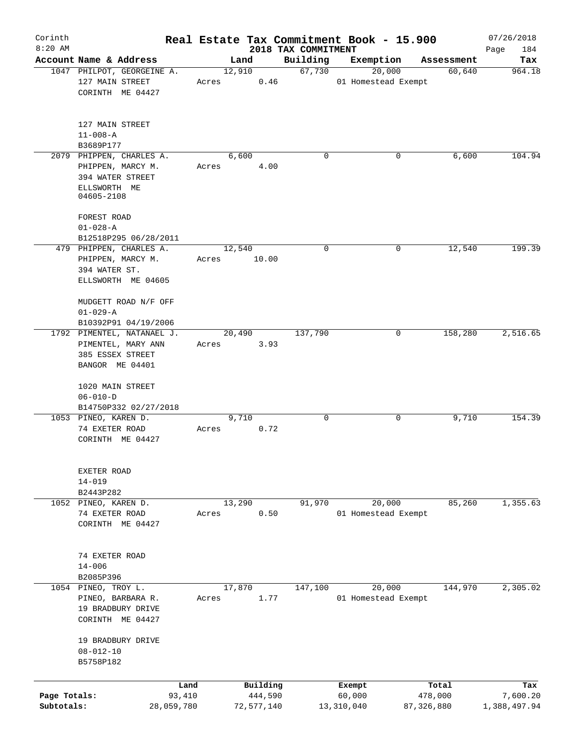# Corinth — Real Estate Tax Commitment Book - 15.900

8:20 AM — 2018 TAX COMMITMENT — 07/26/2018

| Account Name & Address | Land | Building | Exemption | Assessment | Tax |
|---|---|---|---|---|---|
| 1047 PHILPOT, GEORGEINE A.<br>127 MAIN STREET<br>CORINTH ME 04427<br><br>127 MAIN STREET<br>11-008-A<br>B3689P177 | 12,910<br>Acres 0.46 | 67,730 | 20,000<br>01 Homestead Exempt | 60,640 | 964.18 |
| 2079 PHIPPEN, CHARLES A.<br>PHIPPEN, MARCY M.<br>394 WATER STREET<br>ELLSWORTH ME<br>04605-2108<br><br>FOREST ROAD<br>01-028-A<br>B12518P295 06/28/2011 | 6,600<br>Acres 4.00 | 0 | 0 | 6,600 | 104.94 |
| 479 PHIPPEN, CHARLES A.<br>PHIPPEN, MARCY M.<br>394 WATER ST.<br>ELLSWORTH ME 04605<br><br>MUDGETT ROAD N/F OFF<br>01-029-A<br>B10392P91 04/19/2006 | 12,540<br>Acres 10.00 | 0 | 0 | 12,540 | 199.39 |
| 1792 PIMENTEL, NATANAEL J.<br>PIMENTEL, MARY ANN<br>385 ESSEX STREET<br>BANGOR ME 04401<br><br>1020 MAIN STREET<br>06-010-D<br>B14750P332 02/27/2018 | 20,490<br>Acres 3.93 | 137,790 | 0 | 158,280 | 2,516.65 |
| 1053 PINEO, KAREN D.<br>74 EXETER ROAD<br>CORINTH ME 04427<br><br>EXETER ROAD<br>14-019<br>B2443P282 | 9,710<br>Acres 0.72 | 0 | 0 | 9,710 | 154.39 |
| 1052 PINEO, KAREN D.<br>74 EXETER ROAD<br>CORINTH ME 04427<br><br>74 EXETER ROAD<br>14-006<br>B2085P396 | 13,290<br>Acres 0.50 | 91,970 | 20,000<br>01 Homestead Exempt | 85,260 | 1,355.63 |
| 1054 PINEO, TROY L.<br>PINEO, BARBARA R.<br>19 BRADBURY DRIVE<br>CORINTH ME 04427<br><br>19 BRADBURY DRIVE<br>08-012-10<br>B5758P182 | 17,870<br>Acres 1.77 | 147,100 | 20,000<br>01 Homestead Exempt | 144,970 | 2,305.02 |

| | Land | Building | Exempt | Total | Tax |
|---|---|---|---|---|---|
| Page Totals: | 93,410 | 444,590 | 60,000 | 478,000 | 7,600.20 |
| Subtotals: | 28,059,780 | 72,577,140 | 13,310,040 | 87,326,880 | 1,388,497.94 |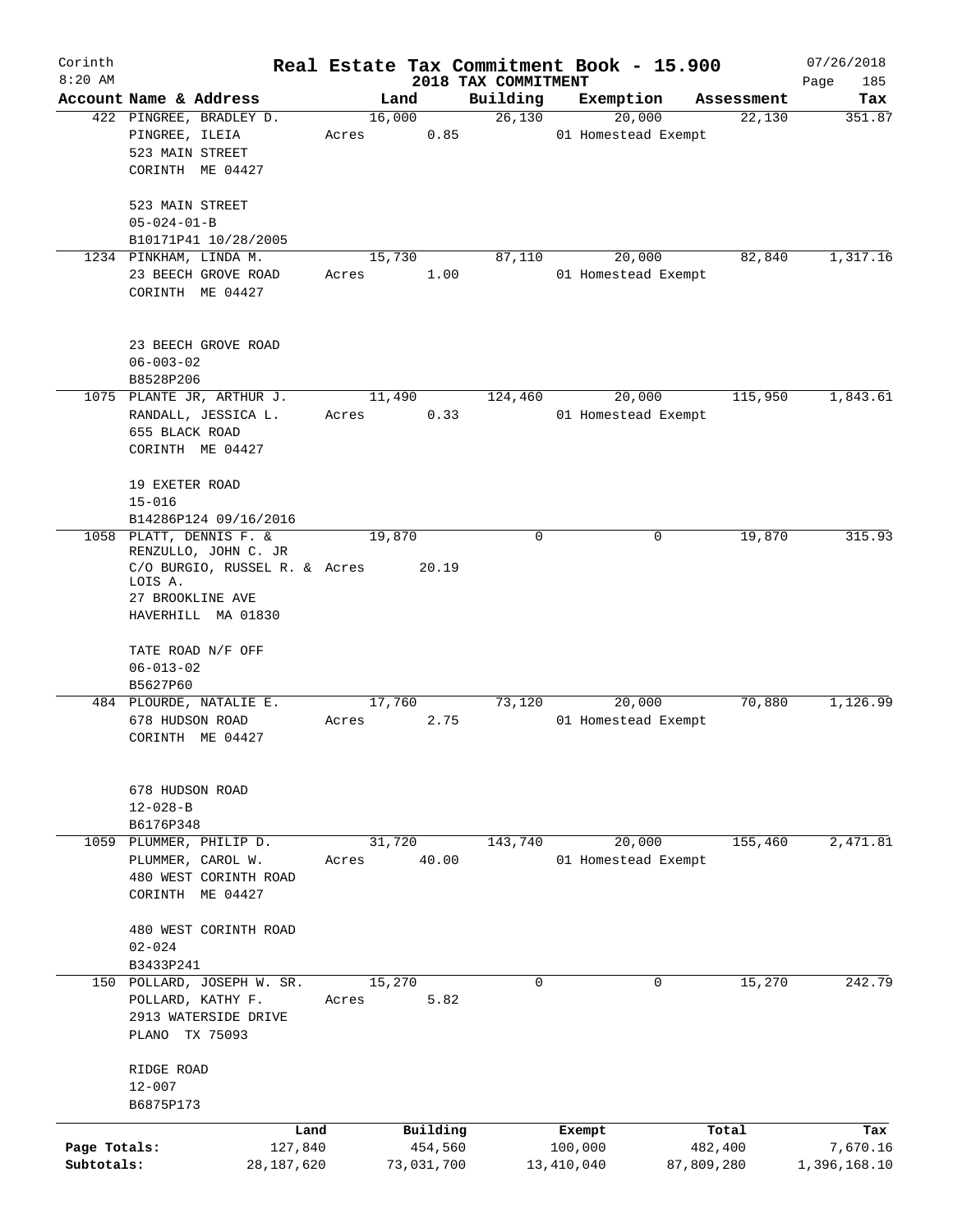Corinth 8:20 AM

# Real Estate Tax Commitment Book - 15.900

## 2018 TAX COMMITMENT

07/26/2018 Page 185

| Account | Name & Address | Land | Building | Exemption | Assessment | Tax |
|---|---|---|---|---|---|---|
| 422 | PINGREE, BRADLEY D.<br>PINGREE, ILEIA<br>523 MAIN STREET<br>CORINTH ME 04427<br><br>523 MAIN STREET<br>05-024-01-B<br>B10171P41 10/28/2005 | 16,000<br>Acres 0.85 | 26,130 | 20,000<br>01 Homestead Exempt | 22,130 | 351.87 |
| 1234 | PINKHAM, LINDA M.<br>23 BEECH GROVE ROAD<br>CORINTH ME 04427<br><br>23 BEECH GROVE ROAD<br>06-003-02<br>B8528P206 | 15,730<br>Acres 1.00 | 87,110 | 20,000<br>01 Homestead Exempt | 82,840 | 1,317.16 |
| 1075 | PLANTE JR, ARTHUR J.<br>RANDALL, JESSICA L.<br>655 BLACK ROAD<br>CORINTH ME 04427<br><br>19 EXETER ROAD<br>15-016<br>B14286P124 09/16/2016 | 11,490<br>Acres 0.33 | 124,460 | 20,000<br>01 Homestead Exempt | 115,950 | 1,843.61 |
| 1058 | PLATT, DENNIS F. &<br>RENZULLO, JOHN C. JR<br>C/O BURGIO, RUSSEL R. & LOIS A.<br>27 BROOKLINE AVE<br>HAVERHILL MA 01830<br><br>TATE ROAD N/F OFF<br>06-013-02<br>B5627P60 | 19,870<br>Acres 20.19 | 0 | 0 | 19,870 | 315.93 |
| 484 | PLOURDE, NATALIE E.<br>678 HUDSON ROAD<br>CORINTH ME 04427<br><br>678 HUDSON ROAD<br>12-028-B<br>B6176P348 | 17,760<br>Acres 2.75 | 73,120 | 20,000<br>01 Homestead Exempt | 70,880 | 1,126.99 |
| 1059 | PLUMMER, PHILIP D.<br>PLUMMER, CAROL W.<br>480 WEST CORINTH ROAD<br>CORINTH ME 04427<br><br>480 WEST CORINTH ROAD<br>02-024<br>B3433P241 | 31,720<br>Acres 40.00 | 143,740 | 20,000<br>01 Homestead Exempt | 155,460 | 2,471.81 |
| 150 | POLLARD, JOSEPH W. SR.<br>POLLARD, KATHY F.<br>2913 WATERSIDE DRIVE<br>PLANO TX 75093<br><br>RIDGE ROAD<br>12-007<br>B6875P173 | 15,270<br>Acres 5.82 | 0 | 0 | 15,270 | 242.79 |

| | Land | Building | Exempt | Total | Tax |
|---|---|---|---|---|---|
| Page Totals: | 127,840 | 454,560 | 100,000 | 482,400 | 7,670.16 |
| Subtotals: | 28,187,620 | 73,031,700 | 13,410,040 | 87,809,280 | 1,396,168.10 |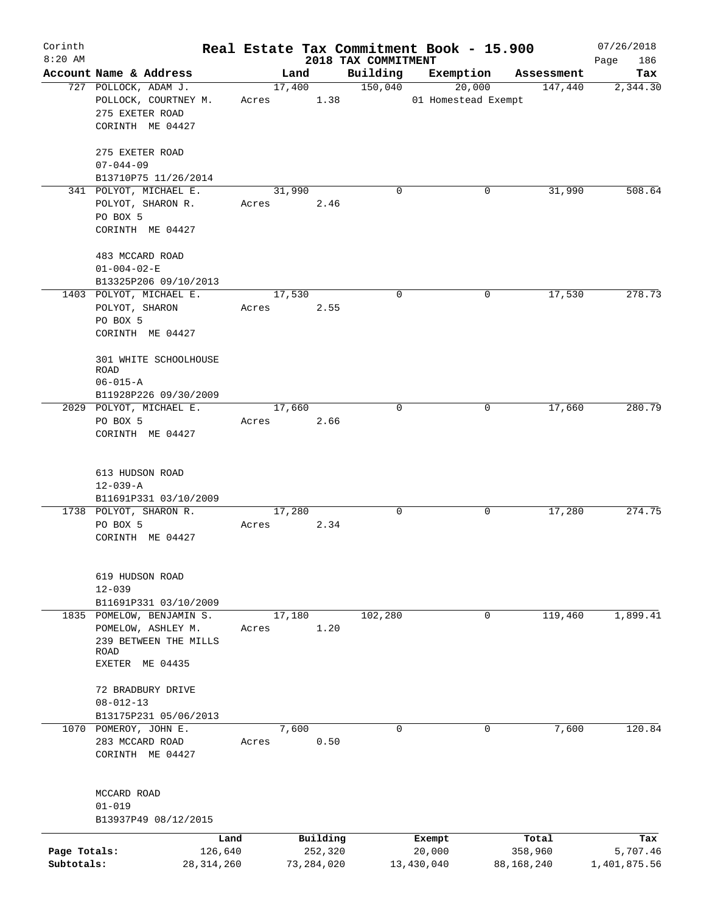Corinth 8:20 AM

# Real Estate Tax Commitment Book - 15.900

## 2018 TAX COMMITMENT

07/26/2018 Page 186

| Account Name & Address | Land | Building | Exemption | Assessment | Tax |
|---|---|---|---|---|---|
| 727 POLLOCK, ADAM J.<br>POLLOCK, COURTNEY M.<br>275 EXETER ROAD<br>CORINTH ME 04427<br><br>275 EXETER ROAD<br>07-044-09<br>B13710P75 11/26/2014 | 17,400<br>Acres 1.38 | 150,040 | 20,000<br>01 Homestead Exempt | 147,440 | 2,344.30 |
| 341 POLYOT, MICHAEL E.<br>POLYOT, SHARON R.<br>PO BOX 5<br>CORINTH ME 04427<br><br>483 MCCARD ROAD<br>01-004-02-E<br>B13325P206 09/10/2013 | 31,990<br>Acres 2.46 | 0 | 0 | 31,990 | 508.64 |
| 1403 POLYOT, MICHAEL E.<br>POLYOT, SHARON<br>PO BOX 5<br>CORINTH ME 04427<br><br>301 WHITE SCHOOLHOUSE ROAD<br>06-015-A<br>B11928P226 09/30/2009 | 17,530<br>Acres 2.55 | 0 | 0 | 17,530 | 278.73 |
| 2029 POLYOT, MICHAEL E.<br>PO BOX 5<br>CORINTH ME 04427<br><br>613 HUDSON ROAD<br>12-039-A<br>B11691P331 03/10/2009 | 17,660<br>Acres 2.66 | 0 | 0 | 17,660 | 280.79 |
| 1738 POLYOT, SHARON R.<br>PO BOX 5<br>CORINTH ME 04427<br><br>619 HUDSON ROAD<br>12-039<br>B11691P331 03/10/2009 | 17,280<br>Acres 2.34 | 0 | 0 | 17,280 | 274.75 |
| 1835 POMELOW, BENJAMIN S.<br>POMELOW, ASHLEY M.<br>239 BETWEEN THE MILLS ROAD<br>EXETER ME 04435<br><br>72 BRADBURY DRIVE<br>08-012-13<br>B13175P231 05/06/2013 | 17,180<br>Acres 1.20 | 102,280 | 0 | 119,460 | 1,899.41 |
| 1070 POMEROY, JOHN E.<br>283 MCCARD ROAD<br>CORINTH ME 04427<br><br>MCCARD ROAD<br>01-019<br>B13937P49 08/12/2015 | 7,600<br>Acres 0.50 | 0 | 0 | 7,600 | 120.84 |

| | Land | Building | Exempt | Total | Tax |
|---|---|---|---|---|---|
| Page Totals: | 126,640 | 252,320 | 20,000 | 358,960 | 5,707.46 |
| Subtotals: | 28,314,260 | 73,284,020 | 13,430,040 | 88,168,240 | 1,401,875.56 |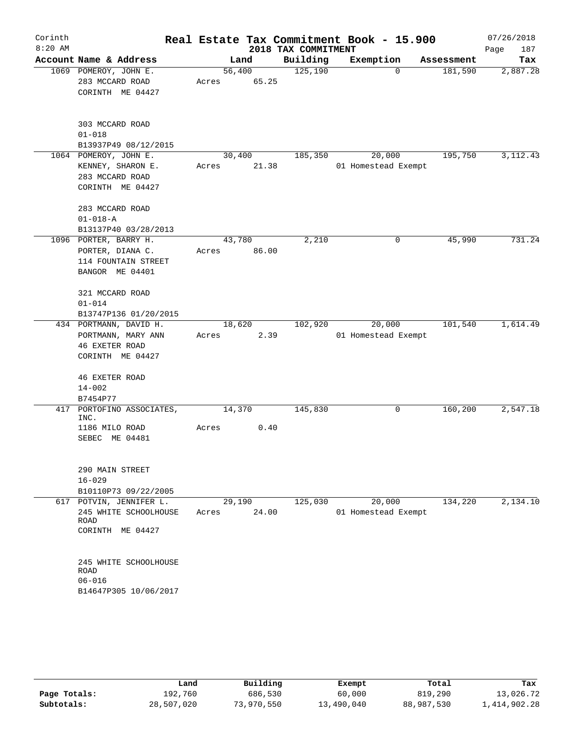# Real Estate Tax Commitment Book - 15.900

Corinth 8:20 AM — 2018 TAX COMMITMENT — 07/26/2018

| Account Name & Address | Land | Building | Exemption | Assessment | Tax |
|---|---|---|---|---|---|
| 1069 POMEROY, JOHN E.<br>283 MCCARD ROAD<br>CORINTH ME 04427<br><br>303 MCCARD ROAD<br>01-018<br>B13937P49 08/12/2015 | 56,400<br>Acres 65.25 | 125,190 | 0 | 181,590 | 2,887.28 |
| 1064 POMEROY, JOHN E.<br>KENNEY, SHARON E.<br>283 MCCARD ROAD<br>CORINTH ME 04427<br><br>283 MCCARD ROAD<br>01-018-A<br>B13137P40 03/28/2013 | 30,400<br>Acres 21.38 | 185,350 | 20,000<br>01 Homestead Exempt | 195,750 | 3,112.43 |
| 1096 PORTER, BARRY H.<br>PORTER, DIANA C.<br>114 FOUNTAIN STREET<br>BANGOR ME 04401<br><br>321 MCCARD ROAD<br>01-014<br>B13747P136 01/20/2015 | 43,780<br>Acres 86.00 | 2,210 | 0 | 45,990 | 731.24 |
| 434 PORTMANN, DAVID H.<br>PORTMANN, MARY ANN<br>46 EXETER ROAD<br>CORINTH ME 04427<br><br>46 EXETER ROAD<br>14-002<br>B7454P77 | 18,620<br>Acres 2.39 | 102,920 | 20,000<br>01 Homestead Exempt | 101,540 | 1,614.49 |
| 417 PORTOFINO ASSOCIATES, INC.<br>1186 MILO ROAD<br>SEBEC ME 04481<br><br>290 MAIN STREET<br>16-029<br>B10110P73 09/22/2005 | 14,370<br>Acres 0.40 | 145,830 | 0 | 160,200 | 2,547.18 |
| 617 POTVIN, JENNIFER L.<br>245 WHITE SCHOOLHOUSE ROAD<br>CORINTH ME 04427<br><br>245 WHITE SCHOOLHOUSE ROAD<br>06-016<br>B14647P305 10/06/2017 | 29,190<br>Acres 24.00 | 125,030 | 20,000<br>01 Homestead Exempt | 134,220 | 2,134.10 |

| | Land | Building | Exempt | Total | Tax |
|---|---|---|---|---|---|
| Page Totals: | 192,760 | 686,530 | 60,000 | 819,290 | 13,026.72 |
| Subtotals: | 28,507,020 | 73,970,550 | 13,490,040 | 88,987,530 | 1,414,902.28 |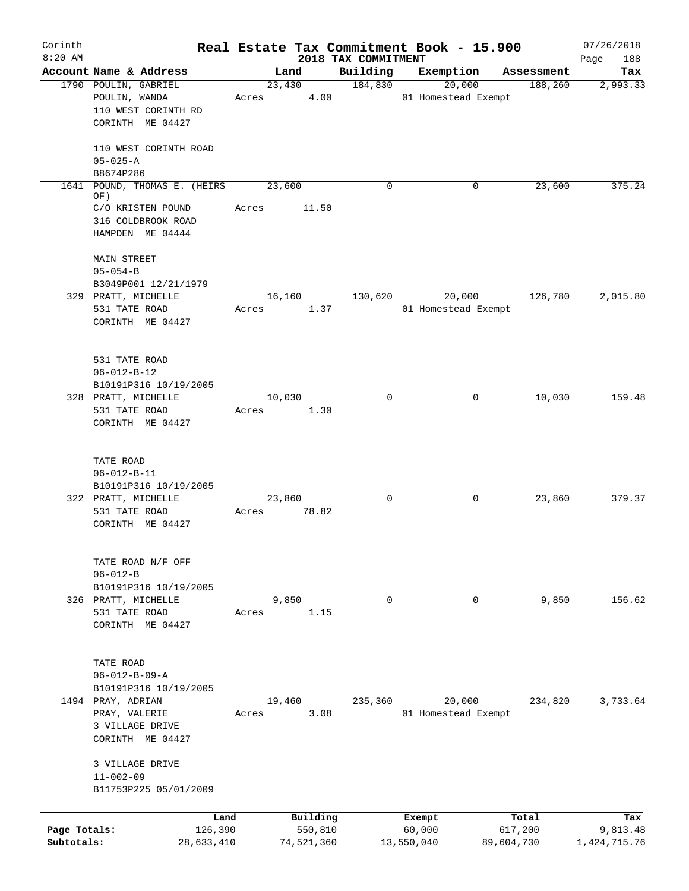Corinth 8:20 AM

# Real Estate Tax Commitment Book - 15.900

## 2018 TAX COMMITMENT

07/26/2018 Page 188

| Account | Name & Address | Land | Building | Exemption | Assessment | Tax |
|---|---|---|---|---|---|---|
| 1790 | POULIN, GABRIEL<br>POULIN, WANDA<br>110 WEST CORINTH RD<br>CORINTH ME 04427<br><br>110 WEST CORINTH ROAD<br>05-025-A<br>B8674P286 | 23,430<br>Acres 4.00 | 184,830 | 20,000<br>01 Homestead Exempt | 188,260 | 2,993.33 |
| 1641 | POUND, THOMAS E. (HEIRS OF)<br>C/O KRISTEN POUND<br>316 COLDBROOK ROAD<br>HAMPDEN ME 04444<br><br>MAIN STREET<br>05-054-B<br>B3049P001 12/21/1979 | 23,600<br>Acres 11.50 | 0 | 0 | 23,600 | 375.24 |
| 329 | PRATT, MICHELLE<br>531 TATE ROAD<br>CORINTH ME 04427<br><br>531 TATE ROAD<br>06-012-B-12<br>B10191P316 10/19/2005 | 16,160<br>Acres 1.37 | 130,620 | 20,000<br>01 Homestead Exempt | 126,780 | 2,015.80 |
| 328 | PRATT, MICHELLE<br>531 TATE ROAD<br>CORINTH ME 04427<br><br>TATE ROAD<br>06-012-B-11<br>B10191P316 10/19/2005 | 10,030<br>Acres 1.30 | 0 | 0 | 10,030 | 159.48 |
| 322 | PRATT, MICHELLE<br>531 TATE ROAD<br>CORINTH ME 04427<br><br>TATE ROAD N/F OFF<br>06-012-B<br>B10191P316 10/19/2005 | 23,860<br>Acres 78.82 | 0 | 0 | 23,860 | 379.37 |
| 326 | PRATT, MICHELLE<br>531 TATE ROAD<br>CORINTH ME 04427<br><br>TATE ROAD<br>06-012-B-09-A<br>B10191P316 10/19/2005 | 9,850<br>Acres 1.15 | 0 | 0 | 9,850 | 156.62 |
| 1494 | PRAY, ADRIAN<br>PRAY, VALERIE<br>3 VILLAGE DRIVE<br>CORINTH ME 04427<br><br>3 VILLAGE DRIVE<br>11-002-09<br>B11753P225 05/01/2009 | 19,460<br>Acres 3.08 | 235,360 | 20,000<br>01 Homestead Exempt | 234,820 | 3,733.64 |

| | Land | Building | Exempt | Total | Tax |
|---|---|---|---|---|---|
| Page Totals: | 126,390 | 550,810 | 60,000 | 617,200 | 9,813.48 |
| Subtotals: | 28,633,410 | 74,521,360 | 13,550,040 | 89,604,730 | 1,424,715.76 |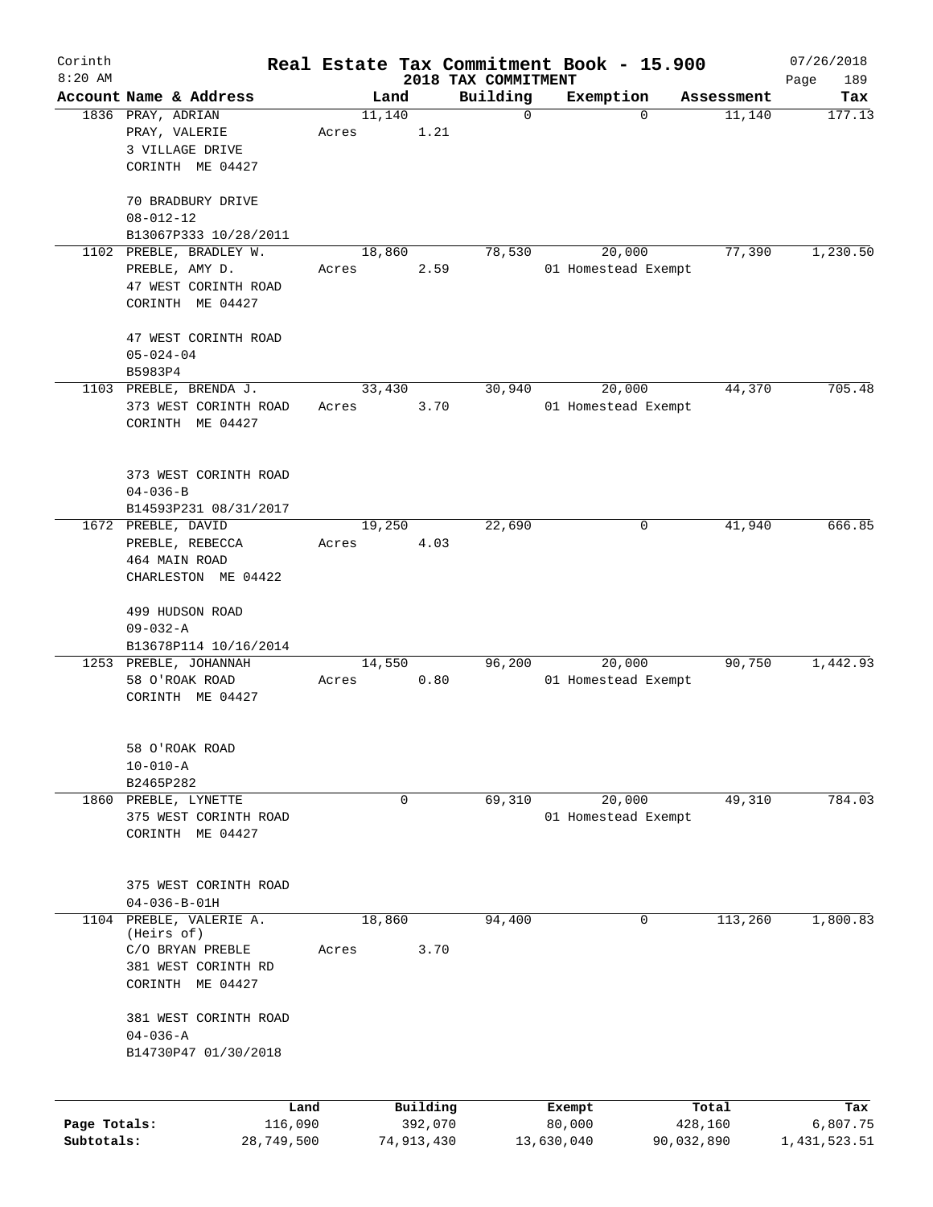# Real Estate Tax Commitment Book - 15.900

Corinth 8:20 AM — 2018 TAX COMMITMENT — 07/26/2018

| Account | Name & Address | Land | Building | Exemption | Assessment | Tax |
|---|---|---|---|---|---|---|
| 1836 | PRAY, ADRIAN<br>PRAY, VALERIE<br>3 VILLAGE DRIVE<br>CORINTH ME 04427<br><br>70 BRADBURY DRIVE<br>08-012-12<br>B13067P333 10/28/2011 | 11,140<br>Acres 1.21 | 0 | 0 | 11,140 | 177.13 |
| 1102 | PREBLE, BRADLEY W.<br>PREBLE, AMY D.<br>47 WEST CORINTH ROAD<br>CORINTH ME 04427<br><br>47 WEST CORINTH ROAD<br>05-024-04<br>B5983P4 | 18,860<br>Acres 2.59 | 78,530 | 20,000<br>01 Homestead Exempt | 77,390 | 1,230.50 |
| 1103 | PREBLE, BRENDA J.<br>373 WEST CORINTH ROAD<br>CORINTH ME 04427<br><br>373 WEST CORINTH ROAD<br>04-036-B<br>B14593P231 08/31/2017 | 33,430<br>Acres 3.70 | 30,940 | 20,000<br>01 Homestead Exempt | 44,370 | 705.48 |
| 1672 | PREBLE, DAVID<br>PREBLE, REBECCA<br>464 MAIN ROAD<br>CHARLESTON ME 04422<br><br>499 HUDSON ROAD<br>09-032-A<br>B13678P114 10/16/2014 | 19,250<br>Acres 4.03 | 22,690 | 0 | 41,940 | 666.85 |
| 1253 | PREBLE, JOHANNAH<br>58 O'ROAK ROAD<br>CORINTH ME 04427<br><br>58 O'ROAK ROAD<br>10-010-A<br>B2465P282 | 14,550<br>Acres 0.80 | 96,200 | 20,000<br>01 Homestead Exempt | 90,750 | 1,442.93 |
| 1860 | PREBLE, LYNETTE<br>375 WEST CORINTH ROAD<br>CORINTH ME 04427<br><br>375 WEST CORINTH ROAD<br>04-036-B-01H | 0 | 69,310 | 20,000<br>01 Homestead Exempt | 49,310 | 784.03 |
| 1104 | PREBLE, VALERIE A. (Heirs of)<br>C/O BRYAN PREBLE<br>381 WEST CORINTH RD<br>CORINTH ME 04427<br><br>381 WEST CORINTH ROAD<br>04-036-A<br>B14730P47 01/30/2018 | 18,860<br>Acres 3.70 | 94,400 | 0 | 113,260 | 1,800.83 |

| | Land | Building | Exempt | Total | Tax |
|---|---|---|---|---|---|
| Page Totals: | 116,090 | 392,070 | 80,000 | 428,160 | 6,807.75 |
| Subtotals: | 28,749,500 | 74,913,430 | 13,630,040 | 90,032,890 | 1,431,523.51 |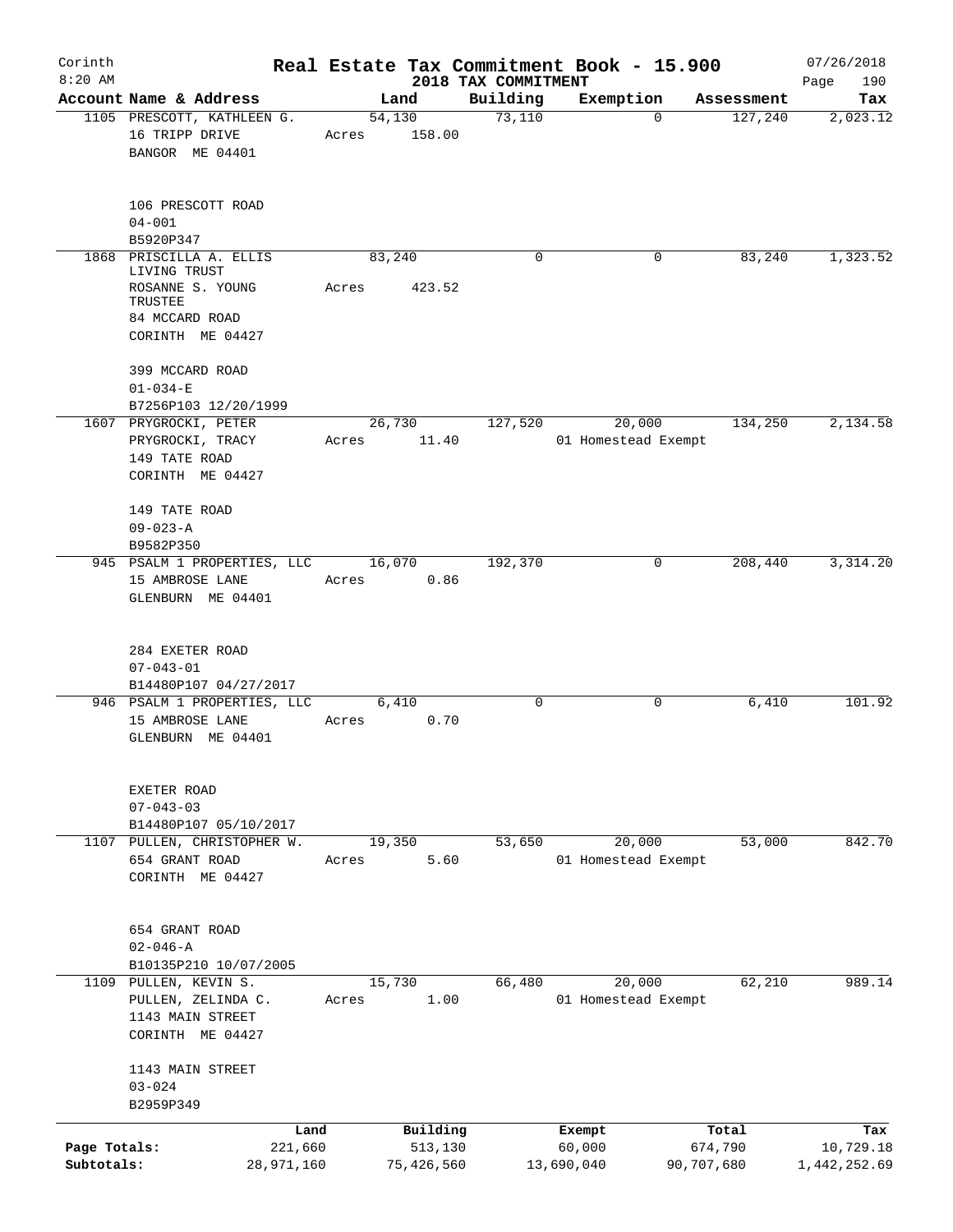Corinth 8:20 AM

# Real Estate Tax Commitment Book - 15.900

## 2018 TAX COMMITMENT

07/26/2018

| Account | Name & Address | Land | Building | Exemption | Assessment | Tax |
|---|---|---|---|---|---|---|
| 1105 | PRESCOTT, KATHLEEN G.<br>16 TRIPP DRIVE<br>BANGOR ME 04401<br><br>106 PRESCOTT ROAD<br>04-001<br>B5920P347 | 54,130<br>Acres 158.00 | 73,110 | 0 | 127,240 | 2,023.12 |
| 1868 | PRISCILLA A. ELLIS LIVING TRUST<br>ROSANNE S. YOUNG TRUSTEE<br>84 MCCARD ROAD<br>CORINTH ME 04427<br><br>399 MCCARD ROAD<br>01-034-E<br>B7256P103 12/20/1999 | 83,240<br>Acres 423.52 | 0 | 0 | 83,240 | 1,323.52 |
| 1607 | PRYGROCKI, PETER<br>PRYGROCKI, TRACY<br>149 TATE ROAD<br>CORINTH ME 04427<br><br>149 TATE ROAD<br>09-023-A<br>B9582P350 | 26,730<br>Acres 11.40 | 127,520 | 20,000<br>01 Homestead Exempt | 134,250 | 2,134.58 |
| 945 | PSALM 1 PROPERTIES, LLC<br>15 AMBROSE LANE<br>GLENBURN ME 04401<br><br>284 EXETER ROAD<br>07-043-01<br>B14480P107 04/27/2017 | 16,070<br>Acres 0.86 | 192,370 | 0 | 208,440 | 3,314.20 |
| 946 | PSALM 1 PROPERTIES, LLC<br>15 AMBROSE LANE<br>GLENBURN ME 04401<br><br>EXETER ROAD<br>07-043-03<br>B14480P107 05/10/2017 | 6,410<br>Acres 0.70 | 0 | 0 | 6,410 | 101.92 |
| 1107 | PULLEN, CHRISTOPHER W.<br>654 GRANT ROAD<br>CORINTH ME 04427<br><br>654 GRANT ROAD<br>02-046-A<br>B10135P210 10/07/2005 | 19,350<br>Acres 5.60 | 53,650 | 20,000<br>01 Homestead Exempt | 53,000 | 842.70 |
| 1109 | PULLEN, KEVIN S.<br>PULLEN, ZELINDA C.<br>1143 MAIN STREET<br>CORINTH ME 04427<br><br>1143 MAIN STREET<br>03-024<br>B2959P349 | 15,730<br>Acres 1.00 | 66,480 | 20,000<br>01 Homestead Exempt | 62,210 | 989.14 |

| | Land | Building | Exempt | Total | Tax |
|---|---|---|---|---|---|
| Page Totals: | 221,660 | 513,130 | 60,000 | 674,790 | 10,729.18 |
| Subtotals: | 28,971,160 | 75,426,560 | 13,690,040 | 90,707,680 | 1,442,252.69 |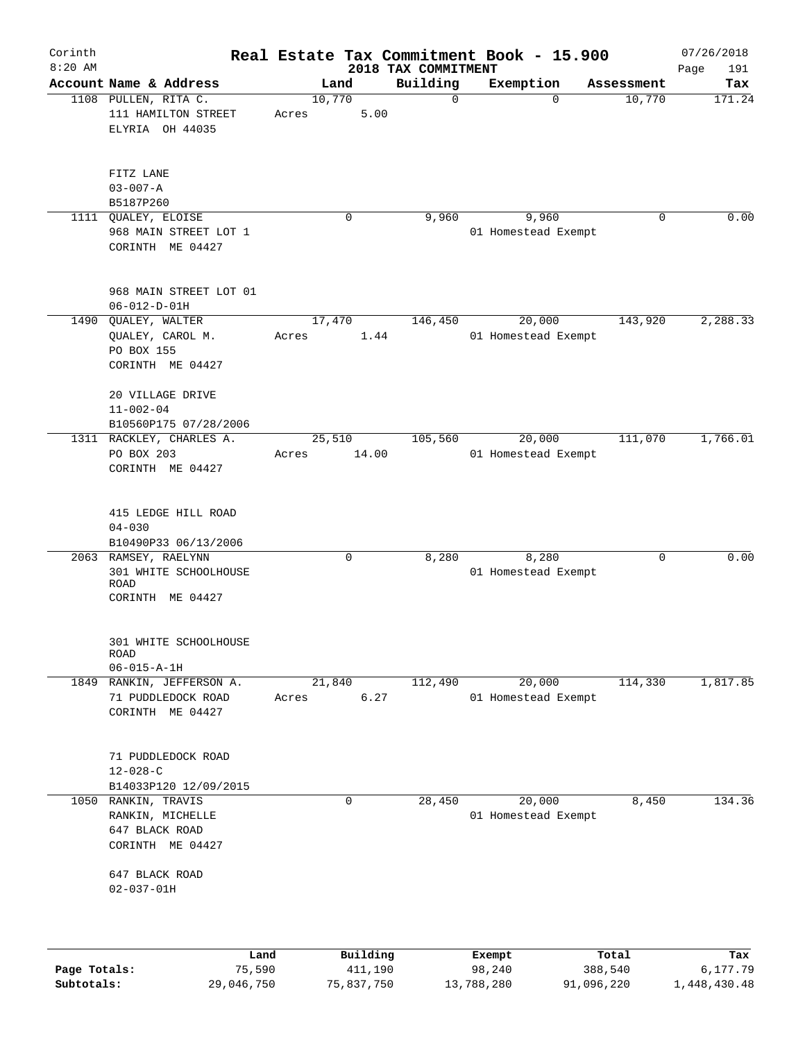# Real Estate Tax Commitment Book - 15.900

## 2018 TAX COMMITMENT

Corinth 8:20 AM — 07/26/2018

| Account Name & Address | Land | Building | Exemption | Assessment | Tax |
|---|---|---|---|---|---|
| 1108 PULLEN, RITA C.<br>111 HAMILTON STREET<br>ELYRIA OH 44035<br><br>FITZ LANE<br>03-007-A<br>B5187P260 | 10,770<br>Acres 5.00 | 0 | 0 | 10,770 | 171.24 |
| 1111 QUALEY, ELOISE<br>968 MAIN STREET LOT 1<br>CORINTH ME 04427<br><br>968 MAIN STREET LOT 01<br>06-012-D-01H | 0 | 9,960 | 9,960<br>01 Homestead Exempt | 0 | 0.00 |
| 1490 QUALEY, WALTER<br>QUALEY, CAROL M.<br>PO BOX 155<br>CORINTH ME 04427<br><br>20 VILLAGE DRIVE<br>11-002-04<br>B10560P175 07/28/2006 | 17,470<br>Acres 1.44 | 146,450 | 20,000<br>01 Homestead Exempt | 143,920 | 2,288.33 |
| 1311 RACKLEY, CHARLES A.<br>PO BOX 203<br>CORINTH ME 04427<br><br>415 LEDGE HILL ROAD<br>04-030<br>B10490P33 06/13/2006 | 25,510<br>Acres 14.00 | 105,560 | 20,000<br>01 Homestead Exempt | 111,070 | 1,766.01 |
| 2063 RAMSEY, RAELYNN<br>301 WHITE SCHOOLHOUSE ROAD<br>CORINTH ME 04427<br><br>301 WHITE SCHOOLHOUSE ROAD<br>06-015-A-1H | 0 | 8,280 | 8,280<br>01 Homestead Exempt | 0 | 0.00 |
| 1849 RANKIN, JEFFERSON A.<br>71 PUDDLEDOCK ROAD<br>CORINTH ME 04427<br><br>71 PUDDLEDOCK ROAD<br>12-028-C<br>B14033P120 12/09/2015 | 21,840<br>Acres 6.27 | 112,490 | 20,000<br>01 Homestead Exempt | 114,330 | 1,817.85 |
| 1050 RANKIN, TRAVIS<br>RANKIN, MICHELLE<br>647 BLACK ROAD<br>CORINTH ME 04427<br><br>647 BLACK ROAD<br>02-037-01H | 0 | 28,450 | 20,000<br>01 Homestead Exempt | 8,450 | 134.36 |

| | Land | Building | Exempt | Total | Tax |
|---|---|---|---|---|---|
| Page Totals: | 75,590 | 411,190 | 98,240 | 388,540 | 6,177.79 |
| Subtotals: | 29,046,750 | 75,837,750 | 13,788,280 | 91,096,220 | 1,448,430.48 |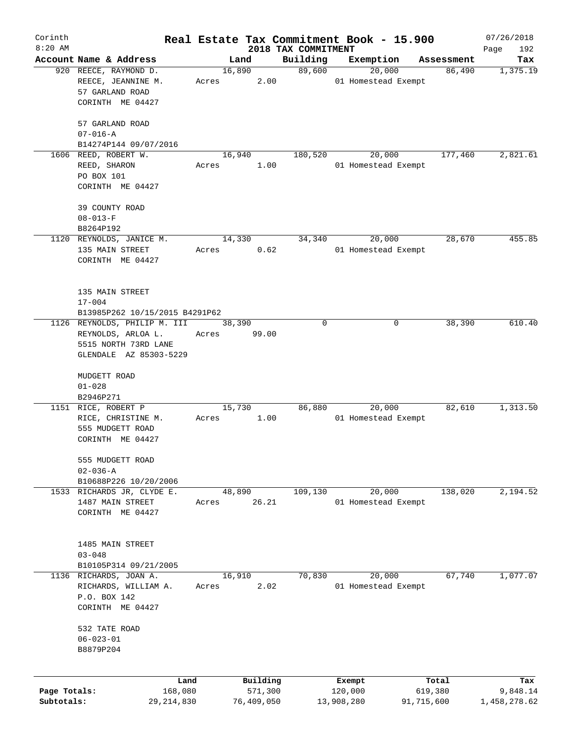# Real Estate Tax Commitment Book - 15.900

Corinth 8:20 AM — 2018 TAX COMMITMENT — 07/26/2018

| Account | Name & Address | Land | Building | Exemption | Assessment | Tax |
|---|---|---|---|---|---|---|
| 920 | REECE, RAYMOND D.<br>REECE, JEANNINE M.<br>57 GARLAND ROAD<br>CORINTH ME 04427<br><br>57 GARLAND ROAD<br>07-016-A<br>B14274P144 09/07/2016 | 16,890<br>Acres 2.00 | 89,600 | 20,000<br>01 Homestead Exempt | 86,490 | 1,375.19 |
| 1606 | REED, ROBERT W.<br>REED, SHARON<br>PO BOX 101<br>CORINTH ME 04427<br><br>39 COUNTY ROAD<br>08-013-F<br>B8264P192 | 16,940<br>Acres 1.00 | 180,520 | 20,000<br>01 Homestead Exempt | 177,460 | 2,821.61 |
| 1120 | REYNOLDS, JANICE M.<br>135 MAIN STREET<br>CORINTH ME 04427<br><br>135 MAIN STREET<br>17-004<br>B13985P262 10/15/2015 B4291P62 | 14,330<br>Acres 0.62 | 34,340 | 20,000<br>01 Homestead Exempt | 28,670 | 455.85 |
| 1126 | REYNOLDS, PHILIP M. III<br>REYNOLDS, ARLOA L.<br>5515 NORTH 73RD LANE<br>GLENDALE AZ 85303-5229<br><br>MUDGETT ROAD<br>01-028<br>B2946P271 | 38,390<br>Acres 99.00 | 0 | 0 | 38,390 | 610.40 |
| 1151 | RICE, ROBERT P<br>RICE, CHRISTINE M.<br>555 MUDGETT ROAD<br>CORINTH ME 04427<br><br>555 MUDGETT ROAD<br>02-036-A<br>B10688P226 10/20/2006 | 15,730<br>Acres 1.00 | 86,880 | 20,000<br>01 Homestead Exempt | 82,610 | 1,313.50 |
| 1533 | RICHARDS JR, CLYDE E.<br>1487 MAIN STREET<br>CORINTH ME 04427<br><br>1485 MAIN STREET<br>03-048<br>B10105P314 09/21/2005 | 48,890<br>Acres 26.21 | 109,130 | 20,000<br>01 Homestead Exempt | 138,020 | 2,194.52 |
| 1136 | RICHARDS, JOAN A.<br>RICHARDS, WILLIAM A.<br>P.O. BOX 142<br>CORINTH ME 04427<br><br>532 TATE ROAD<br>06-023-01<br>B8879P204 | 16,910<br>Acres 2.02 | 70,830 | 20,000<br>01 Homestead Exempt | 67,740 | 1,077.07 |

| | Land | Building | Exempt | Total | Tax |
|---|---|---|---|---|---|
| Page Totals: | 168,080 | 571,300 | 120,000 | 619,380 | 9,848.14 |
| Subtotals: | 29,214,830 | 76,409,050 | 13,908,280 | 91,715,600 | 1,458,278.62 |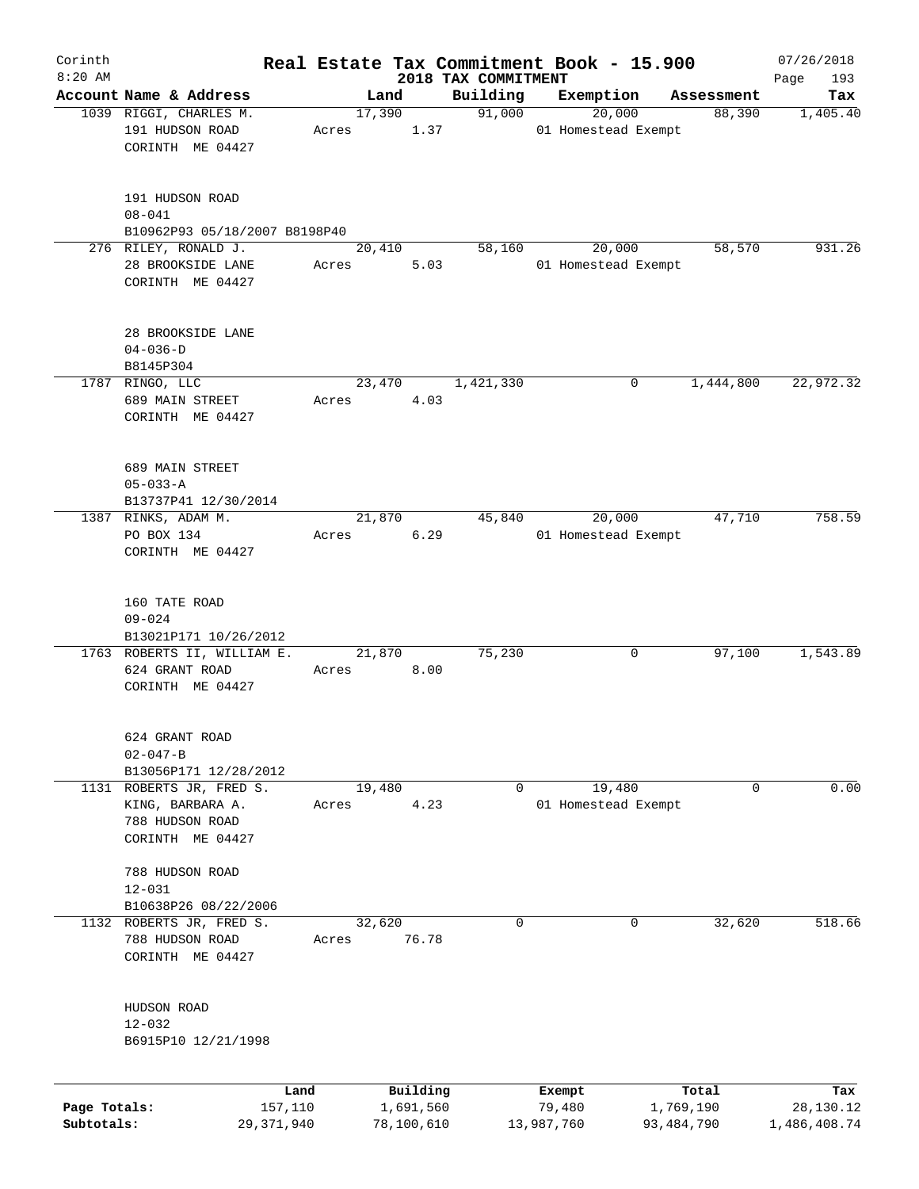# Real Estate Tax Commitment Book - 15.900

Corinth
8:20 AM

2018 TAX COMMITMENT

07/26/2018

| Account | Name & Address | Land | Building | Exemption | Assessment | Tax |
|---|---|---|---|---|---|---|
| 1039 | RIGGI, CHARLES M.<br>191 HUDSON ROAD<br>CORINTH ME 04427<br><br>191 HUDSON ROAD<br>08-041<br>B10962P93 05/18/2007 B8198P40 | 17,390<br>Acres 1.37 | 91,000 | 20,000<br>01 Homestead Exempt | 88,390 | 1,405.40 |
| 276 | RILEY, RONALD J.<br>28 BROOKSIDE LANE<br>CORINTH ME 04427<br><br>28 BROOKSIDE LANE<br>04-036-D<br>B8145P304 | 20,410<br>Acres 5.03 | 58,160 | 20,000<br>01 Homestead Exempt | 58,570 | 931.26 |
| 1787 | RINGO, LLC<br>689 MAIN STREET<br>CORINTH ME 04427<br><br>689 MAIN STREET<br>05-033-A<br>B13737P41 12/30/2014 | 23,470<br>Acres 4.03 | 1,421,330 | 0 | 1,444,800 | 22,972.32 |
| 1387 | RINKS, ADAM M.<br>PO BOX 134<br>CORINTH ME 04427<br><br>160 TATE ROAD<br>09-024<br>B13021P171 10/26/2012 | 21,870<br>Acres 6.29 | 45,840 | 20,000<br>01 Homestead Exempt | 47,710 | 758.59 |
| 1763 | ROBERTS II, WILLIAM E.<br>624 GRANT ROAD<br>CORINTH ME 04427<br><br>624 GRANT ROAD<br>02-047-B<br>B13056P171 12/28/2012 | 21,870<br>Acres 8.00 | 75,230 | 0 | 97,100 | 1,543.89 |
| 1131 | ROBERTS JR, FRED S.<br>KING, BARBARA A.<br>788 HUDSON ROAD<br>CORINTH ME 04427<br><br>788 HUDSON ROAD<br>12-031<br>B10638P26 08/22/2006 | 19,480<br>Acres 4.23 | 0 | 19,480<br>01 Homestead Exempt | 0 | 0.00 |
| 1132 | ROBERTS JR, FRED S.<br>788 HUDSON ROAD<br>CORINTH ME 04427<br><br>HUDSON ROAD<br>12-032<br>B6915P10 12/21/1998 | 32,620<br>Acres 76.78 | 0 | 0 | 32,620 | 518.66 |

| | Land | Building | Exempt | Total | Tax |
|---|---|---|---|---|---|
| Page Totals: | 157,110 | 1,691,560 | 79,480 | 1,769,190 | 28,130.12 |
| Subtotals: | 29,371,940 | 78,100,610 | 13,987,760 | 93,484,790 | 1,486,408.74 |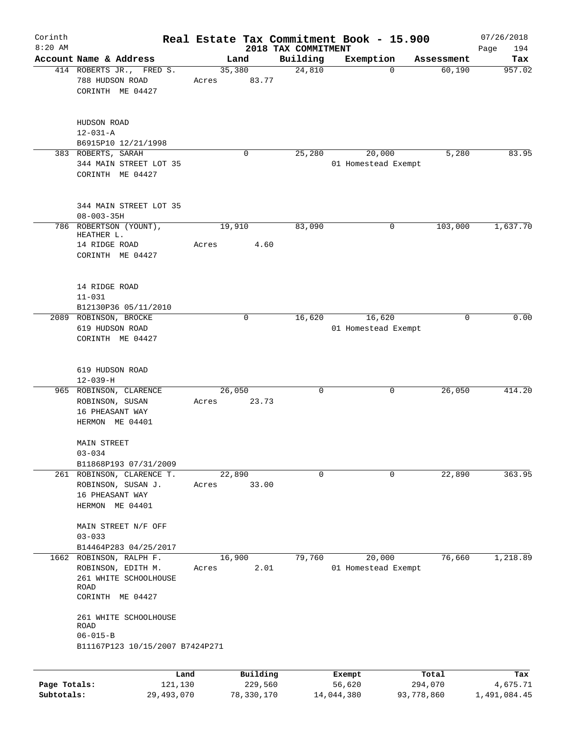# Real Estate Tax Commitment Book - 15.900

Corinth 8:20 AM — 2018 TAX COMMITMENT — 07/26/2018

| Account Name & Address | Land | Building | Exemption | Assessment | Tax |
|---|---|---|---|---|---|
| 414 ROBERTS JR., FRED S.<br>788 HUDSON ROAD<br>CORINTH ME 04427<br><br>HUDSON ROAD<br>12-031-A<br>B6915P10 12/21/1998 | 35,380<br>Acres 83.77 | 24,810 | 0 | 60,190 | 957.02 |
| 383 ROBERTS, SARAH<br>344 MAIN STREET LOT 35<br>CORINTH ME 04427<br><br>344 MAIN STREET LOT 35<br>08-003-35H | 0 | 25,280 | 20,000<br>01 Homestead Exempt | 5,280 | 83.95 |
| 786 ROBERTSON (YOUNT), HEATHER L.<br>14 RIDGE ROAD<br>CORINTH ME 04427<br><br>14 RIDGE ROAD<br>11-031<br>B12130P36 05/11/2010 | 19,910<br>Acres 4.60 | 83,090 | 0 | 103,000 | 1,637.70 |
| 2089 ROBINSON, BROCKE<br>619 HUDSON ROAD<br>CORINTH ME 04427<br><br>619 HUDSON ROAD<br>12-039-H | 0 | 16,620 | 16,620<br>01 Homestead Exempt | 0 | 0.00 |
| 965 ROBINSON, CLARENCE<br>ROBINSON, SUSAN<br>16 PHEASANT WAY<br>HERMON ME 04401<br><br>MAIN STREET<br>03-034<br>B11868P193 07/31/2009 | 26,050<br>Acres 23.73 | 0 | 0 | 26,050 | 414.20 |
| 261 ROBINSON, CLARENCE T.<br>ROBINSON, SUSAN J.<br>16 PHEASANT WAY<br>HERMON ME 04401<br><br>MAIN STREET N/F OFF<br>03-033<br>B14464P283 04/25/2017 | 22,890<br>Acres 33.00 | 0 | 0 | 22,890 | 363.95 |
| 1662 ROBINSON, RALPH F.<br>ROBINSON, EDITH M.<br>261 WHITE SCHOOLHOUSE ROAD<br>CORINTH ME 04427<br><br>261 WHITE SCHOOLHOUSE ROAD<br>06-015-B<br>B11167P123 10/15/2007 B7424P271 | 16,900<br>Acres 2.01 | 79,760 | 20,000<br>01 Homestead Exempt | 76,660 | 1,218.89 |

| | Land | Building | Exempt | Total | Tax |
|---|---|---|---|---|---|
| Page Totals: | 121,130 | 229,560 | 56,620 | 294,070 | 4,675.71 |
| Subtotals: | 29,493,070 | 78,330,170 | 14,044,380 | 93,778,860 | 1,491,084.45 |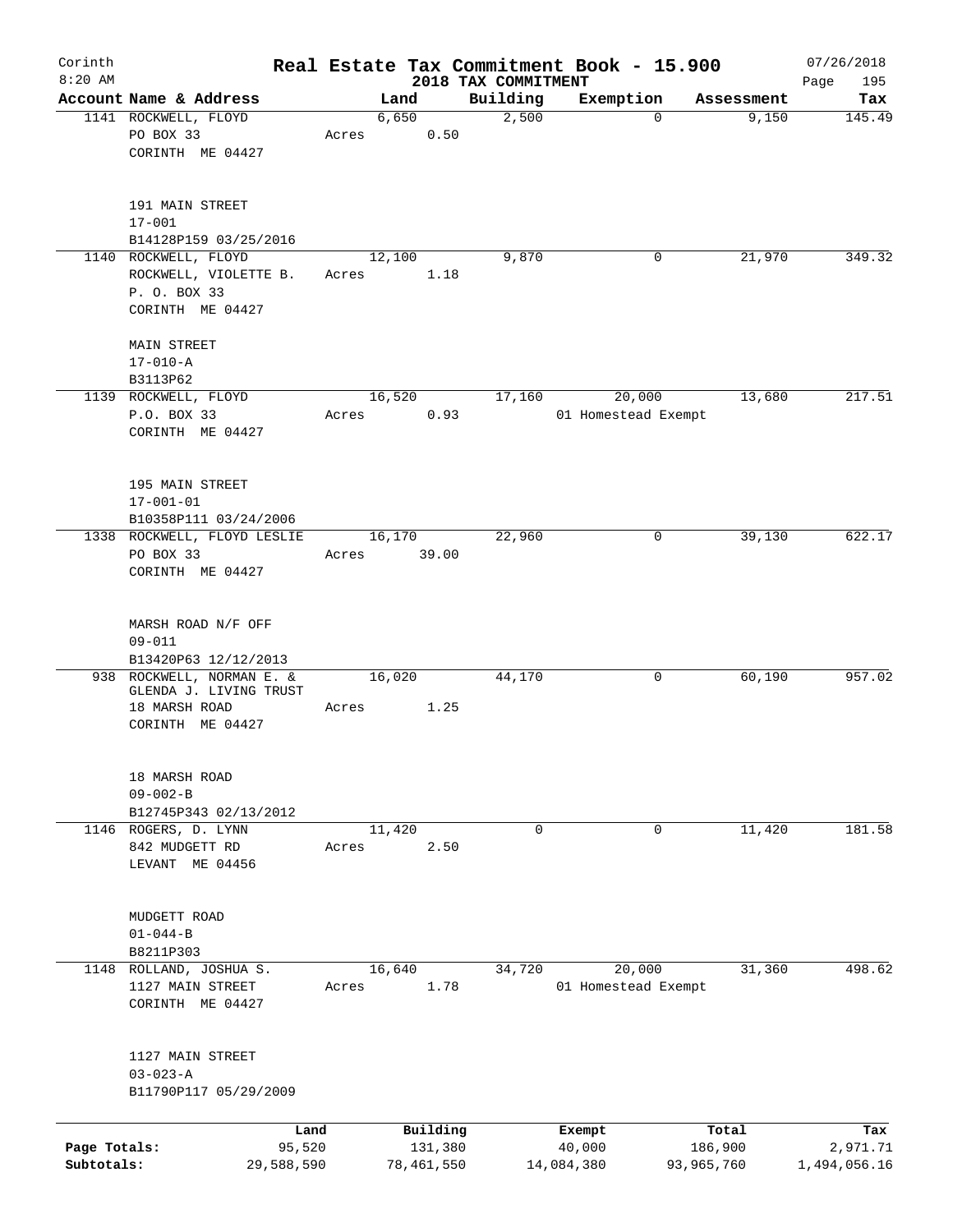Corinth 8:20 AM

# Real Estate Tax Commitment Book - 15.900

## 2018 TAX COMMITMENT

07/26/2018

| Account | Name & Address | Land | Building | Exemption | Assessment | Tax |
|---|---|---|---|---|---|---|
| 1141 | ROCKWELL, FLOYD<br>PO BOX 33<br>CORINTH ME 04427<br><br>191 MAIN STREET<br>17-001<br>B14128P159 03/25/2016 | 6,650<br>Acres 0.50 | 2,500 | 0 | 9,150 | 145.49 |
| 1140 | ROCKWELL, FLOYD<br>ROCKWELL, VIOLETTE B.<br>P. O. BOX 33<br>CORINTH ME 04427<br><br>MAIN STREET<br>17-010-A<br>B3113P62 | 12,100<br>Acres 1.18 | 9,870 | 0 | 21,970 | 349.32 |
| 1139 | ROCKWELL, FLOYD<br>P.O. BOX 33<br>CORINTH ME 04427<br><br>195 MAIN STREET<br>17-001-01<br>B10358P111 03/24/2006 | 16,520<br>Acres 0.93 | 17,160 | 20,000<br>01 Homestead Exempt | 13,680 | 217.51 |
| 1338 | ROCKWELL, FLOYD LESLIE<br>PO BOX 33<br>CORINTH ME 04427<br><br>MARSH ROAD N/F OFF<br>09-011<br>B13420P63 12/12/2013 | 16,170<br>Acres 39.00 | 22,960 | 0 | 39,130 | 622.17 |
| 938 | ROCKWELL, NORMAN E. &<br>GLENDA J. LIVING TRUST<br>18 MARSH ROAD<br>CORINTH ME 04427<br><br>18 MARSH ROAD<br>09-002-B<br>B12745P343 02/13/2012 | 16,020<br>Acres 1.25 | 44,170 | 0 | 60,190 | 957.02 |
| 1146 | ROGERS, D. LYNN<br>842 MUDGETT RD<br>LEVANT ME 04456<br><br>MUDGETT ROAD<br>01-044-B<br>B8211P303 | 11,420<br>Acres 2.50 | 0 | 0 | 11,420 | 181.58 |
| 1148 | ROLLAND, JOSHUA S.<br>1127 MAIN STREET<br>CORINTH ME 04427<br><br>1127 MAIN STREET<br>03-023-A<br>B11790P117 05/29/2009 | 16,640<br>Acres 1.78 | 34,720 | 20,000<br>01 Homestead Exempt | 31,360 | 498.62 |

| | Land | Building | Exempt | Total | Tax |
|---|---|---|---|---|---|
| Page Totals: | 95,520 | 131,380 | 40,000 | 186,900 | 2,971.71 |
| Subtotals: | 29,588,590 | 78,461,550 | 14,084,380 | 93,965,760 | 1,494,056.16 |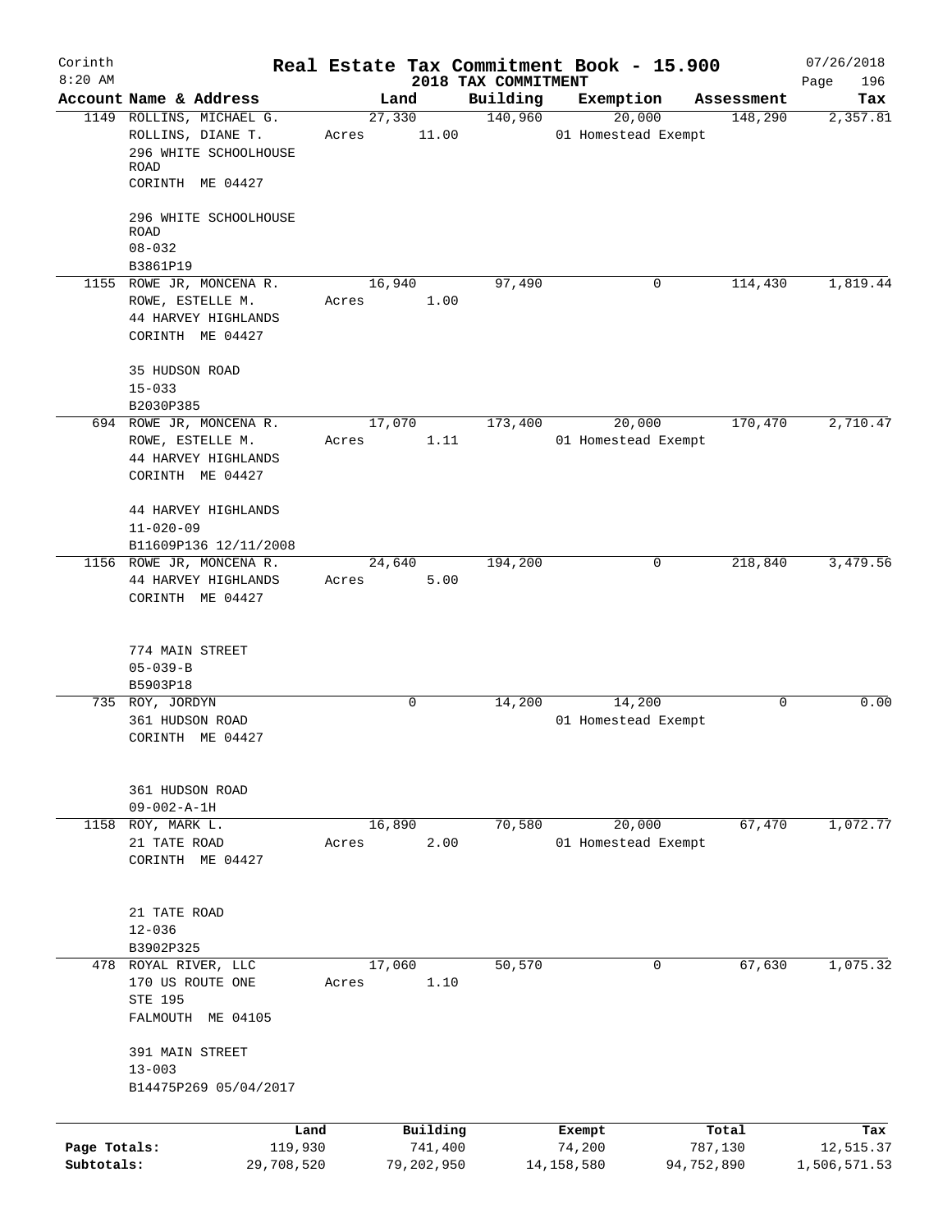Corinth 8:20 AM

# Real Estate Tax Commitment Book - 15.900

## 2018 TAX COMMITMENT

07/26/2018

| Account | Name & Address | Land | Building | Exemption | Assessment | Tax |
|---|---|---|---|---|---|---|
| 1149 | ROLLINS, MICHAEL G.<br>ROLLINS, DIANE T.<br>296 WHITE SCHOOLHOUSE ROAD<br>CORINTH ME 04427<br><br>296 WHITE SCHOOLHOUSE ROAD<br>08-032<br>B3861P19 | 27,330<br>Acres 11.00 | 140,960 | 20,000<br>01 Homestead Exempt | 148,290 | 2,357.81 |
| 1155 | ROWE JR, MONCENA R.<br>ROWE, ESTELLE M.<br>44 HARVEY HIGHLANDS<br>CORINTH ME 04427<br><br>35 HUDSON ROAD<br>15-033<br>B2030P385 | 16,940<br>Acres 1.00 | 97,490 | 0 | 114,430 | 1,819.44 |
| 694 | ROWE JR, MONCENA R.<br>ROWE, ESTELLE M.<br>44 HARVEY HIGHLANDS<br>CORINTH ME 04427<br><br>44 HARVEY HIGHLANDS<br>11-020-09<br>B11609P136 12/11/2008 | 17,070<br>Acres 1.11 | 173,400 | 20,000<br>01 Homestead Exempt | 170,470 | 2,710.47 |
| 1156 | ROWE JR, MONCENA R.<br>44 HARVEY HIGHLANDS<br>CORINTH ME 04427<br><br>774 MAIN STREET<br>05-039-B<br>B5903P18 | 24,640<br>Acres 5.00 | 194,200 | 0 | 218,840 | 3,479.56 |
| 735 | ROY, JORDYN<br>361 HUDSON ROAD<br>CORINTH ME 04427<br><br>361 HUDSON ROAD<br>09-002-A-1H | 0 | 14,200 | 14,200<br>01 Homestead Exempt | 0 | 0.00 |
| 1158 | ROY, MARK L.<br>21 TATE ROAD<br>CORINTH ME 04427<br><br>21 TATE ROAD<br>12-036<br>B3902P325 | 16,890<br>Acres 2.00 | 70,580 | 20,000<br>01 Homestead Exempt | 67,470 | 1,072.77 |
| 478 | ROYAL RIVER, LLC<br>170 US ROUTE ONE<br>STE 195<br>FALMOUTH ME 04105<br><br>391 MAIN STREET<br>13-003<br>B14475P269 05/04/2017 | 17,060<br>Acres 1.10 | 50,570 | 0 | 67,630 | 1,075.32 |

| | Land | Building | Exempt | Total | Tax |
|---|---|---|---|---|---|
| Page Totals: | 119,930 | 741,400 | 74,200 | 787,130 | 12,515.37 |
| Subtotals: | 29,708,520 | 79,202,950 | 14,158,580 | 94,752,890 | 1,506,571.53 |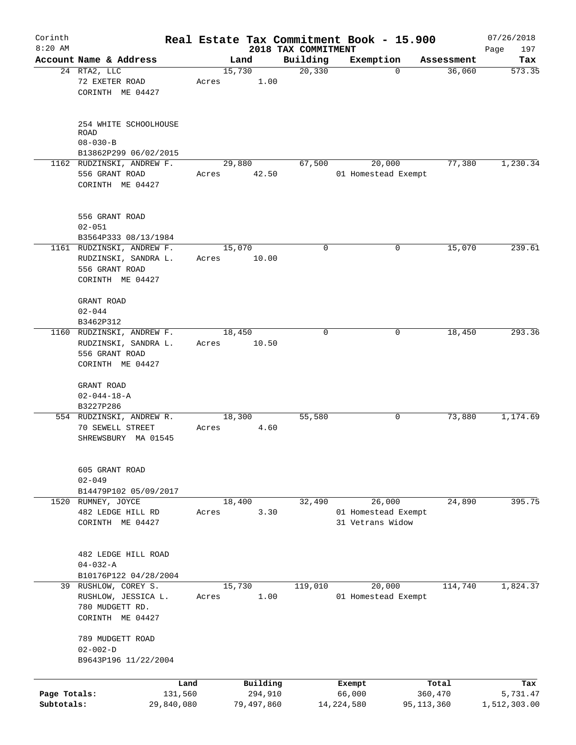# Real Estate Tax Commitment Book - 15.900

Corinth 8:20 AM — 2018 TAX COMMITMENT — 07/26/2018

| Account Name & Address | Land | Building | Exemption | Assessment | Tax |
|---|---|---|---|---|---|
| 24 RTA2, LLC<br>72 EXETER ROAD<br>CORINTH ME 04427<br><br>254 WHITE SCHOOLHOUSE ROAD<br>08-030-B<br>B13862P299 06/02/2015 | 15,730<br>Acres 1.00 | 20,330 | 0 | 36,060 | 573.35 |
| 1162 RUDZINSKI, ANDREW F.<br>556 GRANT ROAD<br>CORINTH ME 04427<br><br>556 GRANT ROAD<br>02-051<br>B3564P333 08/13/1984 | 29,880<br>Acres 42.50 | 67,500 | 20,000<br>01 Homestead Exempt | 77,380 | 1,230.34 |
| 1161 RUDZINSKI, ANDREW F.<br>RUDZINSKI, SANDRA L.<br>556 GRANT ROAD<br>CORINTH ME 04427<br><br>GRANT ROAD<br>02-044<br>B3462P312 | 15,070<br>Acres 10.00 | 0 | 0 | 15,070 | 239.61 |
| 1160 RUDZINSKI, ANDREW F.<br>RUDZINSKI, SANDRA L.<br>556 GRANT ROAD<br>CORINTH ME 04427<br><br>GRANT ROAD<br>02-044-18-A<br>B3227P286 | 18,450<br>Acres 10.50 | 0 | 0 | 18,450 | 293.36 |
| 554 RUDZINSKI, ANDREW R.<br>70 SEWELL STREET<br>SHREWSBURY MA 01545<br><br>605 GRANT ROAD<br>02-049<br>B14479P102 05/09/2017 | 18,300<br>Acres 4.60 | 55,580 | 0 | 73,880 | 1,174.69 |
| 1520 RUMNEY, JOYCE<br>482 LEDGE HILL RD<br>CORINTH ME 04427<br><br>482 LEDGE HILL ROAD<br>04-032-A<br>B10176P122 04/28/2004 | 18,400<br>Acres 3.30 | 32,490 | 26,000<br>01 Homestead Exempt<br>31 Vetrans Widow | 24,890 | 395.75 |
| 39 RUSHLOW, COREY S.<br>RUSHLOW, JESSICA L.<br>780 MUDGETT RD.<br>CORINTH ME 04427<br><br>789 MUDGETT ROAD<br>02-002-D<br>B9643P196 11/22/2004 | 15,730<br>Acres 1.00 | 119,010 | 20,000<br>01 Homestead Exempt | 114,740 | 1,824.37 |

| | Land | Building | Exempt | Total | Tax |
|---|---|---|---|---|---|
| Page Totals: | 131,560 | 294,910 | 66,000 | 360,470 | 5,731.47 |
| Subtotals: | 29,840,080 | 79,497,860 | 14,224,580 | 95,113,360 | 1,512,303.00 |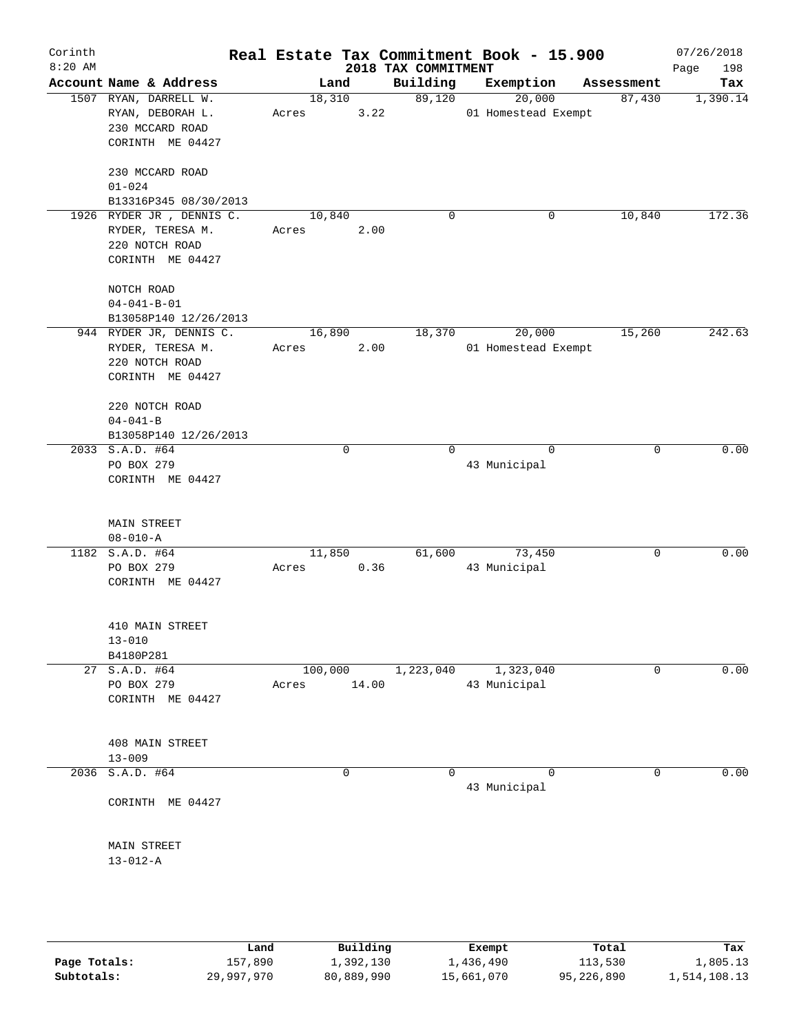# Real Estate Tax Commitment Book - 15.900

## 2018 TAX COMMITMENT

Corinth
8:20 AM

07/26/2018

| Account | Name & Address | Land | Building | Exemption | Assessment | Tax |
|---|---|---|---|---|---|---|
| 1507 | RYAN, DARRELL W.<br>RYAN, DEBORAH L.<br>230 MCCARD ROAD<br>CORINTH ME 04427<br><br>230 MCCARD ROAD<br>01-024<br>B13316P345 08/30/2013 | 18,310<br>Acres 3.22 | 89,120 | 20,000<br>01 Homestead Exempt | 87,430 | 1,390.14 |
| 1926 | RYDER JR , DENNIS C.<br>RYDER, TERESA M.<br>220 NOTCH ROAD<br>CORINTH ME 04427<br><br>NOTCH ROAD<br>04-041-B-01<br>B13058P140 12/26/2013 | 10,840<br>Acres 2.00 | 0 | 0 | 10,840 | 172.36 |
| 944 | RYDER JR, DENNIS C.<br>RYDER, TERESA M.<br>220 NOTCH ROAD<br>CORINTH ME 04427<br><br>220 NOTCH ROAD<br>04-041-B<br>B13058P140 12/26/2013 | 16,890<br>Acres 2.00 | 18,370 | 20,000<br>01 Homestead Exempt | 15,260 | 242.63 |
| 2033 | S.A.D. #64<br>PO BOX 279<br>CORINTH ME 04427<br><br>MAIN STREET<br>08-010-A | 0 | 0 | 0<br>43 Municipal | 0 | 0.00 |
| 1182 | S.A.D. #64<br>PO BOX 279<br>CORINTH ME 04427<br><br>410 MAIN STREET<br>13-010<br>B4180P281 | 11,850<br>Acres 0.36 | 61,600 | 73,450<br>43 Municipal | 0 | 0.00 |
| 27 | S.A.D. #64<br>PO BOX 279<br>CORINTH ME 04427<br><br>408 MAIN STREET<br>13-009 | 100,000<br>Acres 14.00 | 1,223,040 | 1,323,040<br>43 Municipal | 0 | 0.00 |
| 2036 | S.A.D. #64<br><br>CORINTH ME 04427<br><br>MAIN STREET<br>13-012-A | 0 | 0 | 0<br>43 Municipal | 0 | 0.00 |

| | Land | Building | Exempt | Total | Tax |
|---|---|---|---|---|---|
| Page Totals: | 157,890 | 1,392,130 | 1,436,490 | 113,530 | 1,805.13 |
| Subtotals: | 29,997,970 | 80,889,990 | 15,661,070 | 95,226,890 | 1,514,108.13 |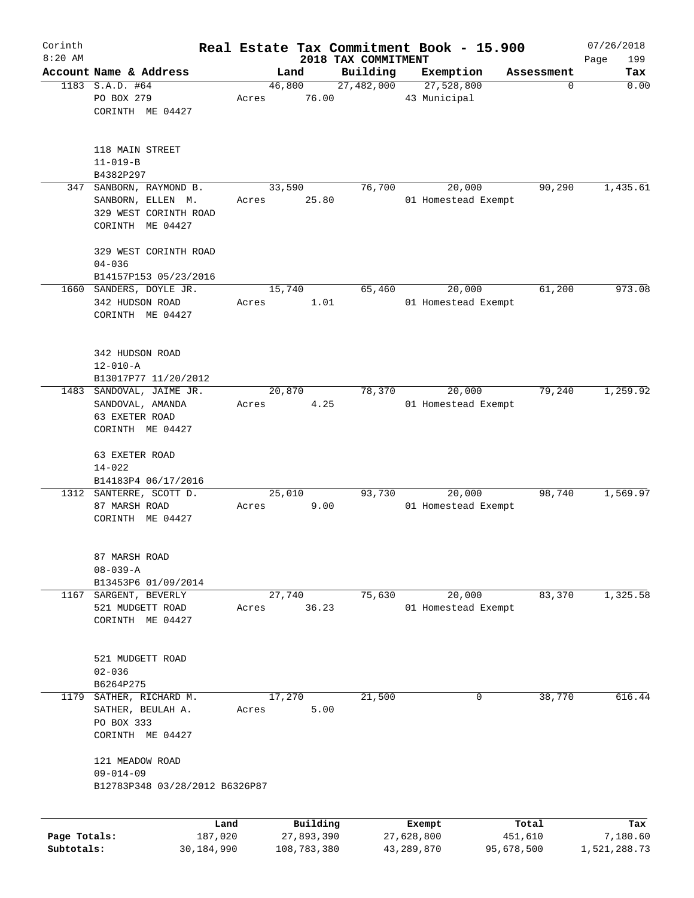Corinth 8:20 AM — Real Estate Tax Commitment Book - 15.900 — 2018 TAX COMMITMENT — 07/26/2018

| Account Name & Address | Land | Building | Exemption | Assessment | Tax |
|---|---|---|---|---|---|
| 1183 S.A.D. #64<br>PO BOX 279<br>CORINTH ME 04427<br><br>118 MAIN STREET<br>11-019-B<br>B4382P297 | 46,800<br>Acres 76.00 | 27,482,000 | 27,528,800<br>43 Municipal | 0 | 0.00 |
| 347 SANBORN, RAYMOND B.<br>SANBORN, ELLEN M.<br>329 WEST CORINTH ROAD<br>CORINTH ME 04427<br><br>329 WEST CORINTH ROAD<br>04-036<br>B14157P153 05/23/2016 | 33,590<br>Acres 25.80 | 76,700 | 20,000<br>01 Homestead Exempt | 90,290 | 1,435.61 |
| 1660 SANDERS, DOYLE JR.<br>342 HUDSON ROAD<br>CORINTH ME 04427<br><br>342 HUDSON ROAD<br>12-010-A<br>B13017P77 11/20/2012 | 15,740<br>Acres 1.01 | 65,460 | 20,000<br>01 Homestead Exempt | 61,200 | 973.08 |
| 1483 SANDOVAL, JAIME JR.<br>SANDOVAL, AMANDA<br>63 EXETER ROAD<br>CORINTH ME 04427<br><br>63 EXETER ROAD<br>14-022<br>B14183P4 06/17/2016 | 20,870<br>Acres 4.25 | 78,370 | 20,000<br>01 Homestead Exempt | 79,240 | 1,259.92 |
| 1312 SANTERRE, SCOTT D.<br>87 MARSH ROAD<br>CORINTH ME 04427<br><br>87 MARSH ROAD<br>08-039-A<br>B13453P6 01/09/2014 | 25,010<br>Acres 9.00 | 93,730 | 20,000<br>01 Homestead Exempt | 98,740 | 1,569.97 |
| 1167 SARGENT, BEVERLY<br>521 MUDGETT ROAD<br>CORINTH ME 04427<br><br>521 MUDGETT ROAD<br>02-036<br>B6264P275 | 27,740<br>Acres 36.23 | 75,630 | 20,000<br>01 Homestead Exempt | 83,370 | 1,325.58 |
| 1179 SATHER, RICHARD M.<br>SATHER, BEULAH A.<br>PO BOX 333<br>CORINTH ME 04427<br><br>121 MEADOW ROAD<br>09-014-09<br>B12783P348 03/28/2012 B6326P87 | 17,270<br>Acres 5.00 | 21,500 | 0 | 38,770 | 616.44 |

| | Land | Building | Exempt | Total | Tax |
|---|---|---|---|---|---|
| Page Totals: | 187,020 | 27,893,390 | 27,628,800 | 451,610 | 7,180.60 |
| Subtotals: | 30,184,990 | 108,783,380 | 43,289,870 | 95,678,500 | 1,521,288.73 |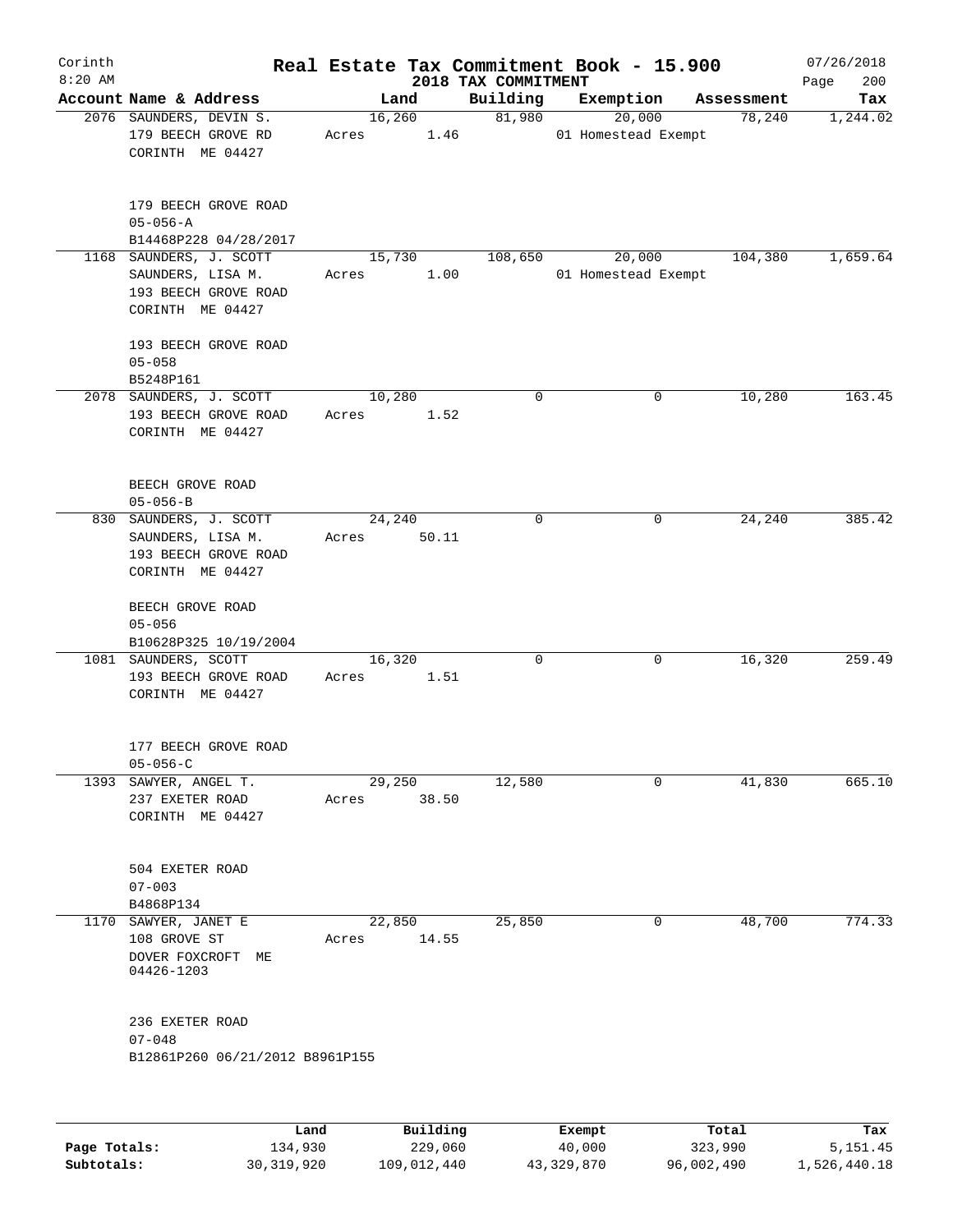Corinth 8:20 AM

# Real Estate Tax Commitment Book - 15.900

## 2018 TAX COMMITMENT

07/26/2018

| Account | Name & Address | Land | Building | Exemption | Assessment | Tax |
|---|---|---|---|---|---|---|
| 2076 | SAUNDERS, DEVIN S.<br>179 BEECH GROVE RD<br>CORINTH ME 04427<br><br>179 BEECH GROVE ROAD<br>05-056-A<br>B14468P228 04/28/2017 | 16,260<br>Acres 1.46 | 81,980 | 20,000<br>01 Homestead Exempt | 78,240 | 1,244.02 |
| 1168 | SAUNDERS, J. SCOTT<br>SAUNDERS, LISA M.<br>193 BEECH GROVE ROAD<br>CORINTH ME 04427<br><br>193 BEECH GROVE ROAD<br>05-058<br>B5248P161 | 15,730<br>Acres 1.00 | 108,650 | 20,000<br>01 Homestead Exempt | 104,380 | 1,659.64 |
| 2078 | SAUNDERS, J. SCOTT<br>193 BEECH GROVE ROAD<br>CORINTH ME 04427<br><br>BEECH GROVE ROAD<br>05-056-B | 10,280<br>Acres 1.52 | 0 | 0 | 10,280 | 163.45 |
| 830 | SAUNDERS, J. SCOTT<br>SAUNDERS, LISA M.<br>193 BEECH GROVE ROAD<br>CORINTH ME 04427<br><br>BEECH GROVE ROAD<br>05-056<br>B10628P325 10/19/2004 | 24,240<br>Acres 50.11 | 0 | 0 | 24,240 | 385.42 |
| 1081 | SAUNDERS, SCOTT<br>193 BEECH GROVE ROAD<br>CORINTH ME 04427<br><br>177 BEECH GROVE ROAD<br>05-056-C | 16,320<br>Acres 1.51 | 0 | 0 | 16,320 | 259.49 |
| 1393 | SAWYER, ANGEL T.<br>237 EXETER ROAD<br>CORINTH ME 04427<br><br>504 EXETER ROAD<br>07-003<br>B4868P134 | 29,250<br>Acres 38.50 | 12,580 | 0 | 41,830 | 665.10 |
| 1170 | SAWYER, JANET E<br>108 GROVE ST<br>DOVER FOXCROFT ME 04426-1203<br><br>236 EXETER ROAD<br>07-048<br>B12861P260 06/21/2012 B8961P155 | 22,850<br>Acres 14.55 | 25,850 | 0 | 48,700 | 774.33 |

| | Land | Building | Exempt | Total | Tax |
|---|---|---|---|---|---|
| Page Totals: | 134,930 | 229,060 | 40,000 | 323,990 | 5,151.45 |
| Subtotals: | 30,319,920 | 109,012,440 | 43,329,870 | 96,002,490 | 1,526,440.18 |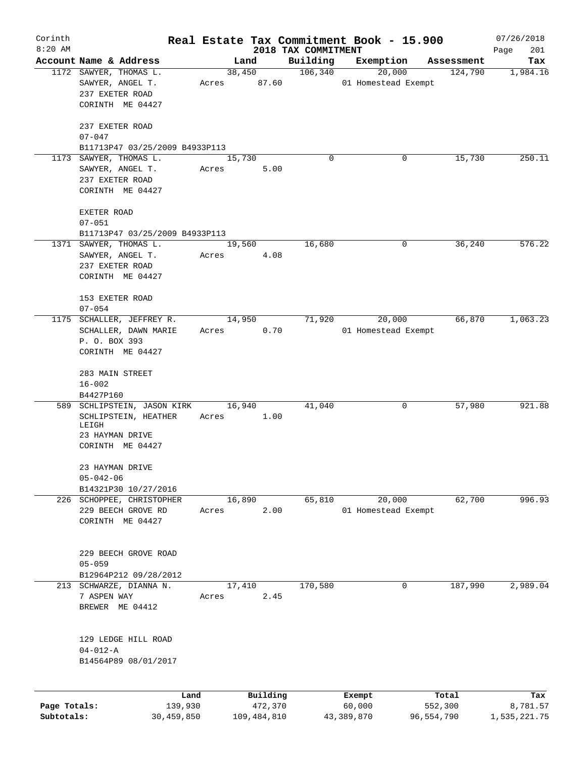Corinth
8:20 AM

# Real Estate Tax Commitment Book - 15.900

## 2018 TAX COMMITMENT

07/26/2018

| Account Name & Address | Land | Building | Exemption | Assessment | Tax |
|---|---|---|---|---|---|
| 1172 SAWYER, THOMAS L.<br>SAWYER, ANGEL T.<br>237 EXETER ROAD<br>CORINTH ME 04427<br><br>237 EXETER ROAD<br>07-047<br>B11713P47 03/25/2009 B4933P113 | 38,450<br>Acres 87.60 | 106,340 | 20,000<br>01 Homestead Exempt | 124,790 | 1,984.16 |
| 1173 SAWYER, THOMAS L.<br>SAWYER, ANGEL T.<br>237 EXETER ROAD<br>CORINTH ME 04427<br><br>EXETER ROAD<br>07-051<br>B11713P47 03/25/2009 B4933P113 | 15,730<br>Acres 5.00 | 0 | 0 | 15,730 | 250.11 |
| 1371 SAWYER, THOMAS L.<br>SAWYER, ANGEL T.<br>237 EXETER ROAD<br>CORINTH ME 04427<br><br>153 EXETER ROAD<br>07-054 | 19,560<br>Acres 4.08 | 16,680 | 0 | 36,240 | 576.22 |
| 1175 SCHALLER, JEFFREY R.<br>SCHALLER, DAWN MARIE<br>P. O. BOX 393<br>CORINTH ME 04427<br><br>283 MAIN STREET<br>16-002<br>B4427P160 | 14,950<br>Acres 0.70 | 71,920 | 20,000<br>01 Homestead Exempt | 66,870 | 1,063.23 |
| 589 SCHLIPSTEIN, JASON KIRK<br>SCHLIPSTEIN, HEATHER LEIGH<br>23 HAYMAN DRIVE<br>CORINTH ME 04427<br><br>23 HAYMAN DRIVE<br>05-042-06<br>B14321P30 10/27/2016 | 16,940<br>Acres 1.00 | 41,040 | 0 | 57,980 | 921.88 |
| 226 SCHOPPEE, CHRISTOPHER<br>229 BEECH GROVE RD<br>CORINTH ME 04427<br><br>229 BEECH GROVE ROAD<br>05-059<br>B12964P212 09/28/2012 | 16,890<br>Acres 2.00 | 65,810 | 20,000<br>01 Homestead Exempt | 62,700 | 996.93 |
| 213 SCHWARZE, DIANNA N.<br>7 ASPEN WAY<br>BREWER ME 04412<br><br>129 LEDGE HILL ROAD<br>04-012-A<br>B14564P89 08/01/2017 | 17,410<br>Acres 2.45 | 170,580 | 0 | 187,990 | 2,989.04 |

| | Land | Building | Exempt | Total | Tax |
|---|---|---|---|---|---|
| Page Totals: | 139,930 | 472,370 | 60,000 | 552,300 | 8,781.57 |
| Subtotals: | 30,459,850 | 109,484,810 | 43,389,870 | 96,554,790 | 1,535,221.75 |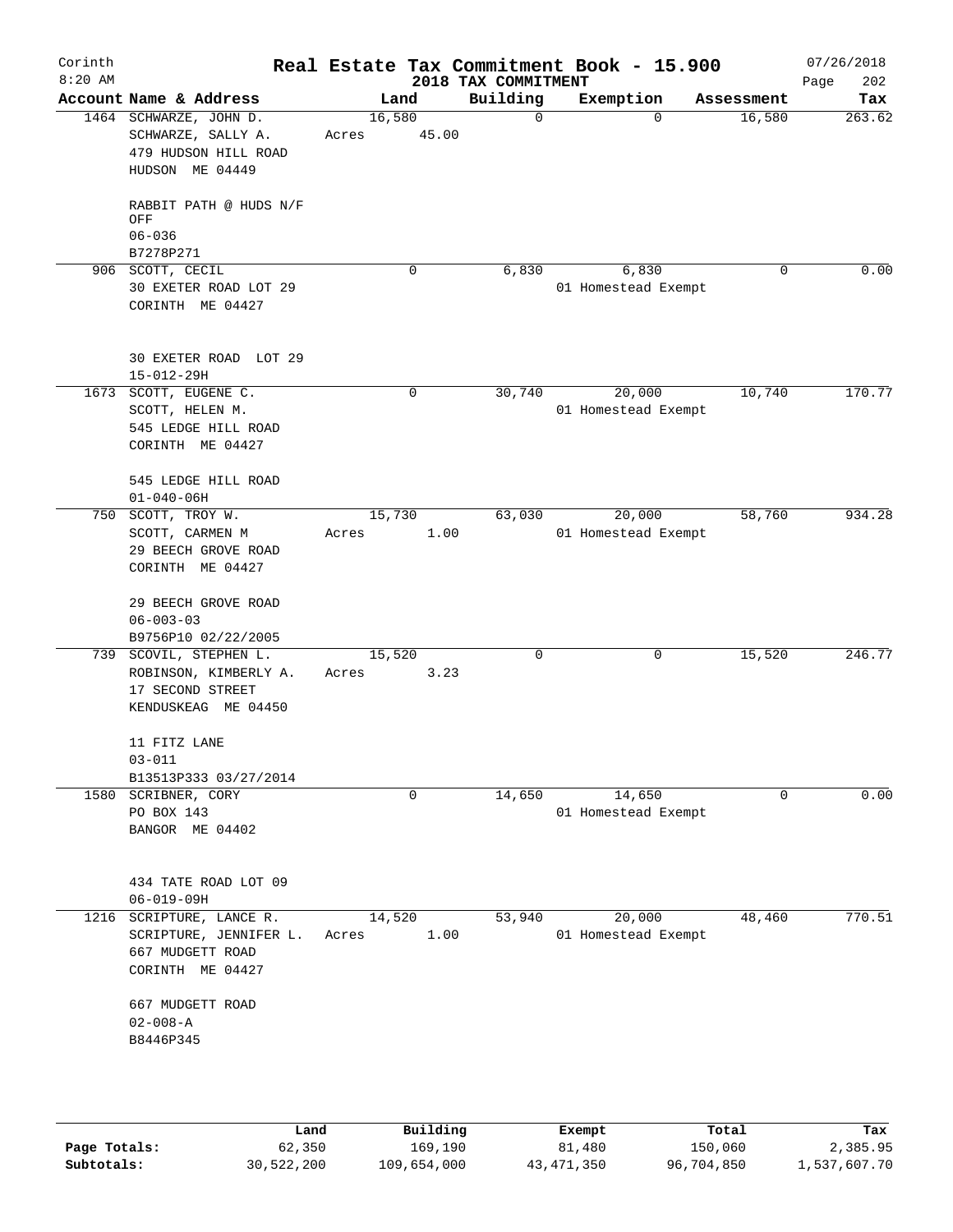# Real Estate Tax Commitment Book - 15.900

Corinth
8:20 AM

2018 TAX COMMITMENT

07/26/2018

| Account Name & Address | Land | Building | Exemption | Assessment | Tax |
|---|---|---|---|---|---|
| 1464 SCHWARZE, JOHN D.<br>SCHWARZE, SALLY A.<br>479 HUDSON HILL ROAD<br>HUDSON ME 04449<br><br>RABBIT PATH @ HUDS N/F OFF<br>06-036<br>B7278P271 | 16,580<br>Acres 45.00 | 0 | 0 | 16,580 | 263.62 |
| 906 SCOTT, CECIL<br>30 EXETER ROAD LOT 29<br>CORINTH ME 04427<br><br>30 EXETER ROAD LOT 29<br>15-012-29H | 0 | 6,830 | 6,830<br>01 Homestead Exempt | 0 | 0.00 |
| 1673 SCOTT, EUGENE C.<br>SCOTT, HELEN M.<br>545 LEDGE HILL ROAD<br>CORINTH ME 04427<br><br>545 LEDGE HILL ROAD<br>01-040-06H | 0 | 30,740 | 20,000<br>01 Homestead Exempt | 10,740 | 170.77 |
| 750 SCOTT, TROY W.<br>SCOTT, CARMEN M<br>29 BEECH GROVE ROAD<br>CORINTH ME 04427<br><br>29 BEECH GROVE ROAD<br>06-003-03<br>B9756P10 02/22/2005 | 15,730<br>Acres 1.00 | 63,030 | 20,000<br>01 Homestead Exempt | 58,760 | 934.28 |
| 739 SCOVIL, STEPHEN L.<br>ROBINSON, KIMBERLY A.<br>17 SECOND STREET<br>KENDUSKEAG ME 04450<br><br>11 FITZ LANE<br>03-011<br>B13513P333 03/27/2014 | 15,520<br>Acres 3.23 | 0 | 0 | 15,520 | 246.77 |
| 1580 SCRIBNER, CORY<br>PO BOX 143<br>BANGOR ME 04402<br><br>434 TATE ROAD LOT 09<br>06-019-09H | 0 | 14,650 | 14,650<br>01 Homestead Exempt | 0 | 0.00 |
| 1216 SCRIPTURE, LANCE R.<br>SCRIPTURE, JENNIFER L.<br>667 MUDGETT ROAD<br>CORINTH ME 04427<br><br>667 MUDGETT ROAD<br>02-008-A<br>B8446P345 | 14,520<br>Acres 1.00 | 53,940 | 20,000<br>01 Homestead Exempt | 48,460 | 770.51 |

| | Land | Building | Exempt | Total | Tax |
|---|---|---|---|---|---|
| Page Totals: | 62,350 | 169,190 | 81,480 | 150,060 | 2,385.95 |
| Subtotals: | 30,522,200 | 109,654,000 | 43,471,350 | 96,704,850 | 1,537,607.70 |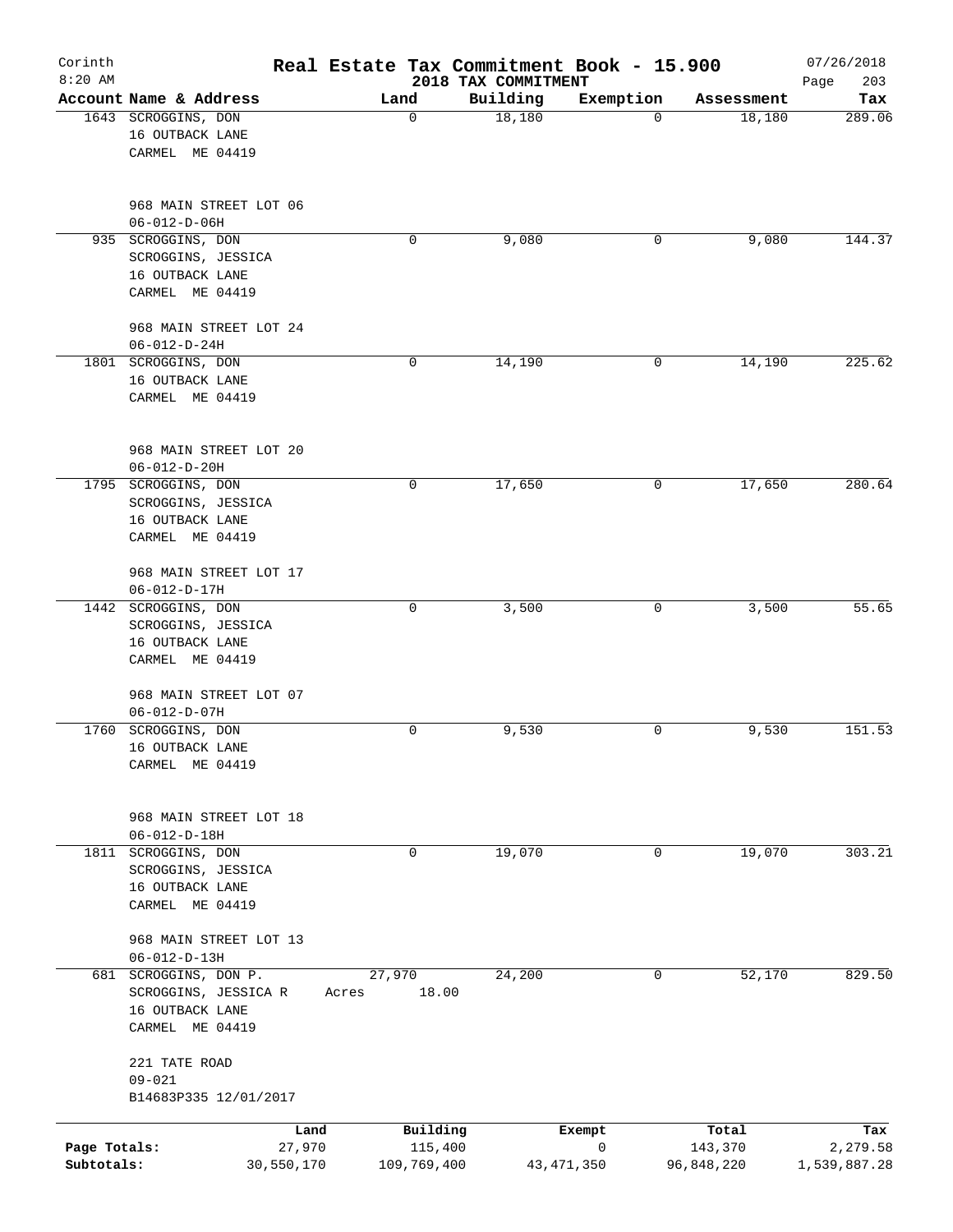Corinth 8:20 AM

# Real Estate Tax Commitment Book - 15.900

## 2018 TAX COMMITMENT

07/26/2018

| Account Name & Address | Land | Building | Exemption | Assessment | Tax |
|---|---|---|---|---|---|
| 1643 SCROGGINS, DON<br>16 OUTBACK LANE<br>CARMEL ME 04419<br><br>968 MAIN STREET LOT 06<br>06-012-D-06H | 0 | 18,180 | 0 | 18,180 | 289.06 |
| 935 SCROGGINS, DON<br>SCROGGINS, JESSICA<br>16 OUTBACK LANE<br>CARMEL ME 04419<br><br>968 MAIN STREET LOT 24<br>06-012-D-24H | 0 | 9,080 | 0 | 9,080 | 144.37 |
| 1801 SCROGGINS, DON<br>16 OUTBACK LANE<br>CARMEL ME 04419<br><br>968 MAIN STREET LOT 20<br>06-012-D-20H | 0 | 14,190 | 0 | 14,190 | 225.62 |
| 1795 SCROGGINS, DON<br>SCROGGINS, JESSICA<br>16 OUTBACK LANE<br>CARMEL ME 04419<br><br>968 MAIN STREET LOT 17<br>06-012-D-17H | 0 | 17,650 | 0 | 17,650 | 280.64 |
| 1442 SCROGGINS, DON<br>SCROGGINS, JESSICA<br>16 OUTBACK LANE<br>CARMEL ME 04419<br><br>968 MAIN STREET LOT 07<br>06-012-D-07H | 0 | 3,500 | 0 | 3,500 | 55.65 |
| 1760 SCROGGINS, DON<br>16 OUTBACK LANE<br>CARMEL ME 04419<br><br>968 MAIN STREET LOT 18<br>06-012-D-18H | 0 | 9,530 | 0 | 9,530 | 151.53 |
| 1811 SCROGGINS, DON<br>SCROGGINS, JESSICA<br>16 OUTBACK LANE<br>CARMEL ME 04419<br><br>968 MAIN STREET LOT 13<br>06-012-D-13H | 0 | 19,070 | 0 | 19,070 | 303.21 |
| 681 SCROGGINS, DON P.<br>SCROGGINS, JESSICA R<br>16 OUTBACK LANE<br>CARMEL ME 04419<br><br>221 TATE ROAD<br>09-021<br>B14683P335 12/01/2017 | 27,970<br>Acres 18.00 | 24,200 | 0 | 52,170 | 829.50 |

| | Land | Building | Exempt | Total | Tax |
|---|---|---|---|---|---|
| Page Totals: | 27,970 | 115,400 | 0 | 143,370 | 2,279.58 |
| Subtotals: | 30,550,170 | 109,769,400 | 43,471,350 | 96,848,220 | 1,539,887.28 |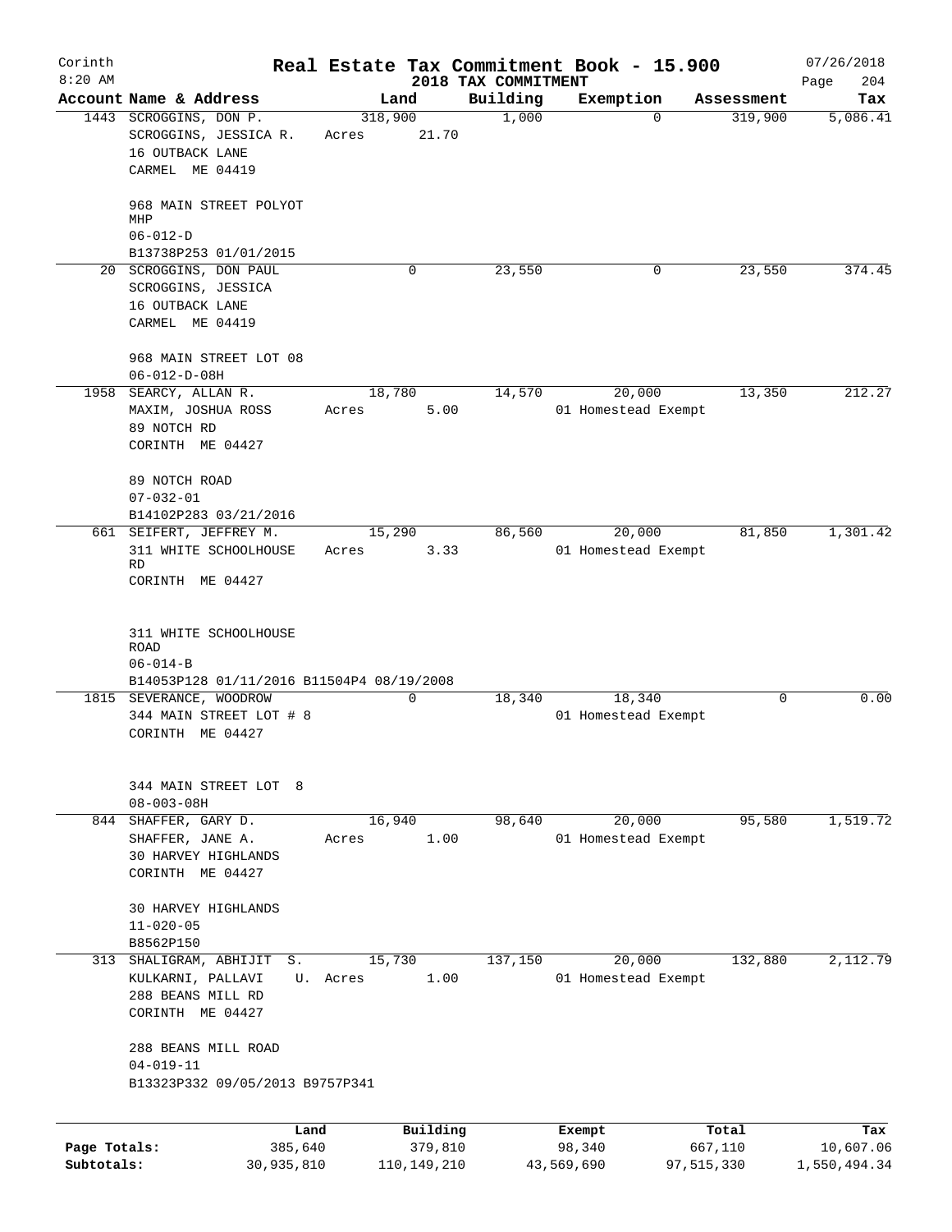Corinth 8:20 AM

# Real Estate Tax Commitment Book - 15.900

## 2018 TAX COMMITMENT

07/26/2018

| Account Name & Address | Land | Building | Exemption | Assessment | Tax |
|---|---|---|---|---|---|
| 1443 SCROGGINS, DON P.<br>SCROGGINS, JESSICA R.<br>16 OUTBACK LANE<br>CARMEL ME 04419<br><br>968 MAIN STREET POLYOT MHP<br>06-012-D<br>B13738P253 01/01/2015 | 318,900<br>Acres 21.70 | 1,000 | 0 | 319,900 | 5,086.41 |
| 20 SCROGGINS, DON PAUL<br>SCROGGINS, JESSICA<br>16 OUTBACK LANE<br>CARMEL ME 04419<br><br>968 MAIN STREET LOT 08<br>06-012-D-08H | 0 | 23,550 | 0 | 23,550 | 374.45 |
| 1958 SEARCY, ALLAN R.<br>MAXIM, JOSHUA ROSS<br>89 NOTCH RD<br>CORINTH ME 04427<br><br>89 NOTCH ROAD<br>07-032-01<br>B14102P283 03/21/2016 | 18,780<br>Acres 5.00 | 14,570 | 20,000<br>01 Homestead Exempt | 13,350 | 212.27 |
| 661 SEIFERT, JEFFREY M.<br>311 WHITE SCHOOLHOUSE RD<br>CORINTH ME 04427<br><br>311 WHITE SCHOOLHOUSE ROAD<br>06-014-B<br>B14053P128 01/11/2016 B11504P4 08/19/2008 | 15,290<br>Acres 3.33 | 86,560 | 20,000<br>01 Homestead Exempt | 81,850 | 1,301.42 |
| 1815 SEVERANCE, WOODROW<br>344 MAIN STREET LOT # 8<br>CORINTH ME 04427<br><br>344 MAIN STREET LOT 8<br>08-003-08H | 0 | 18,340 | 18,340<br>01 Homestead Exempt | 0 | 0.00 |
| 844 SHAFFER, GARY D.<br>SHAFFER, JANE A.<br>30 HARVEY HIGHLANDS<br>CORINTH ME 04427<br><br>30 HARVEY HIGHLANDS<br>11-020-05<br>B8562P150 | 16,940<br>Acres 1.00 | 98,640 | 20,000<br>01 Homestead Exempt | 95,580 | 1,519.72 |
| 313 SHALIGRAM, ABHIJIT S.<br>KULKARNI, PALLAVI U.<br>288 BEANS MILL RD<br>CORINTH ME 04427<br><br>288 BEANS MILL ROAD<br>04-019-11<br>B13323P332 09/05/2013 B9757P341 | 15,730<br>Acres 1.00 | 137,150 | 20,000<br>01 Homestead Exempt | 132,880 | 2,112.79 |

| | Land | Building | Exempt | Total | Tax |
|---|---|---|---|---|---|
| Page Totals: | 385,640 | 379,810 | 98,340 | 667,110 | 10,607.06 |
| Subtotals: | 30,935,810 | 110,149,210 | 43,569,690 | 97,515,330 | 1,550,494.34 |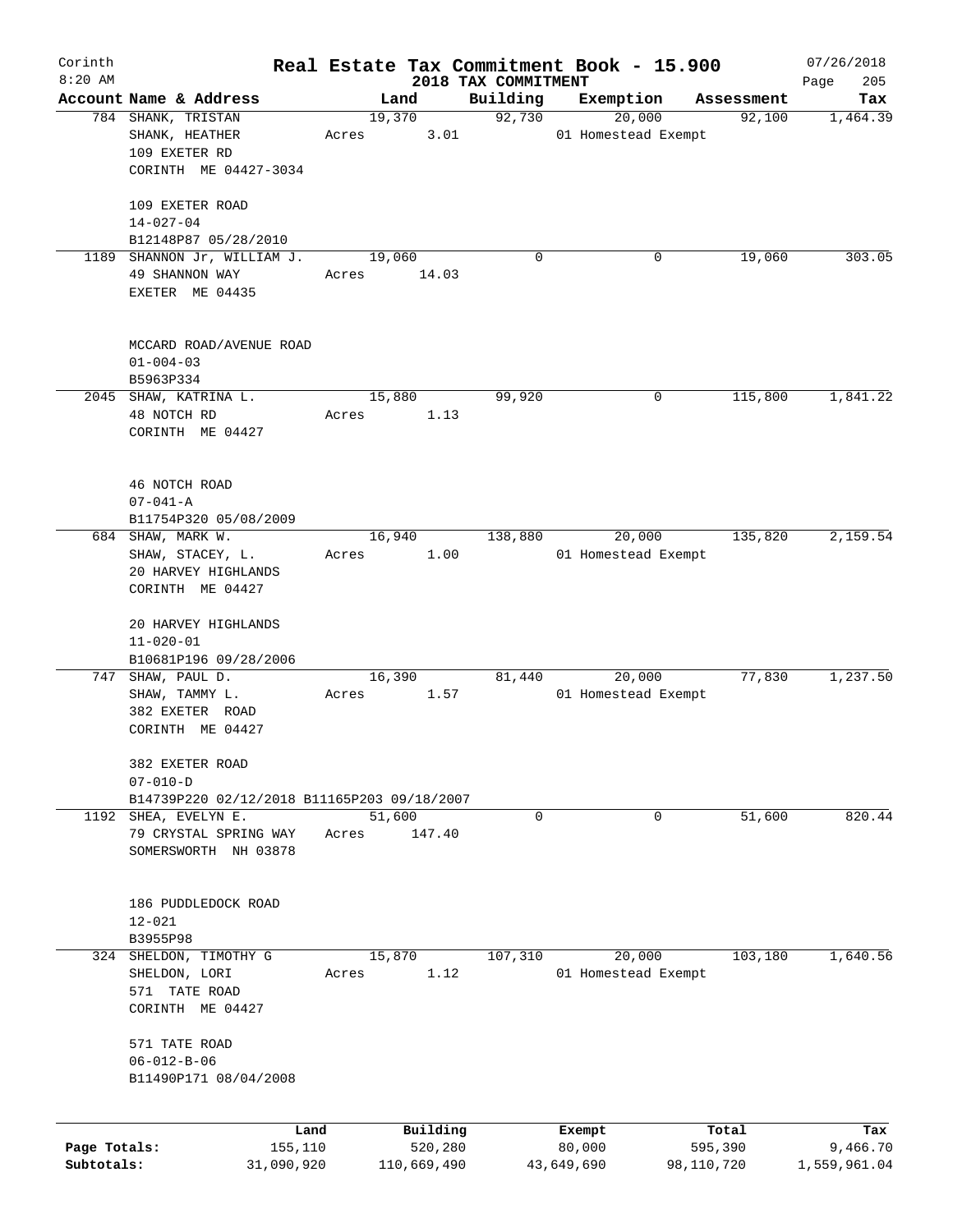# Real Estate Tax Commitment Book - 15.900

## 2018 TAX COMMITMENT

Corinth 8:20 AM — 07/26/2018

| Account Name & Address | Land | Building | Exemption | Assessment | Tax |
|---|---|---|---|---|---|
| 784 SHANK, TRISTAN<br>SHANK, HEATHER<br>109 EXETER RD<br>CORINTH ME 04427-3034<br><br>109 EXETER ROAD<br>14-027-04<br>B12148P87 05/28/2010 | 19,370<br>Acres 3.01 | 92,730 | 20,000<br>01 Homestead Exempt | 92,100 | 1,464.39 |
| 1189 SHANNON Jr, WILLIAM J.<br>49 SHANNON WAY<br>EXETER ME 04435<br><br>MCCARD ROAD/AVENUE ROAD<br>01-004-03<br>B5963P334 | 19,060<br>Acres 14.03 | 0 | 0 | 19,060 | 303.05 |
| 2045 SHAW, KATRINA L.<br>48 NOTCH RD<br>CORINTH ME 04427<br><br>46 NOTCH ROAD<br>07-041-A<br>B11754P320 05/08/2009 | 15,880<br>Acres 1.13 | 99,920 | 0 | 115,800 | 1,841.22 |
| 684 SHAW, MARK W.<br>SHAW, STACEY, L.<br>20 HARVEY HIGHLANDS<br>CORINTH ME 04427<br><br>20 HARVEY HIGHLANDS<br>11-020-01<br>B10681P196 09/28/2006 | 16,940<br>Acres 1.00 | 138,880 | 20,000<br>01 Homestead Exempt | 135,820 | 2,159.54 |
| 747 SHAW, PAUL D.<br>SHAW, TAMMY L.<br>382 EXETER ROAD<br>CORINTH ME 04427<br><br>382 EXETER ROAD<br>07-010-D<br>B14739P220 02/12/2018 B11165P203 09/18/2007 | 16,390<br>Acres 1.57 | 81,440 | 20,000<br>01 Homestead Exempt | 77,830 | 1,237.50 |
| 1192 SHEA, EVELYN E.<br>79 CRYSTAL SPRING WAY<br>SOMERSWORTH NH 03878<br><br>186 PUDDLEDOCK ROAD<br>12-021<br>B3955P98 | 51,600<br>Acres 147.40 | 0 | 0 | 51,600 | 820.44 |
| 324 SHELDON, TIMOTHY G<br>SHELDON, LORI<br>571 TATE ROAD<br>CORINTH ME 04427<br><br>571 TATE ROAD<br>06-012-B-06<br>B11490P171 08/04/2008 | 15,870<br>Acres 1.12 | 107,310 | 20,000<br>01 Homestead Exempt | 103,180 | 1,640.56 |

| | Land | Building | Exempt | Total | Tax |
|---|---|---|---|---|---|
| Page Totals: | 155,110 | 520,280 | 80,000 | 595,390 | 9,466.70 |
| Subtotals: | 31,090,920 | 110,669,490 | 43,649,690 | 98,110,720 | 1,559,961.04 |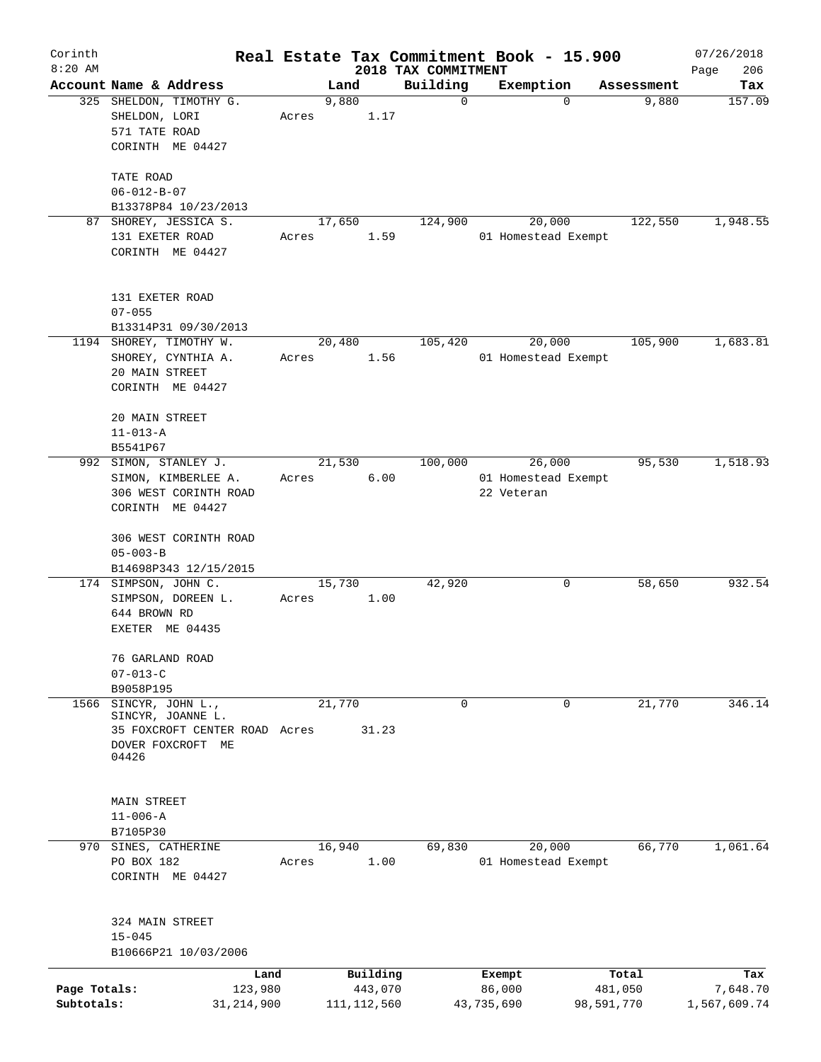# Real Estate Tax Commitment Book - 15.900

## 2018 TAX COMMITMENT

Corinth 8:20 AM — 07/26/2018

| Account | Name & Address | Land | Building | Exemption | Assessment | Tax |
|---|---|---|---|---|---|---|
| 325 | SHELDON, TIMOTHY G.<br>SHELDON, LORI<br>571 TATE ROAD<br>CORINTH ME 04427<br><br>TATE ROAD<br>06-012-B-07<br>B13378P84 10/23/2013 | 9,880<br>Acres 1.17 | 0 | 0 | 9,880 | 157.09 |
| 87 | SHOREY, JESSICA S.<br>131 EXETER ROAD<br>CORINTH ME 04427<br><br>131 EXETER ROAD<br>07-055<br>B13314P31 09/30/2013 | 17,650<br>Acres 1.59 | 124,900 | 20,000<br>01 Homestead Exempt | 122,550 | 1,948.55 |
| 1194 | SHOREY, TIMOTHY W.<br>SHOREY, CYNTHIA A.<br>20 MAIN STREET<br>CORINTH ME 04427<br><br>20 MAIN STREET<br>11-013-A<br>B5541P67 | 20,480<br>Acres 1.56 | 105,420 | 20,000<br>01 Homestead Exempt | 105,900 | 1,683.81 |
| 992 | SIMON, STANLEY J.<br>SIMON, KIMBERLEE A.<br>306 WEST CORINTH ROAD<br>CORINTH ME 04427<br><br>306 WEST CORINTH ROAD<br>05-003-B<br>B14698P343 12/15/2015 | 21,530<br>Acres 6.00 | 100,000 | 26,000<br>01 Homestead Exempt<br>22 Veteran | 95,530 | 1,518.93 |
| 174 | SIMPSON, JOHN C.<br>SIMPSON, DOREEN L.<br>644 BROWN RD<br>EXETER ME 04435<br><br>76 GARLAND ROAD<br>07-013-C<br>B9058P195 | 15,730<br>Acres 1.00 | 42,920 | 0 | 58,650 | 932.54 |
| 1566 | SINCYR, JOHN L.,<br>SINCYR, JOANNE L.<br>35 FOXCROFT CENTER ROAD<br>DOVER FOXCROFT ME 04426<br><br>MAIN STREET<br>11-006-A<br>B7105P30 | 21,770<br>Acres 31.23 | 0 | 0 | 21,770 | 346.14 |
| 970 | SINES, CATHERINE<br>PO BOX 182<br>CORINTH ME 04427<br><br>324 MAIN STREET<br>15-045<br>B10666P21 10/03/2006 | 16,940<br>Acres 1.00 | 69,830 | 20,000<br>01 Homestead Exempt | 66,770 | 1,061.64 |

| | Land | Building | Exempt | Total | Tax |
|---|---|---|---|---|---|
| Page Totals: | 123,980 | 443,070 | 86,000 | 481,050 | 7,648.70 |
| Subtotals: | 31,214,900 | 111,112,560 | 43,735,690 | 98,591,770 | 1,567,609.74 |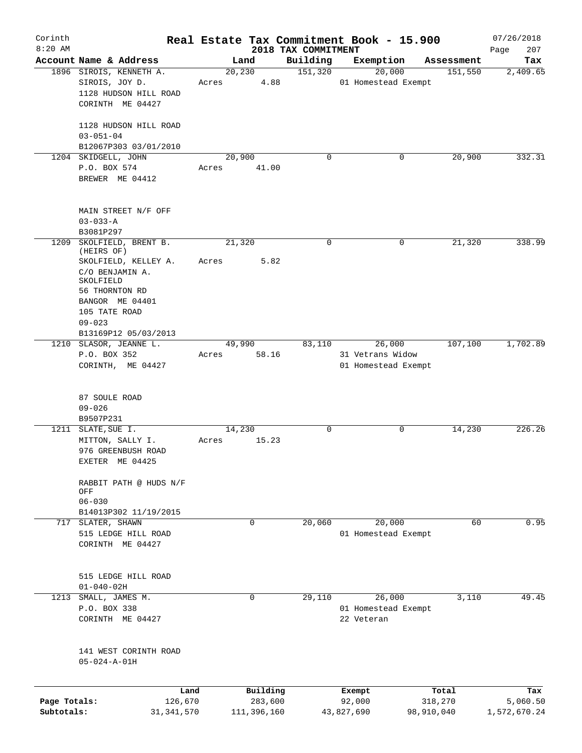# Corinth — Real Estate Tax Commitment Book - 15.900

8:20 AM — 2018 TAX COMMITMENT — 07/26/2018

| Account | Name & Address | Land | Building | Exemption | Assessment | Tax |
|---|---|---|---|---|---|---|
| 1896 | SIROIS, KENNETH A.<br>SIROIS, JOY D.<br>1128 HUDSON HILL ROAD<br>CORINTH ME 04427<br><br>1128 HUDSON HILL ROAD<br>03-051-04<br>B12067P303 03/01/2010 | 20,230<br>Acres 4.88 | 151,320 | 20,000<br>01 Homestead Exempt | 151,550 | 2,409.65 |
| 1204 | SKIDGELL, JOHN<br>P.O. BOX 574<br>BREWER ME 04412<br><br>MAIN STREET N/F OFF<br>03-033-A<br>B3081P297 | 20,900<br>Acres 41.00 | 0 | 0 | 20,900 | 332.31 |
| 1209 | SKOLFIELD, BRENT B. (HEIRS OF)<br>SKOLFIELD, KELLEY A.<br>C/O BENJAMIN A. SKOLFIELD<br>56 THORNTON RD<br>BANGOR ME 04401<br>105 TATE ROAD<br>09-023<br>B13169P12 05/03/2013 | 21,320<br>Acres 5.82 | 0 | 0 | 21,320 | 338.99 |
| 1210 | SLASOR, JEANNE L.<br>P.O. BOX 352<br>CORINTH, ME 04427<br><br>87 SOULE ROAD<br>09-026<br>B9507P231 | 49,990<br>Acres 58.16 | 83,110 | 26,000<br>31 Vetrans Widow<br>01 Homestead Exempt | 107,100 | 1,702.89 |
| 1211 | SLATE, SUE I.<br>MITTON, SALLY I.<br>976 GREENBUSH ROAD<br>EXETER ME 04425<br><br>RABBIT PATH @ HUDS N/F OFF<br>06-030<br>B14013P302 11/19/2015 | 14,230<br>Acres 15.23 | 0 | 0 | 14,230 | 226.26 |
| 717 | SLATER, SHAWN<br>515 LEDGE HILL ROAD<br>CORINTH ME 04427<br><br>515 LEDGE HILL ROAD<br>01-040-02H | 0 | 20,060 | 20,000<br>01 Homestead Exempt | 60 | 0.95 |
| 1213 | SMALL, JAMES M.<br>P.O. BOX 338<br>CORINTH ME 04427<br><br>141 WEST CORINTH ROAD<br>05-024-A-01H | 0 | 29,110 | 26,000<br>01 Homestead Exempt<br>22 Veteran | 3,110 | 49.45 |

| | Land | Building | Exempt | Total | Tax |
|---|---|---|---|---|---|
| Page Totals: | 126,670 | 283,600 | 92,000 | 318,270 | 5,060.50 |
| Subtotals: | 31,341,570 | 111,396,160 | 43,827,690 | 98,910,040 | 1,572,670.24 |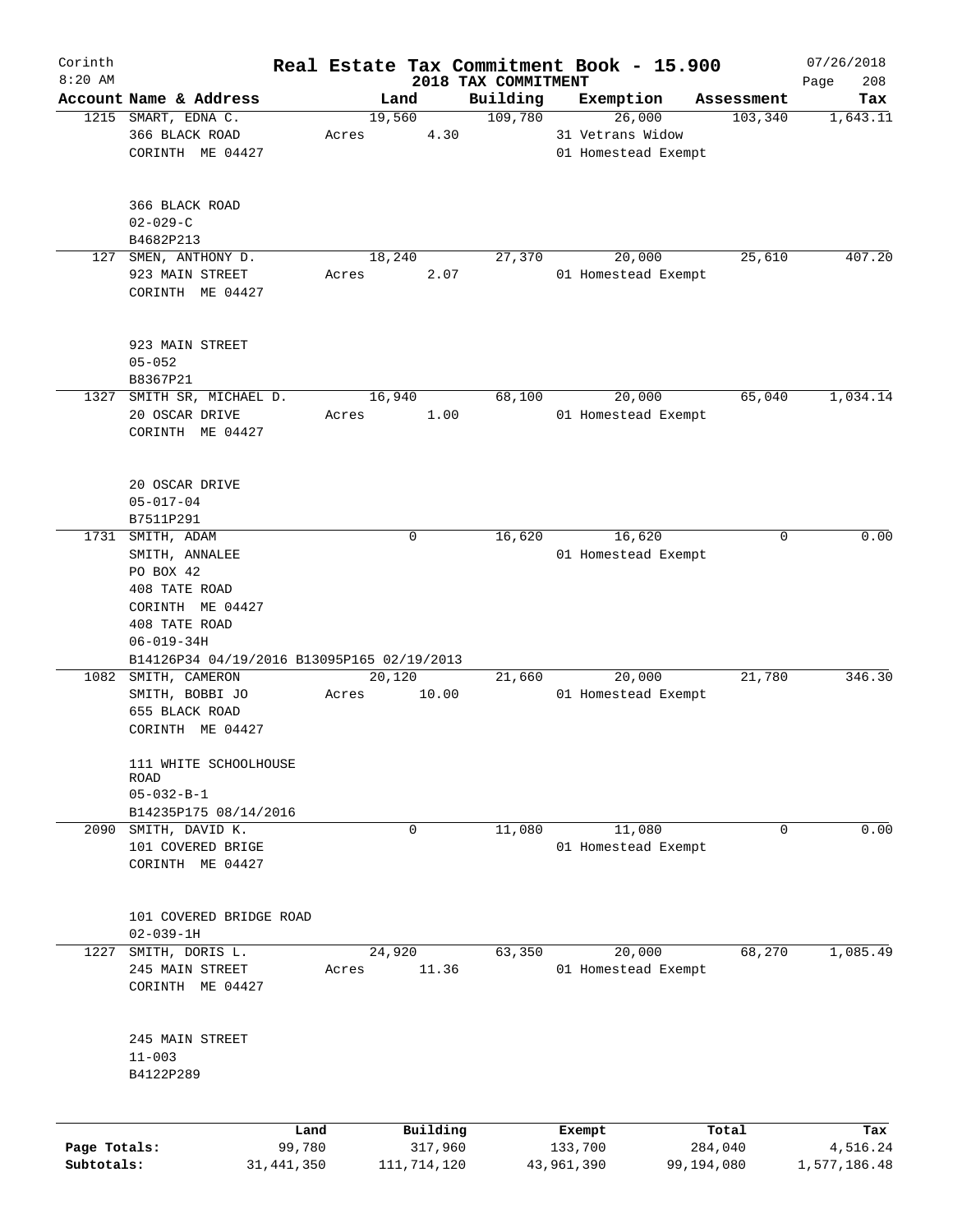Corinth 8:20 AM

# Real Estate Tax Commitment Book - 15.900

2018 TAX COMMITMENT

07/26/2018 Page 208

| Account | Name & Address | Land | Building | Exemption | Assessment | Tax |
|---|---|---|---|---|---|---|
| 1215 | SMART, EDNA C.<br>366 BLACK ROAD<br>CORINTH ME 04427<br><br>366 BLACK ROAD<br>02-029-C<br>B4682P213 | 19,560<br>Acres 4.30 | 109,780 | 26,000<br>31 Vetrans Widow<br>01 Homestead Exempt | 103,340 | 1,643.11 |
| 127 | SMEN, ANTHONY D.<br>923 MAIN STREET<br>CORINTH ME 04427<br><br>923 MAIN STREET<br>05-052<br>B8367P21 | 18,240<br>Acres 2.07 | 27,370 | 20,000<br>01 Homestead Exempt | 25,610 | 407.20 |
| 1327 | SMITH SR, MICHAEL D.<br>20 OSCAR DRIVE<br>CORINTH ME 04427<br><br>20 OSCAR DRIVE<br>05-017-04<br>B7511P291 | 16,940<br>Acres 1.00 | 68,100 | 20,000<br>01 Homestead Exempt | 65,040 | 1,034.14 |
| 1731 | SMITH, ADAM<br>SMITH, ANNALEE<br>PO BOX 42<br>408 TATE ROAD<br>CORINTH ME 04427<br>408 TATE ROAD<br>06-019-34H<br>B14126P34 04/19/2016 B13095P165 02/19/2013 | 0 | 16,620 | 16,620<br>01 Homestead Exempt | 0 | 0.00 |
| 1082 | SMITH, CAMERON<br>SMITH, BOBBI JO<br>655 BLACK ROAD<br>CORINTH ME 04427<br><br>111 WHITE SCHOOLHOUSE ROAD<br>05-032-B-1<br>B14235P175 08/14/2016 | 20,120<br>Acres 10.00 | 21,660 | 20,000<br>01 Homestead Exempt | 21,780 | 346.30 |
| 2090 | SMITH, DAVID K.<br>101 COVERED BRIGE<br>CORINTH ME 04427<br><br>101 COVERED BRIDGE ROAD<br>02-039-1H | 0 | 11,080 | 11,080<br>01 Homestead Exempt | 0 | 0.00 |
| 1227 | SMITH, DORIS L.<br>245 MAIN STREET<br>CORINTH ME 04427<br><br>245 MAIN STREET<br>11-003<br>B4122P289 | 24,920<br>Acres 11.36 | 63,350 | 20,000<br>01 Homestead Exempt | 68,270 | 1,085.49 |

| | Land | Building | Exempt | Total | Tax |
|---|---|---|---|---|---|
| Page Totals: | 99,780 | 317,960 | 133,700 | 284,040 | 4,516.24 |
| Subtotals: | 31,441,350 | 111,714,120 | 43,961,390 | 99,194,080 | 1,577,186.48 |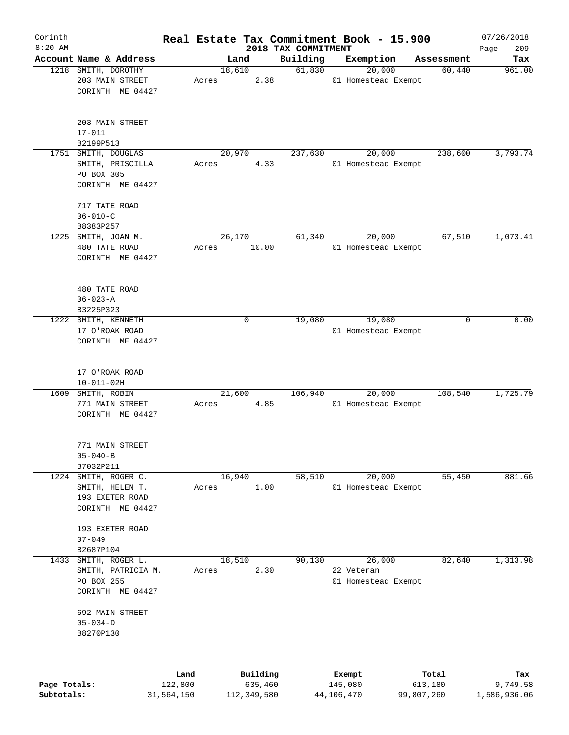# Real Estate Tax Commitment Book - 15.900

Corinth 8:20 AM — 2018 TAX COMMITMENT — 07/26/2018

| Account | Name & Address | Land | Building | Exemption | Assessment | Tax |
|---|---|---|---|---|---|---|
| 1218 | SMITH, DOROTHY<br>203 MAIN STREET<br>CORINTH ME 04427<br><br>203 MAIN STREET<br>17-011<br>B2199P513 | 18,610<br>Acres 2.38 | 61,830 | 20,000<br>01 Homestead Exempt | 60,440 | 961.00 |
| 1751 | SMITH, DOUGLAS<br>SMITH, PRISCILLA<br>PO BOX 305<br>CORINTH ME 04427<br><br>717 TATE ROAD<br>06-010-C<br>B8383P257 | 20,970<br>Acres 4.33 | 237,630 | 20,000<br>01 Homestead Exempt | 238,600 | 3,793.74 |
| 1225 | SMITH, JOAN M.<br>480 TATE ROAD<br>CORINTH ME 04427<br><br>480 TATE ROAD<br>06-023-A<br>B3225P323 | 26,170<br>Acres 10.00 | 61,340 | 20,000<br>01 Homestead Exempt | 67,510 | 1,073.41 |
| 1222 | SMITH, KENNETH<br>17 O'ROAK ROAD<br>CORINTH ME 04427<br><br>17 O'ROAK ROAD<br>10-011-02H | 0 | 19,080 | 19,080<br>01 Homestead Exempt | 0 | 0.00 |
| 1609 | SMITH, ROBIN<br>771 MAIN STREET<br>CORINTH ME 04427<br><br>771 MAIN STREET<br>05-040-B<br>B7032P211 | 21,600<br>Acres 4.85 | 106,940 | 20,000<br>01 Homestead Exempt | 108,540 | 1,725.79 |
| 1224 | SMITH, ROGER C.<br>SMITH, HELEN T.<br>193 EXETER ROAD<br>CORINTH ME 04427<br><br>193 EXETER ROAD<br>07-049<br>B2687P104 | 16,940<br>Acres 1.00 | 58,510 | 20,000<br>01 Homestead Exempt | 55,450 | 881.66 |
| 1433 | SMITH, ROGER L.<br>SMITH, PATRICIA M.<br>PO BOX 255<br>CORINTH ME 04427<br><br>692 MAIN STREET<br>05-034-D<br>B8270P130 | 18,510<br>Acres 2.30 | 90,130 | 26,000<br>22 Veteran<br>01 Homestead Exempt | 82,640 | 1,313.98 |

| | Land | Building | Exempt | Total | Tax |
|---|---|---|---|---|---|
| Page Totals: | 122,800 | 635,460 | 145,080 | 613,180 | 9,749.58 |
| Subtotals: | 31,564,150 | 112,349,580 | 44,106,470 | 99,807,260 | 1,586,936.06 |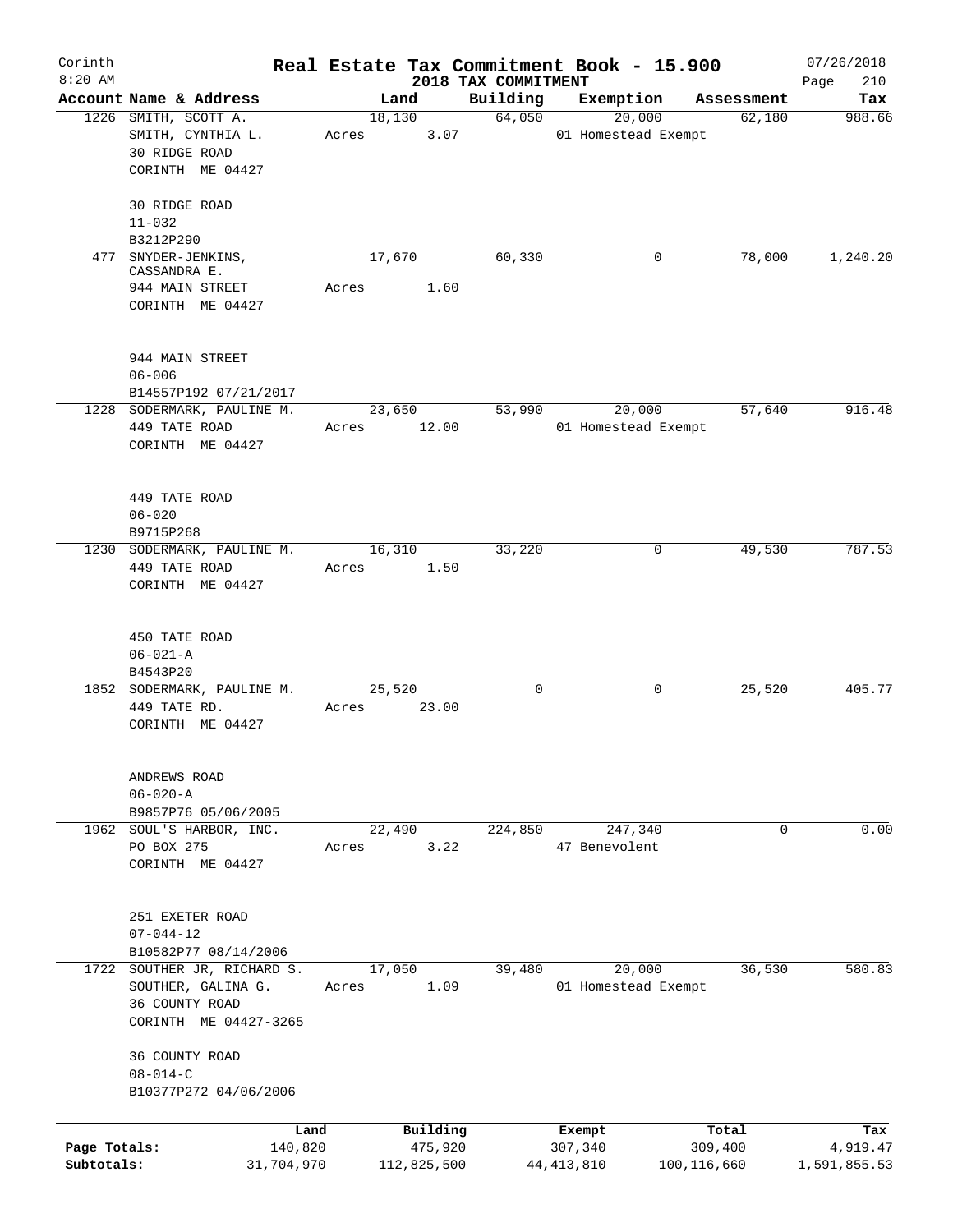# Real Estate Tax Commitment Book - 15.900

## 2018 TAX COMMITMENT

Corinth 8:20 AM — 07/26/2018

| Account Name & Address | Land | Building | Exemption | Assessment | Tax |
|---|---|---|---|---|---|
| 1226 SMITH, SCOTT A.<br>SMITH, CYNTHIA L.<br>30 RIDGE ROAD<br>CORINTH ME 04427<br><br>30 RIDGE ROAD<br>11-032<br>B3212P290 | 18,130<br>Acres 3.07 | 64,050 | 20,000<br>01 Homestead Exempt | 62,180 | 988.66 |
| 477 SNYDER-JENKINS, CASSANDRA E.<br>944 MAIN STREET<br>CORINTH ME 04427<br><br>944 MAIN STREET<br>06-006<br>B14557P192 07/21/2017 | 17,670<br>Acres 1.60 | 60,330 | 0 | 78,000 | 1,240.20 |
| 1228 SODERMARK, PAULINE M.<br>449 TATE ROAD<br>CORINTH ME 04427<br><br>449 TATE ROAD<br>06-020<br>B9715P268 | 23,650<br>Acres 12.00 | 53,990 | 20,000<br>01 Homestead Exempt | 57,640 | 916.48 |
| 1230 SODERMARK, PAULINE M.<br>449 TATE ROAD<br>CORINTH ME 04427<br><br>450 TATE ROAD<br>06-021-A<br>B4543P20 | 16,310<br>Acres 1.50 | 33,220 | 0 | 49,530 | 787.53 |
| 1852 SODERMARK, PAULINE M.<br>449 TATE RD.<br>CORINTH ME 04427<br><br>ANDREWS ROAD<br>06-020-A<br>B9857P76 05/06/2005 | 25,520<br>Acres 23.00 | 0 | 0 | 25,520 | 405.77 |
| 1962 SOUL'S HARBOR, INC.<br>PO BOX 275<br>CORINTH ME 04427<br><br>251 EXETER ROAD<br>07-044-12<br>B10582P77 08/14/2006 | 22,490<br>Acres 3.22 | 224,850 | 247,340<br>47 Benevolent | 0 | 0.00 |
| 1722 SOUTHER JR, RICHARD S.<br>SOUTHER, GALINA G.<br>36 COUNTY ROAD<br>CORINTH ME 04427-3265<br><br>36 COUNTY ROAD<br>08-014-C<br>B10377P272 04/06/2006 | 17,050<br>Acres 1.09 | 39,480 | 20,000<br>01 Homestead Exempt | 36,530 | 580.83 |

| | Land | Building | Exempt | Total | Tax |
|---|---|---|---|---|---|
| Page Totals: | 140,820 | 475,920 | 307,340 | 309,400 | 4,919.47 |
| Subtotals: | 31,704,970 | 112,825,500 | 44,413,810 | 100,116,660 | 1,591,855.53 |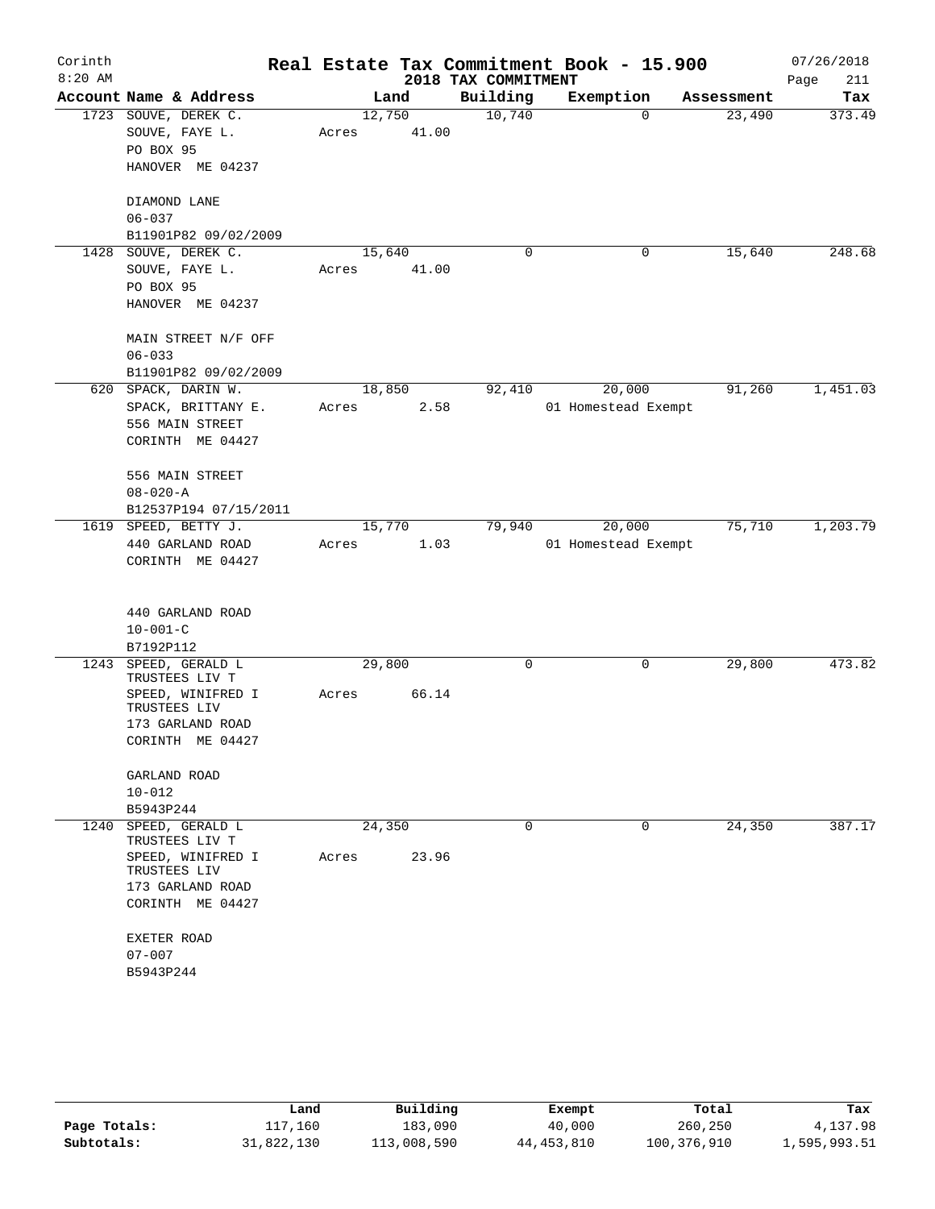Corinth 8:20 AM

# Real Estate Tax Commitment Book - 15.900
## 2018 TAX COMMITMENT

07/26/2018 Page 211

| Account Name & Address | Land | Building | Exemption | Assessment | Tax |
|---|---|---|---|---|---|
| 1723 SOUVE, DEREK C.<br>SOUVE, FAYE L.<br>PO BOX 95<br>HANOVER ME 04237<br><br>DIAMOND LANE<br>06-037<br>B11901P82 09/02/2009 | 12,750<br>Acres 41.00 | 10,740 | 0 | 23,490 | 373.49 |
| 1428 SOUVE, DEREK C.<br>SOUVE, FAYE L.<br>PO BOX 95<br>HANOVER ME 04237<br><br>MAIN STREET N/F OFF<br>06-033<br>B11901P82 09/02/2009 | 15,640<br>Acres 41.00 | 0 | 0 | 15,640 | 248.68 |
| 620 SPACK, DARIN W.<br>SPACK, BRITTANY E.<br>556 MAIN STREET<br>CORINTH ME 04427<br><br>556 MAIN STREET<br>08-020-A<br>B12537P194 07/15/2011 | 18,850<br>Acres 2.58 | 92,410 | 20,000<br>01 Homestead Exempt | 91,260 | 1,451.03 |
| 1619 SPEED, BETTY J.<br>440 GARLAND ROAD<br>CORINTH ME 04427<br><br>440 GARLAND ROAD<br>10-001-C<br>B7192P112 | 15,770<br>Acres 1.03 | 79,940 | 20,000<br>01 Homestead Exempt | 75,710 | 1,203.79 |
| 1243 SPEED, GERALD L TRUSTEES LIV T<br>SPEED, WINIFRED I TRUSTEES LIV<br>173 GARLAND ROAD<br>CORINTH ME 04427<br><br>GARLAND ROAD<br>10-012<br>B5943P244 | 29,800<br>Acres 66.14 | 0 | 0 | 29,800 | 473.82 |
| 1240 SPEED, GERALD L TRUSTEES LIV T<br>SPEED, WINIFRED I TRUSTEES LIV<br>173 GARLAND ROAD<br>CORINTH ME 04427<br><br>EXETER ROAD<br>07-007<br>B5943P244 | 24,350<br>Acres 23.96 | 0 | 0 | 24,350 | 387.17 |

| | Land | Building | Exempt | Total | Tax |
|---|---|---|---|---|---|
| Page Totals: | 117,160 | 183,090 | 40,000 | 260,250 | 4,137.98 |
| Subtotals: | 31,822,130 | 113,008,590 | 44,453,810 | 100,376,910 | 1,595,993.51 |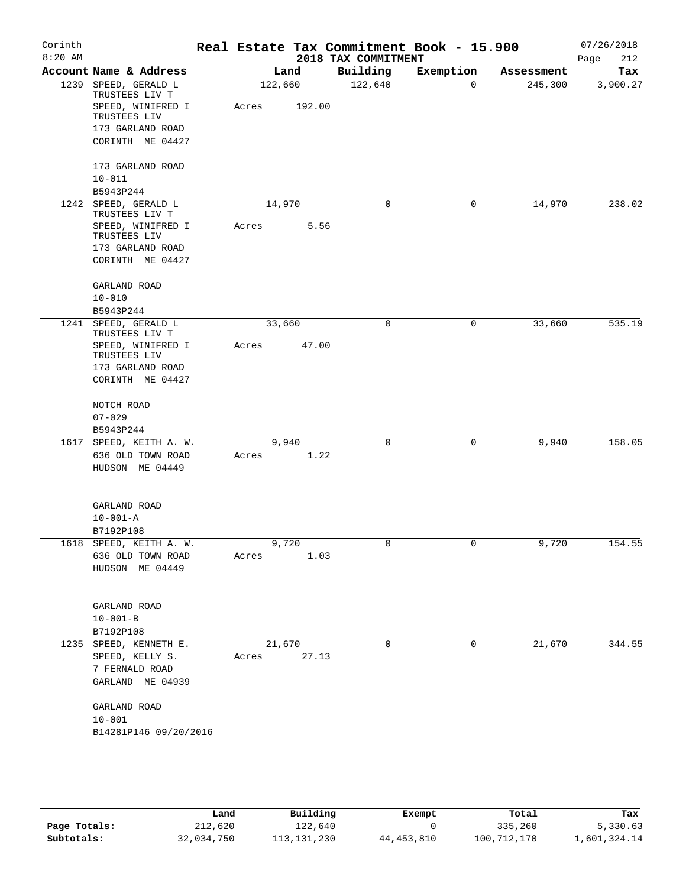Corinth 8:20 AM

# Real Estate Tax Commitment Book - 15.900

2018 TAX COMMITMENT

07/26/2018 Page 212

| Account | Name & Address | Land | Building | Exemption | Assessment | Tax |
|---|---|---|---|---|---|---|
| 1239 | SPEED, GERALD L TRUSTEES LIV T<br>SPEED, WINIFRED I TRUSTEES LIV<br>173 GARLAND ROAD<br>CORINTH ME 04427<br><br>173 GARLAND ROAD<br>10-011<br>B5943P244 | 122,660<br>Acres 192.00 | 122,640 | 0 | 245,300 | 3,900.27 |
| 1242 | SPEED, GERALD L TRUSTEES LIV T<br>SPEED, WINIFRED I TRUSTEES LIV<br>173 GARLAND ROAD<br>CORINTH ME 04427<br><br>GARLAND ROAD<br>10-010<br>B5943P244 | 14,970<br>Acres 5.56 | 0 | 0 | 14,970 | 238.02 |
| 1241 | SPEED, GERALD L TRUSTEES LIV T<br>SPEED, WINIFRED I TRUSTEES LIV<br>173 GARLAND ROAD<br>CORINTH ME 04427<br><br>NOTCH ROAD<br>07-029<br>B5943P244 | 33,660<br>Acres 47.00 | 0 | 0 | 33,660 | 535.19 |
| 1617 | SPEED, KEITH A. W.<br>636 OLD TOWN ROAD<br>HUDSON ME 04449<br><br>GARLAND ROAD<br>10-001-A<br>B7192P108 | 9,940<br>Acres 1.22 | 0 | 0 | 9,940 | 158.05 |
| 1618 | SPEED, KEITH A. W.<br>636 OLD TOWN ROAD<br>HUDSON ME 04449<br><br>GARLAND ROAD<br>10-001-B<br>B7192P108 | 9,720<br>Acres 1.03 | 0 | 0 | 9,720 | 154.55 |
| 1235 | SPEED, KENNETH E.<br>SPEED, KELLY S.<br>7 FERNALD ROAD<br>GARLAND ME 04939<br><br>GARLAND ROAD<br>10-001<br>B14281P146 09/20/2016 | 21,670<br>Acres 27.13 | 0 | 0 | 21,670 | 344.55 |

| | Land | Building | Exempt | Total | Tax |
|---|---|---|---|---|---|
| Page Totals: | 212,620 | 122,640 | 0 | 335,260 | 5,330.63 |
| Subtotals: | 32,034,750 | 113,131,230 | 44,453,810 | 100,712,170 | 1,601,324.14 |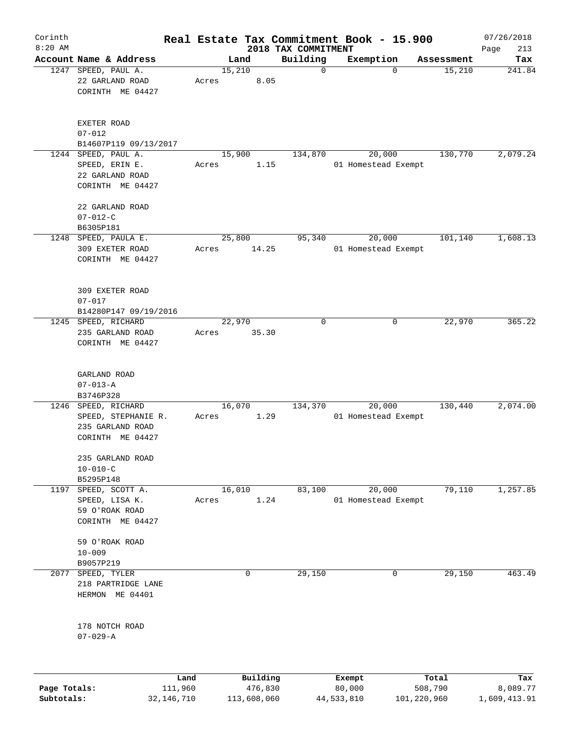Corinth 8:20 AM

# Real Estate Tax Commitment Book - 15.900

## 2018 TAX COMMITMENT

07/26/2018

| Account | Name & Address | Land | Building | Exemption | Assessment | Tax |
|---|---|---|---|---|---|---|
| 1247 | SPEED, PAUL A.<br>22 GARLAND ROAD<br>CORINTH ME 04427<br><br>EXETER ROAD<br>07-012<br>B14607P119 09/13/2017 | 15,210<br>Acres 8.05 | 0 | 0 | 15,210 | 241.84 |
| 1244 | SPEED, PAUL A.<br>SPEED, ERIN E.<br>22 GARLAND ROAD<br>CORINTH ME 04427<br><br>22 GARLAND ROAD<br>07-012-C<br>B6305P181 | 15,900<br>Acres 1.15 | 134,870 | 20,000<br>01 Homestead Exempt | 130,770 | 2,079.24 |
| 1248 | SPEED, PAULA E.<br>309 EXETER ROAD<br>CORINTH ME 04427<br><br>309 EXETER ROAD<br>07-017<br>B14280P147 09/19/2016 | 25,800<br>Acres 14.25 | 95,340 | 20,000<br>01 Homestead Exempt | 101,140 | 1,608.13 |
| 1245 | SPEED, RICHARD<br>235 GARLAND ROAD<br>CORINTH ME 04427<br><br>GARLAND ROAD<br>07-013-A<br>B3746P328 | 22,970<br>Acres 35.30 | 0 | 0 | 22,970 | 365.22 |
| 1246 | SPEED, RICHARD<br>SPEED, STEPHANIE R.<br>235 GARLAND ROAD<br>CORINTH ME 04427<br><br>235 GARLAND ROAD<br>10-010-C<br>B5295P148 | 16,070<br>Acres 1.29 | 134,370 | 20,000<br>01 Homestead Exempt | 130,440 | 2,074.00 |
| 1197 | SPEED, SCOTT A.<br>SPEED, LISA K.<br>59 O'ROAK ROAD<br>CORINTH ME 04427<br><br>59 O'ROAK ROAD<br>10-009<br>B9057P219 | 16,010<br>Acres 1.24 | 83,100 | 20,000<br>01 Homestead Exempt | 79,110 | 1,257.85 |
| 2077 | SPEED, TYLER<br>218 PARTRIDGE LANE<br>HERMON ME 04401<br><br>178 NOTCH ROAD<br>07-029-A | 0 | 29,150 | 0 | 29,150 | 463.49 |

| | Land | Building | Exempt | Total | Tax |
|---|---|---|---|---|---|
| Page Totals: | 111,960 | 476,830 | 80,000 | 508,790 | 8,089.77 |
| Subtotals: | 32,146,710 | 113,608,060 | 44,533,810 | 101,220,960 | 1,609,413.91 |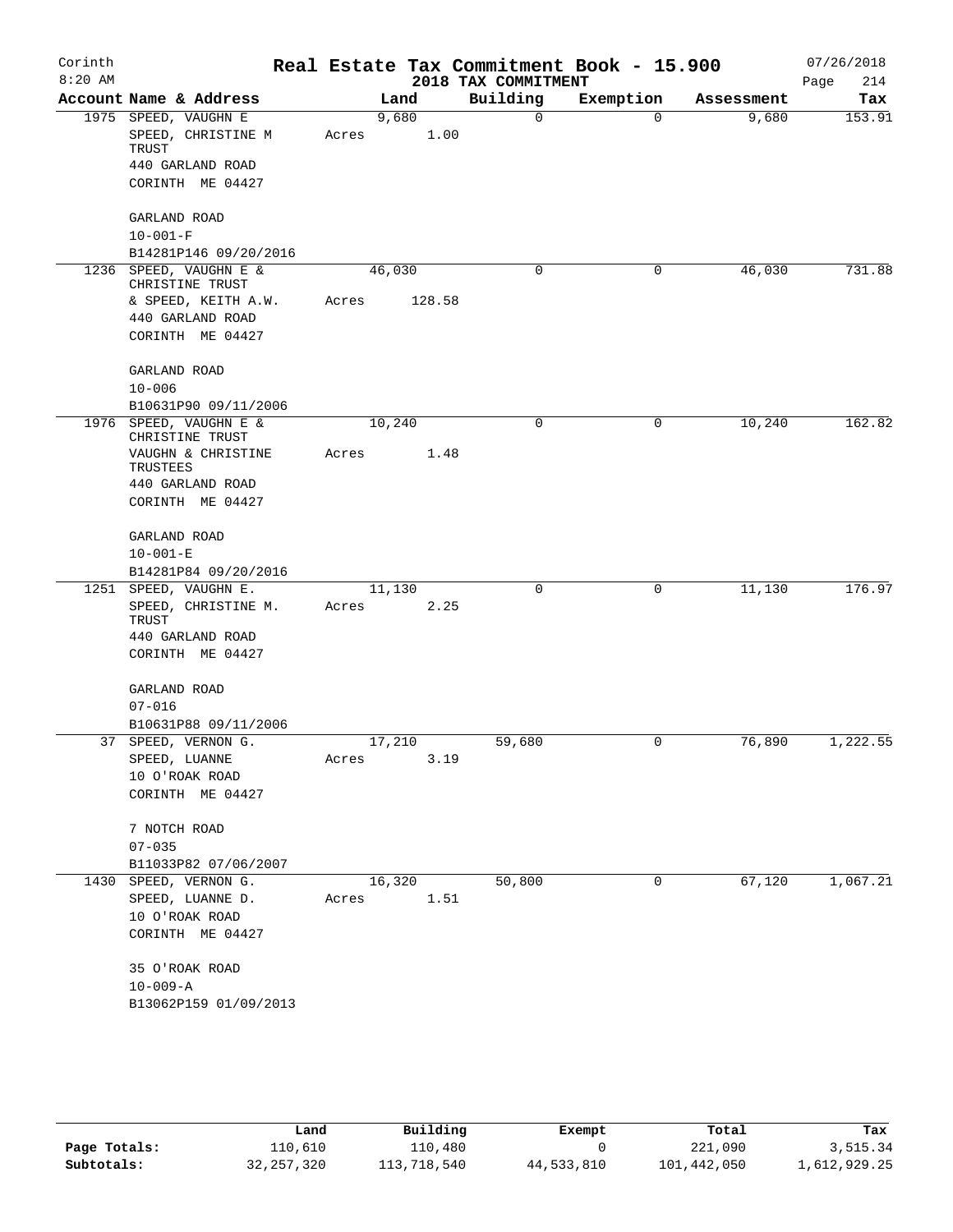# Real Estate Tax Commitment Book - 15.900

## 2018 TAX COMMITMENT

Corinth 8:20 AM — 07/26/2018

| Account Name & Address | Land | Building | Exemption | Assessment | Tax |
|---|---|---|---|---|---|
| 1975 SPEED, VAUGHN E<br>SPEED, CHRISTINE M TRUST<br>440 GARLAND ROAD<br>CORINTH ME 04427<br><br>GARLAND ROAD<br>10-001-F<br>B14281P146 09/20/2016 | 9,680<br>Acres 1.00 | 0 | 0 | 9,680 | 153.91 |
| 1236 SPEED, VAUGHN E & CHRISTINE TRUST<br>& SPEED, KEITH A.W.<br>440 GARLAND ROAD<br>CORINTH ME 04427<br><br>GARLAND ROAD<br>10-006<br>B10631P90 09/11/2006 | 46,030<br>Acres 128.58 | 0 | 0 | 46,030 | 731.88 |
| 1976 SPEED, VAUGHN E & CHRISTINE TRUST<br>VAUGHN & CHRISTINE TRUSTEES<br>440 GARLAND ROAD<br>CORINTH ME 04427<br><br>GARLAND ROAD<br>10-001-E<br>B14281P84 09/20/2016 | 10,240<br>Acres 1.48 | 0 | 0 | 10,240 | 162.82 |
| 1251 SPEED, VAUGHN E.<br>SPEED, CHRISTINE M. TRUST<br>440 GARLAND ROAD<br>CORINTH ME 04427<br><br>GARLAND ROAD<br>07-016<br>B10631P88 09/11/2006 | 11,130<br>Acres 2.25 | 0 | 0 | 11,130 | 176.97 |
| 37 SPEED, VERNON G.<br>SPEED, LUANNE<br>10 O'ROAK ROAD<br>CORINTH ME 04427<br><br>7 NOTCH ROAD<br>07-035<br>B11033P82 07/06/2007 | 17,210<br>Acres 3.19 | 59,680 | 0 | 76,890 | 1,222.55 |
| 1430 SPEED, VERNON G.<br>SPEED, LUANNE D.<br>10 O'ROAK ROAD<br>CORINTH ME 04427<br><br>35 O'ROAK ROAD<br>10-009-A<br>B13062P159 01/09/2013 | 16,320<br>Acres 1.51 | 50,800 | 0 | 67,120 | 1,067.21 |

| | Land | Building | Exempt | Total | Tax |
|---|---|---|---|---|---|
| Page Totals: | 110,610 | 110,480 | 0 | 221,090 | 3,515.34 |
| Subtotals: | 32,257,320 | 113,718,540 | 44,533,810 | 101,442,050 | 1,612,929.25 |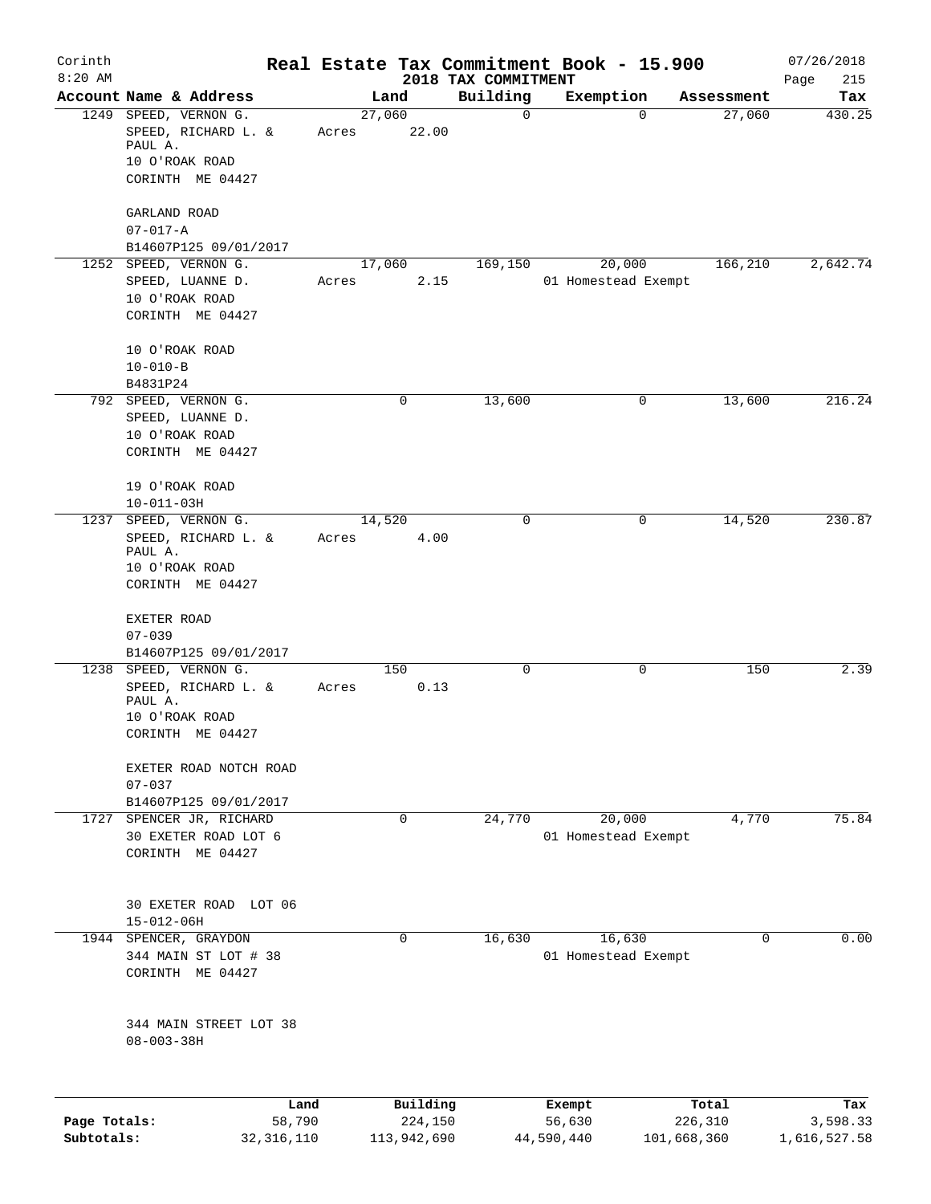# Real Estate Tax Commitment Book - 15.900

Corinth
8:20 AM

2018 TAX COMMITMENT

07/26/2018

| Account | Name & Address | Land | Building | Exemption | Assessment | Tax |
|---|---|---|---|---|---|---|
| 1249 | SPEED, VERNON G.<br>SPEED, RICHARD L. & PAUL A.<br>10 O'ROAK ROAD<br>CORINTH ME 04427<br><br>GARLAND ROAD<br>07-017-A<br>B14607P125 09/01/2017 | 27,060<br>Acres 22.00 | 0 | 0 | 27,060 | 430.25 |
| 1252 | SPEED, VERNON G.<br>SPEED, LUANNE D.<br>10 O'ROAK ROAD<br>CORINTH ME 04427<br><br>10 O'ROAK ROAD<br>10-010-B<br>B4831P24 | 17,060<br>Acres 2.15 | 169,150 | 20,000<br>01 Homestead Exempt | 166,210 | 2,642.74 |
| 792 | SPEED, VERNON G.<br>SPEED, LUANNE D.<br>10 O'ROAK ROAD<br>CORINTH ME 04427<br><br>19 O'ROAK ROAD<br>10-011-03H | 0 | 13,600 | 0 | 13,600 | 216.24 |
| 1237 | SPEED, VERNON G.<br>SPEED, RICHARD L. & PAUL A.<br>10 O'ROAK ROAD<br>CORINTH ME 04427<br><br>EXETER ROAD<br>07-039<br>B14607P125 09/01/2017 | 14,520<br>Acres 4.00 | 0 | 0 | 14,520 | 230.87 |
| 1238 | SPEED, VERNON G.<br>SPEED, RICHARD L. & PAUL A.<br>10 O'ROAK ROAD<br>CORINTH ME 04427<br><br>EXETER ROAD NOTCH ROAD<br>07-037<br>B14607P125 09/01/2017 | 150<br>Acres 0.13 | 0 | 0 | 150 | 2.39 |
| 1727 | SPENCER JR, RICHARD<br>30 EXETER ROAD LOT 6<br>CORINTH ME 04427<br><br>30 EXETER ROAD LOT 06<br>15-012-06H | 0 | 24,770 | 20,000<br>01 Homestead Exempt | 4,770 | 75.84 |
| 1944 | SPENCER, GRAYDON<br>344 MAIN ST LOT # 38<br>CORINTH ME 04427<br><br>344 MAIN STREET LOT 38<br>08-003-38H | 0 | 16,630 | 16,630<br>01 Homestead Exempt | 0 | 0.00 |

| | Land | Building | Exempt | Total | Tax |
|---|---|---|---|---|---|
| Page Totals: | 58,790 | 224,150 | 56,630 | 226,310 | 3,598.33 |
| Subtotals: | 32,316,110 | 113,942,690 | 44,590,440 | 101,668,360 | 1,616,527.58 |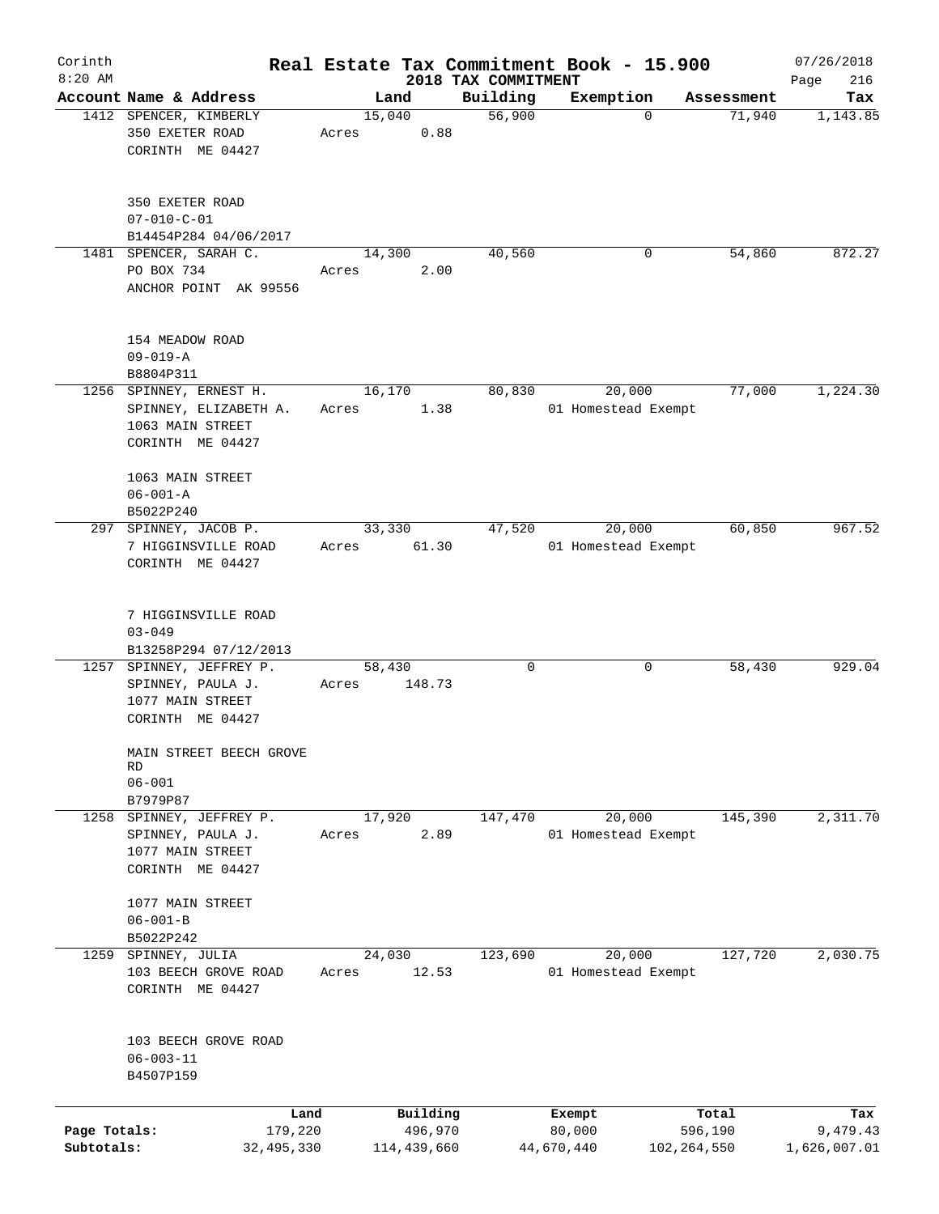# Real Estate Tax Commitment Book - 15.900

Corinth 8:20 AM — 2018 TAX COMMITMENT — 07/26/2018 Page 216

| Account Name & Address | Land | Building | Exemption | Assessment | Tax |
|---|---|---|---|---|---|
| 1412 SPENCER, KIMBERLY<br>350 EXETER ROAD<br>CORINTH ME 04427<br><br>350 EXETER ROAD<br>07-010-C-01<br>B14454P284 04/06/2017 | 15,040<br>Acres 0.88 | 56,900 | 0 | 71,940 | 1,143.85 |
| 1481 SPENCER, SARAH C.<br>PO BOX 734<br>ANCHOR POINT AK 99556<br><br>154 MEADOW ROAD<br>09-019-A<br>B8804P311 | 14,300<br>Acres 2.00 | 40,560 | 0 | 54,860 | 872.27 |
| 1256 SPINNEY, ERNEST H.<br>SPINNEY, ELIZABETH A.<br>1063 MAIN STREET<br>CORINTH ME 04427<br><br>1063 MAIN STREET<br>06-001-A<br>B5022P240 | 16,170<br>Acres 1.38 | 80,830 | 20,000<br>01 Homestead Exempt | 77,000 | 1,224.30 |
| 297 SPINNEY, JACOB P.<br>7 HIGGINSVILLE ROAD<br>CORINTH ME 04427<br><br>7 HIGGINSVILLE ROAD<br>03-049<br>B13258P294 07/12/2013 | 33,330<br>Acres 61.30 | 47,520 | 20,000<br>01 Homestead Exempt | 60,850 | 967.52 |
| 1257 SPINNEY, JEFFREY P.<br>SPINNEY, PAULA J.<br>1077 MAIN STREET<br>CORINTH ME 04427<br><br>MAIN STREET BEECH GROVE RD<br>06-001<br>B7979P87 | 58,430<br>Acres 148.73 | 0 | 0 | 58,430 | 929.04 |
| 1258 SPINNEY, JEFFREY P.<br>SPINNEY, PAULA J.<br>1077 MAIN STREET<br>CORINTH ME 04427<br><br>1077 MAIN STREET<br>06-001-B<br>B5022P242 | 17,920<br>Acres 2.89 | 147,470 | 20,000<br>01 Homestead Exempt | 145,390 | 2,311.70 |
| 1259 SPINNEY, JULIA<br>103 BEECH GROVE ROAD<br>CORINTH ME 04427<br><br>103 BEECH GROVE ROAD<br>06-003-11<br>B4507P159 | 24,030<br>Acres 12.53 | 123,690 | 20,000<br>01 Homestead Exempt | 127,720 | 2,030.75 |

| | Land | Building | Exempt | Total | Tax |
|---|---|---|---|---|---|
| Page Totals: | 179,220 | 496,970 | 80,000 | 596,190 | 9,479.43 |
| Subtotals: | 32,495,330 | 114,439,660 | 44,670,440 | 102,264,550 | 1,626,007.01 |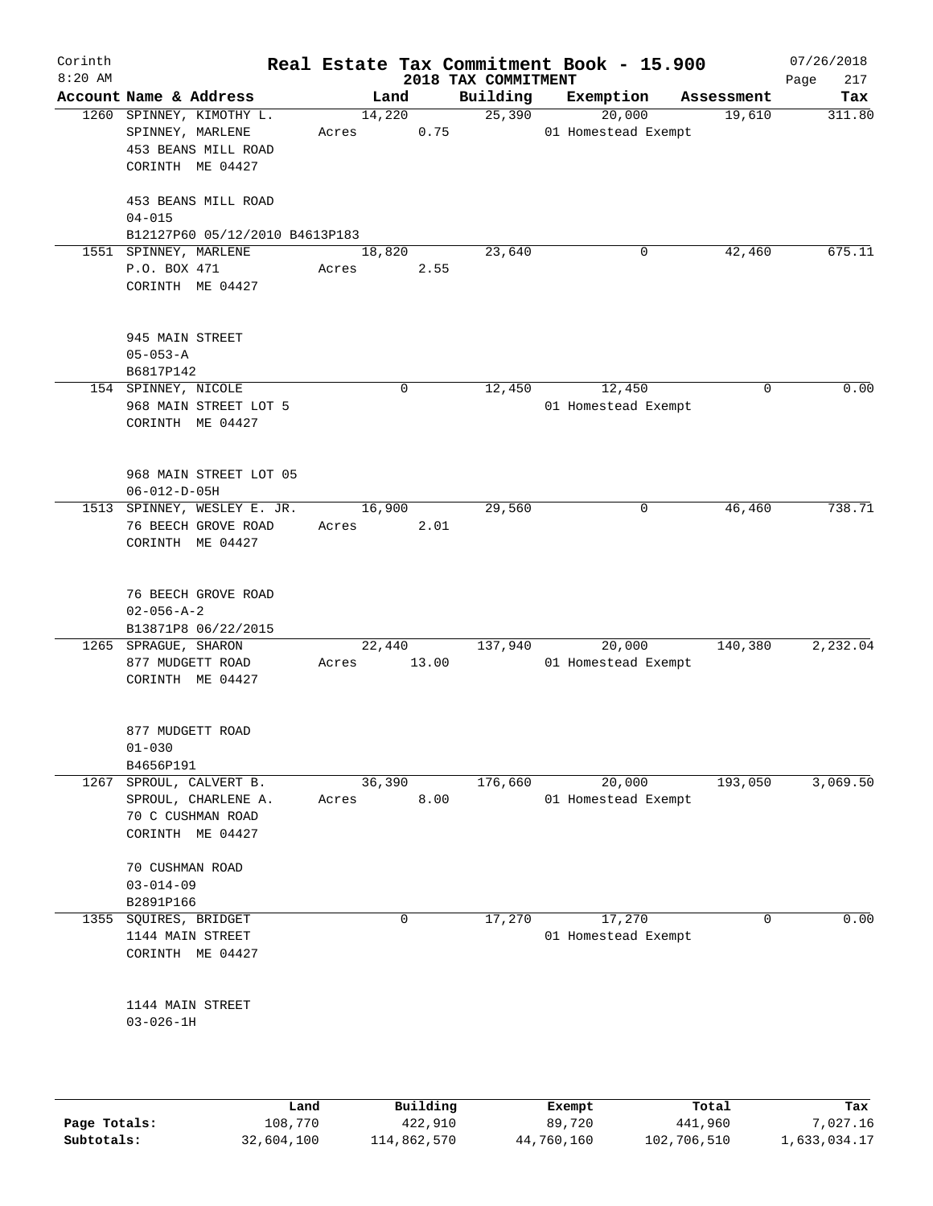# Real Estate Tax Commitment Book - 15.900

Corinth
8:20 AM

2018 TAX COMMITMENT

07/26/2018
Page 217

| Account | Name & Address | Land | Building | Exemption | Assessment | Tax |
|---|---|---|---|---|---|---|
| 1260 | SPINNEY, KIMOTHY L.<br>SPINNEY, MARLENE<br>453 BEANS MILL ROAD<br>CORINTH ME 04427<br><br>453 BEANS MILL ROAD<br>04-015<br>B12127P60 05/12/2010 B4613P183 | 14,220<br>Acres 0.75 | 25,390 | 20,000<br>01 Homestead Exempt | 19,610 | 311.80 |
| 1551 | SPINNEY, MARLENE<br>P.O. BOX 471<br>CORINTH ME 04427<br><br>945 MAIN STREET<br>05-053-A<br>B6817P142 | 18,820<br>Acres 2.55 | 23,640 | 0 | 42,460 | 675.11 |
| 154 | SPINNEY, NICOLE<br>968 MAIN STREET LOT 5<br>CORINTH ME 04427<br><br>968 MAIN STREET LOT 05<br>06-012-D-05H | 0 | 12,450 | 12,450<br>01 Homestead Exempt | 0 | 0.00 |
| 1513 | SPINNEY, WESLEY E. JR.<br>76 BEECH GROVE ROAD<br>CORINTH ME 04427<br><br>76 BEECH GROVE ROAD<br>02-056-A-2<br>B13871P8 06/22/2015 | 16,900<br>Acres 2.01 | 29,560 | 0 | 46,460 | 738.71 |
| 1265 | SPRAGUE, SHARON<br>877 MUDGETT ROAD<br>CORINTH ME 04427<br><br>877 MUDGETT ROAD<br>01-030<br>B4656P191 | 22,440<br>Acres 13.00 | 137,940 | 20,000<br>01 Homestead Exempt | 140,380 | 2,232.04 |
| 1267 | SPROUL, CALVERT B.<br>SPROUL, CHARLENE A.<br>70 C CUSHMAN ROAD<br>CORINTH ME 04427<br><br>70 CUSHMAN ROAD<br>03-014-09<br>B2891P166 | 36,390<br>Acres 8.00 | 176,660 | 20,000<br>01 Homestead Exempt | 193,050 | 3,069.50 |
| 1355 | SQUIRES, BRIDGET<br>1144 MAIN STREET<br>CORINTH ME 04427<br><br>1144 MAIN STREET<br>03-026-1H | 0 | 17,270 | 17,270<br>01 Homestead Exempt | 0 | 0.00 |

| | Land | Building | Exempt | Total | Tax |
|---|---|---|---|---|---|
| Page Totals: | 108,770 | 422,910 | 89,720 | 441,960 | 7,027.16 |
| Subtotals: | 32,604,100 | 114,862,570 | 44,760,160 | 102,706,510 | 1,633,034.17 |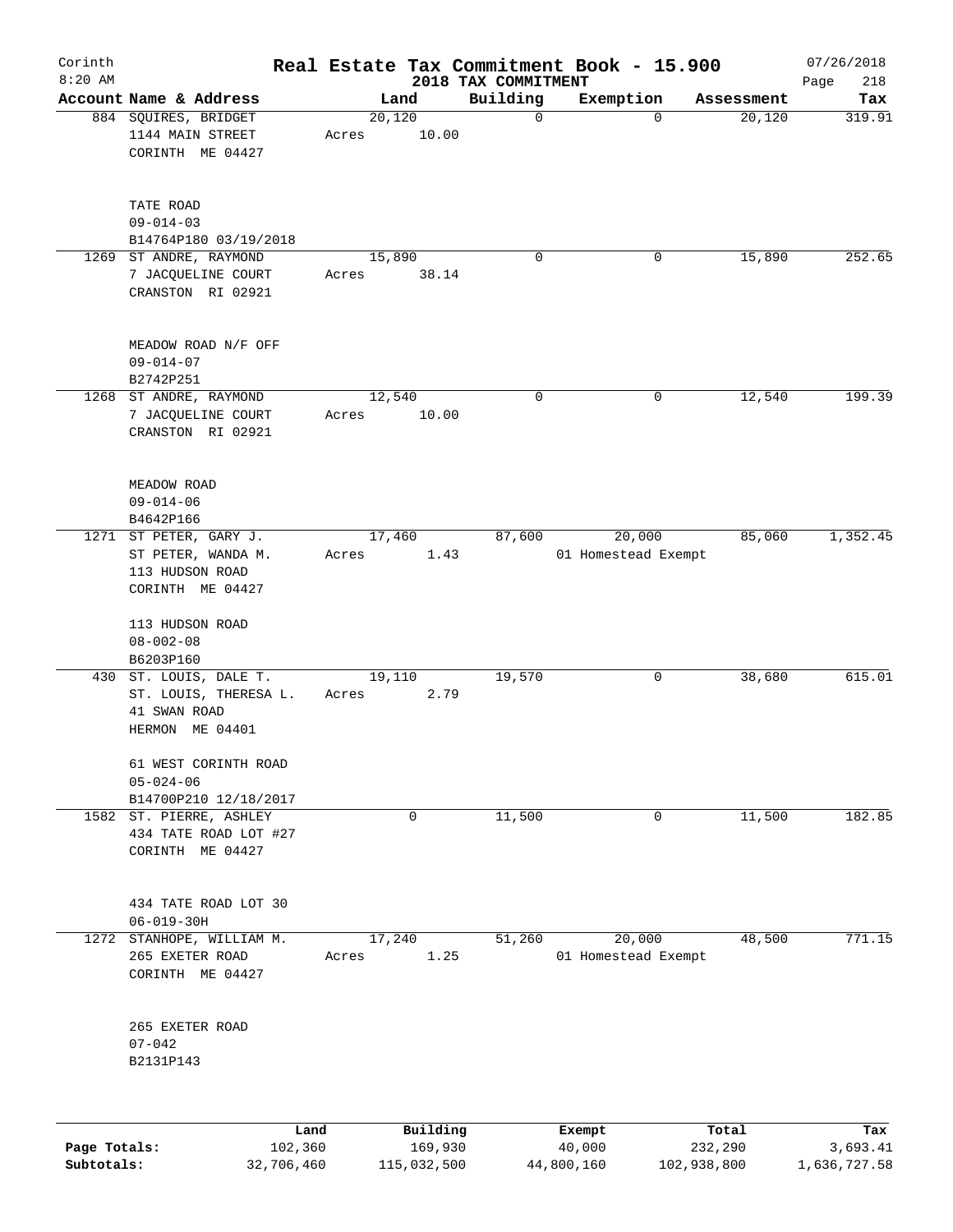Corinth
8:20 AM

# Real Estate Tax Commitment Book - 15.900

## 2018 TAX COMMITMENT

07/26/2018

| Account Name & Address | Land | Building | Exemption | Assessment | Tax |
|---|---|---|---|---|---|
| 884 SQUIRES, BRIDGET<br>1144 MAIN STREET<br>CORINTH ME 04427<br><br>TATE ROAD<br>09-014-03<br>B14764P180 03/19/2018 | 20,120<br>Acres 10.00 | 0 | 0 | 20,120 | 319.91 |
| 1269 ST ANDRE, RAYMOND<br>7 JACQUELINE COURT<br>CRANSTON RI 02921<br><br>MEADOW ROAD N/F OFF<br>09-014-07<br>B2742P251 | 15,890<br>Acres 38.14 | 0 | 0 | 15,890 | 252.65 |
| 1268 ST ANDRE, RAYMOND<br>7 JACQUELINE COURT<br>CRANSTON RI 02921<br><br>MEADOW ROAD<br>09-014-06<br>B4642P166 | 12,540<br>Acres 10.00 | 0 | 0 | 12,540 | 199.39 |
| 1271 ST PETER, GARY J.<br>ST PETER, WANDA M.<br>113 HUDSON ROAD<br>CORINTH ME 04427<br><br>113 HUDSON ROAD<br>08-002-08<br>B6203P160 | 17,460<br>Acres 1.43 | 87,600 | 20,000<br>01 Homestead Exempt | 85,060 | 1,352.45 |
| 430 ST. LOUIS, DALE T.<br>ST. LOUIS, THERESA L.<br>41 SWAN ROAD<br>HERMON ME 04401<br><br>61 WEST CORINTH ROAD<br>05-024-06<br>B14700P210 12/18/2017 | 19,110<br>Acres 2.79 | 19,570 | 0 | 38,680 | 615.01 |
| 1582 ST. PIERRE, ASHLEY<br>434 TATE ROAD LOT #27<br>CORINTH ME 04427<br><br>434 TATE ROAD LOT 30<br>06-019-30H | 0 | 11,500 | 0 | 11,500 | 182.85 |
| 1272 STANHOPE, WILLIAM M.<br>265 EXETER ROAD<br>CORINTH ME 04427<br><br>265 EXETER ROAD<br>07-042<br>B2131P143 | 17,240<br>Acres 1.25 | 51,260 | 20,000<br>01 Homestead Exempt | 48,500 | 771.15 |

| | Land | Building | Exempt | Total | Tax |
|---|---|---|---|---|---|
| Page Totals: | 102,360 | 169,930 | 40,000 | 232,290 | 3,693.41 |
| Subtotals: | 32,706,460 | 115,032,500 | 44,800,160 | 102,938,800 | 1,636,727.58 |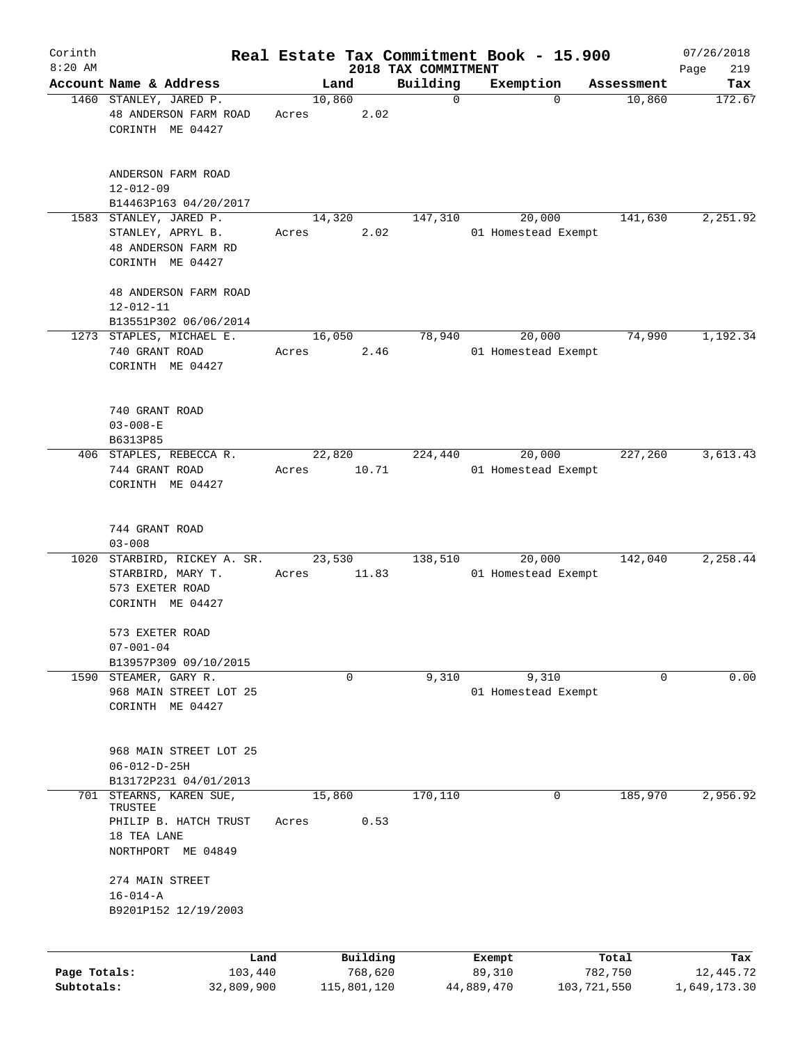# Real Estate Tax Commitment Book - 15.900

Corinth 8:20 AM — 2018 TAX COMMITMENT — 07/26/2018

| Account Name & Address | Land | Building | Exemption | Assessment | Tax |
|---|---|---|---|---|---|
| 1460 STANLEY, JARED P.<br>48 ANDERSON FARM ROAD<br>CORINTH ME 04427<br><br>ANDERSON FARM ROAD<br>12-012-09<br>B14463P163 04/20/2017 | 10,860<br>Acres 2.02 | 0 | 0 | 10,860 | 172.67 |
| 1583 STANLEY, JARED P.<br>STANLEY, APRYL B.<br>48 ANDERSON FARM RD<br>CORINTH ME 04427<br><br>48 ANDERSON FARM ROAD<br>12-012-11<br>B13551P302 06/06/2014 | 14,320<br>Acres 2.02 | 147,310 | 20,000<br>01 Homestead Exempt | 141,630 | 2,251.92 |
| 1273 STAPLES, MICHAEL E.<br>740 GRANT ROAD<br>CORINTH ME 04427<br><br>740 GRANT ROAD<br>03-008-E<br>B6313P85 | 16,050<br>Acres 2.46 | 78,940 | 20,000<br>01 Homestead Exempt | 74,990 | 1,192.34 |
| 406 STAPLES, REBECCA R.<br>744 GRANT ROAD<br>CORINTH ME 04427<br><br>744 GRANT ROAD<br>03-008 | 22,820<br>Acres 10.71 | 224,440 | 20,000<br>01 Homestead Exempt | 227,260 | 3,613.43 |
| 1020 STARBIRD, RICKEY A. SR.<br>STARBIRD, MARY T.<br>573 EXETER ROAD<br>CORINTH ME 04427<br><br>573 EXETER ROAD<br>07-001-04<br>B13957P309 09/10/2015 | 23,530<br>Acres 11.83 | 138,510 | 20,000<br>01 Homestead Exempt | 142,040 | 2,258.44 |
| 1590 STEAMER, GARY R.<br>968 MAIN STREET LOT 25<br>CORINTH ME 04427<br><br>968 MAIN STREET LOT 25<br>06-012-D-25H<br>B13172P231 04/01/2013 | 0 | 9,310 | 9,310<br>01 Homestead Exempt | 0 | 0.00 |
| 701 STEARNS, KAREN SUE, TRUSTEE<br>PHILIP B. HATCH TRUST<br>18 TEA LANE<br>NORTHPORT ME 04849<br><br>274 MAIN STREET<br>16-014-A<br>B9201P152 12/19/2003 | 15,860<br>Acres 0.53 | 170,110 | 0 | 185,970 | 2,956.92 |

| | Land | Building | Exempt | Total | Tax |
|---|---|---|---|---|---|
| Page Totals: | 103,440 | 768,620 | 89,310 | 782,750 | 12,445.72 |
| Subtotals: | 32,809,900 | 115,801,120 | 44,889,470 | 103,721,550 | 1,649,173.30 |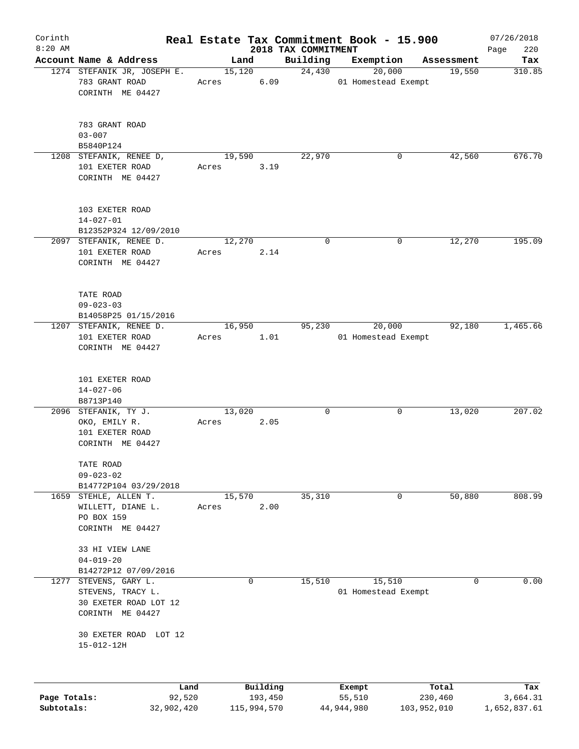# Real Estate Tax Commitment Book - 15.900

Corinth 8:20 AM — 2018 TAX COMMITMENT — 07/26/2018

| Account Name & Address | Land | Building | Exemption | Assessment | Tax |
|---|---|---|---|---|---|
| 1274 STEFANIK JR, JOSEPH E.<br>783 GRANT ROAD<br>CORINTH ME 04427<br><br>783 GRANT ROAD<br>03-007<br>B5840P124 | 15,120<br>Acres 6.09 | 24,430 | 20,000<br>01 Homestead Exempt | 19,550 | 310.85 |
| 1208 STEFANIK, RENEE D,<br>101 EXETER ROAD<br>CORINTH ME 04427<br><br>103 EXETER ROAD<br>14-027-01<br>B12352P324 12/09/2010 | 19,590<br>Acres 3.19 | 22,970 | 0 | 42,560 | 676.70 |
| 2097 STEFANIK, RENEE D.<br>101 EXETER ROAD<br>CORINTH ME 04427<br><br>TATE ROAD<br>09-023-03<br>B14058P25 01/15/2016 | 12,270<br>Acres 2.14 | 0 | 0 | 12,270 | 195.09 |
| 1207 STEFANIK, RENEE D.<br>101 EXETER ROAD<br>CORINTH ME 04427<br><br>101 EXETER ROAD<br>14-027-06<br>B8713P140 | 16,950<br>Acres 1.01 | 95,230 | 20,000<br>01 Homestead Exempt | 92,180 | 1,465.66 |
| 2096 STEFANIK, TY J.<br>OKO, EMILY R.<br>101 EXETER ROAD<br>CORINTH ME 04427<br><br>TATE ROAD<br>09-023-02<br>B14772P104 03/29/2018 | 13,020<br>Acres 2.05 | 0 | 0 | 13,020 | 207.02 |
| 1659 STEHLE, ALLEN T.<br>WILLETT, DIANE L.<br>PO BOX 159<br>CORINTH ME 04427<br><br>33 HI VIEW LANE<br>04-019-20<br>B14272P12 07/09/2016 | 15,570<br>Acres 2.00 | 35,310 | 0 | 50,880 | 808.99 |
| 1277 STEVENS, GARY L.<br>STEVENS, TRACY L.<br>30 EXETER ROAD LOT 12<br>CORINTH ME 04427<br><br>30 EXETER ROAD LOT 12<br>15-012-12H | 0 | 15,510 | 15,510<br>01 Homestead Exempt | 0 | 0.00 |

| | Land | Building | Exempt | Total | Tax |
|---|---|---|---|---|---|
| Page Totals: | 92,520 | 193,450 | 55,510 | 230,460 | 3,664.31 |
| Subtotals: | 32,902,420 | 115,994,570 | 44,944,980 | 103,952,010 | 1,652,837.61 |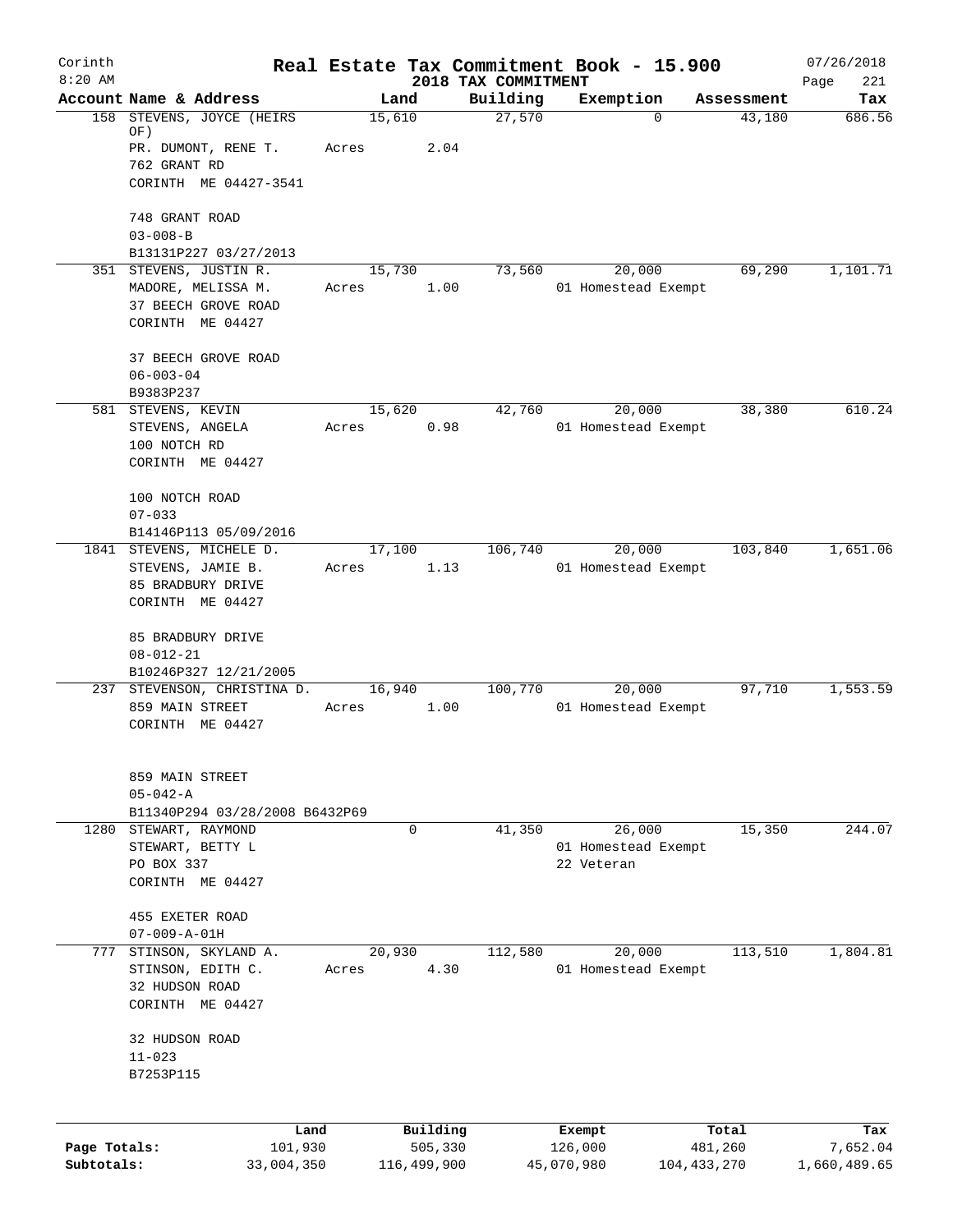# Real Estate Tax Commitment Book - 15.900

Corinth 8:20 AM — 2018 TAX COMMITMENT — 07/26/2018

| Account | Name & Address | Land | Building | Exemption | Assessment | Tax |
|---|---|---|---|---|---|---|
| 158 | STEVENS, JOYCE (HEIRS OF)<br>PR. DUMONT, RENE T.<br>762 GRANT RD<br>CORINTH ME 04427-3541<br><br>748 GRANT ROAD<br>03-008-B<br>B13131P227 03/27/2013 | 15,610<br>Acres 2.04 | 27,570 | 0 | 43,180 | 686.56 |
| 351 | STEVENS, JUSTIN R.<br>MADORE, MELISSA M.<br>37 BEECH GROVE ROAD<br>CORINTH ME 04427<br><br>37 BEECH GROVE ROAD<br>06-003-04<br>B9383P237 | 15,730<br>Acres 1.00 | 73,560 | 20,000<br>01 Homestead Exempt | 69,290 | 1,101.71 |
| 581 | STEVENS, KEVIN<br>STEVENS, ANGELA<br>100 NOTCH RD<br>CORINTH ME 04427<br><br>100 NOTCH ROAD<br>07-033<br>B14146P113 05/09/2016 | 15,620<br>Acres 0.98 | 42,760 | 20,000<br>01 Homestead Exempt | 38,380 | 610.24 |
| 1841 | STEVENS, MICHELE D.<br>STEVENS, JAMIE B.<br>85 BRADBURY DRIVE<br>CORINTH ME 04427<br><br>85 BRADBURY DRIVE<br>08-012-21<br>B10246P327 12/21/2005 | 17,100<br>Acres 1.13 | 106,740 | 20,000<br>01 Homestead Exempt | 103,840 | 1,651.06 |
| 237 | STEVENSON, CHRISTINA D.<br>859 MAIN STREET<br>CORINTH ME 04427<br><br>859 MAIN STREET<br>05-042-A<br>B11340P294 03/28/2008 B6432P69 | 16,940<br>Acres 1.00 | 100,770 | 20,000<br>01 Homestead Exempt | 97,710 | 1,553.59 |
| 1280 | STEWART, RAYMOND<br>STEWART, BETTY L<br>PO BOX 337<br>CORINTH ME 04427<br><br>455 EXETER ROAD<br>07-009-A-01H | 0 | 41,350 | 26,000<br>01 Homestead Exempt<br>22 Veteran | 15,350 | 244.07 |
| 777 | STINSON, SKYLAND A.<br>STINSON, EDITH C.<br>32 HUDSON ROAD<br>CORINTH ME 04427<br><br>32 HUDSON ROAD<br>11-023<br>B7253P115 | 20,930<br>Acres 4.30 | 112,580 | 20,000<br>01 Homestead Exempt | 113,510 | 1,804.81 |

| | Land | Building | Exempt | Total | Tax |
|---|---|---|---|---|---|
| Page Totals: | 101,930 | 505,330 | 126,000 | 481,260 | 7,652.04 |
| Subtotals: | 33,004,350 | 116,499,900 | 45,070,980 | 104,433,270 | 1,660,489.65 |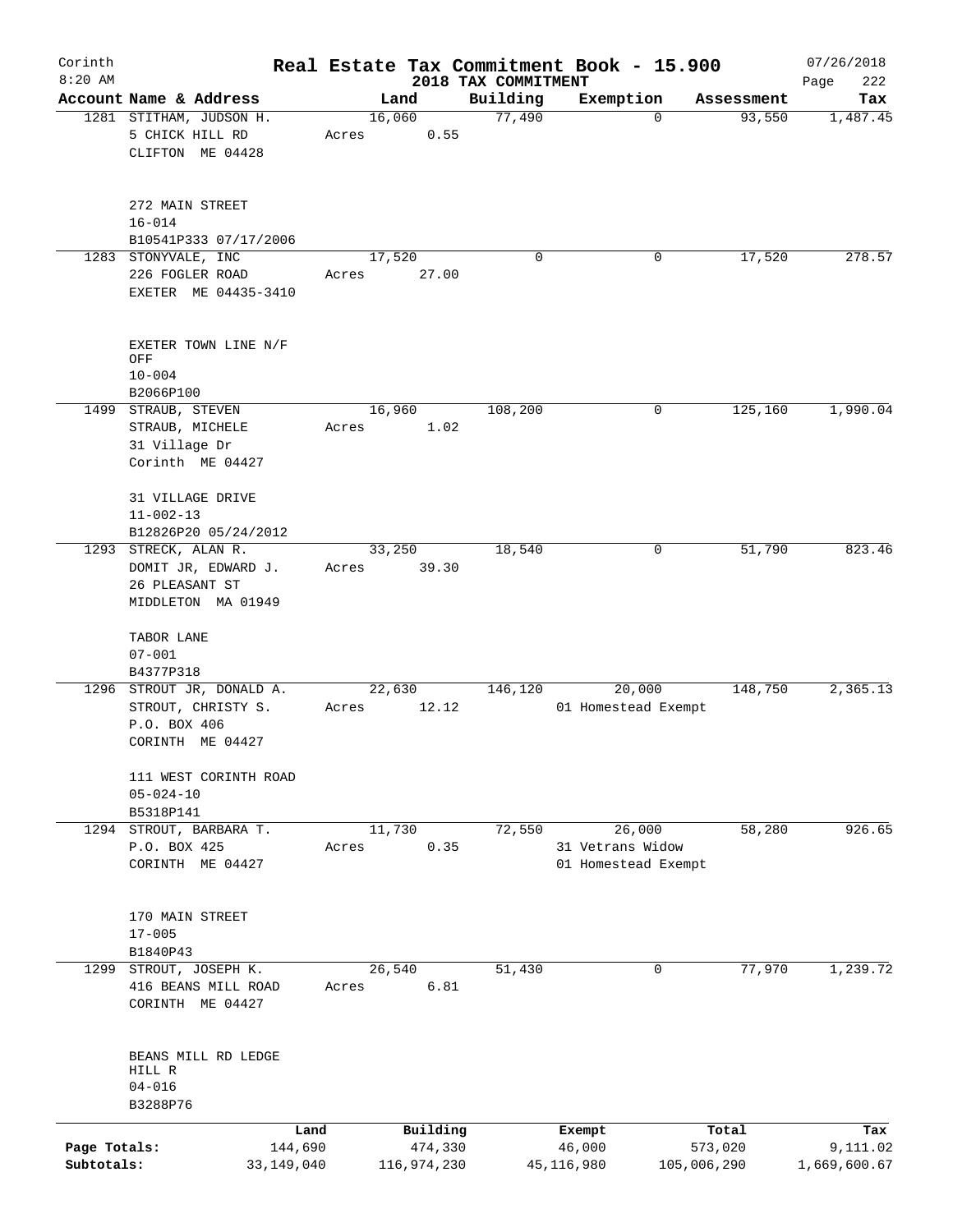# Real Estate Tax Commitment Book - 15.900

Corinth 8:20 AM — 2018 TAX COMMITMENT — 07/26/2018

| Account Name & Address | Land | Building | Exemption | Assessment | Tax |
|---|---|---|---|---|---|
| 1281 STITHAM, JUDSON H.<br>5 CHICK HILL RD<br>CLIFTON ME 04428<br><br>272 MAIN STREET<br>16-014<br>B10541P333 07/17/2006 | 16,060<br>Acres 0.55 | 77,490 | 0 | 93,550 | 1,487.45 |
| 1283 STONYVALE, INC<br>226 FOGLER ROAD<br>EXETER ME 04435-3410<br><br>EXETER TOWN LINE N/F OFF<br>10-004<br>B2066P100 | 17,520<br>Acres 27.00 | 0 | 0 | 17,520 | 278.57 |
| 1499 STRAUB, STEVEN<br>STRAUB, MICHELE<br>31 Village Dr<br>Corinth ME 04427<br><br>31 VILLAGE DRIVE<br>11-002-13<br>B12826P20 05/24/2012 | 16,960<br>Acres 1.02 | 108,200 | 0 | 125,160 | 1,990.04 |
| 1293 STRECK, ALAN R.<br>DOMIT JR, EDWARD J.<br>26 PLEASANT ST<br>MIDDLETON MA 01949<br><br>TABOR LANE<br>07-001<br>B4377P318 | 33,250<br>Acres 39.30 | 18,540 | 0 | 51,790 | 823.46 |
| 1296 STROUT JR, DONALD A.<br>STROUT, CHRISTY S.<br>P.O. BOX 406<br>CORINTH ME 04427<br><br>111 WEST CORINTH ROAD<br>05-024-10<br>B5318P141 | 22,630<br>Acres 12.12 | 146,120 | 20,000<br>01 Homestead Exempt | 148,750 | 2,365.13 |
| 1294 STROUT, BARBARA T.<br>P.O. BOX 425<br>CORINTH ME 04427<br><br>170 MAIN STREET<br>17-005<br>B1840P43 | 11,730<br>Acres 0.35 | 72,550 | 26,000<br>31 Vetrans Widow<br>01 Homestead Exempt | 58,280 | 926.65 |
| 1299 STROUT, JOSEPH K.<br>416 BEANS MILL ROAD<br>CORINTH ME 04427<br><br>BEANS MILL RD LEDGE HILL R<br>04-016<br>B3288P76 | 26,540<br>Acres 6.81 | 51,430 | 0 | 77,970 | 1,239.72 |

| | Land | Building | Exempt | Total | Tax |
|---|---|---|---|---|---|
| Page Totals: | 144,690 | 474,330 | 46,000 | 573,020 | 9,111.02 |
| Subtotals: | 33,149,040 | 116,974,230 | 45,116,980 | 105,006,290 | 1,669,600.67 |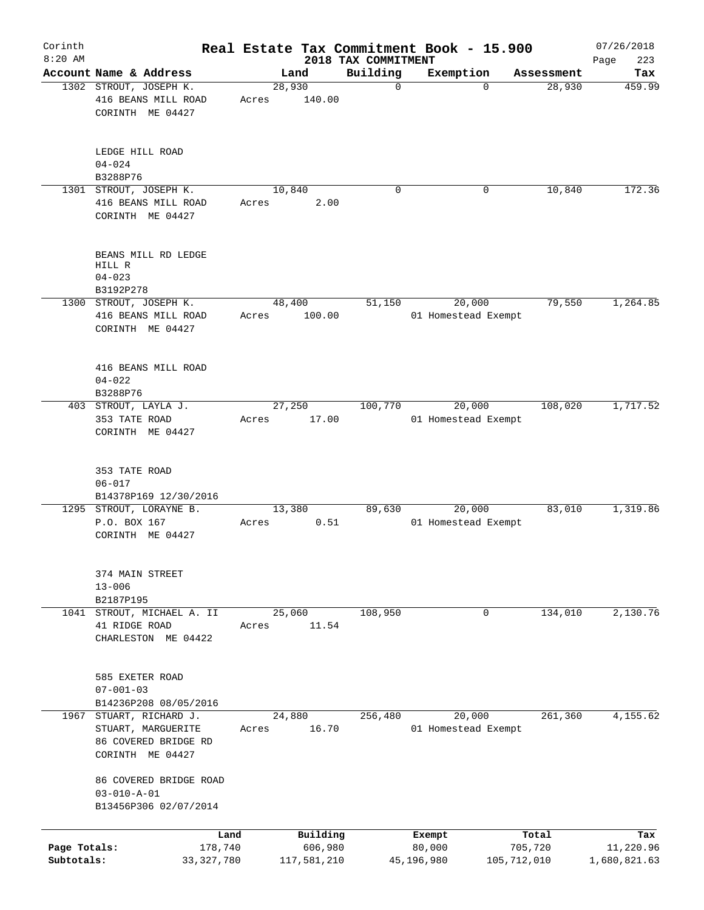Corinth 8:20 AM

# Real Estate Tax Commitment Book - 15.900

## 2018 TAX COMMITMENT

07/26/2018

| Account Name & Address | Land | Building | Exemption | Assessment | Tax |
|---|---|---|---|---|---|
| 1302 STROUT, JOSEPH K.<br>416 BEANS MILL ROAD<br>CORINTH ME 04427<br><br>LEDGE HILL ROAD<br>04-024<br>B3288P76 | 28,930<br>Acres 140.00 | 0 | 0 | 28,930 | 459.99 |
| 1301 STROUT, JOSEPH K.<br>416 BEANS MILL ROAD<br>CORINTH ME 04427<br><br>BEANS MILL RD LEDGE HILL R<br>04-023<br>B3192P278 | 10,840<br>Acres 2.00 | 0 | 0 | 10,840 | 172.36 |
| 1300 STROUT, JOSEPH K.<br>416 BEANS MILL ROAD<br>CORINTH ME 04427<br><br>416 BEANS MILL ROAD<br>04-022<br>B3288P76 | 48,400<br>Acres 100.00 | 51,150 | 20,000<br>01 Homestead Exempt | 79,550 | 1,264.85 |
| 403 STROUT, LAYLA J.<br>353 TATE ROAD<br>CORINTH ME 04427<br><br>353 TATE ROAD<br>06-017<br>B14378P169 12/30/2016 | 27,250<br>Acres 17.00 | 100,770 | 20,000<br>01 Homestead Exempt | 108,020 | 1,717.52 |
| 1295 STROUT, LORAYNE B.<br>P.O. BOX 167<br>CORINTH ME 04427<br><br>374 MAIN STREET<br>13-006<br>B2187P195 | 13,380<br>Acres 0.51 | 89,630 | 20,000<br>01 Homestead Exempt | 83,010 | 1,319.86 |
| 1041 STROUT, MICHAEL A. II<br>41 RIDGE ROAD<br>CHARLESTON ME 04422<br><br>585 EXETER ROAD<br>07-001-03<br>B14236P208 08/05/2016 | 25,060<br>Acres 11.54 | 108,950 | 0 | 134,010 | 2,130.76 |
| 1967 STUART, RICHARD J.<br>STUART, MARGUERITE<br>86 COVERED BRIDGE RD<br>CORINTH ME 04427<br><br>86 COVERED BRIDGE ROAD<br>03-010-A-01<br>B13456P306 02/07/2014 | 24,880<br>Acres 16.70 | 256,480 | 20,000<br>01 Homestead Exempt | 261,360 | 4,155.62 |

| | Land | Building | Exempt | Total | Tax |
|---|---|---|---|---|---|
| Page Totals: | 178,740 | 606,980 | 80,000 | 705,720 | 11,220.96 |
| Subtotals: | 33,327,780 | 117,581,210 | 45,196,980 | 105,712,010 | 1,680,821.63 |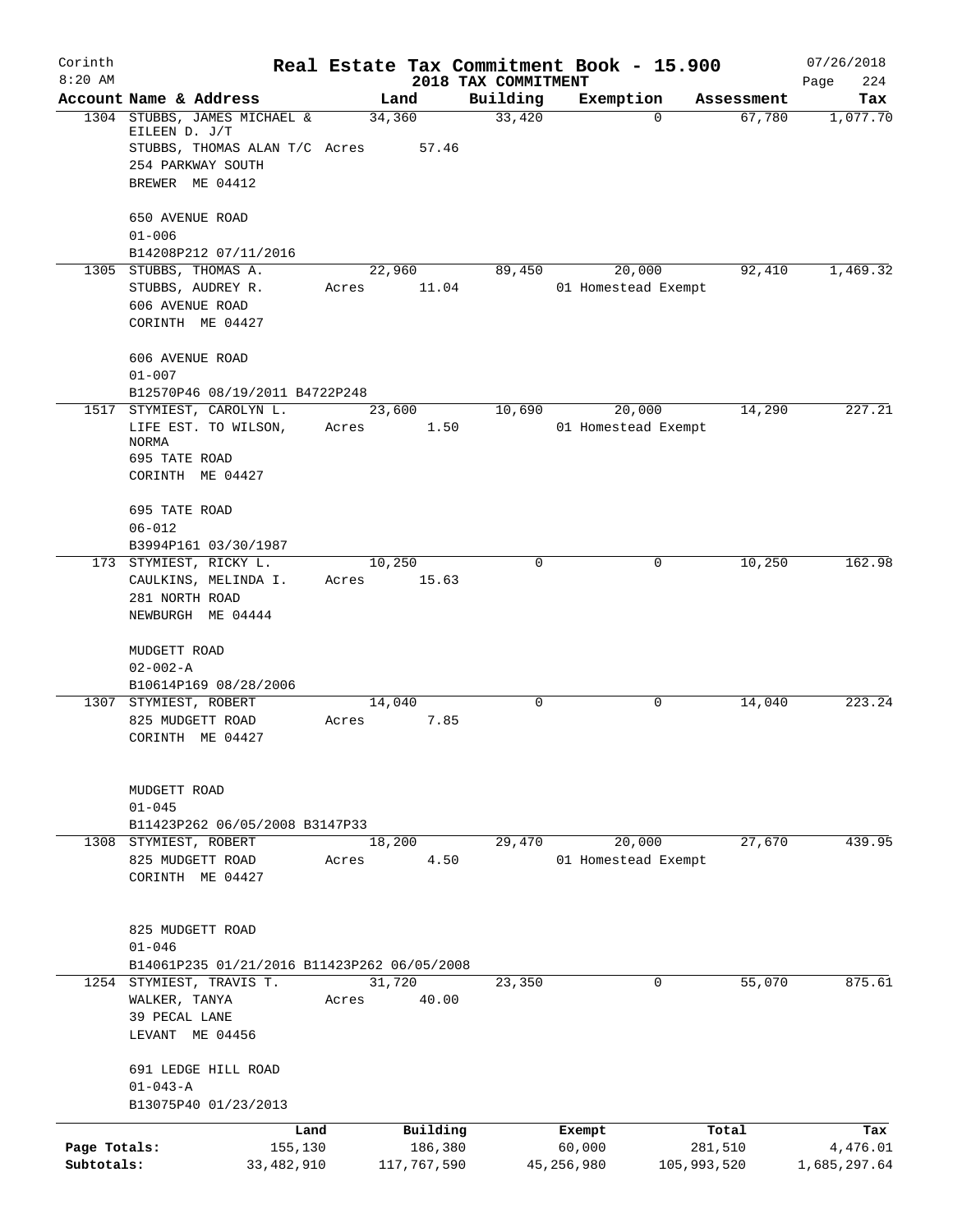Corinth 8:20 AM

# Real Estate Tax Commitment Book - 15.900

## 2018 TAX COMMITMENT

07/26/2018 Page 224

| Account Name & Address | Land | Building | Exemption | Assessment | Tax |
|---|---|---|---|---|---|
| 1304 STUBBS, JAMES MICHAEL & EILEEN D. J/T<br>STUBBS, THOMAS ALAN T/C<br>254 PARKWAY SOUTH<br>BREWER ME 04412<br><br>650 AVENUE ROAD<br>01-006<br>B14208P212 07/11/2016 | 34,360<br>Acres 57.46 | 33,420 | 0 | 67,780 | 1,077.70 |
| 1305 STUBBS, THOMAS A.<br>STUBBS, AUDREY R.<br>606 AVENUE ROAD<br>CORINTH ME 04427<br><br>606 AVENUE ROAD<br>01-007<br>B12570P46 08/19/2011 B4722P248 | 22,960<br>Acres 11.04 | 89,450 | 20,000<br>01 Homestead Exempt | 92,410 | 1,469.32 |
| 1517 STYMIEST, CAROLYN L.<br>LIFE EST. TO WILSON, NORMA<br>695 TATE ROAD<br>CORINTH ME 04427<br><br>695 TATE ROAD<br>06-012<br>B3994P161 03/30/1987 | 23,600<br>Acres 1.50 | 10,690 | 20,000<br>01 Homestead Exempt | 14,290 | 227.21 |
| 173 STYMIEST, RICKY L.<br>CAULKINS, MELINDA I.<br>281 NORTH ROAD<br>NEWBURGH ME 04444<br><br>MUDGETT ROAD<br>02-002-A<br>B10614P169 08/28/2006 | 10,250<br>Acres 15.63 | 0 | 0 | 10,250 | 162.98 |
| 1307 STYMIEST, ROBERT<br>825 MUDGETT ROAD<br>CORINTH ME 04427<br><br>MUDGETT ROAD<br>01-045<br>B11423P262 06/05/2008 B3147P33 | 14,040<br>Acres 7.85 | 0 | 0 | 14,040 | 223.24 |
| 1308 STYMIEST, ROBERT<br>825 MUDGETT ROAD<br>CORINTH ME 04427<br><br>825 MUDGETT ROAD<br>01-046<br>B14061P235 01/21/2016 B11423P262 06/05/2008 | 18,200<br>Acres 4.50 | 29,470 | 20,000<br>01 Homestead Exempt | 27,670 | 439.95 |
| 1254 STYMIEST, TRAVIS T.<br>WALKER, TANYA<br>39 PECAL LANE<br>LEVANT ME 04456<br><br>691 LEDGE HILL ROAD<br>01-043-A<br>B13075P40 01/23/2013 | 31,720<br>Acres 40.00 | 23,350 | 0 | 55,070 | 875.61 |

| | Land | Building | Exempt | Total | Tax |
|---|---|---|---|---|---|
| Page Totals: | 155,130 | 186,380 | 60,000 | 281,510 | 4,476.01 |
| Subtotals: | 33,482,910 | 117,767,590 | 45,256,980 | 105,993,520 | 1,685,297.64 |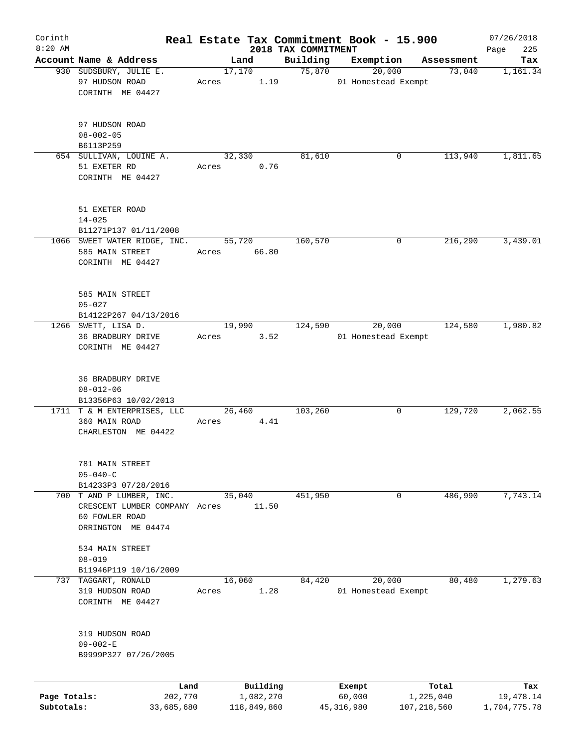Corinth 8:20 AM

# Real Estate Tax Commitment Book - 15.900

## 2018 TAX COMMITMENT

07/26/2018

| Account | Name & Address | Land | Building | Exemption | Assessment | Tax |
|---|---|---|---|---|---|---|
| 930 | SUDSBURY, JULIE E.<br>97 HUDSON ROAD<br>CORINTH ME 04427<br><br>97 HUDSON ROAD<br>08-002-05<br>B6113P259 | 17,170<br>Acres 1.19 | 75,870 | 20,000<br>01 Homestead Exempt | 73,040 | 1,161.34 |
| 654 | SULLIVAN, LOUINE A.<br>51 EXETER RD<br>CORINTH ME 04427<br><br>51 EXETER ROAD<br>14-025<br>B11271P137 01/11/2008 | 32,330<br>Acres 0.76 | 81,610 | 0 | 113,940 | 1,811.65 |
| 1066 | SWEET WATER RIDGE, INC.<br>585 MAIN STREET<br>CORINTH ME 04427<br><br>585 MAIN STREET<br>05-027<br>B14122P267 04/13/2016 | 55,720<br>Acres 66.80 | 160,570 | 0 | 216,290 | 3,439.01 |
| 1266 | SWETT, LISA D.<br>36 BRADBURY DRIVE<br>CORINTH ME 04427<br><br>36 BRADBURY DRIVE<br>08-012-06<br>B13356P63 10/02/2013 | 19,990<br>Acres 3.52 | 124,590 | 20,000<br>01 Homestead Exempt | 124,580 | 1,980.82 |
| 1711 | T & M ENTERPRISES, LLC<br>360 MAIN ROAD<br>CHARLESTON ME 04422<br><br>781 MAIN STREET<br>05-040-C<br>B14233P3 07/28/2016 | 26,460<br>Acres 4.41 | 103,260 | 0 | 129,720 | 2,062.55 |
| 700 | T AND P LUMBER, INC.<br>CRESCENT LUMBER COMPANY<br>60 FOWLER ROAD<br>ORRINGTON ME 04474<br><br>534 MAIN STREET<br>08-019<br>B11946P119 10/16/2009 | 35,040<br>Acres 11.50 | 451,950 | 0 | 486,990 | 7,743.14 |
| 737 | TAGGART, RONALD<br>319 HUDSON ROAD<br>CORINTH ME 04427<br><br>319 HUDSON ROAD<br>09-002-E<br>B9999P327 07/26/2005 | 16,060<br>Acres 1.28 | 84,420 | 20,000<br>01 Homestead Exempt | 80,480 | 1,279.63 |

| | Land | Building | Exempt | Total | Tax |
|---|---|---|---|---|---|
| Page Totals: | 202,770 | 1,082,270 | 60,000 | 1,225,040 | 19,478.14 |
| Subtotals: | 33,685,680 | 118,849,860 | 45,316,980 | 107,218,560 | 1,704,775.78 |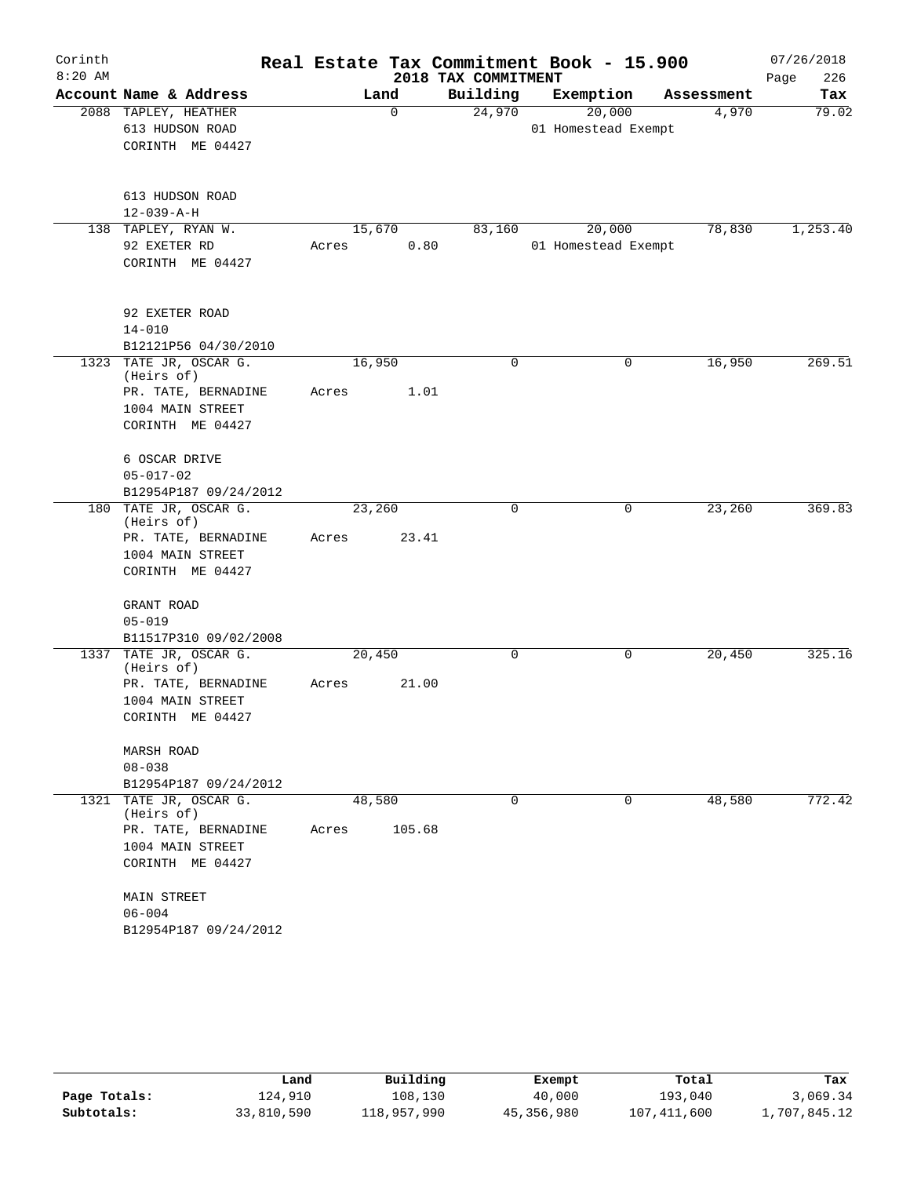Corinth 8:20 AM

# Real Estate Tax Commitment Book - 15.900

## 2018 TAX COMMITMENT

07/26/2018 Page 226

| Account Name & Address | Land | Building | Exemption | Assessment | Tax |
|---|---|---|---|---|---|
| 2088 TAPLEY, HEATHER<br>613 HUDSON ROAD<br>CORINTH ME 04427<br><br>613 HUDSON ROAD<br>12-039-A-H | 0 | 24,970 | 20,000<br>01 Homestead Exempt | 4,970 | 79.02 |
| 138 TAPLEY, RYAN W.<br>92 EXETER RD<br>CORINTH ME 04427<br><br>92 EXETER ROAD<br>14-010<br>B12121P56 04/30/2010 | 15,670<br>Acres 0.80 | 83,160 | 20,000<br>01 Homestead Exempt | 78,830 | 1,253.40 |
| 1323 TATE JR, OSCAR G.<br>(Heirs of)<br>PR. TATE, BERNADINE<br>1004 MAIN STREET<br>CORINTH ME 04427<br><br>6 OSCAR DRIVE<br>05-017-02<br>B12954P187 09/24/2012 | 16,950<br>Acres 1.01 | 0 | 0 | 16,950 | 269.51 |
| 180 TATE JR, OSCAR G.<br>(Heirs of)<br>PR. TATE, BERNADINE<br>1004 MAIN STREET<br>CORINTH ME 04427<br><br>GRANT ROAD<br>05-019<br>B11517P310 09/02/2008 | 23,260<br>Acres 23.41 | 0 | 0 | 23,260 | 369.83 |
| 1337 TATE JR, OSCAR G.<br>(Heirs of)<br>PR. TATE, BERNADINE<br>1004 MAIN STREET<br>CORINTH ME 04427<br><br>MARSH ROAD<br>08-038<br>B12954P187 09/24/2012 | 20,450<br>Acres 21.00 | 0 | 0 | 20,450 | 325.16 |
| 1321 TATE JR, OSCAR G.<br>(Heirs of)<br>PR. TATE, BERNADINE<br>1004 MAIN STREET<br>CORINTH ME 04427<br><br>MAIN STREET<br>06-004<br>B12954P187 09/24/2012 | 48,580<br>Acres 105.68 | 0 | 0 | 48,580 | 772.42 |

| | Land | Building | Exempt | Total | Tax |
|---|---|---|---|---|---|
| Page Totals: | 124,910 | 108,130 | 40,000 | 193,040 | 3,069.34 |
| Subtotals: | 33,810,590 | 118,957,990 | 45,356,980 | 107,411,600 | 1,707,845.12 |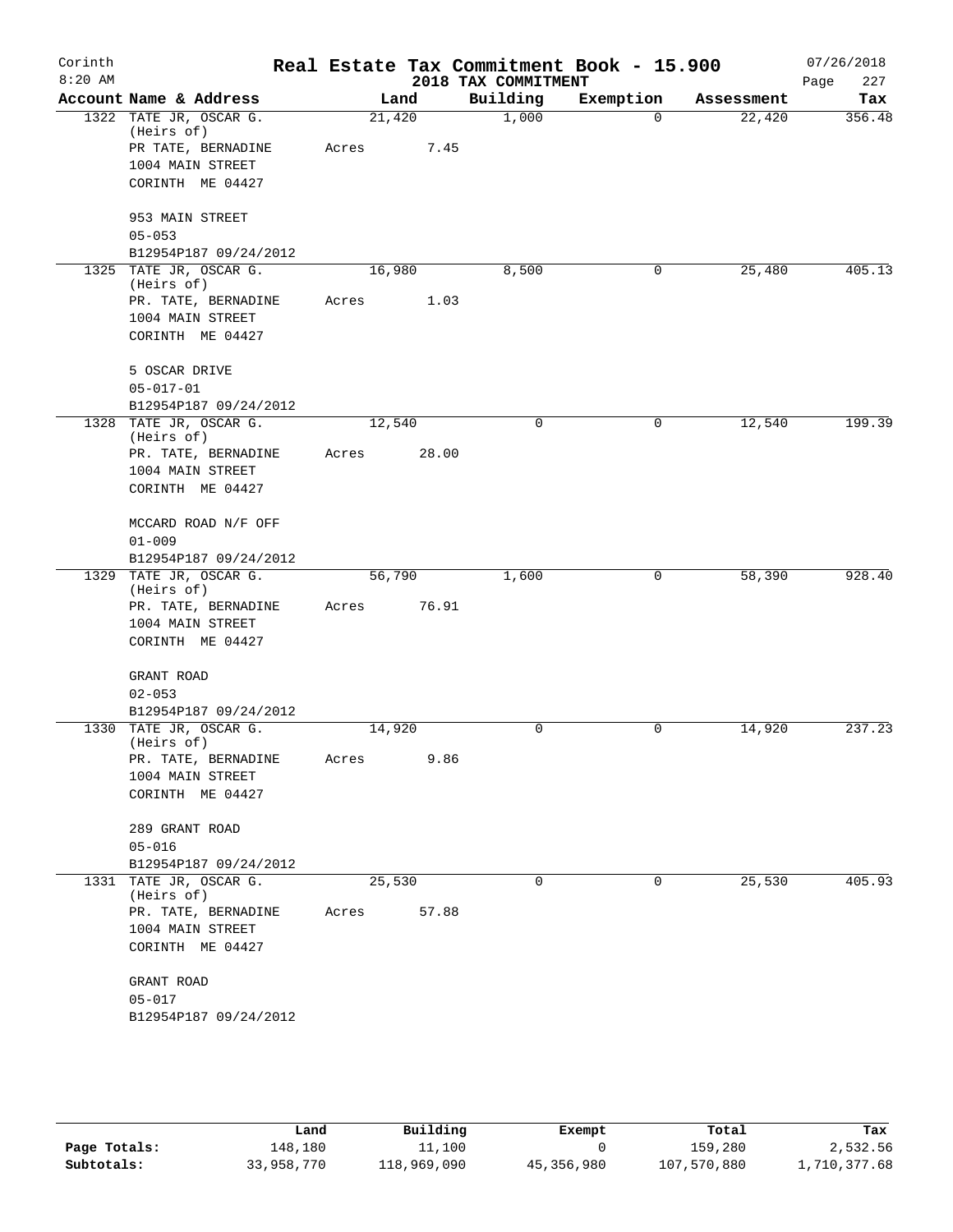# Real Estate Tax Commitment Book - 15.900

Corinth 8:20 AM — 2018 TAX COMMITMENT — 07/26/2018

| Account Name & Address | Land | Building | Exemption | Assessment | Tax |
|---|---|---|---|---|---|
| 1322 TATE JR, OSCAR G. (Heirs of)<br>PR TATE, BERNADINE<br>1004 MAIN STREET<br>CORINTH ME 04427<br><br>953 MAIN STREET<br>05-053<br>B12954P187 09/24/2012 | 21,420<br>Acres 7.45 | 1,000 | 0 | 22,420 | 356.48 |
| 1325 TATE JR, OSCAR G. (Heirs of)<br>PR. TATE, BERNADINE<br>1004 MAIN STREET<br>CORINTH ME 04427<br><br>5 OSCAR DRIVE<br>05-017-01<br>B12954P187 09/24/2012 | 16,980<br>Acres 1.03 | 8,500 | 0 | 25,480 | 405.13 |
| 1328 TATE JR, OSCAR G. (Heirs of)<br>PR. TATE, BERNADINE<br>1004 MAIN STREET<br>CORINTH ME 04427<br><br>MCCARD ROAD N/F OFF<br>01-009<br>B12954P187 09/24/2012 | 12,540<br>Acres 28.00 | 0 | 0 | 12,540 | 199.39 |
| 1329 TATE JR, OSCAR G. (Heirs of)<br>PR. TATE, BERNADINE<br>1004 MAIN STREET<br>CORINTH ME 04427<br><br>GRANT ROAD<br>02-053<br>B12954P187 09/24/2012 | 56,790<br>Acres 76.91 | 1,600 | 0 | 58,390 | 928.40 |
| 1330 TATE JR, OSCAR G. (Heirs of)<br>PR. TATE, BERNADINE<br>1004 MAIN STREET<br>CORINTH ME 04427<br><br>289 GRANT ROAD<br>05-016<br>B12954P187 09/24/2012 | 14,920<br>Acres 9.86 | 0 | 0 | 14,920 | 237.23 |
| 1331 TATE JR, OSCAR G. (Heirs of)<br>PR. TATE, BERNADINE<br>1004 MAIN STREET<br>CORINTH ME 04427<br><br>GRANT ROAD<br>05-017<br>B12954P187 09/24/2012 | 25,530<br>Acres 57.88 | 0 | 0 | 25,530 | 405.93 |

| | Land | Building | Exempt | Total | Tax |
|---|---|---|---|---|---|
| Page Totals: | 148,180 | 11,100 | 0 | 159,280 | 2,532.56 |
| Subtotals: | 33,958,770 | 118,969,090 | 45,356,980 | 107,570,880 | 1,710,377.68 |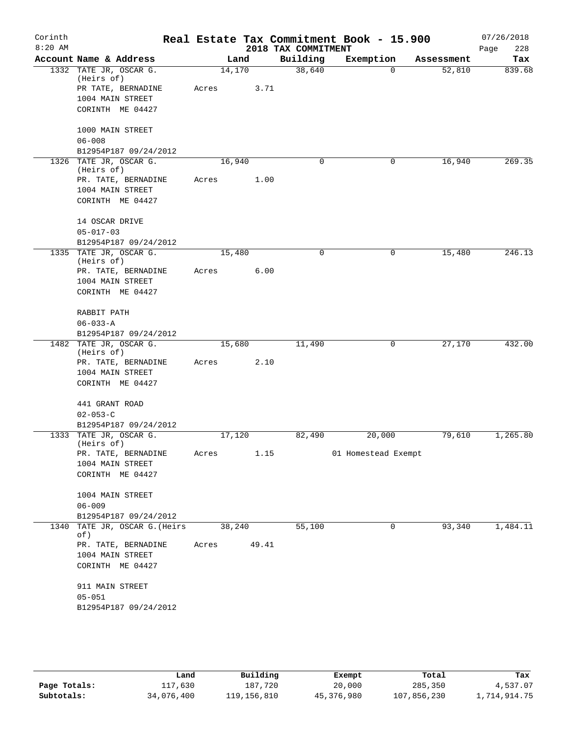Corinth 8:20 AM

# Real Estate Tax Commitment Book - 15.900

## 2018 TAX COMMITMENT

07/26/2018 Page 228

| Account Name & Address | Land | Building | Exemption | Assessment | Tax |
|---|---|---|---|---|---|
| 1332 TATE JR, OSCAR G. (Heirs of) PR TATE, BERNADINE 1004 MAIN STREET CORINTH ME 04427 1000 MAIN STREET 06-008 B12954P187 09/24/2012 | 14,170 Acres 3.71 | 38,640 | 0 | 52,810 | 839.68 |
| 1326 TATE JR, OSCAR G. (Heirs of) PR. TATE, BERNADINE 1004 MAIN STREET CORINTH ME 04427 14 OSCAR DRIVE 05-017-03 B12954P187 09/24/2012 | 16,940 Acres 1.00 | 0 | 0 | 16,940 | 269.35 |
| 1335 TATE JR, OSCAR G. (Heirs of) PR. TATE, BERNADINE 1004 MAIN STREET CORINTH ME 04427 RABBIT PATH 06-033-A B12954P187 09/24/2012 | 15,480 Acres 6.00 | 0 | 0 | 15,480 | 246.13 |
| 1482 TATE JR, OSCAR G. (Heirs of) PR. TATE, BERNADINE 1004 MAIN STREET CORINTH ME 04427 441 GRANT ROAD 02-053-C B12954P187 09/24/2012 | 15,680 Acres 2.10 | 11,490 | 0 | 27,170 | 432.00 |
| 1333 TATE JR, OSCAR G. (Heirs of) PR. TATE, BERNADINE 1004 MAIN STREET CORINTH ME 04427 1004 MAIN STREET 06-009 B12954P187 09/24/2012 | 17,120 Acres 1.15 | 82,490 | 20,000 01 Homestead Exempt | 79,610 | 1,265.80 |
| 1340 TATE JR, OSCAR G.(Heirs of) PR. TATE, BERNADINE 1004 MAIN STREET CORINTH ME 04427 911 MAIN STREET 05-051 B12954P187 09/24/2012 | 38,240 Acres 49.41 | 55,100 | 0 | 93,340 | 1,484.11 |

| | Land | Building | Exempt | Total | Tax |
|---|---|---|---|---|---|
| Page Totals: | 117,630 | 187,720 | 20,000 | 285,350 | 4,537.07 |
| Subtotals: | 34,076,400 | 119,156,810 | 45,376,980 | 107,856,230 | 1,714,914.75 |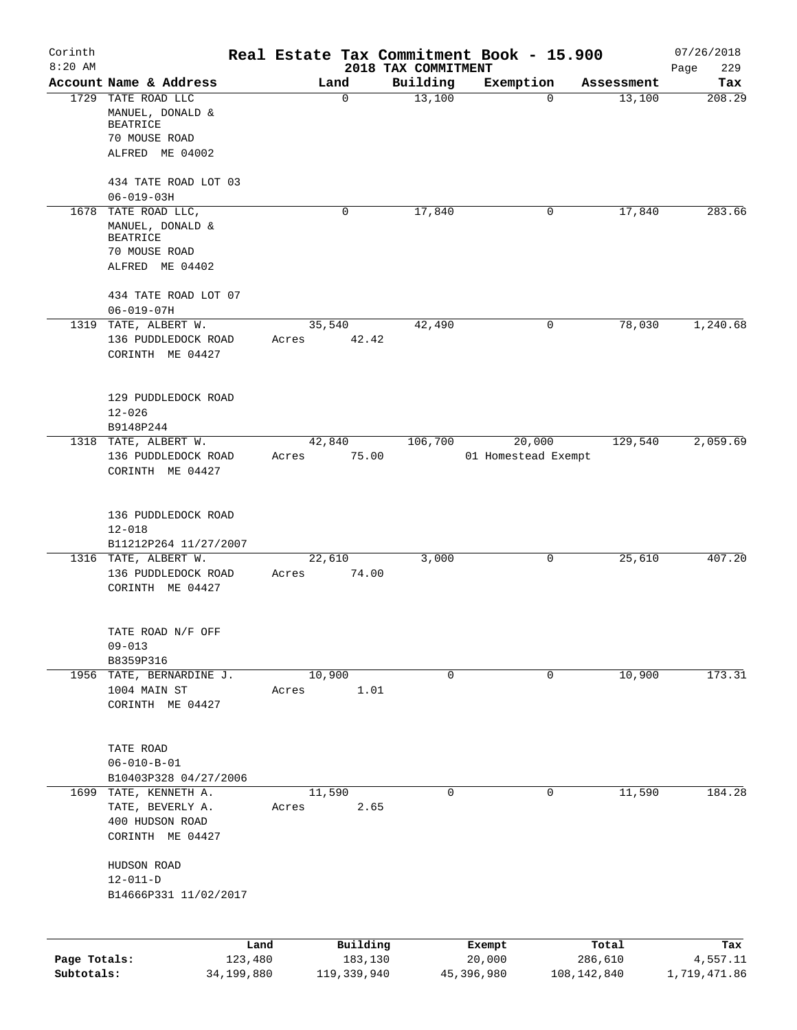# Real Estate Tax Commitment Book - 15.900

Corinth 8:20 AM — 2018 TAX COMMITMENT — 07/26/2018

| Account | Name & Address | Land | Building | Exemption | Assessment | Tax |
|---|---|---|---|---|---|---|
| 1729 | TATE ROAD LLC<br>MANUEL, DONALD & BEATRICE<br>70 MOUSE ROAD<br>ALFRED ME 04002<br><br>434 TATE ROAD LOT 03<br>06-019-03H | 0 | 13,100 | 0 | 13,100 | 208.29 |
| 1678 | TATE ROAD LLC,<br>MANUEL, DONALD & BEATRICE<br>70 MOUSE ROAD<br>ALFRED ME 04402<br><br>434 TATE ROAD LOT 07<br>06-019-07H | 0 | 17,840 | 0 | 17,840 | 283.66 |
| 1319 | TATE, ALBERT W.<br>136 PUDDLEDOCK ROAD<br>CORINTH ME 04427<br><br>129 PUDDLEDOCK ROAD<br>12-026<br>B9148P244 | 35,540<br>Acres 42.42 | 42,490 | 0 | 78,030 | 1,240.68 |
| 1318 | TATE, ALBERT W.<br>136 PUDDLEDOCK ROAD<br>CORINTH ME 04427<br><br>136 PUDDLEDOCK ROAD<br>12-018<br>B11212P264 11/27/2007 | 42,840<br>Acres 75.00 | 106,700 | 20,000<br>01 Homestead Exempt | 129,540 | 2,059.69 |
| 1316 | TATE, ALBERT W.<br>136 PUDDLEDOCK ROAD<br>CORINTH ME 04427<br><br>TATE ROAD N/F OFF<br>09-013<br>B8359P316 | 22,610<br>Acres 74.00 | 3,000 | 0 | 25,610 | 407.20 |
| 1956 | TATE, BERNARDINE J.<br>1004 MAIN ST<br>CORINTH ME 04427<br><br>TATE ROAD<br>06-010-B-01<br>B10403P328 04/27/2006 | 10,900<br>Acres 1.01 | 0 | 0 | 10,900 | 173.31 |
| 1699 | TATE, KENNETH A.<br>TATE, BEVERLY A.<br>400 HUDSON ROAD<br>CORINTH ME 04427<br><br>HUDSON ROAD<br>12-011-D<br>B14666P331 11/02/2017 | 11,590<br>Acres 2.65 | 0 | 0 | 11,590 | 184.28 |

| | Land | Building | Exempt | Total | Tax |
|---|---|---|---|---|---|
| Page Totals: | 123,480 | 183,130 | 20,000 | 286,610 | 4,557.11 |
| Subtotals: | 34,199,880 | 119,339,940 | 45,396,980 | 108,142,840 | 1,719,471.86 |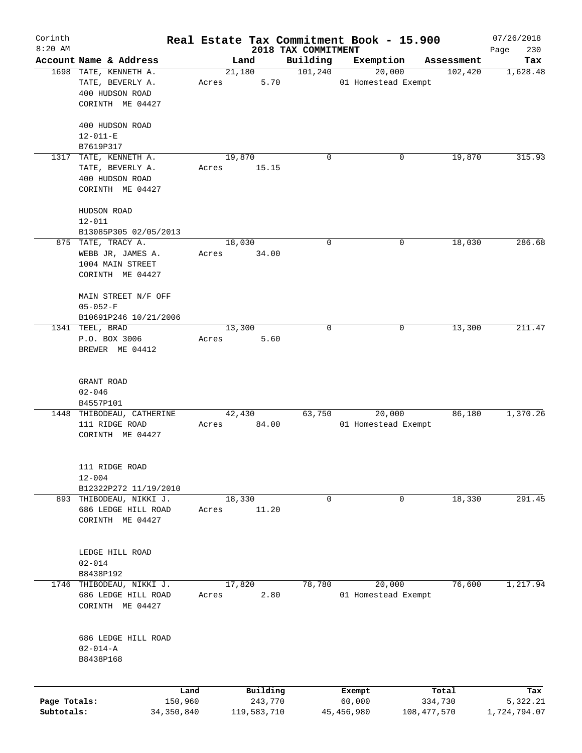Corinth
8:20 AM

# Real Estate Tax Commitment Book - 15.900

## 2018 TAX COMMITMENT

07/26/2018

| Account | Name & Address | Land | Building | Exemption | Assessment | Tax |
|---|---|---|---|---|---|---|
| 1698 | TATE, KENNETH A.<br>TATE, BEVERLY A.<br>400 HUDSON ROAD<br>CORINTH ME 04427<br><br>400 HUDSON ROAD<br>12-011-E<br>B7619P317 | 21,180<br>Acres 5.70 | 101,240 | 20,000<br>01 Homestead Exempt | 102,420 | 1,628.48 |
| 1317 | TATE, KENNETH A.<br>TATE, BEVERLY A.<br>400 HUDSON ROAD<br>CORINTH ME 04427<br><br>HUDSON ROAD<br>12-011<br>B13085P305 02/05/2013 | 19,870<br>Acres 15.15 | 0 | 0 | 19,870 | 315.93 |
| 875 | TATE, TRACY A.<br>WEBB JR, JAMES A.<br>1004 MAIN STREET<br>CORINTH ME 04427<br><br>MAIN STREET N/F OFF<br>05-052-F<br>B10691P246 10/21/2006 | 18,030<br>Acres 34.00 | 0 | 0 | 18,030 | 286.68 |
| 1341 | TEEL, BRAD<br>P.O. BOX 3006<br>BREWER ME 04412<br><br>GRANT ROAD<br>02-046<br>B4557P101 | 13,300<br>Acres 5.60 | 0 | 0 | 13,300 | 211.47 |
| 1448 | THIBODEAU, CATHERINE<br>111 RIDGE ROAD<br>CORINTH ME 04427<br><br>111 RIDGE ROAD<br>12-004<br>B12322P272 11/19/2010 | 42,430<br>Acres 84.00 | 63,750 | 20,000<br>01 Homestead Exempt | 86,180 | 1,370.26 |
| 893 | THIBODEAU, NIKKI J.<br>686 LEDGE HILL ROAD<br>CORINTH ME 04427<br><br>LEDGE HILL ROAD<br>02-014<br>B8438P192 | 18,330<br>Acres 11.20 | 0 | 0 | 18,330 | 291.45 |
| 1746 | THIBODEAU, NIKKI J.<br>686 LEDGE HILL ROAD<br>CORINTH ME 04427<br><br>686 LEDGE HILL ROAD<br>02-014-A<br>B8438P168 | 17,820<br>Acres 2.80 | 78,780 | 20,000<br>01 Homestead Exempt | 76,600 | 1,217.94 |

| | Land | Building | Exempt | Total | Tax |
|---|---|---|---|---|---|
| Page Totals: | 150,960 | 243,770 | 60,000 | 334,730 | 5,322.21 |
| Subtotals: | 34,350,840 | 119,583,710 | 45,456,980 | 108,477,570 | 1,724,794.07 |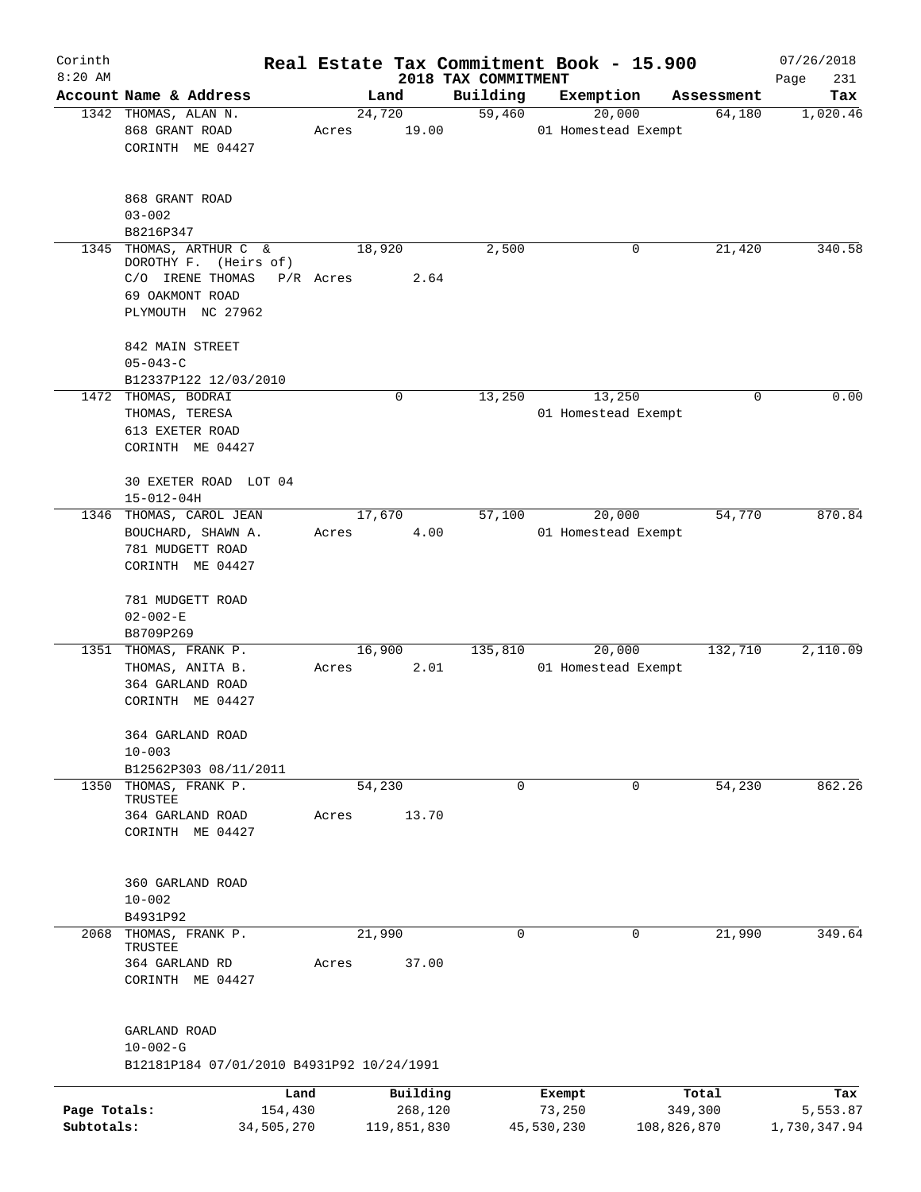# Real Estate Tax Commitment Book - 15.900

Corinth 8:20 AM — 2018 TAX COMMITMENT — 07/26/2018 Page 231

| Account Name & Address | Land | Building | Exemption | Assessment | Tax |
|---|---|---|---|---|---|
| 1342 THOMAS, ALAN N.<br>868 GRANT ROAD<br>CORINTH ME 04427<br><br>868 GRANT ROAD<br>03-002<br>B8216P347 | 24,720<br>Acres 19.00 | 59,460 | 20,000<br>01 Homestead Exempt | 64,180 | 1,020.46 |
| 1345 THOMAS, ARTHUR C &<br>DOROTHY F. (Heirs of)<br>C/O IRENE THOMAS P/R<br>69 OAKMONT ROAD<br>PLYMOUTH NC 27962<br><br>842 MAIN STREET<br>05-043-C<br>B12337P122 12/03/2010 | 18,920<br>Acres 2.64 | 2,500 | 0 | 21,420 | 340.58 |
| 1472 THOMAS, BODRAI<br>THOMAS, TERESA<br>613 EXETER ROAD<br>CORINTH ME 04427<br><br>30 EXETER ROAD LOT 04<br>15-012-04H | 0 | 13,250 | 13,250<br>01 Homestead Exempt | 0 | 0.00 |
| 1346 THOMAS, CAROL JEAN<br>BOUCHARD, SHAWN A.<br>781 MUDGETT ROAD<br>CORINTH ME 04427<br><br>781 MUDGETT ROAD<br>02-002-E<br>B8709P269 | 17,670<br>Acres 4.00 | 57,100 | 20,000<br>01 Homestead Exempt | 54,770 | 870.84 |
| 1351 THOMAS, FRANK P.<br>THOMAS, ANITA B.<br>364 GARLAND ROAD<br>CORINTH ME 04427<br><br>364 GARLAND ROAD<br>10-003<br>B12562P303 08/11/2011 | 16,900<br>Acres 2.01 | 135,810 | 20,000<br>01 Homestead Exempt | 132,710 | 2,110.09 |
| 1350 THOMAS, FRANK P.<br>TRUSTEE<br>364 GARLAND ROAD<br>CORINTH ME 04427<br><br>360 GARLAND ROAD<br>10-002<br>B4931P92 | 54,230<br>Acres 13.70 | 0 | 0 | 54,230 | 862.26 |
| 2068 THOMAS, FRANK P.<br>TRUSTEE<br>364 GARLAND RD<br>CORINTH ME 04427<br><br>GARLAND ROAD<br>10-002-G<br>B12181P184 07/01/2010 B4931P92 10/24/1991 | 21,990<br>Acres 37.00 | 0 | 0 | 21,990 | 349.64 |

| | Land | Building | Exempt | Total | Tax |
|---|---|---|---|---|---|
| Page Totals: | 154,430 | 268,120 | 73,250 | 349,300 | 5,553.87 |
| Subtotals: | 34,505,270 | 119,851,830 | 45,530,230 | 108,826,870 | 1,730,347.94 |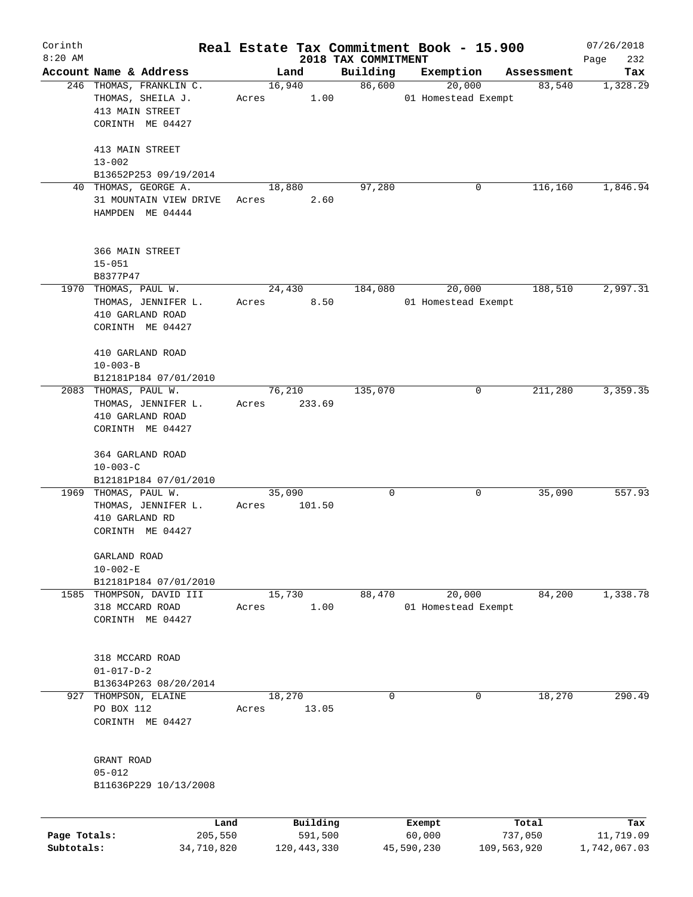Corinth 8:20 AM

# Real Estate Tax Commitment Book - 15.900

## 2018 TAX COMMITMENT

07/26/2018 Page 232

| Account Name & Address | Land | Building | Exemption | Assessment | Tax |
|---|---|---|---|---|---|
| 246 THOMAS, FRANKLIN C.<br>THOMAS, SHEILA J.<br>413 MAIN STREET<br>CORINTH ME 04427<br><br>413 MAIN STREET<br>13-002<br>B13652P253 09/19/2014 | 16,940<br>Acres 1.00 | 86,600 | 20,000<br>01 Homestead Exempt | 83,540 | 1,328.29 |
| 40 THOMAS, GEORGE A.<br>31 MOUNTAIN VIEW DRIVE<br>HAMPDEN ME 04444<br><br>366 MAIN STREET<br>15-051<br>B8377P47 | 18,880<br>Acres 2.60 | 97,280 | 0 | 116,160 | 1,846.94 |
| 1970 THOMAS, PAUL W.<br>THOMAS, JENNIFER L.<br>410 GARLAND ROAD<br>CORINTH ME 04427<br><br>410 GARLAND ROAD<br>10-003-B<br>B12181P184 07/01/2010 | 24,430<br>Acres 8.50 | 184,080 | 20,000<br>01 Homestead Exempt | 188,510 | 2,997.31 |
| 2083 THOMAS, PAUL W.<br>THOMAS, JENNIFER L.<br>410 GARLAND ROAD<br>CORINTH ME 04427<br><br>364 GARLAND ROAD<br>10-003-C<br>B12181P184 07/01/2010 | 76,210<br>Acres 233.69 | 135,070 | 0 | 211,280 | 3,359.35 |
| 1969 THOMAS, PAUL W.<br>THOMAS, JENNIFER L.<br>410 GARLAND RD<br>CORINTH ME 04427<br><br>GARLAND ROAD<br>10-002-E<br>B12181P184 07/01/2010 | 35,090<br>Acres 101.50 | 0 | 0 | 35,090 | 557.93 |
| 1585 THOMPSON, DAVID III<br>318 MCCARD ROAD<br>CORINTH ME 04427<br><br>318 MCCARD ROAD<br>01-017-D-2<br>B13634P263 08/20/2014 | 15,730<br>Acres 1.00 | 88,470 | 20,000<br>01 Homestead Exempt | 84,200 | 1,338.78 |
| 927 THOMPSON, ELAINE<br>PO BOX 112<br>CORINTH ME 04427<br><br>GRANT ROAD<br>05-012<br>B11636P229 10/13/2008 | 18,270<br>Acres 13.05 | 0 | 0 | 18,270 | 290.49 |

| | Land | Building | Exempt | Total | Tax |
|---|---|---|---|---|---|
| Page Totals: | 205,550 | 591,500 | 60,000 | 737,050 | 11,719.09 |
| Subtotals: | 34,710,820 | 120,443,330 | 45,590,230 | 109,563,920 | 1,742,067.03 |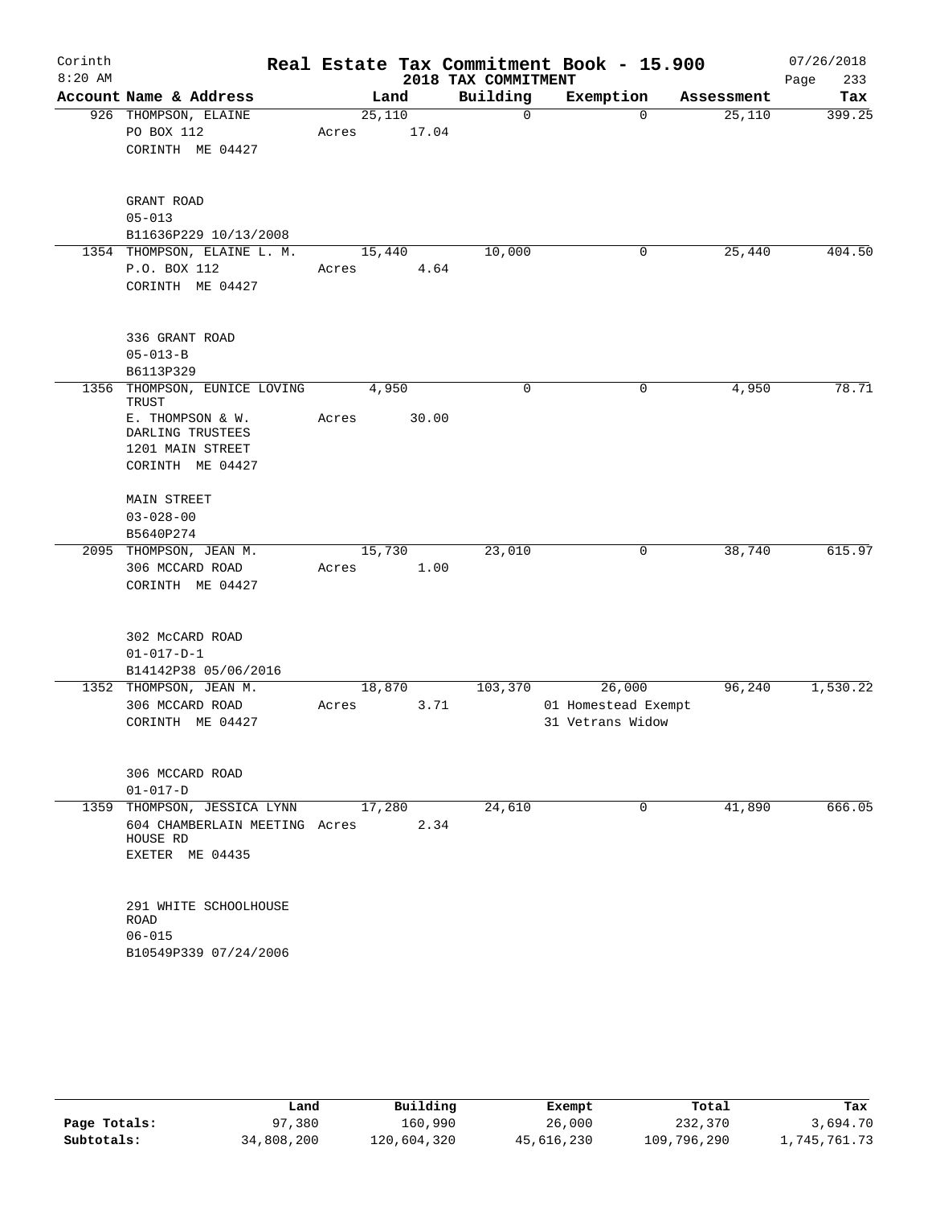Corinth 8:20 AM

# Real Estate Tax Commitment Book - 15.900

2018 TAX COMMITMENT

07/26/2018

| Account Name & Address | Land | Building | Exemption | Assessment | Tax |
|---|---|---|---|---|---|
| 926 THOMPSON, ELAINE<br>PO BOX 112<br>CORINTH ME 04427<br><br>GRANT ROAD<br>05-013<br>B11636P229 10/13/2008 | 25,110<br>Acres 17.04 | 0 | 0 | 25,110 | 399.25 |
| 1354 THOMPSON, ELAINE L. M.<br>P.O. BOX 112<br>CORINTH ME 04427<br><br>336 GRANT ROAD<br>05-013-B<br>B6113P329 | 15,440<br>Acres 4.64 | 10,000 | 0 | 25,440 | 404.50 |
| 1356 THOMPSON, EUNICE LOVING TRUST<br>E. THOMPSON & W. DARLING TRUSTEES<br>1201 MAIN STREET<br>CORINTH ME 04427<br><br>MAIN STREET<br>03-028-00<br>B5640P274 | 4,950<br>Acres 30.00 | 0 | 0 | 4,950 | 78.71 |
| 2095 THOMPSON, JEAN M.<br>306 MCCARD ROAD<br>CORINTH ME 04427<br><br>302 McCARD ROAD<br>01-017-D-1<br>B14142P38 05/06/2016 | 15,730<br>Acres 1.00 | 23,010 | 0 | 38,740 | 615.97 |
| 1352 THOMPSON, JEAN M.<br>306 MCCARD ROAD<br>CORINTH ME 04427<br><br>306 MCCARD ROAD<br>01-017-D | 18,870<br>Acres 3.71 | 103,370 | 26,000<br>01 Homestead Exempt<br>31 Vetrans Widow | 96,240 | 1,530.22 |
| 1359 THOMPSON, JESSICA LYNN<br>604 CHAMBERLAIN MEETING HOUSE RD<br>EXETER ME 04435<br><br>291 WHITE SCHOOLHOUSE ROAD<br>06-015<br>B10549P339 07/24/2006 | 17,280<br>Acres 2.34 | 24,610 | 0 | 41,890 | 666.05 |

| | Land | Building | Exempt | Total | Tax |
|---|---|---|---|---|---|
| Page Totals: | 97,380 | 160,990 | 26,000 | 232,370 | 3,694.70 |
| Subtotals: | 34,808,200 | 120,604,320 | 45,616,230 | 109,796,290 | 1,745,761.73 |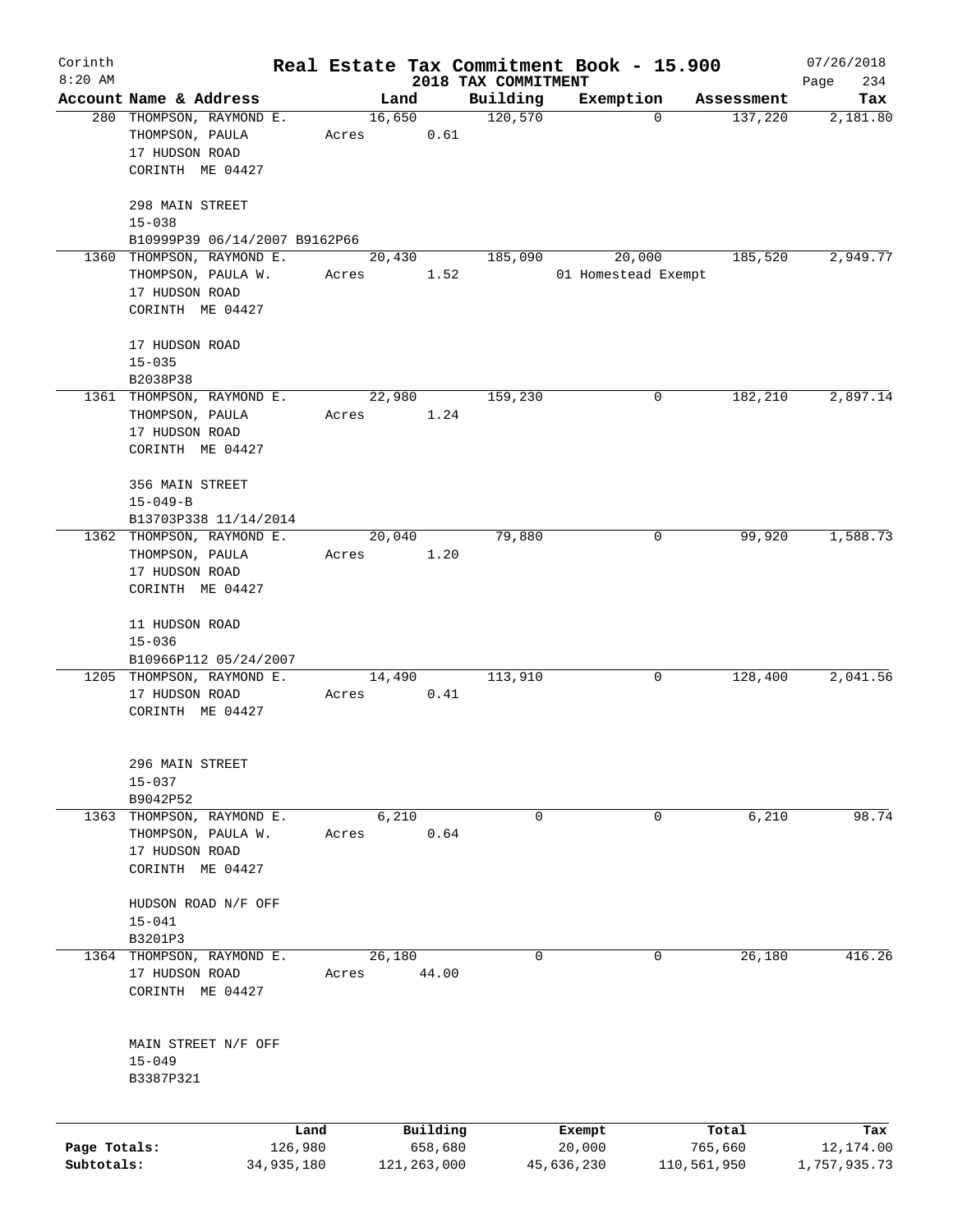# Real Estate Tax Commitment Book - 15.900

## 2018 TAX COMMITMENT

Corinth 8:20 AM — 07/26/2018

| Account | Name & Address | Land | Building | Exemption | Assessment | Tax |
|---|---|---|---|---|---|---|
| 280 | THOMPSON, RAYMOND E.<br>THOMPSON, PAULA<br>17 HUDSON ROAD<br>CORINTH ME 04427<br><br>298 MAIN STREET<br>15-038<br>B10999P39 06/14/2007 B9162P66 | 16,650<br>Acres 0.61 | 120,570 | 0 | 137,220 | 2,181.80 |
| 1360 | THOMPSON, RAYMOND E.<br>THOMPSON, PAULA W.<br>17 HUDSON ROAD<br>CORINTH ME 04427<br><br>17 HUDSON ROAD<br>15-035<br>B2038P38 | 20,430<br>Acres 1.52 | 185,090 | 20,000<br>01 Homestead Exempt | 185,520 | 2,949.77 |
| 1361 | THOMPSON, RAYMOND E.<br>THOMPSON, PAULA<br>17 HUDSON ROAD<br>CORINTH ME 04427<br><br>356 MAIN STREET<br>15-049-B<br>B13703P338 11/14/2014 | 22,980<br>Acres 1.24 | 159,230 | 0 | 182,210 | 2,897.14 |
| 1362 | THOMPSON, RAYMOND E.<br>THOMPSON, PAULA<br>17 HUDSON ROAD<br>CORINTH ME 04427<br><br>11 HUDSON ROAD<br>15-036<br>B10966P112 05/24/2007 | 20,040<br>Acres 1.20 | 79,880 | 0 | 99,920 | 1,588.73 |
| 1205 | THOMPSON, RAYMOND E.<br>17 HUDSON ROAD<br>CORINTH ME 04427<br><br>296 MAIN STREET<br>15-037<br>B9042P52 | 14,490<br>Acres 0.41 | 113,910 | 0 | 128,400 | 2,041.56 |
| 1363 | THOMPSON, RAYMOND E.<br>THOMPSON, PAULA W.<br>17 HUDSON ROAD<br>CORINTH ME 04427<br><br>HUDSON ROAD N/F OFF<br>15-041<br>B3201P3 | 6,210<br>Acres 0.64 | 0 | 0 | 6,210 | 98.74 |
| 1364 | THOMPSON, RAYMOND E.<br>17 HUDSON ROAD<br>CORINTH ME 04427<br><br>MAIN STREET N/F OFF<br>15-049<br>B3387P321 | 26,180<br>Acres 44.00 | 0 | 0 | 26,180 | 416.26 |

| | Land | Building | Exempt | Total | Tax |
|---|---|---|---|---|---|
| Page Totals: | 126,980 | 658,680 | 20,000 | 765,660 | 12,174.00 |
| Subtotals: | 34,935,180 | 121,263,000 | 45,636,230 | 110,561,950 | 1,757,935.73 |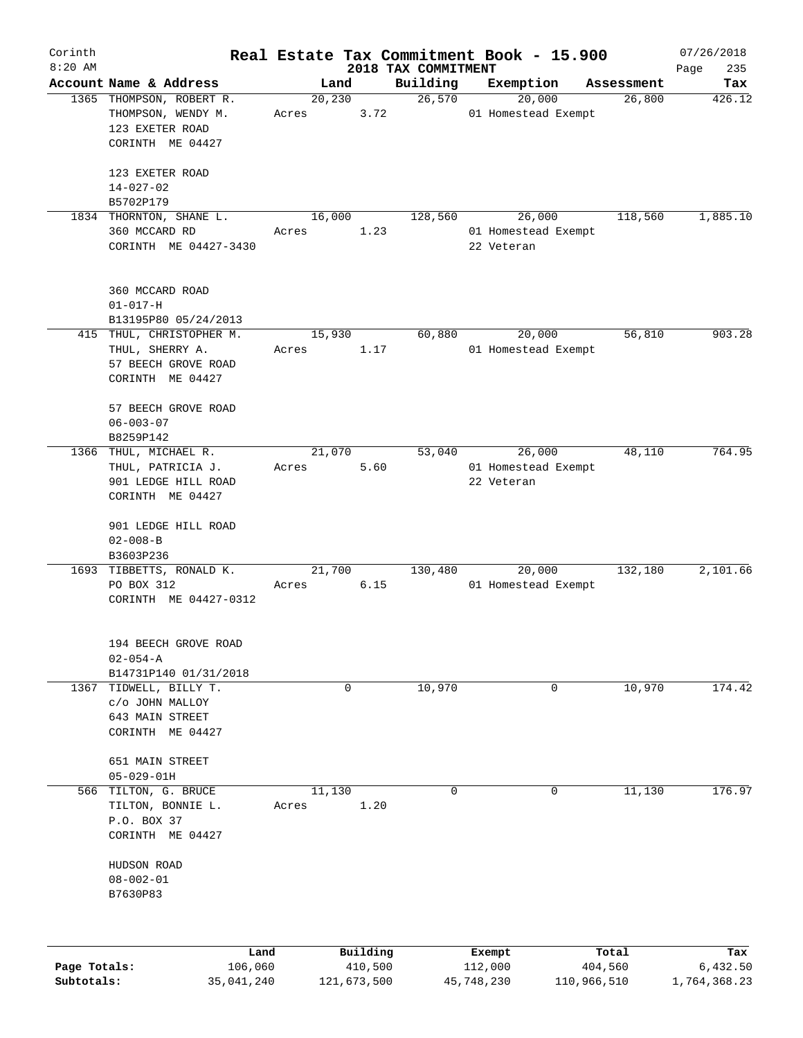# Real Estate Tax Commitment Book - 15.900

Corinth 8:20 AM — 2018 TAX COMMITMENT — 07/26/2018

| Account Name & Address | Land | Building | Exemption | Assessment | Tax |
|---|---|---|---|---|---|
| 1365 THOMPSON, ROBERT R.<br>THOMPSON, WENDY M.<br>123 EXETER ROAD<br>CORINTH ME 04427<br><br>123 EXETER ROAD<br>14-027-02<br>B5702P179 | 20,230<br>Acres 3.72 | 26,570 | 20,000<br>01 Homestead Exempt | 26,800 | 426.12 |
| 1834 THORNTON, SHANE L.<br>360 MCCARD RD<br>CORINTH ME 04427-3430<br><br>360 MCCARD ROAD<br>01-017-H<br>B13195P80 05/24/2013 | 16,000<br>Acres 1.23 | 128,560 | 26,000<br>01 Homestead Exempt<br>22 Veteran | 118,560 | 1,885.10 |
| 415 THUL, CHRISTOPHER M.<br>THUL, SHERRY A.<br>57 BEECH GROVE ROAD<br>CORINTH ME 04427<br><br>57 BEECH GROVE ROAD<br>06-003-07<br>B8259P142 | 15,930<br>Acres 1.17 | 60,880 | 20,000<br>01 Homestead Exempt | 56,810 | 903.28 |
| 1366 THUL, MICHAEL R.<br>THUL, PATRICIA J.<br>901 LEDGE HILL ROAD<br>CORINTH ME 04427<br><br>901 LEDGE HILL ROAD<br>02-008-B<br>B3603P236 | 21,070<br>Acres 5.60 | 53,040 | 26,000<br>01 Homestead Exempt<br>22 Veteran | 48,110 | 764.95 |
| 1693 TIBBETTS, RONALD K.<br>PO BOX 312<br>CORINTH ME 04427-0312<br><br>194 BEECH GROVE ROAD<br>02-054-A<br>B14731P140 01/31/2018 | 21,700<br>Acres 6.15 | 130,480 | 20,000<br>01 Homestead Exempt | 132,180 | 2,101.66 |
| 1367 TIDWELL, BILLY T.<br>c/o JOHN MALLOY<br>643 MAIN STREET<br>CORINTH ME 04427<br><br>651 MAIN STREET<br>05-029-01H | 0 | 10,970 | 0 | 10,970 | 174.42 |
| 566 TILTON, G. BRUCE<br>TILTON, BONNIE L.<br>P.O. BOX 37<br>CORINTH ME 04427<br><br>HUDSON ROAD<br>08-002-01<br>B7630P83 | 11,130<br>Acres 1.20 | 0 | 0 | 11,130 | 176.97 |

| | Land | Building | Exempt | Total | Tax |
|---|---|---|---|---|---|
| Page Totals: | 106,060 | 410,500 | 112,000 | 404,560 | 6,432.50 |
| Subtotals: | 35,041,240 | 121,673,500 | 45,748,230 | 110,966,510 | 1,764,368.23 |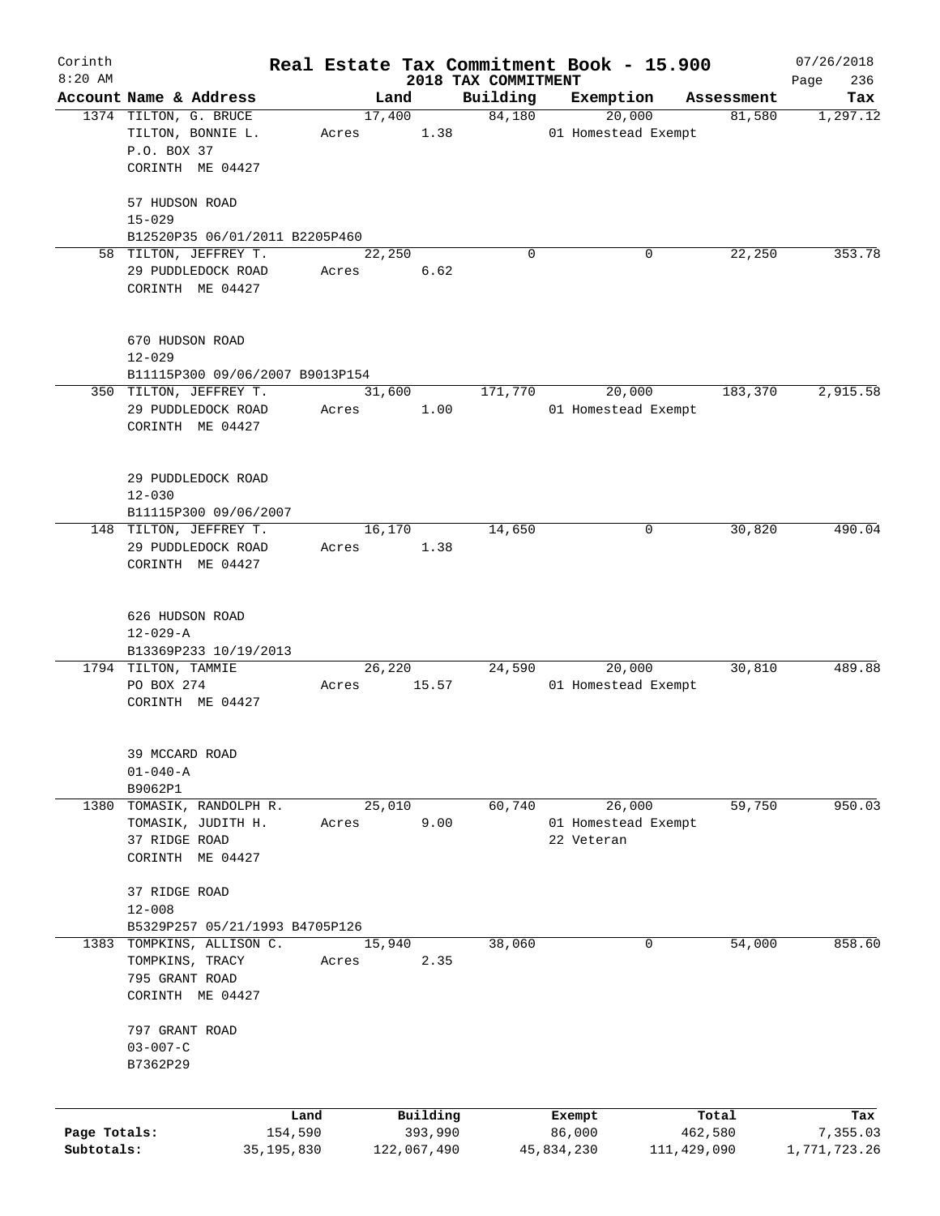Corinth 8:20 AM

# Real Estate Tax Commitment Book - 15.900

## 2018 TAX COMMITMENT

07/26/2018

| Account | Name & Address | Land | Building | Exemption | Assessment | Tax |
|---|---|---|---|---|---|---|
| 1374 | TILTON, G. BRUCE<br>TILTON, BONNIE L.<br>P.O. BOX 37<br>CORINTH ME 04427<br><br>57 HUDSON ROAD<br>15-029<br>B12520P35 06/01/2011 B2205P460 | 17,400<br>Acres 1.38 | 84,180 | 20,000<br>01 Homestead Exempt | 81,580 | 1,297.12 |
| 58 | TILTON, JEFFREY T.<br>29 PUDDLEDOCK ROAD<br>CORINTH ME 04427<br><br>670 HUDSON ROAD<br>12-029<br>B11115P300 09/06/2007 B9013P154 | 22,250<br>Acres 6.62 | 0 | 0 | 22,250 | 353.78 |
| 350 | TILTON, JEFFREY T.<br>29 PUDDLEDOCK ROAD<br>CORINTH ME 04427<br><br>29 PUDDLEDOCK ROAD<br>12-030<br>B11115P300 09/06/2007 | 31,600<br>Acres 1.00 | 171,770 | 20,000<br>01 Homestead Exempt | 183,370 | 2,915.58 |
| 148 | TILTON, JEFFREY T.<br>29 PUDDLEDOCK ROAD<br>CORINTH ME 04427<br><br>626 HUDSON ROAD<br>12-029-A<br>B13369P233 10/19/2013 | 16,170<br>Acres 1.38 | 14,650 | 0 | 30,820 | 490.04 |
| 1794 | TILTON, TAMMIE<br>PO BOX 274<br>CORINTH ME 04427<br><br>39 MCCARD ROAD<br>01-040-A<br>B9062P1 | 26,220<br>Acres 15.57 | 24,590 | 20,000<br>01 Homestead Exempt | 30,810 | 489.88 |
| 1380 | TOMASIK, RANDOLPH R.<br>TOMASIK, JUDITH H.<br>37 RIDGE ROAD<br>CORINTH ME 04427<br><br>37 RIDGE ROAD<br>12-008<br>B5329P257 05/21/1993 B4705P126 | 25,010<br>Acres 9.00 | 60,740 | 26,000<br>01 Homestead Exempt<br>22 Veteran | 59,750 | 950.03 |
| 1383 | TOMPKINS, ALLISON C.<br>TOMPKINS, TRACY<br>795 GRANT ROAD<br>CORINTH ME 04427<br><br>797 GRANT ROAD<br>03-007-C<br>B7362P29 | 15,940<br>Acres 2.35 | 38,060 | 0 | 54,000 | 858.60 |

| | Land | Building | Exempt | Total | Tax |
|---|---|---|---|---|---|
| Page Totals: | 154,590 | 393,990 | 86,000 | 462,580 | 7,355.03 |
| Subtotals: | 35,195,830 | 122,067,490 | 45,834,230 | 111,429,090 | 1,771,723.26 |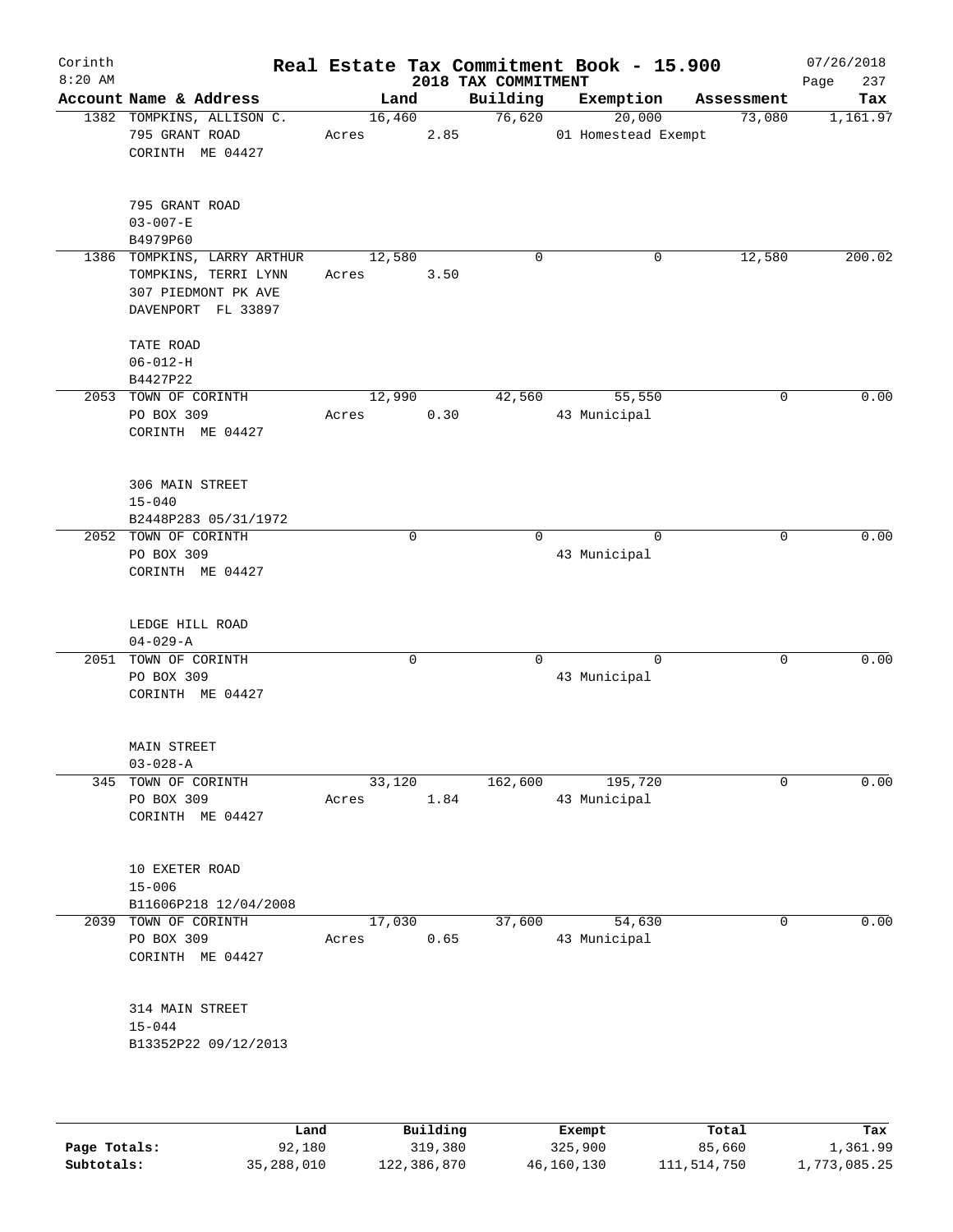Corinth 8:20 AM

**Real Estate Tax Commitment Book - 15.900**
**2018 TAX COMMITMENT**

07/26/2018

| Account | Name & Address | Land | Building | Exemption | Assessment | Tax |
|---|---|---|---|---|---|---|
| 1382 | TOMPKINS, ALLISON C.<br>795 GRANT ROAD<br>CORINTH ME 04427<br><br>795 GRANT ROAD<br>03-007-E<br>B4979P60 | 16,460<br>Acres 2.85 | 76,620 | 20,000<br>01 Homestead Exempt | 73,080 | 1,161.97 |
| 1386 | TOMPKINS, LARRY ARTHUR<br>TOMPKINS, TERRI LYNN<br>307 PIEDMONT PK AVE<br>DAVENPORT FL 33897<br><br>TATE ROAD<br>06-012-H<br>B4427P22 | 12,580<br>Acres 3.50 | 0 | 0 | 12,580 | 200.02 |
| 2053 | TOWN OF CORINTH<br>PO BOX 309<br>CORINTH ME 04427<br><br>306 MAIN STREET<br>15-040<br>B2448P283 05/31/1972 | 12,990<br>Acres 0.30 | 42,560 | 55,550<br>43 Municipal | 0 | 0.00 |
| 2052 | TOWN OF CORINTH<br>PO BOX 309<br>CORINTH ME 04427<br><br>LEDGE HILL ROAD<br>04-029-A | 0 | 0 | 0<br>43 Municipal | 0 | 0.00 |
| 2051 | TOWN OF CORINTH<br>PO BOX 309<br>CORINTH ME 04427<br><br>MAIN STREET<br>03-028-A | 0 | 0 | 0<br>43 Municipal | 0 | 0.00 |
| 345 | TOWN OF CORINTH<br>PO BOX 309<br>CORINTH ME 04427<br><br>10 EXETER ROAD<br>15-006<br>B11606P218 12/04/2008 | 33,120<br>Acres 1.84 | 162,600 | 195,720<br>43 Municipal | 0 | 0.00 |
| 2039 | TOWN OF CORINTH<br>PO BOX 309<br>CORINTH ME 04427<br><br>314 MAIN STREET<br>15-044<br>B13352P22 09/12/2013 | 17,030<br>Acres 0.65 | 37,600 | 54,630<br>43 Municipal | 0 | 0.00 |

| | Land | Building | Exempt | Total | Tax |
|---|---|---|---|---|---|
| **Page Totals:** | 92,180 | 319,380 | 325,900 | 85,660 | 1,361.99 |
| **Subtotals:** | 35,288,010 | 122,386,870 | 46,160,130 | 111,514,750 | 1,773,085.25 |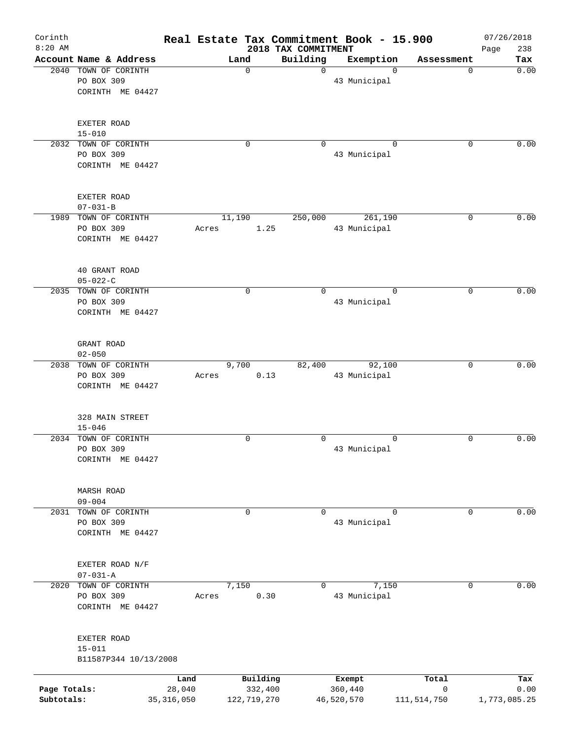Corinth
8:20 AM

# Real Estate Tax Commitment Book - 15.900
## 2018 TAX COMMITMENT

07/26/2018

| Account Name & Address | Land | Building | Exemption | Assessment | Tax |
|---|---|---|---|---|---|
| 2040 TOWN OF CORINTH<br>PO BOX 309<br>CORINTH ME 04427<br><br>EXETER ROAD<br>15-010 | 0 | 0 | 0<br>43 Municipal | 0 | 0.00 |
| 2032 TOWN OF CORINTH<br>PO BOX 309<br>CORINTH ME 04427<br><br>EXETER ROAD<br>07-031-B | 0 | 0 | 0<br>43 Municipal | 0 | 0.00 |
| 1989 TOWN OF CORINTH<br>PO BOX 309<br>CORINTH ME 04427<br><br>40 GRANT ROAD<br>05-022-C | 11,190<br>Acres 1.25 | 250,000 | 261,190<br>43 Municipal | 0 | 0.00 |
| 2035 TOWN OF CORINTH<br>PO BOX 309<br>CORINTH ME 04427<br><br>GRANT ROAD<br>02-050 | 0 | 0 | 0<br>43 Municipal | 0 | 0.00 |
| 2038 TOWN OF CORINTH<br>PO BOX 309<br>CORINTH ME 04427<br><br>328 MAIN STREET<br>15-046 | 9,700<br>Acres 0.13 | 82,400 | 92,100<br>43 Municipal | 0 | 0.00 |
| 2034 TOWN OF CORINTH<br>PO BOX 309<br>CORINTH ME 04427<br><br>MARSH ROAD<br>09-004 | 0 | 0 | 0<br>43 Municipal | 0 | 0.00 |
| 2031 TOWN OF CORINTH<br>PO BOX 309<br>CORINTH ME 04427<br><br>EXETER ROAD N/F<br>07-031-A | 0 | 0 | 0<br>43 Municipal | 0 | 0.00 |
| 2020 TOWN OF CORINTH<br>PO BOX 309<br>CORINTH ME 04427<br><br>EXETER ROAD<br>15-011<br>B11587P344 10/13/2008 | 7,150<br>Acres 0.30 | 0 | 7,150<br>43 Municipal | 0 | 0.00 |

| | Land | Building | Exempt | Total | Tax |
|---|---|---|---|---|---|
| Page Totals: | 28,040 | 332,400 | 360,440 | 0 | 0.00 |
| Subtotals: | 35,316,050 | 122,719,270 | 46,520,570 | 111,514,750 | 1,773,085.25 |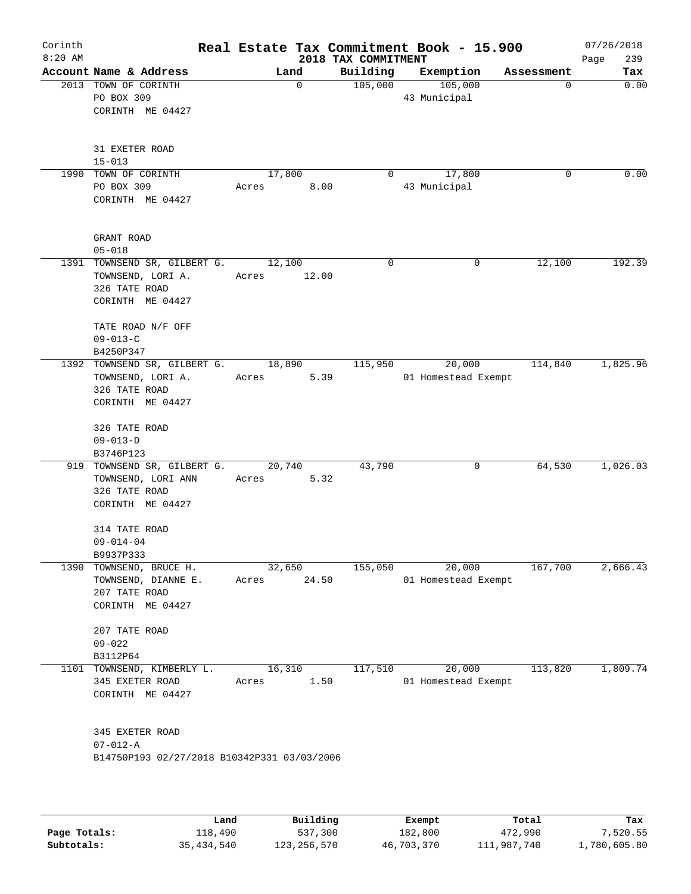# Real Estate Tax Commitment Book - 15.900

Corinth
8:20 AM

2018 TAX COMMITMENT

07/26/2018

| Account Name & Address | Land | Building | Exemption | Assessment | Tax |
|---|---|---|---|---|---|
| 2013 TOWN OF CORINTH<br>PO BOX 309<br>CORINTH ME 04427<br><br>31 EXETER ROAD<br>15-013 | 0 | 105,000 | 105,000<br>43 Municipal | 0 | 0.00 |
| 1990 TOWN OF CORINTH<br>PO BOX 309<br>CORINTH ME 04427<br><br>GRANT ROAD<br>05-018 | 17,800<br>Acres 8.00 | 0 | 17,800<br>43 Municipal | 0 | 0.00 |
| 1391 TOWNSEND SR, GILBERT G.<br>TOWNSEND, LORI A.<br>326 TATE ROAD<br>CORINTH ME 04427<br><br>TATE ROAD N/F OFF<br>09-013-C<br>B4250P347 | 12,100<br>Acres 12.00 | 0 | 0 | 12,100 | 192.39 |
| 1392 TOWNSEND SR, GILBERT G.<br>TOWNSEND, LORI A.<br>326 TATE ROAD<br>CORINTH ME 04427<br><br>326 TATE ROAD<br>09-013-D<br>B3746P123 | 18,890<br>Acres 5.39 | 115,950 | 20,000<br>01 Homestead Exempt | 114,840 | 1,825.96 |
| 919 TOWNSEND SR, GILBERT G.<br>TOWNSEND, LORI ANN<br>326 TATE ROAD<br>CORINTH ME 04427<br><br>314 TATE ROAD<br>09-014-04<br>B9937P333 | 20,740<br>Acres 5.32 | 43,790 | 0 | 64,530 | 1,026.03 |
| 1390 TOWNSEND, BRUCE H.<br>TOWNSEND, DIANNE E.<br>207 TATE ROAD<br>CORINTH ME 04427<br><br>207 TATE ROAD<br>09-022<br>B3112P64 | 32,650<br>Acres 24.50 | 155,050 | 20,000<br>01 Homestead Exempt | 167,700 | 2,666.43 |
| 1101 TOWNSEND, KIMBERLY L.<br>345 EXETER ROAD<br>CORINTH ME 04427<br><br>345 EXETER ROAD<br>07-012-A<br>B14750P193 02/27/2018 B10342P331 03/03/2006 | 16,310<br>Acres 1.50 | 117,510 | 20,000<br>01 Homestead Exempt | 113,820 | 1,809.74 |

| | Land | Building | Exempt | Total | Tax |
|---|---|---|---|---|---|
| Page Totals: | 118,490 | 537,300 | 182,800 | 472,990 | 7,520.55 |
| Subtotals: | 35,434,540 | 123,256,570 | 46,703,370 | 111,987,740 | 1,780,605.80 |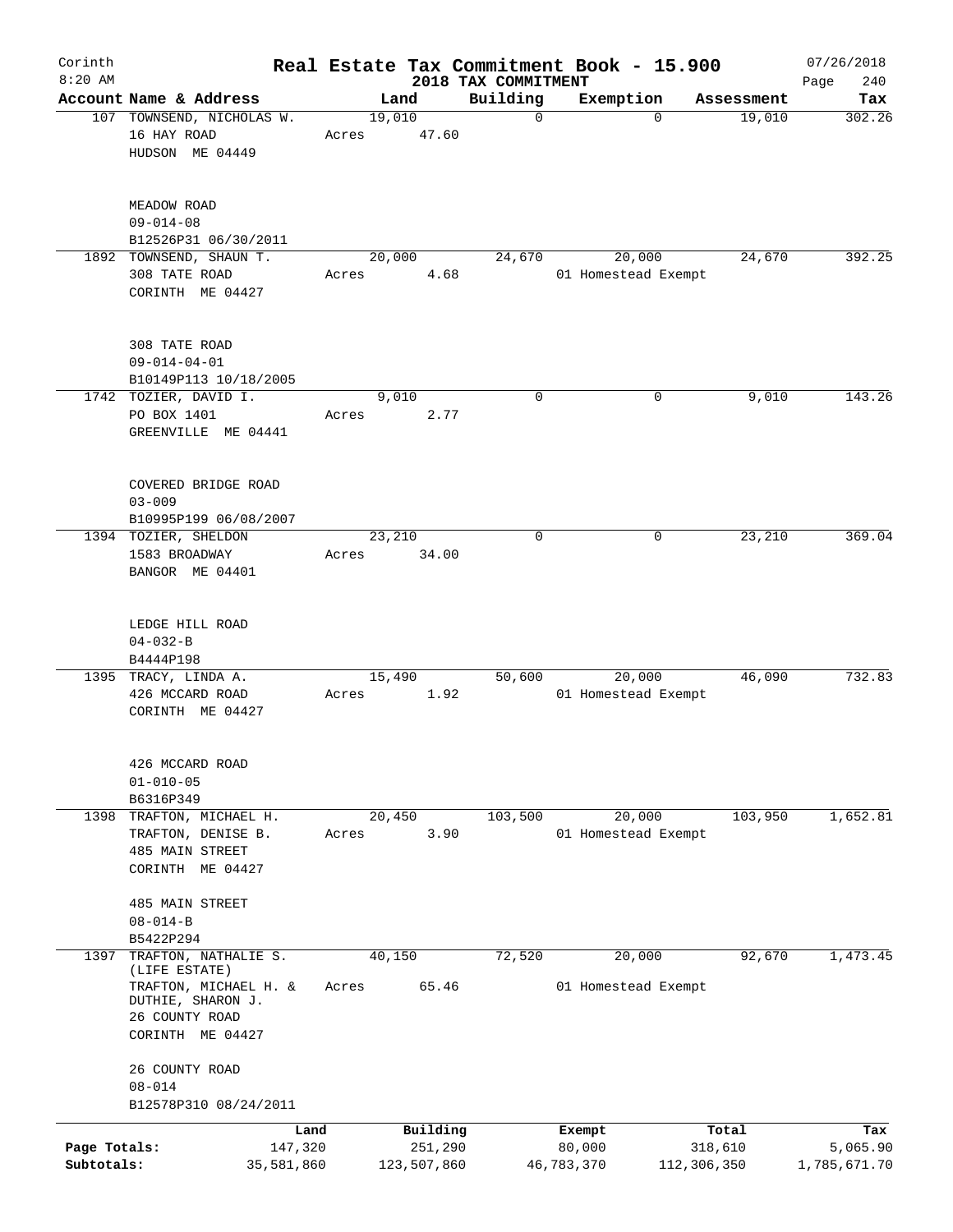Corinth 8:20 AM

# Real Estate Tax Commitment Book - 15.900

## 2018 TAX COMMITMENT

07/26/2018

| Account Name & Address | Land | Building | Exemption | Assessment | Tax |
|---|---|---|---|---|---|
| 107 TOWNSEND, NICHOLAS W.<br>16 HAY ROAD<br>HUDSON ME 04449<br><br>MEADOW ROAD<br>09-014-08<br>B12526P31 06/30/2011 | 19,010<br>Acres 47.60 | 0 | 0 | 19,010 | 302.26 |
| 1892 TOWNSEND, SHAUN T.<br>308 TATE ROAD<br>CORINTH ME 04427<br><br>308 TATE ROAD<br>09-014-04-01<br>B10149P113 10/18/2005 | 20,000<br>Acres 4.68 | 24,670 | 20,000<br>01 Homestead Exempt | 24,670 | 392.25 |
| 1742 TOZIER, DAVID I.<br>PO BOX 1401<br>GREENVILLE ME 04441<br><br>COVERED BRIDGE ROAD<br>03-009<br>B10995P199 06/08/2007 | 9,010<br>Acres 2.77 | 0 | 0 | 9,010 | 143.26 |
| 1394 TOZIER, SHELDON<br>1583 BROADWAY<br>BANGOR ME 04401<br><br>LEDGE HILL ROAD<br>04-032-B<br>B4444P198 | 23,210<br>Acres 34.00 | 0 | 0 | 23,210 | 369.04 |
| 1395 TRACY, LINDA A.<br>426 MCCARD ROAD<br>CORINTH ME 04427<br><br>426 MCCARD ROAD<br>01-010-05<br>B6316P349 | 15,490<br>Acres 1.92 | 50,600 | 20,000<br>01 Homestead Exempt | 46,090 | 732.83 |
| 1398 TRAFTON, MICHAEL H.<br>TRAFTON, DENISE B.<br>485 MAIN STREET<br>CORINTH ME 04427<br><br>485 MAIN STREET<br>08-014-B<br>B5422P294 | 20,450<br>Acres 3.90 | 103,500 | 20,000<br>01 Homestead Exempt | 103,950 | 1,652.81 |
| 1397 TRAFTON, NATHALIE S. (LIFE ESTATE)<br>TRAFTON, MICHAEL H. & DUTHIE, SHARON J.<br>26 COUNTY ROAD<br>CORINTH ME 04427<br><br>26 COUNTY ROAD<br>08-014<br>B12578P310 08/24/2011 | 40,150<br>Acres 65.46 | 72,520 | 20,000<br>01 Homestead Exempt | 92,670 | 1,473.45 |

| | Land | Building | Exempt | Total | Tax |
|---|---|---|---|---|---|
| Page Totals: | 147,320 | 251,290 | 80,000 | 318,610 | 5,065.90 |
| Subtotals: | 35,581,860 | 123,507,860 | 46,783,370 | 112,306,350 | 1,785,671.70 |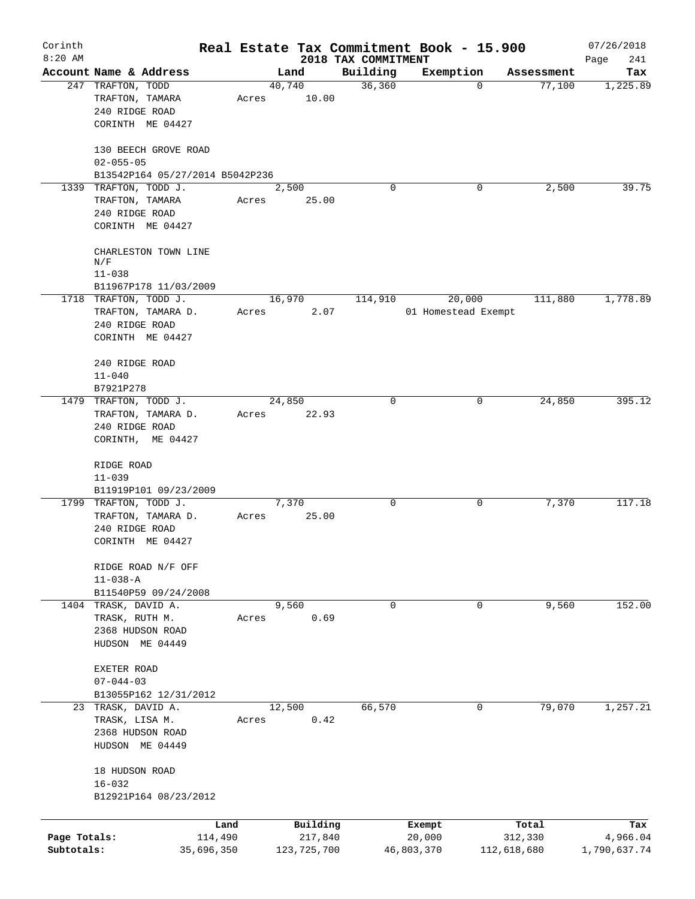# Real Estate Tax Commitment Book - 15.900

## 2018 TAX COMMITMENT

Corinth
8:20 AM

07/26/2018

| Account Name & Address | Land | Building | Exemption | Assessment | Tax |
|---|---|---|---|---|---|
| 247 TRAFTON, TODD<br>TRAFTON, TAMARA<br>240 RIDGE ROAD<br>CORINTH ME 04427<br><br>130 BEECH GROVE ROAD<br>02-055-05<br>B13542P164 05/27/2014 B5042P236 | 40,740<br>Acres 10.00 | 36,360 | 0 | 77,100 | 1,225.89 |
| 1339 TRAFTON, TODD J.<br>TRAFTON, TAMARA<br>240 RIDGE ROAD<br>CORINTH ME 04427<br><br>CHARLESTON TOWN LINE N/F<br>11-038<br>B11967P178 11/03/2009 | 2,500<br>Acres 25.00 | 0 | 0 | 2,500 | 39.75 |
| 1718 TRAFTON, TODD J.<br>TRAFTON, TAMARA D.<br>240 RIDGE ROAD<br>CORINTH ME 04427<br><br>240 RIDGE ROAD<br>11-040<br>B7921P278 | 16,970<br>Acres 2.07 | 114,910 | 20,000<br>01 Homestead Exempt | 111,880 | 1,778.89 |
| 1479 TRAFTON, TODD J.<br>TRAFTON, TAMARA D.<br>240 RIDGE ROAD<br>CORINTH, ME 04427<br><br>RIDGE ROAD<br>11-039<br>B11919P101 09/23/2009 | 24,850<br>Acres 22.93 | 0 | 0 | 24,850 | 395.12 |
| 1799 TRAFTON, TODD J.<br>TRAFTON, TAMARA D.<br>240 RIDGE ROAD<br>CORINTH ME 04427<br><br>RIDGE ROAD N/F OFF<br>11-038-A<br>B11540P59 09/24/2008 | 7,370<br>Acres 25.00 | 0 | 0 | 7,370 | 117.18 |
| 1404 TRASK, DAVID A.<br>TRASK, RUTH M.<br>2368 HUDSON ROAD<br>HUDSON ME 04449<br><br>EXETER ROAD<br>07-044-03<br>B13055P162 12/31/2012 | 9,560<br>Acres 0.69 | 0 | 0 | 9,560 | 152.00 |
| 23 TRASK, DAVID A.<br>TRASK, LISA M.<br>2368 HUDSON ROAD<br>HUDSON ME 04449<br><br>18 HUDSON ROAD<br>16-032<br>B12921P164 08/23/2012 | 12,500<br>Acres 0.42 | 66,570 | 0 | 79,070 | 1,257.21 |

| | Land | Building | Exempt | Total | Tax |
|---|---|---|---|---|---|
| Page Totals: | 114,490 | 217,840 | 20,000 | 312,330 | 4,966.04 |
| Subtotals: | 35,696,350 | 123,725,700 | 46,803,370 | 112,618,680 | 1,790,637.74 |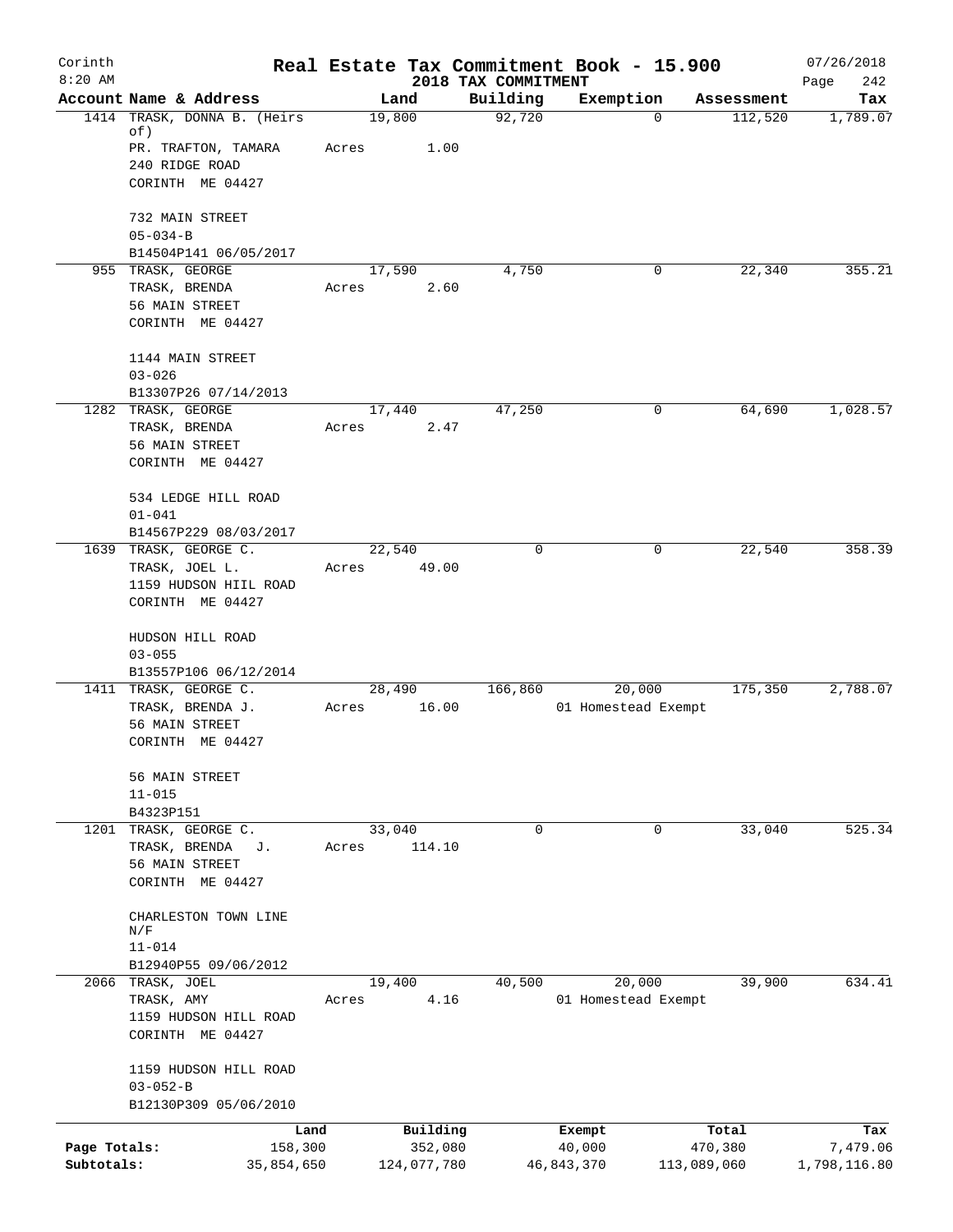# Real Estate Tax Commitment Book - 15.900

Corinth 8:20 AM — 2018 TAX COMMITMENT — 07/26/2018

| Account | Name & Address | Land | Building | Exemption | Assessment | Tax |
|---|---|---|---|---|---|---|
| 1414 | TRASK, DONNA B. (Heirs of)<br>PR. TRAFTON, TAMARA<br>240 RIDGE ROAD<br>CORINTH ME 04427<br><br>732 MAIN STREET<br>05-034-B<br>B14504P141 06/05/2017 | 19,800<br>Acres 1.00 | 92,720 | 0 | 112,520 | 1,789.07 |
| 955 | TRASK, GEORGE<br>TRASK, BRENDA<br>56 MAIN STREET<br>CORINTH ME 04427<br><br>1144 MAIN STREET<br>03-026<br>B13307P26 07/14/2013 | 17,590<br>Acres 2.60 | 4,750 | 0 | 22,340 | 355.21 |
| 1282 | TRASK, GEORGE<br>TRASK, BRENDA<br>56 MAIN STREET<br>CORINTH ME 04427<br><br>534 LEDGE HILL ROAD<br>01-041<br>B14567P229 08/03/2017 | 17,440<br>Acres 2.47 | 47,250 | 0 | 64,690 | 1,028.57 |
| 1639 | TRASK, GEORGE C.<br>TRASK, JOEL L.<br>1159 HUDSON HIIL ROAD<br>CORINTH ME 04427<br><br>HUDSON HILL ROAD<br>03-055<br>B13557P106 06/12/2014 | 22,540<br>Acres 49.00 | 0 | 0 | 22,540 | 358.39 |
| 1411 | TRASK, GEORGE C.<br>TRASK, BRENDA J.<br>56 MAIN STREET<br>CORINTH ME 04427<br><br>56 MAIN STREET<br>11-015<br>B4323P151 | 28,490<br>Acres 16.00 | 166,860 | 20,000<br>01 Homestead Exempt | 175,350 | 2,788.07 |
| 1201 | TRASK, GEORGE C.<br>TRASK, BRENDA J.<br>56 MAIN STREET<br>CORINTH ME 04427<br><br>CHARLESTON TOWN LINE N/F<br>11-014<br>B12940P55 09/06/2012 | 33,040<br>Acres 114.10 | 0 | 0 | 33,040 | 525.34 |
| 2066 | TRASK, JOEL<br>TRASK, AMY<br>1159 HUDSON HILL ROAD<br>CORINTH ME 04427<br><br>1159 HUDSON HILL ROAD<br>03-052-B<br>B12130P309 05/06/2010 | 19,400<br>Acres 4.16 | 40,500 | 20,000<br>01 Homestead Exempt | 39,900 | 634.41 |

| | Land | Building | Exempt | Total | Tax |
|---|---|---|---|---|---|
| Page Totals: | 158,300 | 352,080 | 40,000 | 470,380 | 7,479.06 |
| Subtotals: | 35,854,650 | 124,077,780 | 46,843,370 | 113,089,060 | 1,798,116.80 |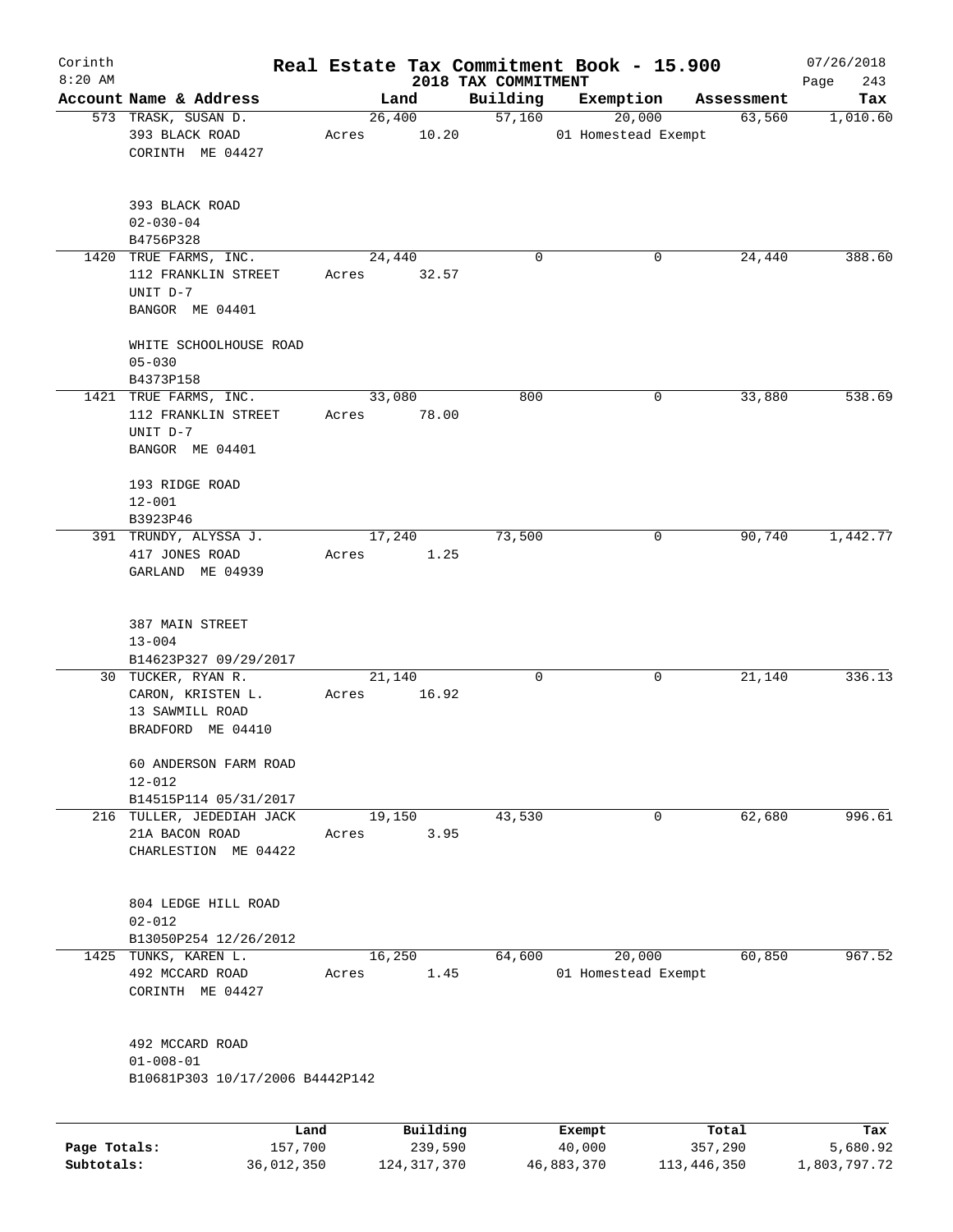Corinth 8:20 AM

# Real Estate Tax Commitment Book - 15.900

## 2018 TAX COMMITMENT

07/26/2018

| Account Name & Address | Land | Building | Exemption | Assessment | Tax |
|---|---|---|---|---|---|
| 573 TRASK, SUSAN D.<br>393 BLACK ROAD<br>CORINTH ME 04427<br><br>393 BLACK ROAD<br>02-030-04<br>B4756P328 | 26,400<br>Acres 10.20 | 57,160 | 20,000<br>01 Homestead Exempt | 63,560 | 1,010.60 |
| 1420 TRUE FARMS, INC.<br>112 FRANKLIN STREET<br>UNIT D-7<br>BANGOR ME 04401<br><br>WHITE SCHOOLHOUSE ROAD<br>05-030<br>B4373P158 | 24,440<br>Acres 32.57 | 0 | 0 | 24,440 | 388.60 |
| 1421 TRUE FARMS, INC.<br>112 FRANKLIN STREET<br>UNIT D-7<br>BANGOR ME 04401<br><br>193 RIDGE ROAD<br>12-001<br>B3923P46 | 33,080<br>Acres 78.00 | 800 | 0 | 33,880 | 538.69 |
| 391 TRUNDY, ALYSSA J.<br>417 JONES ROAD<br>GARLAND ME 04939<br><br>387 MAIN STREET<br>13-004<br>B14623P327 09/29/2017 | 17,240<br>Acres 1.25 | 73,500 | 0 | 90,740 | 1,442.77 |
| 30 TUCKER, RYAN R.<br>CARON, KRISTEN L.<br>13 SAWMILL ROAD<br>BRADFORD ME 04410<br><br>60 ANDERSON FARM ROAD<br>12-012<br>B14515P114 05/31/2017 | 21,140<br>Acres 16.92 | 0 | 0 | 21,140 | 336.13 |
| 216 TULLER, JEDEDIAH JACK<br>21A BACON ROAD<br>CHARLESTION ME 04422<br><br>804 LEDGE HILL ROAD<br>02-012<br>B13050P254 12/26/2012 | 19,150<br>Acres 3.95 | 43,530 | 0 | 62,680 | 996.61 |
| 1425 TUNKS, KAREN L.<br>492 MCCARD ROAD<br>CORINTH ME 04427<br><br>492 MCCARD ROAD<br>01-008-01<br>B10681P303 10/17/2006 B4442P142 | 16,250<br>Acres 1.45 | 64,600 | 20,000<br>01 Homestead Exempt | 60,850 | 967.52 |

| | Land | Building | Exempt | Total | Tax |
|---|---|---|---|---|---|
| Page Totals: | 157,700 | 239,590 | 40,000 | 357,290 | 5,680.92 |
| Subtotals: | 36,012,350 | 124,317,370 | 46,883,370 | 113,446,350 | 1,803,797.72 |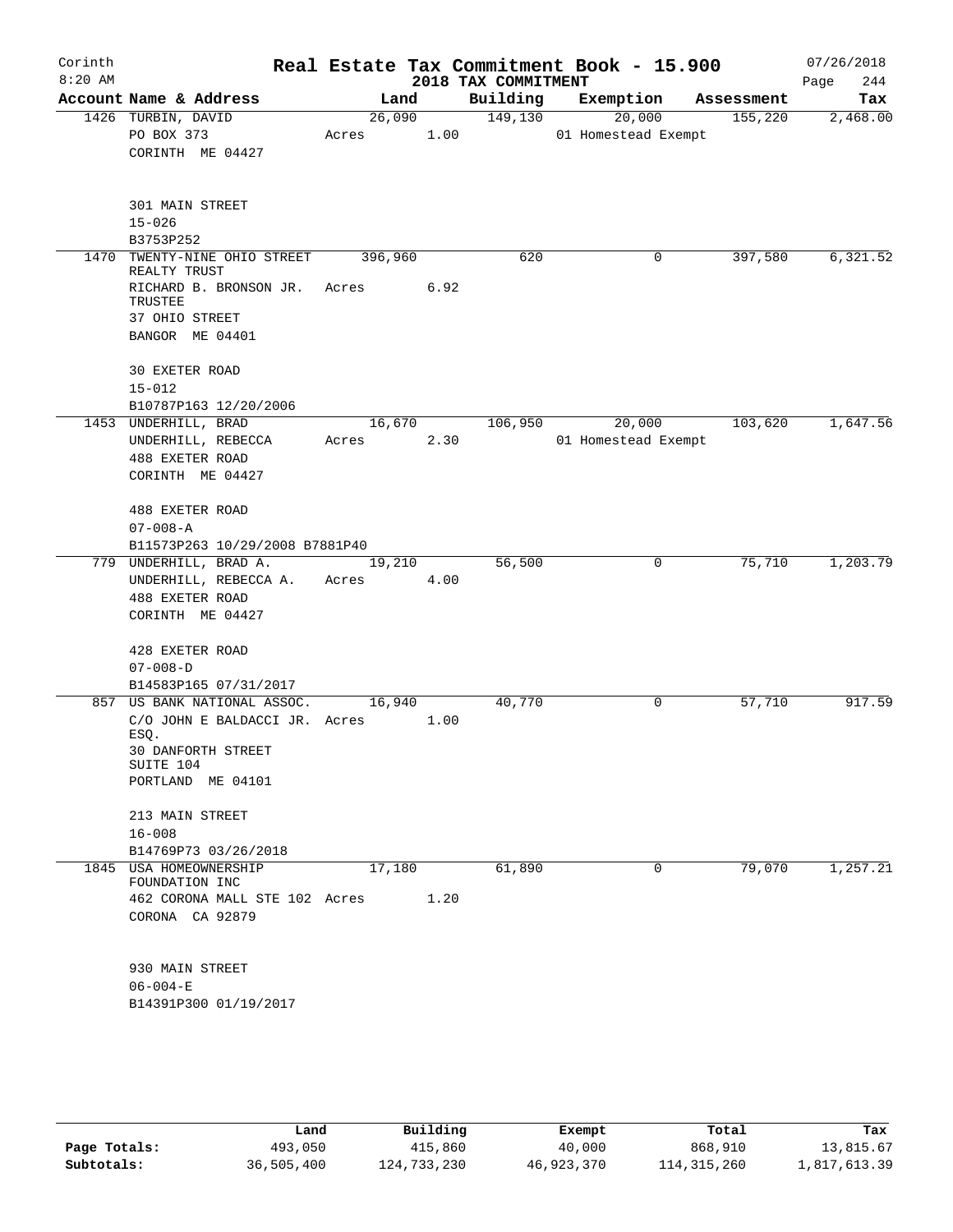Corinth 8:20 AM

# Real Estate Tax Commitment Book - 15.900

## 2018 TAX COMMITMENT

07/26/2018

| Account Name & Address | Land | Building | Exemption | Assessment | Tax |
|---|---|---|---|---|---|
| 1426 TURBIN, DAVID<br>PO BOX 373<br>CORINTH ME 04427<br><br>301 MAIN STREET<br>15-026<br>B3753P252 | 26,090<br>Acres 1.00 | 149,130 | 20,000<br>01 Homestead Exempt | 155,220 | 2,468.00 |
| 1470 TWENTY-NINE OHIO STREET REALTY TRUST<br>RICHARD B. BRONSON JR. TRUSTEE<br>37 OHIO STREET<br>BANGOR ME 04401<br><br>30 EXETER ROAD<br>15-012<br>B10787P163 12/20/2006 | 396,960<br>Acres 6.92 | 620 | 0 | 397,580 | 6,321.52 |
| 1453 UNDERHILL, BRAD<br>UNDERHILL, REBECCA<br>488 EXETER ROAD<br>CORINTH ME 04427<br><br>488 EXETER ROAD<br>07-008-A<br>B11573P263 10/29/2008 B7881P40 | 16,670<br>Acres 2.30 | 106,950 | 20,000<br>01 Homestead Exempt | 103,620 | 1,647.56 |
| 779 UNDERHILL, BRAD A.<br>UNDERHILL, REBECCA A.<br>488 EXETER ROAD<br>CORINTH ME 04427<br><br>428 EXETER ROAD<br>07-008-D<br>B14583P165 07/31/2017 | 19,210<br>Acres 4.00 | 56,500 | 0 | 75,710 | 1,203.79 |
| 857 US BANK NATIONAL ASSOC.<br>C/O JOHN E BALDACCI JR. ESQ.<br>30 DANFORTH STREET SUITE 104<br>PORTLAND ME 04101<br><br>213 MAIN STREET<br>16-008<br>B14769P73 03/26/2018 | 16,940<br>Acres 1.00 | 40,770 | 0 | 57,710 | 917.59 |
| 1845 USA HOMEOWNERSHIP FOUNDATION INC<br>462 CORONA MALL STE 102<br>CORONA CA 92879<br><br>930 MAIN STREET<br>06-004-E<br>B14391P300 01/19/2017 | 17,180<br>Acres 1.20 | 61,890 | 0 | 79,070 | 1,257.21 |

| | Land | Building | Exempt | Total | Tax |
|---|---|---|---|---|---|
| Page Totals: | 493,050 | 415,860 | 40,000 | 868,910 | 13,815.67 |
| Subtotals: | 36,505,400 | 124,733,230 | 46,923,370 | 114,315,260 | 1,817,613.39 |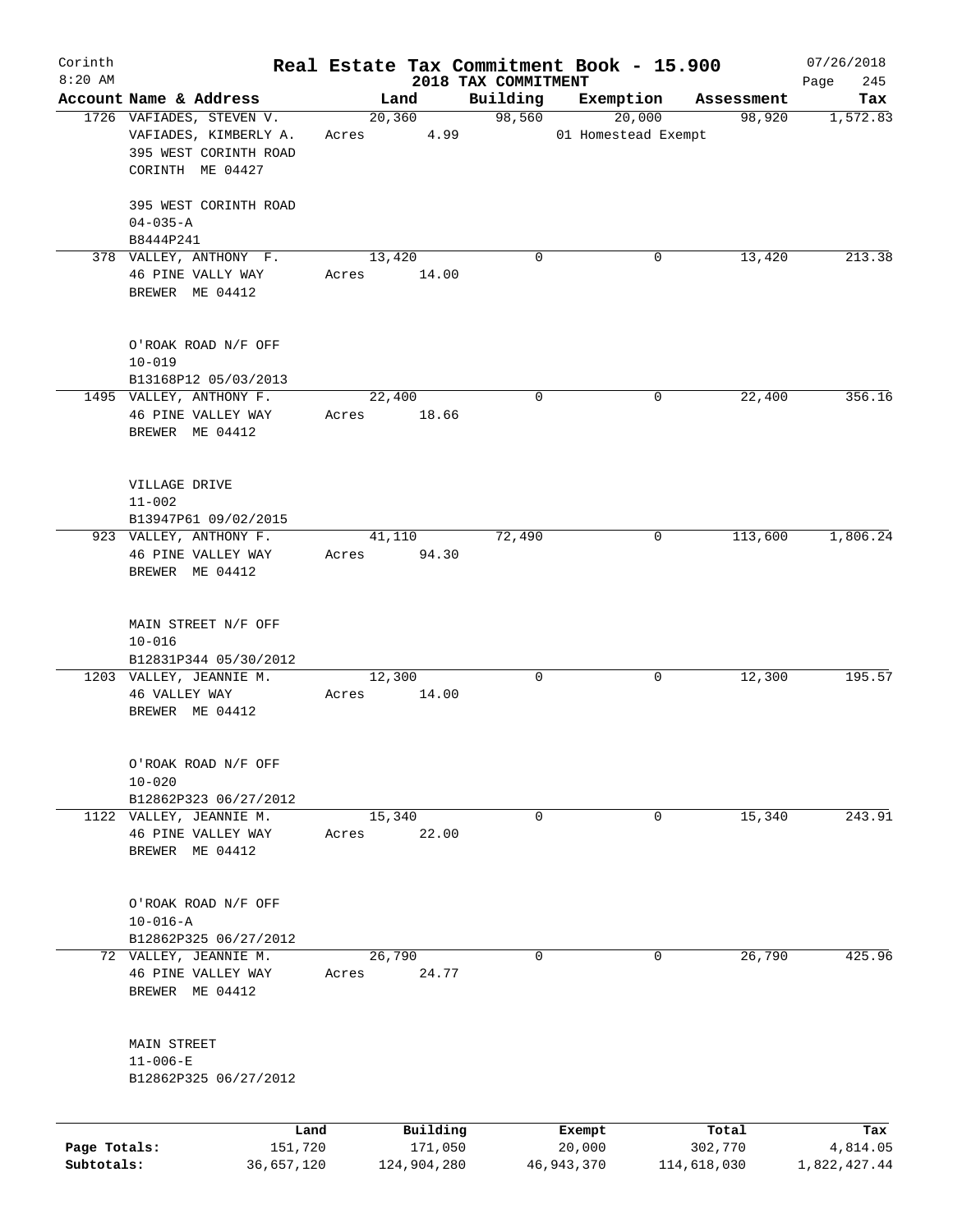Corinth 8:20 AM

# Real Estate Tax Commitment Book - 15.900

2018 TAX COMMITMENT

07/26/2018

| Account | Name & Address | Land | Building | Exemption | Assessment | Tax |
|---|---|---|---|---|---|---|
| 1726 | VAFIADES, STEVEN V.<br>VAFIADES, KIMBERLY A.<br>395 WEST CORINTH ROAD<br>CORINTH ME 04427<br><br>395 WEST CORINTH ROAD<br>04-035-A<br>B8444P241 | 20,360<br>Acres 4.99 | 98,560 | 20,000<br>01 Homestead Exempt | 98,920 | 1,572.83 |
| 378 | VALLEY, ANTHONY F.<br>46 PINE VALLY WAY<br>BREWER ME 04412<br><br>O'ROAK ROAD N/F OFF<br>10-019<br>B13168P12 05/03/2013 | 13,420<br>Acres 14.00 | 0 | 0 | 13,420 | 213.38 |
| 1495 | VALLEY, ANTHONY F.<br>46 PINE VALLEY WAY<br>BREWER ME 04412<br><br>VILLAGE DRIVE<br>11-002<br>B13947P61 09/02/2015 | 22,400<br>Acres 18.66 | 0 | 0 | 22,400 | 356.16 |
| 923 | VALLEY, ANTHONY F.<br>46 PINE VALLEY WAY<br>BREWER ME 04412<br><br>MAIN STREET N/F OFF<br>10-016<br>B12831P344 05/30/2012 | 41,110<br>Acres 94.30 | 72,490 | 0 | 113,600 | 1,806.24 |
| 1203 | VALLEY, JEANNIE M.<br>46 VALLEY WAY<br>BREWER ME 04412<br><br>O'ROAK ROAD N/F OFF<br>10-020<br>B12862P323 06/27/2012 | 12,300<br>Acres 14.00 | 0 | 0 | 12,300 | 195.57 |
| 1122 | VALLEY, JEANNIE M.<br>46 PINE VALLEY WAY<br>BREWER ME 04412<br><br>O'ROAK ROAD N/F OFF<br>10-016-A<br>B12862P325 06/27/2012 | 15,340<br>Acres 22.00 | 0 | 0 | 15,340 | 243.91 |
| 72 | VALLEY, JEANNIE M.<br>46 PINE VALLEY WAY<br>BREWER ME 04412<br><br>MAIN STREET<br>11-006-E<br>B12862P325 06/27/2012 | 26,790<br>Acres 24.77 | 0 | 0 | 26,790 | 425.96 |

| | Land | Building | Exempt | Total | Tax |
|---|---|---|---|---|---|
| Page Totals: | 151,720 | 171,050 | 20,000 | 302,770 | 4,814.05 |
| Subtotals: | 36,657,120 | 124,904,280 | 46,943,370 | 114,618,030 | 1,822,427.44 |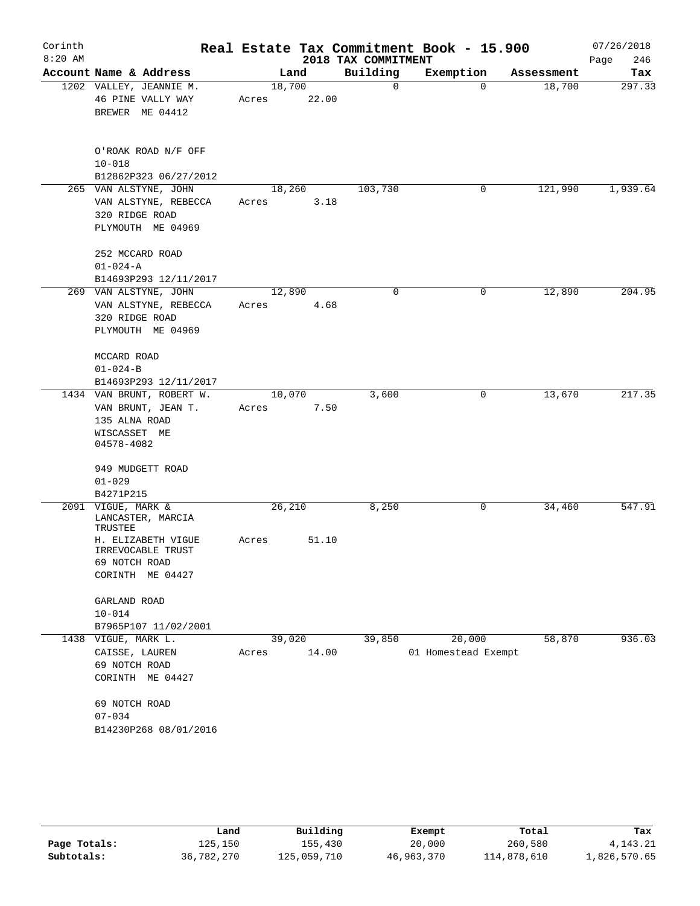# Real Estate Tax Commitment Book - 15.900

Corinth 8:20 AM — 2018 TAX COMMITMENT — 07/26/2018

| Account Name & Address | Land | Building | Exemption | Assessment | Tax |
|---|---|---|---|---|---|
| 1202 VALLEY, JEANNIE M.<br>46 PINE VALLY WAY<br>BREWER ME 04412<br><br>O'ROAK ROAD N/F OFF<br>10-018<br>B12862P323 06/27/2012 | 18,700<br>Acres 22.00 | 0 | 0 | 18,700 | 297.33 |
| 265 VAN ALSTYNE, JOHN<br>VAN ALSTYNE, REBECCA<br>320 RIDGE ROAD<br>PLYMOUTH ME 04969<br><br>252 MCCARD ROAD<br>01-024-A<br>B14693P293 12/11/2017 | 18,260<br>Acres 3.18 | 103,730 | 0 | 121,990 | 1,939.64 |
| 269 VAN ALSTYNE, JOHN<br>VAN ALSTYNE, REBECCA<br>320 RIDGE ROAD<br>PLYMOUTH ME 04969<br><br>MCCARD ROAD<br>01-024-B<br>B14693P293 12/11/2017 | 12,890<br>Acres 4.68 | 0 | 0 | 12,890 | 204.95 |
| 1434 VAN BRUNT, ROBERT W.<br>VAN BRUNT, JEAN T.<br>135 ALNA ROAD<br>WISCASSET ME<br>04578-4082<br><br>949 MUDGETT ROAD<br>01-029<br>B4271P215 | 10,070<br>Acres 7.50 | 3,600 | 0 | 13,670 | 217.35 |
| 2091 VIGUE, MARK &<br>LANCASTER, MARCIA<br>TRUSTEE<br>H. ELIZABETH VIGUE<br>IRREVOCABLE TRUST<br>69 NOTCH ROAD<br>CORINTH ME 04427<br><br>GARLAND ROAD<br>10-014<br>B7965P107 11/02/2001 | 26,210<br>Acres 51.10 | 8,250 | 0 | 34,460 | 547.91 |
| 1438 VIGUE, MARK L.<br>CAISSE, LAUREN<br>69 NOTCH ROAD<br>CORINTH ME 04427<br><br>69 NOTCH ROAD<br>07-034<br>B14230P268 08/01/2016 | 39,020<br>Acres 14.00 | 39,850 | 20,000<br>01 Homestead Exempt | 58,870 | 936.03 |

| | Land | Building | Exempt | Total | Tax |
|---|---|---|---|---|---|
| Page Totals: | 125,150 | 155,430 | 20,000 | 260,580 | 4,143.21 |
| Subtotals: | 36,782,270 | 125,059,710 | 46,963,370 | 114,878,610 | 1,826,570.65 |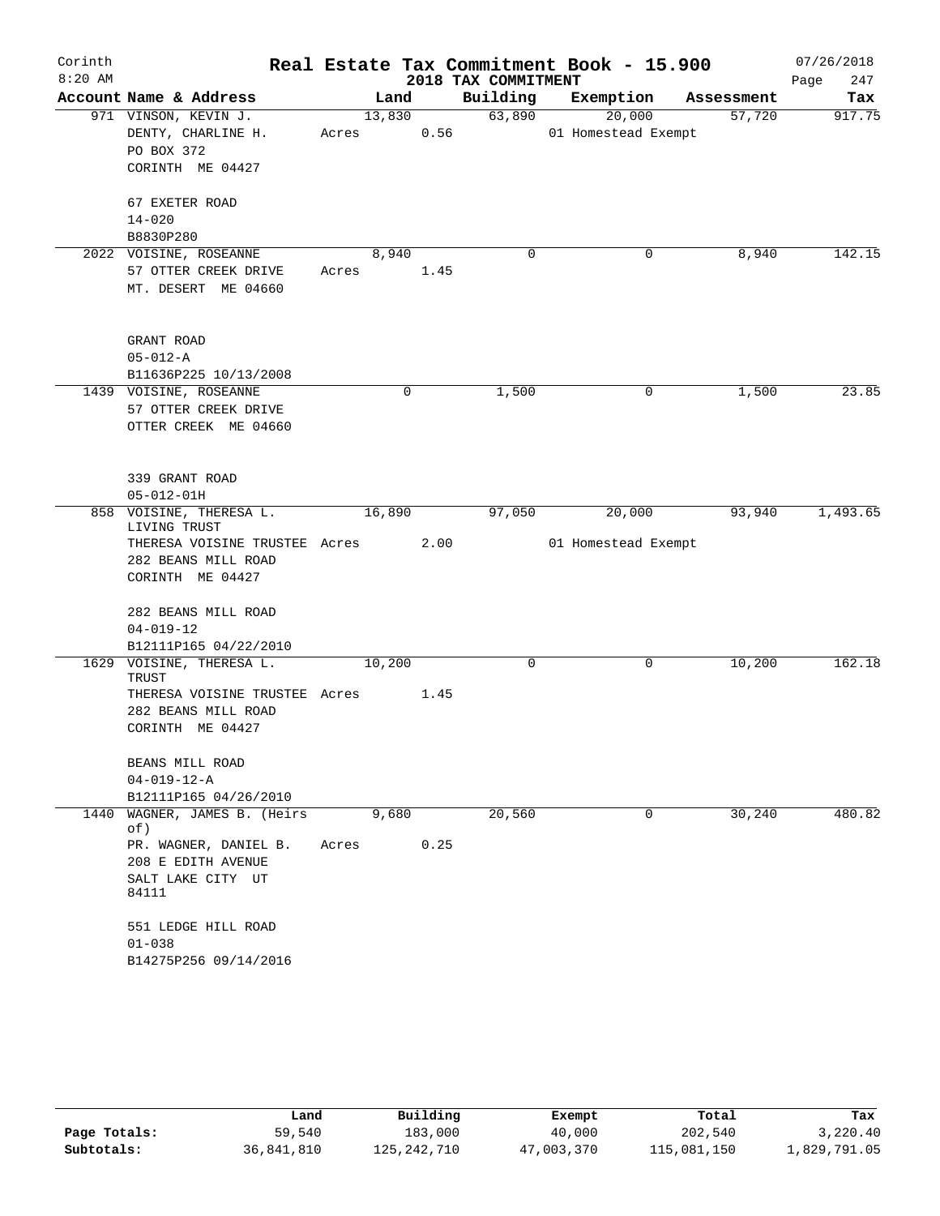# Real Estate Tax Commitment Book - 15.900

Corinth 8:20 AM — 2018 TAX COMMITMENT — 07/26/2018

| Account Name & Address | Land | Building | Exemption | Assessment | Tax |
|---|---|---|---|---|---|
| 971 VINSON, KEVIN J.<br>DENTY, CHARLINE H.<br>PO BOX 372<br>CORINTH ME 04427<br><br>67 EXETER ROAD<br>14-020<br>B8830P280 | 13,830<br>Acres 0.56 | 63,890 | 20,000<br>01 Homestead Exempt | 57,720 | 917.75 |
| 2022 VOISINE, ROSEANNE<br>57 OTTER CREEK DRIVE<br>MT. DESERT ME 04660<br><br>GRANT ROAD<br>05-012-A<br>B11636P225 10/13/2008 | 8,940<br>Acres 1.45 | 0 | 0 | 8,940 | 142.15 |
| 1439 VOISINE, ROSEANNE<br>57 OTTER CREEK DRIVE<br>OTTER CREEK ME 04660<br><br>339 GRANT ROAD<br>05-012-01H | 0 | 1,500 | 0 | 1,500 | 23.85 |
| 858 VOISINE, THERESA L. LIVING TRUST<br>THERESA VOISINE TRUSTEE<br>282 BEANS MILL ROAD<br>CORINTH ME 04427<br><br>282 BEANS MILL ROAD<br>04-019-12<br>B12111P165 04/22/2010 | 16,890<br>Acres 2.00 | 97,050 | 20,000<br>01 Homestead Exempt | 93,940 | 1,493.65 |
| 1629 VOISINE, THERESA L. TRUST<br>THERESA VOISINE TRUSTEE<br>282 BEANS MILL ROAD<br>CORINTH ME 04427<br><br>BEANS MILL ROAD<br>04-019-12-A<br>B12111P165 04/26/2010 | 10,200<br>Acres 1.45 | 0 | 0 | 10,200 | 162.18 |
| 1440 WAGNER, JAMES B. (Heirs of)<br>PR. WAGNER, DANIEL B.<br>208 E EDITH AVENUE<br>SALT LAKE CITY UT 84111<br><br>551 LEDGE HILL ROAD<br>01-038<br>B14275P256 09/14/2016 | 9,680<br>Acres 0.25 | 20,560 | 0 | 30,240 | 480.82 |

| | Land | Building | Exempt | Total | Tax |
|---|---|---|---|---|---|
| Page Totals: | 59,540 | 183,000 | 40,000 | 202,540 | 3,220.40 |
| Subtotals: | 36,841,810 | 125,242,710 | 47,003,370 | 115,081,150 | 1,829,791.05 |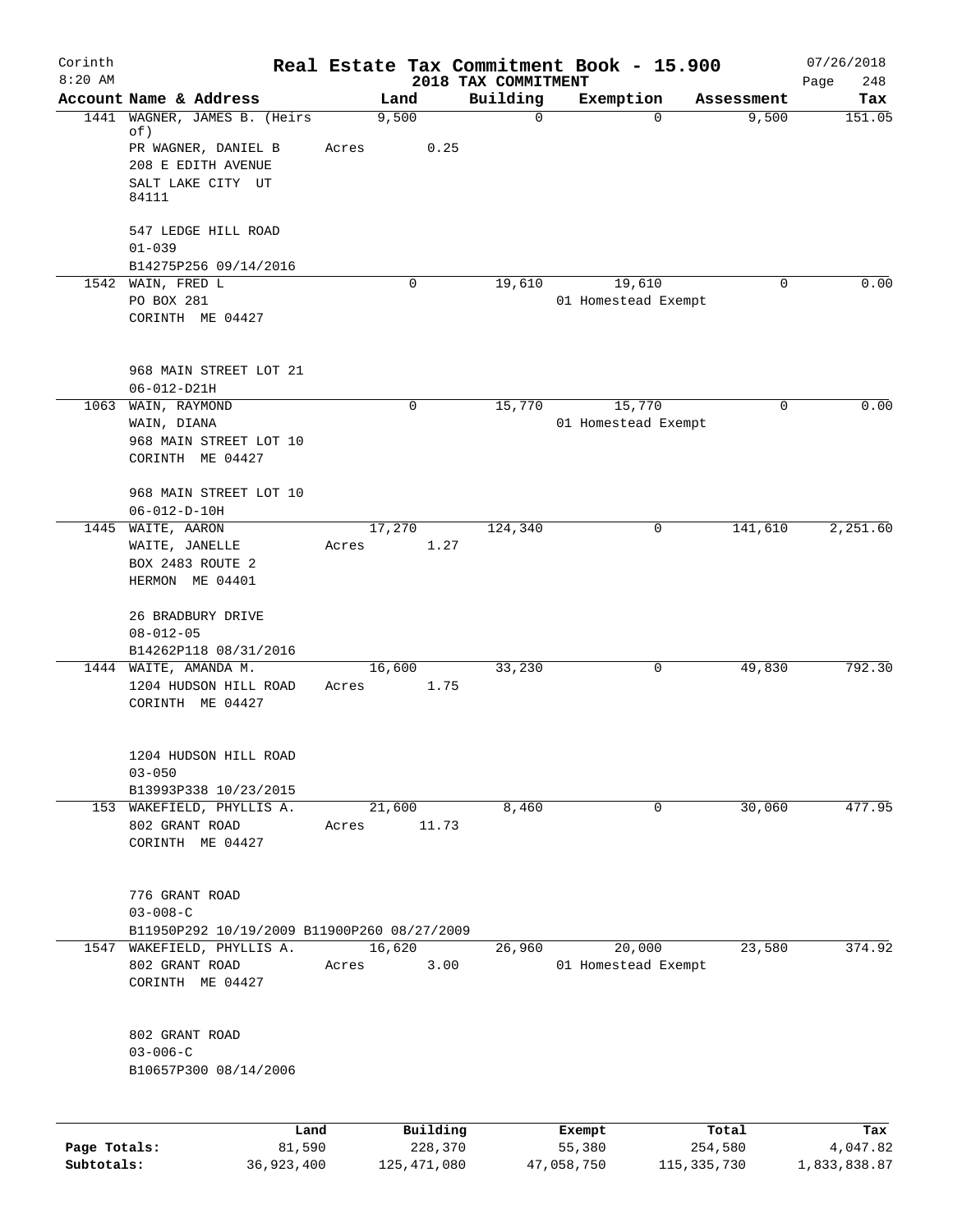Corinth 8:20 AM

**Real Estate Tax Commitment Book - 15.900**
**2018 TAX COMMITMENT**

07/26/2018 Page 248

| Account | Name & Address | Land | Building | Exemption | Assessment | Tax |
|---|---|---|---|---|---|---|
| 1441 | WAGNER, JAMES B. (Heirs of)<br>PR WAGNER, DANIEL B<br>208 E EDITH AVENUE<br>SALT LAKE CITY UT 84111<br><br>547 LEDGE HILL ROAD<br>01-039<br>B14275P256 09/14/2016 | 9,500<br>Acres 0.25 | 0 | 0 | 9,500 | 151.05 |
| 1542 | WAIN, FRED L<br>PO BOX 281<br>CORINTH ME 04427<br><br>968 MAIN STREET LOT 21<br>06-012-D21H | 0 | 19,610 | 19,610<br>01 Homestead Exempt | 0 | 0.00 |
| 1063 | WAIN, RAYMOND<br>WAIN, DIANA<br>968 MAIN STREET LOT 10<br>CORINTH ME 04427<br><br>968 MAIN STREET LOT 10<br>06-012-D-10H | 0 | 15,770 | 15,770<br>01 Homestead Exempt | 0 | 0.00 |
| 1445 | WAITE, AARON<br>WAITE, JANELLE<br>BOX 2483 ROUTE 2<br>HERMON ME 04401<br><br>26 BRADBURY DRIVE<br>08-012-05<br>B14262P118 08/31/2016 | 17,270<br>Acres 1.27 | 124,340 | 0 | 141,610 | 2,251.60 |
| 1444 | WAITE, AMANDA M.<br>1204 HUDSON HILL ROAD<br>CORINTH ME 04427<br><br>1204 HUDSON HILL ROAD<br>03-050<br>B13993P338 10/23/2015 | 16,600<br>Acres 1.75 | 33,230 | 0 | 49,830 | 792.30 |
| 153 | WAKEFIELD, PHYLLIS A.<br>802 GRANT ROAD<br>CORINTH ME 04427<br><br>776 GRANT ROAD<br>03-008-C<br>B11950P292 10/19/2009 B11900P260 08/27/2009 | 21,600<br>Acres 11.73 | 8,460 | 0 | 30,060 | 477.95 |
| 1547 | WAKEFIELD, PHYLLIS A.<br>802 GRANT ROAD<br>CORINTH ME 04427<br><br>802 GRANT ROAD<br>03-006-C<br>B10657P300 08/14/2006 | 16,620<br>Acres 3.00 | 26,960 | 20,000<br>01 Homestead Exempt | 23,580 | 374.92 |

| | Land | Building | Exempt | Total | Tax |
|---|---|---|---|---|---|
| Page Totals: | 81,590 | 228,370 | 55,380 | 254,580 | 4,047.82 |
| Subtotals: | 36,923,400 | 125,471,080 | 47,058,750 | 115,335,730 | 1,833,838.87 |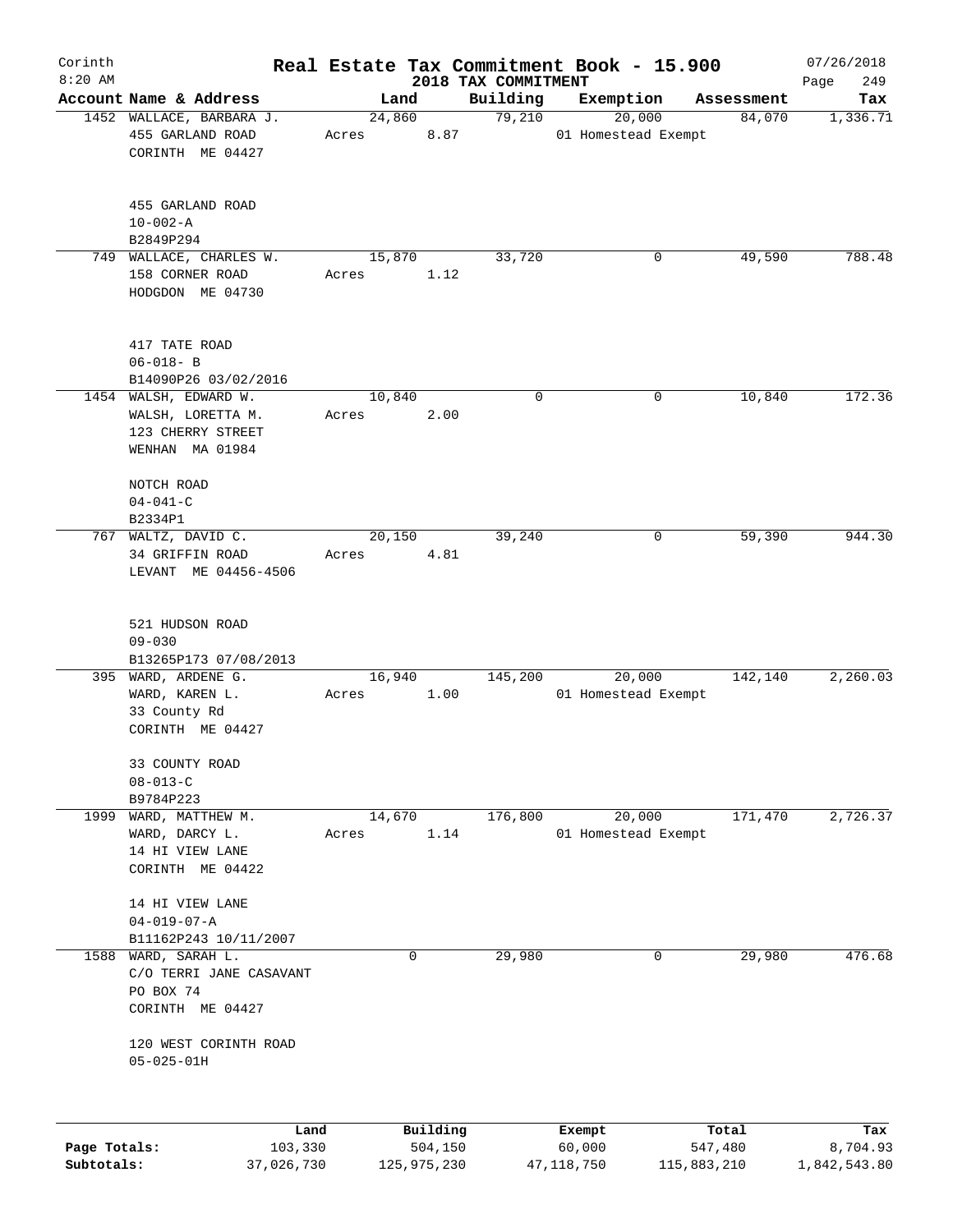Corinth 8:20 AM

# Real Estate Tax Commitment Book - 15.900

## 2018 TAX COMMITMENT

07/26/2018 Page 249

| Account | Name & Address | Land | Building | Exemption | Assessment | Tax |
|---|---|---|---|---|---|---|
| 1452 | WALLACE, BARBARA J.<br>455 GARLAND ROAD<br>CORINTH ME 04427<br><br>455 GARLAND ROAD<br>10-002-A<br>B2849P294 | 24,860<br>Acres 8.87 | 79,210 | 20,000<br>01 Homestead Exempt | 84,070 | 1,336.71 |
| 749 | WALLACE, CHARLES W.<br>158 CORNER ROAD<br>HODGDON ME 04730<br><br>417 TATE ROAD<br>06-018- B<br>B14090P26 03/02/2016 | 15,870<br>Acres 1.12 | 33,720 | 0 | 49,590 | 788.48 |
| 1454 | WALSH, EDWARD W.<br>WALSH, LORETTA M.<br>123 CHERRY STREET<br>WENHAN MA 01984<br><br>NOTCH ROAD<br>04-041-C<br>B2334P1 | 10,840<br>Acres 2.00 | 0 | 0 | 10,840 | 172.36 |
| 767 | WALTZ, DAVID C.<br>34 GRIFFIN ROAD<br>LEVANT ME 04456-4506<br><br>521 HUDSON ROAD<br>09-030<br>B13265P173 07/08/2013 | 20,150<br>Acres 4.81 | 39,240 | 0 | 59,390 | 944.30 |
| 395 | WARD, ARDENE G.<br>WARD, KAREN L.<br>33 County Rd<br>CORINTH ME 04427<br><br>33 COUNTY ROAD<br>08-013-C<br>B9784P223 | 16,940<br>Acres 1.00 | 145,200 | 20,000<br>01 Homestead Exempt | 142,140 | 2,260.03 |
| 1999 | WARD, MATTHEW M.<br>WARD, DARCY L.<br>14 HI VIEW LANE<br>CORINTH ME 04422<br><br>14 HI VIEW LANE<br>04-019-07-A<br>B11162P243 10/11/2007 | 14,670<br>Acres 1.14 | 176,800 | 20,000<br>01 Homestead Exempt | 171,470 | 2,726.37 |
| 1588 | WARD, SARAH L.<br>C/O TERRI JANE CASAVANT<br>PO BOX 74<br>CORINTH ME 04427<br><br>120 WEST CORINTH ROAD<br>05-025-01H | 0 | 29,980 | 0 | 29,980 | 476.68 |

| | Land | Building | Exempt | Total | Tax |
|---|---|---|---|---|---|
| Page Totals: | 103,330 | 504,150 | 60,000 | 547,480 | 8,704.93 |
| Subtotals: | 37,026,730 | 125,975,230 | 47,118,750 | 115,883,210 | 1,842,543.80 |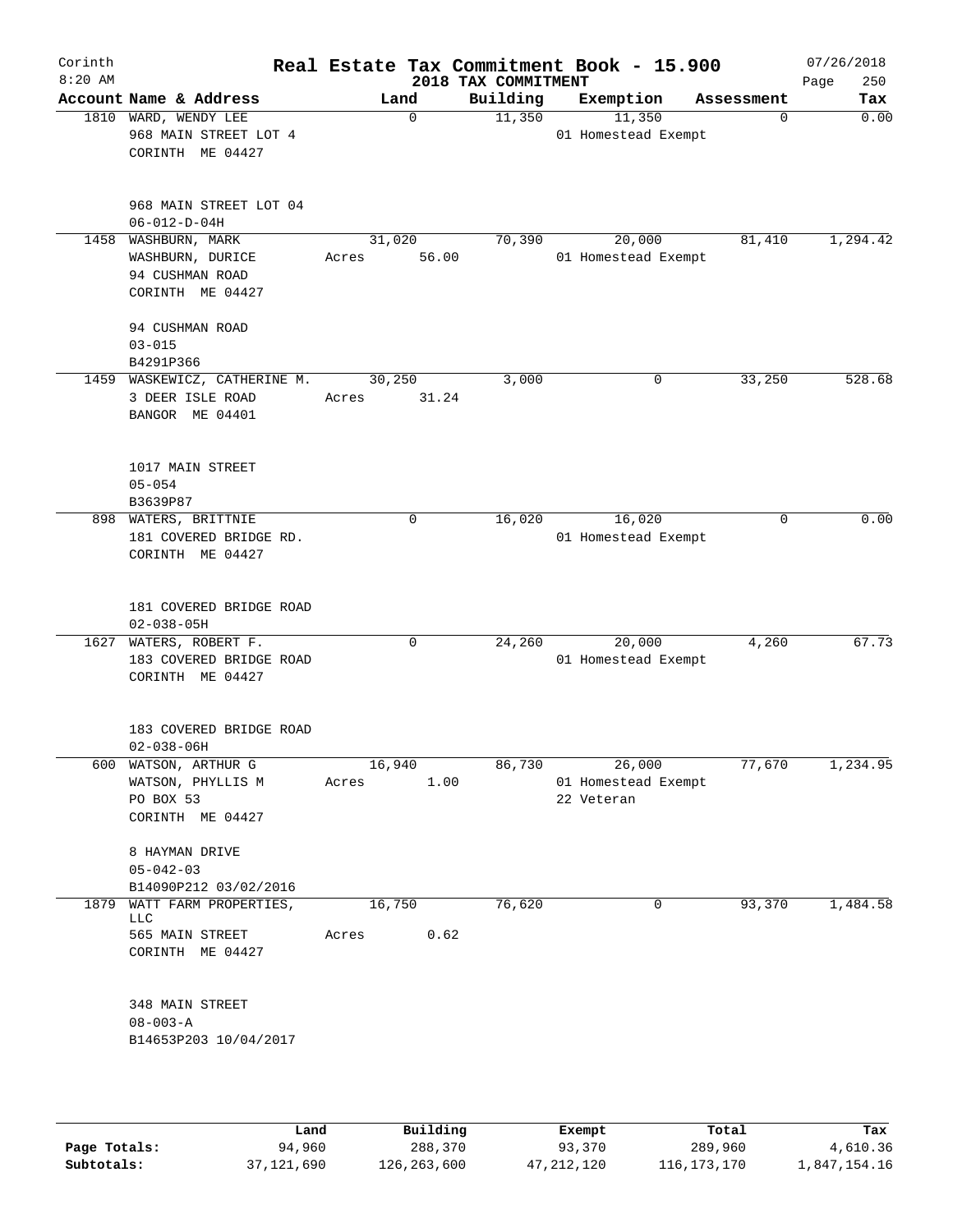# Real Estate Tax Commitment Book - 15.900

Corinth 8:20 AM — 2018 TAX COMMITMENT — 07/26/2018

| Account | Name & Address | Land | Building | Exemption | Assessment | Tax |
|---|---|---|---|---|---|---|
| 1810 | WARD, WENDY LEE<br>968 MAIN STREET LOT 4<br>CORINTH ME 04427<br><br>968 MAIN STREET LOT 04<br>06-012-D-04H | 0 | 11,350 | 11,350<br>01 Homestead Exempt | 0 | 0.00 |
| 1458 | WASHBURN, MARK<br>WASHBURN, DURICE<br>94 CUSHMAN ROAD<br>CORINTH ME 04427<br><br>94 CUSHMAN ROAD<br>03-015<br>B4291P366 | 31,020<br>Acres 56.00 | 70,390 | 20,000<br>01 Homestead Exempt | 81,410 | 1,294.42 |
| 1459 | WASKEWICZ, CATHERINE M.<br>3 DEER ISLE ROAD<br>BANGOR ME 04401<br><br>1017 MAIN STREET<br>05-054<br>B3639P87 | 30,250<br>Acres 31.24 | 3,000 | 0 | 33,250 | 528.68 |
| 898 | WATERS, BRITTNIE<br>181 COVERED BRIDGE RD.<br>CORINTH ME 04427<br><br>181 COVERED BRIDGE ROAD<br>02-038-05H | 0 | 16,020 | 16,020<br>01 Homestead Exempt | 0 | 0.00 |
| 1627 | WATERS, ROBERT F.<br>183 COVERED BRIDGE ROAD<br>CORINTH ME 04427<br><br>183 COVERED BRIDGE ROAD<br>02-038-06H | 0 | 24,260 | 20,000<br>01 Homestead Exempt | 4,260 | 67.73 |
| 600 | WATSON, ARTHUR G<br>WATSON, PHYLLIS M<br>PO BOX 53<br>CORINTH ME 04427<br><br>8 HAYMAN DRIVE<br>05-042-03<br>B14090P212 03/02/2016 | 16,940<br>Acres 1.00 | 86,730 | 26,000<br>01 Homestead Exempt<br>22 Veteran | 77,670 | 1,234.95 |
| 1879 | WATT FARM PROPERTIES, LLC<br>565 MAIN STREET<br>CORINTH ME 04427<br><br>348 MAIN STREET<br>08-003-A<br>B14653P203 10/04/2017 | 16,750<br>Acres 0.62 | 76,620 | 0 | 93,370 | 1,484.58 |

| | Land | Building | Exempt | Total | Tax |
|---|---|---|---|---|---|
| Page Totals: | 94,960 | 288,370 | 93,370 | 289,960 | 4,610.36 |
| Subtotals: | 37,121,690 | 126,263,600 | 47,212,120 | 116,173,170 | 1,847,154.16 |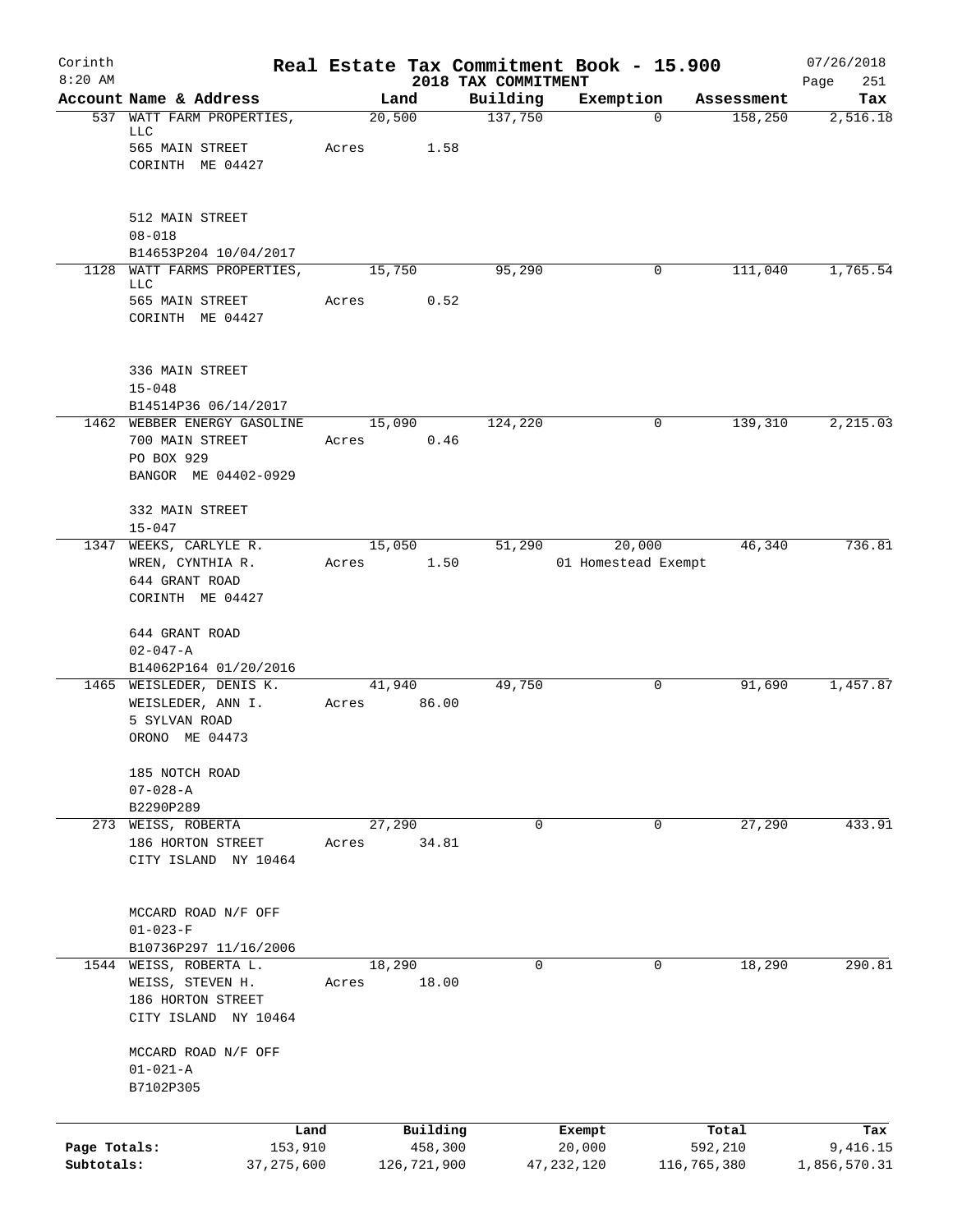Corinth 8:20 AM

# Real Estate Tax Commitment Book - 15.900

## 2018 TAX COMMITMENT

07/26/2018

| Account | Name & Address | Land | Building | Exemption | Assessment | Tax |
|---|---|---|---|---|---|---|
| 537 | WATT FARM PROPERTIES, LLC<br>565 MAIN STREET<br>CORINTH ME 04427<br><br>512 MAIN STREET<br>08-018<br>B14653P204 10/04/2017 | 20,500<br>Acres 1.58 | 137,750 | 0 | 158,250 | 2,516.18 |
| 1128 | WATT FARMS PROPERTIES, LLC<br>565 MAIN STREET<br>CORINTH ME 04427<br><br>336 MAIN STREET<br>15-048<br>B14514P36 06/14/2017 | 15,750<br>Acres 0.52 | 95,290 | 0 | 111,040 | 1,765.54 |
| 1462 | WEBBER ENERGY GASOLINE<br>700 MAIN STREET<br>PO BOX 929<br>BANGOR ME 04402-0929<br><br>332 MAIN STREET<br>15-047 | 15,090<br>Acres 0.46 | 124,220 | 0 | 139,310 | 2,215.03 |
| 1347 | WEEKS, CARLYLE R.<br>WREN, CYNTHIA R.<br>644 GRANT ROAD<br>CORINTH ME 04427<br><br>644 GRANT ROAD<br>02-047-A<br>B14062P164 01/20/2016 | 15,050<br>Acres 1.50 | 51,290 | 20,000<br>01 Homestead Exempt | 46,340 | 736.81 |
| 1465 | WEISLEDER, DENIS K.<br>WEISLEDER, ANN I.<br>5 SYLVAN ROAD<br>ORONO ME 04473<br><br>185 NOTCH ROAD<br>07-028-A<br>B2290P289 | 41,940<br>Acres 86.00 | 49,750 | 0 | 91,690 | 1,457.87 |
| 273 | WEISS, ROBERTA<br>186 HORTON STREET<br>CITY ISLAND NY 10464<br><br>MCCARD ROAD N/F OFF<br>01-023-F<br>B10736P297 11/16/2006 | 27,290<br>Acres 34.81 | 0 | 0 | 27,290 | 433.91 |
| 1544 | WEISS, ROBERTA L.<br>WEISS, STEVEN H.<br>186 HORTON STREET<br>CITY ISLAND NY 10464<br><br>MCCARD ROAD N/F OFF<br>01-021-A<br>B7102P305 | 18,290<br>Acres 18.00 | 0 | 0 | 18,290 | 290.81 |

| | Land | Building | Exempt | Total | Tax |
|---|---|---|---|---|---|
| Page Totals: | 153,910 | 458,300 | 20,000 | 592,210 | 9,416.15 |
| Subtotals: | 37,275,600 | 126,721,900 | 47,232,120 | 116,765,380 | 1,856,570.31 |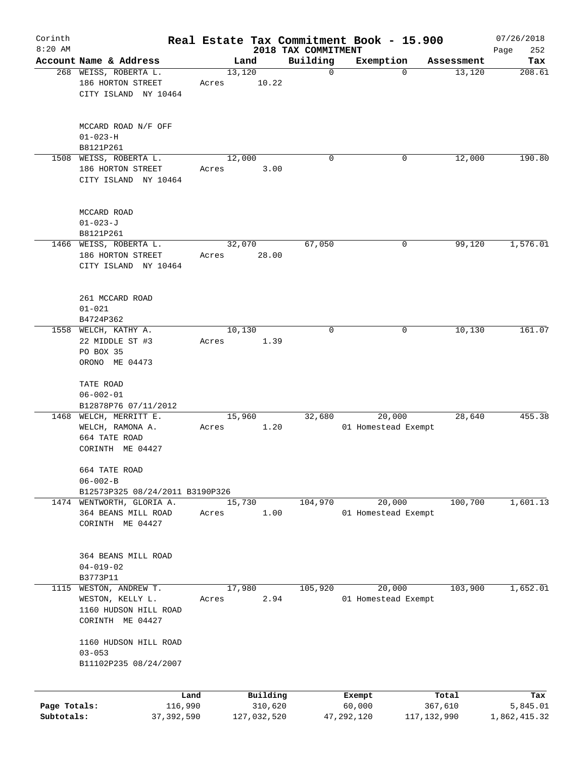Corinth 8:20 AM

# Real Estate Tax Commitment Book - 15.900

2018 TAX COMMITMENT

07/26/2018

| Account | Name & Address | Land | Building | Exemption | Assessment | Tax |
|---|---|---|---|---|---|---|
| 268 | WEISS, ROBERTA L.<br>186 HORTON STREET<br>CITY ISLAND NY 10464<br><br>MCCARD ROAD N/F OFF<br>01-023-H<br>B8121P261 | 13,120<br>Acres 10.22 | 0 | 0 | 13,120 | 208.61 |
| 1508 | WEISS, ROBERTA L.<br>186 HORTON STREET<br>CITY ISLAND NY 10464<br><br>MCCARD ROAD<br>01-023-J<br>B8121P261 | 12,000<br>Acres 3.00 | 0 | 0 | 12,000 | 190.80 |
| 1466 | WEISS, ROBERTA L.<br>186 HORTON STREET<br>CITY ISLAND NY 10464<br><br>261 MCCARD ROAD<br>01-021<br>B4724P362 | 32,070<br>Acres 28.00 | 67,050 | 0 | 99,120 | 1,576.01 |
| 1558 | WELCH, KATHY A.<br>22 MIDDLE ST #3<br>PO BOX 35<br>ORONO ME 04473<br><br>TATE ROAD<br>06-002-01<br>B12878P76 07/11/2012 | 10,130<br>Acres 1.39 | 0 | 0 | 10,130 | 161.07 |
| 1468 | WELCH, MERRITT E.<br>WELCH, RAMONA A.<br>664 TATE ROAD<br>CORINTH ME 04427<br><br>664 TATE ROAD<br>06-002-B<br>B12573P325 08/24/2011 B3190P326 | 15,960<br>Acres 1.20 | 32,680 | 20,000<br>01 Homestead Exempt | 28,640 | 455.38 |
| 1474 | WENTWORTH, GLORIA A.<br>364 BEANS MILL ROAD<br>CORINTH ME 04427<br><br>364 BEANS MILL ROAD<br>04-019-02<br>B3773P11 | 15,730<br>Acres 1.00 | 104,970 | 20,000<br>01 Homestead Exempt | 100,700 | 1,601.13 |
| 1115 | WESTON, ANDREW T.<br>WESTON, KELLY L.<br>1160 HUDSON HILL ROAD<br>CORINTH ME 04427<br><br>1160 HUDSON HILL ROAD<br>03-053<br>B11102P235 08/24/2007 | 17,980<br>Acres 2.94 | 105,920 | 20,000<br>01 Homestead Exempt | 103,900 | 1,652.01 |

| | Land | Building | Exempt | Total | Tax |
|---|---|---|---|---|---|
| Page Totals: | 116,990 | 310,620 | 60,000 | 367,610 | 5,845.01 |
| Subtotals: | 37,392,590 | 127,032,520 | 47,292,120 | 117,132,990 | 1,862,415.32 |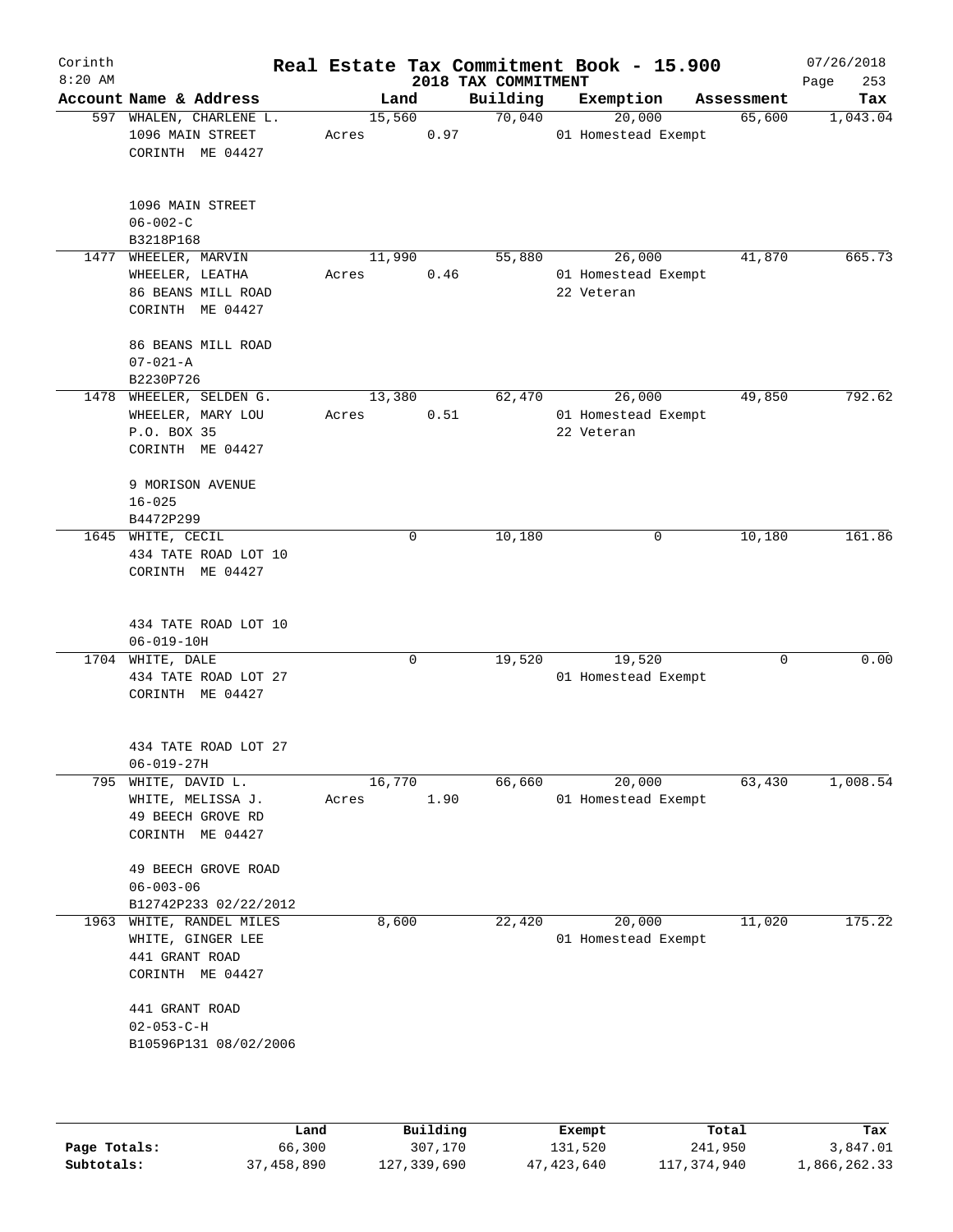# Real Estate Tax Commitment Book - 15.900

Corinth 8:20 AM — 2018 TAX COMMITMENT — 07/26/2018

| Account | Name & Address | Land | Building | Exemption | Assessment | Tax |
|---|---|---|---|---|---|---|
| 597 | WHALEN, CHARLENE L.<br>1096 MAIN STREET<br>CORINTH ME 04427<br><br>1096 MAIN STREET<br>06-002-C<br>B3218P168 | 15,560<br>Acres 0.97 | 70,040 | 20,000<br>01 Homestead Exempt | 65,600 | 1,043.04 |
| 1477 | WHEELER, MARVIN<br>WHEELER, LEATHA<br>86 BEANS MILL ROAD<br>CORINTH ME 04427<br><br>86 BEANS MILL ROAD<br>07-021-A<br>B2230P726 | 11,990<br>Acres 0.46 | 55,880 | 26,000<br>01 Homestead Exempt<br>22 Veteran | 41,870 | 665.73 |
| 1478 | WHEELER, SELDEN G.<br>WHEELER, MARY LOU<br>P.O. BOX 35<br>CORINTH ME 04427<br><br>9 MORISON AVENUE<br>16-025<br>B4472P299 | 13,380<br>Acres 0.51 | 62,470 | 26,000<br>01 Homestead Exempt<br>22 Veteran | 49,850 | 792.62 |
| 1645 | WHITE, CECIL<br>434 TATE ROAD LOT 10<br>CORINTH ME 04427<br><br>434 TATE ROAD LOT 10<br>06-019-10H | 0 | 10,180 | 0 | 10,180 | 161.86 |
| 1704 | WHITE, DALE<br>434 TATE ROAD LOT 27<br>CORINTH ME 04427<br><br>434 TATE ROAD LOT 27<br>06-019-27H | 0 | 19,520 | 19,520<br>01 Homestead Exempt | 0 | 0.00 |
| 795 | WHITE, DAVID L.<br>WHITE, MELISSA J.<br>49 BEECH GROVE RD<br>CORINTH ME 04427<br><br>49 BEECH GROVE ROAD<br>06-003-06<br>B12742P233 02/22/2012 | 16,770<br>Acres 1.90 | 66,660 | 20,000<br>01 Homestead Exempt | 63,430 | 1,008.54 |
| 1963 | WHITE, RANDEL MILES<br>WHITE, GINGER LEE<br>441 GRANT ROAD<br>CORINTH ME 04427<br><br>441 GRANT ROAD<br>02-053-C-H<br>B10596P131 08/02/2006 | 8,600 | 22,420 | 20,000<br>01 Homestead Exempt | 11,020 | 175.22 |

| | Land | Building | Exempt | Total | Tax |
|---|---|---|---|---|---|
| Page Totals: | 66,300 | 307,170 | 131,520 | 241,950 | 3,847.01 |
| Subtotals: | 37,458,890 | 127,339,690 | 47,423,640 | 117,374,940 | 1,866,262.33 |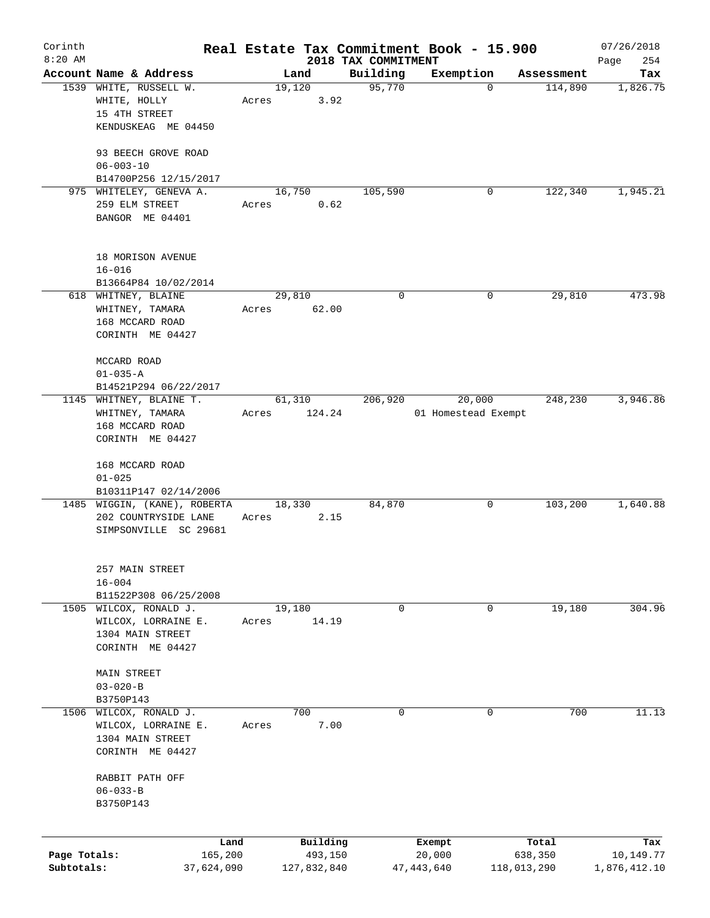# Real Estate Tax Commitment Book - 15.900

Corinth
8:20 AM

2018 TAX COMMITMENT

07/26/2018

| Account Name & Address | Land | Building | Exemption | Assessment | Tax |
|---|---|---|---|---|---|
| 1539 WHITE, RUSSELL W.<br>WHITE, HOLLY<br>15 4TH STREET<br>KENDUSKEAG ME 04450<br><br>93 BEECH GROVE ROAD<br>06-003-10<br>B14700P256 12/15/2017 | 19,120<br>Acres 3.92 | 95,770 | 0 | 114,890 | 1,826.75 |
| 975 WHITELEY, GENEVA A.<br>259 ELM STREET<br>BANGOR ME 04401<br><br>18 MORISON AVENUE<br>16-016<br>B13664P84 10/02/2014 | 16,750<br>Acres 0.62 | 105,590 | 0 | 122,340 | 1,945.21 |
| 618 WHITNEY, BLAINE<br>WHITNEY, TAMARA<br>168 MCCARD ROAD<br>CORINTH ME 04427<br><br>MCCARD ROAD<br>01-035-A<br>B14521P294 06/22/2017 | 29,810<br>Acres 62.00 | 0 | 0 | 29,810 | 473.98 |
| 1145 WHITNEY, BLAINE T.<br>WHITNEY, TAMARA<br>168 MCCARD ROAD<br>CORINTH ME 04427<br><br>168 MCCARD ROAD<br>01-025<br>B10311P147 02/14/2006 | 61,310<br>Acres 124.24 | 206,920 | 20,000<br>01 Homestead Exempt | 248,230 | 3,946.86 |
| 1485 WIGGIN, (KANE), ROBERTA<br>202 COUNTRYSIDE LANE<br>SIMPSONVILLE SC 29681<br><br>257 MAIN STREET<br>16-004<br>B11522P308 06/25/2008 | 18,330<br>Acres 2.15 | 84,870 | 0 | 103,200 | 1,640.88 |
| 1505 WILCOX, RONALD J.<br>WILCOX, LORRAINE E.<br>1304 MAIN STREET<br>CORINTH ME 04427<br><br>MAIN STREET<br>03-020-B<br>B3750P143 | 19,180<br>Acres 14.19 | 0 | 0 | 19,180 | 304.96 |
| 1506 WILCOX, RONALD J.<br>WILCOX, LORRAINE E.<br>1304 MAIN STREET<br>CORINTH ME 04427<br><br>RABBIT PATH OFF<br>06-033-B<br>B3750P143 | 700<br>Acres 7.00 | 0 | 0 | 700 | 11.13 |

| | Land | Building | Exempt | Total | Tax |
|---|---|---|---|---|---|
| Page Totals: | 165,200 | 493,150 | 20,000 | 638,350 | 10,149.77 |
| Subtotals: | 37,624,090 | 127,832,840 | 47,443,640 | 118,013,290 | 1,876,412.10 |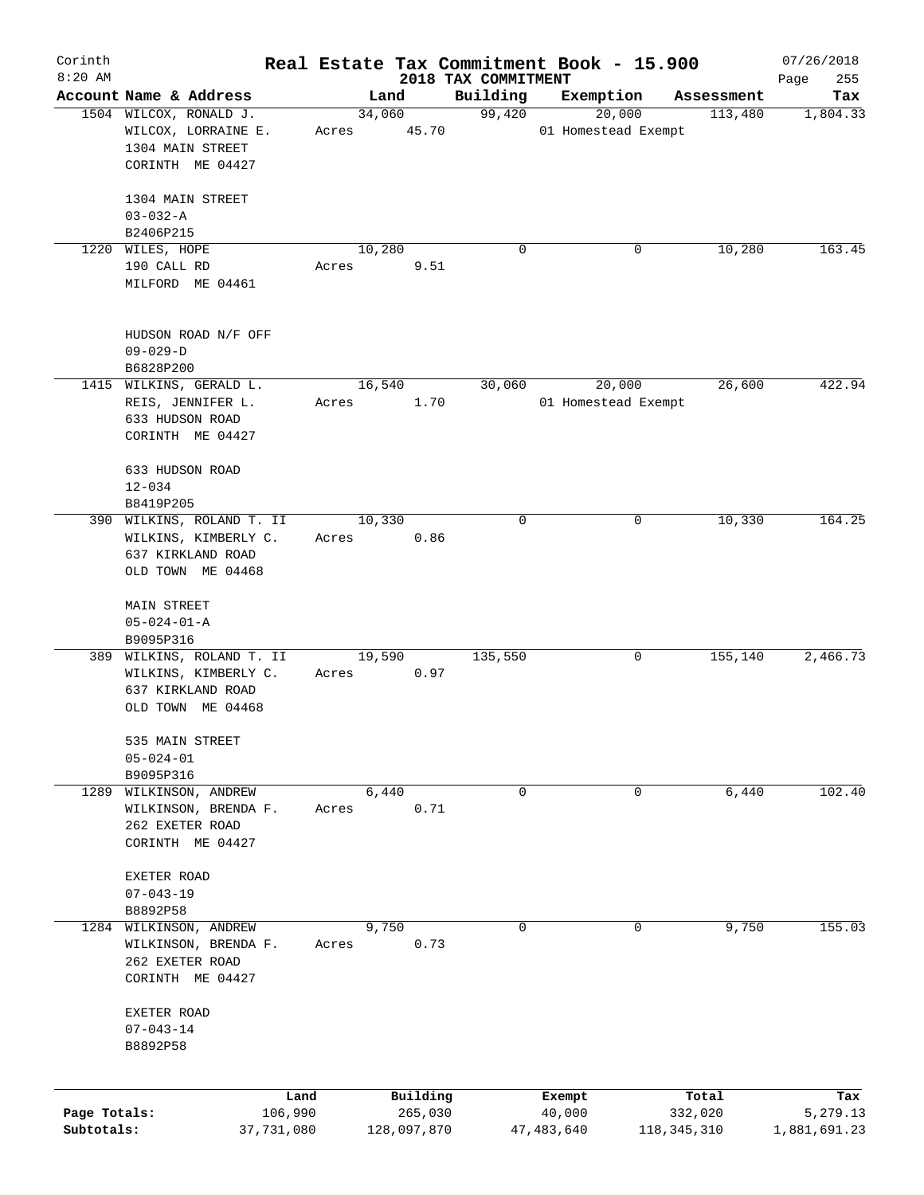Corinth 8:20 AM

# Real Estate Tax Commitment Book - 15.900

## 2018 TAX COMMITMENT

07/26/2018

| Account | Name & Address | Land | Building | Exemption | Assessment | Tax |
|---|---|---|---|---|---|---|
| 1504 | WILCOX, RONALD J.<br>WILCOX, LORRAINE E.<br>1304 MAIN STREET<br>CORINTH ME 04427<br><br>1304 MAIN STREET<br>03-032-A<br>B2406P215 | 34,060<br>Acres 45.70 | 99,420 | 20,000<br>01 Homestead Exempt | 113,480 | 1,804.33 |
| 1220 | WILES, HOPE<br>190 CALL RD<br>MILFORD ME 04461<br><br>HUDSON ROAD N/F OFF<br>09-029-D<br>B6828P200 | 10,280<br>Acres 9.51 | 0 | 0 | 10,280 | 163.45 |
| 1415 | WILKINS, GERALD L.<br>REIS, JENNIFER L.<br>633 HUDSON ROAD<br>CORINTH ME 04427<br><br>633 HUDSON ROAD<br>12-034<br>B8419P205 | 16,540<br>Acres 1.70 | 30,060 | 20,000<br>01 Homestead Exempt | 26,600 | 422.94 |
| 390 | WILKINS, ROLAND T. II<br>WILKINS, KIMBERLY C.<br>637 KIRKLAND ROAD<br>OLD TOWN ME 04468<br><br>MAIN STREET<br>05-024-01-A<br>B9095P316 | 10,330<br>Acres 0.86 | 0 | 0 | 10,330 | 164.25 |
| 389 | WILKINS, ROLAND T. II<br>WILKINS, KIMBERLY C.<br>637 KIRKLAND ROAD<br>OLD TOWN ME 04468<br><br>535 MAIN STREET<br>05-024-01<br>B9095P316 | 19,590<br>Acres 0.97 | 135,550 | 0 | 155,140 | 2,466.73 |
| 1289 | WILKINSON, ANDREW<br>WILKINSON, BRENDA F.<br>262 EXETER ROAD<br>CORINTH ME 04427<br><br>EXETER ROAD<br>07-043-19<br>B8892P58 | 6,440<br>Acres 0.71 | 0 | 0 | 6,440 | 102.40 |
| 1284 | WILKINSON, ANDREW<br>WILKINSON, BRENDA F.<br>262 EXETER ROAD<br>CORINTH ME 04427<br><br>EXETER ROAD<br>07-043-14<br>B8892P58 | 9,750<br>Acres 0.73 | 0 | 0 | 9,750 | 155.03 |

| | Land | Building | Exempt | Total | Tax |
|---|---|---|---|---|---|
| Page Totals: | 106,990 | 265,030 | 40,000 | 332,020 | 5,279.13 |
| Subtotals: | 37,731,080 | 128,097,870 | 47,483,640 | 118,345,310 | 1,881,691.23 |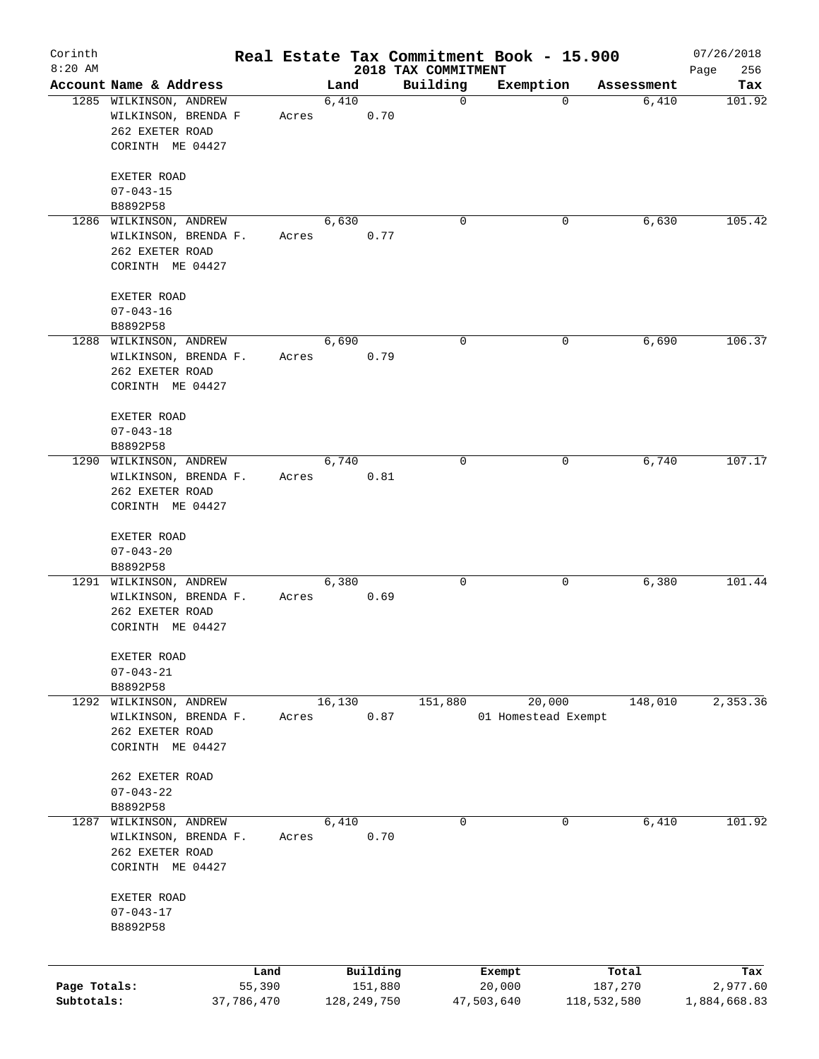# Real Estate Tax Commitment Book - 15.900

Corinth 8:20 AM — 2018 TAX COMMITMENT — 07/26/2018

| Account Name & Address | Land | Building | Exemption | Assessment | Tax |
|---|---|---|---|---|---|
| 1285 WILKINSON, ANDREW<br>WILKINSON, BRENDA F<br>262 EXETER ROAD<br>CORINTH ME 04427<br><br>EXETER ROAD<br>07-043-15<br>B8892P58 | 6,410<br>Acres 0.70 | 0 | 0 | 6,410 | 101.92 |
| 1286 WILKINSON, ANDREW<br>WILKINSON, BRENDA F.<br>262 EXETER ROAD<br>CORINTH ME 04427<br><br>EXETER ROAD<br>07-043-16<br>B8892P58 | 6,630<br>Acres 0.77 | 0 | 0 | 6,630 | 105.42 |
| 1288 WILKINSON, ANDREW<br>WILKINSON, BRENDA F.<br>262 EXETER ROAD<br>CORINTH ME 04427<br><br>EXETER ROAD<br>07-043-18<br>B8892P58 | 6,690<br>Acres 0.79 | 0 | 0 | 6,690 | 106.37 |
| 1290 WILKINSON, ANDREW<br>WILKINSON, BRENDA F.<br>262 EXETER ROAD<br>CORINTH ME 04427<br><br>EXETER ROAD<br>07-043-20<br>B8892P58 | 6,740<br>Acres 0.81 | 0 | 0 | 6,740 | 107.17 |
| 1291 WILKINSON, ANDREW<br>WILKINSON, BRENDA F.<br>262 EXETER ROAD<br>CORINTH ME 04427<br><br>EXETER ROAD<br>07-043-21<br>B8892P58 | 6,380<br>Acres 0.69 | 0 | 0 | 6,380 | 101.44 |
| 1292 WILKINSON, ANDREW<br>WILKINSON, BRENDA F.<br>262 EXETER ROAD<br>CORINTH ME 04427<br><br>262 EXETER ROAD<br>07-043-22<br>B8892P58 | 16,130<br>Acres 0.87 | 151,880 | 20,000<br>01 Homestead Exempt | 148,010 | 2,353.36 |
| 1287 WILKINSON, ANDREW<br>WILKINSON, BRENDA F.<br>262 EXETER ROAD<br>CORINTH ME 04427<br><br>EXETER ROAD<br>07-043-17<br>B8892P58 | 6,410<br>Acres 0.70 | 0 | 0 | 6,410 | 101.92 |

| | Land | Building | Exempt | Total | Tax |
|---|---|---|---|---|---|
| Page Totals: | 55,390 | 151,880 | 20,000 | 187,270 | 2,977.60 |
| Subtotals: | 37,786,470 | 128,249,750 | 47,503,640 | 118,532,580 | 1,884,668.83 |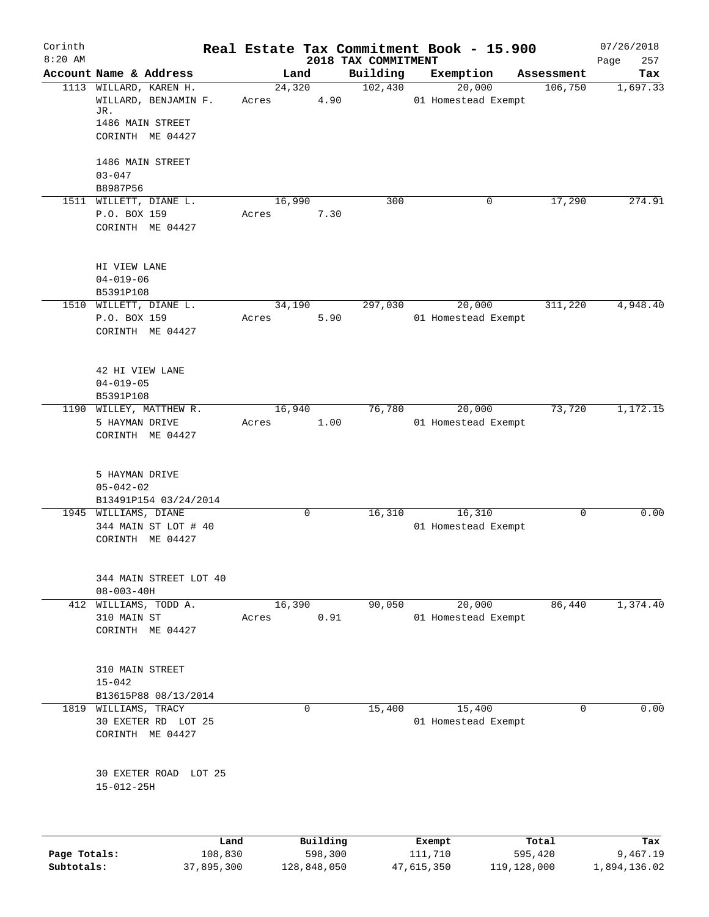# Real Estate Tax Commitment Book - 15.900

Corinth
8:20 AM

2018 TAX COMMITMENT

07/26/2018
Page 257

| Account Name & Address | Land | Building | Exemption | Assessment | Tax |
|---|---|---|---|---|---|
| 1113 WILLARD, KAREN H.<br>WILLARD, BENJAMIN F. JR.<br>1486 MAIN STREET<br>CORINTH ME 04427<br><br>1486 MAIN STREET<br>03-047<br>B8987P56 | 24,320<br>Acres 4.90 | 102,430 | 20,000<br>01 Homestead Exempt | 106,750 | 1,697.33 |
| 1511 WILLETT, DIANE L.<br>P.O. BOX 159<br>CORINTH ME 04427<br><br>HI VIEW LANE<br>04-019-06<br>B5391P108 | 16,990<br>Acres 7.30 | 300 | 0 | 17,290 | 274.91 |
| 1510 WILLETT, DIANE L.<br>P.O. BOX 159<br>CORINTH ME 04427<br><br>42 HI VIEW LANE<br>04-019-05<br>B5391P108 | 34,190<br>Acres 5.90 | 297,030 | 20,000<br>01 Homestead Exempt | 311,220 | 4,948.40 |
| 1190 WILLEY, MATTHEW R.<br>5 HAYMAN DRIVE<br>CORINTH ME 04427<br><br>5 HAYMAN DRIVE<br>05-042-02<br>B13491P154 03/24/2014 | 16,940<br>Acres 1.00 | 76,780 | 20,000<br>01 Homestead Exempt | 73,720 | 1,172.15 |
| 1945 WILLIAMS, DIANE<br>344 MAIN ST LOT # 40<br>CORINTH ME 04427<br><br>344 MAIN STREET LOT 40<br>08-003-40H | 0 | 16,310 | 16,310<br>01 Homestead Exempt | 0 | 0.00 |
| 412 WILLIAMS, TODD A.<br>310 MAIN ST<br>CORINTH ME 04427<br><br>310 MAIN STREET<br>15-042<br>B13615P88 08/13/2014 | 16,390<br>Acres 0.91 | 90,050 | 20,000<br>01 Homestead Exempt | 86,440 | 1,374.40 |
| 1819 WILLIAMS, TRACY<br>30 EXETER RD LOT 25<br>CORINTH ME 04427<br><br>30 EXETER ROAD LOT 25<br>15-012-25H | 0 | 15,400 | 15,400<br>01 Homestead Exempt | 0 | 0.00 |

| | Land | Building | Exempt | Total | Tax |
|---|---|---|---|---|---|
| Page Totals: | 108,830 | 598,300 | 111,710 | 595,420 | 9,467.19 |
| Subtotals: | 37,895,300 | 128,848,050 | 47,615,350 | 119,128,000 | 1,894,136.02 |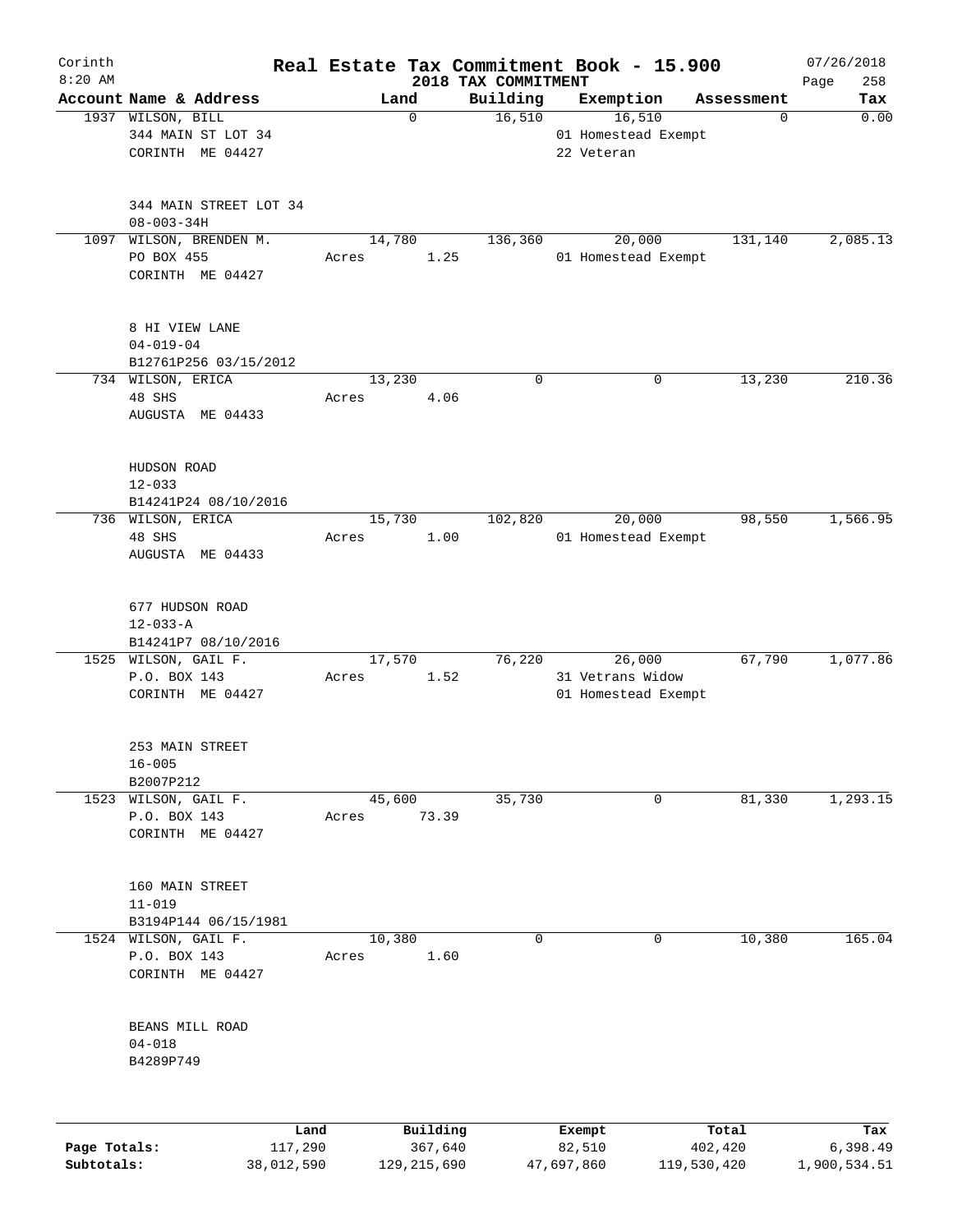# Real Estate Tax Commitment Book - 15.900

Corinth 8:20 AM — 2018 TAX COMMITMENT — 07/26/2018

| Account Name & Address | Land | Building | Exemption | Assessment | Tax |
|---|---|---|---|---|---|
| 1937 WILSON, BILL<br>344 MAIN ST LOT 34<br>CORINTH ME 04427<br><br>344 MAIN STREET LOT 34<br>08-003-34H | 0 | 16,510 | 16,510<br>01 Homestead Exempt<br>22 Veteran | 0 | 0.00 |
| 1097 WILSON, BRENDEN M.<br>PO BOX 455<br>CORINTH ME 04427<br><br>8 HI VIEW LANE<br>04-019-04<br>B12761P256 03/15/2012 | 14,780<br>Acres 1.25 | 136,360 | 20,000<br>01 Homestead Exempt | 131,140 | 2,085.13 |
| 734 WILSON, ERICA<br>48 SHS<br>AUGUSTA ME 04433<br><br>HUDSON ROAD<br>12-033<br>B14241P24 08/10/2016 | 13,230<br>Acres 4.06 | 0 | 0 | 13,230 | 210.36 |
| 736 WILSON, ERICA<br>48 SHS<br>AUGUSTA ME 04433<br><br>677 HUDSON ROAD<br>12-033-A<br>B14241P7 08/10/2016 | 15,730<br>Acres 1.00 | 102,820 | 20,000<br>01 Homestead Exempt | 98,550 | 1,566.95 |
| 1525 WILSON, GAIL F.<br>P.O. BOX 143<br>CORINTH ME 04427<br><br>253 MAIN STREET<br>16-005<br>B2007P212 | 17,570<br>Acres 1.52 | 76,220 | 26,000<br>31 Vetrans Widow<br>01 Homestead Exempt | 67,790 | 1,077.86 |
| 1523 WILSON, GAIL F.<br>P.O. BOX 143<br>CORINTH ME 04427<br><br>160 MAIN STREET<br>11-019<br>B3194P144 06/15/1981 | 45,600<br>Acres 73.39 | 35,730 | 0 | 81,330 | 1,293.15 |
| 1524 WILSON, GAIL F.<br>P.O. BOX 143<br>CORINTH ME 04427<br><br>BEANS MILL ROAD<br>04-018<br>B4289P749 | 10,380<br>Acres 1.60 | 0 | 0 | 10,380 | 165.04 |

| | Land | Building | Exempt | Total | Tax |
|---|---|---|---|---|---|
| Page Totals: | 117,290 | 367,640 | 82,510 | 402,420 | 6,398.49 |
| Subtotals: | 38,012,590 | 129,215,690 | 47,697,860 | 119,530,420 | 1,900,534.51 |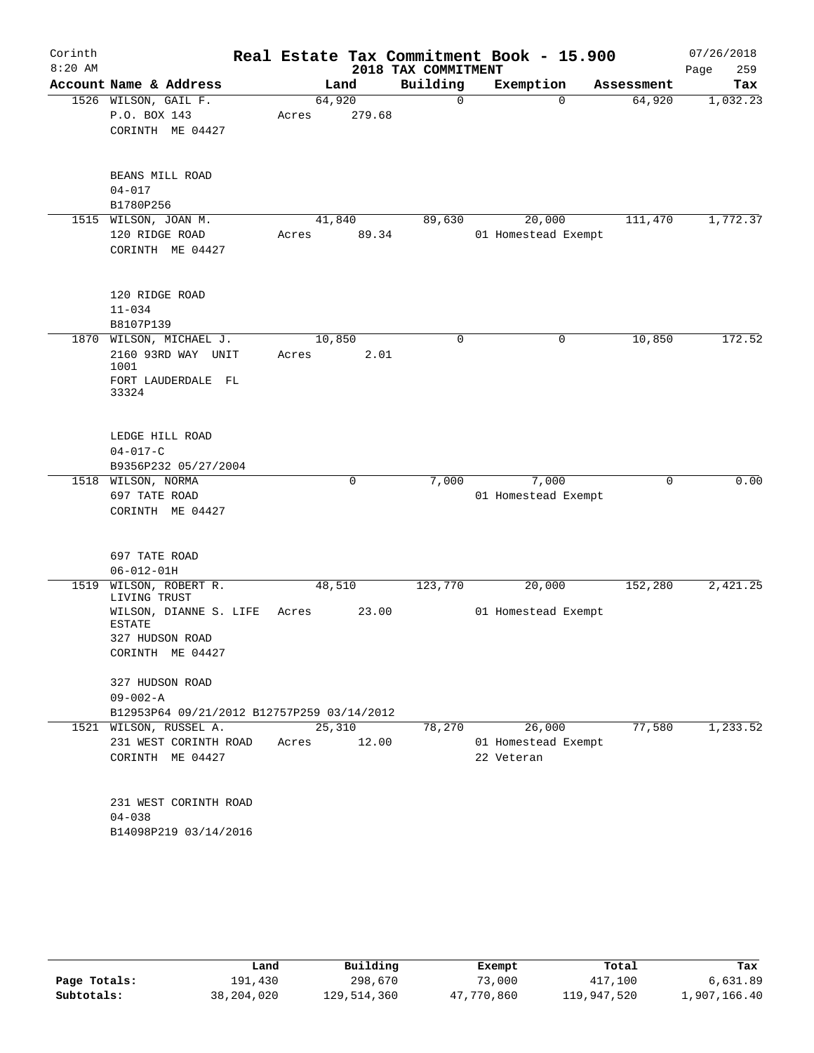# Real Estate Tax Commitment Book - 15.900

Corinth
8:20 AM

2018 TAX COMMITMENT

07/26/2018

| Account Name & Address | Land | Building | Exemption | Assessment | Tax |
|---|---|---|---|---|---|
| 1526 WILSON, GAIL F.<br>P.O. BOX 143<br>CORINTH ME 04427<br><br>BEANS MILL ROAD<br>04-017<br>B1780P256 | 64,920<br>Acres 279.68 | 0 | 0 | 64,920 | 1,032.23 |
| 1515 WILSON, JOAN M.<br>120 RIDGE ROAD<br>CORINTH ME 04427<br><br>120 RIDGE ROAD<br>11-034<br>B8107P139 | 41,840<br>Acres 89.34 | 89,630 | 20,000<br>01 Homestead Exempt | 111,470 | 1,772.37 |
| 1870 WILSON, MICHAEL J.<br>2160 93RD WAY UNIT 1001<br>FORT LAUDERDALE FL 33324<br><br>LEDGE HILL ROAD<br>04-017-C<br>B9356P232 05/27/2004 | 10,850<br>Acres 2.01 | 0 | 0 | 10,850 | 172.52 |
| 1518 WILSON, NORMA<br>697 TATE ROAD<br>CORINTH ME 04427<br><br>697 TATE ROAD<br>06-012-01H | 0 | 7,000 | 7,000<br>01 Homestead Exempt | 0 | 0.00 |
| 1519 WILSON, ROBERT R. LIVING TRUST<br>WILSON, DIANNE S. LIFE ESTATE<br>327 HUDSON ROAD<br>CORINTH ME 04427<br><br>327 HUDSON ROAD<br>09-002-A<br>B12953P64 09/21/2012 B12757P259 03/14/2012 | 48,510<br>Acres 23.00 | 123,770 | 20,000<br>01 Homestead Exempt | 152,280 | 2,421.25 |
| 1521 WILSON, RUSSEL A.<br>231 WEST CORINTH ROAD<br>CORINTH ME 04427<br><br>231 WEST CORINTH ROAD<br>04-038<br>B14098P219 03/14/2016 | 25,310<br>Acres 12.00 | 78,270 | 26,000<br>01 Homestead Exempt<br>22 Veteran | 77,580 | 1,233.52 |

| | Land | Building | Exempt | Total | Tax |
|---|---|---|---|---|---|
| Page Totals: | 191,430 | 298,670 | 73,000 | 417,100 | 6,631.89 |
| Subtotals: | 38,204,020 | 129,514,360 | 47,770,860 | 119,947,520 | 1,907,166.40 |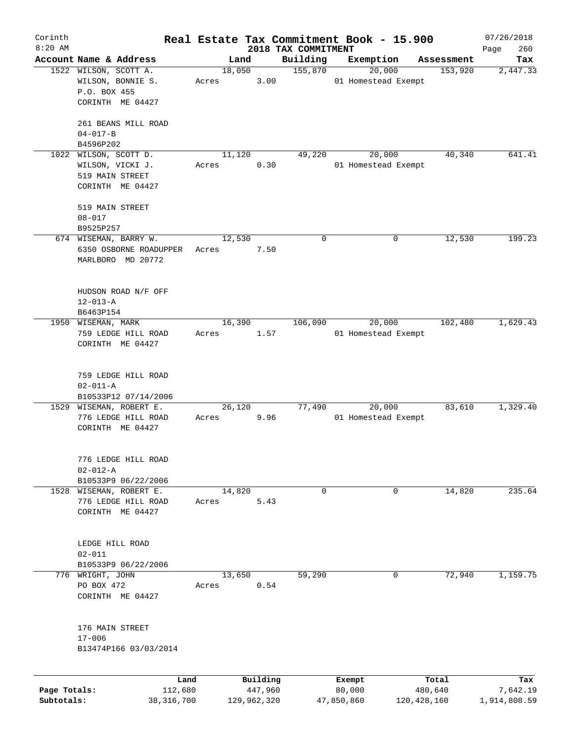# Real Estate Tax Commitment Book - 15.900

Corinth
8:20 AM

2018 TAX COMMITMENT

07/26/2018
Page 260

| Account | Name & Address | Land | Building | Exemption | Assessment | Tax |
|---|---|---|---|---|---|---|
| 1522 | WILSON, SCOTT A.<br>WILSON, BONNIE S.<br>P.O. BOX 455<br>CORINTH ME 04427<br><br>261 BEANS MILL ROAD<br>04-017-B<br>B4596P202 | 18,050<br>Acres 3.00 | 155,870 | 20,000<br>01 Homestead Exempt | 153,920 | 2,447.33 |
| 1022 | WILSON, SCOTT D.<br>WILSON, VICKI J.<br>519 MAIN STREET<br>CORINTH ME 04427<br><br>519 MAIN STREET<br>08-017<br>B9525P257 | 11,120<br>Acres 0.30 | 49,220 | 20,000<br>01 Homestead Exempt | 40,340 | 641.41 |
| 674 | WISEMAN, BARRY W.<br>6350 OSBORNE ROADUPPER<br>MARLBORO MD 20772<br><br>HUDSON ROAD N/F OFF<br>12-013-A<br>B6463P154 | 12,530<br>Acres 7.50 | 0 | 0 | 12,530 | 199.23 |
| 1950 | WISEMAN, MARK<br>759 LEDGE HILL ROAD<br>CORINTH ME 04427<br><br>759 LEDGE HILL ROAD<br>02-011-A<br>B10533P12 07/14/2006 | 16,390<br>Acres 1.57 | 106,090 | 20,000<br>01 Homestead Exempt | 102,480 | 1,629.43 |
| 1529 | WISEMAN, ROBERT E.<br>776 LEDGE HILL ROAD<br>CORINTH ME 04427<br><br>776 LEDGE HILL ROAD<br>02-012-A<br>B10533P9 06/22/2006 | 26,120<br>Acres 9.96 | 77,490 | 20,000<br>01 Homestead Exempt | 83,610 | 1,329.40 |
| 1528 | WISEMAN, ROBERT E.<br>776 LEDGE HILL ROAD<br>CORINTH ME 04427<br><br>LEDGE HILL ROAD<br>02-011<br>B10533P9 06/22/2006 | 14,820<br>Acres 5.43 | 0 | 0 | 14,820 | 235.64 |
| 776 | WRIGHT, JOHN<br>PO BOX 472<br>CORINTH ME 04427<br><br>176 MAIN STREET<br>17-006<br>B13474P166 03/03/2014 | 13,650<br>Acres 0.54 | 59,290 | 0 | 72,940 | 1,159.75 |

| | Land | Building | Exempt | Total | Tax |
|---|---|---|---|---|---|
| Page Totals: | 112,680 | 447,960 | 80,000 | 480,640 | 7,642.19 |
| Subtotals: | 38,316,700 | 129,962,320 | 47,850,860 | 120,428,160 | 1,914,808.59 |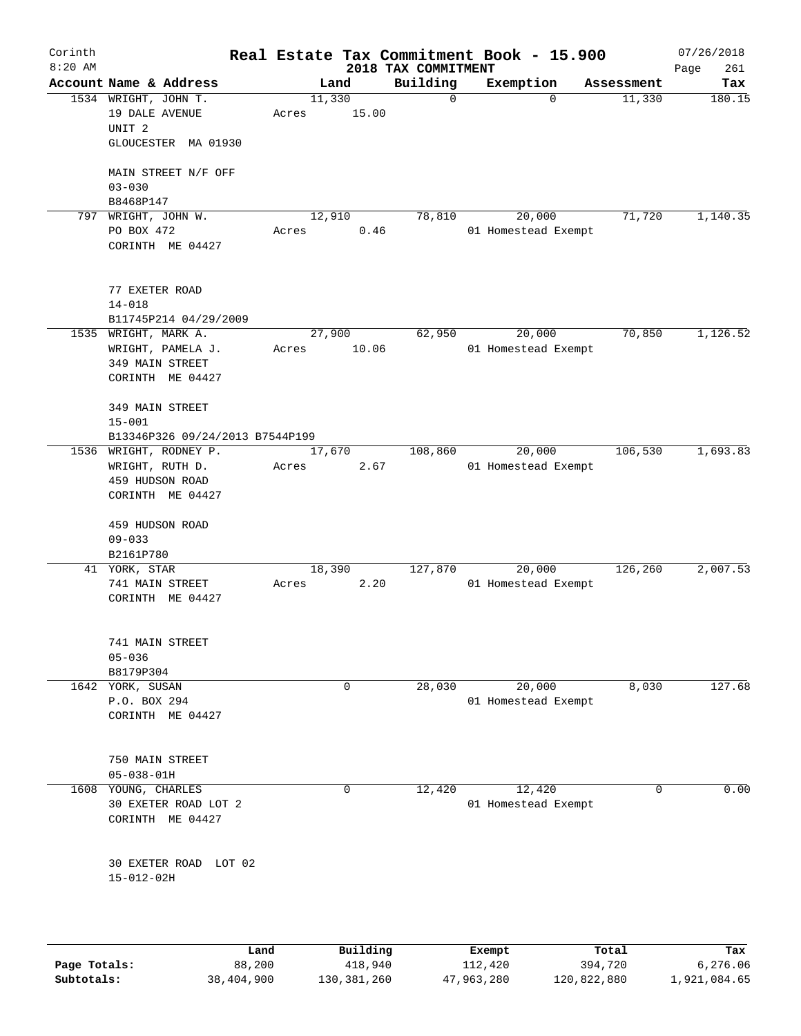Corinth
8:20 AM

# Real Estate Tax Commitment Book - 15.900
## 2018 TAX COMMITMENT

07/26/2018

| Account Name & Address | Land | Building | Exemption | Assessment | Tax |
|---|---|---|---|---|---|
| 1534 WRIGHT, JOHN T.<br>19 DALE AVENUE<br>UNIT 2<br>GLOUCESTER MA 01930<br><br>MAIN STREET N/F OFF<br>03-030<br>B8468P147 | 11,330<br>Acres 15.00 | 0 | 0 | 11,330 | 180.15 |
| 797 WRIGHT, JOHN W.<br>PO BOX 472<br>CORINTH ME 04427<br><br>77 EXETER ROAD<br>14-018<br>B11745P214 04/29/2009 | 12,910<br>Acres 0.46 | 78,810 | 20,000<br>01 Homestead Exempt | 71,720 | 1,140.35 |
| 1535 WRIGHT, MARK A.<br>WRIGHT, PAMELA J.<br>349 MAIN STREET<br>CORINTH ME 04427<br><br>349 MAIN STREET<br>15-001<br>B13346P326 09/24/2013 B7544P199 | 27,900<br>Acres 10.06 | 62,950 | 20,000<br>01 Homestead Exempt | 70,850 | 1,126.52 |
| 1536 WRIGHT, RODNEY P.<br>WRIGHT, RUTH D.<br>459 HUDSON ROAD<br>CORINTH ME 04427<br><br>459 HUDSON ROAD<br>09-033<br>B2161P780 | 17,670<br>Acres 2.67 | 108,860 | 20,000<br>01 Homestead Exempt | 106,530 | 1,693.83 |
| 41 YORK, STAR<br>741 MAIN STREET<br>CORINTH ME 04427<br><br>741 MAIN STREET<br>05-036<br>B8179P304 | 18,390<br>Acres 2.20 | 127,870 | 20,000<br>01 Homestead Exempt | 126,260 | 2,007.53 |
| 1642 YORK, SUSAN<br>P.O. BOX 294<br>CORINTH ME 04427<br><br>750 MAIN STREET<br>05-038-01H | 0 | 28,030 | 20,000<br>01 Homestead Exempt | 8,030 | 127.68 |
| 1608 YOUNG, CHARLES<br>30 EXETER ROAD LOT 2<br>CORINTH ME 04427<br><br>30 EXETER ROAD LOT 02<br>15-012-02H | 0 | 12,420 | 12,420<br>01 Homestead Exempt | 0 | 0.00 |

| | Land | Building | Exempt | Total | Tax |
|---|---|---|---|---|---|
| Page Totals: | 88,200 | 418,940 | 112,420 | 394,720 | 6,276.06 |
| Subtotals: | 38,404,900 | 130,381,260 | 47,963,280 | 120,822,880 | 1,921,084.65 |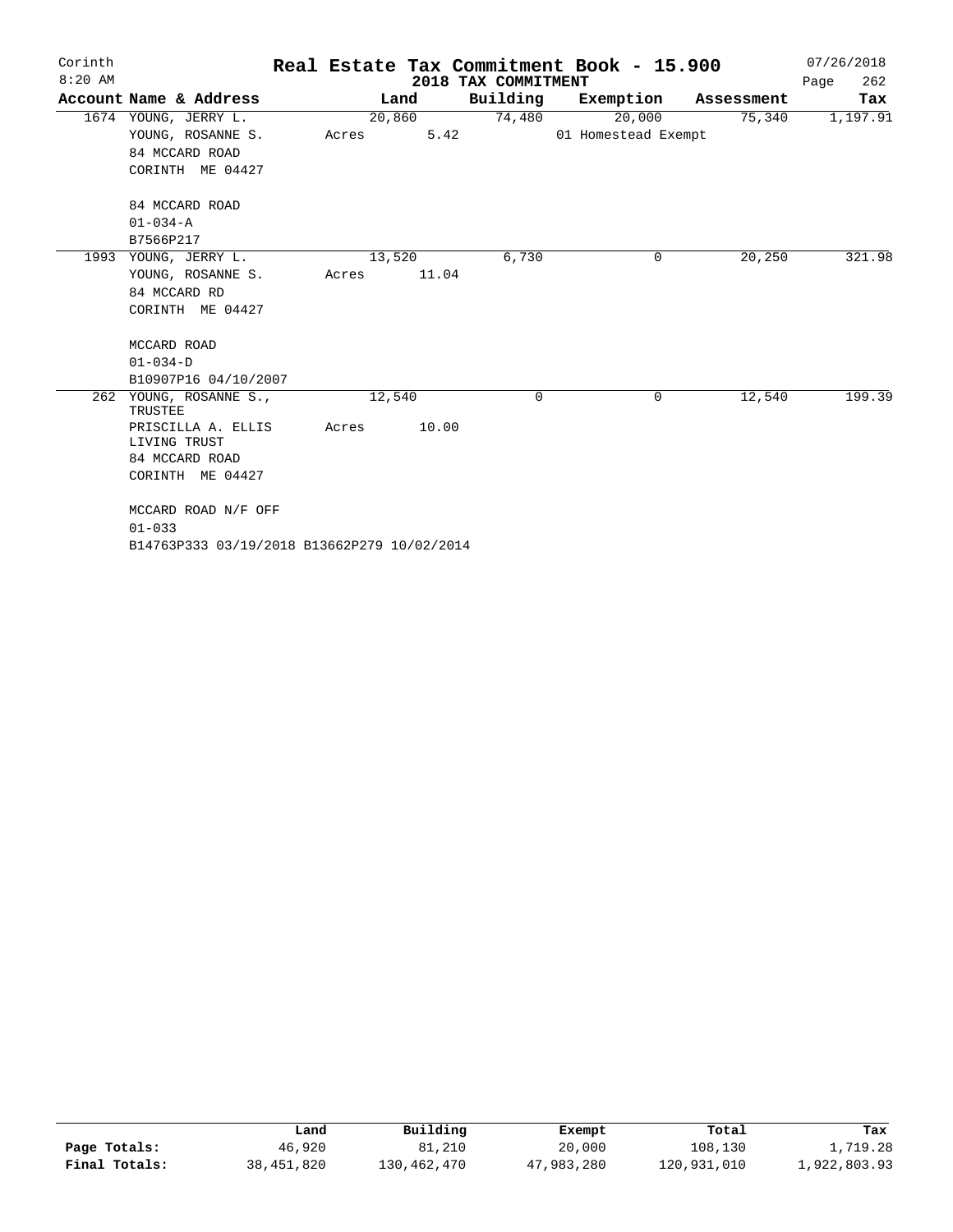Corinth 8:20 AM

# Real Estate Tax Commitment Book - 15.900

2018 TAX COMMITMENT

07/26/2018

| Account Name & Address | Land | Building | Exemption | Assessment | Tax |
|---|---|---|---|---|---|
| 1674 YOUNG, JERRY L. | 20,860 | 74,480 | 20,000 | 75,340 | 1,197.91 |
| YOUNG, ROSANNE S. | Acres 5.42 | | 01 Homestead Exempt | | |
| 84 MCCARD ROAD | | | | | |
| CORINTH ME 04427 | | | | | |
| 84 MCCARD ROAD | | | | | |
| 01-034-A | | | | | |
| B7566P217 | | | | | |
| 1993 YOUNG, JERRY L. | 13,520 | 6,730 | 0 | 20,250 | 321.98 |
| YOUNG, ROSANNE S. | Acres 11.04 | | | | |
| 84 MCCARD RD | | | | | |
| CORINTH ME 04427 | | | | | |
| MCCARD ROAD | | | | | |
| 01-034-D | | | | | |
| B10907P16 04/10/2007 | | | | | |
| 262 YOUNG, ROSANNE S., TRUSTEE | 12,540 | 0 | 0 | 12,540 | 199.39 |
| PRISCILLA A. ELLIS LIVING TRUST | Acres 10.00 | | | | |
| 84 MCCARD ROAD | | | | | |
| CORINTH ME 04427 | | | | | |
| MCCARD ROAD N/F OFF | | | | | |
| 01-033 | | | | | |
| B14763P333 03/19/2018 B13662P279 10/02/2014 | | | | | |

| | Land | Building | Exempt | Total | Tax |
|---|---|---|---|---|---|
| Page Totals: | 46,920 | 81,210 | 20,000 | 108,130 | 1,719.28 |
| Final Totals: | 38,451,820 | 130,462,470 | 47,983,280 | 120,931,010 | 1,922,803.93 |